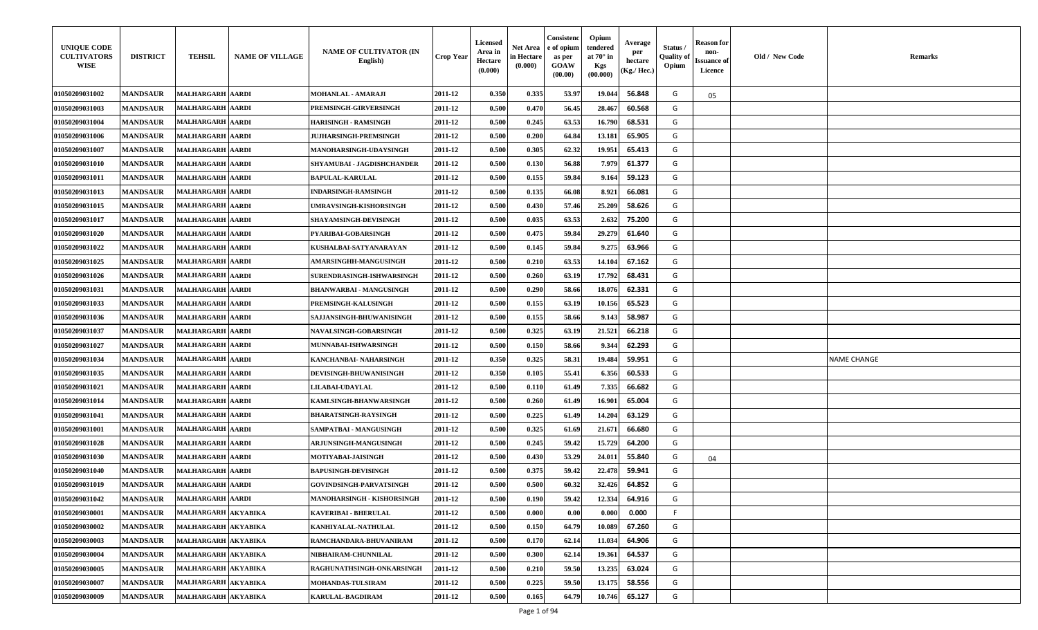| UNIQUE CODE CULTIVATORS WISE | DISTRICT | TEHSIL | NAME OF VILLAGE | NAME OF CULTIVATOR (IN English) | Crop Year | Licensed Area in Hectare (0.000) | Net Area in Hectare (0.000) | Consistence of opium as per GOAW (00.00) | Opium tendered at 70° in Kgs (00.000) | Average per hectare (Kg./ Hec.) | Status / Quality of Opium | Reason for non-Issuance of Licence | Old / New Code | Remarks |
|---|---|---|---|---|---|---|---|---|---|---|---|---|---|---|
| 01050209031002 | MANDSAUR | MALHARGARH | AARDI | MOHANLAL - AMARAJI | 2011-12 | 0.350 | 0.335 | 53.97 | 19.044 | 56.848 | G | 05 | | |
| 01050209031003 | MANDSAUR | MALHARGARH | AARDI | PREMSINGH-GIRVERSINGH | 2011-12 | 0.500 | 0.470 | 56.45 | 28.467 | 60.568 | G | | | |
| 01050209031004 | MANDSAUR | MALHARGARH | AARDI | HARISINGH - RAMSINGH | 2011-12 | 0.500 | 0.245 | 63.53 | 16.790 | 68.531 | G | | | |
| 01050209031006 | MANDSAUR | MALHARGARH | AARDI | JUJHARSINGH-PREMSINGH | 2011-12 | 0.500 | 0.200 | 64.84 | 13.181 | 65.905 | G | | | |
| 01050209031007 | MANDSAUR | MALHARGARH | AARDI | MANOHARSINGH-UDAYSINGH | 2011-12 | 0.500 | 0.305 | 62.32 | 19.951 | 65.413 | G | | | |
| 01050209031010 | MANDSAUR | MALHARGARH | AARDI | SHYAMUBAI - JAGDISHCHANDER | 2011-12 | 0.500 | 0.130 | 56.88 | 7.979 | 61.377 | G | | | |
| 01050209031011 | MANDSAUR | MALHARGARH | AARDI | BAPULAL-KARULAL | 2011-12 | 0.500 | 0.155 | 59.84 | 9.164 | 59.123 | G | | | |
| 01050209031013 | MANDSAUR | MALHARGARH | AARDI | INDARSINGH-RAMSINGH | 2011-12 | 0.500 | 0.135 | 66.08 | 8.921 | 66.081 | G | | | |
| 01050209031015 | MANDSAUR | MALHARGARH | AARDI | UMRAVSINGH-KISHORSINGH | 2011-12 | 0.500 | 0.430 | 57.46 | 25.209 | 58.626 | G | | | |
| 01050209031017 | MANDSAUR | MALHARGARH | AARDI | SHAYAMSINGH-DEVISINGH | 2011-12 | 0.500 | 0.035 | 63.53 | 2.632 | 75.200 | G | | | |
| 01050209031020 | MANDSAUR | MALHARGARH | AARDI | PYARIBAI-GOBARSINGH | 2011-12 | 0.500 | 0.475 | 59.84 | 29.279 | 61.640 | G | | | |
| 01050209031022 | MANDSAUR | MALHARGARH | AARDI | KUSHALBAI-SATYANARAYAN | 2011-12 | 0.500 | 0.145 | 59.84 | 9.275 | 63.966 | G | | | |
| 01050209031025 | MANDSAUR | MALHARGARH | AARDI | AMARSINGHH-MANGUSINGH | 2011-12 | 0.500 | 0.210 | 63.53 | 14.104 | 67.162 | G | | | |
| 01050209031026 | MANDSAUR | MALHARGARH | AARDI | SURENDRASINGH-ISHWARSINGH | 2011-12 | 0.500 | 0.260 | 63.19 | 17.792 | 68.431 | G | | | |
| 01050209031031 | MANDSAUR | MALHARGARH | AARDI | BHANWARBAI - MANGUSINGH | 2011-12 | 0.500 | 0.290 | 58.66 | 18.076 | 62.331 | G | | | |
| 01050209031033 | MANDSAUR | MALHARGARH | AARDI | PREMSINGH-KALUSINGH | 2011-12 | 0.500 | 0.155 | 63.19 | 10.156 | 65.523 | G | | | |
| 01050209031036 | MANDSAUR | MALHARGARH | AARDI | SAJJANSINGH-BHUWANISINGH | 2011-12 | 0.500 | 0.155 | 58.66 | 9.143 | 58.987 | G | | | |
| 01050209031037 | MANDSAUR | MALHARGARH | AARDI | NAVALSINGH-GOBARSINGH | 2011-12 | 0.500 | 0.325 | 63.19 | 21.521 | 66.218 | G | | | |
| 01050209031027 | MANDSAUR | MALHARGARH | AARDI | MUNNABAI-ISHWARSINGH | 2011-12 | 0.500 | 0.150 | 58.66 | 9.344 | 62.293 | G | | | |
| 01050209031034 | MANDSAUR | MALHARGARH | AARDI | KANCHANBAI- NAHARSINGH | 2011-12 | 0.350 | 0.325 | 58.31 | 19.484 | 59.951 | G | | | NAME CHANGE |
| 01050209031035 | MANDSAUR | MALHARGARH | AARDI | DEVISINGH-BHUWANISINGH | 2011-12 | 0.350 | 0.105 | 55.41 | 6.356 | 60.533 | G | | | |
| 01050209031021 | MANDSAUR | MALHARGARH | AARDI | LILABAI-UDAYLAL | 2011-12 | 0.500 | 0.110 | 61.49 | 7.335 | 66.682 | G | | | |
| 01050209031014 | MANDSAUR | MALHARGARH | AARDI | KAMLSINGH-BHANWARSINGH | 2011-12 | 0.500 | 0.260 | 61.49 | 16.901 | 65.004 | G | | | |
| 01050209031041 | MANDSAUR | MALHARGARH | AARDI | BHARATSINGH-RAYSINGH | 2011-12 | 0.500 | 0.225 | 61.49 | 14.204 | 63.129 | G | | | |
| 01050209031001 | MANDSAUR | MALHARGARH | AARDI | SAMPATBAI - MANGUSINGH | 2011-12 | 0.500 | 0.325 | 61.69 | 21.671 | 66.680 | G | | | |
| 01050209031028 | MANDSAUR | MALHARGARH | AARDI | ARJUNSINGH-MANGUSINGH | 2011-12 | 0.500 | 0.245 | 59.42 | 15.729 | 64.200 | G | | | |
| 01050209031030 | MANDSAUR | MALHARGARH | AARDI | MOTIYABAI-JAISINGH | 2011-12 | 0.500 | 0.430 | 53.29 | 24.011 | 55.840 | G | 04 | | |
| 01050209031040 | MANDSAUR | MALHARGARH | AARDI | BAPUSINGH-DEVISINGH | 2011-12 | 0.500 | 0.375 | 59.42 | 22.478 | 59.941 | G | | | |
| 01050209031019 | MANDSAUR | MALHARGARH | AARDI | GOVINDSINGH-PARVATSINGH | 2011-12 | 0.500 | 0.500 | 60.32 | 32.426 | 64.852 | G | | | |
| 01050209031042 | MANDSAUR | MALHARGARH | AARDI | MANOHARSINGH - KISHORSINGH | 2011-12 | 0.500 | 0.190 | 59.42 | 12.334 | 64.916 | G | | | |
| 01050209030001 | MANDSAUR | MALHARGARH | AKYABIKA | KAVERIBAI - BHERULAL | 2011-12 | 0.500 | 0.000 | 0.00 | 0.000 | 0.000 | F | | | |
| 01050209030002 | MANDSAUR | MALHARGARH | AKYABIKA | KANHIYALAL-NATHULAL | 2011-12 | 0.500 | 0.150 | 64.79 | 10.089 | 67.260 | G | | | |
| 01050209030003 | MANDSAUR | MALHARGARH | AKYABIKA | RAMCHANDARA-BHUVANIRAM | 2011-12 | 0.500 | 0.170 | 62.14 | 11.034 | 64.906 | G | | | |
| 01050209030004 | MANDSAUR | MALHARGARH | AKYABIKA | NIBHAIRAM-CHUNNILAL | 2011-12 | 0.500 | 0.300 | 62.14 | 19.361 | 64.537 | G | | | |
| 01050209030005 | MANDSAUR | MALHARGARH | AKYABIKA | RAGHUNATHSINGH-ONKARSINGH | 2011-12 | 0.500 | 0.210 | 59.50 | 13.235 | 63.024 | G | | | |
| 01050209030007 | MANDSAUR | MALHARGARH | AKYABIKA | MOHANDAS-TULSIRAM | 2011-12 | 0.500 | 0.225 | 59.50 | 13.175 | 58.556 | G | | | |
| 01050209030009 | MANDSAUR | MALHARGARH | AKYABIKA | KARULAL-BAGDIRAM | 2011-12 | 0.500 | 0.165 | 64.79 | 10.746 | 65.127 | G | | | |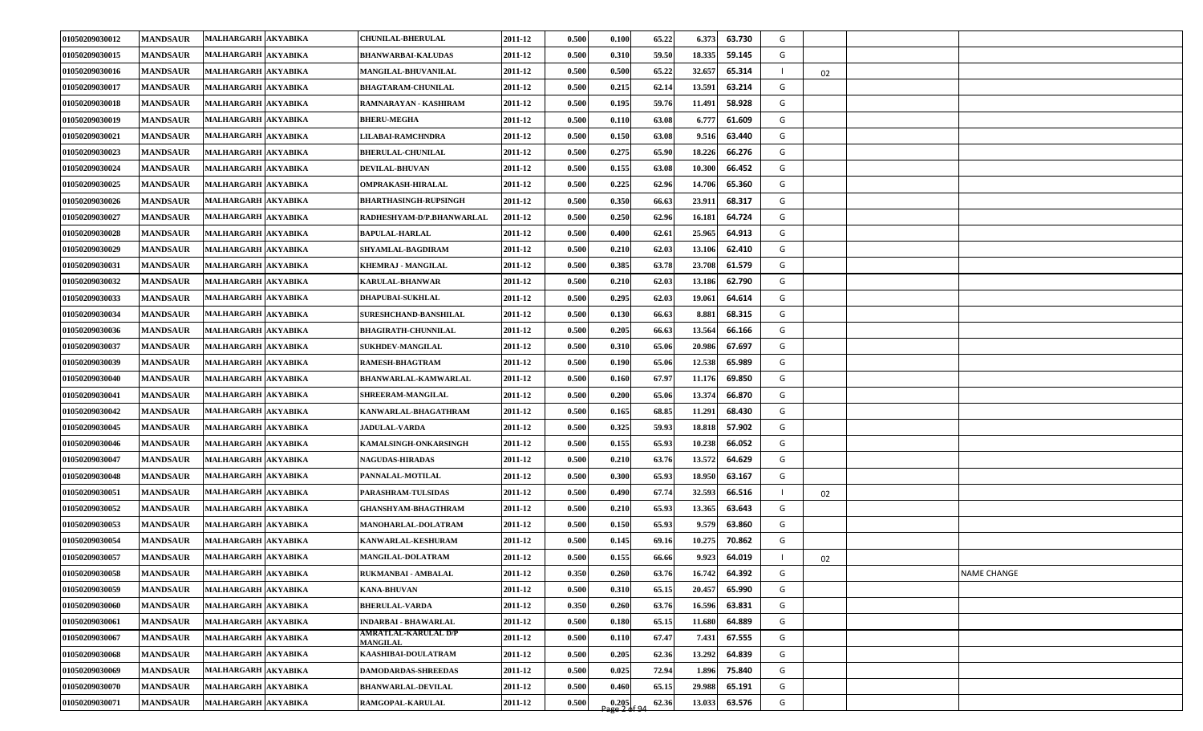| | | | | | | | | | | | | | | | |
|---|---|---|---|---|---|---|---|---|---|---|---|---|---|---|---|
| 01050209030012 | MANDSAUR | MALHARGARH | AKYABIKA | CHUNILAL-BHERULAL | 2011-12 | 0.500 | 0.100 | 65.22 | 6.373 | 63.730 | G | | | | |
| 01050209030015 | MANDSAUR | MALHARGARH | AKYABIKA | BHANWARBAI-KALUDAS | 2011-12 | 0.500 | 0.310 | 59.50 | 18.335 | 59.145 | G | | | | |
| 01050209030016 | MANDSAUR | MALHARGARH | AKYABIKA | MANGILAL-BHUVANILAL | 2011-12 | 0.500 | 0.500 | 65.22 | 32.657 | 65.314 | I | 02 | | | |
| 01050209030017 | MANDSAUR | MALHARGARH | AKYABIKA | BHAGTARAM-CHUNILAL | 2011-12 | 0.500 | 0.215 | 62.14 | 13.591 | 63.214 | G | | | | |
| 01050209030018 | MANDSAUR | MALHARGARH | AKYABIKA | RAMNARAYAN - KASHIRAM | 2011-12 | 0.500 | 0.195 | 59.76 | 11.491 | 58.928 | G | | | | |
| 01050209030019 | MANDSAUR | MALHARGARH | AKYABIKA | BHERU-MEGHA | 2011-12 | 0.500 | 0.110 | 63.08 | 6.777 | 61.609 | G | | | | |
| 01050209030021 | MANDSAUR | MALHARGARH | AKYABIKA | LILABAI-RAMCHNDRA | 2011-12 | 0.500 | 0.150 | 63.08 | 9.516 | 63.440 | G | | | | |
| 01050209030023 | MANDSAUR | MALHARGARH | AKYABIKA | BHERULAL-CHUNILAL | 2011-12 | 0.500 | 0.275 | 65.90 | 18.226 | 66.276 | G | | | | |
| 01050209030024 | MANDSAUR | MALHARGARH | AKYABIKA | DEVILAL-BHUVAN | 2011-12 | 0.500 | 0.155 | 63.08 | 10.300 | 66.452 | G | | | | |
| 01050209030025 | MANDSAUR | MALHARGARH | AKYABIKA | OMPRAKASH-HIRALAL | 2011-12 | 0.500 | 0.225 | 62.96 | 14.706 | 65.360 | G | | | | |
| 01050209030026 | MANDSAUR | MALHARGARH | AKYABIKA | BHARTHASINGH-RUPSINGH | 2011-12 | 0.500 | 0.350 | 66.63 | 23.911 | 68.317 | G | | | | |
| 01050209030027 | MANDSAUR | MALHARGARH | AKYABIKA | RADHESHYAM-D/P.BHANWARLAL | 2011-12 | 0.500 | 0.250 | 62.96 | 16.181 | 64.724 | G | | | | |
| 01050209030028 | MANDSAUR | MALHARGARH | AKYABIKA | BAPULAL-HARLAL | 2011-12 | 0.500 | 0.400 | 62.61 | 25.965 | 64.913 | G | | | | |
| 01050209030029 | MANDSAUR | MALHARGARH | AKYABIKA | SHYAMLAL-BAGDIRAM | 2011-12 | 0.500 | 0.210 | 62.03 | 13.106 | 62.410 | G | | | | |
| 01050209030031 | MANDSAUR | MALHARGARH | AKYABIKA | KHEMRAJ - MANGILAL | 2011-12 | 0.500 | 0.385 | 63.78 | 23.708 | 61.579 | G | | | | |
| 01050209030032 | MANDSAUR | MALHARGARH | AKYABIKA | KARULAL-BHANWAR | 2011-12 | 0.500 | 0.210 | 62.03 | 13.186 | 62.790 | G | | | | |
| 01050209030033 | MANDSAUR | MALHARGARH | AKYABIKA | DHAPUBAI-SUKHLAL | 2011-12 | 0.500 | 0.295 | 62.03 | 19.061 | 64.614 | G | | | | |
| 01050209030034 | MANDSAUR | MALHARGARH | AKYABIKA | SURESHCHAND-BANSHILAL | 2011-12 | 0.500 | 0.130 | 66.63 | 8.881 | 68.315 | G | | | | |
| 01050209030036 | MANDSAUR | MALHARGARH | AKYABIKA | BHAGIRATH-CHUNNILAL | 2011-12 | 0.500 | 0.205 | 66.63 | 13.564 | 66.166 | G | | | | |
| 01050209030037 | MANDSAUR | MALHARGARH | AKYABIKA | SUKHDEV-MANGILAL | 2011-12 | 0.500 | 0.310 | 65.06 | 20.986 | 67.697 | G | | | | |
| 01050209030039 | MANDSAUR | MALHARGARH | AKYABIKA | RAMESH-BHAGTRAM | 2011-12 | 0.500 | 0.190 | 65.06 | 12.538 | 65.989 | G | | | | |
| 01050209030040 | MANDSAUR | MALHARGARH | AKYABIKA | BHANWARLAL-KAMWARLAL | 2011-12 | 0.500 | 0.160 | 67.97 | 11.176 | 69.850 | G | | | | |
| 01050209030041 | MANDSAUR | MALHARGARH | AKYABIKA | SHREERAM-MANGILAL | 2011-12 | 0.500 | 0.200 | 65.06 | 13.374 | 66.870 | G | | | | |
| 01050209030042 | MANDSAUR | MALHARGARH | AKYABIKA | KANWARLAL-BHAGATHRAM | 2011-12 | 0.500 | 0.165 | 68.85 | 11.291 | 68.430 | G | | | | |
| 01050209030045 | MANDSAUR | MALHARGARH | AKYABIKA | JADULAL-VARDA | 2011-12 | 0.500 | 0.325 | 59.93 | 18.818 | 57.902 | G | | | | |
| 01050209030046 | MANDSAUR | MALHARGARH | AKYABIKA | KAMALSINGH-ONKARSINGH | 2011-12 | 0.500 | 0.155 | 65.93 | 10.238 | 66.052 | G | | | | |
| 01050209030047 | MANDSAUR | MALHARGARH | AKYABIKA | NAGUDAS-HIRADAS | 2011-12 | 0.500 | 0.210 | 63.76 | 13.572 | 64.629 | G | | | | |
| 01050209030048 | MANDSAUR | MALHARGARH | AKYABIKA | PANNALAL-MOTILAL | 2011-12 | 0.500 | 0.300 | 65.93 | 18.950 | 63.167 | G | | | | |
| 01050209030051 | MANDSAUR | MALHARGARH | AKYABIKA | PARASHRAM-TULSIDAS | 2011-12 | 0.500 | 0.490 | 67.74 | 32.593 | 66.516 | I | 02 | | | |
| 01050209030052 | MANDSAUR | MALHARGARH | AKYABIKA | GHANSHYAM-BHAGTHRAM | 2011-12 | 0.500 | 0.210 | 65.93 | 13.365 | 63.643 | G | | | | |
| 01050209030053 | MANDSAUR | MALHARGARH | AKYABIKA | MANOHARLAL-DOLATRAM | 2011-12 | 0.500 | 0.150 | 65.93 | 9.579 | 63.860 | G | | | | |
| 01050209030054 | MANDSAUR | MALHARGARH | AKYABIKA | KANWARLAL-KESHURAM | 2011-12 | 0.500 | 0.145 | 69.16 | 10.275 | 70.862 | G | | | | |
| 01050209030057 | MANDSAUR | MALHARGARH | AKYABIKA | MANGILAL-DOLATRAM | 2011-12 | 0.500 | 0.155 | 66.66 | 9.923 | 64.019 | I | 02 | | | |
| 01050209030058 | MANDSAUR | MALHARGARH | AKYABIKA | RUKMANBAI - AMBALAL | 2011-12 | 0.350 | 0.260 | 63.76 | 16.742 | 64.392 | G | | | | NAME CHANGE |
| 01050209030059 | MANDSAUR | MALHARGARH | AKYABIKA | KANA-BHUVAN | 2011-12 | 0.500 | 0.310 | 65.15 | 20.457 | 65.990 | G | | | | |
| 01050209030060 | MANDSAUR | MALHARGARH | AKYABIKA | BHERULAL-VARDA | 2011-12 | 0.350 | 0.260 | 63.76 | 16.596 | 63.831 | G | | | | |
| 01050209030061 | MANDSAUR | MALHARGARH | AKYABIKA | INDARBAI - BHAWARLAL | 2011-12 | 0.500 | 0.180 | 65.15 | 11.680 | 64.889 | G | | | | |
| 01050209030067 | MANDSAUR | MALHARGARH | AKYABIKA | AMRATLAL-KARULAL D/P MANGILAL | 2011-12 | 0.500 | 0.110 | 67.47 | 7.431 | 67.555 | G | | | | |
| 01050209030068 | MANDSAUR | MALHARGARH | AKYABIKA | KAASHIBAI-DOULATRAM | 2011-12 | 0.500 | 0.205 | 62.36 | 13.292 | 64.839 | G | | | | |
| 01050209030069 | MANDSAUR | MALHARGARH | AKYABIKA | DAMODARDAS-SHREEDAS | 2011-12 | 0.500 | 0.025 | 72.94 | 1.896 | 75.840 | G | | | | |
| 01050209030070 | MANDSAUR | MALHARGARH | AKYABIKA | BHANWARLAL-DEVILAL | 2011-12 | 0.500 | 0.460 | 65.15 | 29.988 | 65.191 | G | | | | |
| 01050209030071 | MANDSAUR | MALHARGARH | AKYABIKA | RAMGOPAL-KARULAL | 2011-12 | 0.500 | 0.205 | 62.36 | 13.033 | 63.576 | G | | | | |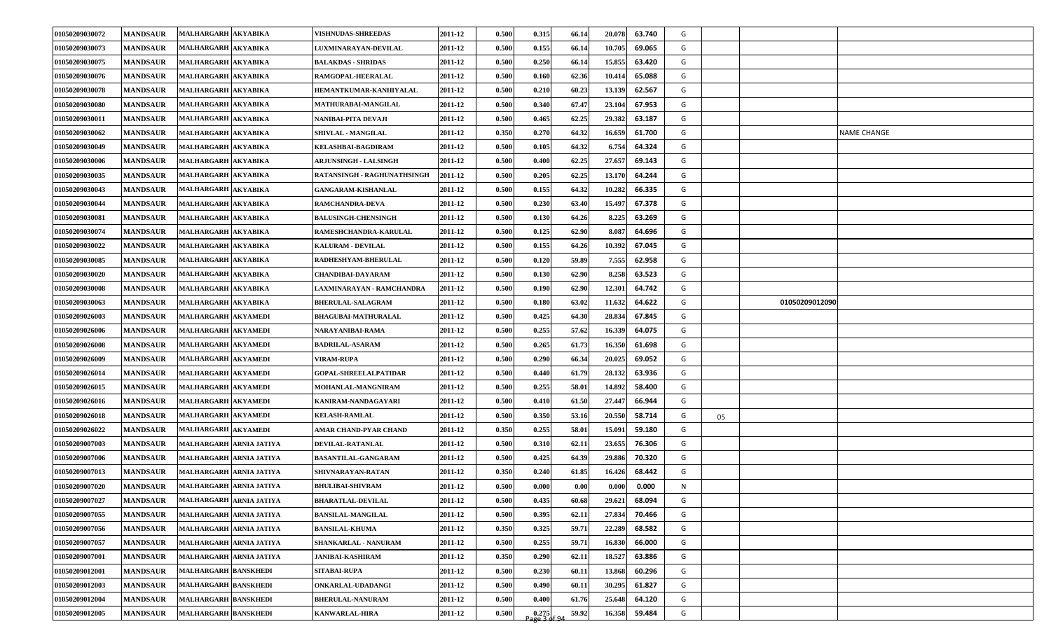| | | | | | | | | | | | | | | |
|---|---|---|---|---|---|---|---|---|---|---|---|---|---|---|
| 01050209030072 | MANDSAUR | MALHARGARH | AKYABIKA | VISHNUDAS-SHREEDAS | 2011-12 | 0.500 | 0.315 | 66.14 | 20.078 | 63.740 | G | | | |
| 01050209030073 | MANDSAUR | MALHARGARH | AKYABIKA | LUXMINARAYAN-DEVILAL | 2011-12 | 0.500 | 0.155 | 66.14 | 10.705 | 69.065 | G | | | |
| 01050209030075 | MANDSAUR | MALHARGARH | AKYABIKA | BALAKDAS - SHRIDAS | 2011-12 | 0.500 | 0.250 | 66.14 | 15.855 | 63.420 | G | | | |
| 01050209030076 | MANDSAUR | MALHARGARH | AKYABIKA | RAMGOPAL-HEERALAL | 2011-12 | 0.500 | 0.160 | 62.36 | 10.414 | 65.088 | G | | | |
| 01050209030078 | MANDSAUR | MALHARGARH | AKYABIKA | HEMANTKUMAR-KANHIYALAL | 2011-12 | 0.500 | 0.210 | 60.23 | 13.139 | 62.567 | G | | | |
| 01050209030080 | MANDSAUR | MALHARGARH | AKYABIKA | MATHURABAI-MANGILAL | 2011-12 | 0.500 | 0.340 | 67.47 | 23.104 | 67.953 | G | | | |
| 01050209030011 | MANDSAUR | MALHARGARH | AKYABIKA | NANIBAI-PITA DEVAJI | 2011-12 | 0.500 | 0.465 | 62.25 | 29.382 | 63.187 | G | | | |
| 01050209030062 | MANDSAUR | MALHARGARH | AKYABIKA | SHIVLAL - MANGILAL | 2011-12 | 0.350 | 0.270 | 64.32 | 16.659 | 61.700 | G | | | NAME CHANGE |
| 01050209030049 | MANDSAUR | MALHARGARH | AKYABIKA | KELASHBAI-BAGDIRAM | 2011-12 | 0.500 | 0.105 | 64.32 | 6.754 | 64.324 | G | | | |
| 01050209030006 | MANDSAUR | MALHARGARH | AKYABIKA | ARJUNSINGH - LALSINGH | 2011-12 | 0.500 | 0.400 | 62.25 | 27.657 | 69.143 | G | | | |
| 01050209030035 | MANDSAUR | MALHARGARH | AKYABIKA | RATANSINGH - RAGHUNATHSINGH | 2011-12 | 0.500 | 0.205 | 62.25 | 13.170 | 64.244 | G | | | |
| 01050209030043 | MANDSAUR | MALHARGARH | AKYABIKA | GANGARAM-KISHANLAL | 2011-12 | 0.500 | 0.155 | 64.32 | 10.282 | 66.335 | G | | | |
| 01050209030044 | MANDSAUR | MALHARGARH | AKYABIKA | RAMCHANDRA-DEVA | 2011-12 | 0.500 | 0.230 | 63.40 | 15.497 | 67.378 | G | | | |
| 01050209030081 | MANDSAUR | MALHARGARH | AKYABIKA | BALUSINGH-CHENSINGH | 2011-12 | 0.500 | 0.130 | 64.26 | 8.225 | 63.269 | G | | | |
| 01050209030074 | MANDSAUR | MALHARGARH | AKYABIKA | RAMESHCHANDRA-KARULAL | 2011-12 | 0.500 | 0.125 | 62.90 | 8.087 | 64.696 | G | | | |
| 01050209030022 | MANDSAUR | MALHARGARH | AKYABIKA | KALURAM - DEVILAL | 2011-12 | 0.500 | 0.155 | 64.26 | 10.392 | 67.045 | G | | | |
| 01050209030085 | MANDSAUR | MALHARGARH | AKYABIKA | RADHESHYAM-BHERULAL | 2011-12 | 0.500 | 0.120 | 59.89 | 7.555 | 62.958 | G | | | |
| 01050209030020 | MANDSAUR | MALHARGARH | AKYABIKA | CHANDIBAI-DAYARAM | 2011-12 | 0.500 | 0.130 | 62.90 | 8.258 | 63.523 | G | | | |
| 01050209030008 | MANDSAUR | MALHARGARH | AKYABIKA | LAXMINARAYAN - RAMCHANDRA | 2011-12 | 0.500 | 0.190 | 62.90 | 12.301 | 64.742 | G | | | |
| 01050209030063 | MANDSAUR | MALHARGARH | AKYABIKA | BHERULAL-SALAGRAM | 2011-12 | 0.500 | 0.180 | 63.02 | 11.632 | 64.622 | G | | 01050209012090 | |
| 01050209026003 | MANDSAUR | MALHARGARH | AKYAMEDI | BHAGUBAI-MATHURALAL | 2011-12 | 0.500 | 0.425 | 64.30 | 28.834 | 67.845 | G | | | |
| 01050209026006 | MANDSAUR | MALHARGARH | AKYAMEDI | NARAYANIBAI-RAMA | 2011-12 | 0.500 | 0.255 | 57.62 | 16.339 | 64.075 | G | | | |
| 01050209026008 | MANDSAUR | MALHARGARH | AKYAMEDI | BADRILAL-ASARAM | 2011-12 | 0.500 | 0.265 | 61.73 | 16.350 | 61.698 | G | | | |
| 01050209026009 | MANDSAUR | MALHARGARH | AKYAMEDI | VIRAM-RUPA | 2011-12 | 0.500 | 0.290 | 66.34 | 20.025 | 69.052 | G | | | |
| 01050209026014 | MANDSAUR | MALHARGARH | AKYAMEDI | GOPAL-SHREELALPATIDAR | 2011-12 | 0.500 | 0.440 | 61.79 | 28.132 | 63.936 | G | | | |
| 01050209026015 | MANDSAUR | MALHARGARH | AKYAMEDI | MOHANLAL-MANGNIRAM | 2011-12 | 0.500 | 0.255 | 58.01 | 14.892 | 58.400 | G | | | |
| 01050209026016 | MANDSAUR | MALHARGARH | AKYAMEDI | KANIRAM-NANDAGAYARI | 2011-12 | 0.500 | 0.410 | 61.50 | 27.447 | 66.944 | G | | | |
| 01050209026018 | MANDSAUR | MALHARGARH | AKYAMEDI | KELASH-RAMLAL | 2011-12 | 0.500 | 0.350 | 53.16 | 20.550 | 58.714 | G | 05 | | |
| 01050209026022 | MANDSAUR | MALHARGARH | AKYAMEDI | AMAR CHAND-PYAR CHAND | 2011-12 | 0.350 | 0.255 | 58.01 | 15.091 | 59.180 | G | | | |
| 01050209007003 | MANDSAUR | MALHARGARH | ARNIA JATIYA | DEVILAL-RATANLAL | 2011-12 | 0.500 | 0.310 | 62.11 | 23.655 | 76.306 | G | | | |
| 01050209007006 | MANDSAUR | MALHARGARH | ARNIA JATIYA | BASANTILAL-GANGARAM | 2011-12 | 0.500 | 0.425 | 64.39 | 29.886 | 70.320 | G | | | |
| 01050209007013 | MANDSAUR | MALHARGARH | ARNIA JATIYA | SHIVNARAYAN-RATAN | 2011-12 | 0.350 | 0.240 | 61.85 | 16.426 | 68.442 | G | | | |
| 01050209007020 | MANDSAUR | MALHARGARH | ARNIA JATIYA | BHULIBAI-SHIVRAM | 2011-12 | 0.500 | 0.000 | 0.00 | 0.000 | 0.000 | N | | | |
| 01050209007027 | MANDSAUR | MALHARGARH | ARNIA JATIYA | BHARATLAL-DEVILAL | 2011-12 | 0.500 | 0.435 | 60.68 | 29.621 | 68.094 | G | | | |
| 01050209007055 | MANDSAUR | MALHARGARH | ARNIA JATIYA | BANSILAL-MANGILAL | 2011-12 | 0.500 | 0.395 | 62.11 | 27.834 | 70.466 | G | | | |
| 01050209007056 | MANDSAUR | MALHARGARH | ARNIA JATIYA | BANSILAL-KHUMA | 2011-12 | 0.350 | 0.325 | 59.71 | 22.289 | 68.582 | G | | | |
| 01050209007057 | MANDSAUR | MALHARGARH | ARNIA JATIYA | SHANKARLAL - NANURAM | 2011-12 | 0.500 | 0.255 | 59.71 | 16.830 | 66.000 | G | | | |
| 01050209007001 | MANDSAUR | MALHARGARH | ARNIA JATIYA | JANIBAI-KASHIRAM | 2011-12 | 0.350 | 0.290 | 62.11 | 18.527 | 63.886 | G | | | |
| 01050209012001 | MANDSAUR | MALHARGARH | BANSKHEDI | SITABAI-RUPA | 2011-12 | 0.500 | 0.230 | 60.11 | 13.868 | 60.296 | G | | | |
| 01050209012003 | MANDSAUR | MALHARGARH | BANSKHEDI | ONKARLAL-UDADANGI | 2011-12 | 0.500 | 0.490 | 60.11 | 30.295 | 61.827 | G | | | |
| 01050209012004 | MANDSAUR | MALHARGARH | BANSKHEDI | BHERULAL-NANURAM | 2011-12 | 0.500 | 0.400 | 61.76 | 25.648 | 64.120 | G | | | |
| 01050209012005 | MANDSAUR | MALHARGARH | BANSKHEDI | KANWARLAL-HIRA | 2011-12 | 0.500 | 0.275 | 59.92 | 16.358 | 59.484 | G | | | |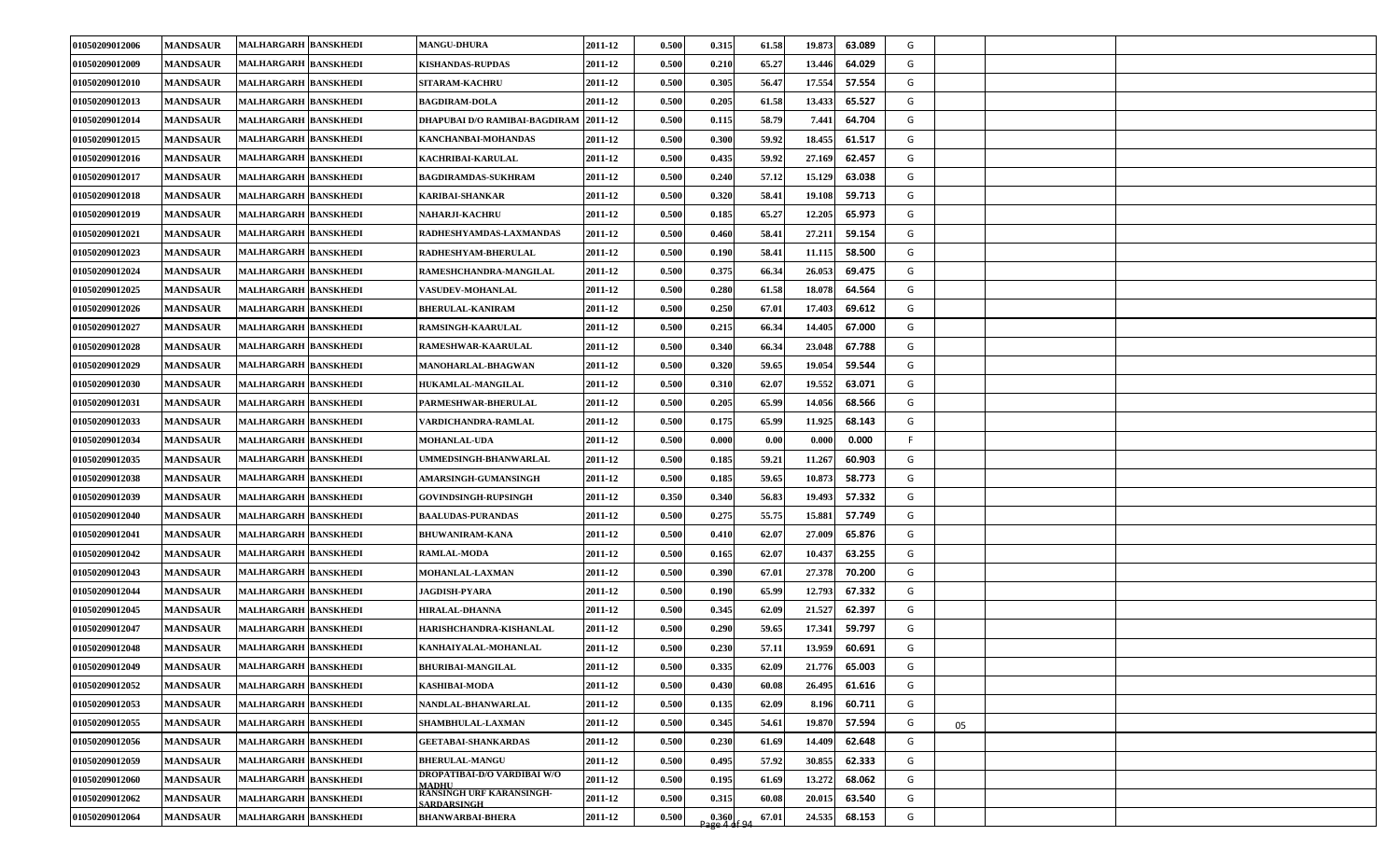| | | | | | | | | | | | | | | | |
|---|---|---|---|---|---|---|---|---|---|---|---|---|---|---|---|
| 01050209012006 | MANDSAUR | MALHARGARH | BANSKHEDI | MANGU-DHURA | 2011-12 | 0.500 | 0.315 | 61.58 | 19.873 | 63.089 | G | | | | |
| 01050209012009 | MANDSAUR | MALHARGARH | BANSKHEDI | KISHANDAS-RUPDAS | 2011-12 | 0.500 | 0.210 | 65.27 | 13.446 | 64.029 | G | | | | |
| 01050209012010 | MANDSAUR | MALHARGARH | BANSKHEDI | SITARAM-KACHRU | 2011-12 | 0.500 | 0.305 | 56.47 | 17.554 | 57.554 | G | | | | |
| 01050209012013 | MANDSAUR | MALHARGARH | BANSKHEDI | BAGDIRAM-DOLA | 2011-12 | 0.500 | 0.205 | 61.58 | 13.433 | 65.527 | G | | | | |
| 01050209012014 | MANDSAUR | MALHARGARH | BANSKHEDI | DHAPUBAI D/O RAMIBAI-BAGDIRAM | 2011-12 | 0.500 | 0.115 | 58.79 | 7.441 | 64.704 | G | | | | |
| 01050209012015 | MANDSAUR | MALHARGARH | BANSKHEDI | KANCHANBAI-MOHANDAS | 2011-12 | 0.500 | 0.300 | 59.92 | 18.455 | 61.517 | G | | | | |
| 01050209012016 | MANDSAUR | MALHARGARH | BANSKHEDI | KACHRIBAI-KARULAL | 2011-12 | 0.500 | 0.435 | 59.92 | 27.169 | 62.457 | G | | | | |
| 01050209012017 | MANDSAUR | MALHARGARH | BANSKHEDI | BAGDIRAMDAS-SUKHRAM | 2011-12 | 0.500 | 0.240 | 57.12 | 15.129 | 63.038 | G | | | | |
| 01050209012018 | MANDSAUR | MALHARGARH | BANSKHEDI | KARIBAI-SHANKAR | 2011-12 | 0.500 | 0.320 | 58.41 | 19.108 | 59.713 | G | | | | |
| 01050209012019 | MANDSAUR | MALHARGARH | BANSKHEDI | NAHARJI-KACHRU | 2011-12 | 0.500 | 0.185 | 65.27 | 12.205 | 65.973 | G | | | | |
| 01050209012021 | MANDSAUR | MALHARGARH | BANSKHEDI | RADHESHYAMDAS-LAXMANDAS | 2011-12 | 0.500 | 0.460 | 58.41 | 27.211 | 59.154 | G | | | | |
| 01050209012023 | MANDSAUR | MALHARGARH | BANSKHEDI | RADHESHYAM-BHERULAL | 2011-12 | 0.500 | 0.190 | 58.41 | 11.115 | 58.500 | G | | | | |
| 01050209012024 | MANDSAUR | MALHARGARH | BANSKHEDI | RAMESHCHANDRA-MANGILAL | 2011-12 | 0.500 | 0.375 | 66.34 | 26.053 | 69.475 | G | | | | |
| 01050209012025 | MANDSAUR | MALHARGARH | BANSKHEDI | VASUDEV-MOHANLAL | 2011-12 | 0.500 | 0.280 | 61.58 | 18.078 | 64.564 | G | | | | |
| 01050209012026 | MANDSAUR | MALHARGARH | BANSKHEDI | BHERULAL-KANIRAM | 2011-12 | 0.500 | 0.250 | 67.01 | 17.403 | 69.612 | G | | | | |
| 01050209012027 | MANDSAUR | MALHARGARH | BANSKHEDI | RAMSINGH-KAARULAL | 2011-12 | 0.500 | 0.215 | 66.34 | 14.405 | 67.000 | G | | | | |
| 01050209012028 | MANDSAUR | MALHARGARH | BANSKHEDI | RAMESHWAR-KAARULAL | 2011-12 | 0.500 | 0.340 | 66.34 | 23.048 | 67.788 | G | | | | |
| 01050209012029 | MANDSAUR | MALHARGARH | BANSKHEDI | MANOHARLAL-BHAGWAN | 2011-12 | 0.500 | 0.320 | 59.65 | 19.054 | 59.544 | G | | | | |
| 01050209012030 | MANDSAUR | MALHARGARH | BANSKHEDI | HUKAMLAL-MANGILAL | 2011-12 | 0.500 | 0.310 | 62.07 | 19.552 | 63.071 | G | | | | |
| 01050209012031 | MANDSAUR | MALHARGARH | BANSKHEDI | PARMESHWAR-BHERULAL | 2011-12 | 0.500 | 0.205 | 65.99 | 14.056 | 68.566 | G | | | | |
| 01050209012033 | MANDSAUR | MALHARGARH | BANSKHEDI | VARDICHANDRA-RAMLAL | 2011-12 | 0.500 | 0.175 | 65.99 | 11.925 | 68.143 | G | | | | |
| 01050209012034 | MANDSAUR | MALHARGARH | BANSKHEDI | MOHANLAL-UDA | 2011-12 | 0.500 | 0.000 | 0.00 | 0.000 | 0.000 | F | | | | |
| 01050209012035 | MANDSAUR | MALHARGARH | BANSKHEDI | UMMEDSINGH-BHANWARLAL | 2011-12 | 0.500 | 0.185 | 59.21 | 11.267 | 60.903 | G | | | | |
| 01050209012038 | MANDSAUR | MALHARGARH | BANSKHEDI | AMARSINGH-GUMANSINGH | 2011-12 | 0.500 | 0.185 | 59.65 | 10.873 | 58.773 | G | | | | |
| 01050209012039 | MANDSAUR | MALHARGARH | BANSKHEDI | GOVINDSINGH-RUPSINGH | 2011-12 | 0.350 | 0.340 | 56.83 | 19.493 | 57.332 | G | | | | |
| 01050209012040 | MANDSAUR | MALHARGARH | BANSKHEDI | BAALUDAS-PURANDAS | 2011-12 | 0.500 | 0.275 | 55.75 | 15.881 | 57.749 | G | | | | |
| 01050209012041 | MANDSAUR | MALHARGARH | BANSKHEDI | BHUWANIRAM-KANA | 2011-12 | 0.500 | 0.410 | 62.07 | 27.009 | 65.876 | G | | | | |
| 01050209012042 | MANDSAUR | MALHARGARH | BANSKHEDI | RAMLAL-MODA | 2011-12 | 0.500 | 0.165 | 62.07 | 10.437 | 63.255 | G | | | | |
| 01050209012043 | MANDSAUR | MALHARGARH | BANSKHEDI | MOHANLAL-LAXMAN | 2011-12 | 0.500 | 0.390 | 67.01 | 27.378 | 70.200 | G | | | | |
| 01050209012044 | MANDSAUR | MALHARGARH | BANSKHEDI | JAGDISH-PYARA | 2011-12 | 0.500 | 0.190 | 65.99 | 12.793 | 67.332 | G | | | | |
| 01050209012045 | MANDSAUR | MALHARGARH | BANSKHEDI | HIRALAL-DHANNA | 2011-12 | 0.500 | 0.345 | 62.09 | 21.527 | 62.397 | G | | | | |
| 01050209012047 | MANDSAUR | MALHARGARH | BANSKHEDI | HARISHCHANDRA-KISHANLAL | 2011-12 | 0.500 | 0.290 | 59.65 | 17.341 | 59.797 | G | | | | |
| 01050209012048 | MANDSAUR | MALHARGARH | BANSKHEDI | KANHAIYALAL-MOHANLAL | 2011-12 | 0.500 | 0.230 | 57.11 | 13.959 | 60.691 | G | | | | |
| 01050209012049 | MANDSAUR | MALHARGARH | BANSKHEDI | BHURIBAI-MANGILAL | 2011-12 | 0.500 | 0.335 | 62.09 | 21.776 | 65.003 | G | | | | |
| 01050209012052 | MANDSAUR | MALHARGARH | BANSKHEDI | KASHIBAI-MODA | 2011-12 | 0.500 | 0.430 | 60.08 | 26.495 | 61.616 | G | | | | |
| 01050209012053 | MANDSAUR | MALHARGARH | BANSKHEDI | NANDLAL-BHANWARLAL | 2011-12 | 0.500 | 0.135 | 62.09 | 8.196 | 60.711 | G | | | | |
| 01050209012055 | MANDSAUR | MALHARGARH | BANSKHEDI | SHAMBHULAL-LAXMAN | 2011-12 | 0.500 | 0.345 | 54.61 | 19.870 | 57.594 | G | 05 | | | |
| 01050209012056 | MANDSAUR | MALHARGARH | BANSKHEDI | GEETABAI-SHANKARDAS | 2011-12 | 0.500 | 0.230 | 61.69 | 14.409 | 62.648 | G | | | | |
| 01050209012059 | MANDSAUR | MALHARGARH | BANSKHEDI | BHERULAL-MANGU | 2011-12 | 0.500 | 0.495 | 57.92 | 30.855 | 62.333 | G | | | | |
| 01050209012060 | MANDSAUR | MALHARGARH | BANSKHEDI | DROPATIBAI-D/O VARDIBAI W/O MADHU | 2011-12 | 0.500 | 0.195 | 61.69 | 13.272 | 68.062 | G | | | | |
| 01050209012062 | MANDSAUR | MALHARGARH | BANSKHEDI | RANSINGH URF KARANSINGH-SARDARSINGH | 2011-12 | 0.500 | 0.315 | 60.08 | 20.015 | 63.540 | G | | | | |
| 01050209012064 | MANDSAUR | MALHARGARH | BANSKHEDI | BHANWARBAI-BHERA | 2011-12 | 0.500 | 0.360 | 67.01 | 24.535 | 68.153 | G | | | | |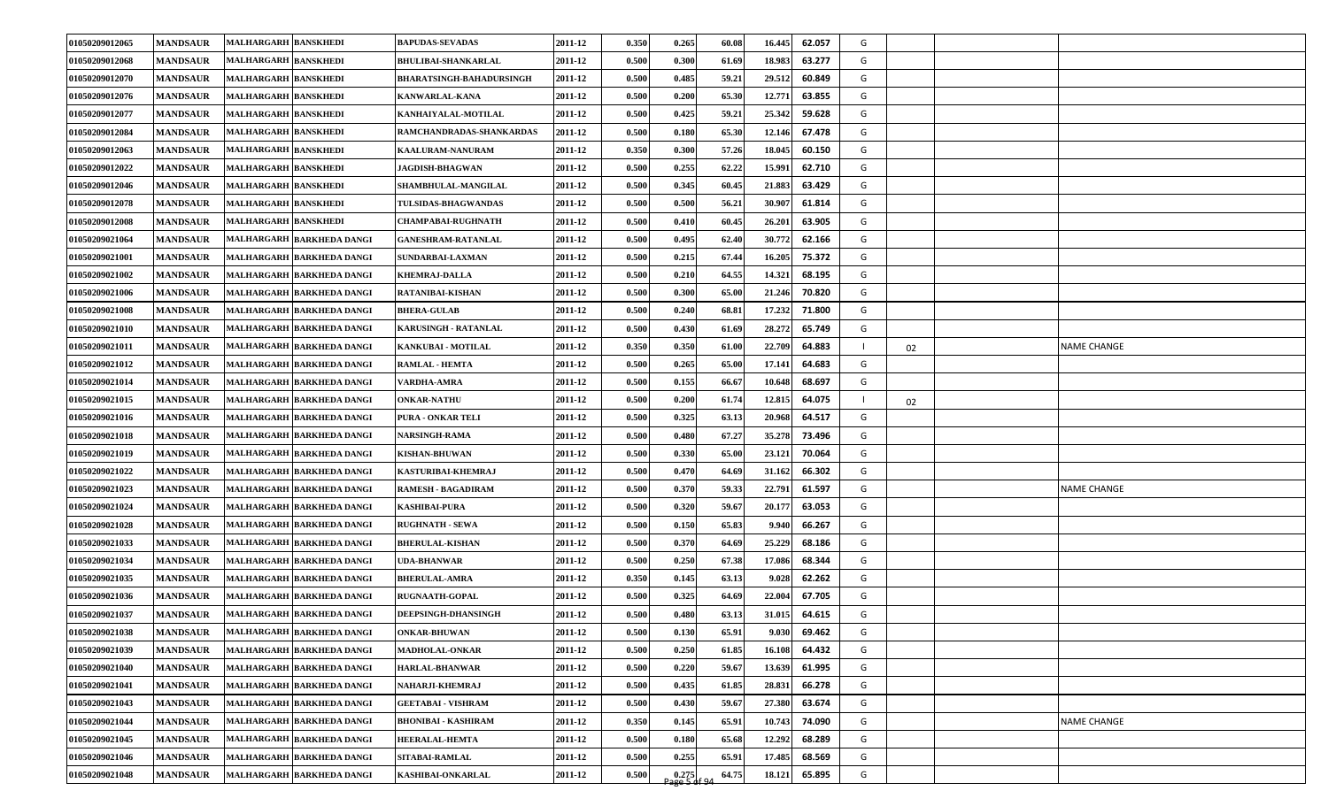| | | | | | | | | | | | | | | |
|---|---|---|---|---|---|---|---|---|---|---|---|---|---|---|
| 01050209012065 | MANDSAUR | MALHARGARH | BANSKHEDI | BAPUDAS-SEVADAS | 2011-12 | 0.350 | 0.265 | 60.08 | 16.445 | 62.057 | G | | | |
| 01050209012068 | MANDSAUR | MALHARGARH | BANSKHEDI | BHULIBAI-SHANKARLAL | 2011-12 | 0.500 | 0.300 | 61.69 | 18.983 | 63.277 | G | | | |
| 01050209012070 | MANDSAUR | MALHARGARH | BANSKHEDI | BHARATSINGH-BAHADURSINGH | 2011-12 | 0.500 | 0.485 | 59.21 | 29.512 | 60.849 | G | | | |
| 01050209012076 | MANDSAUR | MALHARGARH | BANSKHEDI | KANWARLAL-KANA | 2011-12 | 0.500 | 0.200 | 65.30 | 12.771 | 63.855 | G | | | |
| 01050209012077 | MANDSAUR | MALHARGARH | BANSKHEDI | KANHAIYALAL-MOTILAL | 2011-12 | 0.500 | 0.425 | 59.21 | 25.342 | 59.628 | G | | | |
| 01050209012084 | MANDSAUR | MALHARGARH | BANSKHEDI | RAMCHANDRADAS-SHANKARDAS | 2011-12 | 0.500 | 0.180 | 65.30 | 12.146 | 67.478 | G | | | |
| 01050209012063 | MANDSAUR | MALHARGARH | BANSKHEDI | KAALURAM-NANURAM | 2011-12 | 0.350 | 0.300 | 57.26 | 18.045 | 60.150 | G | | | |
| 01050209012022 | MANDSAUR | MALHARGARH | BANSKHEDI | JAGDISH-BHAGWAN | 2011-12 | 0.500 | 0.255 | 62.22 | 15.991 | 62.710 | G | | | |
| 01050209012046 | MANDSAUR | MALHARGARH | BANSKHEDI | SHAMBHULAL-MANGILAL | 2011-12 | 0.500 | 0.345 | 60.45 | 21.883 | 63.429 | G | | | |
| 01050209012078 | MANDSAUR | MALHARGARH | BANSKHEDI | TULSIDAS-BHAGWANDAS | 2011-12 | 0.500 | 0.500 | 56.21 | 30.907 | 61.814 | G | | | |
| 01050209012008 | MANDSAUR | MALHARGARH | BANSKHEDI | CHAMPABAI-RUGHNATH | 2011-12 | 0.500 | 0.410 | 60.45 | 26.201 | 63.905 | G | | | |
| 01050209021064 | MANDSAUR | MALHARGARH | BARKHEDA DANGI | GANESHRAM-RATANLAL | 2011-12 | 0.500 | 0.495 | 62.40 | 30.772 | 62.166 | G | | | |
| 01050209021001 | MANDSAUR | MALHARGARH | BARKHEDA DANGI | SUNDARBAI-LAXMAN | 2011-12 | 0.500 | 0.215 | 67.44 | 16.205 | 75.372 | G | | | |
| 01050209021002 | MANDSAUR | MALHARGARH | BARKHEDA DANGI | KHEMRAJ-DALLA | 2011-12 | 0.500 | 0.210 | 64.55 | 14.321 | 68.195 | G | | | |
| 01050209021006 | MANDSAUR | MALHARGARH | BARKHEDA DANGI | RATANIBAI-KISHAN | 2011-12 | 0.500 | 0.300 | 65.00 | 21.246 | 70.820 | G | | | |
| 01050209021008 | MANDSAUR | MALHARGARH | BARKHEDA DANGI | BHERA-GULAB | 2011-12 | 0.500 | 0.240 | 68.81 | 17.232 | 71.800 | G | | | |
| 01050209021010 | MANDSAUR | MALHARGARH | BARKHEDA DANGI | KARUSINGH - RATANLAL | 2011-12 | 0.500 | 0.430 | 61.69 | 28.272 | 65.749 | G | | | |
| 01050209021011 | MANDSAUR | MALHARGARH | BARKHEDA DANGI | KANKUBAI - MOTILAL | 2011-12 | 0.350 | 0.350 | 61.00 | 22.709 | 64.883 | I | 02 | | NAME CHANGE |
| 01050209021012 | MANDSAUR | MALHARGARH | BARKHEDA DANGI | RAMLAL - HEMTA | 2011-12 | 0.500 | 0.265 | 65.00 | 17.141 | 64.683 | G | | | |
| 01050209021014 | MANDSAUR | MALHARGARH | BARKHEDA DANGI | VARDHA-AMRA | 2011-12 | 0.500 | 0.155 | 66.67 | 10.648 | 68.697 | G | | | |
| 01050209021015 | MANDSAUR | MALHARGARH | BARKHEDA DANGI | ONKAR-NATHU | 2011-12 | 0.500 | 0.200 | 61.74 | 12.815 | 64.075 | I | 02 | | |
| 01050209021016 | MANDSAUR | MALHARGARH | BARKHEDA DANGI | PURA - ONKAR TELI | 2011-12 | 0.500 | 0.325 | 63.13 | 20.968 | 64.517 | G | | | |
| 01050209021018 | MANDSAUR | MALHARGARH | BARKHEDA DANGI | NARSINGH-RAMA | 2011-12 | 0.500 | 0.480 | 67.27 | 35.278 | 73.496 | G | | | |
| 01050209021019 | MANDSAUR | MALHARGARH | BARKHEDA DANGI | KISHAN-BHUWAN | 2011-12 | 0.500 | 0.330 | 65.00 | 23.121 | 70.064 | G | | | |
| 01050209021022 | MANDSAUR | MALHARGARH | BARKHEDA DANGI | KASTURIBAI-KHEMRAJ | 2011-12 | 0.500 | 0.470 | 64.69 | 31.162 | 66.302 | G | | | |
| 01050209021023 | MANDSAUR | MALHARGARH | BARKHEDA DANGI | RAMESH - BAGADIRAM | 2011-12 | 0.500 | 0.370 | 59.33 | 22.791 | 61.597 | G | | | NAME CHANGE |
| 01050209021024 | MANDSAUR | MALHARGARH | BARKHEDA DANGI | KASHIBAI-PURA | 2011-12 | 0.500 | 0.320 | 59.67 | 20.177 | 63.053 | G | | | |
| 01050209021028 | MANDSAUR | MALHARGARH | BARKHEDA DANGI | RUGHNATH - SEWA | 2011-12 | 0.500 | 0.150 | 65.83 | 9.940 | 66.267 | G | | | |
| 01050209021033 | MANDSAUR | MALHARGARH | BARKHEDA DANGI | BHERULAL-KISHAN | 2011-12 | 0.500 | 0.370 | 64.69 | 25.229 | 68.186 | G | | | |
| 01050209021034 | MANDSAUR | MALHARGARH | BARKHEDA DANGI | UDA-BHANWAR | 2011-12 | 0.500 | 0.250 | 67.38 | 17.086 | 68.344 | G | | | |
| 01050209021035 | MANDSAUR | MALHARGARH | BARKHEDA DANGI | BHERULAL-AMRA | 2011-12 | 0.350 | 0.145 | 63.13 | 9.028 | 62.262 | G | | | |
| 01050209021036 | MANDSAUR | MALHARGARH | BARKHEDA DANGI | RUGNAATH-GOPAL | 2011-12 | 0.500 | 0.325 | 64.69 | 22.004 | 67.705 | G | | | |
| 01050209021037 | MANDSAUR | MALHARGARH | BARKHEDA DANGI | DEEPSINGH-DHANSINGH | 2011-12 | 0.500 | 0.480 | 63.13 | 31.015 | 64.615 | G | | | |
| 01050209021038 | MANDSAUR | MALHARGARH | BARKHEDA DANGI | ONKAR-BHUWAN | 2011-12 | 0.500 | 0.130 | 65.91 | 9.030 | 69.462 | G | | | |
| 01050209021039 | MANDSAUR | MALHARGARH | BARKHEDA DANGI | MADHOLAL-ONKAR | 2011-12 | 0.500 | 0.250 | 61.85 | 16.108 | 64.432 | G | | | |
| 01050209021040 | MANDSAUR | MALHARGARH | BARKHEDA DANGI | HARLAL-BHANWAR | 2011-12 | 0.500 | 0.220 | 59.67 | 13.639 | 61.995 | G | | | |
| 01050209021041 | MANDSAUR | MALHARGARH | BARKHEDA DANGI | NAHARJI-KHEMRAJ | 2011-12 | 0.500 | 0.435 | 61.85 | 28.831 | 66.278 | G | | | |
| 01050209021043 | MANDSAUR | MALHARGARH | BARKHEDA DANGI | GEETABAI - VISHRAM | 2011-12 | 0.500 | 0.430 | 59.67 | 27.380 | 63.674 | G | | | |
| 01050209021044 | MANDSAUR | MALHARGARH | BARKHEDA DANGI | BHONIBAI - KASHIRAM | 2011-12 | 0.350 | 0.145 | 65.91 | 10.743 | 74.090 | G | | | NAME CHANGE |
| 01050209021045 | MANDSAUR | MALHARGARH | BARKHEDA DANGI | HEERALAL-HEMTA | 2011-12 | 0.500 | 0.180 | 65.68 | 12.292 | 68.289 | G | | | |
| 01050209021046 | MANDSAUR | MALHARGARH | BARKHEDA DANGI | SITABAI-RAMLAL | 2011-12 | 0.500 | 0.255 | 65.91 | 17.485 | 68.569 | G | | | |
| 01050209021048 | MANDSAUR | MALHARGARH | BARKHEDA DANGI | KASHIBAI-ONKARLAL | 2011-12 | 0.500 | 0.275 | 64.75 | 18.121 | 65.895 | G | | | |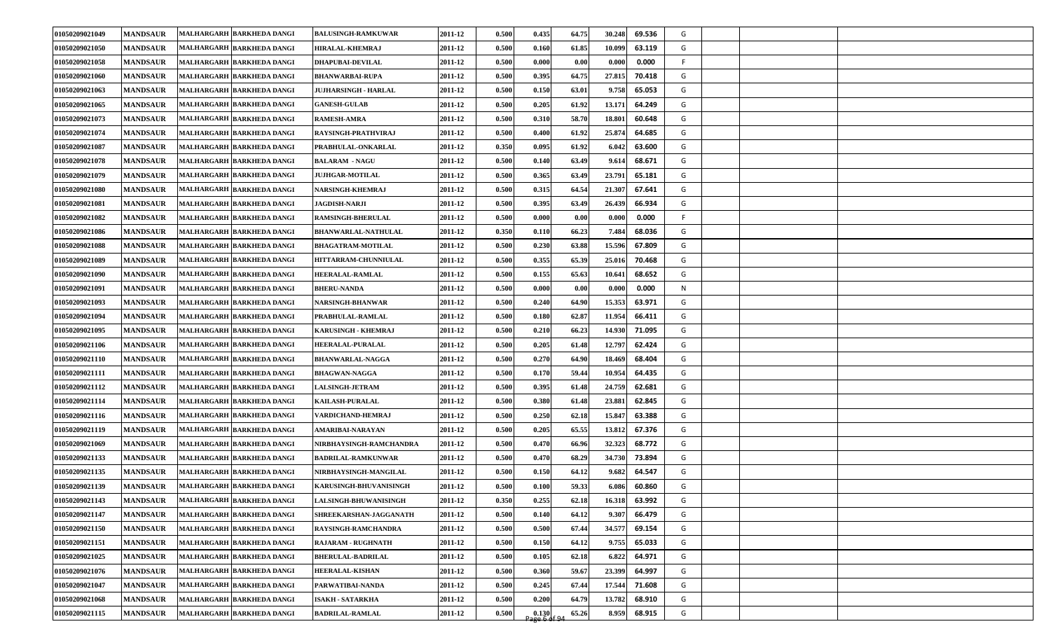| | | | | | | | | | | | | | | | |
|---|---|---|---|---|---|---|---|---|---|---|---|---|---|---|---|
| 01050209021049 | MANDSAUR | MALHARGARH | BARKHEDA DANGI | BALUSINGH-RAMKUWAR | 2011-12 | 0.500 | 0.435 | 64.75 | 30.248 | 69.536 | G | | | | |
| 01050209021050 | MANDSAUR | MALHARGARH | BARKHEDA DANGI | HIRALAL-KHEMRAJ | 2011-12 | 0.500 | 0.160 | 61.85 | 10.099 | 63.119 | G | | | | |
| 01050209021058 | MANDSAUR | MALHARGARH | BARKHEDA DANGI | DHAPUBAI-DEVILAL | 2011-12 | 0.500 | 0.000 | 0.00 | 0.000 | 0.000 | F | | | | |
| 01050209021060 | MANDSAUR | MALHARGARH | BARKHEDA DANGI | BHANWARBAI-RUPA | 2011-12 | 0.500 | 0.395 | 64.75 | 27.815 | 70.418 | G | | | | |
| 01050209021063 | MANDSAUR | MALHARGARH | BARKHEDA DANGI | JUJHARSINGH - HARLAL | 2011-12 | 0.500 | 0.150 | 63.01 | 9.758 | 65.053 | G | | | | |
| 01050209021065 | MANDSAUR | MALHARGARH | BARKHEDA DANGI | GANESH-GULAB | 2011-12 | 0.500 | 0.205 | 61.92 | 13.171 | 64.249 | G | | | | |
| 01050209021073 | MANDSAUR | MALHARGARH | BARKHEDA DANGI | RAMESH-AMRA | 2011-12 | 0.500 | 0.310 | 58.70 | 18.801 | 60.648 | G | | | | |
| 01050209021074 | MANDSAUR | MALHARGARH | BARKHEDA DANGI | RAYSINGH-PRATHVIRAJ | 2011-12 | 0.500 | 0.400 | 61.92 | 25.874 | 64.685 | G | | | | |
| 01050209021087 | MANDSAUR | MALHARGARH | BARKHEDA DANGI | PRABHULAL-ONKARLAL | 2011-12 | 0.350 | 0.095 | 61.92 | 6.042 | 63.600 | G | | | | |
| 01050209021078 | MANDSAUR | MALHARGARH | BARKHEDA DANGI | BALARAM - NAGU | 2011-12 | 0.500 | 0.140 | 63.49 | 9.614 | 68.671 | G | | | | |
| 01050209021079 | MANDSAUR | MALHARGARH | BARKHEDA DANGI | JUJHGAR-MOTILAL | 2011-12 | 0.500 | 0.365 | 63.49 | 23.791 | 65.181 | G | | | | |
| 01050209021080 | MANDSAUR | MALHARGARH | BARKHEDA DANGI | NARSINGH-KHEMRAJ | 2011-12 | 0.500 | 0.315 | 64.54 | 21.307 | 67.641 | G | | | | |
| 01050209021081 | MANDSAUR | MALHARGARH | BARKHEDA DANGI | JAGDISH-NARJI | 2011-12 | 0.500 | 0.395 | 63.49 | 26.439 | 66.934 | G | | | | |
| 01050209021082 | MANDSAUR | MALHARGARH | BARKHEDA DANGI | RAMSINGH-BHERULAL | 2011-12 | 0.500 | 0.000 | 0.00 | 0.000 | 0.000 | F | | | | |
| 01050209021086 | MANDSAUR | MALHARGARH | BARKHEDA DANGI | BHANWARLAL-NATHULAL | 2011-12 | 0.350 | 0.110 | 66.23 | 7.484 | 68.036 | G | | | | |
| 01050209021088 | MANDSAUR | MALHARGARH | BARKHEDA DANGI | BHAGATRAM-MOTILAL | 2011-12 | 0.500 | 0.230 | 63.88 | 15.596 | 67.809 | G | | | | |
| 01050209021089 | MANDSAUR | MALHARGARH | BARKHEDA DANGI | HITTARRAM-CHUNNIULAL | 2011-12 | 0.500 | 0.355 | 65.39 | 25.016 | 70.468 | G | | | | |
| 01050209021090 | MANDSAUR | MALHARGARH | BARKHEDA DANGI | HEERALAL-RAMLAL | 2011-12 | 0.500 | 0.155 | 65.63 | 10.641 | 68.652 | G | | | | |
| 01050209021091 | MANDSAUR | MALHARGARH | BARKHEDA DANGI | BHERU-NANDA | 2011-12 | 0.500 | 0.000 | 0.00 | 0.000 | 0.000 | N | | | | |
| 01050209021093 | MANDSAUR | MALHARGARH | BARKHEDA DANGI | NARSINGH-BHANWAR | 2011-12 | 0.500 | 0.240 | 64.90 | 15.353 | 63.971 | G | | | | |
| 01050209021094 | MANDSAUR | MALHARGARH | BARKHEDA DANGI | PRABHULAL-RAMLAL | 2011-12 | 0.500 | 0.180 | 62.87 | 11.954 | 66.411 | G | | | | |
| 01050209021095 | MANDSAUR | MALHARGARH | BARKHEDA DANGI | KARUSINGH - KHEMRAJ | 2011-12 | 0.500 | 0.210 | 66.23 | 14.930 | 71.095 | G | | | | |
| 01050209021106 | MANDSAUR | MALHARGARH | BARKHEDA DANGI | HEERALAL-PURALAL | 2011-12 | 0.500 | 0.205 | 61.48 | 12.797 | 62.424 | G | | | | |
| 01050209021110 | MANDSAUR | MALHARGARH | BARKHEDA DANGI | BHANWARLAL-NAGGA | 2011-12 | 0.500 | 0.270 | 64.90 | 18.469 | 68.404 | G | | | | |
| 01050209021111 | MANDSAUR | MALHARGARH | BARKHEDA DANGI | BHAGWAN-NAGGA | 2011-12 | 0.500 | 0.170 | 59.44 | 10.954 | 64.435 | G | | | | |
| 01050209021112 | MANDSAUR | MALHARGARH | BARKHEDA DANGI | LALSINGH-JETRAM | 2011-12 | 0.500 | 0.395 | 61.48 | 24.759 | 62.681 | G | | | | |
| 01050209021114 | MANDSAUR | MALHARGARH | BARKHEDA DANGI | KAILASH-PURALAL | 2011-12 | 0.500 | 0.380 | 61.48 | 23.881 | 62.845 | G | | | | |
| 01050209021116 | MANDSAUR | MALHARGARH | BARKHEDA DANGI | VARDICHAND-HEMRAJ | 2011-12 | 0.500 | 0.250 | 62.18 | 15.847 | 63.388 | G | | | | |
| 01050209021119 | MANDSAUR | MALHARGARH | BARKHEDA DANGI | AMARIBAI-NARAYAN | 2011-12 | 0.500 | 0.205 | 65.55 | 13.812 | 67.376 | G | | | | |
| 01050209021069 | MANDSAUR | MALHARGARH | BARKHEDA DANGI | NIRBHAYSINGH-RAMCHANDRA | 2011-12 | 0.500 | 0.470 | 66.96 | 32.323 | 68.772 | G | | | | |
| 01050209021133 | MANDSAUR | MALHARGARH | BARKHEDA DANGI | BADRILAL-RAMKUNWAR | 2011-12 | 0.500 | 0.470 | 68.29 | 34.730 | 73.894 | G | | | | |
| 01050209021135 | MANDSAUR | MALHARGARH | BARKHEDA DANGI | NIRBHAYSINGH-MANGILAL | 2011-12 | 0.500 | 0.150 | 64.12 | 9.682 | 64.547 | G | | | | |
| 01050209021139 | MANDSAUR | MALHARGARH | BARKHEDA DANGI | KARUSINGH-BHUVANISINGH | 2011-12 | 0.500 | 0.100 | 59.33 | 6.086 | 60.860 | G | | | | |
| 01050209021143 | MANDSAUR | MALHARGARH | BARKHEDA DANGI | LALSINGH-BHUWANISINGH | 2011-12 | 0.350 | 0.255 | 62.18 | 16.318 | 63.992 | G | | | | |
| 01050209021147 | MANDSAUR | MALHARGARH | BARKHEDA DANGI | SHREEKARSHAN-JAGGANATH | 2011-12 | 0.500 | 0.140 | 64.12 | 9.307 | 66.479 | G | | | | |
| 01050209021150 | MANDSAUR | MALHARGARH | BARKHEDA DANGI | RAYSINGH-RAMCHANDRA | 2011-12 | 0.500 | 0.500 | 67.44 | 34.577 | 69.154 | G | | | | |
| 01050209021151 | MANDSAUR | MALHARGARH | BARKHEDA DANGI | RAJARAM - RUGHNATH | 2011-12 | 0.500 | 0.150 | 64.12 | 9.755 | 65.033 | G | | | | |
| 01050209021025 | MANDSAUR | MALHARGARH | BARKHEDA DANGI | BHERULAL-BADRILAL | 2011-12 | 0.500 | 0.105 | 62.18 | 6.822 | 64.971 | G | | | | |
| 01050209021076 | MANDSAUR | MALHARGARH | BARKHEDA DANGI | HEERALAL-KISHAN | 2011-12 | 0.500 | 0.360 | 59.67 | 23.399 | 64.997 | G | | | | |
| 01050209021047 | MANDSAUR | MALHARGARH | BARKHEDA DANGI | PARWATIBAI-NANDA | 2011-12 | 0.500 | 0.245 | 67.44 | 17.544 | 71.608 | G | | | | |
| 01050209021068 | MANDSAUR | MALHARGARH | BARKHEDA DANGI | ISAKH - SATARKHA | 2011-12 | 0.500 | 0.200 | 64.79 | 13.782 | 68.910 | G | | | | |
| 01050209021115 | MANDSAUR | MALHARGARH | BARKHEDA DANGI | BADRILAL-RAMLAL | 2011-12 | 0.500 | 0.130 | 65.26 | 8.959 | 68.915 | G | | | | |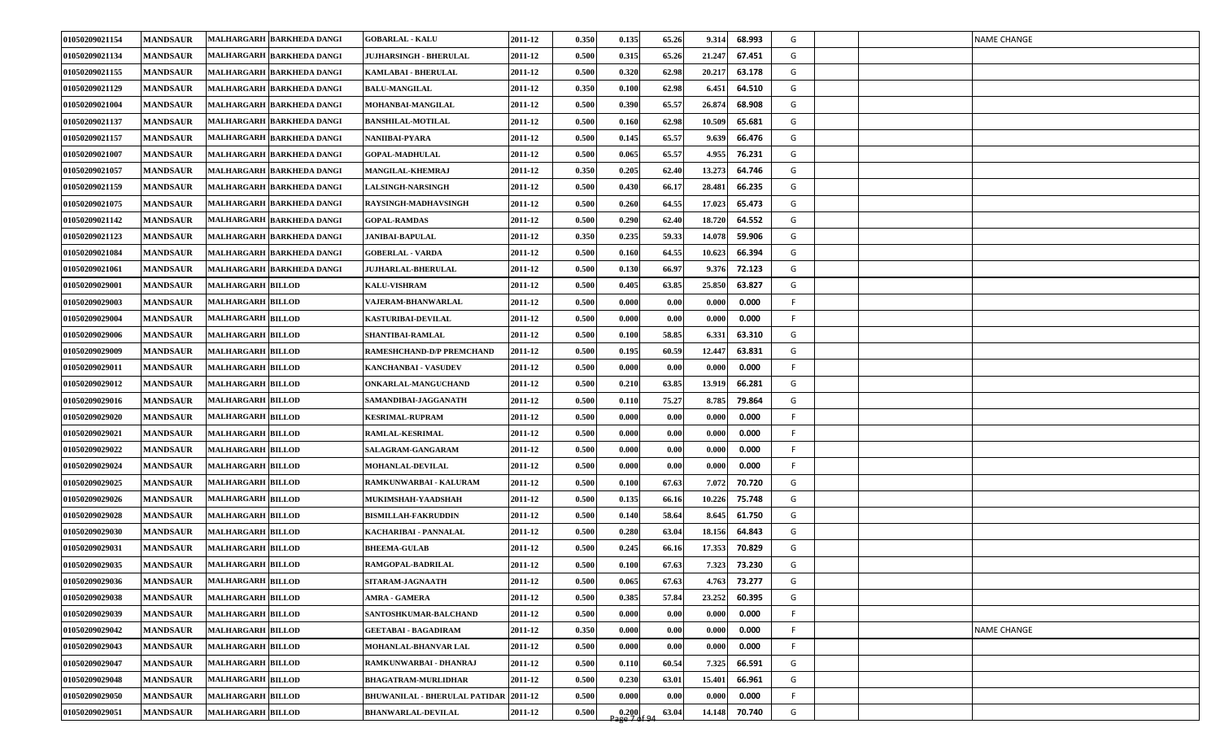| | | | | | | | | | | | | | | |
|---|---|---|---|---|---|---|---|---|---|---|---|---|---|---|
| 01050209021154 | MANDSAUR | MALHARGARH | BARKHEDA DANGI | GOBARLAL - KALU | 2011-12 | 0.350 | 0.135 | 65.26 | 9.314 | 68.993 | G | | | NAME CHANGE |
| 01050209021134 | MANDSAUR | MALHARGARH | BARKHEDA DANGI | JUJHARSINGH - BHERULAL | 2011-12 | 0.500 | 0.315 | 65.26 | 21.247 | 67.451 | G | | | |
| 01050209021155 | MANDSAUR | MALHARGARH | BARKHEDA DANGI | KAMLABAI - BHERULAL | 2011-12 | 0.500 | 0.320 | 62.98 | 20.217 | 63.178 | G | | | |
| 01050209021129 | MANDSAUR | MALHARGARH | BARKHEDA DANGI | BALU-MANGILAL | 2011-12 | 0.350 | 0.100 | 62.98 | 6.451 | 64.510 | G | | | |
| 01050209021004 | MANDSAUR | MALHARGARH | BARKHEDA DANGI | MOHANBAI-MANGILAL | 2011-12 | 0.500 | 0.390 | 65.57 | 26.874 | 68.908 | G | | | |
| 01050209021137 | MANDSAUR | MALHARGARH | BARKHEDA DANGI | BANSHILAL-MOTILAL | 2011-12 | 0.500 | 0.160 | 62.98 | 10.509 | 65.681 | G | | | |
| 01050209021157 | MANDSAUR | MALHARGARH | BARKHEDA DANGI | NANIIBAI-PYARA | 2011-12 | 0.500 | 0.145 | 65.57 | 9.639 | 66.476 | G | | | |
| 01050209021007 | MANDSAUR | MALHARGARH | BARKHEDA DANGI | GOPAL-MADHULAL | 2011-12 | 0.500 | 0.065 | 65.57 | 4.955 | 76.231 | G | | | |
| 01050209021057 | MANDSAUR | MALHARGARH | BARKHEDA DANGI | MANGILAL-KHEMRAJ | 2011-12 | 0.350 | 0.205 | 62.40 | 13.273 | 64.746 | G | | | |
| 01050209021159 | MANDSAUR | MALHARGARH | BARKHEDA DANGI | LALSINGH-NARSINGH | 2011-12 | 0.500 | 0.430 | 66.17 | 28.481 | 66.235 | G | | | |
| 01050209021075 | MANDSAUR | MALHARGARH | BARKHEDA DANGI | RAYSINGH-MADHAVSINGH | 2011-12 | 0.500 | 0.260 | 64.55 | 17.023 | 65.473 | G | | | |
| 01050209021142 | MANDSAUR | MALHARGARH | BARKHEDA DANGI | GOPAL-RAMDAS | 2011-12 | 0.500 | 0.290 | 62.40 | 18.720 | 64.552 | G | | | |
| 01050209021123 | MANDSAUR | MALHARGARH | BARKHEDA DANGI | JANIBAI-BAPULAL | 2011-12 | 0.350 | 0.235 | 59.33 | 14.078 | 59.906 | G | | | |
| 01050209021084 | MANDSAUR | MALHARGARH | BARKHEDA DANGI | GOBERLAL - VARDA | 2011-12 | 0.500 | 0.160 | 64.55 | 10.623 | 66.394 | G | | | |
| 01050209021061 | MANDSAUR | MALHARGARH | BARKHEDA DANGI | JUJHARLAL-BHERULAL | 2011-12 | 0.500 | 0.130 | 66.97 | 9.376 | 72.123 | G | | | |
| 01050209029001 | MANDSAUR | MALHARGARH | BILLOD | KALU-VISHRAM | 2011-12 | 0.500 | 0.405 | 63.85 | 25.850 | 63.827 | G | | | |
| 01050209029003 | MANDSAUR | MALHARGARH | BILLOD | VAJERAM-BHANWARLAL | 2011-12 | 0.500 | 0.000 | 0.00 | 0.000 | 0.000 | F | | | |
| 01050209029004 | MANDSAUR | MALHARGARH | BILLOD | KASTURIBAI-DEVILAL | 2011-12 | 0.500 | 0.000 | 0.00 | 0.000 | 0.000 | F | | | |
| 01050209029006 | MANDSAUR | MALHARGARH | BILLOD | SHANTIBAI-RAMLAL | 2011-12 | 0.500 | 0.100 | 58.85 | 6.331 | 63.310 | G | | | |
| 01050209029009 | MANDSAUR | MALHARGARH | BILLOD | RAMESHCHAND-D/P PREMCHAND | 2011-12 | 0.500 | 0.195 | 60.59 | 12.447 | 63.831 | G | | | |
| 01050209029011 | MANDSAUR | MALHARGARH | BILLOD | KANCHANBAI - VASUDEV | 2011-12 | 0.500 | 0.000 | 0.00 | 0.000 | 0.000 | F | | | |
| 01050209029012 | MANDSAUR | MALHARGARH | BILLOD | ONKARLAL-MANGUCHAND | 2011-12 | 0.500 | 0.210 | 63.85 | 13.919 | 66.281 | G | | | |
| 01050209029016 | MANDSAUR | MALHARGARH | BILLOD | SAMANDIBAI-JAGGANATH | 2011-12 | 0.500 | 0.110 | 75.27 | 8.785 | 79.864 | G | | | |
| 01050209029020 | MANDSAUR | MALHARGARH | BILLOD | KESRIMAL-RUPRAM | 2011-12 | 0.500 | 0.000 | 0.00 | 0.000 | 0.000 | F | | | |
| 01050209029021 | MANDSAUR | MALHARGARH | BILLOD | RAMLAL-KESRIMAL | 2011-12 | 0.500 | 0.000 | 0.00 | 0.000 | 0.000 | F | | | |
| 01050209029022 | MANDSAUR | MALHARGARH | BILLOD | SALAGRAM-GANGARAM | 2011-12 | 0.500 | 0.000 | 0.00 | 0.000 | 0.000 | F | | | |
| 01050209029024 | MANDSAUR | MALHARGARH | BILLOD | MOHANLAL-DEVILAL | 2011-12 | 0.500 | 0.000 | 0.00 | 0.000 | 0.000 | F | | | |
| 01050209029025 | MANDSAUR | MALHARGARH | BILLOD | RAMKUNWARBAI - KALURAM | 2011-12 | 0.500 | 0.100 | 67.63 | 7.072 | 70.720 | G | | | |
| 01050209029026 | MANDSAUR | MALHARGARH | BILLOD | MUKIMSHAH-YAADSHAH | 2011-12 | 0.500 | 0.135 | 66.16 | 10.226 | 75.748 | G | | | |
| 01050209029028 | MANDSAUR | MALHARGARH | BILLOD | BISMILLAH-FAKRUDDIN | 2011-12 | 0.500 | 0.140 | 58.64 | 8.645 | 61.750 | G | | | |
| 01050209029030 | MANDSAUR | MALHARGARH | BILLOD | KACHARIBAI - PANNALAL | 2011-12 | 0.500 | 0.280 | 63.04 | 18.156 | 64.843 | G | | | |
| 01050209029031 | MANDSAUR | MALHARGARH | BILLOD | BHEEMA-GULAB | 2011-12 | 0.500 | 0.245 | 66.16 | 17.353 | 70.829 | G | | | |
| 01050209029035 | MANDSAUR | MALHARGARH | BILLOD | RAMGOPAL-BADRILAL | 2011-12 | 0.500 | 0.100 | 67.63 | 7.323 | 73.230 | G | | | |
| 01050209029036 | MANDSAUR | MALHARGARH | BILLOD | SITARAM-JAGNAATH | 2011-12 | 0.500 | 0.065 | 67.63 | 4.763 | 73.277 | G | | | |
| 01050209029038 | MANDSAUR | MALHARGARH | BILLOD | AMRA - GAMERA | 2011-12 | 0.500 | 0.385 | 57.84 | 23.252 | 60.395 | G | | | |
| 01050209029039 | MANDSAUR | MALHARGARH | BILLOD | SANTOSHKUMAR-BALCHAND | 2011-12 | 0.500 | 0.000 | 0.00 | 0.000 | 0.000 | F | | | |
| 01050209029042 | MANDSAUR | MALHARGARH | BILLOD | GEETABAI - BAGADIRAM | 2011-12 | 0.350 | 0.000 | 0.00 | 0.000 | 0.000 | F | | | NAME CHANGE |
| 01050209029043 | MANDSAUR | MALHARGARH | BILLOD | MOHANLAL-BHANVAR LAL | 2011-12 | 0.500 | 0.000 | 0.00 | 0.000 | 0.000 | F | | | |
| 01050209029047 | MANDSAUR | MALHARGARH | BILLOD | RAMKUNWARBAI - DHANRAJ | 2011-12 | 0.500 | 0.110 | 60.54 | 7.325 | 66.591 | G | | | |
| 01050209029048 | MANDSAUR | MALHARGARH | BILLOD | BHAGATRAM-MURLIDHAR | 2011-12 | 0.500 | 0.230 | 63.01 | 15.401 | 66.961 | G | | | |
| 01050209029050 | MANDSAUR | MALHARGARH | BILLOD | BHUWANILAL - BHERULAL PATIDAR | 2011-12 | 0.500 | 0.000 | 0.00 | 0.000 | 0.000 | F | | | |
| 01050209029051 | MANDSAUR | MALHARGARH | BILLOD | BHANWARLAL-DEVILAL | 2011-12 | 0.500 | 0.200 | 63.04 | 14.148 | 70.740 | G | | | |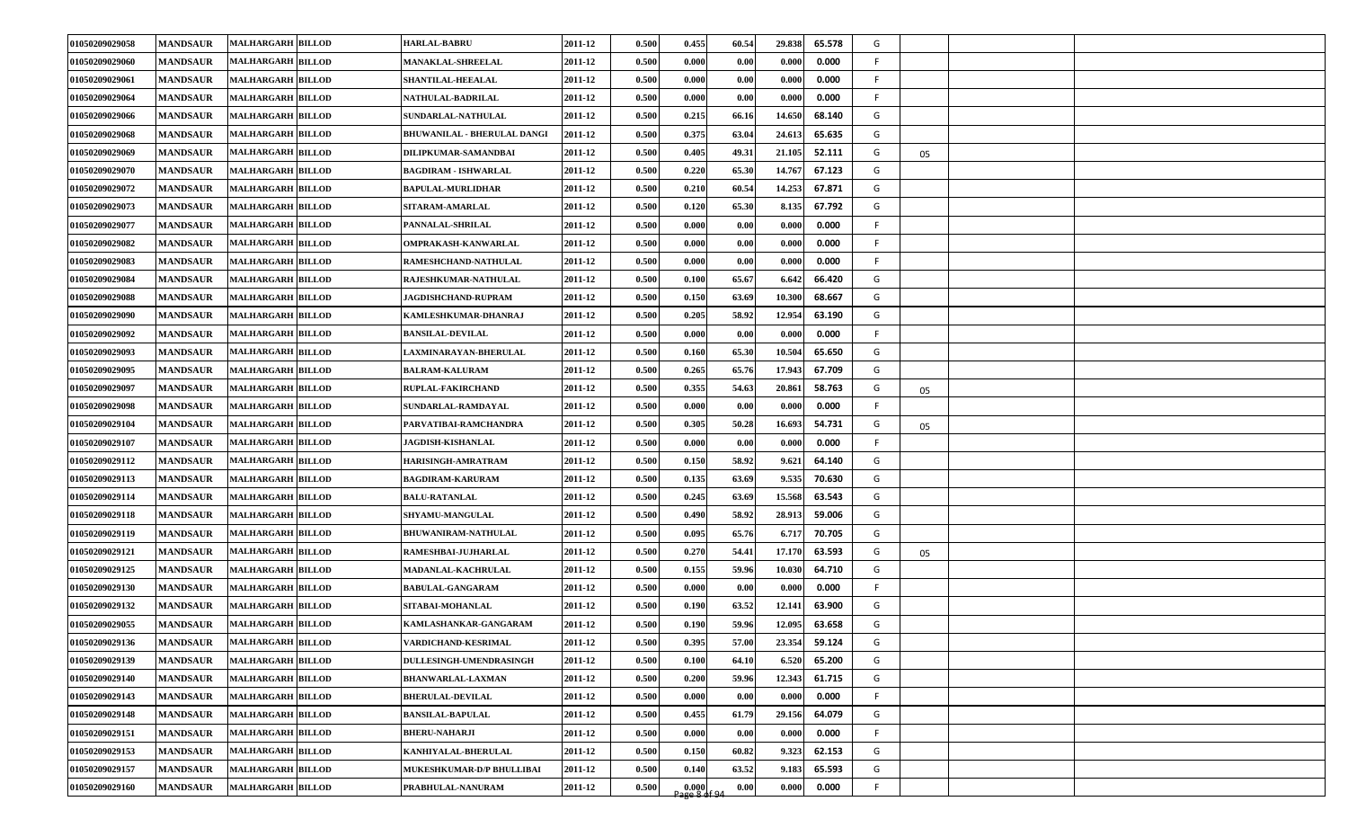| | | | | | | | | | | | | | | | |
|---|---|---|---|---|---|---|---|---|---|---|---|---|---|---|---|
| 01050209029058 | MANDSAUR | MALHARGARH | BILLOD | HARLAL-BABRU | 2011-12 | 0.500 | 0.455 | 60.54 | 29.838 | 65.578 | G | | | | |
| 01050209029060 | MANDSAUR | MALHARGARH | BILLOD | MANAKLAL-SHREELAL | 2011-12 | 0.500 | 0.000 | 0.00 | 0.000 | 0.000 | F | | | | |
| 01050209029061 | MANDSAUR | MALHARGARH | BILLOD | SHANTILAL-HEEALAL | 2011-12 | 0.500 | 0.000 | 0.00 | 0.000 | 0.000 | F | | | | |
| 01050209029064 | MANDSAUR | MALHARGARH | BILLOD | NATHULAL-BADRILAL | 2011-12 | 0.500 | 0.000 | 0.00 | 0.000 | 0.000 | F | | | | |
| 01050209029066 | MANDSAUR | MALHARGARH | BILLOD | SUNDARLAL-NATHULAL | 2011-12 | 0.500 | 0.215 | 66.16 | 14.650 | 68.140 | G | | | | |
| 01050209029068 | MANDSAUR | MALHARGARH | BILLOD | BHUWANILAL - BHERULAL DANGI | 2011-12 | 0.500 | 0.375 | 63.04 | 24.613 | 65.635 | G | | | | |
| 01050209029069 | MANDSAUR | MALHARGARH | BILLOD | DILIPKUMAR-SAMANDBAI | 2011-12 | 0.500 | 0.405 | 49.31 | 21.105 | 52.111 | G | 05 | | | |
| 01050209029070 | MANDSAUR | MALHARGARH | BILLOD | BAGDIRAM - ISHWARLAL | 2011-12 | 0.500 | 0.220 | 65.30 | 14.767 | 67.123 | G | | | | |
| 01050209029072 | MANDSAUR | MALHARGARH | BILLOD | BAPULAL-MURLIDHAR | 2011-12 | 0.500 | 0.210 | 60.54 | 14.253 | 67.871 | G | | | | |
| 01050209029073 | MANDSAUR | MALHARGARH | BILLOD | SITARAM-AMARLAL | 2011-12 | 0.500 | 0.120 | 65.30 | 8.135 | 67.792 | G | | | | |
| 01050209029077 | MANDSAUR | MALHARGARH | BILLOD | PANNALAL-SHRILAL | 2011-12 | 0.500 | 0.000 | 0.00 | 0.000 | 0.000 | F | | | | |
| 01050209029082 | MANDSAUR | MALHARGARH | BILLOD | OMPRAKASH-KANWARLAL | 2011-12 | 0.500 | 0.000 | 0.00 | 0.000 | 0.000 | F | | | | |
| 01050209029083 | MANDSAUR | MALHARGARH | BILLOD | RAMESHCHAND-NATHULAL | 2011-12 | 0.500 | 0.000 | 0.00 | 0.000 | 0.000 | F | | | | |
| 01050209029084 | MANDSAUR | MALHARGARH | BILLOD | RAJESHKUMAR-NATHULAL | 2011-12 | 0.500 | 0.100 | 65.67 | 6.642 | 66.420 | G | | | | |
| 01050209029088 | MANDSAUR | MALHARGARH | BILLOD | JAGDISHCHAND-RUPRAM | 2011-12 | 0.500 | 0.150 | 63.69 | 10.300 | 68.667 | G | | | | |
| 01050209029090 | MANDSAUR | MALHARGARH | BILLOD | KAMLESHKUMAR-DHANRAJ | 2011-12 | 0.500 | 0.205 | 58.92 | 12.954 | 63.190 | G | | | | |
| 01050209029092 | MANDSAUR | MALHARGARH | BILLOD | BANSILAL-DEVILAL | 2011-12 | 0.500 | 0.000 | 0.00 | 0.000 | 0.000 | F | | | | |
| 01050209029093 | MANDSAUR | MALHARGARH | BILLOD | LAXMINARAYAN-BHERULAL | 2011-12 | 0.500 | 0.160 | 65.30 | 10.504 | 65.650 | G | | | | |
| 01050209029095 | MANDSAUR | MALHARGARH | BILLOD | BALRAM-KALURAM | 2011-12 | 0.500 | 0.265 | 65.76 | 17.943 | 67.709 | G | | | | |
| 01050209029097 | MANDSAUR | MALHARGARH | BILLOD | RUPLAL-FAKIRCHAND | 2011-12 | 0.500 | 0.355 | 54.63 | 20.861 | 58.763 | G | 05 | | | |
| 01050209029098 | MANDSAUR | MALHARGARH | BILLOD | SUNDARLAL-RAMDAYAL | 2011-12 | 0.500 | 0.000 | 0.00 | 0.000 | 0.000 | F | | | | |
| 01050209029104 | MANDSAUR | MALHARGARH | BILLOD | PARVATIBAI-RAMCHANDRA | 2011-12 | 0.500 | 0.305 | 50.28 | 16.693 | 54.731 | G | 05 | | | |
| 01050209029107 | MANDSAUR | MALHARGARH | BILLOD | JAGDISH-KISHANLAL | 2011-12 | 0.500 | 0.000 | 0.00 | 0.000 | 0.000 | F | | | | |
| 01050209029112 | MANDSAUR | MALHARGARH | BILLOD | HARISINGH-AMRATRAM | 2011-12 | 0.500 | 0.150 | 58.92 | 9.621 | 64.140 | G | | | | |
| 01050209029113 | MANDSAUR | MALHARGARH | BILLOD | BAGDIRAM-KARURAM | 2011-12 | 0.500 | 0.135 | 63.69 | 9.535 | 70.630 | G | | | | |
| 01050209029114 | MANDSAUR | MALHARGARH | BILLOD | BALU-RATANLAL | 2011-12 | 0.500 | 0.245 | 63.69 | 15.568 | 63.543 | G | | | | |
| 01050209029118 | MANDSAUR | MALHARGARH | BILLOD | SHYAMU-MANGULAL | 2011-12 | 0.500 | 0.490 | 58.92 | 28.913 | 59.006 | G | | | | |
| 01050209029119 | MANDSAUR | MALHARGARH | BILLOD | BHUWANIRAM-NATHULAL | 2011-12 | 0.500 | 0.095 | 65.76 | 6.717 | 70.705 | G | | | | |
| 01050209029121 | MANDSAUR | MALHARGARH | BILLOD | RAMESHBAI-JUJHARLAL | 2011-12 | 0.500 | 0.270 | 54.41 | 17.170 | 63.593 | G | 05 | | | |
| 01050209029125 | MANDSAUR | MALHARGARH | BILLOD | MADANLAL-KACHRULAL | 2011-12 | 0.500 | 0.155 | 59.96 | 10.030 | 64.710 | G | | | | |
| 01050209029130 | MANDSAUR | MALHARGARH | BILLOD | BABULAL-GANGARAM | 2011-12 | 0.500 | 0.000 | 0.00 | 0.000 | 0.000 | F | | | | |
| 01050209029132 | MANDSAUR | MALHARGARH | BILLOD | SITABAI-MOHANLAL | 2011-12 | 0.500 | 0.190 | 63.52 | 12.141 | 63.900 | G | | | | |
| 01050209029055 | MANDSAUR | MALHARGARH | BILLOD | KAMLASHANKAR-GANGARAM | 2011-12 | 0.500 | 0.190 | 59.96 | 12.095 | 63.658 | G | | | | |
| 01050209029136 | MANDSAUR | MALHARGARH | BILLOD | VARDICHAND-KESRIMAL | 2011-12 | 0.500 | 0.395 | 57.00 | 23.354 | 59.124 | G | | | | |
| 01050209029139 | MANDSAUR | MALHARGARH | BILLOD | DULLESINGH-UMENDRASINGH | 2011-12 | 0.500 | 0.100 | 64.10 | 6.520 | 65.200 | G | | | | |
| 01050209029140 | MANDSAUR | MALHARGARH | BILLOD | BHANWARLAL-LAXMAN | 2011-12 | 0.500 | 0.200 | 59.96 | 12.343 | 61.715 | G | | | | |
| 01050209029143 | MANDSAUR | MALHARGARH | BILLOD | BHERULAL-DEVILAL | 2011-12 | 0.500 | 0.000 | 0.00 | 0.000 | 0.000 | F | | | | |
| 01050209029148 | MANDSAUR | MALHARGARH | BILLOD | BANSILAL-BAPULAL | 2011-12 | 0.500 | 0.455 | 61.79 | 29.156 | 64.079 | G | | | | |
| 01050209029151 | MANDSAUR | MALHARGARH | BILLOD | BHERU-NAHARJI | 2011-12 | 0.500 | 0.000 | 0.00 | 0.000 | 0.000 | F | | | | |
| 01050209029153 | MANDSAUR | MALHARGARH | BILLOD | KANHIYALAL-BHERULAL | 2011-12 | 0.500 | 0.150 | 60.82 | 9.323 | 62.153 | G | | | | |
| 01050209029157 | MANDSAUR | MALHARGARH | BILLOD | MUKESHKUMAR-D/P BHULLIBAI | 2011-12 | 0.500 | 0.140 | 63.52 | 9.183 | 65.593 | G | | | | |
| 01050209029160 | MANDSAUR | MALHARGARH | BILLOD | PRABHULAL-NANURAM | 2011-12 | 0.500 | 0.000 | 0.00 | 0.000 | 0.000 | F | | | | |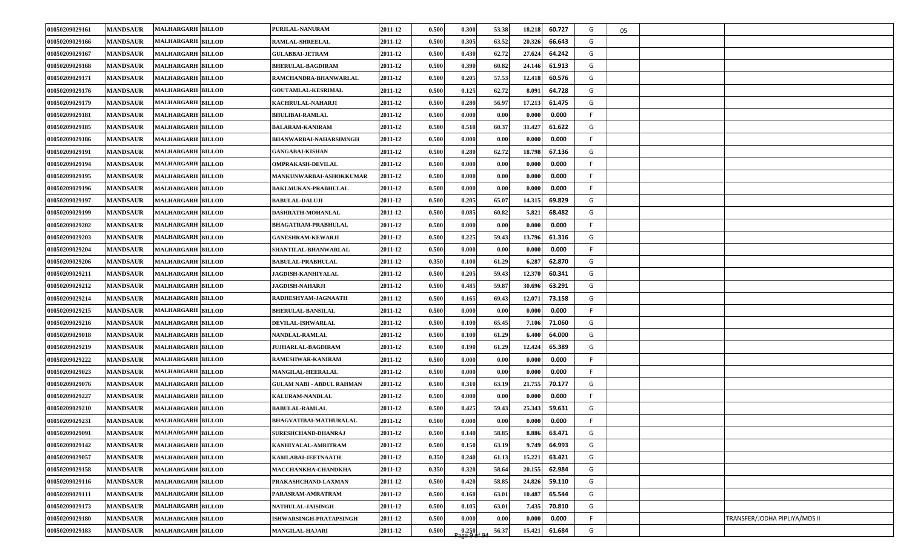| | | | | | | | | | | | | | | | |
|---|---|---|---|---|---|---|---|---|---|---|---|---|---|---|---|
| 01050209029161 | MANDSAUR | MALHARGARH | BILLOD | PURILAL-NANURAM | 2011-12 | 0.500 | 0.300 | 53.38 | 18.218 | 60.727 | G | 05 | | | |
| 01050209029166 | MANDSAUR | MALHARGARH | BILLOD | RAMLAL-SHREELAL | 2011-12 | 0.500 | 0.305 | 63.52 | 20.326 | 66.643 | G | | | | |
| 01050209029167 | MANDSAUR | MALHARGARH | BILLOD | GULABBAI-JETRAM | 2011-12 | 0.500 | 0.430 | 62.72 | 27.624 | 64.242 | G | | | | |
| 01050209029168 | MANDSAUR | MALHARGARH | BILLOD | BHERULAL-BAGDIRAM | 2011-12 | 0.500 | 0.390 | 60.82 | 24.146 | 61.913 | G | | | | |
| 01050209029171 | MANDSAUR | MALHARGARH | BILLOD | RAMCHANDRA-BHANWARLAL | 2011-12 | 0.500 | 0.205 | 57.53 | 12.418 | 60.576 | G | | | | |
| 01050209029176 | MANDSAUR | MALHARGARH | BILLOD | GOUTAMLAL-KESRIMAL | 2011-12 | 0.500 | 0.125 | 62.72 | 8.091 | 64.728 | G | | | | |
| 01050209029179 | MANDSAUR | MALHARGARH | BILLOD | KACHRULAL-NAHARJI | 2011-12 | 0.500 | 0.280 | 56.97 | 17.213 | 61.475 | G | | | | |
| 01050209029181 | MANDSAUR | MALHARGARH | BILLOD | BHULIBAI-RAMLAL | 2011-12 | 0.500 | 0.000 | 0.00 | 0.000 | 0.000 | F | | | | |
| 01050209029185 | MANDSAUR | MALHARGARH | BILLOD | BALARAM-KANIRAM | 2011-12 | 0.500 | 0.510 | 60.37 | 31.427 | 61.622 | G | | | | |
| 01050209029186 | MANDSAUR | MALHARGARH | BILLOD | BHANWARBAI-NAHARSIMNGH | 2011-12 | 0.500 | 0.000 | 0.00 | 0.000 | 0.000 | F | | | | |
| 01050209029191 | MANDSAUR | MALHARGARH | BILLOD | GANGABAI-KISHAN | 2011-12 | 0.500 | 0.280 | 62.72 | 18.798 | 67.136 | G | | | | |
| 01050209029194 | MANDSAUR | MALHARGARH | BILLOD | OMPRAKASH-DEVILAL | 2011-12 | 0.500 | 0.000 | 0.00 | 0.000 | 0.000 | F | | | | |
| 01050209029195 | MANDSAUR | MALHARGARH | BILLOD | MANKUNWARBAI-ASHOKKUMAR | 2011-12 | 0.500 | 0.000 | 0.00 | 0.000 | 0.000 | F | | | | |
| 01050209029196 | MANDSAUR | MALHARGARH | BILLOD | BAKLMUKAN-PRABHULAL | 2011-12 | 0.500 | 0.000 | 0.00 | 0.000 | 0.000 | F | | | | |
| 01050209029197 | MANDSAUR | MALHARGARH | BILLOD | BABULAL-DALUJI | 2011-12 | 0.500 | 0.205 | 65.07 | 14.315 | 69.829 | G | | | | |
| 01050209029199 | MANDSAUR | MALHARGARH | BILLOD | DASHRATH-MOHANLAL | 2011-12 | 0.500 | 0.085 | 60.82 | 5.821 | 68.482 | G | | | | |
| 01050209029202 | MANDSAUR | MALHARGARH | BILLOD | BHAGATRAM-PRABHULAL | 2011-12 | 0.500 | 0.000 | 0.00 | 0.000 | 0.000 | F | | | | |
| 01050209029203 | MANDSAUR | MALHARGARH | BILLOD | GANESHRAM-KEWARJI | 2011-12 | 0.500 | 0.225 | 59.43 | 13.796 | 61.316 | G | | | | |
| 01050209029204 | MANDSAUR | MALHARGARH | BILLOD | SHANTILAL-BHANWARLAL | 2011-12 | 0.500 | 0.000 | 0.00 | 0.000 | 0.000 | F | | | | |
| 01050209029206 | MANDSAUR | MALHARGARH | BILLOD | BABULAL-PRABHULAL | 2011-12 | 0.350 | 0.100 | 61.29 | 6.287 | 62.870 | G | | | | |
| 01050209029211 | MANDSAUR | MALHARGARH | BILLOD | JAGDISH-KANHIYALAL | 2011-12 | 0.500 | 0.205 | 59.43 | 12.370 | 60.341 | G | | | | |
| 01050209029212 | MANDSAUR | MALHARGARH | BILLOD | JAGDISH-NAHARJI | 2011-12 | 0.500 | 0.485 | 59.87 | 30.696 | 63.291 | G | | | | |
| 01050209029214 | MANDSAUR | MALHARGARH | BILLOD | RADHESHYAM-JAGNAATH | 2011-12 | 0.500 | 0.165 | 69.43 | 12.071 | 73.158 | G | | | | |
| 01050209029215 | MANDSAUR | MALHARGARH | BILLOD | BHERULAL-BANSILAL | 2011-12 | 0.500 | 0.000 | 0.00 | 0.000 | 0.000 | F | | | | |
| 01050209029216 | MANDSAUR | MALHARGARH | BILLOD | DEVILAL-ISHWARLAL | 2011-12 | 0.500 | 0.100 | 65.45 | 7.106 | 71.060 | G | | | | |
| 01050209029018 | MANDSAUR | MALHARGARH | BILLOD | NANDLAL-RAMLAL | 2011-12 | 0.500 | 0.100 | 61.29 | 6.400 | 64.000 | G | | | | |
| 01050209029219 | MANDSAUR | MALHARGARH | BILLOD | JUJHARLAL-BAGDIRAM | 2011-12 | 0.500 | 0.190 | 61.29 | 12.424 | 65.389 | G | | | | |
| 01050209029222 | MANDSAUR | MALHARGARH | BILLOD | RAMESHWAR-KANIRAM | 2011-12 | 0.500 | 0.000 | 0.00 | 0.000 | 0.000 | F | | | | |
| 01050209029023 | MANDSAUR | MALHARGARH | BILLOD | MANGILAL-HEERALAL | 2011-12 | 0.500 | 0.000 | 0.00 | 0.000 | 0.000 | F | | | | |
| 01050209029076 | MANDSAUR | MALHARGARH | BILLOD | GULAM NABI - ABDUL RAHMAN | 2011-12 | 0.500 | 0.310 | 63.19 | 21.755 | 70.177 | G | | | | |
| 01050209029227 | MANDSAUR | MALHARGARH | BILLOD | KALURAM-NANDLAL | 2011-12 | 0.500 | 0.000 | 0.00 | 0.000 | 0.000 | F | | | | |
| 01050209029210 | MANDSAUR | MALHARGARH | BILLOD | BABULAL-RAMLAL | 2011-12 | 0.500 | 0.425 | 59.43 | 25.343 | 59.631 | G | | | | |
| 01050209029231 | MANDSAUR | MALHARGARH | BILLOD | BHAGVATIBAI-MATHURALAL | 2011-12 | 0.500 | 0.000 | 0.00 | 0.000 | 0.000 | F | | | | |
| 01050209029091 | MANDSAUR | MALHARGARH | BILLOD | SURESHCHAND-DHANRAJ | 2011-12 | 0.500 | 0.140 | 58.85 | 8.886 | 63.471 | G | | | | |
| 01050209029142 | MANDSAUR | MALHARGARH | BILLOD | KANHIYALAL-AMRITRAM | 2011-12 | 0.500 | 0.150 | 63.19 | 9.749 | 64.993 | G | | | | |
| 01050209029057 | MANDSAUR | MALHARGARH | BILLOD | KAMLABAI-JEETNAATH | 2011-12 | 0.350 | 0.240 | 61.13 | 15.221 | 63.421 | G | | | | |
| 01050209029158 | MANDSAUR | MALHARGARH | BILLOD | MACCHANKHA-CHANDKHA | 2011-12 | 0.350 | 0.320 | 58.64 | 20.155 | 62.984 | G | | | | |
| 01050209029116 | MANDSAUR | MALHARGARH | BILLOD | PRAKASHCHAND-LAXMAN | 2011-12 | 0.500 | 0.420 | 58.85 | 24.826 | 59.110 | G | | | | |
| 01050209029111 | MANDSAUR | MALHARGARH | BILLOD | PARASRAM-AMRATRAM | 2011-12 | 0.500 | 0.160 | 63.01 | 10.487 | 65.544 | G | | | | |
| 01050209029173 | MANDSAUR | MALHARGARH | BILLOD | NATHULAL-JAISINGH | 2011-12 | 0.500 | 0.105 | 63.01 | 7.435 | 70.810 | G | | | | |
| 01050209029180 | MANDSAUR | MALHARGARH | BILLOD | ISHWARSINGH-PRATAPSINGH | 2011-12 | 0.500 | 0.000 | 0.00 | 0.000 | 0.000 | F | | | | TRANSFER/JODHA PIPLIYA/MDS II |
| 01050209029183 | MANDSAUR | MALHARGARH | BILLOD | MANGILAL-HAJARI | 2011-12 | 0.500 | 0.250 | 56.37 | 15.421 | 61.684 | G | | | | |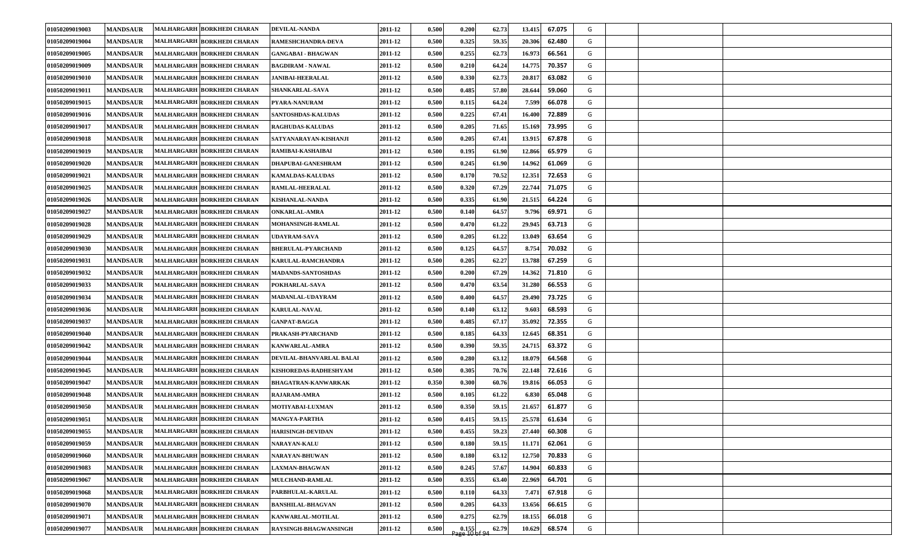| | | | | | | | | | | | | | | | |
|---|---|---|---|---|---|---|---|---|---|---|---|---|---|---|---|
| 01050209019003 | MANDSAUR | MALHARGARH | BORKHEDI CHARAN | DEVILAL-NANDA | 2011-12 | 0.500 | 0.200 | 62.73 | 13.415 | 67.075 | G | | | | |
| 01050209019004 | MANDSAUR | MALHARGARH | BORKHEDI CHARAN | RAMESHCHANDRA-DEVA | 2011-12 | 0.500 | 0.325 | 59.35 | 20.306 | 62.480 | G | | | | |
| 01050209019005 | MANDSAUR | MALHARGARH | BORKHEDI CHARAN | GANGABAI - BHAGWAN | 2011-12 | 0.500 | 0.255 | 62.73 | 16.973 | 66.561 | G | | | | |
| 01050209019009 | MANDSAUR | MALHARGARH | BORKHEDI CHARAN | BAGDIRAM - NAWAL | 2011-12 | 0.500 | 0.210 | 64.24 | 14.775 | 70.357 | G | | | | |
| 01050209019010 | MANDSAUR | MALHARGARH | BORKHEDI CHARAN | JANIBAI-HEERALAL | 2011-12 | 0.500 | 0.330 | 62.73 | 20.817 | 63.082 | G | | | | |
| 01050209019011 | MANDSAUR | MALHARGARH | BORKHEDI CHARAN | SHANKARLAL-SAVA | 2011-12 | 0.500 | 0.485 | 57.80 | 28.644 | 59.060 | G | | | | |
| 01050209019015 | MANDSAUR | MALHARGARH | BORKHEDI CHARAN | PYARA-NANURAM | 2011-12 | 0.500 | 0.115 | 64.24 | 7.599 | 66.078 | G | | | | |
| 01050209019016 | MANDSAUR | MALHARGARH | BORKHEDI CHARAN | SANTOSHDAS-KALUDAS | 2011-12 | 0.500 | 0.225 | 67.41 | 16.400 | 72.889 | G | | | | |
| 01050209019017 | MANDSAUR | MALHARGARH | BORKHEDI CHARAN | RAGHUDAS-KALUDAS | 2011-12 | 0.500 | 0.205 | 71.65 | 15.169 | 73.995 | G | | | | |
| 01050209019018 | MANDSAUR | MALHARGARH | BORKHEDI CHARAN | SATYANARAYAN-KISHANJI | 2011-12 | 0.500 | 0.205 | 67.41 | 13.915 | 67.878 | G | | | | |
| 01050209019019 | MANDSAUR | MALHARGARH | BORKHEDI CHARAN | RAMIBAI-KASHAIBAI | 2011-12 | 0.500 | 0.195 | 61.90 | 12.866 | 65.979 | G | | | | |
| 01050209019020 | MANDSAUR | MALHARGARH | BORKHEDI CHARAN | DHAPUBAI-GANESHRAM | 2011-12 | 0.500 | 0.245 | 61.90 | 14.962 | 61.069 | G | | | | |
| 01050209019021 | MANDSAUR | MALHARGARH | BORKHEDI CHARAN | KAMALDAS-KALUDAS | 2011-12 | 0.500 | 0.170 | 70.52 | 12.351 | 72.653 | G | | | | |
| 01050209019025 | MANDSAUR | MALHARGARH | BORKHEDI CHARAN | RAMLAL-HEERALAL | 2011-12 | 0.500 | 0.320 | 67.29 | 22.744 | 71.075 | G | | | | |
| 01050209019026 | MANDSAUR | MALHARGARH | BORKHEDI CHARAN | KISHANLAL-NANDA | 2011-12 | 0.500 | 0.335 | 61.90 | 21.515 | 64.224 | G | | | | |
| 01050209019027 | MANDSAUR | MALHARGARH | BORKHEDI CHARAN | ONKARLAL-AMRA | 2011-12 | 0.500 | 0.140 | 64.57 | 9.796 | 69.971 | G | | | | |
| 01050209019028 | MANDSAUR | MALHARGARH | BORKHEDI CHARAN | MOHANSINGH-RAMLAL | 2011-12 | 0.500 | 0.470 | 61.22 | 29.945 | 63.713 | G | | | | |
| 01050209019029 | MANDSAUR | MALHARGARH | BORKHEDI CHARAN | UDAYRAM-SAVA | 2011-12 | 0.500 | 0.205 | 61.22 | 13.049 | 63.654 | G | | | | |
| 01050209019030 | MANDSAUR | MALHARGARH | BORKHEDI CHARAN | BHERULAL-PYARCHAND | 2011-12 | 0.500 | 0.125 | 64.57 | 8.754 | 70.032 | G | | | | |
| 01050209019031 | MANDSAUR | MALHARGARH | BORKHEDI CHARAN | KARULAL-RAMCHANDRA | 2011-12 | 0.500 | 0.205 | 62.27 | 13.788 | 67.259 | G | | | | |
| 01050209019032 | MANDSAUR | MALHARGARH | BORKHEDI CHARAN | MADANDS-SANTOSHDAS | 2011-12 | 0.500 | 0.200 | 67.29 | 14.362 | 71.810 | G | | | | |
| 01050209019033 | MANDSAUR | MALHARGARH | BORKHEDI CHARAN | POKHARLAL-SAVA | 2011-12 | 0.500 | 0.470 | 63.54 | 31.280 | 66.553 | G | | | | |
| 01050209019034 | MANDSAUR | MALHARGARH | BORKHEDI CHARAN | MADANLAL-UDAYRAM | 2011-12 | 0.500 | 0.400 | 64.57 | 29.490 | 73.725 | G | | | | |
| 01050209019036 | MANDSAUR | MALHARGARH | BORKHEDI CHARAN | KARULAL-NAVAL | 2011-12 | 0.500 | 0.140 | 63.12 | 9.603 | 68.593 | G | | | | |
| 01050209019037 | MANDSAUR | MALHARGARH | BORKHEDI CHARAN | GANPAT-BAGGA | 2011-12 | 0.500 | 0.485 | 67.17 | 35.092 | 72.355 | G | | | | |
| 01050209019040 | MANDSAUR | MALHARGARH | BORKHEDI CHARAN | PRAKASH-PYARCHAND | 2011-12 | 0.500 | 0.185 | 64.33 | 12.645 | 68.351 | G | | | | |
| 01050209019042 | MANDSAUR | MALHARGARH | BORKHEDI CHARAN | KANWARLAL-AMRA | 2011-12 | 0.500 | 0.390 | 59.35 | 24.715 | 63.372 | G | | | | |
| 01050209019044 | MANDSAUR | MALHARGARH | BORKHEDI CHARAN | DEVILAL-BHANVARLAL BALAI | 2011-12 | 0.500 | 0.280 | 63.12 | 18.079 | 64.568 | G | | | | |
| 01050209019045 | MANDSAUR | MALHARGARH | BORKHEDI CHARAN | KISHOREDAS-RADHESHYAM | 2011-12 | 0.500 | 0.305 | 70.76 | 22.148 | 72.616 | G | | | | |
| 01050209019047 | MANDSAUR | MALHARGARH | BORKHEDI CHARAN | BHAGATRAN-KANWARKAK | 2011-12 | 0.350 | 0.300 | 60.76 | 19.816 | 66.053 | G | | | | |
| 01050209019048 | MANDSAUR | MALHARGARH | BORKHEDI CHARAN | RAJARAM-AMRA | 2011-12 | 0.500 | 0.105 | 61.22 | 6.830 | 65.048 | G | | | | |
| 01050209019050 | MANDSAUR | MALHARGARH | BORKHEDI CHARAN | MOTIYABAI-LUXMAN | 2011-12 | 0.500 | 0.350 | 59.15 | 21.657 | 61.877 | G | | | | |
| 01050209019051 | MANDSAUR | MALHARGARH | BORKHEDI CHARAN | MANGYA-PARTHA | 2011-12 | 0.500 | 0.415 | 59.15 | 25.578 | 61.634 | G | | | | |
| 01050209019055 | MANDSAUR | MALHARGARH | BORKHEDI CHARAN | HARISINGH-DEVIDAN | 2011-12 | 0.500 | 0.455 | 59.23 | 27.440 | 60.308 | G | | | | |
| 01050209019059 | MANDSAUR | MALHARGARH | BORKHEDI CHARAN | NARAYAN-KALU | 2011-12 | 0.500 | 0.180 | 59.15 | 11.171 | 62.061 | G | | | | |
| 01050209019060 | MANDSAUR | MALHARGARH | BORKHEDI CHARAN | NARAYAN-BHUWAN | 2011-12 | 0.500 | 0.180 | 63.12 | 12.750 | 70.833 | G | | | | |
| 01050209019083 | MANDSAUR | MALHARGARH | BORKHEDI CHARAN | LAXMAN-BHAGWAN | 2011-12 | 0.500 | 0.245 | 57.67 | 14.904 | 60.833 | G | | | | |
| 01050209019067 | MANDSAUR | MALHARGARH | BORKHEDI CHARAN | MULCHAND-RAMLAL | 2011-12 | 0.500 | 0.355 | 63.40 | 22.969 | 64.701 | G | | | | |
| 01050209019068 | MANDSAUR | MALHARGARH | BORKHEDI CHARAN | PARBHULAL-KARULAL | 2011-12 | 0.500 | 0.110 | 64.33 | 7.471 | 67.918 | G | | | | |
| 01050209019070 | MANDSAUR | MALHARGARH | BORKHEDI CHARAN | BANSHILAL-BHAGVAN | 2011-12 | 0.500 | 0.205 | 64.33 | 13.656 | 66.615 | G | | | | |
| 01050209019071 | MANDSAUR | MALHARGARH | BORKHEDI CHARAN | KANWARLAL-MOTILAL | 2011-12 | 0.500 | 0.275 | 62.79 | 18.155 | 66.018 | G | | | | |
| 01050209019077 | MANDSAUR | MALHARGARH | BORKHEDI CHARAN | RAYSINGH-BHAGWANSINGH | 2011-12 | 0.500 | 0.155 | 62.79 | 10.629 | 68.574 | G | | | | |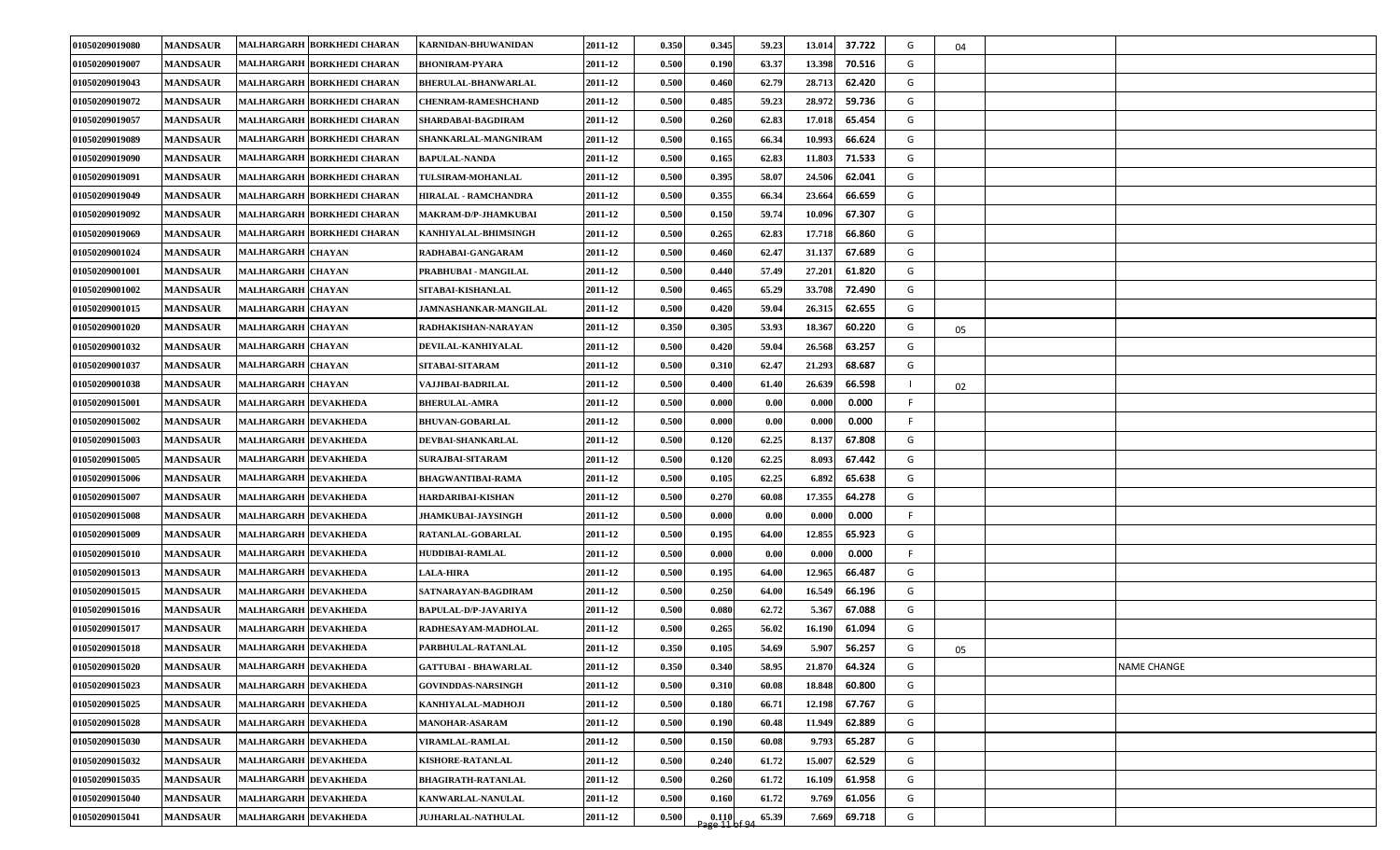| | | | | | | | | | | | | | | | |
|---|---|---|---|---|---|---|---|---|---|---|---|---|---|---|---|
| 01050209019080 | MANDSAUR | MALHARGARH | BORKHEDI CHARAN | KARNIDAN-BHUWANIDAN | 2011-12 | 0.350 | 0.345 | 59.23 | 13.014 | 37.722 | G | 04 | | | |
| 01050209019007 | MANDSAUR | MALHARGARH | BORKHEDI CHARAN | BHONIRAM-PYARA | 2011-12 | 0.500 | 0.190 | 63.37 | 13.398 | 70.516 | G | | | | |
| 01050209019043 | MANDSAUR | MALHARGARH | BORKHEDI CHARAN | BHERULAL-BHANWARLAL | 2011-12 | 0.500 | 0.460 | 62.79 | 28.713 | 62.420 | G | | | | |
| 01050209019072 | MANDSAUR | MALHARGARH | BORKHEDI CHARAN | CHENRAM-RAMESHCHAND | 2011-12 | 0.500 | 0.485 | 59.23 | 28.972 | 59.736 | G | | | | |
| 01050209019057 | MANDSAUR | MALHARGARH | BORKHEDI CHARAN | SHARDABAI-BAGDIRAM | 2011-12 | 0.500 | 0.260 | 62.83 | 17.018 | 65.454 | G | | | | |
| 01050209019089 | MANDSAUR | MALHARGARH | BORKHEDI CHARAN | SHANKARLAL-MANGNIRAM | 2011-12 | 0.500 | 0.165 | 66.34 | 10.993 | 66.624 | G | | | | |
| 01050209019090 | MANDSAUR | MALHARGARH | BORKHEDI CHARAN | BAPULAL-NANDA | 2011-12 | 0.500 | 0.165 | 62.83 | 11.803 | 71.533 | G | | | | |
| 01050209019091 | MANDSAUR | MALHARGARH | BORKHEDI CHARAN | TULSIRAM-MOHANLAL | 2011-12 | 0.500 | 0.395 | 58.07 | 24.506 | 62.041 | G | | | | |
| 01050209019049 | MANDSAUR | MALHARGARH | BORKHEDI CHARAN | HIRALAL - RAMCHANDRA | 2011-12 | 0.500 | 0.355 | 66.34 | 23.664 | 66.659 | G | | | | |
| 01050209019092 | MANDSAUR | MALHARGARH | BORKHEDI CHARAN | MAKRAM-D/P-JHAMKUBAI | 2011-12 | 0.500 | 0.150 | 59.74 | 10.096 | 67.307 | G | | | | |
| 01050209019069 | MANDSAUR | MALHARGARH | BORKHEDI CHARAN | KANHIYALAL-BHIMSINGH | 2011-12 | 0.500 | 0.265 | 62.83 | 17.718 | 66.860 | G | | | | |
| 01050209001024 | MANDSAUR | MALHARGARH | CHAYAN | RADHABAI-GANGARAM | 2011-12 | 0.500 | 0.460 | 62.47 | 31.137 | 67.689 | G | | | | |
| 01050209001001 | MANDSAUR | MALHARGARH | CHAYAN | PRABHUBAI - MANGILAL | 2011-12 | 0.500 | 0.440 | 57.49 | 27.201 | 61.820 | G | | | | |
| 01050209001002 | MANDSAUR | MALHARGARH | CHAYAN | SITABAI-KISHANLAL | 2011-12 | 0.500 | 0.465 | 65.29 | 33.708 | 72.490 | G | | | | |
| 01050209001015 | MANDSAUR | MALHARGARH | CHAYAN | JAMNASHANKAR-MANGILAL | 2011-12 | 0.500 | 0.420 | 59.04 | 26.315 | 62.655 | G | | | | |
| 01050209001020 | MANDSAUR | MALHARGARH | CHAYAN | RADHAKISHAN-NARAYAN | 2011-12 | 0.350 | 0.305 | 53.93 | 18.367 | 60.220 | G | 05 | | | |
| 01050209001032 | MANDSAUR | MALHARGARH | CHAYAN | DEVILAL-KANHIYALAL | 2011-12 | 0.500 | 0.420 | 59.04 | 26.568 | 63.257 | G | | | | |
| 01050209001037 | MANDSAUR | MALHARGARH | CHAYAN | SITABAI-SITARAM | 2011-12 | 0.500 | 0.310 | 62.47 | 21.293 | 68.687 | G | | | | |
| 01050209001038 | MANDSAUR | MALHARGARH | CHAYAN | VAJJIBAI-BADRILAL | 2011-12 | 0.500 | 0.400 | 61.40 | 26.639 | 66.598 | I | 02 | | | |
| 01050209015001 | MANDSAUR | MALHARGARH | DEVAKHEDA | BHERULAL-AMRA | 2011-12 | 0.500 | 0.000 | 0.00 | 0.000 | 0.000 | F | | | | |
| 01050209015002 | MANDSAUR | MALHARGARH | DEVAKHEDA | BHUVAN-GOBARLAL | 2011-12 | 0.500 | 0.000 | 0.00 | 0.000 | 0.000 | F | | | | |
| 01050209015003 | MANDSAUR | MALHARGARH | DEVAKHEDA | DEVBAI-SHANKARLAL | 2011-12 | 0.500 | 0.120 | 62.25 | 8.137 | 67.808 | G | | | | |
| 01050209015005 | MANDSAUR | MALHARGARH | DEVAKHEDA | SURAJBAI-SITARAM | 2011-12 | 0.500 | 0.120 | 62.25 | 8.093 | 67.442 | G | | | | |
| 01050209015006 | MANDSAUR | MALHARGARH | DEVAKHEDA | BHAGWANTIBAI-RAMA | 2011-12 | 0.500 | 0.105 | 62.25 | 6.892 | 65.638 | G | | | | |
| 01050209015007 | MANDSAUR | MALHARGARH | DEVAKHEDA | HARDARIBAI-KISHAN | 2011-12 | 0.500 | 0.270 | 60.08 | 17.355 | 64.278 | G | | | | |
| 01050209015008 | MANDSAUR | MALHARGARH | DEVAKHEDA | JHAMKUBAI-JAYSINGH | 2011-12 | 0.500 | 0.000 | 0.00 | 0.000 | 0.000 | F | | | | |
| 01050209015009 | MANDSAUR | MALHARGARH | DEVAKHEDA | RATANLAL-GOBARLAL | 2011-12 | 0.500 | 0.195 | 64.00 | 12.855 | 65.923 | G | | | | |
| 01050209015010 | MANDSAUR | MALHARGARH | DEVAKHEDA | HUDDIBAI-RAMLAL | 2011-12 | 0.500 | 0.000 | 0.00 | 0.000 | 0.000 | F | | | | |
| 01050209015013 | MANDSAUR | MALHARGARH | DEVAKHEDA | LALA-HIRA | 2011-12 | 0.500 | 0.195 | 64.00 | 12.965 | 66.487 | G | | | | |
| 01050209015015 | MANDSAUR | MALHARGARH | DEVAKHEDA | SATNARAYAN-BAGDIRAM | 2011-12 | 0.500 | 0.250 | 64.00 | 16.549 | 66.196 | G | | | | |
| 01050209015016 | MANDSAUR | MALHARGARH | DEVAKHEDA | BAPULAL-D/P-JAVARIYA | 2011-12 | 0.500 | 0.080 | 62.72 | 5.367 | 67.088 | G | | | | |
| 01050209015017 | MANDSAUR | MALHARGARH | DEVAKHEDA | RADHESAYAM-MADHOLAL | 2011-12 | 0.500 | 0.265 | 56.02 | 16.190 | 61.094 | G | | | | |
| 01050209015018 | MANDSAUR | MALHARGARH | DEVAKHEDA | PARBHULAL-RATANLAL | 2011-12 | 0.350 | 0.105 | 54.69 | 5.907 | 56.257 | G | 05 | | | |
| 01050209015020 | MANDSAUR | MALHARGARH | DEVAKHEDA | GATTUBAI - BHAWARLAL | 2011-12 | 0.350 | 0.340 | 58.95 | 21.870 | 64.324 | G | | | | NAME CHANGE |
| 01050209015023 | MANDSAUR | MALHARGARH | DEVAKHEDA | GOVINDDAS-NARSINGH | 2011-12 | 0.500 | 0.310 | 60.08 | 18.848 | 60.800 | G | | | | |
| 01050209015025 | MANDSAUR | MALHARGARH | DEVAKHEDA | KANHIYALAL-MADHOJI | 2011-12 | 0.500 | 0.180 | 66.71 | 12.198 | 67.767 | G | | | | |
| 01050209015028 | MANDSAUR | MALHARGARH | DEVAKHEDA | MANOHAR-ASARAM | 2011-12 | 0.500 | 0.190 | 60.48 | 11.949 | 62.889 | G | | | | |
| 01050209015030 | MANDSAUR | MALHARGARH | DEVAKHEDA | VIRAMLAL-RAMLAL | 2011-12 | 0.500 | 0.150 | 60.08 | 9.793 | 65.287 | G | | | | |
| 01050209015032 | MANDSAUR | MALHARGARH | DEVAKHEDA | KISHORE-RATANLAL | 2011-12 | 0.500 | 0.240 | 61.72 | 15.007 | 62.529 | G | | | | |
| 01050209015035 | MANDSAUR | MALHARGARH | DEVAKHEDA | BHAGIRATH-RATANLAL | 2011-12 | 0.500 | 0.260 | 61.72 | 16.109 | 61.958 | G | | | | |
| 01050209015040 | MANDSAUR | MALHARGARH | DEVAKHEDA | KANWARLAL-NANULAL | 2011-12 | 0.500 | 0.160 | 61.72 | 9.769 | 61.056 | G | | | | |
| 01050209015041 | MANDSAUR | MALHARGARH | DEVAKHEDA | JUJHARLAL-NATHULAL | 2011-12 | 0.500 | 0.110 | 65.39 | 7.669 | 69.718 | G | | | | |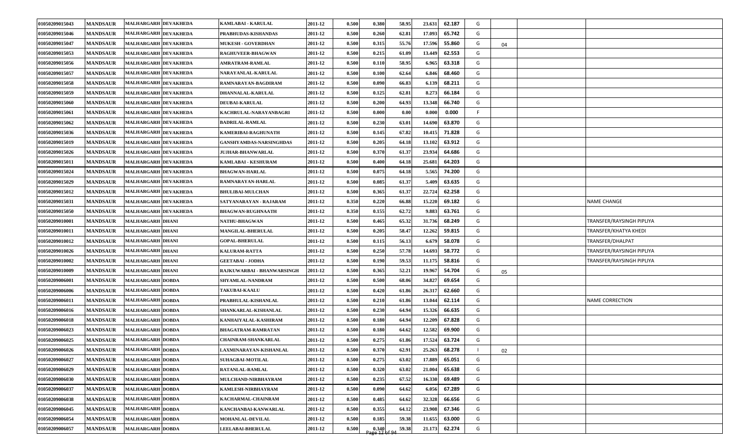| | | | | | | | | | | | | | | | |
|---|---|---|---|---|---|---|---|---|---|---|---|---|---|---|---|
| 01050209015043 | MANDSAUR | MALHARGARH | DEVAKHEDA | KAMLABAI - KARULAL | 2011-12 | 0.500 | 0.380 | 58.95 | 23.631 | 62.187 | G | | | | |
| 01050209015046 | MANDSAUR | MALHARGARH | DEVAKHEDA | PRABHUDAS-KISHANDAS | 2011-12 | 0.500 | 0.260 | 62.81 | 17.093 | 65.742 | G | | | | |
| 01050209015047 | MANDSAUR | MALHARGARH | DEVAKHEDA | MUKESH - GOVERDHAN | 2011-12 | 0.500 | 0.315 | 55.76 | 17.596 | 55.860 | G | 04 | | | |
| 01050209015053 | MANDSAUR | MALHARGARH | DEVAKHEDA | RAGHUVEER-BHAGWAN | 2011-12 | 0.500 | 0.215 | 61.09 | 13.449 | 62.553 | G | | | | |
| 01050209015056 | MANDSAUR | MALHARGARH | DEVAKHEDA | AMRATRAM-RAMLAL | 2011-12 | 0.500 | 0.110 | 58.95 | 6.965 | 63.318 | G | | | | |
| 01050209015057 | MANDSAUR | MALHARGARH | DEVAKHEDA | NARAYANLAL-KARULAL | 2011-12 | 0.500 | 0.100 | 62.64 | 6.846 | 68.460 | G | | | | |
| 01050209015058 | MANDSAUR | MALHARGARH | DEVAKHEDA | RAMNARAYAN-BAGDIRAM | 2011-12 | 0.500 | 0.090 | 66.83 | 6.139 | 68.211 | G | | | | |
| 01050209015059 | MANDSAUR | MALHARGARH | DEVAKHEDA | DHANNALAL-KARULAL | 2011-12 | 0.500 | 0.125 | 62.81 | 8.273 | 66.184 | G | | | | |
| 01050209015060 | MANDSAUR | MALHARGARH | DEVAKHEDA | DEUBAI-KARULAL | 2011-12 | 0.500 | 0.200 | 64.93 | 13.348 | 66.740 | G | | | | |
| 01050209015061 | MANDSAUR | MALHARGARH | DEVAKHEDA | KACHRULAL-NARAYANBAGRI | 2011-12 | 0.500 | 0.000 | 0.00 | 0.000 | 0.000 | F | | | | |
| 01050209015062 | MANDSAUR | MALHARGARH | DEVAKHEDA | BADRILAL-RAMLAL | 2011-12 | 0.500 | 0.230 | 63.01 | 14.690 | 63.870 | G | | | | |
| 01050209015036 | MANDSAUR | MALHARGARH | DEVAKHEDA | KAMERIBAI-RAGHUNATH | 2011-12 | 0.500 | 0.145 | 67.82 | 10.415 | 71.828 | G | | | | |
| 01050209015019 | MANDSAUR | MALHARGARH | DEVAKHEDA | GANSHYAMDAS-NARSINGHDAS | 2011-12 | 0.500 | 0.205 | 64.18 | 13.102 | 63.912 | G | | | | |
| 01050209015026 | MANDSAUR | MALHARGARH | DEVAKHEDA | JUJHAR-BHANWARLAL | 2011-12 | 0.500 | 0.370 | 61.37 | 23.934 | 64.686 | G | | | | |
| 01050209015011 | MANDSAUR | MALHARGARH | DEVAKHEDA | KAMLABAI - KESHURAM | 2011-12 | 0.500 | 0.400 | 64.18 | 25.681 | 64.203 | G | | | | |
| 01050209015024 | MANDSAUR | MALHARGARH | DEVAKHEDA | BHAGWAN-HARLAL | 2011-12 | 0.500 | 0.075 | 64.18 | 5.565 | 74.200 | G | | | | |
| 01050209015029 | MANDSAUR | MALHARGARH | DEVAKHEDA | RAMNARAYAN-HARLAL | 2011-12 | 0.500 | 0.085 | 61.37 | 5.409 | 63.635 | G | | | | |
| 01050209015012 | MANDSAUR | MALHARGARH | DEVAKHEDA | BHULIBAI-MULCHAN | 2011-12 | 0.500 | 0.365 | 61.37 | 22.724 | 62.258 | G | | | | |
| 01050209015031 | MANDSAUR | MALHARGARH | DEVAKHEDA | SATYANARAYAN - RAJARAM | 2011-12 | 0.350 | 0.220 | 66.88 | 15.220 | 69.182 | G | | | | NAME CHANGE |
| 01050209015050 | MANDSAUR | MALHARGARH | DEVAKHEDA | BHAGWAN-RUGHNAATH | 2011-12 | 0.350 | 0.155 | 62.72 | 9.883 | 63.761 | G | | | | |
| 01050209010001 | MANDSAUR | MALHARGARH | DHANI | NATHU-BHAGWAN | 2011-12 | 0.500 | 0.465 | 65.32 | 31.736 | 68.249 | G | | | | TRANSFER/RAYSINGH PIPLIYA |
| 01050209010011 | MANDSAUR | MALHARGARH | DHANI | MANGILAL-BHERULAL | 2011-12 | 0.500 | 0.205 | 58.47 | 12.262 | 59.815 | G | | | | TRANSFER/KHATYA KHEDI |
| 01050209010012 | MANDSAUR | MALHARGARH | DHANI | GOPAL-BHERULAL | 2011-12 | 0.500 | 0.115 | 56.13 | 6.679 | 58.078 | G | | | | TRANSFER/DHALPAT |
| 01050209010026 | MANDSAUR | MALHARGARH | DHANI | KALURAM-RATTA | 2011-12 | 0.500 | 0.250 | 57.78 | 14.693 | 58.772 | G | | | | TRANSFER/RAYSINGH PIPLIYA |
| 01050209010002 | MANDSAUR | MALHARGARH | DHANI | GEETABAI - JODHA | 2011-12 | 0.500 | 0.190 | 59.53 | 11.175 | 58.816 | G | | | | TRANSFER/RAYSINGH PIPLIYA |
| 01050209010009 | MANDSAUR | MALHARGARH | DHANI | RAJKUWARBAI - BHANWARSINGH | 2011-12 | 0.500 | 0.365 | 52.21 | 19.967 | 54.704 | G | 05 | | | |
| 01050209006001 | MANDSAUR | MALHARGARH | DOBDA | SHYAMLAL-NANDRAM | 2011-12 | 0.500 | 0.500 | 68.06 | 34.827 | 69.654 | G | | | | |
| 01050209006006 | MANDSAUR | MALHARGARH | DOBDA | TAKUBAI-KAALU | 2011-12 | 0.500 | 0.420 | 61.86 | 26.317 | 62.660 | G | | | | |
| 01050209006011 | MANDSAUR | MALHARGARH | DOBDA | PRABHULAL-KISHANLAL | 2011-12 | 0.500 | 0.210 | 61.86 | 13.044 | 62.114 | G | | | | NAME CORRECTION |
| 01050209006016 | MANDSAUR | MALHARGARH | DOBDA | SHANKARLAL-KISHANLAL | 2011-12 | 0.500 | 0.230 | 64.94 | 15.326 | 66.635 | G | | | | |
| 01050209006018 | MANDSAUR | MALHARGARH | DOBDA | KANHAIYALAL-KASHIRAM | 2011-12 | 0.500 | 0.180 | 64.94 | 12.209 | 67.828 | G | | | | |
| 01050209006023 | MANDSAUR | MALHARGARH | DOBDA | BHAGATRAM-RAMRATAN | 2011-12 | 0.500 | 0.180 | 64.62 | 12.582 | 69.900 | G | | | | |
| 01050209006025 | MANDSAUR | MALHARGARH | DOBDA | CHAINRAM-SHANKARLAL | 2011-12 | 0.500 | 0.275 | 61.86 | 17.524 | 63.724 | G | | | | |
| 01050209006026 | MANDSAUR | MALHARGARH | DOBDA | LAXMINARAYAN-KISHANLAL | 2011-12 | 0.500 | 0.370 | 62.91 | 25.263 | 68.278 | I | 02 | | | |
| 01050209006027 | MANDSAUR | MALHARGARH | DOBDA | SUHAGBAI-MOTILAL | 2011-12 | 0.500 | 0.275 | 63.02 | 17.889 | 65.051 | G | | | | |
| 01050209006029 | MANDSAUR | MALHARGARH | DOBDA | RATANLAL-RAMLAL | 2011-12 | 0.500 | 0.320 | 63.02 | 21.004 | 65.638 | G | | | | |
| 01050209006030 | MANDSAUR | MALHARGARH | DOBDA | MULCHAND-NIRBHAYRAM | 2011-12 | 0.500 | 0.235 | 67.52 | 16.330 | 69.489 | G | | | | |
| 01050209006037 | MANDSAUR | MALHARGARH | DOBDA | KAMLESH-NIRBHAYRAM | 2011-12 | 0.500 | 0.090 | 64.62 | 6.056 | 67.289 | G | | | | |
| 01050209006038 | MANDSAUR | MALHARGARH | DOBDA | KACHARMAL-CHAINRAM | 2011-12 | 0.500 | 0.485 | 64.62 | 32.328 | 66.656 | G | | | | |
| 01050209006045 | MANDSAUR | MALHARGARH | DOBDA | KANCHANBAI-KANWARLAL | 2011-12 | 0.500 | 0.355 | 64.12 | 23.908 | 67.346 | G | | | | |
| 01050209006054 | MANDSAUR | MALHARGARH | DOBDA | MOHANLAL-DEVILAL | 2011-12 | 0.500 | 0.185 | 59.38 | 11.655 | 63.000 | G | | | | |
| 01050209006057 | MANDSAUR | MALHARGARH | DOBDA | LEELABAI-BHERULAL | 2011-12 | 0.500 | 0.340 | 59.38 | 21.173 | 62.274 | G | | | | |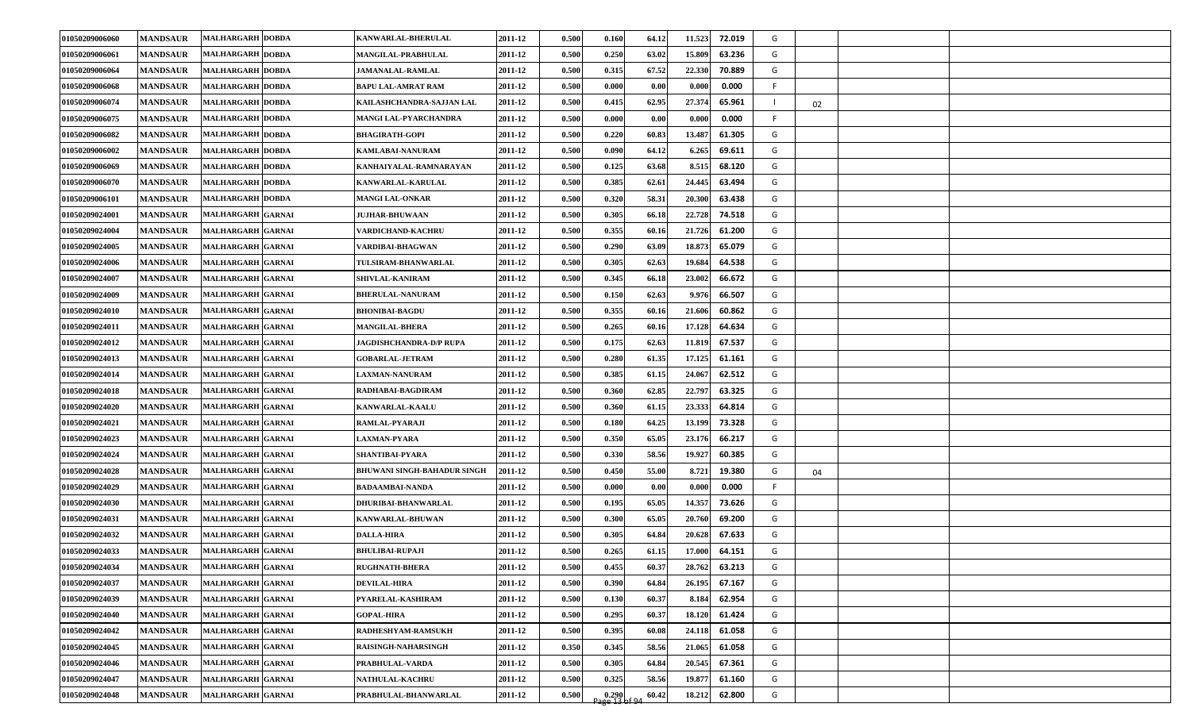| | | | | | | | | | | | | | | |
|---|---|---|---|---|---|---|---|---|---|---|---|---|---|---|
| 01050209006060 | MANDSAUR | MALHARGARH | DOBDA | KANWARLAL-BHERULAL | 2011-12 | 0.500 | 0.160 | 64.12 | 11.523 | 72.019 | G | | | |
| 01050209006061 | MANDSAUR | MALHARGARH | DOBDA | MANGILAL-PRABHULAL | 2011-12 | 0.500 | 0.250 | 63.02 | 15.809 | 63.236 | G | | | |
| 01050209006064 | MANDSAUR | MALHARGARH | DOBDA | JAMANALAL-RAMLAL | 2011-12 | 0.500 | 0.315 | 67.52 | 22.330 | 70.889 | G | | | |
| 01050209006068 | MANDSAUR | MALHARGARH | DOBDA | BAPU LAL-AMRAT RAM | 2011-12 | 0.500 | 0.000 | 0.00 | 0.000 | 0.000 | F | | | |
| 01050209006074 | MANDSAUR | MALHARGARH | DOBDA | KAILASHCHANDRA-SAJJAN LAL | 2011-12 | 0.500 | 0.415 | 62.95 | 27.374 | 65.961 | I | 02 | | |
| 01050209006075 | MANDSAUR | MALHARGARH | DOBDA | MANGI LAL-PYARCHANDRA | 2011-12 | 0.500 | 0.000 | 0.00 | 0.000 | 0.000 | F | | | |
| 01050209006082 | MANDSAUR | MALHARGARH | DOBDA | BHAGIRATH-GOPI | 2011-12 | 0.500 | 0.220 | 60.83 | 13.487 | 61.305 | G | | | |
| 01050209006002 | MANDSAUR | MALHARGARH | DOBDA | KAMLABAI-NANURAM | 2011-12 | 0.500 | 0.090 | 64.12 | 6.265 | 69.611 | G | | | |
| 01050209006069 | MANDSAUR | MALHARGARH | DOBDA | KANHAIYALAL-RAMNARAYAN | 2011-12 | 0.500 | 0.125 | 63.68 | 8.515 | 68.120 | G | | | |
| 01050209006070 | MANDSAUR | MALHARGARH | DOBDA | KANWARLAL-KARULAL | 2011-12 | 0.500 | 0.385 | 62.61 | 24.445 | 63.494 | G | | | |
| 01050209006101 | MANDSAUR | MALHARGARH | DOBDA | MANGI LAL-ONKAR | 2011-12 | 0.500 | 0.320 | 58.31 | 20.300 | 63.438 | G | | | |
| 01050209024001 | MANDSAUR | MALHARGARH | GARNAI | JUJHAR-BHUWAAN | 2011-12 | 0.500 | 0.305 | 66.18 | 22.728 | 74.518 | G | | | |
| 01050209024004 | MANDSAUR | MALHARGARH | GARNAI | VARDICHAND-KACHRU | 2011-12 | 0.500 | 0.355 | 60.16 | 21.726 | 61.200 | G | | | |
| 01050209024005 | MANDSAUR | MALHARGARH | GARNAI | VARDIBAI-BHAGWAN | 2011-12 | 0.500 | 0.290 | 63.09 | 18.873 | 65.079 | G | | | |
| 01050209024006 | MANDSAUR | MALHARGARH | GARNAI | TULSIRAM-BHANWARLAL | 2011-12 | 0.500 | 0.305 | 62.63 | 19.684 | 64.538 | G | | | |
| 01050209024007 | MANDSAUR | MALHARGARH | GARNAI | SHIVLAL-KANIRAM | 2011-12 | 0.500 | 0.345 | 66.18 | 23.002 | 66.672 | G | | | |
| 01050209024009 | MANDSAUR | MALHARGARH | GARNAI | BHERULAL-NANURAM | 2011-12 | 0.500 | 0.150 | 62.63 | 9.976 | 66.507 | G | | | |
| 01050209024010 | MANDSAUR | MALHARGARH | GARNAI | BHONIBAI-BAGDU | 2011-12 | 0.500 | 0.355 | 60.16 | 21.606 | 60.862 | G | | | |
| 01050209024011 | MANDSAUR | MALHARGARH | GARNAI | MANGILAL-BHERA | 2011-12 | 0.500 | 0.265 | 60.16 | 17.128 | 64.634 | G | | | |
| 01050209024012 | MANDSAUR | MALHARGARH | GARNAI | JAGDISHCHANDRA-D/P RUPA | 2011-12 | 0.500 | 0.175 | 62.63 | 11.819 | 67.537 | G | | | |
| 01050209024013 | MANDSAUR | MALHARGARH | GARNAI | GOBARLAL-JETRAM | 2011-12 | 0.500 | 0.280 | 61.35 | 17.125 | 61.161 | G | | | |
| 01050209024014 | MANDSAUR | MALHARGARH | GARNAI | LAXMAN-NANURAM | 2011-12 | 0.500 | 0.385 | 61.15 | 24.067 | 62.512 | G | | | |
| 01050209024018 | MANDSAUR | MALHARGARH | GARNAI | RADHABAI-BAGDIRAM | 2011-12 | 0.500 | 0.360 | 62.85 | 22.797 | 63.325 | G | | | |
| 01050209024020 | MANDSAUR | MALHARGARH | GARNAI | KANWARLAL-KAALU | 2011-12 | 0.500 | 0.360 | 61.15 | 23.333 | 64.814 | G | | | |
| 01050209024021 | MANDSAUR | MALHARGARH | GARNAI | RAMLAL-PYARAJI | 2011-12 | 0.500 | 0.180 | 64.25 | 13.199 | 73.328 | G | | | |
| 01050209024023 | MANDSAUR | MALHARGARH | GARNAI | LAXMAN-PYARA | 2011-12 | 0.500 | 0.350 | 65.05 | 23.176 | 66.217 | G | | | |
| 01050209024024 | MANDSAUR | MALHARGARH | GARNAI | SHANTIBAI-PYARA | 2011-12 | 0.500 | 0.330 | 58.56 | 19.927 | 60.385 | G | | | |
| 01050209024028 | MANDSAUR | MALHARGARH | GARNAI | BHUWANI SINGH-BAHADUR SINGH | 2011-12 | 0.500 | 0.450 | 55.00 | 8.721 | 19.380 | G | 04 | | |
| 01050209024029 | MANDSAUR | MALHARGARH | GARNAI | BADAAMBAI-NANDA | 2011-12 | 0.500 | 0.000 | 0.00 | 0.000 | 0.000 | F | | | |
| 01050209024030 | MANDSAUR | MALHARGARH | GARNAI | DHURIBAI-BHANWARLAL | 2011-12 | 0.500 | 0.195 | 65.05 | 14.357 | 73.626 | G | | | |
| 01050209024031 | MANDSAUR | MALHARGARH | GARNAI | KANWARLAL-BHUWAN | 2011-12 | 0.500 | 0.300 | 65.05 | 20.760 | 69.200 | G | | | |
| 01050209024032 | MANDSAUR | MALHARGARH | GARNAI | DALLA-HIRA | 2011-12 | 0.500 | 0.305 | 64.84 | 20.628 | 67.633 | G | | | |
| 01050209024033 | MANDSAUR | MALHARGARH | GARNAI | BHULIBAI-RUPAJI | 2011-12 | 0.500 | 0.265 | 61.15 | 17.000 | 64.151 | G | | | |
| 01050209024034 | MANDSAUR | MALHARGARH | GARNAI | RUGHNATH-BHERA | 2011-12 | 0.500 | 0.455 | 60.37 | 28.762 | 63.213 | G | | | |
| 01050209024037 | MANDSAUR | MALHARGARH | GARNAI | DEVILAL-HIRA | 2011-12 | 0.500 | 0.390 | 64.84 | 26.195 | 67.167 | G | | | |
| 01050209024039 | MANDSAUR | MALHARGARH | GARNAI | PYARELAL-KASHIRAM | 2011-12 | 0.500 | 0.130 | 60.37 | 8.184 | 62.954 | G | | | |
| 01050209024040 | MANDSAUR | MALHARGARH | GARNAI | GOPAL-HIRA | 2011-12 | 0.500 | 0.295 | 60.37 | 18.120 | 61.424 | G | | | |
| 01050209024042 | MANDSAUR | MALHARGARH | GARNAI | RADHESHYAM-RAMSUKH | 2011-12 | 0.500 | 0.395 | 60.08 | 24.118 | 61.058 | G | | | |
| 01050209024045 | MANDSAUR | MALHARGARH | GARNAI | RAISINGH-NAHARSINGH | 2011-12 | 0.350 | 0.345 | 58.56 | 21.065 | 61.058 | G | | | |
| 01050209024046 | MANDSAUR | MALHARGARH | GARNAI | PRABHULAL-VARDA | 2011-12 | 0.500 | 0.305 | 64.84 | 20.545 | 67.361 | G | | | |
| 01050209024047 | MANDSAUR | MALHARGARH | GARNAI | NATHULAL-KACHRU | 2011-12 | 0.500 | 0.325 | 58.56 | 19.877 | 61.160 | G | | | |
| 01050209024048 | MANDSAUR | MALHARGARH | GARNAI | PRABHULAL-BHANWARLAL | 2011-12 | 0.500 | 0.290 | 60.42 | 18.212 | 62.800 | G | | | |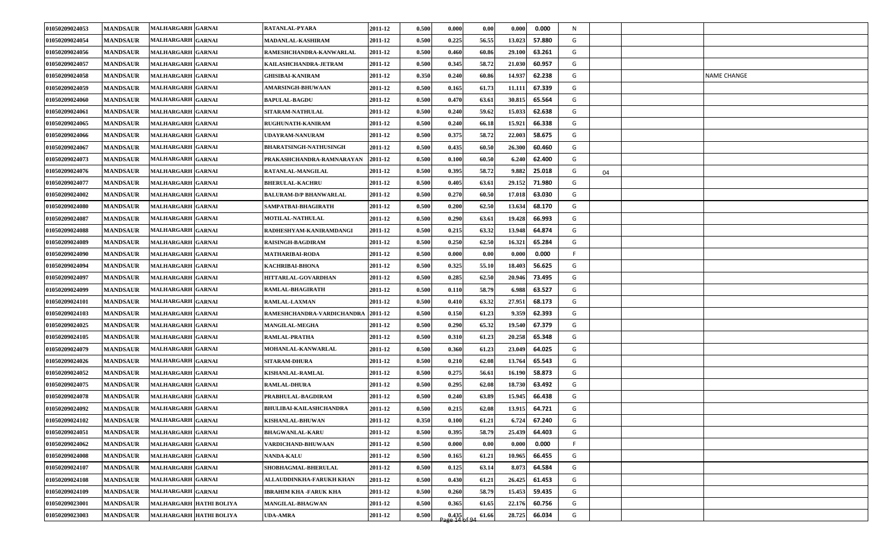| | | | | | | | | | | | | | | | |
|---|---|---|---|---|---|---|---|---|---|---|---|---|---|---|---|
| 01050209024053 | MANDSAUR | MALHARGARH | GARNAI | RATANLAL-PYARA | 2011-12 | 0.500 | 0.000 | 0.00 | 0.000 | 0.000 | N | | | | |
| 01050209024054 | MANDSAUR | MALHARGARH | GARNAI | MADANLAL-KASHIRAM | 2011-12 | 0.500 | 0.225 | 56.55 | 13.023 | 57.880 | G | | | | |
| 01050209024056 | MANDSAUR | MALHARGARH | GARNAI | RAMESHCHANDRA-KANWARLAL | 2011-12 | 0.500 | 0.460 | 60.86 | 29.100 | 63.261 | G | | | | |
| 01050209024057 | MANDSAUR | MALHARGARH | GARNAI | KAILASHCHANDRA-JETRAM | 2011-12 | 0.500 | 0.345 | 58.72 | 21.030 | 60.957 | G | | | | |
| 01050209024058 | MANDSAUR | MALHARGARH | GARNAI | GHISIBAI-KANIRAM | 2011-12 | 0.350 | 0.240 | 60.86 | 14.937 | 62.238 | G | | | | NAME CHANGE |
| 01050209024059 | MANDSAUR | MALHARGARH | GARNAI | AMARSINGH-BHUWAAN | 2011-12 | 0.500 | 0.165 | 61.73 | 11.111 | 67.339 | G | | | | |
| 01050209024060 | MANDSAUR | MALHARGARH | GARNAI | BAPULAL-BAGDU | 2011-12 | 0.500 | 0.470 | 63.61 | 30.815 | 65.564 | G | | | | |
| 01050209024061 | MANDSAUR | MALHARGARH | GARNAI | SITARAM-NATHULAL | 2011-12 | 0.500 | 0.240 | 59.62 | 15.033 | 62.638 | G | | | | |
| 01050209024065 | MANDSAUR | MALHARGARH | GARNAI | RUGHUNATH-KANIRAM | 2011-12 | 0.500 | 0.240 | 66.18 | 15.921 | 66.338 | G | | | | |
| 01050209024066 | MANDSAUR | MALHARGARH | GARNAI | UDAYRAM-NANURAM | 2011-12 | 0.500 | 0.375 | 58.72 | 22.003 | 58.675 | G | | | | |
| 01050209024067 | MANDSAUR | MALHARGARH | GARNAI | BHARATSINGH-NATHUSINGH | 2011-12 | 0.500 | 0.435 | 60.50 | 26.300 | 60.460 | G | | | | |
| 01050209024073 | MANDSAUR | MALHARGARH | GARNAI | PRAKASHCHANDRA-RAMNARAYAN | 2011-12 | 0.500 | 0.100 | 60.50 | 6.240 | 62.400 | G | | | | |
| 01050209024076 | MANDSAUR | MALHARGARH | GARNAI | RATANLAL-MANGILAL | 2011-12 | 0.500 | 0.395 | 58.72 | 9.882 | 25.018 | G | 04 | | | |
| 01050209024077 | MANDSAUR | MALHARGARH | GARNAI | BHERULAL-KACHRU | 2011-12 | 0.500 | 0.405 | 63.61 | 29.152 | 71.980 | G | | | | |
| 01050209024002 | MANDSAUR | MALHARGARH | GARNAI | BALURAM-D/P BHANWARLAL | 2011-12 | 0.500 | 0.270 | 60.50 | 17.018 | 63.030 | G | | | | |
| 01050209024080 | MANDSAUR | MALHARGARH | GARNAI | SAMPATBAI-BHAGIRATH | 2011-12 | 0.500 | 0.200 | 62.50 | 13.634 | 68.170 | G | | | | |
| 01050209024087 | MANDSAUR | MALHARGARH | GARNAI | MOTILAL-NATHULAL | 2011-12 | 0.500 | 0.290 | 63.61 | 19.428 | 66.993 | G | | | | |
| 01050209024088 | MANDSAUR | MALHARGARH | GARNAI | RADHESHYAM-KANIRAMDANGI | 2011-12 | 0.500 | 0.215 | 63.32 | 13.948 | 64.874 | G | | | | |
| 01050209024089 | MANDSAUR | MALHARGARH | GARNAI | RAISINGH-BAGDIRAM | 2011-12 | 0.500 | 0.250 | 62.50 | 16.321 | 65.284 | G | | | | |
| 01050209024090 | MANDSAUR | MALHARGARH | GARNAI | MATHARIBAI-RODA | 2011-12 | 0.500 | 0.000 | 0.00 | 0.000 | 0.000 | F | | | | |
| 01050209024094 | MANDSAUR | MALHARGARH | GARNAI | KACHRIBAI-BHONA | 2011-12 | 0.500 | 0.325 | 55.10 | 18.403 | 56.625 | G | | | | |
| 01050209024097 | MANDSAUR | MALHARGARH | GARNAI | HITTARLAL-GOVARDHAN | 2011-12 | 0.500 | 0.285 | 62.50 | 20.946 | 73.495 | G | | | | |
| 01050209024099 | MANDSAUR | MALHARGARH | GARNAI | RAMLAL-BHAGIRATH | 2011-12 | 0.500 | 0.110 | 58.79 | 6.988 | 63.527 | G | | | | |
| 01050209024101 | MANDSAUR | MALHARGARH | GARNAI | RAMLAL-LAXMAN | 2011-12 | 0.500 | 0.410 | 63.32 | 27.951 | 68.173 | G | | | | |
| 01050209024103 | MANDSAUR | MALHARGARH | GARNAI | RAMESHCHANDRA-VARDICHANDRA | 2011-12 | 0.500 | 0.150 | 61.23 | 9.359 | 62.393 | G | | | | |
| 01050209024025 | MANDSAUR | MALHARGARH | GARNAI | MANGILAL-MEGHA | 2011-12 | 0.500 | 0.290 | 65.32 | 19.540 | 67.379 | G | | | | |
| 01050209024105 | MANDSAUR | MALHARGARH | GARNAI | RAMLAL-PRATHA | 2011-12 | 0.500 | 0.310 | 61.23 | 20.258 | 65.348 | G | | | | |
| 01050209024079 | MANDSAUR | MALHARGARH | GARNAI | MOHANLAL-KANWARLAL | 2011-12 | 0.500 | 0.360 | 61.23 | 23.049 | 64.025 | G | | | | |
| 01050209024026 | MANDSAUR | MALHARGARH | GARNAI | SITARAM-DHURA | 2011-12 | 0.500 | 0.210 | 62.08 | 13.764 | 65.543 | G | | | | |
| 01050209024052 | MANDSAUR | MALHARGARH | GARNAI | KISHANLAL-RAMLAL | 2011-12 | 0.500 | 0.275 | 56.61 | 16.190 | 58.873 | G | | | | |
| 01050209024075 | MANDSAUR | MALHARGARH | GARNAI | RAMLAL-DHURA | 2011-12 | 0.500 | 0.295 | 62.08 | 18.730 | 63.492 | G | | | | |
| 01050209024078 | MANDSAUR | MALHARGARH | GARNAI | PRABHULAL-BAGDIRAM | 2011-12 | 0.500 | 0.240 | 63.89 | 15.945 | 66.438 | G | | | | |
| 01050209024092 | MANDSAUR | MALHARGARH | GARNAI | BHULIBAI-KAILASHCHANDRA | 2011-12 | 0.500 | 0.215 | 62.08 | 13.915 | 64.721 | G | | | | |
| 01050209024102 | MANDSAUR | MALHARGARH | GARNAI | KISHANLAL-BHUWAN | 2011-12 | 0.350 | 0.100 | 61.21 | 6.724 | 67.240 | G | | | | |
| 01050209024051 | MANDSAUR | MALHARGARH | GARNAI | BHAGWANLAL-KARU | 2011-12 | 0.500 | 0.395 | 58.79 | 25.439 | 64.403 | G | | | | |
| 01050209024062 | MANDSAUR | MALHARGARH | GARNAI | VARDICHAND-BHUWAAN | 2011-12 | 0.500 | 0.000 | 0.00 | 0.000 | 0.000 | F | | | | |
| 01050209024008 | MANDSAUR | MALHARGARH | GARNAI | NANDA-KALU | 2011-12 | 0.500 | 0.165 | 61.21 | 10.965 | 66.455 | G | | | | |
| 01050209024107 | MANDSAUR | MALHARGARH | GARNAI | SHOBHAGMAL-BHERULAL | 2011-12 | 0.500 | 0.125 | 63.14 | 8.073 | 64.584 | G | | | | |
| 01050209024108 | MANDSAUR | MALHARGARH | GARNAI | ALLAUDDINKHA-FARUKH KHAN | 2011-12 | 0.500 | 0.430 | 61.21 | 26.425 | 61.453 | G | | | | |
| 01050209024109 | MANDSAUR | MALHARGARH | GARNAI | IBRAHIM KHA -FARUK KHA | 2011-12 | 0.500 | 0.260 | 58.79 | 15.453 | 59.435 | G | | | | |
| 01050209023001 | MANDSAUR | MALHARGARH | HATHI BOLIYA | MANGILAL-BHAGWAN | 2011-12 | 0.500 | 0.365 | 61.65 | 22.176 | 60.756 | G | | | | |
| 01050209023003 | MANDSAUR | MALHARGARH | HATHI BOLIYA | UDA-AMRA | 2011-12 | 0.500 | 0.435 | 61.66 | 28.725 | 66.034 | G | | | | |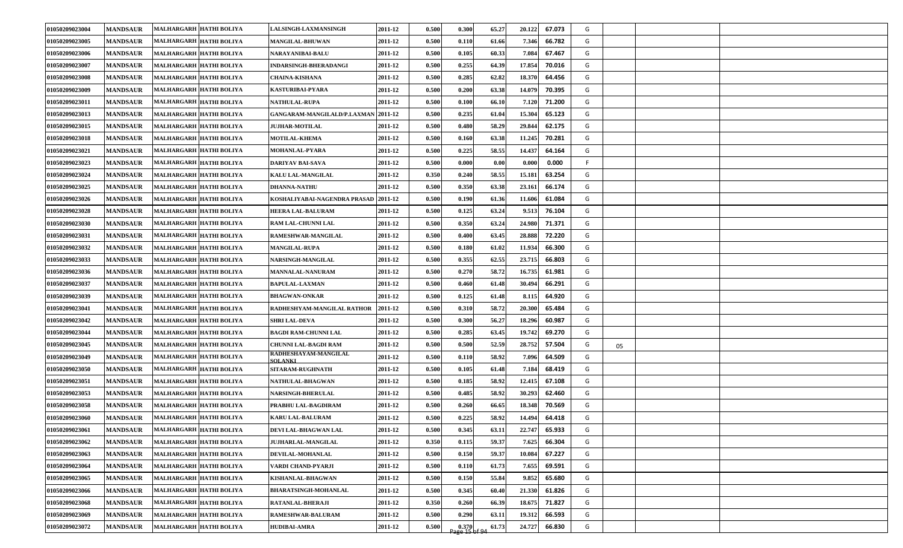| | | | | | | | | | | | | | | |
|---|---|---|---|---|---|---|---|---|---|---|---|---|---|---|
| 01050209023004 | MANDSAUR | MALHARGARH | HATHI BOLIYA | LALSINGH-LAXMANSINGH | 2011-12 | 0.500 | 0.300 | 65.27 | 20.122 | 67.073 | G | | | |
| 01050209023005 | MANDSAUR | MALHARGARH | HATHI BOLIYA | MANGILAL-BHUWAN | 2011-12 | 0.500 | 0.110 | 61.66 | 7.346 | 66.782 | G | | | |
| 01050209023006 | MANDSAUR | MALHARGARH | HATHI BOLIYA | NARAYANIBAI-BALU | 2011-12 | 0.500 | 0.105 | 60.33 | 7.084 | 67.467 | G | | | |
| 01050209023007 | MANDSAUR | MALHARGARH | HATHI BOLIYA | INDARSINGH-BHERADANGI | 2011-12 | 0.500 | 0.255 | 64.39 | 17.854 | 70.016 | G | | | |
| 01050209023008 | MANDSAUR | MALHARGARH | HATHI BOLIYA | CHAINA-KISHANA | 2011-12 | 0.500 | 0.285 | 62.82 | 18.370 | 64.456 | G | | | |
| 01050209023009 | MANDSAUR | MALHARGARH | HATHI BOLIYA | KASTURIBAI-PYARA | 2011-12 | 0.500 | 0.200 | 63.38 | 14.079 | 70.395 | G | | | |
| 01050209023011 | MANDSAUR | MALHARGARH | HATHI BOLIYA | NATHULAL-RUPA | 2011-12 | 0.500 | 0.100 | 66.10 | 7.120 | 71.200 | G | | | |
| 01050209023013 | MANDSAUR | MALHARGARH | HATHI BOLIYA | GANGARAM-MANGILALD/P.LAXMAN | 2011-12 | 0.500 | 0.235 | 61.04 | 15.304 | 65.123 | G | | | |
| 01050209023015 | MANDSAUR | MALHARGARH | HATHI BOLIYA | JUJHAR-MOTILAL | 2011-12 | 0.500 | 0.480 | 58.29 | 29.844 | 62.175 | G | | | |
| 01050209023018 | MANDSAUR | MALHARGARH | HATHI BOLIYA | MOTILAL-KHEMA | 2011-12 | 0.500 | 0.160 | 63.38 | 11.245 | 70.281 | G | | | |
| 01050209023021 | MANDSAUR | MALHARGARH | HATHI BOLIYA | MOHANLAL-PYARA | 2011-12 | 0.500 | 0.225 | 58.55 | 14.437 | 64.164 | G | | | |
| 01050209023023 | MANDSAUR | MALHARGARH | HATHI BOLIYA | DARIYAV BAI-SAVA | 2011-12 | 0.500 | 0.000 | 0.00 | 0.000 | 0.000 | F | | | |
| 01050209023024 | MANDSAUR | MALHARGARH | HATHI BOLIYA | KALU LAL-MANGILAL | 2011-12 | 0.350 | 0.240 | 58.55 | 15.181 | 63.254 | G | | | |
| 01050209023025 | MANDSAUR | MALHARGARH | HATHI BOLIYA | DHANNA-NATHU | 2011-12 | 0.500 | 0.350 | 63.38 | 23.161 | 66.174 | G | | | |
| 01050209023026 | MANDSAUR | MALHARGARH | HATHI BOLIYA | KOSHALIYABAI-NAGENDRA PRASAD | 2011-12 | 0.500 | 0.190 | 61.36 | 11.606 | 61.084 | G | | | |
| 01050209023028 | MANDSAUR | MALHARGARH | HATHI BOLIYA | HEERA LAL-BALURAM | 2011-12 | 0.500 | 0.125 | 63.24 | 9.513 | 76.104 | G | | | |
| 01050209023030 | MANDSAUR | MALHARGARH | HATHI BOLIYA | RAM LAL-CHUNNI LAL | 2011-12 | 0.500 | 0.350 | 63.24 | 24.980 | 71.371 | G | | | |
| 01050209023031 | MANDSAUR | MALHARGARH | HATHI BOLIYA | RAMESHWAR-MANGILAL | 2011-12 | 0.500 | 0.400 | 63.45 | 28.888 | 72.220 | G | | | |
| 01050209023032 | MANDSAUR | MALHARGARH | HATHI BOLIYA | MANGILAL-RUPA | 2011-12 | 0.500 | 0.180 | 61.02 | 11.934 | 66.300 | G | | | |
| 01050209023033 | MANDSAUR | MALHARGARH | HATHI BOLIYA | NARSINGH-MANGILAL | 2011-12 | 0.500 | 0.355 | 62.55 | 23.715 | 66.803 | G | | | |
| 01050209023036 | MANDSAUR | MALHARGARH | HATHI BOLIYA | MANNALAL-NANURAM | 2011-12 | 0.500 | 0.270 | 58.72 | 16.735 | 61.981 | G | | | |
| 01050209023037 | MANDSAUR | MALHARGARH | HATHI BOLIYA | BAPULAL-LAXMAN | 2011-12 | 0.500 | 0.460 | 61.48 | 30.494 | 66.291 | G | | | |
| 01050209023039 | MANDSAUR | MALHARGARH | HATHI BOLIYA | BHAGWAN-ONKAR | 2011-12 | 0.500 | 0.125 | 61.48 | 8.115 | 64.920 | G | | | |
| 01050209023041 | MANDSAUR | MALHARGARH | HATHI BOLIYA | RADHESHYAM-MANGILAL RATHOR | 2011-12 | 0.500 | 0.310 | 58.72 | 20.300 | 65.484 | G | | | |
| 01050209023042 | MANDSAUR | MALHARGARH | HATHI BOLIYA | SHRI LAL-DEVA | 2011-12 | 0.500 | 0.300 | 56.27 | 18.296 | 60.987 | G | | | |
| 01050209023044 | MANDSAUR | MALHARGARH | HATHI BOLIYA | BAGDI RAM-CHUNNI LAL | 2011-12 | 0.500 | 0.285 | 63.45 | 19.742 | 69.270 | G | | | |
| 01050209023045 | MANDSAUR | MALHARGARH | HATHI BOLIYA | CHUNNI LAL-BAGDI RAM | 2011-12 | 0.500 | 0.500 | 52.59 | 28.752 | 57.504 | G | 05 | | |
| 01050209023049 | MANDSAUR | MALHARGARH | HATHI BOLIYA | RADHESHAYAM-MANGILAL SOLANKI | 2011-12 | 0.500 | 0.110 | 58.92 | 7.096 | 64.509 | G | | | |
| 01050209023050 | MANDSAUR | MALHARGARH | HATHI BOLIYA | SITARAM-RUGHNATH | 2011-12 | 0.500 | 0.105 | 61.48 | 7.184 | 68.419 | G | | | |
| 01050209023051 | MANDSAUR | MALHARGARH | HATHI BOLIYA | NATHULAL-BHAGWAN | 2011-12 | 0.500 | 0.185 | 58.92 | 12.415 | 67.108 | G | | | |
| 01050209023053 | MANDSAUR | MALHARGARH | HATHI BOLIYA | NARSINGH-BHERULAL | 2011-12 | 0.500 | 0.485 | 58.92 | 30.293 | 62.460 | G | | | |
| 01050209023058 | MANDSAUR | MALHARGARH | HATHI BOLIYA | PRABHU LAL-BAGDIRAM | 2011-12 | 0.500 | 0.260 | 66.65 | 18.348 | 70.569 | G | | | |
| 01050209023060 | MANDSAUR | MALHARGARH | HATHI BOLIYA | KARU LAL-BALURAM | 2011-12 | 0.500 | 0.225 | 58.92 | 14.494 | 64.418 | G | | | |
| 01050209023061 | MANDSAUR | MALHARGARH | HATHI BOLIYA | DEVI LAL-BHAGWAN LAL | 2011-12 | 0.500 | 0.345 | 63.11 | 22.747 | 65.933 | G | | | |
| 01050209023062 | MANDSAUR | MALHARGARH | HATHI BOLIYA | JUJHARLAL-MANGILAL | 2011-12 | 0.350 | 0.115 | 59.37 | 7.625 | 66.304 | G | | | |
| 01050209023063 | MANDSAUR | MALHARGARH | HATHI BOLIYA | DEVILAL-MOHANLAL | 2011-12 | 0.500 | 0.150 | 59.37 | 10.084 | 67.227 | G | | | |
| 01050209023064 | MANDSAUR | MALHARGARH | HATHI BOLIYA | VARDI CHAND-PYARJI | 2011-12 | 0.500 | 0.110 | 61.73 | 7.655 | 69.591 | G | | | |
| 01050209023065 | MANDSAUR | MALHARGARH | HATHI BOLIYA | KISHANLAL-BHAGWAN | 2011-12 | 0.500 | 0.150 | 55.84 | 9.852 | 65.680 | G | | | |
| 01050209023066 | MANDSAUR | MALHARGARH | HATHI BOLIYA | BHARATSINGH-MOHANLAL | 2011-12 | 0.500 | 0.345 | 60.40 | 21.330 | 61.826 | G | | | |
| 01050209023068 | MANDSAUR | MALHARGARH | HATHI BOLIYA | RATANLAL-BHERAJI | 2011-12 | 0.350 | 0.260 | 66.39 | 18.675 | 71.827 | G | | | |
| 01050209023069 | MANDSAUR | MALHARGARH | HATHI BOLIYA | RAMESHWAR-BALURAM | 2011-12 | 0.500 | 0.290 | 63.11 | 19.312 | 66.593 | G | | | |
| 01050209023072 | MANDSAUR | MALHARGARH | HATHI BOLIYA | HUDIBAI-AMRA | 2011-12 | 0.500 | 0.370 | 61.73 | 24.727 | 66.830 | G | | | |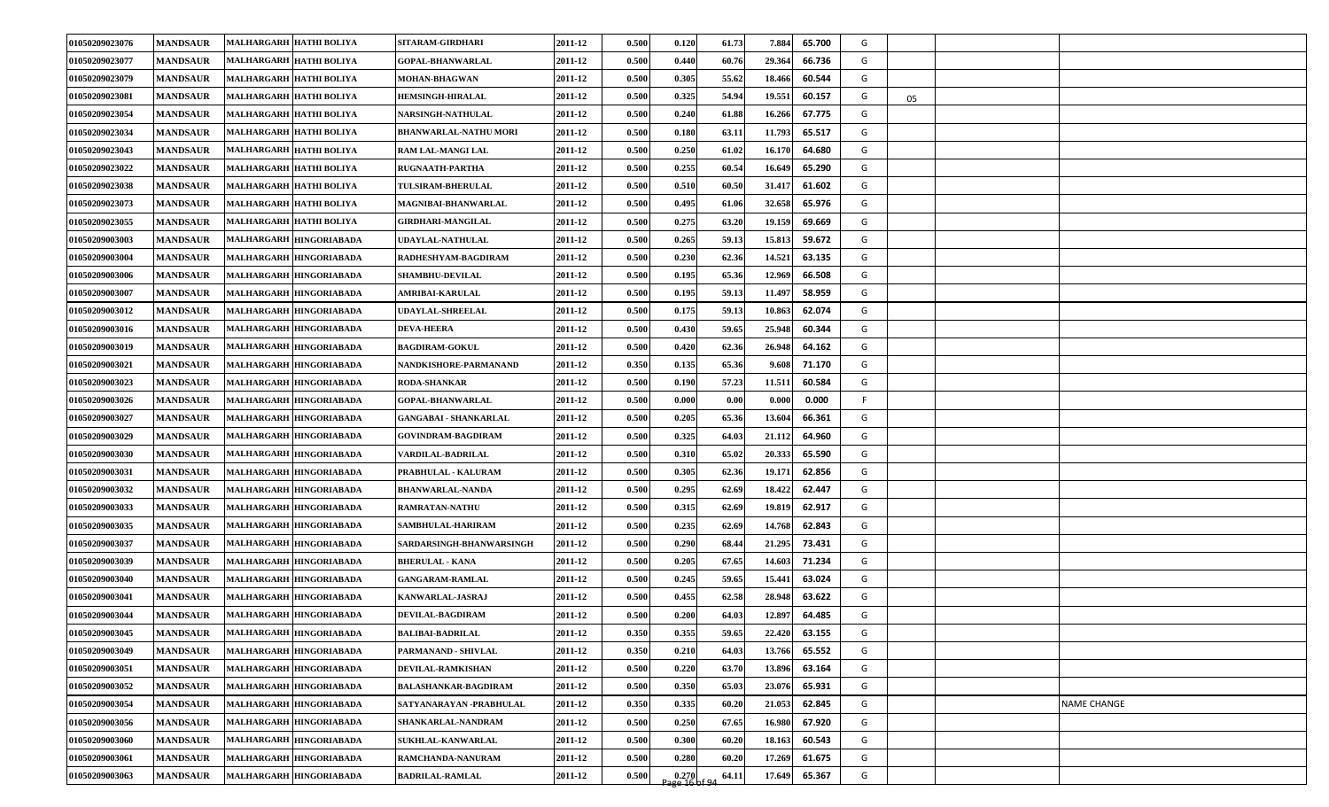| | | | | | | | | | | | | | | |
|---|---|---|---|---|---|---|---|---|---|---|---|---|---|---|
| 01050209023076 | MANDSAUR | MALHARGARH | HATHI BOLIYA | SITARAM-GIRDHARI | 2011-12 | 0.500 | 0.120 | 61.73 | 7.884 | 65.700 | G | | | |
| 01050209023077 | MANDSAUR | MALHARGARH | HATHI BOLIYA | GOPAL-BHANWARLAL | 2011-12 | 0.500 | 0.440 | 60.76 | 29.364 | 66.736 | G | | | |
| 01050209023079 | MANDSAUR | MALHARGARH | HATHI BOLIYA | MOHAN-BHAGWAN | 2011-12 | 0.500 | 0.305 | 55.62 | 18.466 | 60.544 | G | | | |
| 01050209023081 | MANDSAUR | MALHARGARH | HATHI BOLIYA | HEMSINGH-HIRALAL | 2011-12 | 0.500 | 0.325 | 54.94 | 19.551 | 60.157 | G | 05 | | |
| 01050209023054 | MANDSAUR | MALHARGARH | HATHI BOLIYA | NARSINGH-NATHULAL | 2011-12 | 0.500 | 0.240 | 61.88 | 16.266 | 67.775 | G | | | |
| 01050209023034 | MANDSAUR | MALHARGARH | HATHI BOLIYA | BHANWARLAL-NATHU MORI | 2011-12 | 0.500 | 0.180 | 63.11 | 11.793 | 65.517 | G | | | |
| 01050209023043 | MANDSAUR | MALHARGARH | HATHI BOLIYA | RAM LAL-MANGI LAL | 2011-12 | 0.500 | 0.250 | 61.02 | 16.170 | 64.680 | G | | | |
| 01050209023022 | MANDSAUR | MALHARGARH | HATHI BOLIYA | RUGNAATH-PARTHA | 2011-12 | 0.500 | 0.255 | 60.54 | 16.649 | 65.290 | G | | | |
| 01050209023038 | MANDSAUR | MALHARGARH | HATHI BOLIYA | TULSIRAM-BHERULAL | 2011-12 | 0.500 | 0.510 | 60.50 | 31.417 | 61.602 | G | | | |
| 01050209023073 | MANDSAUR | MALHARGARH | HATHI BOLIYA | MAGNIBAI-BHANWARLAL | 2011-12 | 0.500 | 0.495 | 61.06 | 32.658 | 65.976 | G | | | |
| 01050209023055 | MANDSAUR | MALHARGARH | HATHI BOLIYA | GIRDHARI-MANGILAL | 2011-12 | 0.500 | 0.275 | 63.20 | 19.159 | 69.669 | G | | | |
| 01050209003003 | MANDSAUR | MALHARGARH | HINGORIABADA | UDAYLAL-NATHULAL | 2011-12 | 0.500 | 0.265 | 59.13 | 15.813 | 59.672 | G | | | |
| 01050209003004 | MANDSAUR | MALHARGARH | HINGORIABADA | RADHESHYAM-BAGDIRAM | 2011-12 | 0.500 | 0.230 | 62.36 | 14.521 | 63.135 | G | | | |
| 01050209003006 | MANDSAUR | MALHARGARH | HINGORIABADA | SHAMBHU-DEVILAL | 2011-12 | 0.500 | 0.195 | 65.36 | 12.969 | 66.508 | G | | | |
| 01050209003007 | MANDSAUR | MALHARGARH | HINGORIABADA | AMRIBAI-KARULAL | 2011-12 | 0.500 | 0.195 | 59.13 | 11.497 | 58.959 | G | | | |
| 01050209003012 | MANDSAUR | MALHARGARH | HINGORIABADA | UDAYLAL-SHREELAL | 2011-12 | 0.500 | 0.175 | 59.13 | 10.863 | 62.074 | G | | | |
| 01050209003016 | MANDSAUR | MALHARGARH | HINGORIABADA | DEVA-HEERA | 2011-12 | 0.500 | 0.430 | 59.65 | 25.948 | 60.344 | G | | | |
| 01050209003019 | MANDSAUR | MALHARGARH | HINGORIABADA | BAGDIRAM-GOKUL | 2011-12 | 0.500 | 0.420 | 62.36 | 26.948 | 64.162 | G | | | |
| 01050209003021 | MANDSAUR | MALHARGARH | HINGORIABADA | NANDKISHORE-PARMANAND | 2011-12 | 0.350 | 0.135 | 65.36 | 9.608 | 71.170 | G | | | |
| 01050209003023 | MANDSAUR | MALHARGARH | HINGORIABADA | RODA-SHANKAR | 2011-12 | 0.500 | 0.190 | 57.23 | 11.511 | 60.584 | G | | | |
| 01050209003026 | MANDSAUR | MALHARGARH | HINGORIABADA | GOPAL-BHANWARLAL | 2011-12 | 0.500 | 0.000 | 0.00 | 0.000 | 0.000 | F | | | |
| 01050209003027 | MANDSAUR | MALHARGARH | HINGORIABADA | GANGABAI - SHANKARLAL | 2011-12 | 0.500 | 0.205 | 65.36 | 13.604 | 66.361 | G | | | |
| 01050209003029 | MANDSAUR | MALHARGARH | HINGORIABADA | GOVINDRAM-BAGDIRAM | 2011-12 | 0.500 | 0.325 | 64.03 | 21.112 | 64.960 | G | | | |
| 01050209003030 | MANDSAUR | MALHARGARH | HINGORIABADA | VARDILAL-BADRILAL | 2011-12 | 0.500 | 0.310 | 65.02 | 20.333 | 65.590 | G | | | |
| 01050209003031 | MANDSAUR | MALHARGARH | HINGORIABADA | PRABHULAL - KALURAM | 2011-12 | 0.500 | 0.305 | 62.36 | 19.171 | 62.856 | G | | | |
| 01050209003032 | MANDSAUR | MALHARGARH | HINGORIABADA | BHANWARLAL-NANDA | 2011-12 | 0.500 | 0.295 | 62.69 | 18.422 | 62.447 | G | | | |
| 01050209003033 | MANDSAUR | MALHARGARH | HINGORIABADA | RAMRATAN-NATHU | 2011-12 | 0.500 | 0.315 | 62.69 | 19.819 | 62.917 | G | | | |
| 01050209003035 | MANDSAUR | MALHARGARH | HINGORIABADA | SAMBHULAL-HARIRAM | 2011-12 | 0.500 | 0.235 | 62.69 | 14.768 | 62.843 | G | | | |
| 01050209003037 | MANDSAUR | MALHARGARH | HINGORIABADA | SARDARSINGH-BHANWARSINGH | 2011-12 | 0.500 | 0.290 | 68.44 | 21.295 | 73.431 | G | | | |
| 01050209003039 | MANDSAUR | MALHARGARH | HINGORIABADA | BHERULAL - KANA | 2011-12 | 0.500 | 0.205 | 67.65 | 14.603 | 71.234 | G | | | |
| 01050209003040 | MANDSAUR | MALHARGARH | HINGORIABADA | GANGARAM-RAMLAL | 2011-12 | 0.500 | 0.245 | 59.65 | 15.441 | 63.024 | G | | | |
| 01050209003041 | MANDSAUR | MALHARGARH | HINGORIABADA | KANWARLAL-JASRAJ | 2011-12 | 0.500 | 0.455 | 62.58 | 28.948 | 63.622 | G | | | |
| 01050209003044 | MANDSAUR | MALHARGARH | HINGORIABADA | DEVILAL-BAGDIRAM | 2011-12 | 0.500 | 0.200 | 64.03 | 12.897 | 64.485 | G | | | |
| 01050209003045 | MANDSAUR | MALHARGARH | HINGORIABADA | BALIBAI-BADRILAL | 2011-12 | 0.350 | 0.355 | 59.65 | 22.420 | 63.155 | G | | | |
| 01050209003049 | MANDSAUR | MALHARGARH | HINGORIABADA | PARMANAND - SHIVLAL | 2011-12 | 0.350 | 0.210 | 64.03 | 13.766 | 65.552 | G | | | |
| 01050209003051 | MANDSAUR | MALHARGARH | HINGORIABADA | DEVILAL-RAMKISHAN | 2011-12 | 0.500 | 0.220 | 63.70 | 13.896 | 63.164 | G | | | |
| 01050209003052 | MANDSAUR | MALHARGARH | HINGORIABADA | BALASHANKAR-BAGDIRAM | 2011-12 | 0.500 | 0.350 | 65.03 | 23.076 | 65.931 | G | | | |
| 01050209003054 | MANDSAUR | MALHARGARH | HINGORIABADA | SATYANARAYAN -PRABHULAL | 2011-12 | 0.350 | 0.335 | 60.20 | 21.053 | 62.845 | G | | | NAME CHANGE |
| 01050209003056 | MANDSAUR | MALHARGARH | HINGORIABADA | SHANKARLAL-NANDRAM | 2011-12 | 0.500 | 0.250 | 67.65 | 16.980 | 67.920 | G | | | |
| 01050209003060 | MANDSAUR | MALHARGARH | HINGORIABADA | SUKHLAL-KANWARLAL | 2011-12 | 0.500 | 0.300 | 60.20 | 18.163 | 60.543 | G | | | |
| 01050209003061 | MANDSAUR | MALHARGARH | HINGORIABADA | RAMCHANDA-NANURAM | 2011-12 | 0.500 | 0.280 | 60.20 | 17.269 | 61.675 | G | | | |
| 01050209003063 | MANDSAUR | MALHARGARH | HINGORIABADA | BADRILAL-RAMLAL | 2011-12 | 0.500 | 0.270 | 64.11 | 17.649 | 65.367 | G | | | |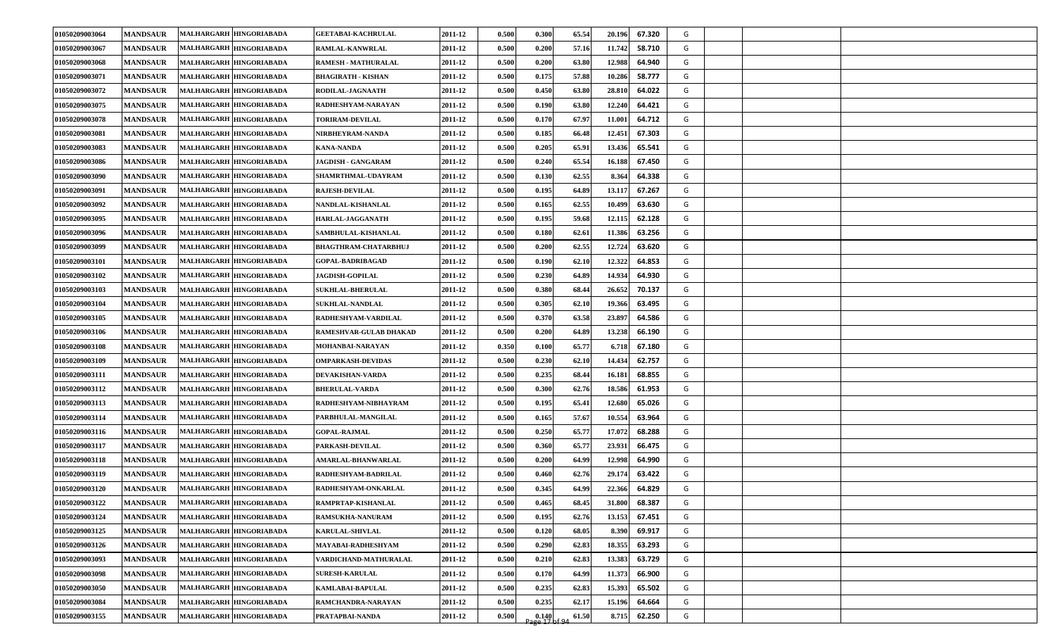| | | | | | | | | | | | | | | |
|---|---|---|---|---|---|---|---|---|---|---|---|---|---|---|
| 01050209003064 | MANDSAUR | MALHARGARH | HINGORIABADA | GEETABAI-KACHRULAL | 2011-12 | 0.500 | 0.300 | 65.54 | 20.196 | 67.320 | G | | | |
| 01050209003067 | MANDSAUR | MALHARGARH | HINGORIABADA | RAMLAL-KANWRLAL | 2011-12 | 0.500 | 0.200 | 57.16 | 11.742 | 58.710 | G | | | |
| 01050209003068 | MANDSAUR | MALHARGARH | HINGORIABADA | RAMESH - MATHURALAL | 2011-12 | 0.500 | 0.200 | 63.80 | 12.988 | 64.940 | G | | | |
| 01050209003071 | MANDSAUR | MALHARGARH | HINGORIABADA | BHAGIRATH - KISHAN | 2011-12 | 0.500 | 0.175 | 57.88 | 10.286 | 58.777 | G | | | |
| 01050209003072 | MANDSAUR | MALHARGARH | HINGORIABADA | RODILAL-JAGNAATH | 2011-12 | 0.500 | 0.450 | 63.80 | 28.810 | 64.022 | G | | | |
| 01050209003075 | MANDSAUR | MALHARGARH | HINGORIABADA | RADHESHYAM-NARAYAN | 2011-12 | 0.500 | 0.190 | 63.80 | 12.240 | 64.421 | G | | | |
| 01050209003078 | MANDSAUR | MALHARGARH | HINGORIABADA | TORIRAM-DEVILAL | 2011-12 | 0.500 | 0.170 | 67.97 | 11.001 | 64.712 | G | | | |
| 01050209003081 | MANDSAUR | MALHARGARH | HINGORIABADA | NIRBHEYRAM-NANDA | 2011-12 | 0.500 | 0.185 | 66.48 | 12.451 | 67.303 | G | | | |
| 01050209003083 | MANDSAUR | MALHARGARH | HINGORIABADA | KANA-NANDA | 2011-12 | 0.500 | 0.205 | 65.91 | 13.436 | 65.541 | G | | | |
| 01050209003086 | MANDSAUR | MALHARGARH | HINGORIABADA | JAGDISH - GANGARAM | 2011-12 | 0.500 | 0.240 | 65.54 | 16.188 | 67.450 | G | | | |
| 01050209003090 | MANDSAUR | MALHARGARH | HINGORIABADA | SHAMRTHMAL-UDAYRAM | 2011-12 | 0.500 | 0.130 | 62.55 | 8.364 | 64.338 | G | | | |
| 01050209003091 | MANDSAUR | MALHARGARH | HINGORIABADA | RAJESH-DEVILAL | 2011-12 | 0.500 | 0.195 | 64.89 | 13.117 | 67.267 | G | | | |
| 01050209003092 | MANDSAUR | MALHARGARH | HINGORIABADA | NANDLAL-KISHANLAL | 2011-12 | 0.500 | 0.165 | 62.55 | 10.499 | 63.630 | G | | | |
| 01050209003095 | MANDSAUR | MALHARGARH | HINGORIABADA | HARLAL-JAGGANATH | 2011-12 | 0.500 | 0.195 | 59.68 | 12.115 | 62.128 | G | | | |
| 01050209003096 | MANDSAUR | MALHARGARH | HINGORIABADA | SAMBHULAL-KISHANLAL | 2011-12 | 0.500 | 0.180 | 62.61 | 11.386 | 63.256 | G | | | |
| 01050209003099 | MANDSAUR | MALHARGARH | HINGORIABADA | BHAGTHRAM-CHATARBHUJ | 2011-12 | 0.500 | 0.200 | 62.55 | 12.724 | 63.620 | G | | | |
| 01050209003101 | MANDSAUR | MALHARGARH | HINGORIABADA | GOPAL-BADRIBAGAD | 2011-12 | 0.500 | 0.190 | 62.10 | 12.322 | 64.853 | G | | | |
| 01050209003102 | MANDSAUR | MALHARGARH | HINGORIABADA | JAGDISH-GOPILAL | 2011-12 | 0.500 | 0.230 | 64.89 | 14.934 | 64.930 | G | | | |
| 01050209003103 | MANDSAUR | MALHARGARH | HINGORIABADA | SUKHLAL-BHERULAL | 2011-12 | 0.500 | 0.380 | 68.44 | 26.652 | 70.137 | G | | | |
| 01050209003104 | MANDSAUR | MALHARGARH | HINGORIABADA | SUKHLAL-NANDLAL | 2011-12 | 0.500 | 0.305 | 62.10 | 19.366 | 63.495 | G | | | |
| 01050209003105 | MANDSAUR | MALHARGARH | HINGORIABADA | RADHESHYAM-VARDILAL | 2011-12 | 0.500 | 0.370 | 63.58 | 23.897 | 64.586 | G | | | |
| 01050209003106 | MANDSAUR | MALHARGARH | HINGORIABADA | RAMESHVAR-GULAB DHAKAD | 2011-12 | 0.500 | 0.200 | 64.89 | 13.238 | 66.190 | G | | | |
| 01050209003108 | MANDSAUR | MALHARGARH | HINGORIABADA | MOHANBAI-NARAYAN | 2011-12 | 0.350 | 0.100 | 65.77 | 6.718 | 67.180 | G | | | |
| 01050209003109 | MANDSAUR | MALHARGARH | HINGORIABADA | OMPARKASH-DEVIDAS | 2011-12 | 0.500 | 0.230 | 62.10 | 14.434 | 62.757 | G | | | |
| 01050209003111 | MANDSAUR | MALHARGARH | HINGORIABADA | DEVAKISHAN-VARDA | 2011-12 | 0.500 | 0.235 | 68.44 | 16.181 | 68.855 | G | | | |
| 01050209003112 | MANDSAUR | MALHARGARH | HINGORIABADA | BHERULAL-VARDA | 2011-12 | 0.500 | 0.300 | 62.76 | 18.586 | 61.953 | G | | | |
| 01050209003113 | MANDSAUR | MALHARGARH | HINGORIABADA | RADHESHYAM-NIBHAYRAM | 2011-12 | 0.500 | 0.195 | 65.41 | 12.680 | 65.026 | G | | | |
| 01050209003114 | MANDSAUR | MALHARGARH | HINGORIABADA | PARBHULAL-MANGILAL | 2011-12 | 0.500 | 0.165 | 57.67 | 10.554 | 63.964 | G | | | |
| 01050209003116 | MANDSAUR | MALHARGARH | HINGORIABADA | GOPAL-RAJMAL | 2011-12 | 0.500 | 0.250 | 65.77 | 17.072 | 68.288 | G | | | |
| 01050209003117 | MANDSAUR | MALHARGARH | HINGORIABADA | PARKASH-DEVILAL | 2011-12 | 0.500 | 0.360 | 65.77 | 23.931 | 66.475 | G | | | |
| 01050209003118 | MANDSAUR | MALHARGARH | HINGORIABADA | AMARLAL-BHANWARLAL | 2011-12 | 0.500 | 0.200 | 64.99 | 12.998 | 64.990 | G | | | |
| 01050209003119 | MANDSAUR | MALHARGARH | HINGORIABADA | RADHESHYAM-BADRILAL | 2011-12 | 0.500 | 0.460 | 62.76 | 29.174 | 63.422 | G | | | |
| 01050209003120 | MANDSAUR | MALHARGARH | HINGORIABADA | RADHESHYAM-ONKARLAL | 2011-12 | 0.500 | 0.345 | 64.99 | 22.366 | 64.829 | G | | | |
| 01050209003122 | MANDSAUR | MALHARGARH | HINGORIABADA | RAMPRTAP-KISHANLAL | 2011-12 | 0.500 | 0.465 | 68.45 | 31.800 | 68.387 | G | | | |
| 01050209003124 | MANDSAUR | MALHARGARH | HINGORIABADA | RAMSUKHA-NANURAM | 2011-12 | 0.500 | 0.195 | 62.76 | 13.153 | 67.451 | G | | | |
| 01050209003125 | MANDSAUR | MALHARGARH | HINGORIABADA | KARULAL-SHIVLAL | 2011-12 | 0.500 | 0.120 | 68.05 | 8.390 | 69.917 | G | | | |
| 01050209003126 | MANDSAUR | MALHARGARH | HINGORIABADA | MAYABAI-RADHESHYAM | 2011-12 | 0.500 | 0.290 | 62.83 | 18.355 | 63.293 | G | | | |
| 01050209003093 | MANDSAUR | MALHARGARH | HINGORIABADA | VARDICHAND-MATHURALAL | 2011-12 | 0.500 | 0.210 | 62.83 | 13.383 | 63.729 | G | | | |
| 01050209003098 | MANDSAUR | MALHARGARH | HINGORIABADA | SURESH-KARULAL | 2011-12 | 0.500 | 0.170 | 64.99 | 11.373 | 66.900 | G | | | |
| 01050209003050 | MANDSAUR | MALHARGARH | HINGORIABADA | KAMLABAI-BAPULAL | 2011-12 | 0.500 | 0.235 | 62.83 | 15.393 | 65.502 | G | | | |
| 01050209003084 | MANDSAUR | MALHARGARH | HINGORIABADA | RAMCHANDRA-NARAYAN | 2011-12 | 0.500 | 0.235 | 62.17 | 15.196 | 64.664 | G | | | |
| 01050209003155 | MANDSAUR | MALHARGARH | HINGORIABADA | PRATAPBAI-NANDA | 2011-12 | 0.500 | 0.140 | 61.50 | 8.715 | 62.250 | G | | | |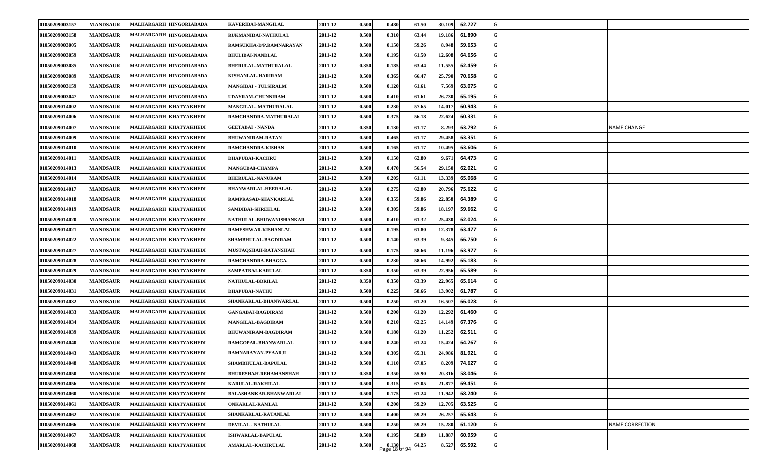| | | | | | | | | | | | | | | |
|---|---|---|---|---|---|---|---|---|---|---|---|---|---|---|
| 01050209003157 | MANDSAUR | MALHARGARH | HINGORIABADA | KAVERIBAI-MANGILAL | 2011-12 | 0.500 | 0.480 | 61.50 | 30.109 | 62.727 | G | | | |
| 01050209003158 | MANDSAUR | MALHARGARH | HINGORIABADA | RUKMANIBAI-NATHULAL | 2011-12 | 0.500 | 0.310 | 63.44 | 19.186 | 61.890 | G | | | |
| 01050209003005 | MANDSAUR | MALHARGARH | HINGORIABADA | RAMSUKHA-D/P.RAMNARAYAN | 2011-12 | 0.500 | 0.150 | 59.26 | 8.948 | 59.653 | G | | | |
| 01050209003059 | MANDSAUR | MALHARGARH | HINGORIABADA | BHULIBAI-NANDLAL | 2011-12 | 0.500 | 0.195 | 61.50 | 12.608 | 64.656 | G | | | |
| 01050209003085 | MANDSAUR | MALHARGARH | HINGORIABADA | BHERULAL-MATHURALAL | 2011-12 | 0.350 | 0.185 | 63.44 | 11.555 | 62.459 | G | | | |
| 01050209003089 | MANDSAUR | MALHARGARH | HINGORIABADA | KISHANLAL-HARIRAM | 2011-12 | 0.500 | 0.365 | 66.47 | 25.790 | 70.658 | G | | | |
| 01050209003159 | MANDSAUR | MALHARGARH | HINGORIABADA | MANGIBAI - TULSIRALM | 2011-12 | 0.500 | 0.120 | 61.61 | 7.569 | 63.075 | G | | | |
| 01050209003047 | MANDSAUR | MALHARGARH | HINGORIABADA | UDAYRAM-CHUNNIRAM | 2011-12 | 0.500 | 0.410 | 61.61 | 26.730 | 65.195 | G | | | |
| 01050209014002 | MANDSAUR | MALHARGARH | KHATYAKHEDI | MANGILAL- MATHURALAL | 2011-12 | 0.500 | 0.230 | 57.65 | 14.017 | 60.943 | G | | | |
| 01050209014006 | MANDSAUR | MALHARGARH | KHATYAKHEDI | RAMCHANDRA-MATHURALAL | 2011-12 | 0.500 | 0.375 | 56.18 | 22.624 | 60.331 | G | | | |
| 01050209014007 | MANDSAUR | MALHARGARH | KHATYAKHEDI | GEETABAI - NANDA | 2011-12 | 0.350 | 0.130 | 61.17 | 8.293 | 63.792 | G | | | NAME CHANGE |
| 01050209014009 | MANDSAUR | MALHARGARH | KHATYAKHEDI | BHUWANIRAM-RATAN | 2011-12 | 0.500 | 0.465 | 61.17 | 29.458 | 63.351 | G | | | |
| 01050209014010 | MANDSAUR | MALHARGARH | KHATYAKHEDI | RAMCHANDRA-KISHAN | 2011-12 | 0.500 | 0.165 | 61.17 | 10.495 | 63.606 | G | | | |
| 01050209014011 | MANDSAUR | MALHARGARH | KHATYAKHEDI | DHAPUBAI-KACHRU | 2011-12 | 0.500 | 0.150 | 62.80 | 9.671 | 64.473 | G | | | |
| 01050209014013 | MANDSAUR | MALHARGARH | KHATYAKHEDI | MANGUBAI-CHAMPA | 2011-12 | 0.500 | 0.470 | 56.54 | 29.150 | 62.021 | G | | | |
| 01050209014014 | MANDSAUR | MALHARGARH | KHATYAKHEDI | BHERULAL-NANURAM | 2011-12 | 0.500 | 0.205 | 61.11 | 13.339 | 65.068 | G | | | |
| 01050209014017 | MANDSAUR | MALHARGARH | KHATYAKHEDI | BHANWARLAL-HEERALAL | 2011-12 | 0.500 | 0.275 | 62.80 | 20.796 | 75.622 | G | | | |
| 01050209014018 | MANDSAUR | MALHARGARH | KHATYAKHEDI | RAMPRASAD-SHANKARLAL | 2011-12 | 0.500 | 0.355 | 59.86 | 22.858 | 64.389 | G | | | |
| 01050209014019 | MANDSAUR | MALHARGARH | KHATYAKHEDI | SAMDIBAI-SHREELAL | 2011-12 | 0.500 | 0.305 | 59.86 | 18.197 | 59.662 | G | | | |
| 01050209014020 | MANDSAUR | MALHARGARH | KHATYAKHEDI | NATHULAL-BHUWANISHANKAR | 2011-12 | 0.500 | 0.410 | 61.32 | 25.430 | 62.024 | G | | | |
| 01050209014021 | MANDSAUR | MALHARGARH | KHATYAKHEDI | RAMESHWAR-KISHANLAL | 2011-12 | 0.500 | 0.195 | 61.80 | 12.378 | 63.477 | G | | | |
| 01050209014022 | MANDSAUR | MALHARGARH | KHATYAKHEDI | SHAMBHULAL-BAGDIRAM | 2011-12 | 0.500 | 0.140 | 63.39 | 9.345 | 66.750 | G | | | |
| 01050209014027 | MANDSAUR | MALHARGARH | KHATYAKHEDI | MUSTAQSHAH-RATANSHAH | 2011-12 | 0.500 | 0.175 | 58.66 | 11.196 | 63.977 | G | | | |
| 01050209014028 | MANDSAUR | MALHARGARH | KHATYAKHEDI | RAMCHANDRA-BHAGGA | 2011-12 | 0.500 | 0.230 | 58.66 | 14.992 | 65.183 | G | | | |
| 01050209014029 | MANDSAUR | MALHARGARH | KHATYAKHEDI | SAMPATBAI-KARULAL | 2011-12 | 0.350 | 0.350 | 63.39 | 22.956 | 65.589 | G | | | |
| 01050209014030 | MANDSAUR | MALHARGARH | KHATYAKHEDI | NATHULAL-BDRILAL | 2011-12 | 0.350 | 0.350 | 63.39 | 22.965 | 65.614 | G | | | |
| 01050209014031 | MANDSAUR | MALHARGARH | KHATYAKHEDI | DHAPUBAI-NATHU | 2011-12 | 0.500 | 0.225 | 58.66 | 13.902 | 61.787 | G | | | |
| 01050209014032 | MANDSAUR | MALHARGARH | KHATYAKHEDI | SHANKARLAL-BHANWARLAL | 2011-12 | 0.500 | 0.250 | 61.20 | 16.507 | 66.028 | G | | | |
| 01050209014033 | MANDSAUR | MALHARGARH | KHATYAKHEDI | GANGABAI-BAGDIRAM | 2011-12 | 0.500 | 0.200 | 61.20 | 12.292 | 61.460 | G | | | |
| 01050209014034 | MANDSAUR | MALHARGARH | KHATYAKHEDI | MANGILAL-BAGDIRAM | 2011-12 | 0.500 | 0.210 | 62.25 | 14.149 | 67.376 | G | | | |
| 01050209014039 | MANDSAUR | MALHARGARH | KHATYAKHEDI | BHUWANIRAM-BAGDIRAM | 2011-12 | 0.500 | 0.180 | 61.20 | 11.252 | 62.511 | G | | | |
| 01050209014040 | MANDSAUR | MALHARGARH | KHATYAKHEDI | RAMGOPAL-BHANWARLAL | 2011-12 | 0.500 | 0.240 | 61.24 | 15.424 | 64.267 | G | | | |
| 01050209014043 | MANDSAUR | MALHARGARH | KHATYAKHEDI | RAMNARAYAN-PYAARJI | 2011-12 | 0.500 | 0.305 | 65.31 | 24.986 | 81.921 | G | | | |
| 01050209014048 | MANDSAUR | MALHARGARH | KHATYAKHEDI | SHAMBHULAL-BAPULAL | 2011-12 | 0.500 | 0.110 | 67.05 | 8.209 | 74.627 | G | | | |
| 01050209014050 | MANDSAUR | MALHARGARH | KHATYAKHEDI | BHURESHAH-REHAMANSHAH | 2011-12 | 0.350 | 0.350 | 55.90 | 20.316 | 58.046 | G | | | |
| 01050209014056 | MANDSAUR | MALHARGARH | KHATYAKHEDI | KARULAL-RAKHILAL | 2011-12 | 0.500 | 0.315 | 67.05 | 21.877 | 69.451 | G | | | |
| 01050209014060 | MANDSAUR | MALHARGARH | KHATYAKHEDI | BALASHANKAR-BHANWARLAL | 2011-12 | 0.500 | 0.175 | 61.24 | 11.942 | 68.240 | G | | | |
| 01050209014061 | MANDSAUR | MALHARGARH | KHATYAKHEDI | ONKARLAL-RAMLAL | 2011-12 | 0.500 | 0.200 | 59.29 | 12.705 | 63.525 | G | | | |
| 01050209014062 | MANDSAUR | MALHARGARH | KHATYAKHEDI | SHANKARLAL-RATANLAL | 2011-12 | 0.500 | 0.400 | 59.29 | 26.257 | 65.643 | G | | | |
| 01050209014066 | MANDSAUR | MALHARGARH | KHATYAKHEDI | DEVILAL - NATHULAL | 2011-12 | 0.500 | 0.250 | 59.29 | 15.280 | 61.120 | G | | | NAME CORRECTION |
| 01050209014067 | MANDSAUR | MALHARGARH | KHATYAKHEDI | ISHWARLAL-BAPULAL | 2011-12 | 0.500 | 0.195 | 58.89 | 11.887 | 60.959 | G | | | |
| 01050209014068 | MANDSAUR | MALHARGARH | KHATYAKHEDI | AMARLAL-KACHRULAL | 2011-12 | 0.500 | 0.130 | 64.25 | 8.527 | 65.592 | G | | | |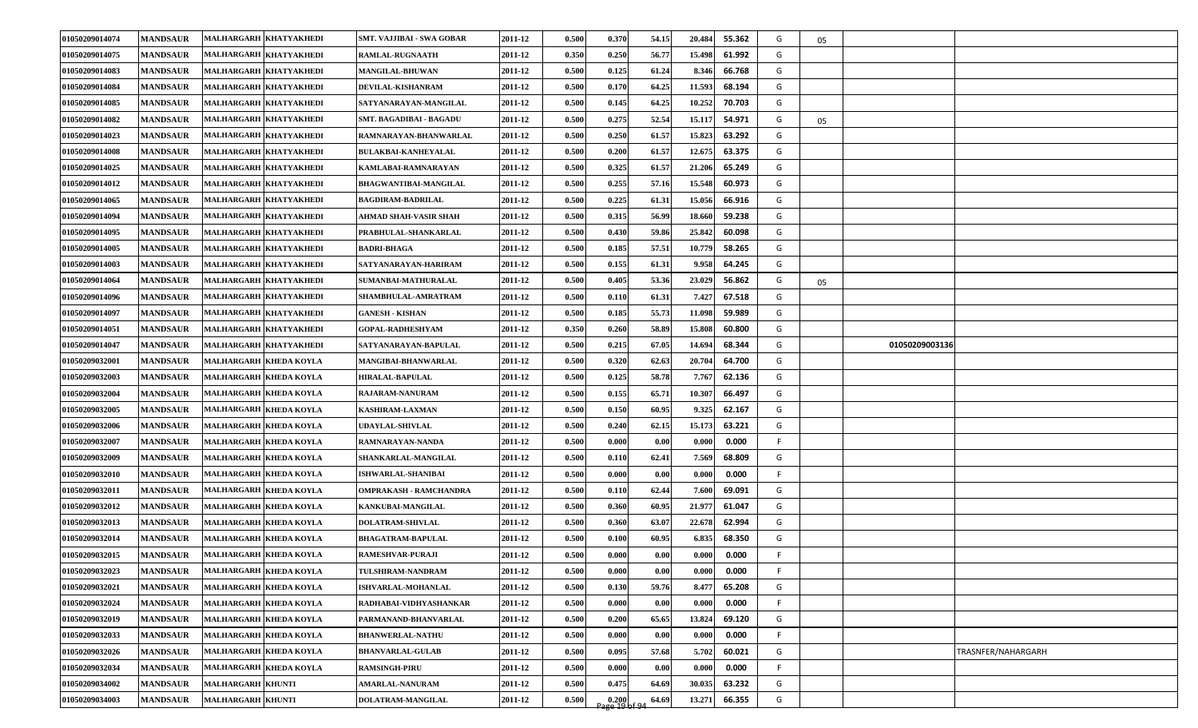| | | | | | | | | | | | | | | | |
|---|---|---|---|---|---|---|---|---|---|---|---|---|---|---|---|
| 01050209014074 | MANDSAUR | MALHARGARH | KHATYAKHEDI | SMT. VAJJIBAI - SWA GOBAR | 2011-12 | 0.500 | 0.370 | 54.15 | 20.484 | 55.362 | G | 05 | | | |
| 01050209014075 | MANDSAUR | MALHARGARH | KHATYAKHEDI | RAMLAL-RUGNAATH | 2011-12 | 0.350 | 0.250 | 56.77 | 15.498 | 61.992 | G | | | | |
| 01050209014083 | MANDSAUR | MALHARGARH | KHATYAKHEDI | MANGILAL-BHUWAN | 2011-12 | 0.500 | 0.125 | 61.24 | 8.346 | 66.768 | G | | | | |
| 01050209014084 | MANDSAUR | MALHARGARH | KHATYAKHEDI | DEVILAL-KISHANRAM | 2011-12 | 0.500 | 0.170 | 64.25 | 11.593 | 68.194 | G | | | | |
| 01050209014085 | MANDSAUR | MALHARGARH | KHATYAKHEDI | SATYANARAYAN-MANGILAL | 2011-12 | 0.500 | 0.145 | 64.25 | 10.252 | 70.703 | G | | | | |
| 01050209014082 | MANDSAUR | MALHARGARH | KHATYAKHEDI | SMT. BAGADIBAI - BAGADU | 2011-12 | 0.500 | 0.275 | 52.54 | 15.117 | 54.971 | G | 05 | | | |
| 01050209014023 | MANDSAUR | MALHARGARH | KHATYAKHEDI | RAMNARAYAN-BHANWARLAL | 2011-12 | 0.500 | 0.250 | 61.57 | 15.823 | 63.292 | G | | | | |
| 01050209014008 | MANDSAUR | MALHARGARH | KHATYAKHEDI | BULAKBAI-KANHEYALAL | 2011-12 | 0.500 | 0.200 | 61.57 | 12.675 | 63.375 | G | | | | |
| 01050209014025 | MANDSAUR | MALHARGARH | KHATYAKHEDI | KAMLABAI-RAMNARAYAN | 2011-12 | 0.500 | 0.325 | 61.57 | 21.206 | 65.249 | G | | | | |
| 01050209014012 | MANDSAUR | MALHARGARH | KHATYAKHEDI | BHAGWANTIBAI-MANGILAL | 2011-12 | 0.500 | 0.255 | 57.16 | 15.548 | 60.973 | G | | | | |
| 01050209014065 | MANDSAUR | MALHARGARH | KHATYAKHEDI | BAGDIRAM-BADRILAL | 2011-12 | 0.500 | 0.225 | 61.31 | 15.056 | 66.916 | G | | | | |
| 01050209014094 | MANDSAUR | MALHARGARH | KHATYAKHEDI | AHMAD SHAH-VASIR SHAH | 2011-12 | 0.500 | 0.315 | 56.99 | 18.660 | 59.238 | G | | | | |
| 01050209014095 | MANDSAUR | MALHARGARH | KHATYAKHEDI | PRABHULAL-SHANKARLAL | 2011-12 | 0.500 | 0.430 | 59.86 | 25.842 | 60.098 | G | | | | |
| 01050209014005 | MANDSAUR | MALHARGARH | KHATYAKHEDI | BADRI-BHAGA | 2011-12 | 0.500 | 0.185 | 57.51 | 10.779 | 58.265 | G | | | | |
| 01050209014003 | MANDSAUR | MALHARGARH | KHATYAKHEDI | SATYANARAYAN-HARIRAM | 2011-12 | 0.500 | 0.155 | 61.31 | 9.958 | 64.245 | G | | | | |
| 01050209014064 | MANDSAUR | MALHARGARH | KHATYAKHEDI | SUMANBAI-MATHURALAL | 2011-12 | 0.500 | 0.405 | 53.36 | 23.029 | 56.862 | G | 05 | | | |
| 01050209014096 | MANDSAUR | MALHARGARH | KHATYAKHEDI | SHAMBHULAL-AMRATRAM | 2011-12 | 0.500 | 0.110 | 61.31 | 7.427 | 67.518 | G | | | | |
| 01050209014097 | MANDSAUR | MALHARGARH | KHATYAKHEDI | GANESH - KISHAN | 2011-12 | 0.500 | 0.185 | 55.73 | 11.098 | 59.989 | G | | | | |
| 01050209014051 | MANDSAUR | MALHARGARH | KHATYAKHEDI | GOPAL-RADHESHYAM | 2011-12 | 0.350 | 0.260 | 58.89 | 15.808 | 60.800 | G | | | | |
| 01050209014047 | MANDSAUR | MALHARGARH | KHATYAKHEDI | SATYANARAYAN-BAPULAL | 2011-12 | 0.500 | 0.215 | 67.05 | 14.694 | 68.344 | G | | | 01050209003136 | |
| 01050209032001 | MANDSAUR | MALHARGARH | KHEDA KOYLA | MANGIBAI-BHANWARLAL | 2011-12 | 0.500 | 0.320 | 62.63 | 20.704 | 64.700 | G | | | | |
| 01050209032003 | MANDSAUR | MALHARGARH | KHEDA KOYLA | HIRALAL-BAPULAL | 2011-12 | 0.500 | 0.125 | 58.78 | 7.767 | 62.136 | G | | | | |
| 01050209032004 | MANDSAUR | MALHARGARH | KHEDA KOYLA | RAJARAM-NANURAM | 2011-12 | 0.500 | 0.155 | 65.71 | 10.307 | 66.497 | G | | | | |
| 01050209032005 | MANDSAUR | MALHARGARH | KHEDA KOYLA | KASHIRAM-LAXMAN | 2011-12 | 0.500 | 0.150 | 60.95 | 9.325 | 62.167 | G | | | | |
| 01050209032006 | MANDSAUR | MALHARGARH | KHEDA KOYLA | UDAYLAL-SHIVLAL | 2011-12 | 0.500 | 0.240 | 62.15 | 15.173 | 63.221 | G | | | | |
| 01050209032007 | MANDSAUR | MALHARGARH | KHEDA KOYLA | RAMNARAYAN-NANDA | 2011-12 | 0.500 | 0.000 | 0.00 | 0.000 | 0.000 | F | | | | |
| 01050209032009 | MANDSAUR | MALHARGARH | KHEDA KOYLA | SHANKARLAL-MANGILAL | 2011-12 | 0.500 | 0.110 | 62.41 | 7.569 | 68.809 | G | | | | |
| 01050209032010 | MANDSAUR | MALHARGARH | KHEDA KOYLA | ISHWARLAL-SHANIBAI | 2011-12 | 0.500 | 0.000 | 0.00 | 0.000 | 0.000 | F | | | | |
| 01050209032011 | MANDSAUR | MALHARGARH | KHEDA KOYLA | OMPRAKASH - RAMCHANDRA | 2011-12 | 0.500 | 0.110 | 62.44 | 7.600 | 69.091 | G | | | | |
| 01050209032012 | MANDSAUR | MALHARGARH | KHEDA KOYLA | KANKUBAI-MANGILAL | 2011-12 | 0.500 | 0.360 | 60.95 | 21.977 | 61.047 | G | | | | |
| 01050209032013 | MANDSAUR | MALHARGARH | KHEDA KOYLA | DOLATRAM-SHIVLAL | 2011-12 | 0.500 | 0.360 | 63.07 | 22.678 | 62.994 | G | | | | |
| 01050209032014 | MANDSAUR | MALHARGARH | KHEDA KOYLA | BHAGATRAM-BAPULAL | 2011-12 | 0.500 | 0.100 | 60.95 | 6.835 | 68.350 | G | | | | |
| 01050209032015 | MANDSAUR | MALHARGARH | KHEDA KOYLA | RAMESHVAR-PURAJI | 2011-12 | 0.500 | 0.000 | 0.00 | 0.000 | 0.000 | F | | | | |
| 01050209032023 | MANDSAUR | MALHARGARH | KHEDA KOYLA | TULSHIRAM-NANDRAM | 2011-12 | 0.500 | 0.000 | 0.00 | 0.000 | 0.000 | F | | | | |
| 01050209032021 | MANDSAUR | MALHARGARH | KHEDA KOYLA | ISHVARLAL-MOHANLAL | 2011-12 | 0.500 | 0.130 | 59.76 | 8.477 | 65.208 | G | | | | |
| 01050209032024 | MANDSAUR | MALHARGARH | KHEDA KOYLA | RADHABAI-VIDHYASHANKAR | 2011-12 | 0.500 | 0.000 | 0.00 | 0.000 | 0.000 | F | | | | |
| 01050209032019 | MANDSAUR | MALHARGARH | KHEDA KOYLA | PARMANAND-BHANVARLAL | 2011-12 | 0.500 | 0.200 | 65.65 | 13.824 | 69.120 | G | | | | |
| 01050209032033 | MANDSAUR | MALHARGARH | KHEDA KOYLA | BHANWERLAL-NATHU | 2011-12 | 0.500 | 0.000 | 0.00 | 0.000 | 0.000 | F | | | | |
| 01050209032026 | MANDSAUR | MALHARGARH | KHEDA KOYLA | BHANVARLAL-GULAB | 2011-12 | 0.500 | 0.095 | 57.68 | 5.702 | 60.021 | G | | | | TRASNFER/NAHARGARH |
| 01050209032034 | MANDSAUR | MALHARGARH | KHEDA KOYLA | RAMSINGH-PIRU | 2011-12 | 0.500 | 0.000 | 0.00 | 0.000 | 0.000 | F | | | | |
| 01050209034002 | MANDSAUR | MALHARGARH | KHUNTI | AMARLAL-NANURAM | 2011-12 | 0.500 | 0.475 | 64.69 | 30.035 | 63.232 | G | | | | |
| 01050209034003 | MANDSAUR | MALHARGARH | KHUNTI | DOLATRAM-MANGILAL | 2011-12 | 0.500 | 0.200 | 64.69 | 13.271 | 66.355 | G | | | | |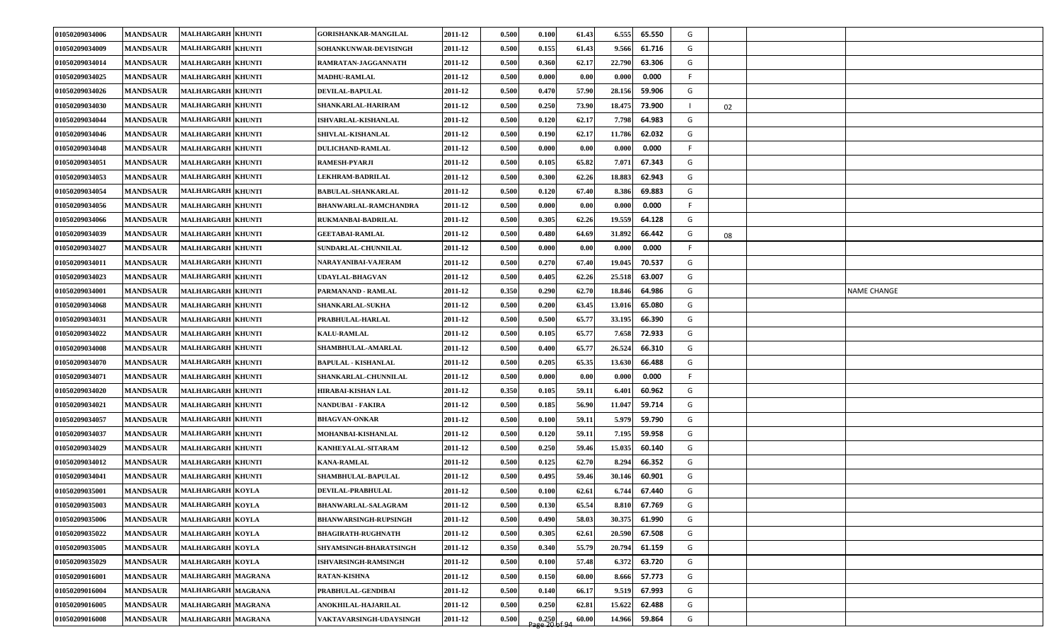| | | | | | | | | | | | | | | | |
|---|---|---|---|---|---|---|---|---|---|---|---|---|---|---|---|
| 01050209034006 | MANDSAUR | MALHARGARH | KHUNTI | GORISHANKAR-MANGILAL | 2011-12 | 0.500 | 0.100 | 61.43 | 6.555 | 65.550 | G | | | | |
| 01050209034009 | MANDSAUR | MALHARGARH | KHUNTI | SOHANKUNWAR-DEVISINGH | 2011-12 | 0.500 | 0.155 | 61.43 | 9.566 | 61.716 | G | | | | |
| 01050209034014 | MANDSAUR | MALHARGARH | KHUNTI | RAMRATAN-JAGGANNATH | 2011-12 | 0.500 | 0.360 | 62.17 | 22.790 | 63.306 | G | | | | |
| 01050209034025 | MANDSAUR | MALHARGARH | KHUNTI | MADHU-RAMLAL | 2011-12 | 0.500 | 0.000 | 0.00 | 0.000 | 0.000 | F | | | | |
| 01050209034026 | MANDSAUR | MALHARGARH | KHUNTI | DEVILAL-BAPULAL | 2011-12 | 0.500 | 0.470 | 57.90 | 28.156 | 59.906 | G | | | | |
| 01050209034030 | MANDSAUR | MALHARGARH | KHUNTI | SHANKARLAL-HARIRAM | 2011-12 | 0.500 | 0.250 | 73.90 | 18.475 | 73.900 | I | 02 | | | |
| 01050209034044 | MANDSAUR | MALHARGARH | KHUNTI | ISHVARLAL-KISHANLAL | 2011-12 | 0.500 | 0.120 | 62.17 | 7.798 | 64.983 | G | | | | |
| 01050209034046 | MANDSAUR | MALHARGARH | KHUNTI | SHIVLAL-KISHANLAL | 2011-12 | 0.500 | 0.190 | 62.17 | 11.786 | 62.032 | G | | | | |
| 01050209034048 | MANDSAUR | MALHARGARH | KHUNTI | DULICHAND-RAMLAL | 2011-12 | 0.500 | 0.000 | 0.00 | 0.000 | 0.000 | F | | | | |
| 01050209034051 | MANDSAUR | MALHARGARH | KHUNTI | RAMESH-PYARJI | 2011-12 | 0.500 | 0.105 | 65.82 | 7.071 | 67.343 | G | | | | |
| 01050209034053 | MANDSAUR | MALHARGARH | KHUNTI | LEKHRAM-BADRILAL | 2011-12 | 0.500 | 0.300 | 62.26 | 18.883 | 62.943 | G | | | | |
| 01050209034054 | MANDSAUR | MALHARGARH | KHUNTI | BABULAL-SHANKARLAL | 2011-12 | 0.500 | 0.120 | 67.40 | 8.386 | 69.883 | G | | | | |
| 01050209034056 | MANDSAUR | MALHARGARH | KHUNTI | BHANWARLAL-RAMCHANDRA | 2011-12 | 0.500 | 0.000 | 0.00 | 0.000 | 0.000 | F | | | | |
| 01050209034066 | MANDSAUR | MALHARGARH | KHUNTI | RUKMANBAI-BADRILAL | 2011-12 | 0.500 | 0.305 | 62.26 | 19.559 | 64.128 | G | | | | |
| 01050209034039 | MANDSAUR | MALHARGARH | KHUNTI | GEETABAI-RAMLAL | 2011-12 | 0.500 | 0.480 | 64.69 | 31.892 | 66.442 | G | 08 | | | |
| 01050209034027 | MANDSAUR | MALHARGARH | KHUNTI | SUNDARLAL-CHUNNILAL | 2011-12 | 0.500 | 0.000 | 0.00 | 0.000 | 0.000 | F | | | | |
| 01050209034011 | MANDSAUR | MALHARGARH | KHUNTI | NARAYANIBAI-VAJERAM | 2011-12 | 0.500 | 0.270 | 67.40 | 19.045 | 70.537 | G | | | | |
| 01050209034023 | MANDSAUR | MALHARGARH | KHUNTI | UDAYLAL-BHAGVAN | 2011-12 | 0.500 | 0.405 | 62.26 | 25.518 | 63.007 | G | | | | |
| 01050209034001 | MANDSAUR | MALHARGARH | KHUNTI | PARMANAND - RAMLAL | 2011-12 | 0.350 | 0.290 | 62.70 | 18.846 | 64.986 | G | | | | NAME CHANGE |
| 01050209034068 | MANDSAUR | MALHARGARH | KHUNTI | SHANKARLAL-SUKHA | 2011-12 | 0.500 | 0.200 | 63.45 | 13.016 | 65.080 | G | | | | |
| 01050209034031 | MANDSAUR | MALHARGARH | KHUNTI | PRABHULAL-HARLAL | 2011-12 | 0.500 | 0.500 | 65.77 | 33.195 | 66.390 | G | | | | |
| 01050209034022 | MANDSAUR | MALHARGARH | KHUNTI | KALU-RAMLAL | 2011-12 | 0.500 | 0.105 | 65.77 | 7.658 | 72.933 | G | | | | |
| 01050209034008 | MANDSAUR | MALHARGARH | KHUNTI | SHAMBHULAL-AMARLAL | 2011-12 | 0.500 | 0.400 | 65.77 | 26.524 | 66.310 | G | | | | |
| 01050209034070 | MANDSAUR | MALHARGARH | KHUNTI | BAPULAL - KISHANLAL | 2011-12 | 0.500 | 0.205 | 65.35 | 13.630 | 66.488 | G | | | | |
| 01050209034071 | MANDSAUR | MALHARGARH | KHUNTI | SHANKARLAL-CHUNNILAL | 2011-12 | 0.500 | 0.000 | 0.00 | 0.000 | 0.000 | F | | | | |
| 01050209034020 | MANDSAUR | MALHARGARH | KHUNTI | HIRABAI-KISHAN LAL | 2011-12 | 0.350 | 0.105 | 59.11 | 6.401 | 60.962 | G | | | | |
| 01050209034021 | MANDSAUR | MALHARGARH | KHUNTI | NANDUBAI - FAKIRA | 2011-12 | 0.500 | 0.185 | 56.90 | 11.047 | 59.714 | G | | | | |
| 01050209034057 | MANDSAUR | MALHARGARH | KHUNTI | BHAGVAN-ONKAR | 2011-12 | 0.500 | 0.100 | 59.11 | 5.979 | 59.790 | G | | | | |
| 01050209034037 | MANDSAUR | MALHARGARH | KHUNTI | MOHANBAI-KISHANLAL | 2011-12 | 0.500 | 0.120 | 59.11 | 7.195 | 59.958 | G | | | | |
| 01050209034029 | MANDSAUR | MALHARGARH | KHUNTI | KANHEYALAL-SITARAM | 2011-12 | 0.500 | 0.250 | 59.46 | 15.035 | 60.140 | G | | | | |
| 01050209034012 | MANDSAUR | MALHARGARH | KHUNTI | KANA-RAMLAL | 2011-12 | 0.500 | 0.125 | 62.70 | 8.294 | 66.352 | G | | | | |
| 01050209034041 | MANDSAUR | MALHARGARH | KHUNTI | SHAMBHULAL-BAPULAL | 2011-12 | 0.500 | 0.495 | 59.46 | 30.146 | 60.901 | G | | | | |
| 01050209035001 | MANDSAUR | MALHARGARH | KOYLA | DEVILAL-PRABHULAL | 2011-12 | 0.500 | 0.100 | 62.61 | 6.744 | 67.440 | G | | | | |
| 01050209035003 | MANDSAUR | MALHARGARH | KOYLA | BHANWARLAL-SALAGRAM | 2011-12 | 0.500 | 0.130 | 65.54 | 8.810 | 67.769 | G | | | | |
| 01050209035006 | MANDSAUR | MALHARGARH | KOYLA | BHANWARSINGH-RUPSINGH | 2011-12 | 0.500 | 0.490 | 58.03 | 30.375 | 61.990 | G | | | | |
| 01050209035022 | MANDSAUR | MALHARGARH | KOYLA | BHAGIRATH-RUGHNATH | 2011-12 | 0.500 | 0.305 | 62.61 | 20.590 | 67.508 | G | | | | |
| 01050209035005 | MANDSAUR | MALHARGARH | KOYLA | SHYAMSINGH-BHARATSINGH | 2011-12 | 0.350 | 0.340 | 55.79 | 20.794 | 61.159 | G | | | | |
| 01050209035029 | MANDSAUR | MALHARGARH | KOYLA | ISHVARSINGH-RAMSINGH | 2011-12 | 0.500 | 0.100 | 57.48 | 6.372 | 63.720 | G | | | | |
| 01050209016001 | MANDSAUR | MALHARGARH | MAGRANA | RATAN-KISHNA | 2011-12 | 0.500 | 0.150 | 60.00 | 8.666 | 57.773 | G | | | | |
| 01050209016004 | MANDSAUR | MALHARGARH | MAGRANA | PRABHULAL-GENDIBAI | 2011-12 | 0.500 | 0.140 | 66.17 | 9.519 | 67.993 | G | | | | |
| 01050209016005 | MANDSAUR | MALHARGARH | MAGRANA | ANOKHILAL-HAJARILAL | 2011-12 | 0.500 | 0.250 | 62.81 | 15.622 | 62.488 | G | | | | |
| 01050209016008 | MANDSAUR | MALHARGARH | MAGRANA | VAKTAVARSINGH-UDAYSINGH | 2011-12 | 0.500 | 0.250 | 60.00 | 14.966 | 59.864 | G | | | | |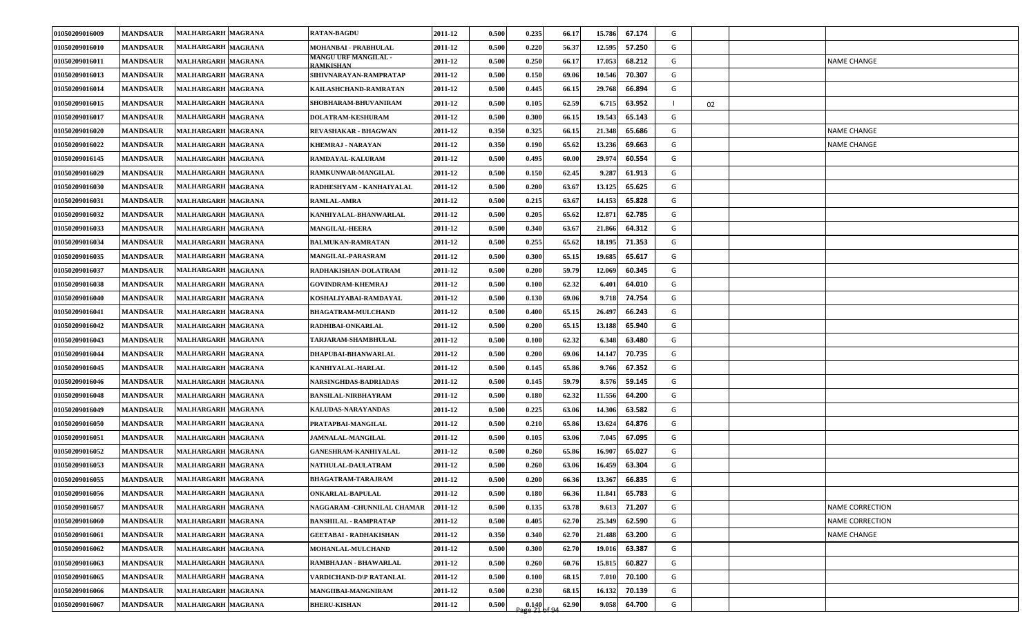| | | | | | | | | | | | | | | | |
|---|---|---|---|---|---|---|---|---|---|---|---|---|---|---|---|
| 01050209016009 | MANDSAUR | MALHARGARH | MAGRANA | RATAN-BAGDU | 2011-12 | 0.500 | 0.235 | 66.17 | 15.786 | 67.174 | G | | | | |
| 01050209016010 | MANDSAUR | MALHARGARH | MAGRANA | MOHANBAI - PRABHULAL | 2011-12 | 0.500 | 0.220 | 56.37 | 12.595 | 57.250 | G | | | | |
| 01050209016011 | MANDSAUR | MALHARGARH | MAGRANA | MANGU URF MANGILAL - RAMKISHAN | 2011-12 | 0.500 | 0.250 | 66.17 | 17.053 | 68.212 | G | | | | NAME CHANGE |
| 01050209016013 | MANDSAUR | MALHARGARH | MAGRANA | SHIVNARAYAN-RAMPRATAP | 2011-12 | 0.500 | 0.150 | 69.06 | 10.546 | 70.307 | G | | | | |
| 01050209016014 | MANDSAUR | MALHARGARH | MAGRANA | KAILASHCHAND-RAMRATAN | 2011-12 | 0.500 | 0.445 | 66.15 | 29.768 | 66.894 | G | | | | |
| 01050209016015 | MANDSAUR | MALHARGARH | MAGRANA | SHOBHARAM-BHUVANIRAM | 2011-12 | 0.500 | 0.105 | 62.59 | 6.715 | 63.952 | I | 02 | | | |
| 01050209016017 | MANDSAUR | MALHARGARH | MAGRANA | DOLATRAM-KESHURAM | 2011-12 | 0.500 | 0.300 | 66.15 | 19.543 | 65.143 | G | | | | |
| 01050209016020 | MANDSAUR | MALHARGARH | MAGRANA | REVASHAKAR - BHAGWAN | 2011-12 | 0.350 | 0.325 | 66.15 | 21.348 | 65.686 | G | | | | NAME CHANGE |
| 01050209016022 | MANDSAUR | MALHARGARH | MAGRANA | KHEMRAJ - NARAYAN | 2011-12 | 0.350 | 0.190 | 65.62 | 13.236 | 69.663 | G | | | | NAME CHANGE |
| 01050209016145 | MANDSAUR | MALHARGARH | MAGRANA | RAMDAYAL-KALURAM | 2011-12 | 0.500 | 0.495 | 60.00 | 29.974 | 60.554 | G | | | | |
| 01050209016029 | MANDSAUR | MALHARGARH | MAGRANA | RAMKUNWAR-MANGILAL | 2011-12 | 0.500 | 0.150 | 62.45 | 9.287 | 61.913 | G | | | | |
| 01050209016030 | MANDSAUR | MALHARGARH | MAGRANA | RADHESHYAM - KANHAIYALAL | 2011-12 | 0.500 | 0.200 | 63.67 | 13.125 | 65.625 | G | | | | |
| 01050209016031 | MANDSAUR | MALHARGARH | MAGRANA | RAMLAL-AMRA | 2011-12 | 0.500 | 0.215 | 63.67 | 14.153 | 65.828 | G | | | | |
| 01050209016032 | MANDSAUR | MALHARGARH | MAGRANA | KANHIYALAL-BHANWARLAL | 2011-12 | 0.500 | 0.205 | 65.62 | 12.871 | 62.785 | G | | | | |
| 01050209016033 | MANDSAUR | MALHARGARH | MAGRANA | MANGILAL-HEERA | 2011-12 | 0.500 | 0.340 | 63.67 | 21.866 | 64.312 | G | | | | |
| 01050209016034 | MANDSAUR | MALHARGARH | MAGRANA | BALMUKAN-RAMRATAN | 2011-12 | 0.500 | 0.255 | 65.62 | 18.195 | 71.353 | G | | | | |
| 01050209016035 | MANDSAUR | MALHARGARH | MAGRANA | MANGILAL-PARASRAM | 2011-12 | 0.500 | 0.300 | 65.15 | 19.685 | 65.617 | G | | | | |
| 01050209016037 | MANDSAUR | MALHARGARH | MAGRANA | RADHAKISHAN-DOLATRAM | 2011-12 | 0.500 | 0.200 | 59.79 | 12.069 | 60.345 | G | | | | |
| 01050209016038 | MANDSAUR | MALHARGARH | MAGRANA | GOVINDRAM-KHEMRAJ | 2011-12 | 0.500 | 0.100 | 62.32 | 6.401 | 64.010 | G | | | | |
| 01050209016040 | MANDSAUR | MALHARGARH | MAGRANA | KOSHALIYABAI-RAMDAYAL | 2011-12 | 0.500 | 0.130 | 69.06 | 9.718 | 74.754 | G | | | | |
| 01050209016041 | MANDSAUR | MALHARGARH | MAGRANA | BHAGATRAM-MULCHAND | 2011-12 | 0.500 | 0.400 | 65.15 | 26.497 | 66.243 | G | | | | |
| 01050209016042 | MANDSAUR | MALHARGARH | MAGRANA | RADHIBAI-ONKARLAL | 2011-12 | 0.500 | 0.200 | 65.15 | 13.188 | 65.940 | G | | | | |
| 01050209016043 | MANDSAUR | MALHARGARH | MAGRANA | TARJARAM-SHAMBHULAL | 2011-12 | 0.500 | 0.100 | 62.32 | 6.348 | 63.480 | G | | | | |
| 01050209016044 | MANDSAUR | MALHARGARH | MAGRANA | DHAPUBAI-BHANWARLAL | 2011-12 | 0.500 | 0.200 | 69.06 | 14.147 | 70.735 | G | | | | |
| 01050209016045 | MANDSAUR | MALHARGARH | MAGRANA | KANHIYALAL-HARLAL | 2011-12 | 0.500 | 0.145 | 65.86 | 9.766 | 67.352 | G | | | | |
| 01050209016046 | MANDSAUR | MALHARGARH | MAGRANA | NARSINGHDAS-BADRIADAS | 2011-12 | 0.500 | 0.145 | 59.79 | 8.576 | 59.145 | G | | | | |
| 01050209016048 | MANDSAUR | MALHARGARH | MAGRANA | BANSILAL-NIRBHAYRAM | 2011-12 | 0.500 | 0.180 | 62.32 | 11.556 | 64.200 | G | | | | |
| 01050209016049 | MANDSAUR | MALHARGARH | MAGRANA | KALUDAS-NARAYANDAS | 2011-12 | 0.500 | 0.225 | 63.06 | 14.306 | 63.582 | G | | | | |
| 01050209016050 | MANDSAUR | MALHARGARH | MAGRANA | PRATAPBAI-MANGILAL | 2011-12 | 0.500 | 0.210 | 65.86 | 13.624 | 64.876 | G | | | | |
| 01050209016051 | MANDSAUR | MALHARGARH | MAGRANA | JAMNALAL-MANGILAL | 2011-12 | 0.500 | 0.105 | 63.06 | 7.045 | 67.095 | G | | | | |
| 01050209016052 | MANDSAUR | MALHARGARH | MAGRANA | GANESHRAM-KANHIYALAL | 2011-12 | 0.500 | 0.260 | 65.86 | 16.907 | 65.027 | G | | | | |
| 01050209016053 | MANDSAUR | MALHARGARH | MAGRANA | NATHULAL-DAULATRAM | 2011-12 | 0.500 | 0.260 | 63.06 | 16.459 | 63.304 | G | | | | |
| 01050209016055 | MANDSAUR | MALHARGARH | MAGRANA | BHAGATRAM-TARAJRAM | 2011-12 | 0.500 | 0.200 | 66.36 | 13.367 | 66.835 | G | | | | |
| 01050209016056 | MANDSAUR | MALHARGARH | MAGRANA | ONKARLAL-BAPULAL | 2011-12 | 0.500 | 0.180 | 66.36 | 11.841 | 65.783 | G | | | | |
| 01050209016057 | MANDSAUR | MALHARGARH | MAGRANA | NAGGARAM -CHUNNILAL CHAMAR | 2011-12 | 0.500 | 0.135 | 63.78 | 9.613 | 71.207 | G | | | | NAME CORRECTION |
| 01050209016060 | MANDSAUR | MALHARGARH | MAGRANA | BANSHILAL - RAMPRATAP | 2011-12 | 0.500 | 0.405 | 62.70 | 25.349 | 62.590 | G | | | | NAME CORRECTION |
| 01050209016061 | MANDSAUR | MALHARGARH | MAGRANA | GEETABAI - RADHAKISHAN | 2011-12 | 0.350 | 0.340 | 62.70 | 21.488 | 63.200 | G | | | | NAME CHANGE |
| 01050209016062 | MANDSAUR | MALHARGARH | MAGRANA | MOHANLAL-MULCHAND | 2011-12 | 0.500 | 0.300 | 62.70 | 19.016 | 63.387 | G | | | | |
| 01050209016063 | MANDSAUR | MALHARGARH | MAGRANA | RAMBHAJAN - BHAWARLAL | 2011-12 | 0.500 | 0.260 | 60.76 | 15.815 | 60.827 | G | | | | |
| 01050209016065 | MANDSAUR | MALHARGARH | MAGRANA | VARDICHAND-D\P RATANLAL | 2011-12 | 0.500 | 0.100 | 68.15 | 7.010 | 70.100 | G | | | | |
| 01050209016066 | MANDSAUR | MALHARGARH | MAGRANA | MANGIIBAI-MANGNIRAM | 2011-12 | 0.500 | 0.230 | 68.15 | 16.132 | 70.139 | G | | | | |
| 01050209016067 | MANDSAUR | MALHARGARH | MAGRANA | BHERU-KISHAN | 2011-12 | 0.500 | 0.140 | 62.90 | 9.058 | 64.700 | G | | | | |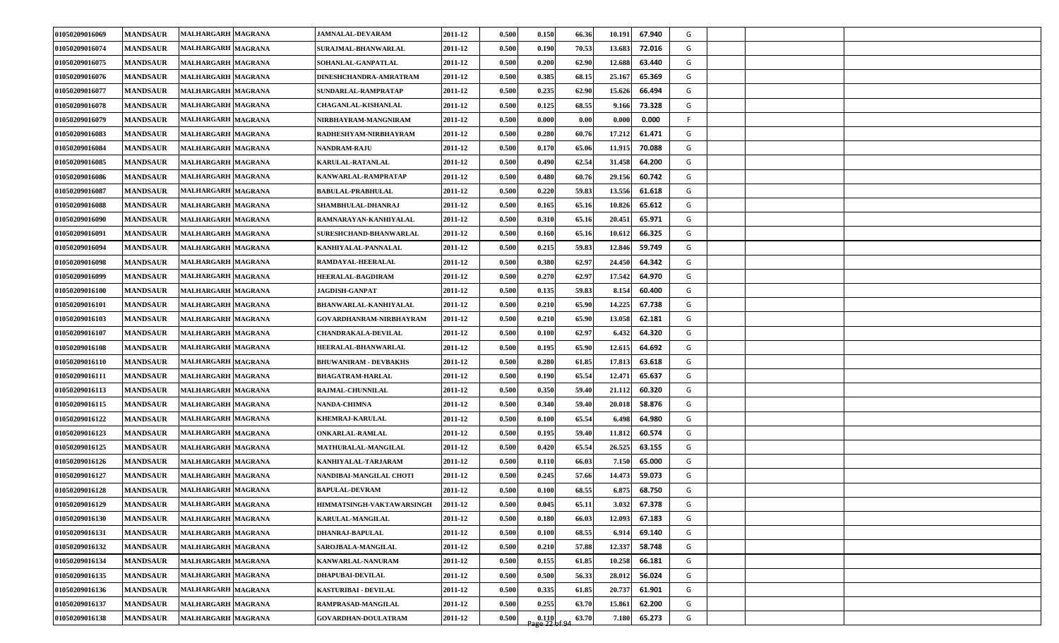| | | | | | | | | | | | | | | |
|---|---|---|---|---|---|---|---|---|---|---|---|---|---|---|
| 01050209016069 | MANDSAUR | MALHARGARH | MAGRANA | JAMNALAL-DEVARAM | 2011-12 | 0.500 | 0.150 | 66.36 | 10.191 | 67.940 | G | | | |
| 01050209016074 | MANDSAUR | MALHARGARH | MAGRANA | SURAJMAL-BHANWARLAL | 2011-12 | 0.500 | 0.190 | 70.53 | 13.683 | 72.016 | G | | | |
| 01050209016075 | MANDSAUR | MALHARGARH | MAGRANA | SOHANLAL-GANPATLAL | 2011-12 | 0.500 | 0.200 | 62.90 | 12.688 | 63.440 | G | | | |
| 01050209016076 | MANDSAUR | MALHARGARH | MAGRANA | DINESHCHANDRA-AMRATRAM | 2011-12 | 0.500 | 0.385 | 68.15 | 25.167 | 65.369 | G | | | |
| 01050209016077 | MANDSAUR | MALHARGARH | MAGRANA | SUNDARLAL-RAMPRATAP | 2011-12 | 0.500 | 0.235 | 62.90 | 15.626 | 66.494 | G | | | |
| 01050209016078 | MANDSAUR | MALHARGARH | MAGRANA | CHAGANLAL-KISHANLAL | 2011-12 | 0.500 | 0.125 | 68.55 | 9.166 | 73.328 | G | | | |
| 01050209016079 | MANDSAUR | MALHARGARH | MAGRANA | NIRBHAYRAM-MANGNIRAM | 2011-12 | 0.500 | 0.000 | 0.00 | 0.000 | 0.000 | F | | | |
| 01050209016083 | MANDSAUR | MALHARGARH | MAGRANA | RADHESHYAM-NIRBHAYRAM | 2011-12 | 0.500 | 0.280 | 60.76 | 17.212 | 61.471 | G | | | |
| 01050209016084 | MANDSAUR | MALHARGARH | MAGRANA | NANDRAM-RAJU | 2011-12 | 0.500 | 0.170 | 65.06 | 11.915 | 70.088 | G | | | |
| 01050209016085 | MANDSAUR | MALHARGARH | MAGRANA | KARULAL-RATANLAL | 2011-12 | 0.500 | 0.490 | 62.54 | 31.458 | 64.200 | G | | | |
| 01050209016086 | MANDSAUR | MALHARGARH | MAGRANA | KANWARLAL-RAMPRATAP | 2011-12 | 0.500 | 0.480 | 60.76 | 29.156 | 60.742 | G | | | |
| 01050209016087 | MANDSAUR | MALHARGARH | MAGRANA | BABULAL-PRABHULAL | 2011-12 | 0.500 | 0.220 | 59.83 | 13.556 | 61.618 | G | | | |
| 01050209016088 | MANDSAUR | MALHARGARH | MAGRANA | SHAMBHULAL-DHANRAJ | 2011-12 | 0.500 | 0.165 | 65.16 | 10.826 | 65.612 | G | | | |
| 01050209016090 | MANDSAUR | MALHARGARH | MAGRANA | RAMNARAYAN-KANHIYALAL | 2011-12 | 0.500 | 0.310 | 65.16 | 20.451 | 65.971 | G | | | |
| 01050209016091 | MANDSAUR | MALHARGARH | MAGRANA | SURESHCHAND-BHANWARLAL | 2011-12 | 0.500 | 0.160 | 65.16 | 10.612 | 66.325 | G | | | |
| 01050209016094 | MANDSAUR | MALHARGARH | MAGRANA | KANHIYALAL-PANNALAL | 2011-12 | 0.500 | 0.215 | 59.83 | 12.846 | 59.749 | G | | | |
| 01050209016098 | MANDSAUR | MALHARGARH | MAGRANA | RAMDAYAL-HEERALAL | 2011-12 | 0.500 | 0.380 | 62.97 | 24.450 | 64.342 | G | | | |
| 01050209016099 | MANDSAUR | MALHARGARH | MAGRANA | HEERALAL-BAGDIRAM | 2011-12 | 0.500 | 0.270 | 62.97 | 17.542 | 64.970 | G | | | |
| 01050209016100 | MANDSAUR | MALHARGARH | MAGRANA | JAGDISH-GANPAT | 2011-12 | 0.500 | 0.135 | 59.83 | 8.154 | 60.400 | G | | | |
| 01050209016101 | MANDSAUR | MALHARGARH | MAGRANA | BHANWARLAL-KANHIYALAL | 2011-12 | 0.500 | 0.210 | 65.90 | 14.225 | 67.738 | G | | | |
| 01050209016103 | MANDSAUR | MALHARGARH | MAGRANA | GOVARDHANRAM-NIRBHAYRAM | 2011-12 | 0.500 | 0.210 | 65.90 | 13.058 | 62.181 | G | | | |
| 01050209016107 | MANDSAUR | MALHARGARH | MAGRANA | CHANDRAKALA-DEVILAL | 2011-12 | 0.500 | 0.100 | 62.97 | 6.432 | 64.320 | G | | | |
| 01050209016108 | MANDSAUR | MALHARGARH | MAGRANA | HEERALAL-BHANWARLAL | 2011-12 | 0.500 | 0.195 | 65.90 | 12.615 | 64.692 | G | | | |
| 01050209016110 | MANDSAUR | MALHARGARH | MAGRANA | BHUWANIRAM - DEVBAKHS | 2011-12 | 0.500 | 0.280 | 61.85 | 17.813 | 63.618 | G | | | |
| 01050209016111 | MANDSAUR | MALHARGARH | MAGRANA | BHAGATRAM-HARLAL | 2011-12 | 0.500 | 0.190 | 65.54 | 12.471 | 65.637 | G | | | |
| 01050209016113 | MANDSAUR | MALHARGARH | MAGRANA | RAJMAL-CHUNNILAL | 2011-12 | 0.500 | 0.350 | 59.40 | 21.112 | 60.320 | G | | | |
| 01050209016115 | MANDSAUR | MALHARGARH | MAGRANA | NANDA-CHIMNA | 2011-12 | 0.500 | 0.340 | 59.40 | 20.018 | 58.876 | G | | | |
| 01050209016122 | MANDSAUR | MALHARGARH | MAGRANA | KHEMRAJ-KARULAL | 2011-12 | 0.500 | 0.100 | 65.54 | 6.498 | 64.980 | G | | | |
| 01050209016123 | MANDSAUR | MALHARGARH | MAGRANA | ONKARLAL-RAMLAL | 2011-12 | 0.500 | 0.195 | 59.40 | 11.812 | 60.574 | G | | | |
| 01050209016125 | MANDSAUR | MALHARGARH | MAGRANA | MATHURALAL-MANGILAL | 2011-12 | 0.500 | 0.420 | 65.54 | 26.525 | 63.155 | G | | | |
| 01050209016126 | MANDSAUR | MALHARGARH | MAGRANA | KANHIYALAL-TARJARAM | 2011-12 | 0.500 | 0.110 | 66.03 | 7.150 | 65.000 | G | | | |
| 01050209016127 | MANDSAUR | MALHARGARH | MAGRANA | NANDIBAI-MANGILAL CHOTI | 2011-12 | 0.500 | 0.245 | 57.66 | 14.473 | 59.073 | G | | | |
| 01050209016128 | MANDSAUR | MALHARGARH | MAGRANA | BAPULAL-DEVRAM | 2011-12 | 0.500 | 0.100 | 68.55 | 6.875 | 68.750 | G | | | |
| 01050209016129 | MANDSAUR | MALHARGARH | MAGRANA | HIMMATSINGH-VAKTAWARSINGH | 2011-12 | 0.500 | 0.045 | 65.11 | 3.032 | 67.378 | G | | | |
| 01050209016130 | MANDSAUR | MALHARGARH | MAGRANA | KARULAL-MANGILAL | 2011-12 | 0.500 | 0.180 | 66.03 | 12.093 | 67.183 | G | | | |
| 01050209016131 | MANDSAUR | MALHARGARH | MAGRANA | DHANRAJ-BAPULAL | 2011-12 | 0.500 | 0.100 | 68.55 | 6.914 | 69.140 | G | | | |
| 01050209016132 | MANDSAUR | MALHARGARH | MAGRANA | SAROJBALA-MANGILAL | 2011-12 | 0.500 | 0.210 | 57.88 | 12.337 | 58.748 | G | | | |
| 01050209016134 | MANDSAUR | MALHARGARH | MAGRANA | KANWARLAL-NANURAM | 2011-12 | 0.500 | 0.155 | 61.85 | 10.258 | 66.181 | G | | | |
| 01050209016135 | MANDSAUR | MALHARGARH | MAGRANA | DHAPUBAI-DEVILAL | 2011-12 | 0.500 | 0.500 | 56.33 | 28.012 | 56.024 | G | | | |
| 01050209016136 | MANDSAUR | MALHARGARH | MAGRANA | KASTURIBAI - DEVILAL | 2011-12 | 0.500 | 0.335 | 61.85 | 20.737 | 61.901 | G | | | |
| 01050209016137 | MANDSAUR | MALHARGARH | MAGRANA | RAMPRASAD-MANGILAL | 2011-12 | 0.500 | 0.255 | 63.70 | 15.861 | 62.200 | G | | | |
| 01050209016138 | MANDSAUR | MALHARGARH | MAGRANA | GOVARDHAN-DOULATRAM | 2011-12 | 0.500 | 0.110 | 63.70 | 7.180 | 65.273 | G | | | |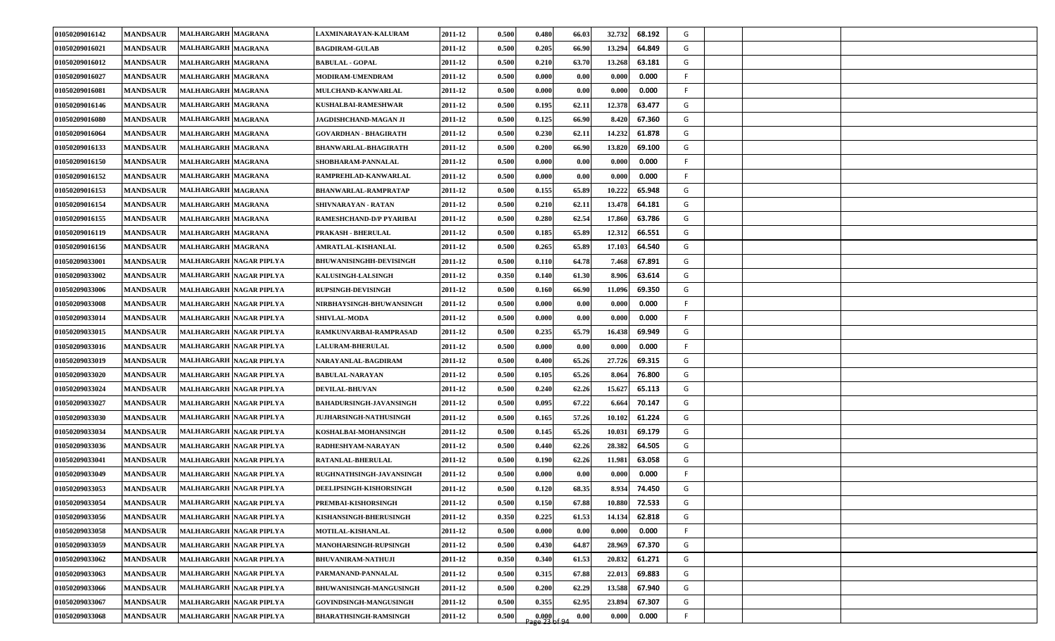| | | | | | | | | | | | | | | |
|---|---|---|---|---|---|---|---|---|---|---|---|---|---|---|
| 01050209016142 | MANDSAUR | MALHARGARH | MAGRANA | LAXMINARAYAN-KALURAM | 2011-12 | 0.500 | 0.480 | 66.03 | 32.732 | 68.192 | G | | | |
| 01050209016021 | MANDSAUR | MALHARGARH | MAGRANA | BAGDIRAM-GULAB | 2011-12 | 0.500 | 0.205 | 66.90 | 13.294 | 64.849 | G | | | |
| 01050209016012 | MANDSAUR | MALHARGARH | MAGRANA | BABULAL - GOPAL | 2011-12 | 0.500 | 0.210 | 63.70 | 13.268 | 63.181 | G | | | |
| 01050209016027 | MANDSAUR | MALHARGARH | MAGRANA | MODIRAM-UMENDRAM | 2011-12 | 0.500 | 0.000 | 0.00 | 0.000 | 0.000 | F | | | |
| 01050209016081 | MANDSAUR | MALHARGARH | MAGRANA | MULCHAND-KANWARLAL | 2011-12 | 0.500 | 0.000 | 0.00 | 0.000 | 0.000 | F | | | |
| 01050209016146 | MANDSAUR | MALHARGARH | MAGRANA | KUSHALBAI-RAMESHWAR | 2011-12 | 0.500 | 0.195 | 62.11 | 12.378 | 63.477 | G | | | |
| 01050209016080 | MANDSAUR | MALHARGARH | MAGRANA | JAGDISHCHAND-MAGAN JI | 2011-12 | 0.500 | 0.125 | 66.90 | 8.420 | 67.360 | G | | | |
| 01050209016064 | MANDSAUR | MALHARGARH | MAGRANA | GOVARDHAN - BHAGIRATH | 2011-12 | 0.500 | 0.230 | 62.11 | 14.232 | 61.878 | G | | | |
| 01050209016133 | MANDSAUR | MALHARGARH | MAGRANA | BHANWARLAL-BHAGIRATH | 2011-12 | 0.500 | 0.200 | 66.90 | 13.820 | 69.100 | G | | | |
| 01050209016150 | MANDSAUR | MALHARGARH | MAGRANA | SHOBHARAM-PANNALAL | 2011-12 | 0.500 | 0.000 | 0.00 | 0.000 | 0.000 | F | | | |
| 01050209016152 | MANDSAUR | MALHARGARH | MAGRANA | RAMPREHLAD-KANWARLAL | 2011-12 | 0.500 | 0.000 | 0.00 | 0.000 | 0.000 | F | | | |
| 01050209016153 | MANDSAUR | MALHARGARH | MAGRANA | BHANWARLAL-RAMPRATAP | 2011-12 | 0.500 | 0.155 | 65.89 | 10.222 | 65.948 | G | | | |
| 01050209016154 | MANDSAUR | MALHARGARH | MAGRANA | SHIVNARAYAN - RATAN | 2011-12 | 0.500 | 0.210 | 62.11 | 13.478 | 64.181 | G | | | |
| 01050209016155 | MANDSAUR | MALHARGARH | MAGRANA | RAMESHCHAND-D/P PYARIBAI | 2011-12 | 0.500 | 0.280 | 62.54 | 17.860 | 63.786 | G | | | |
| 01050209016119 | MANDSAUR | MALHARGARH | MAGRANA | PRAKASH - BHERULAL | 2011-12 | 0.500 | 0.185 | 65.89 | 12.312 | 66.551 | G | | | |
| 01050209016156 | MANDSAUR | MALHARGARH | MAGRANA | AMRATLAL-KISHANLAL | 2011-12 | 0.500 | 0.265 | 65.89 | 17.103 | 64.540 | G | | | |
| 01050209033001 | MANDSAUR | MALHARGARH | NAGAR PIPLYA | BHUWANISINGHH-DEVISINGH | 2011-12 | 0.500 | 0.110 | 64.78 | 7.468 | 67.891 | G | | | |
| 01050209033002 | MANDSAUR | MALHARGARH | NAGAR PIPLYA | KALUSINGH-LALSINGH | 2011-12 | 0.350 | 0.140 | 61.30 | 8.906 | 63.614 | G | | | |
| 01050209033006 | MANDSAUR | MALHARGARH | NAGAR PIPLYA | RUPSINGH-DEVISINGH | 2011-12 | 0.500 | 0.160 | 66.90 | 11.096 | 69.350 | G | | | |
| 01050209033008 | MANDSAUR | MALHARGARH | NAGAR PIPLYA | NIRBHAYSINGH-BHUWANSINGH | 2011-12 | 0.500 | 0.000 | 0.00 | 0.000 | 0.000 | F | | | |
| 01050209033014 | MANDSAUR | MALHARGARH | NAGAR PIPLYA | SHIVLAL-MODA | 2011-12 | 0.500 | 0.000 | 0.00 | 0.000 | 0.000 | F | | | |
| 01050209033015 | MANDSAUR | MALHARGARH | NAGAR PIPLYA | RAMKUNVARBAI-RAMPRASAD | 2011-12 | 0.500 | 0.235 | 65.79 | 16.438 | 69.949 | G | | | |
| 01050209033016 | MANDSAUR | MALHARGARH | NAGAR PIPLYA | LALURAM-BHERULAL | 2011-12 | 0.500 | 0.000 | 0.00 | 0.000 | 0.000 | F | | | |
| 01050209033019 | MANDSAUR | MALHARGARH | NAGAR PIPLYA | NARAYANLAL-BAGDIRAM | 2011-12 | 0.500 | 0.400 | 65.26 | 27.726 | 69.315 | G | | | |
| 01050209033020 | MANDSAUR | MALHARGARH | NAGAR PIPLYA | BABULAL-NARAYAN | 2011-12 | 0.500 | 0.105 | 65.26 | 8.064 | 76.800 | G | | | |
| 01050209033024 | MANDSAUR | MALHARGARH | NAGAR PIPLYA | DEVILAL-BHUVAN | 2011-12 | 0.500 | 0.240 | 62.26 | 15.627 | 65.113 | G | | | |
| 01050209033027 | MANDSAUR | MALHARGARH | NAGAR PIPLYA | BAHADURSINGH-JAVANSINGH | 2011-12 | 0.500 | 0.095 | 67.22 | 6.664 | 70.147 | G | | | |
| 01050209033030 | MANDSAUR | MALHARGARH | NAGAR PIPLYA | JUJHARSINGH-NATHUSINGH | 2011-12 | 0.500 | 0.165 | 57.26 | 10.102 | 61.224 | G | | | |
| 01050209033034 | MANDSAUR | MALHARGARH | NAGAR PIPLYA | KOSHALBAI-MOHANSINGH | 2011-12 | 0.500 | 0.145 | 65.26 | 10.031 | 69.179 | G | | | |
| 01050209033036 | MANDSAUR | MALHARGARH | NAGAR PIPLYA | RADHESHYAM-NARAYAN | 2011-12 | 0.500 | 0.440 | 62.26 | 28.382 | 64.505 | G | | | |
| 01050209033041 | MANDSAUR | MALHARGARH | NAGAR PIPLYA | RATANLAL-BHERULAL | 2011-12 | 0.500 | 0.190 | 62.26 | 11.981 | 63.058 | G | | | |
| 01050209033049 | MANDSAUR | MALHARGARH | NAGAR PIPLYA | RUGHNATHSINGH-JAVANSINGH | 2011-12 | 0.500 | 0.000 | 0.00 | 0.000 | 0.000 | F | | | |
| 01050209033053 | MANDSAUR | MALHARGARH | NAGAR PIPLYA | DEELIPSINGH-KISHORSINGH | 2011-12 | 0.500 | 0.120 | 68.35 | 8.934 | 74.450 | G | | | |
| 01050209033054 | MANDSAUR | MALHARGARH | NAGAR PIPLYA | PREMBAI-KISHORSINGH | 2011-12 | 0.500 | 0.150 | 67.88 | 10.880 | 72.533 | G | | | |
| 01050209033056 | MANDSAUR | MALHARGARH | NAGAR PIPLYA | KISHANSINGH-BHERUSINGH | 2011-12 | 0.350 | 0.225 | 61.53 | 14.134 | 62.818 | G | | | |
| 01050209033058 | MANDSAUR | MALHARGARH | NAGAR PIPLYA | MOTILAL-KISHANLAL | 2011-12 | 0.500 | 0.000 | 0.00 | 0.000 | 0.000 | F | | | |
| 01050209033059 | MANDSAUR | MALHARGARH | NAGAR PIPLYA | MANOHARSINGH-RUPSINGH | 2011-12 | 0.500 | 0.430 | 64.87 | 28.969 | 67.370 | G | | | |
| 01050209033062 | MANDSAUR | MALHARGARH | NAGAR PIPLYA | BHUVANIRAM-NATHUJI | 2011-12 | 0.350 | 0.340 | 61.53 | 20.832 | 61.271 | G | | | |
| 01050209033063 | MANDSAUR | MALHARGARH | NAGAR PIPLYA | PARMANAND-PANNALAL | 2011-12 | 0.500 | 0.315 | 67.88 | 22.013 | 69.883 | G | | | |
| 01050209033066 | MANDSAUR | MALHARGARH | NAGAR PIPLYA | BHUWANISINGH-MANGUSINGH | 2011-12 | 0.500 | 0.200 | 62.29 | 13.588 | 67.940 | G | | | |
| 01050209033067 | MANDSAUR | MALHARGARH | NAGAR PIPLYA | GOVINDSINGH-MANGUSINGH | 2011-12 | 0.500 | 0.355 | 62.95 | 23.894 | 67.307 | G | | | |
| 01050209033068 | MANDSAUR | MALHARGARH | NAGAR PIPLYA | BHARATHSINGH-RAMSINGH | 2011-12 | 0.500 | 0.000 | 0.00 | 0.000 | 0.000 | F | | | |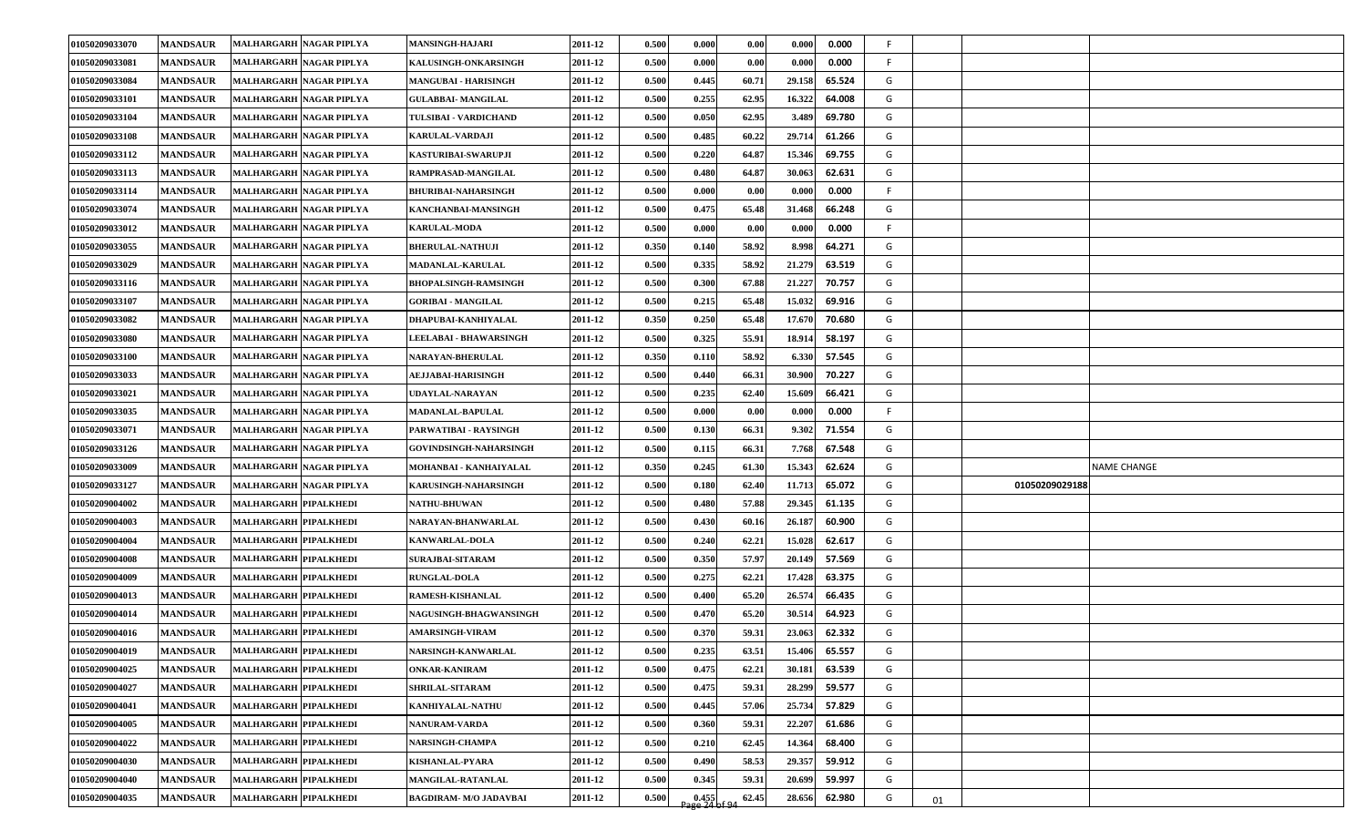| | | | | | | | | | | | | | | | |
|---|---|---|---|---|---|---|---|---|---|---|---|---|---|---|---|
| 01050209033070 | MANDSAUR | MALHARGARH | NAGAR PIPLYA | MANSINGH-HAJARI | 2011-12 | 0.500 | 0.000 | 0.00 | 0.000 | 0.000 | F | | | | |
| 01050209033081 | MANDSAUR | MALHARGARH | NAGAR PIPLYA | KALUSINGH-ONKARSINGH | 2011-12 | 0.500 | 0.000 | 0.00 | 0.000 | 0.000 | F | | | | |
| 01050209033084 | MANDSAUR | MALHARGARH | NAGAR PIPLYA | MANGUBAI - HARISINGH | 2011-12 | 0.500 | 0.445 | 60.71 | 29.158 | 65.524 | G | | | | |
| 01050209033101 | MANDSAUR | MALHARGARH | NAGAR PIPLYA | GULABBAI- MANGILAL | 2011-12 | 0.500 | 0.255 | 62.95 | 16.322 | 64.008 | G | | | | |
| 01050209033104 | MANDSAUR | MALHARGARH | NAGAR PIPLYA | TULSIBAI - VARDICHAND | 2011-12 | 0.500 | 0.050 | 62.95 | 3.489 | 69.780 | G | | | | |
| 01050209033108 | MANDSAUR | MALHARGARH | NAGAR PIPLYA | KARULAL-VARDAJI | 2011-12 | 0.500 | 0.485 | 60.22 | 29.714 | 61.266 | G | | | | |
| 01050209033112 | MANDSAUR | MALHARGARH | NAGAR PIPLYA | KASTURIBAI-SWARUPJI | 2011-12 | 0.500 | 0.220 | 64.87 | 15.346 | 69.755 | G | | | | |
| 01050209033113 | MANDSAUR | MALHARGARH | NAGAR PIPLYA | RAMPRASAD-MANGILAL | 2011-12 | 0.500 | 0.480 | 64.87 | 30.063 | 62.631 | G | | | | |
| 01050209033114 | MANDSAUR | MALHARGARH | NAGAR PIPLYA | BHURIBAI-NAHARSINGH | 2011-12 | 0.500 | 0.000 | 0.00 | 0.000 | 0.000 | F | | | | |
| 01050209033074 | MANDSAUR | MALHARGARH | NAGAR PIPLYA | KANCHANBAI-MANSINGH | 2011-12 | 0.500 | 0.475 | 65.48 | 31.468 | 66.248 | G | | | | |
| 01050209033012 | MANDSAUR | MALHARGARH | NAGAR PIPLYA | KARULAL-MODA | 2011-12 | 0.500 | 0.000 | 0.00 | 0.000 | 0.000 | F | | | | |
| 01050209033055 | MANDSAUR | MALHARGARH | NAGAR PIPLYA | BHERULAL-NATHUJI | 2011-12 | 0.350 | 0.140 | 58.92 | 8.998 | 64.271 | G | | | | |
| 01050209033029 | MANDSAUR | MALHARGARH | NAGAR PIPLYA | MADANLAL-KARULAL | 2011-12 | 0.500 | 0.335 | 58.92 | 21.279 | 63.519 | G | | | | |
| 01050209033116 | MANDSAUR | MALHARGARH | NAGAR PIPLYA | BHOPALSINGH-RAMSINGH | 2011-12 | 0.500 | 0.300 | 67.88 | 21.227 | 70.757 | G | | | | |
| 01050209033107 | MANDSAUR | MALHARGARH | NAGAR PIPLYA | GORIBAI - MANGILAL | 2011-12 | 0.500 | 0.215 | 65.48 | 15.032 | 69.916 | G | | | | |
| 01050209033082 | MANDSAUR | MALHARGARH | NAGAR PIPLYA | DHAPUBAI-KANHIYALAL | 2011-12 | 0.350 | 0.250 | 65.48 | 17.670 | 70.680 | G | | | | |
| 01050209033080 | MANDSAUR | MALHARGARH | NAGAR PIPLYA | LEELABAI - BHAWARSINGH | 2011-12 | 0.500 | 0.325 | 55.91 | 18.914 | 58.197 | G | | | | |
| 01050209033100 | MANDSAUR | MALHARGARH | NAGAR PIPLYA | NARAYAN-BHERULAL | 2011-12 | 0.350 | 0.110 | 58.92 | 6.330 | 57.545 | G | | | | |
| 01050209033033 | MANDSAUR | MALHARGARH | NAGAR PIPLYA | AEJJABAI-HARISINGH | 2011-12 | 0.500 | 0.440 | 66.31 | 30.900 | 70.227 | G | | | | |
| 01050209033021 | MANDSAUR | MALHARGARH | NAGAR PIPLYA | UDAYLAL-NARAYAN | 2011-12 | 0.500 | 0.235 | 62.40 | 15.609 | 66.421 | G | | | | |
| 01050209033035 | MANDSAUR | MALHARGARH | NAGAR PIPLYA | MADANLAL-BAPULAL | 2011-12 | 0.500 | 0.000 | 0.00 | 0.000 | 0.000 | F | | | | |
| 01050209033071 | MANDSAUR | MALHARGARH | NAGAR PIPLYA | PARWATIBAI - RAYSINGH | 2011-12 | 0.500 | 0.130 | 66.31 | 9.302 | 71.554 | G | | | | |
| 01050209033126 | MANDSAUR | MALHARGARH | NAGAR PIPLYA | GOVINDSINGH-NAHARSINGH | 2011-12 | 0.500 | 0.115 | 66.31 | 7.768 | 67.548 | G | | | | |
| 01050209033009 | MANDSAUR | MALHARGARH | NAGAR PIPLYA | MOHANBAI - KANHAIYALAL | 2011-12 | 0.350 | 0.245 | 61.30 | 15.343 | 62.624 | G | | | | NAME CHANGE |
| 01050209033127 | MANDSAUR | MALHARGARH | NAGAR PIPLYA | KARUSINGH-NAHARSINGH | 2011-12 | 0.500 | 0.180 | 62.40 | 11.713 | 65.072 | G | | | 01050209029188 | |
| 01050209004002 | MANDSAUR | MALHARGARH | PIPALKHEDI | NATHU-BHUWAN | 2011-12 | 0.500 | 0.480 | 57.88 | 29.345 | 61.135 | G | | | | |
| 01050209004003 | MANDSAUR | MALHARGARH | PIPALKHEDI | NARAYAN-BHANWARLAL | 2011-12 | 0.500 | 0.430 | 60.16 | 26.187 | 60.900 | G | | | | |
| 01050209004004 | MANDSAUR | MALHARGARH | PIPALKHEDI | KANWARLAL-DOLA | 2011-12 | 0.500 | 0.240 | 62.21 | 15.028 | 62.617 | G | | | | |
| 01050209004008 | MANDSAUR | MALHARGARH | PIPALKHEDI | SURAJBAI-SITARAM | 2011-12 | 0.500 | 0.350 | 57.97 | 20.149 | 57.569 | G | | | | |
| 01050209004009 | MANDSAUR | MALHARGARH | PIPALKHEDI | RUNGLAL-DOLA | 2011-12 | 0.500 | 0.275 | 62.21 | 17.428 | 63.375 | G | | | | |
| 01050209004013 | MANDSAUR | MALHARGARH | PIPALKHEDI | RAMESH-KISHANLAL | 2011-12 | 0.500 | 0.400 | 65.20 | 26.574 | 66.435 | G | | | | |
| 01050209004014 | MANDSAUR | MALHARGARH | PIPALKHEDI | NAGUSINGH-BHAGWANSINGH | 2011-12 | 0.500 | 0.470 | 65.20 | 30.514 | 64.923 | G | | | | |
| 01050209004016 | MANDSAUR | MALHARGARH | PIPALKHEDI | AMARSINGH-VIRAM | 2011-12 | 0.500 | 0.370 | 59.31 | 23.063 | 62.332 | G | | | | |
| 01050209004019 | MANDSAUR | MALHARGARH | PIPALKHEDI | NARSINGH-KANWARLAL | 2011-12 | 0.500 | 0.235 | 63.51 | 15.406 | 65.557 | G | | | | |
| 01050209004025 | MANDSAUR | MALHARGARH | PIPALKHEDI | ONKAR-KANIRAM | 2011-12 | 0.500 | 0.475 | 62.21 | 30.181 | 63.539 | G | | | | |
| 01050209004027 | MANDSAUR | MALHARGARH | PIPALKHEDI | SHRILAL-SITARAM | 2011-12 | 0.500 | 0.475 | 59.31 | 28.299 | 59.577 | G | | | | |
| 01050209004041 | MANDSAUR | MALHARGARH | PIPALKHEDI | KANHIYALAL-NATHU | 2011-12 | 0.500 | 0.445 | 57.06 | 25.734 | 57.829 | G | | | | |
| 01050209004005 | MANDSAUR | MALHARGARH | PIPALKHEDI | NANURAM-VARDA | 2011-12 | 0.500 | 0.360 | 59.31 | 22.207 | 61.686 | G | | | | |
| 01050209004022 | MANDSAUR | MALHARGARH | PIPALKHEDI | NARSINGH-CHAMPA | 2011-12 | 0.500 | 0.210 | 62.45 | 14.364 | 68.400 | G | | | | |
| 01050209004030 | MANDSAUR | MALHARGARH | PIPALKHEDI | KISHANLAL-PYARA | 2011-12 | 0.500 | 0.490 | 58.53 | 29.357 | 59.912 | G | | | | |
| 01050209004040 | MANDSAUR | MALHARGARH | PIPALKHEDI | MANGILAL-RATANLAL | 2011-12 | 0.500 | 0.345 | 59.31 | 20.699 | 59.997 | G | | | | |
| 01050209004035 | MANDSAUR | MALHARGARH | PIPALKHEDI | BAGDIRAM- M/O JADAVBAI | 2011-12 | 0.500 | 0.455 | 62.45 | 28.656 | 62.980 | G | 01 | | | |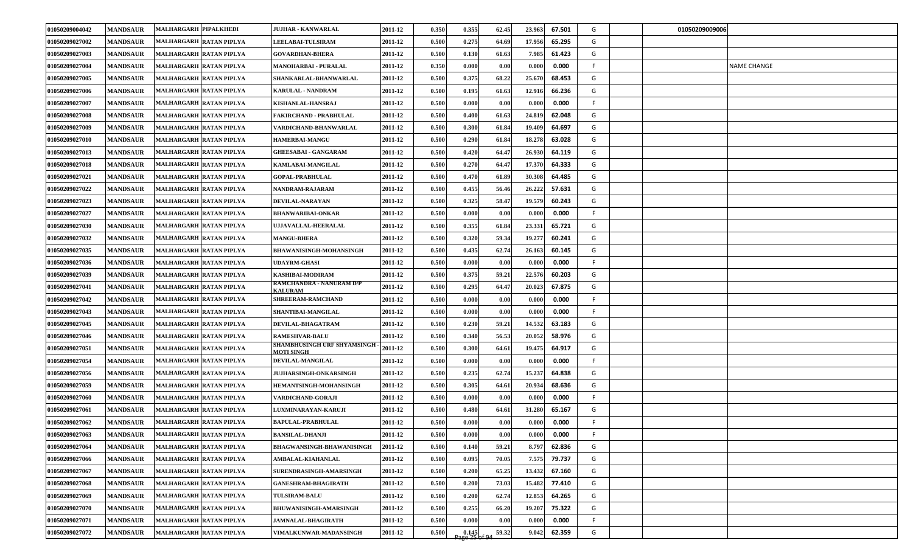| | | | | | | | | | | | | | | |
|---|---|---|---|---|---|---|---|---|---|---|---|---|---|---|
| 01050209004042 | MANDSAUR | MALHARGARH | PIPALKHEDI | JUJHAR - KANWARLAL | 2011-12 | 0.350 | 0.355 | 62.45 | 23.963 | 67.501 | G | | 01050209009006 | |
| 01050209027002 | MANDSAUR | MALHARGARH | RATAN PIPLYA | LEELABAI-TULSIRAM | 2011-12 | 0.500 | 0.275 | 64.69 | 17.956 | 65.295 | G | | | |
| 01050209027003 | MANDSAUR | MALHARGARH | RATAN PIPLYA | GOVARDHAN-BHERA | 2011-12 | 0.500 | 0.130 | 61.63 | 7.985 | 61.423 | G | | | |
| 01050209027004 | MANDSAUR | MALHARGARH | RATAN PIPLYA | MANOHARBAI - PURALAL | 2011-12 | 0.350 | 0.000 | 0.00 | 0.000 | 0.000 | F | | | NAME CHANGE |
| 01050209027005 | MANDSAUR | MALHARGARH | RATAN PIPLYA | SHANKARLAL-BHANWARLAL | 2011-12 | 0.500 | 0.375 | 68.22 | 25.670 | 68.453 | G | | | |
| 01050209027006 | MANDSAUR | MALHARGARH | RATAN PIPLYA | KARULAL - NANDRAM | 2011-12 | 0.500 | 0.195 | 61.63 | 12.916 | 66.236 | G | | | |
| 01050209027007 | MANDSAUR | MALHARGARH | RATAN PIPLYA | KISHANLAL-HANSRAJ | 2011-12 | 0.500 | 0.000 | 0.00 | 0.000 | 0.000 | F | | | |
| 01050209027008 | MANDSAUR | MALHARGARH | RATAN PIPLYA | FAKIRCHAND - PRABHULAL | 2011-12 | 0.500 | 0.400 | 61.63 | 24.819 | 62.048 | G | | | |
| 01050209027009 | MANDSAUR | MALHARGARH | RATAN PIPLYA | VARDICHAND-BHANWARLAL | 2011-12 | 0.500 | 0.300 | 61.84 | 19.409 | 64.697 | G | | | |
| 01050209027010 | MANDSAUR | MALHARGARH | RATAN PIPLYA | HAMERBAI-MANGU | 2011-12 | 0.500 | 0.290 | 61.84 | 18.278 | 63.028 | G | | | |
| 01050209027013 | MANDSAUR | MALHARGARH | RATAN PIPLYA | GHEESABAI - GANGARAM | 2011-12 | 0.500 | 0.420 | 64.47 | 26.930 | 64.119 | G | | | |
| 01050209027018 | MANDSAUR | MALHARGARH | RATAN PIPLYA | KAMLABAI-MANGILAL | 2011-12 | 0.500 | 0.270 | 64.47 | 17.370 | 64.333 | G | | | |
| 01050209027021 | MANDSAUR | MALHARGARH | RATAN PIPLYA | GOPAL-PRABHULAL | 2011-12 | 0.500 | 0.470 | 61.89 | 30.308 | 64.485 | G | | | |
| 01050209027022 | MANDSAUR | MALHARGARH | RATAN PIPLYA | NANDRAM-RAJARAM | 2011-12 | 0.500 | 0.455 | 56.46 | 26.222 | 57.631 | G | | | |
| 01050209027023 | MANDSAUR | MALHARGARH | RATAN PIPLYA | DEVILAL-NARAYAN | 2011-12 | 0.500 | 0.325 | 58.47 | 19.579 | 60.243 | G | | | |
| 01050209027027 | MANDSAUR | MALHARGARH | RATAN PIPLYA | BHANWARIBAI-ONKAR | 2011-12 | 0.500 | 0.000 | 0.00 | 0.000 | 0.000 | F | | | |
| 01050209027030 | MANDSAUR | MALHARGARH | RATAN PIPLYA | UJJAVALLAL-HEERALAL | 2011-12 | 0.500 | 0.355 | 61.84 | 23.331 | 65.721 | G | | | |
| 01050209027032 | MANDSAUR | MALHARGARH | RATAN PIPLYA | MANGU-BHERA | 2011-12 | 0.500 | 0.320 | 59.34 | 19.277 | 60.241 | G | | | |
| 01050209027035 | MANDSAUR | MALHARGARH | RATAN PIPLYA | BHAWANISINGH-MOHANSINGH | 2011-12 | 0.500 | 0.435 | 62.74 | 26.163 | 60.145 | G | | | |
| 01050209027036 | MANDSAUR | MALHARGARH | RATAN PIPLYA | UDAYRM-GHASI | 2011-12 | 0.500 | 0.000 | 0.00 | 0.000 | 0.000 | F | | | |
| 01050209027039 | MANDSAUR | MALHARGARH | RATAN PIPLYA | KASHIBAI-MODIRAM | 2011-12 | 0.500 | 0.375 | 59.21 | 22.576 | 60.203 | G | | | |
| 01050209027041 | MANDSAUR | MALHARGARH | RATAN PIPLYA | RAMCHANDRA - NANURAM D/P KALURAM | 2011-12 | 0.500 | 0.295 | 64.47 | 20.023 | 67.875 | G | | | |
| 01050209027042 | MANDSAUR | MALHARGARH | RATAN PIPLYA | SHREERAM-RAMCHAND | 2011-12 | 0.500 | 0.000 | 0.00 | 0.000 | 0.000 | F | | | |
| 01050209027043 | MANDSAUR | MALHARGARH | RATAN PIPLYA | SHANTIBAI-MANGILAL | 2011-12 | 0.500 | 0.000 | 0.00 | 0.000 | 0.000 | F | | | |
| 01050209027045 | MANDSAUR | MALHARGARH | RATAN PIPLYA | DEVILAL-BHAGATRAM | 2011-12 | 0.500 | 0.230 | 59.21 | 14.532 | 63.183 | G | | | |
| 01050209027046 | MANDSAUR | MALHARGARH | RATAN PIPLYA | RAMESHVAR-BALU | 2011-12 | 0.500 | 0.340 | 56.53 | 20.052 | 58.976 | G | | | |
| 01050209027051 | MANDSAUR | MALHARGARH | RATAN PIPLYA | SHAMBHUSINGH URF SHYAMSINGH - MOTI SINGH | 2011-12 | 0.500 | 0.300 | 64.61 | 19.475 | 64.917 | G | | | |
| 01050209027054 | MANDSAUR | MALHARGARH | RATAN PIPLYA | DEVILAL-MANGILAL | 2011-12 | 0.500 | 0.000 | 0.00 | 0.000 | 0.000 | F | | | |
| 01050209027056 | MANDSAUR | MALHARGARH | RATAN PIPLYA | JUJHARSINGH-ONKARSINGH | 2011-12 | 0.500 | 0.235 | 62.74 | 15.237 | 64.838 | G | | | |
| 01050209027059 | MANDSAUR | MALHARGARH | RATAN PIPLYA | HEMANTSINGH-MOHANSINGH | 2011-12 | 0.500 | 0.305 | 64.61 | 20.934 | 68.636 | G | | | |
| 01050209027060 | MANDSAUR | MALHARGARH | RATAN PIPLYA | VARDICHAND-GORAJI | 2011-12 | 0.500 | 0.000 | 0.00 | 0.000 | 0.000 | F | | | |
| 01050209027061 | MANDSAUR | MALHARGARH | RATAN PIPLYA | LUXMINARAYAN-KARUJI | 2011-12 | 0.500 | 0.480 | 64.61 | 31.280 | 65.167 | G | | | |
| 01050209027062 | MANDSAUR | MALHARGARH | RATAN PIPLYA | BAPULAL-PRABHULAL | 2011-12 | 0.500 | 0.000 | 0.00 | 0.000 | 0.000 | F | | | |
| 01050209027063 | MANDSAUR | MALHARGARH | RATAN PIPLYA | BANSILAL-DHANJI | 2011-12 | 0.500 | 0.000 | 0.00 | 0.000 | 0.000 | F | | | |
| 01050209027064 | MANDSAUR | MALHARGARH | RATAN PIPLYA | BHAGWANSINGH-BHAWANISINGH | 2011-12 | 0.500 | 0.140 | 59.21 | 8.797 | 62.836 | G | | | |
| 01050209027066 | MANDSAUR | MALHARGARH | RATAN PIPLYA | AMBALAL-KIAHANLAL | 2011-12 | 0.500 | 0.095 | 70.05 | 7.575 | 79.737 | G | | | |
| 01050209027067 | MANDSAUR | MALHARGARH | RATAN PIPLYA | SURENDRASINGH-AMARSINGH | 2011-12 | 0.500 | 0.200 | 65.25 | 13.432 | 67.160 | G | | | |
| 01050209027068 | MANDSAUR | MALHARGARH | RATAN PIPLYA | GANESHRAM-BHAGIRATH | 2011-12 | 0.500 | 0.200 | 73.03 | 15.482 | 77.410 | G | | | |
| 01050209027069 | MANDSAUR | MALHARGARH | RATAN PIPLYA | TULSIRAM-BALU | 2011-12 | 0.500 | 0.200 | 62.74 | 12.853 | 64.265 | G | | | |
| 01050209027070 | MANDSAUR | MALHARGARH | RATAN PIPLYA | BHUWANISINGH-AMARSINGH | 2011-12 | 0.500 | 0.255 | 66.20 | 19.207 | 75.322 | G | | | |
| 01050209027071 | MANDSAUR | MALHARGARH | RATAN PIPLYA | JAMNALAL-BHAGIRATH | 2011-12 | 0.500 | 0.000 | 0.00 | 0.000 | 0.000 | F | | | |
| 01050209027072 | MANDSAUR | MALHARGARH | RATAN PIPLYA | VIMALKUNWAR-MADANSINGH | 2011-12 | 0.500 | 0.145 | 59.32 | 9.042 | 62.359 | G | | | |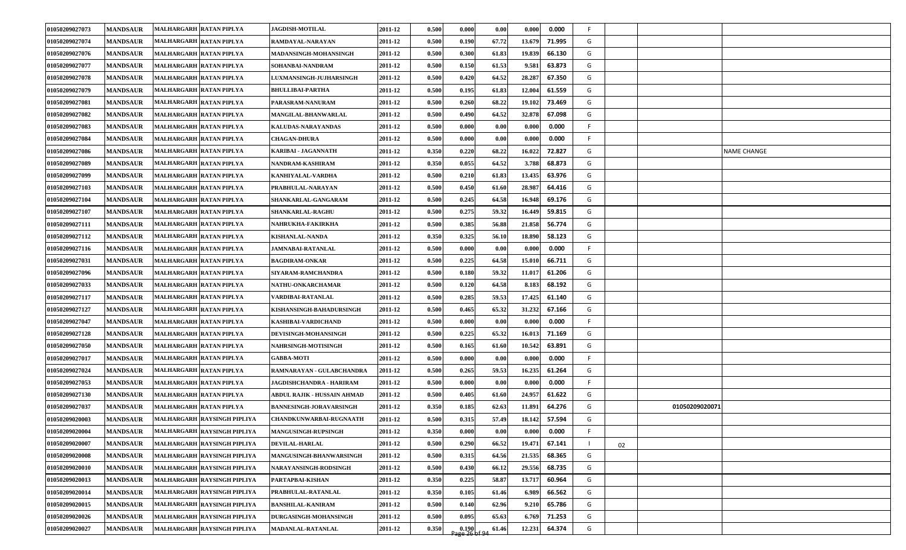| | | | | | | | | | | | | | | |
|---|---|---|---|---|---|---|---|---|---|---|---|---|---|---|
| 01050209027073 | MANDSAUR | MALHARGARH | RATAN PIPLYA | JAGDISH-MOTILAL | 2011-12 | 0.500 | 0.000 | 0.00 | 0.000 | 0.000 | F | | | |
| 01050209027074 | MANDSAUR | MALHARGARH | RATAN PIPLYA | RAMDAYAL-NARAYAN | 2011-12 | 0.500 | 0.190 | 67.72 | 13.679 | 71.995 | G | | | |
| 01050209027076 | MANDSAUR | MALHARGARH | RATAN PIPLYA | MADANSINGH-MOHANSINGH | 2011-12 | 0.500 | 0.300 | 61.83 | 19.839 | 66.130 | G | | | |
| 01050209027077 | MANDSAUR | MALHARGARH | RATAN PIPLYA | SOHANBAI-NANDRAM | 2011-12 | 0.500 | 0.150 | 61.53 | 9.581 | 63.873 | G | | | |
| 01050209027078 | MANDSAUR | MALHARGARH | RATAN PIPLYA | LUXMANSINGH-JUJHARSINGH | 2011-12 | 0.500 | 0.420 | 64.52 | 28.287 | 67.350 | G | | | |
| 01050209027079 | MANDSAUR | MALHARGARH | RATAN PIPLYA | BHULLIBAI-PARTHA | 2011-12 | 0.500 | 0.195 | 61.83 | 12.004 | 61.559 | G | | | |
| 01050209027081 | MANDSAUR | MALHARGARH | RATAN PIPLYA | PARASRAM-NANURAM | 2011-12 | 0.500 | 0.260 | 68.22 | 19.102 | 73.469 | G | | | |
| 01050209027082 | MANDSAUR | MALHARGARH | RATAN PIPLYA | MANGILAL-BHANWARLAL | 2011-12 | 0.500 | 0.490 | 64.52 | 32.878 | 67.098 | G | | | |
| 01050209027083 | MANDSAUR | MALHARGARH | RATAN PIPLYA | KALUDAS-NARAYANDAS | 2011-12 | 0.500 | 0.000 | 0.00 | 0.000 | 0.000 | F | | | |
| 01050209027084 | MANDSAUR | MALHARGARH | RATAN PIPLYA | CHAGAN-DHURA | 2011-12 | 0.500 | 0.000 | 0.00 | 0.000 | 0.000 | F | | | |
| 01050209027086 | MANDSAUR | MALHARGARH | RATAN PIPLYA | KARIBAI - JAGANNATH | 2011-12 | 0.350 | 0.220 | 68.22 | 16.022 | 72.827 | G | | | NAME CHANGE |
| 01050209027089 | MANDSAUR | MALHARGARH | RATAN PIPLYA | NANDRAM-KASHIRAM | 2011-12 | 0.350 | 0.055 | 64.52 | 3.788 | 68.873 | G | | | |
| 01050209027099 | MANDSAUR | MALHARGARH | RATAN PIPLYA | KANHIYALAL-VARDHA | 2011-12 | 0.500 | 0.210 | 61.83 | 13.435 | 63.976 | G | | | |
| 01050209027103 | MANDSAUR | MALHARGARH | RATAN PIPLYA | PRABHULAL-NARAYAN | 2011-12 | 0.500 | 0.450 | 61.60 | 28.987 | 64.416 | G | | | |
| 01050209027104 | MANDSAUR | MALHARGARH | RATAN PIPLYA | SHANKARLAL-GANGARAM | 2011-12 | 0.500 | 0.245 | 64.58 | 16.948 | 69.176 | G | | | |
| 01050209027107 | MANDSAUR | MALHARGARH | RATAN PIPLYA | SHANKARLAL-RAGHU | 2011-12 | 0.500 | 0.275 | 59.32 | 16.449 | 59.815 | G | | | |
| 01050209027111 | MANDSAUR | MALHARGARH | RATAN PIPLYA | NAHRUKHA-FAKIRKHA | 2011-12 | 0.500 | 0.385 | 56.88 | 21.858 | 56.774 | G | | | |
| 01050209027112 | MANDSAUR | MALHARGARH | RATAN PIPLYA | KISHANLAL-NANDA | 2011-12 | 0.350 | 0.325 | 56.10 | 18.890 | 58.123 | G | | | |
| 01050209027116 | MANDSAUR | MALHARGARH | RATAN PIPLYA | JAMNABAI-RATANLAL | 2011-12 | 0.500 | 0.000 | 0.00 | 0.000 | 0.000 | F | | | |
| 01050209027031 | MANDSAUR | MALHARGARH | RATAN PIPLYA | BAGDIRAM-ONKAR | 2011-12 | 0.500 | 0.225 | 64.58 | 15.010 | 66.711 | G | | | |
| 01050209027096 | MANDSAUR | MALHARGARH | RATAN PIPLYA | SIYARAM-RAMCHANDRA | 2011-12 | 0.500 | 0.180 | 59.32 | 11.017 | 61.206 | G | | | |
| 01050209027033 | MANDSAUR | MALHARGARH | RATAN PIPLYA | NATHU-ONKARCHAMAR | 2011-12 | 0.500 | 0.120 | 64.58 | 8.183 | 68.192 | G | | | |
| 01050209027117 | MANDSAUR | MALHARGARH | RATAN PIPLYA | VARDIBAI-RATANLAL | 2011-12 | 0.500 | 0.285 | 59.53 | 17.425 | 61.140 | G | | | |
| 01050209027127 | MANDSAUR | MALHARGARH | RATAN PIPLYA | KISHANSINGH-BAHADURSINGH | 2011-12 | 0.500 | 0.465 | 65.32 | 31.232 | 67.166 | G | | | |
| 01050209027047 | MANDSAUR | MALHARGARH | RATAN PIPLYA | KASHIBAI-VARDICHAND | 2011-12 | 0.500 | 0.000 | 0.00 | 0.000 | 0.000 | F | | | |
| 01050209027128 | MANDSAUR | MALHARGARH | RATAN PIPLYA | DEVISINGH-MOHANSINGH | 2011-12 | 0.500 | 0.225 | 65.32 | 16.013 | 71.169 | G | | | |
| 01050209027050 | MANDSAUR | MALHARGARH | RATAN PIPLYA | NAHRSINGH-MOTISINGH | 2011-12 | 0.500 | 0.165 | 61.60 | 10.542 | 63.891 | G | | | |
| 01050209027017 | MANDSAUR | MALHARGARH | RATAN PIPLYA | GABBA-MOTI | 2011-12 | 0.500 | 0.000 | 0.00 | 0.000 | 0.000 | F | | | |
| 01050209027024 | MANDSAUR | MALHARGARH | RATAN PIPLYA | RAMNARAYAN - GULABCHANDRA | 2011-12 | 0.500 | 0.265 | 59.53 | 16.235 | 61.264 | G | | | |
| 01050209027053 | MANDSAUR | MALHARGARH | RATAN PIPLYA | JAGDISHCHANDRA - HARIRAM | 2011-12 | 0.500 | 0.000 | 0.00 | 0.000 | 0.000 | F | | | |
| 01050209027130 | MANDSAUR | MALHARGARH | RATAN PIPLYA | ABDUL RAJIK - HUSSAIN AHMAD | 2011-12 | 0.500 | 0.405 | 61.60 | 24.957 | 61.622 | G | | | |
| 01050209027037 | MANDSAUR | MALHARGARH | RATAN PIPLYA | BANNESINGH-JORAVARSINGH | 2011-12 | 0.350 | 0.185 | 62.63 | 11.891 | 64.276 | G | | 01050209020071 | |
| 01050209020003 | MANDSAUR | MALHARGARH | RAYSINGH PIPLIYA | CHANDKUNWARBAI-RUGNAATH | 2011-12 | 0.500 | 0.315 | 57.49 | 18.142 | 57.594 | G | | | |
| 01050209020004 | MANDSAUR | MALHARGARH | RAYSINGH PIPLIYA | MANGUSINGH-RUPSINGH | 2011-12 | 0.350 | 0.000 | 0.00 | 0.000 | 0.000 | F | | | |
| 01050209020007 | MANDSAUR | MALHARGARH | RAYSINGH PIPLIYA | DEVILAL-HARLAL | 2011-12 | 0.500 | 0.290 | 66.52 | 19.471 | 67.141 | I | 02 | | |
| 01050209020008 | MANDSAUR | MALHARGARH | RAYSINGH PIPLIYA | MANGUSINGH-BHANWARSINGH | 2011-12 | 0.500 | 0.315 | 64.56 | 21.535 | 68.365 | G | | | |
| 01050209020010 | MANDSAUR | MALHARGARH | RAYSINGH PIPLIYA | NARAYANSINGH-RODSINGH | 2011-12 | 0.500 | 0.430 | 66.12 | 29.556 | 68.735 | G | | | |
| 01050209020013 | MANDSAUR | MALHARGARH | RAYSINGH PIPLIYA | PARTAPBAI-KISHAN | 2011-12 | 0.350 | 0.225 | 58.87 | 13.717 | 60.964 | G | | | |
| 01050209020014 | MANDSAUR | MALHARGARH | RAYSINGH PIPLIYA | PRABHULAL-RATANLAL | 2011-12 | 0.350 | 0.105 | 61.46 | 6.989 | 66.562 | G | | | |
| 01050209020015 | MANDSAUR | MALHARGARH | RAYSINGH PIPLIYA | BANSHILAL-KANIRAM | 2011-12 | 0.500 | 0.140 | 62.96 | 9.210 | 65.786 | G | | | |
| 01050209020026 | MANDSAUR | MALHARGARH | RAYSINGH PIPLIYA | DURGASINGH-MOHANSINGH | 2011-12 | 0.500 | 0.095 | 65.63 | 6.769 | 71.253 | G | | | |
| 01050209020027 | MANDSAUR | MALHARGARH | RAYSINGH PIPLIYA | MADANLAL-RATANLAL | 2011-12 | 0.350 | 0.190 | 61.46 | 12.231 | 64.374 | G | | | |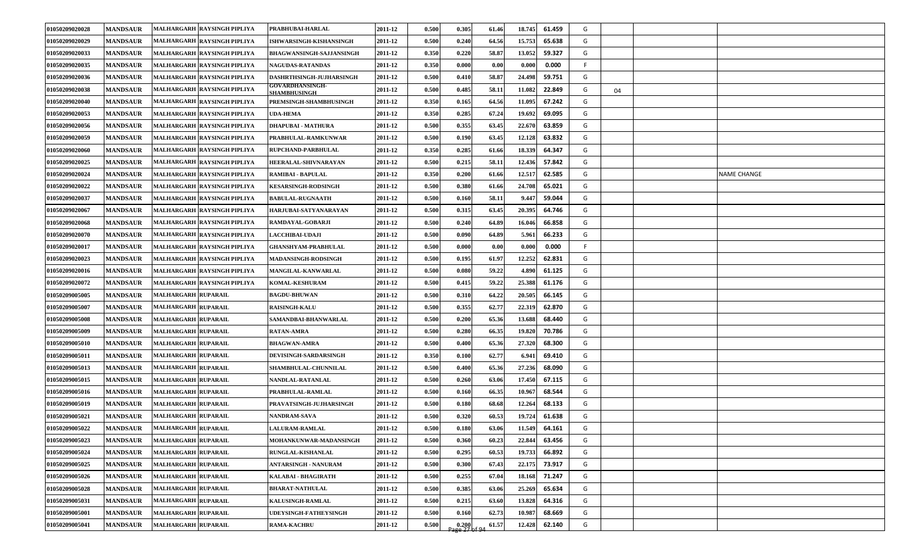| | | | | | | | | | | | | | | |
|---|---|---|---|---|---|---|---|---|---|---|---|---|---|---|
| 01050209020028 | MANDSAUR | MALHARGARH | RAYSINGH PIPLIYA | PRABHUBAI-HARLAL | 2011-12 | 0.500 | 0.305 | 61.46 | 18.745 | 61.459 | G | | | |
| 01050209020029 | MANDSAUR | MALHARGARH | RAYSINGH PIPLIYA | ISHWARSINGH-KISHANSINGH | 2011-12 | 0.500 | 0.240 | 64.56 | 15.753 | 65.638 | G | | | |
| 01050209020033 | MANDSAUR | MALHARGARH | RAYSINGH PIPLIYA | BHAGWANSINGH-SAJJANSINGH | 2011-12 | 0.350 | 0.220 | 58.87 | 13.052 | 59.327 | G | | | |
| 01050209020035 | MANDSAUR | MALHARGARH | RAYSINGH PIPLIYA | NAGUDAS-RATANDAS | 2011-12 | 0.350 | 0.000 | 0.00 | 0.000 | 0.000 | F | | | |
| 01050209020036 | MANDSAUR | MALHARGARH | RAYSINGH PIPLIYA | DASHRTHSINGH-JUJHARSINGH | 2011-12 | 0.500 | 0.410 | 58.87 | 24.498 | 59.751 | G | | | |
| 01050209020038 | MANDSAUR | MALHARGARH | RAYSINGH PIPLIYA | GOVARDHANSINGH-SHAMBHUSINGH | 2011-12 | 0.500 | 0.485 | 58.11 | 11.082 | 22.849 | G | 04 | | |
| 01050209020040 | MANDSAUR | MALHARGARH | RAYSINGH PIPLIYA | PREMSINGH-SHAMBHUSINGH | 2011-12 | 0.350 | 0.165 | 64.56 | 11.095 | 67.242 | G | | | |
| 01050209020053 | MANDSAUR | MALHARGARH | RAYSINGH PIPLIYA | UDA-HEMA | 2011-12 | 0.350 | 0.285 | 67.24 | 19.692 | 69.095 | G | | | |
| 01050209020056 | MANDSAUR | MALHARGARH | RAYSINGH PIPLIYA | DHAPUBAI - MATHURA | 2011-12 | 0.500 | 0.355 | 63.45 | 22.670 | 63.859 | G | | | |
| 01050209020059 | MANDSAUR | MALHARGARH | RAYSINGH PIPLIYA | PRABHULAL-RAMKUNWAR | 2011-12 | 0.500 | 0.190 | 63.45 | 12.128 | 63.832 | G | | | |
| 01050209020060 | MANDSAUR | MALHARGARH | RAYSINGH PIPLIYA | RUPCHAND-PARBHULAL | 2011-12 | 0.350 | 0.285 | 61.66 | 18.339 | 64.347 | G | | | |
| 01050209020025 | MANDSAUR | MALHARGARH | RAYSINGH PIPLIYA | HEERALAL-SHIVNARAYAN | 2011-12 | 0.500 | 0.215 | 58.11 | 12.436 | 57.842 | G | | | |
| 01050209020024 | MANDSAUR | MALHARGARH | RAYSINGH PIPLIYA | RAMIBAI - BAPULAL | 2011-12 | 0.350 | 0.200 | 61.66 | 12.517 | 62.585 | G | | | NAME CHANGE |
| 01050209020022 | MANDSAUR | MALHARGARH | RAYSINGH PIPLIYA | KESARSINGH-RODSINGH | 2011-12 | 0.500 | 0.380 | 61.66 | 24.708 | 65.021 | G | | | |
| 01050209020037 | MANDSAUR | MALHARGARH | RAYSINGH PIPLIYA | BABULAL-RUGNAATH | 2011-12 | 0.500 | 0.160 | 58.11 | 9.447 | 59.044 | G | | | |
| 01050209020067 | MANDSAUR | MALHARGARH | RAYSINGH PIPLIYA | HARJUBAI-SATYANARAYAN | 2011-12 | 0.500 | 0.315 | 63.45 | 20.395 | 64.746 | G | | | |
| 01050209020068 | MANDSAUR | MALHARGARH | RAYSINGH PIPLIYA | RAMDAYAL-GOBARJI | 2011-12 | 0.500 | 0.240 | 64.89 | 16.046 | 66.858 | G | | | |
| 01050209020070 | MANDSAUR | MALHARGARH | RAYSINGH PIPLIYA | LACCHIBAI-UDAJI | 2011-12 | 0.500 | 0.090 | 64.89 | 5.961 | 66.233 | G | | | |
| 01050209020017 | MANDSAUR | MALHARGARH | RAYSINGH PIPLIYA | GHANSHYAM-PRABHULAL | 2011-12 | 0.500 | 0.000 | 0.00 | 0.000 | 0.000 | F | | | |
| 01050209020023 | MANDSAUR | MALHARGARH | RAYSINGH PIPLIYA | MADANSINGH-RODSINGH | 2011-12 | 0.500 | 0.195 | 61.97 | 12.252 | 62.831 | G | | | |
| 01050209020016 | MANDSAUR | MALHARGARH | RAYSINGH PIPLIYA | MANGILAL-KANWARLAL | 2011-12 | 0.500 | 0.080 | 59.22 | 4.890 | 61.125 | G | | | |
| 01050209020072 | MANDSAUR | MALHARGARH | RAYSINGH PIPLIYA | KOMAL-KESHURAM | 2011-12 | 0.500 | 0.415 | 59.22 | 25.388 | 61.176 | G | | | |
| 01050209005005 | MANDSAUR | MALHARGARH | RUPARAIL | BAGDU-BHUWAN | 2011-12 | 0.500 | 0.310 | 64.22 | 20.505 | 66.145 | G | | | |
| 01050209005007 | MANDSAUR | MALHARGARH | RUPARAIL | RAISINGH-KALU | 2011-12 | 0.500 | 0.355 | 62.77 | 22.319 | 62.870 | G | | | |
| 01050209005008 | MANDSAUR | MALHARGARH | RUPARAIL | SAMANDBAI-BHANWARLAL | 2011-12 | 0.500 | 0.200 | 65.36 | 13.688 | 68.440 | G | | | |
| 01050209005009 | MANDSAUR | MALHARGARH | RUPARAIL | RATAN-AMRA | 2011-12 | 0.500 | 0.280 | 66.35 | 19.820 | 70.786 | G | | | |
| 01050209005010 | MANDSAUR | MALHARGARH | RUPARAIL | BHAGWAN-AMRA | 2011-12 | 0.500 | 0.400 | 65.36 | 27.320 | 68.300 | G | | | |
| 01050209005011 | MANDSAUR | MALHARGARH | RUPARAIL | DEVISINGH-SARDARSINGH | 2011-12 | 0.350 | 0.100 | 62.77 | 6.941 | 69.410 | G | | | |
| 01050209005013 | MANDSAUR | MALHARGARH | RUPARAIL | SHAMBHULAL-CHUNNILAL | 2011-12 | 0.500 | 0.400 | 65.36 | 27.236 | 68.090 | G | | | |
| 01050209005015 | MANDSAUR | MALHARGARH | RUPARAIL | NANDLAL-RATANLAL | 2011-12 | 0.500 | 0.260 | 63.06 | 17.450 | 67.115 | G | | | |
| 01050209005016 | MANDSAUR | MALHARGARH | RUPARAIL | PRABHULAL-RAMLAL | 2011-12 | 0.500 | 0.160 | 66.35 | 10.967 | 68.544 | G | | | |
| 01050209005019 | MANDSAUR | MALHARGARH | RUPARAIL | PRAVATSINGH-JUJHARSINGH | 2011-12 | 0.500 | 0.180 | 68.68 | 12.264 | 68.133 | G | | | |
| 01050209005021 | MANDSAUR | MALHARGARH | RUPARAIL | NANDRAM-SAVA | 2011-12 | 0.500 | 0.320 | 60.53 | 19.724 | 61.638 | G | | | |
| 01050209005022 | MANDSAUR | MALHARGARH | RUPARAIL | LALURAM-RAMLAL | 2011-12 | 0.500 | 0.180 | 63.06 | 11.549 | 64.161 | G | | | |
| 01050209005023 | MANDSAUR | MALHARGARH | RUPARAIL | MOHANKUNWAR-MADANSINGH | 2011-12 | 0.500 | 0.360 | 60.23 | 22.844 | 63.456 | G | | | |
| 01050209005024 | MANDSAUR | MALHARGARH | RUPARAIL | RUNGLAL-KISHANLAL | 2011-12 | 0.500 | 0.295 | 60.53 | 19.733 | 66.892 | G | | | |
| 01050209005025 | MANDSAUR | MALHARGARH | RUPARAIL | ANTARSINGH - NANURAM | 2011-12 | 0.500 | 0.300 | 67.43 | 22.175 | 73.917 | G | | | |
| 01050209005026 | MANDSAUR | MALHARGARH | RUPARAIL | KALABAI - BHAGIRATH | 2011-12 | 0.500 | 0.255 | 67.04 | 18.168 | 71.247 | G | | | |
| 01050209005028 | MANDSAUR | MALHARGARH | RUPARAIL | BHARAT-NATHULAL | 2011-12 | 0.500 | 0.385 | 63.06 | 25.269 | 65.634 | G | | | |
| 01050209005031 | MANDSAUR | MALHARGARH | RUPARAIL | KALUSINGH-RAMLAL | 2011-12 | 0.500 | 0.215 | 63.60 | 13.828 | 64.316 | G | | | |
| 01050209005001 | MANDSAUR | MALHARGARH | RUPARAIL | UDEYSINGH-FATHEYSINGH | 2011-12 | 0.500 | 0.160 | 62.73 | 10.987 | 68.669 | G | | | |
| 01050209005041 | MANDSAUR | MALHARGARH | RUPARAIL | RAMA-KACHRU | 2011-12 | 0.500 | 0.200 | 61.57 | 12.428 | 62.140 | G | | | |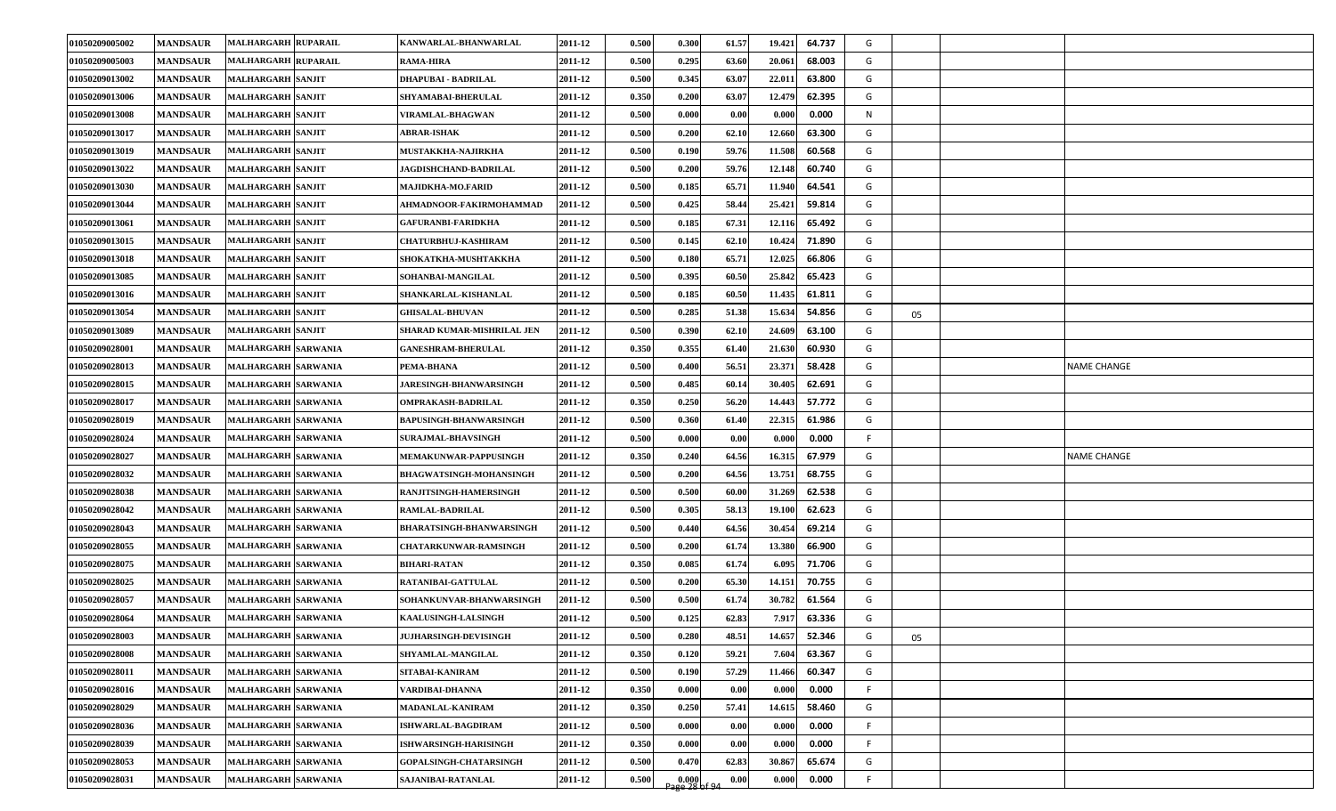| | | | | | | | | | | | | | | |
|---|---|---|---|---|---|---|---|---|---|---|---|---|---|---|
| 01050209005002 | MANDSAUR | MALHARGARH | RUPARAIL | KANWARLAL-BHANWARLAL | 2011-12 | 0.500 | 0.300 | 61.57 | 19.421 | 64.737 | G | | | |
| 01050209005003 | MANDSAUR | MALHARGARH | RUPARAIL | RAMA-HIRA | 2011-12 | 0.500 | 0.295 | 63.60 | 20.061 | 68.003 | G | | | |
| 01050209013002 | MANDSAUR | MALHARGARH | SANJIT | DHAPUBAI - BADRILAL | 2011-12 | 0.500 | 0.345 | 63.07 | 22.011 | 63.800 | G | | | |
| 01050209013006 | MANDSAUR | MALHARGARH | SANJIT | SHYAMABAI-BHERULAL | 2011-12 | 0.350 | 0.200 | 63.07 | 12.479 | 62.395 | G | | | |
| 01050209013008 | MANDSAUR | MALHARGARH | SANJIT | VIRAMLAL-BHAGWAN | 2011-12 | 0.500 | 0.000 | 0.00 | 0.000 | 0.000 | N | | | |
| 01050209013017 | MANDSAUR | MALHARGARH | SANJIT | ABRAR-ISHAK | 2011-12 | 0.500 | 0.200 | 62.10 | 12.660 | 63.300 | G | | | |
| 01050209013019 | MANDSAUR | MALHARGARH | SANJIT | MUSTAKKHA-NAJIRKHA | 2011-12 | 0.500 | 0.190 | 59.76 | 11.508 | 60.568 | G | | | |
| 01050209013022 | MANDSAUR | MALHARGARH | SANJIT | JAGDISHCHAND-BADRILAL | 2011-12 | 0.500 | 0.200 | 59.76 | 12.148 | 60.740 | G | | | |
| 01050209013030 | MANDSAUR | MALHARGARH | SANJIT | MAJIDKHA-MO.FARID | 2011-12 | 0.500 | 0.185 | 65.71 | 11.940 | 64.541 | G | | | |
| 01050209013044 | MANDSAUR | MALHARGARH | SANJIT | AHMADNOOR-FAKIRMOHAMMAD | 2011-12 | 0.500 | 0.425 | 58.44 | 25.421 | 59.814 | G | | | |
| 01050209013061 | MANDSAUR | MALHARGARH | SANJIT | GAFURANBI-FARIDKHA | 2011-12 | 0.500 | 0.185 | 67.31 | 12.116 | 65.492 | G | | | |
| 01050209013015 | MANDSAUR | MALHARGARH | SANJIT | CHATURBHUJ-KASHIRAM | 2011-12 | 0.500 | 0.145 | 62.10 | 10.424 | 71.890 | G | | | |
| 01050209013018 | MANDSAUR | MALHARGARH | SANJIT | SHOKATKHA-MUSHTAKKHA | 2011-12 | 0.500 | 0.180 | 65.71 | 12.025 | 66.806 | G | | | |
| 01050209013085 | MANDSAUR | MALHARGARH | SANJIT | SOHANBAI-MANGILAL | 2011-12 | 0.500 | 0.395 | 60.50 | 25.842 | 65.423 | G | | | |
| 01050209013016 | MANDSAUR | MALHARGARH | SANJIT | SHANKARLAL-KISHANLAL | 2011-12 | 0.500 | 0.185 | 60.50 | 11.435 | 61.811 | G | | | |
| 01050209013054 | MANDSAUR | MALHARGARH | SANJIT | GHISALAL-BHUVAN | 2011-12 | 0.500 | 0.285 | 51.38 | 15.634 | 54.856 | G | 05 | | |
| 01050209013089 | MANDSAUR | MALHARGARH | SANJIT | SHARAD KUMAR-MISHRILAL JEN | 2011-12 | 0.500 | 0.390 | 62.10 | 24.609 | 63.100 | G | | | |
| 01050209028001 | MANDSAUR | MALHARGARH | SARWANIA | GANESHRAM-BHERULAL | 2011-12 | 0.350 | 0.355 | 61.40 | 21.630 | 60.930 | G | | | |
| 01050209028013 | MANDSAUR | MALHARGARH | SARWANIA | PEMA-BHANA | 2011-12 | 0.500 | 0.400 | 56.51 | 23.371 | 58.428 | G | | | NAME CHANGE |
| 01050209028015 | MANDSAUR | MALHARGARH | SARWANIA | JARESINGH-BHANWARSINGH | 2011-12 | 0.500 | 0.485 | 60.14 | 30.405 | 62.691 | G | | | |
| 01050209028017 | MANDSAUR | MALHARGARH | SARWANIA | OMPRAKASH-BADRILAL | 2011-12 | 0.350 | 0.250 | 56.20 | 14.443 | 57.772 | G | | | |
| 01050209028019 | MANDSAUR | MALHARGARH | SARWANIA | BAPUSINGH-BHANWARSINGH | 2011-12 | 0.500 | 0.360 | 61.40 | 22.315 | 61.986 | G | | | |
| 01050209028024 | MANDSAUR | MALHARGARH | SARWANIA | SURAJMAL-BHAVSINGH | 2011-12 | 0.500 | 0.000 | 0.00 | 0.000 | 0.000 | F | | | |
| 01050209028027 | MANDSAUR | MALHARGARH | SARWANIA | MEMAKUNWAR-PAPPUSINGH | 2011-12 | 0.350 | 0.240 | 64.56 | 16.315 | 67.979 | G | | | NAME CHANGE |
| 01050209028032 | MANDSAUR | MALHARGARH | SARWANIA | BHAGWATSINGH-MOHANSINGH | 2011-12 | 0.500 | 0.200 | 64.56 | 13.751 | 68.755 | G | | | |
| 01050209028038 | MANDSAUR | MALHARGARH | SARWANIA | RANJITSINGH-HAMERSINGH | 2011-12 | 0.500 | 0.500 | 60.00 | 31.269 | 62.538 | G | | | |
| 01050209028042 | MANDSAUR | MALHARGARH | SARWANIA | RAMLAL-BADRILAL | 2011-12 | 0.500 | 0.305 | 58.13 | 19.100 | 62.623 | G | | | |
| 01050209028043 | MANDSAUR | MALHARGARH | SARWANIA | BHARATSINGH-BHANWARSINGH | 2011-12 | 0.500 | 0.440 | 64.56 | 30.454 | 69.214 | G | | | |
| 01050209028055 | MANDSAUR | MALHARGARH | SARWANIA | CHATARKUNWAR-RAMSINGH | 2011-12 | 0.500 | 0.200 | 61.74 | 13.380 | 66.900 | G | | | |
| 01050209028075 | MANDSAUR | MALHARGARH | SARWANIA | BIHARI-RATAN | 2011-12 | 0.350 | 0.085 | 61.74 | 6.095 | 71.706 | G | | | |
| 01050209028025 | MANDSAUR | MALHARGARH | SARWANIA | RATANIBAI-GATTULAL | 2011-12 | 0.500 | 0.200 | 65.30 | 14.151 | 70.755 | G | | | |
| 01050209028057 | MANDSAUR | MALHARGARH | SARWANIA | SOHANKUNVAR-BHANWARSINGH | 2011-12 | 0.500 | 0.500 | 61.74 | 30.782 | 61.564 | G | | | |
| 01050209028064 | MANDSAUR | MALHARGARH | SARWANIA | KAALUSINGH-LALSINGH | 2011-12 | 0.500 | 0.125 | 62.83 | 7.917 | 63.336 | G | | | |
| 01050209028003 | MANDSAUR | MALHARGARH | SARWANIA | JUJHARSINGH-DEVISINGH | 2011-12 | 0.500 | 0.280 | 48.51 | 14.657 | 52.346 | G | 05 | | |
| 01050209028008 | MANDSAUR | MALHARGARH | SARWANIA | SHYAMLAL-MANGILAL | 2011-12 | 0.350 | 0.120 | 59.21 | 7.604 | 63.367 | G | | | |
| 01050209028011 | MANDSAUR | MALHARGARH | SARWANIA | SITABAI-KANIRAM | 2011-12 | 0.500 | 0.190 | 57.29 | 11.466 | 60.347 | G | | | |
| 01050209028016 | MANDSAUR | MALHARGARH | SARWANIA | VARDIBAI-DHANNA | 2011-12 | 0.350 | 0.000 | 0.00 | 0.000 | 0.000 | F | | | |
| 01050209028029 | MANDSAUR | MALHARGARH | SARWANIA | MADANLAL-KANIRAM | 2011-12 | 0.350 | 0.250 | 57.41 | 14.615 | 58.460 | G | | | |
| 01050209028036 | MANDSAUR | MALHARGARH | SARWANIA | ISHWARLAL-BAGDIRAM | 2011-12 | 0.500 | 0.000 | 0.00 | 0.000 | 0.000 | F | | | |
| 01050209028039 | MANDSAUR | MALHARGARH | SARWANIA | ISHWARSINGH-HARISINGH | 2011-12 | 0.350 | 0.000 | 0.00 | 0.000 | 0.000 | F | | | |
| 01050209028053 | MANDSAUR | MALHARGARH | SARWANIA | GOPALSINGH-CHATARSINGH | 2011-12 | 0.500 | 0.470 | 62.83 | 30.867 | 65.674 | G | | | |
| 01050209028031 | MANDSAUR | MALHARGARH | SARWANIA | SAJANIBAI-RATANLAL | 2011-12 | 0.500 | 0.000 | 0.00 | 0.000 | 0.000 | F | | | |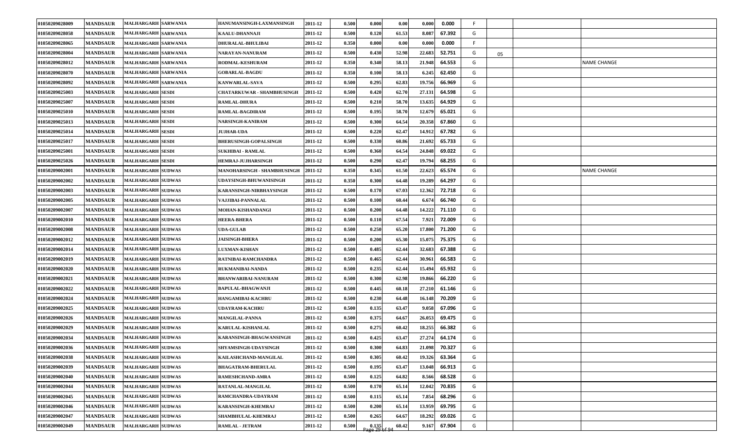| | | | | | | | | | | | | | | |
|---|---|---|---|---|---|---|---|---|---|---|---|---|---|---|
| 01050209028009 | MANDSAUR | MALHARGARH | SARWANIA | HANUMANSINGH-LAXMANSINGH | 2011-12 | 0.500 | 0.000 | 0.00 | 0.000 | 0.000 | F | | | |
| 01050209028058 | MANDSAUR | MALHARGARH | SARWANIA | KAALU-DHANNAJI | 2011-12 | 0.500 | 0.120 | 61.53 | 8.087 | 67.392 | G | | | |
| 01050209028065 | MANDSAUR | MALHARGARH | SARWANIA | DHURALAL-BHULIBAI | 2011-12 | 0.350 | 0.000 | 0.00 | 0.000 | 0.000 | F | | | |
| 01050209028004 | MANDSAUR | MALHARGARH | SARWANIA | NARAYAN-NANURAM | 2011-12 | 0.500 | 0.430 | 52.98 | 22.683 | 52.751 | G | 05 | | |
| 01050209028012 | MANDSAUR | MALHARGARH | SARWANIA | RODMAL-KESHURAM | 2011-12 | 0.350 | 0.340 | 58.13 | 21.948 | 64.553 | G | | | NAME CHANGE |
| 01050209028070 | MANDSAUR | MALHARGARH | SARWANIA | GOBARLAL-BAGDU | 2011-12 | 0.350 | 0.100 | 58.13 | 6.245 | 62.450 | G | | | |
| 01050209028092 | MANDSAUR | MALHARGARH | SARWANIA | KANWARLAL-SAVA | 2011-12 | 0.500 | 0.295 | 62.83 | 19.756 | 66.969 | G | | | |
| 01050209025003 | MANDSAUR | MALHARGARH | SESDI | CHATARKUWAR - SHAMBHUSINGH | 2011-12 | 0.500 | 0.420 | 62.70 | 27.131 | 64.598 | G | | | |
| 01050209025007 | MANDSAUR | MALHARGARH | SESDI | RAMLAL-DHURA | 2011-12 | 0.500 | 0.210 | 58.70 | 13.635 | 64.929 | G | | | |
| 01050209025010 | MANDSAUR | MALHARGARH | SESDI | RAMLAL-BAGDIRAM | 2011-12 | 0.500 | 0.195 | 58.70 | 12.679 | 65.021 | G | | | |
| 01050209025013 | MANDSAUR | MALHARGARH | SESDI | NARSINGH-KANIRAM | 2011-12 | 0.500 | 0.300 | 64.54 | 20.358 | 67.860 | G | | | |
| 01050209025014 | MANDSAUR | MALHARGARH | SESDI | JUJHAR-UDA | 2011-12 | 0.500 | 0.220 | 62.47 | 14.912 | 67.782 | G | | | |
| 01050209025017 | MANDSAUR | MALHARGARH | SESDI | BHERUSINGH-GOPALSINGH | 2011-12 | 0.500 | 0.330 | 60.86 | 21.692 | 65.733 | G | | | |
| 01050209025001 | MANDSAUR | MALHARGARH | SESDI | SUKHIBAI - RAMLAL | 2011-12 | 0.500 | 0.360 | 64.54 | 24.848 | 69.022 | G | | | |
| 01050209025026 | MANDSAUR | MALHARGARH | SESDI | HEMRAJ-JUJHARSINGH | 2011-12 | 0.500 | 0.290 | 62.47 | 19.794 | 68.255 | G | | | |
| 01050209002001 | MANDSAUR | MALHARGARH | SUDWAS | MANOHARSINGH - SHAMBHUSINGH | 2011-12 | 0.350 | 0.345 | 61.50 | 22.623 | 65.574 | G | | | NAME CHANGE |
| 01050209002002 | MANDSAUR | MALHARGARH | SUDWAS | UDAYSINGH-BHUWANISINGH | 2011-12 | 0.350 | 0.300 | 64.48 | 19.289 | 64.297 | G | | | |
| 01050209002003 | MANDSAUR | MALHARGARH | SUDWAS | KARANSINGH-NIRBHAYSINGH | 2011-12 | 0.500 | 0.170 | 67.03 | 12.362 | 72.718 | G | | | |
| 01050209002005 | MANDSAUR | MALHARGARH | SUDWAS | VAJJIBAI-PANNALAL | 2011-12 | 0.500 | 0.100 | 60.44 | 6.674 | 66.740 | G | | | |
| 01050209002007 | MANDSAUR | MALHARGARH | SUDWAS | MOHAN-KISHANDANGI | 2011-12 | 0.500 | 0.200 | 64.48 | 14.222 | 71.110 | G | | | |
| 01050209002010 | MANDSAUR | MALHARGARH | SUDWAS | HEERA-BHERA | 2011-12 | 0.500 | 0.110 | 67.54 | 7.921 | 72.009 | G | | | |
| 01050209002008 | MANDSAUR | MALHARGARH | SUDWAS | UDA-GULAB | 2011-12 | 0.500 | 0.250 | 65.20 | 17.800 | 71.200 | G | | | |
| 01050209002012 | MANDSAUR | MALHARGARH | SUDWAS | JAISINGH-BHERA | 2011-12 | 0.500 | 0.200 | 65.30 | 15.075 | 75.375 | G | | | |
| 01050209002014 | MANDSAUR | MALHARGARH | SUDWAS | LUXMAN-KISHAN | 2011-12 | 0.500 | 0.485 | 62.44 | 32.683 | 67.388 | G | | | |
| 01050209002019 | MANDSAUR | MALHARGARH | SUDWAS | RATNIBAI-RAMCHANDRA | 2011-12 | 0.500 | 0.465 | 62.44 | 30.961 | 66.583 | G | | | |
| 01050209002020 | MANDSAUR | MALHARGARH | SUDWAS | RUKMANIBAI-NANDA | 2011-12 | 0.500 | 0.235 | 62.44 | 15.494 | 65.932 | G | | | |
| 01050209002021 | MANDSAUR | MALHARGARH | SUDWAS | BHANWARIBAI-NANURAM | 2011-12 | 0.500 | 0.300 | 62.98 | 19.866 | 66.220 | G | | | |
| 01050209002022 | MANDSAUR | MALHARGARH | SUDWAS | BAPULAL-BHAGWANJI | 2011-12 | 0.500 | 0.445 | 60.18 | 27.210 | 61.146 | G | | | |
| 01050209002024 | MANDSAUR | MALHARGARH | SUDWAS | HANGAMIBAI-KACHRU | 2011-12 | 0.500 | 0.230 | 64.48 | 16.148 | 70.209 | G | | | |
| 01050209002025 | MANDSAUR | MALHARGARH | SUDWAS | UDAYRAM-KACHRU | 2011-12 | 0.500 | 0.135 | 63.47 | 9.058 | 67.096 | G | | | |
| 01050209002026 | MANDSAUR | MALHARGARH | SUDWAS | MANGILAL-PANNA | 2011-12 | 0.500 | 0.375 | 64.67 | 26.053 | 69.475 | G | | | |
| 01050209002029 | MANDSAUR | MALHARGARH | SUDWAS | KARULAL-KISHANLAL | 2011-12 | 0.500 | 0.275 | 60.42 | 18.255 | 66.382 | G | | | |
| 01050209002034 | MANDSAUR | MALHARGARH | SUDWAS | KARANSINGH-BHAGWANSINGH | 2011-12 | 0.500 | 0.425 | 63.47 | 27.274 | 64.174 | G | | | |
| 01050209002036 | MANDSAUR | MALHARGARH | SUDWAS | SHYAMSINGH-UDAYSINGH | 2011-12 | 0.500 | 0.300 | 64.83 | 21.098 | 70.327 | G | | | |
| 01050209002038 | MANDSAUR | MALHARGARH | SUDWAS | KAILASHCHAND-MANGILAL | 2011-12 | 0.500 | 0.305 | 60.42 | 19.326 | 63.364 | G | | | |
| 01050209002039 | MANDSAUR | MALHARGARH | SUDWAS | BHAGATRAM-BHERULAL | 2011-12 | 0.500 | 0.195 | 63.47 | 13.048 | 66.913 | G | | | |
| 01050209002040 | MANDSAUR | MALHARGARH | SUDWAS | RAMESHCHAND-AMRA | 2011-12 | 0.500 | 0.125 | 64.82 | 8.566 | 68.528 | G | | | |
| 01050209002044 | MANDSAUR | MALHARGARH | SUDWAS | RATANLAL-MANGILAL | 2011-12 | 0.500 | 0.170 | 65.14 | 12.042 | 70.835 | G | | | |
| 01050209002045 | MANDSAUR | MALHARGARH | SUDWAS | RAMCHANDRA-UDAYRAM | 2011-12 | 0.500 | 0.115 | 65.14 | 7.854 | 68.296 | G | | | |
| 01050209002046 | MANDSAUR | MALHARGARH | SUDWAS | KARANSINGH-KHEMRAJ | 2011-12 | 0.500 | 0.200 | 65.14 | 13.959 | 69.795 | G | | | |
| 01050209002047 | MANDSAUR | MALHARGARH | SUDWAS | SHAMBHULAL-KHEMRAJ | 2011-12 | 0.500 | 0.265 | 64.67 | 18.292 | 69.026 | G | | | |
| 01050209002049 | MANDSAUR | MALHARGARH | SUDWAS | RAMLAL - JETRAM | 2011-12 | 0.500 | 0.135 | 60.42 | 9.167 | 67.904 | G | | | |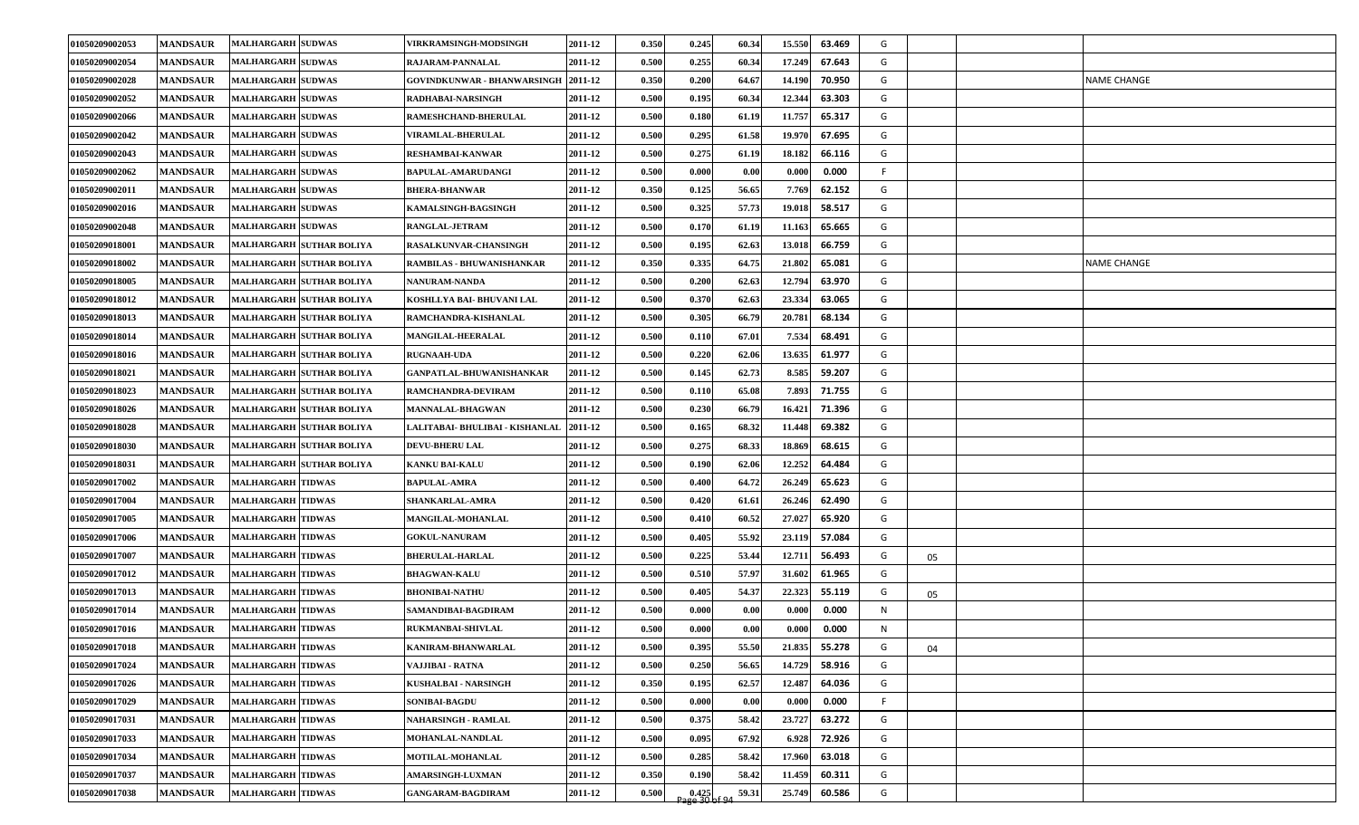| | | | | | | | | | | | | | | | |
|---|---|---|---|---|---|---|---|---|---|---|---|---|---|---|---|
| 01050209002053 | MANDSAUR | MALHARGARH | SUDWAS | VIRKRAMSINGH-MODSINGH | 2011-12 | 0.350 | 0.245 | 60.34 | 15.550 | 63.469 | G | | | |
| 01050209002054 | MANDSAUR | MALHARGARH | SUDWAS | RAJARAM-PANNALAL | 2011-12 | 0.500 | 0.255 | 60.34 | 17.249 | 67.643 | G | | | |
| 01050209002028 | MANDSAUR | MALHARGARH | SUDWAS | GOVINDKUNWAR - BHANWARSINGH | 2011-12 | 0.350 | 0.200 | 64.67 | 14.190 | 70.950 | G | | | NAME CHANGE |
| 01050209002052 | MANDSAUR | MALHARGARH | SUDWAS | RADHABAI-NARSINGH | 2011-12 | 0.500 | 0.195 | 60.34 | 12.344 | 63.303 | G | | | |
| 01050209002066 | MANDSAUR | MALHARGARH | SUDWAS | RAMESHCHAND-BHERULAL | 2011-12 | 0.500 | 0.180 | 61.19 | 11.757 | 65.317 | G | | | |
| 01050209002042 | MANDSAUR | MALHARGARH | SUDWAS | VIRAMLAL-BHERULAL | 2011-12 | 0.500 | 0.295 | 61.58 | 19.970 | 67.695 | G | | | |
| 01050209002043 | MANDSAUR | MALHARGARH | SUDWAS | RESHAMBAI-KANWAR | 2011-12 | 0.500 | 0.275 | 61.19 | 18.182 | 66.116 | G | | | |
| 01050209002062 | MANDSAUR | MALHARGARH | SUDWAS | BAPULAL-AMARUDANGI | 2011-12 | 0.500 | 0.000 | 0.00 | 0.000 | 0.000 | F | | | |
| 01050209002011 | MANDSAUR | MALHARGARH | SUDWAS | BHERA-BHANWAR | 2011-12 | 0.350 | 0.125 | 56.65 | 7.769 | 62.152 | G | | | |
| 01050209002016 | MANDSAUR | MALHARGARH | SUDWAS | KAMALSINGH-BAGSINGH | 2011-12 | 0.500 | 0.325 | 57.73 | 19.018 | 58.517 | G | | | |
| 01050209002048 | MANDSAUR | MALHARGARH | SUDWAS | RANGLAL-JETRAM | 2011-12 | 0.500 | 0.170 | 61.19 | 11.163 | 65.665 | G | | | |
| 01050209018001 | MANDSAUR | MALHARGARH | SUTHAR BOLIYA | RASALKUNVAR-CHANSINGH | 2011-12 | 0.500 | 0.195 | 62.63 | 13.018 | 66.759 | G | | | |
| 01050209018002 | MANDSAUR | MALHARGARH | SUTHAR BOLIYA | RAMBILAS - BHUWANISHANKAR | 2011-12 | 0.350 | 0.335 | 64.75 | 21.802 | 65.081 | G | | | NAME CHANGE |
| 01050209018005 | MANDSAUR | MALHARGARH | SUTHAR BOLIYA | NANURAM-NANDA | 2011-12 | 0.500 | 0.200 | 62.63 | 12.794 | 63.970 | G | | | |
| 01050209018012 | MANDSAUR | MALHARGARH | SUTHAR BOLIYA | KOSHLLYA BAI- BHUVANI LAL | 2011-12 | 0.500 | 0.370 | 62.63 | 23.334 | 63.065 | G | | | |
| 01050209018013 | MANDSAUR | MALHARGARH | SUTHAR BOLIYA | RAMCHANDRA-KISHANLAL | 2011-12 | 0.500 | 0.305 | 66.79 | 20.781 | 68.134 | G | | | |
| 01050209018014 | MANDSAUR | MALHARGARH | SUTHAR BOLIYA | MANGILAL-HEERALAL | 2011-12 | 0.500 | 0.110 | 67.01 | 7.534 | 68.491 | G | | | |
| 01050209018016 | MANDSAUR | MALHARGARH | SUTHAR BOLIYA | RUGNAAH-UDA | 2011-12 | 0.500 | 0.220 | 62.06 | 13.635 | 61.977 | G | | | |
| 01050209018021 | MANDSAUR | MALHARGARH | SUTHAR BOLIYA | GANPATLAL-BHUWANISHANKAR | 2011-12 | 0.500 | 0.145 | 62.73 | 8.585 | 59.207 | G | | | |
| 01050209018023 | MANDSAUR | MALHARGARH | SUTHAR BOLIYA | RAMCHANDRA-DEVIRAM | 2011-12 | 0.500 | 0.110 | 65.08 | 7.893 | 71.755 | G | | | |
| 01050209018026 | MANDSAUR | MALHARGARH | SUTHAR BOLIYA | MANNALAL-BHAGWAN | 2011-12 | 0.500 | 0.230 | 66.79 | 16.421 | 71.396 | G | | | |
| 01050209018028 | MANDSAUR | MALHARGARH | SUTHAR BOLIYA | LALITABAI- BHULIBAI - KISHANLAL | 2011-12 | 0.500 | 0.165 | 68.32 | 11.448 | 69.382 | G | | | |
| 01050209018030 | MANDSAUR | MALHARGARH | SUTHAR BOLIYA | DEVU-BHERU LAL | 2011-12 | 0.500 | 0.275 | 68.33 | 18.869 | 68.615 | G | | | |
| 01050209018031 | MANDSAUR | MALHARGARH | SUTHAR BOLIYA | KANKU BAI-KALU | 2011-12 | 0.500 | 0.190 | 62.06 | 12.252 | 64.484 | G | | | |
| 01050209017002 | MANDSAUR | MALHARGARH | TIDWAS | BAPULAL-AMRA | 2011-12 | 0.500 | 0.400 | 64.72 | 26.249 | 65.623 | G | | | |
| 01050209017004 | MANDSAUR | MALHARGARH | TIDWAS | SHANKARLAL-AMRA | 2011-12 | 0.500 | 0.420 | 61.61 | 26.246 | 62.490 | G | | | |
| 01050209017005 | MANDSAUR | MALHARGARH | TIDWAS | MANGILAL-MOHANLAL | 2011-12 | 0.500 | 0.410 | 60.52 | 27.027 | 65.920 | G | | | |
| 01050209017006 | MANDSAUR | MALHARGARH | TIDWAS | GOKUL-NANURAM | 2011-12 | 0.500 | 0.405 | 55.92 | 23.119 | 57.084 | G | | | |
| 01050209017007 | MANDSAUR | MALHARGARH | TIDWAS | BHERULAL-HARLAL | 2011-12 | 0.500 | 0.225 | 53.44 | 12.711 | 56.493 | G | 05 | | |
| 01050209017012 | MANDSAUR | MALHARGARH | TIDWAS | BHAGWAN-KALU | 2011-12 | 0.500 | 0.510 | 57.97 | 31.602 | 61.965 | G | | | |
| 01050209017013 | MANDSAUR | MALHARGARH | TIDWAS | BHONIBAI-NATHU | 2011-12 | 0.500 | 0.405 | 54.37 | 22.323 | 55.119 | G | 05 | | |
| 01050209017014 | MANDSAUR | MALHARGARH | TIDWAS | SAMANDIBAI-BAGDIRAM | 2011-12 | 0.500 | 0.000 | 0.00 | 0.000 | 0.000 | N | | | |
| 01050209017016 | MANDSAUR | MALHARGARH | TIDWAS | RUKMANBAI-SHIVLAL | 2011-12 | 0.500 | 0.000 | 0.00 | 0.000 | 0.000 | N | | | |
| 01050209017018 | MANDSAUR | MALHARGARH | TIDWAS | KANIRAM-BHANWARLAL | 2011-12 | 0.500 | 0.395 | 55.50 | 21.835 | 55.278 | G | 04 | | |
| 01050209017024 | MANDSAUR | MALHARGARH | TIDWAS | VAJJIBAI - RATNA | 2011-12 | 0.500 | 0.250 | 56.65 | 14.729 | 58.916 | G | | | |
| 01050209017026 | MANDSAUR | MALHARGARH | TIDWAS | KUSHALBAI - NARSINGH | 2011-12 | 0.350 | 0.195 | 62.57 | 12.487 | 64.036 | G | | | |
| 01050209017029 | MANDSAUR | MALHARGARH | TIDWAS | SONIBAI-BAGDU | 2011-12 | 0.500 | 0.000 | 0.00 | 0.000 | 0.000 | F | | | |
| 01050209017031 | MANDSAUR | MALHARGARH | TIDWAS | NAHARSINGH - RAMLAL | 2011-12 | 0.500 | 0.375 | 58.42 | 23.727 | 63.272 | G | | | |
| 01050209017033 | MANDSAUR | MALHARGARH | TIDWAS | MOHANLAL-NANDLAL | 2011-12 | 0.500 | 0.095 | 67.92 | 6.928 | 72.926 | G | | | |
| 01050209017034 | MANDSAUR | MALHARGARH | TIDWAS | MOTILAL-MOHANLAL | 2011-12 | 0.500 | 0.285 | 58.42 | 17.960 | 63.018 | G | | | |
| 01050209017037 | MANDSAUR | MALHARGARH | TIDWAS | AMARSINGH-LUXMAN | 2011-12 | 0.350 | 0.190 | 58.42 | 11.459 | 60.311 | G | | | |
| 01050209017038 | MANDSAUR | MALHARGARH | TIDWAS | GANGARAM-BAGDIRAM | 2011-12 | 0.500 | 0.425 | 59.31 | 25.749 | 60.586 | G | | | |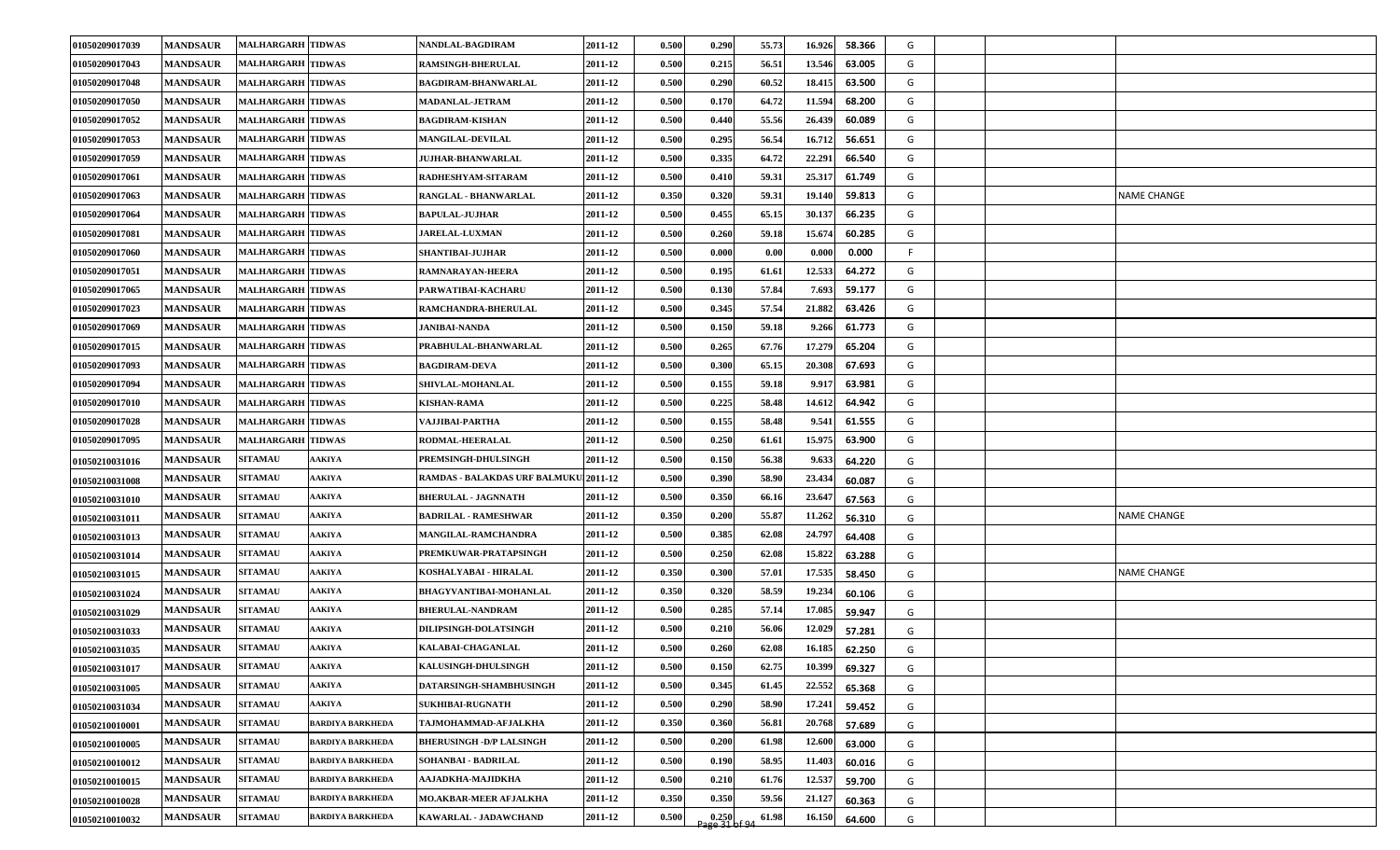| | | | | | | | | | | | | | | |
|---|---|---|---|---|---|---|---|---|---|---|---|---|---|---|
| 01050209017039 | MANDSAUR | MALHARGARH | TIDWAS | NANDLAL-BAGDIRAM | 2011-12 | 0.500 | 0.290 | 55.73 | 16.926 | 58.366 | G | | | |
| 01050209017043 | MANDSAUR | MALHARGARH | TIDWAS | RAMSINGH-BHERULAL | 2011-12 | 0.500 | 0.215 | 56.51 | 13.546 | 63.005 | G | | | |
| 01050209017048 | MANDSAUR | MALHARGARH | TIDWAS | BAGDIRAM-BHANWARLAL | 2011-12 | 0.500 | 0.290 | 60.52 | 18.415 | 63.500 | G | | | |
| 01050209017050 | MANDSAUR | MALHARGARH | TIDWAS | MADANLAL-JETRAM | 2011-12 | 0.500 | 0.170 | 64.72 | 11.594 | 68.200 | G | | | |
| 01050209017052 | MANDSAUR | MALHARGARH | TIDWAS | BAGDIRAM-KISHAN | 2011-12 | 0.500 | 0.440 | 55.56 | 26.439 | 60.089 | G | | | |
| 01050209017053 | MANDSAUR | MALHARGARH | TIDWAS | MANGILAL-DEVILAL | 2011-12 | 0.500 | 0.295 | 56.54 | 16.712 | 56.651 | G | | | |
| 01050209017059 | MANDSAUR | MALHARGARH | TIDWAS | JUJHAR-BHANWARLAL | 2011-12 | 0.500 | 0.335 | 64.72 | 22.291 | 66.540 | G | | | |
| 01050209017061 | MANDSAUR | MALHARGARH | TIDWAS | RADHESHYAM-SITARAM | 2011-12 | 0.500 | 0.410 | 59.31 | 25.317 | 61.749 | G | | | |
| 01050209017063 | MANDSAUR | MALHARGARH | TIDWAS | RANGLAL - BHANWARLAL | 2011-12 | 0.350 | 0.320 | 59.31 | 19.140 | 59.813 | G | | | NAME CHANGE |
| 01050209017064 | MANDSAUR | MALHARGARH | TIDWAS | BAPULAL-JUJHAR | 2011-12 | 0.500 | 0.455 | 65.15 | 30.137 | 66.235 | G | | | |
| 01050209017081 | MANDSAUR | MALHARGARH | TIDWAS | JARELAL-LUXMAN | 2011-12 | 0.500 | 0.260 | 59.18 | 15.674 | 60.285 | G | | | |
| 01050209017060 | MANDSAUR | MALHARGARH | TIDWAS | SHANTIBAI-JUJHAR | 2011-12 | 0.500 | 0.000 | 0.00 | 0.000 | 0.000 | F | | | |
| 01050209017051 | MANDSAUR | MALHARGARH | TIDWAS | RAMNARAYAN-HEERA | 2011-12 | 0.500 | 0.195 | 61.61 | 12.533 | 64.272 | G | | | |
| 01050209017065 | MANDSAUR | MALHARGARH | TIDWAS | PARWATIBAI-KACHARU | 2011-12 | 0.500 | 0.130 | 57.84 | 7.693 | 59.177 | G | | | |
| 01050209017023 | MANDSAUR | MALHARGARH | TIDWAS | RAMCHANDRA-BHERULAL | 2011-12 | 0.500 | 0.345 | 57.54 | 21.882 | 63.426 | G | | | |
| 01050209017069 | MANDSAUR | MALHARGARH | TIDWAS | JANIBAI-NANDA | 2011-12 | 0.500 | 0.150 | 59.18 | 9.266 | 61.773 | G | | | |
| 01050209017015 | MANDSAUR | MALHARGARH | TIDWAS | PRABHULAL-BHANWARLAL | 2011-12 | 0.500 | 0.265 | 67.76 | 17.279 | 65.204 | G | | | |
| 01050209017093 | MANDSAUR | MALHARGARH | TIDWAS | BAGDIRAM-DEVA | 2011-12 | 0.500 | 0.300 | 65.15 | 20.308 | 67.693 | G | | | |
| 01050209017094 | MANDSAUR | MALHARGARH | TIDWAS | SHIVLAL-MOHANLAL | 2011-12 | 0.500 | 0.155 | 59.18 | 9.917 | 63.981 | G | | | |
| 01050209017010 | MANDSAUR | MALHARGARH | TIDWAS | KISHAN-RAMA | 2011-12 | 0.500 | 0.225 | 58.48 | 14.612 | 64.942 | G | | | |
| 01050209017028 | MANDSAUR | MALHARGARH | TIDWAS | VAJJIBAI-PARTHA | 2011-12 | 0.500 | 0.155 | 58.48 | 9.541 | 61.555 | G | | | |
| 01050209017095 | MANDSAUR | MALHARGARH | TIDWAS | RODMAL-HEERALAL | 2011-12 | 0.500 | 0.250 | 61.61 | 15.975 | 63.900 | G | | | |
| 01050210031016 | MANDSAUR | SITAMAU | AAKIYA | PREMSINGH-DHULSINGH | 2011-12 | 0.500 | 0.150 | 56.38 | 9.633 | 64.220 | G | | | |
| 01050210031008 | MANDSAUR | SITAMAU | AAKIYA | RAMDAS - BALAKDAS URF BALMUKU | 2011-12 | 0.500 | 0.390 | 58.90 | 23.434 | 60.087 | G | | | |
| 01050210031010 | MANDSAUR | SITAMAU | AAKIYA | BHERULAL - JAGNNATH | 2011-12 | 0.500 | 0.350 | 66.16 | 23.647 | 67.563 | G | | | |
| 01050210031011 | MANDSAUR | SITAMAU | AAKIYA | BADRILAL - RAMESHWAR | 2011-12 | 0.350 | 0.200 | 55.87 | 11.262 | 56.310 | G | | | NAME CHANGE |
| 01050210031013 | MANDSAUR | SITAMAU | AAKIYA | MANGILAL-RAMCHANDRA | 2011-12 | 0.500 | 0.385 | 62.08 | 24.797 | 64.408 | G | | | |
| 01050210031014 | MANDSAUR | SITAMAU | AAKIYA | PREMKUWAR-PRATAPSINGH | 2011-12 | 0.500 | 0.250 | 62.08 | 15.822 | 63.288 | G | | | |
| 01050210031015 | MANDSAUR | SITAMAU | AAKIYA | KOSHALYABAI - HIRALAL | 2011-12 | 0.350 | 0.300 | 57.01 | 17.535 | 58.450 | G | | | NAME CHANGE |
| 01050210031024 | MANDSAUR | SITAMAU | AAKIYA | BHAGYVANTIBAI-MOHANLAL | 2011-12 | 0.350 | 0.320 | 58.59 | 19.234 | 60.106 | G | | | |
| 01050210031029 | MANDSAUR | SITAMAU | AAKIYA | BHERULAL-NANDRAM | 2011-12 | 0.500 | 0.285 | 57.14 | 17.085 | 59.947 | G | | | |
| 01050210031033 | MANDSAUR | SITAMAU | AAKIYA | DILIPSINGH-DOLATSINGH | 2011-12 | 0.500 | 0.210 | 56.06 | 12.029 | 57.281 | G | | | |
| 01050210031035 | MANDSAUR | SITAMAU | AAKIYA | KALABAI-CHAGANLAL | 2011-12 | 0.500 | 0.260 | 62.08 | 16.185 | 62.250 | G | | | |
| 01050210031017 | MANDSAUR | SITAMAU | AAKIYA | KALUSINGH-DHULSINGH | 2011-12 | 0.500 | 0.150 | 62.75 | 10.399 | 69.327 | G | | | |
| 01050210031005 | MANDSAUR | SITAMAU | AAKIYA | DATARSINGH-SHAMBHUSINGH | 2011-12 | 0.500 | 0.345 | 61.45 | 22.552 | 65.368 | G | | | |
| 01050210031034 | MANDSAUR | SITAMAU | AAKIYA | SUKHIBAI-RUGNATH | 2011-12 | 0.500 | 0.290 | 58.90 | 17.241 | 59.452 | G | | | |
| 01050210010001 | MANDSAUR | SITAMAU | BARDIYA BARKHEDA | TAJMOHAMMAD-AFJALKHA | 2011-12 | 0.350 | 0.360 | 56.81 | 20.768 | 57.689 | G | | | |
| 01050210010005 | MANDSAUR | SITAMAU | BARDIYA BARKHEDA | BHERUSINGH -D/P LALSINGH | 2011-12 | 0.500 | 0.200 | 61.98 | 12.600 | 63.000 | G | | | |
| 01050210010012 | MANDSAUR | SITAMAU | BARDIYA BARKHEDA | SOHANBAI - BADRILAL | 2011-12 | 0.500 | 0.190 | 58.95 | 11.403 | 60.016 | G | | | |
| 01050210010015 | MANDSAUR | SITAMAU | BARDIYA BARKHEDA | AAJADKHA-MAJIDKHA | 2011-12 | 0.500 | 0.210 | 61.76 | 12.537 | 59.700 | G | | | |
| 01050210010028 | MANDSAUR | SITAMAU | BARDIYA BARKHEDA | MO.AKBAR-MEER AFJALKHA | 2011-12 | 0.350 | 0.350 | 59.56 | 21.127 | 60.363 | G | | | |
| 01050210010032 | MANDSAUR | SITAMAU | BARDIYA BARKHEDA | KAWARLAL - JADAWCHAND | 2011-12 | 0.500 | 0.250 | 61.98 | 16.150 | 64.600 | G | | | |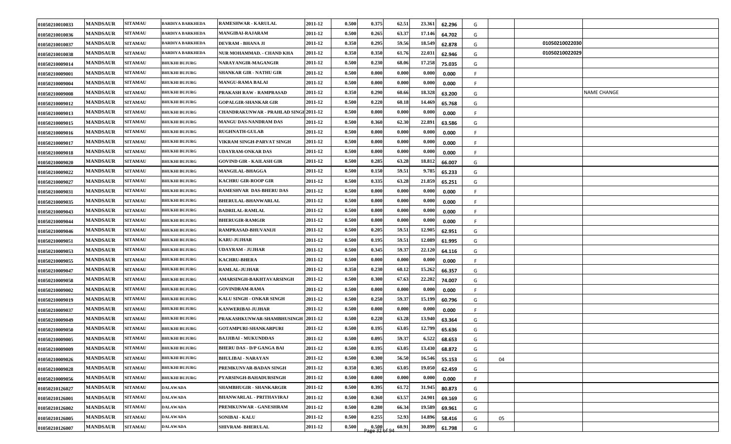| | | | | | | | | | | | | | | |
|---|---|---|---|---|---|---|---|---|---|---|---|---|---|---|
| 01050210010033 | MANDSAUR | SITAMAU | BARDIYA BARKHEDA | RAMESHWAR - KARULAL | 2011-12 | 0.500 | 0.375 | 62.51 | 23.361 | 62.296 | G | | | |
| 01050210010036 | MANDSAUR | SITAMAU | BARDIYA BARKHEDA | MANGIBAI-RAJARAM | 2011-12 | 0.500 | 0.265 | 63.37 | 17.146 | 64.702 | G | | | |
| 01050210010037 | MANDSAUR | SITAMAU | BARDIYA BARKHEDA | DEVRAM - BHANA JI | 2011-12 | 0.350 | 0.295 | 59.56 | 18.549 | 62.878 | G | | 01050210022030 | |
| 01050210010038 | MANDSAUR | SITAMAU | BARDIYA BARKHEDA | NUR MOHAMMAD. - CHAND KHA | 2011-12 | 0.350 | 0.350 | 61.76 | 22.031 | 62.946 | G | | 01050210022029 | |
| 01050210009014 | MANDSAUR | SITAMAU | BHUKHI BUJURG | NARAYANGIR-MAGANGIR | 2011-12 | 0.500 | 0.230 | 68.06 | 17.258 | 75.035 | G | | | |
| 01050210009001 | MANDSAUR | SITAMAU | BHUKHI BUJURG | SHANKAR GIR - NATHU GIR | 2011-12 | 0.500 | 0.000 | 0.000 | 0.000 | 0.000 | F | | | |
| 01050210009004 | MANDSAUR | SITAMAU | BHUKHI BUJURG | MANGU-RAMA BALAI | 2011-12 | 0.500 | 0.000 | 0.000 | 0.000 | 0.000 | F | | | |
| 01050210009008 | MANDSAUR | SITAMAU | BHUKHI BUJURG | PRAKASH RAW - RAMPRASAD | 2011-12 | 0.350 | 0.290 | 60.66 | 18.328 | 63.200 | G | | | NAME CHANGE |
| 01050210009012 | MANDSAUR | SITAMAU | BHUKHI BUJURG | GOPALGIR-SHANKAR GIR | 2011-12 | 0.500 | 0.220 | 60.18 | 14.469 | 65.768 | G | | | |
| 01050210009013 | MANDSAUR | SITAMAU | BHUKHI BUJURG | CHANDRAKUNWAR - PRAHLAD SINGH | 2011-12 | 0.500 | 0.000 | 0.000 | 0.000 | 0.000 | F | | | |
| 01050210009015 | MANDSAUR | SITAMAU | BHUKHI BUJURG | MANGU DAS-NANDRAM DAS | 2011-12 | 0.500 | 0.360 | 62.30 | 22.891 | 63.586 | G | | | |
| 01050210009016 | MANDSAUR | SITAMAU | BHUKHI BUJURG | RUGHNATH-GULAB | 2011-12 | 0.500 | 0.000 | 0.000 | 0.000 | 0.000 | F | | | |
| 01050210009017 | MANDSAUR | SITAMAU | BHUKHI BUJURG | VIKRAM SINGH-PARVAT SINGH | 2011-12 | 0.500 | 0.000 | 0.000 | 0.000 | 0.000 | F | | | |
| 01050210009018 | MANDSAUR | SITAMAU | BHUKHI BUJURG | UDAYRAM-ONKAR DAS | 2011-12 | 0.500 | 0.000 | 0.000 | 0.000 | 0.000 | F | | | |
| 01050210009020 | MANDSAUR | SITAMAU | BHUKHI BUJURG | GOVIND GIR - KAILASH GIR | 2011-12 | 0.500 | 0.285 | 63.28 | 18.812 | 66.007 | G | | | |
| 01050210009022 | MANDSAUR | SITAMAU | BHUKHI BUJURG | MANGILAL-BHAGGA | 2011-12 | 0.500 | 0.150 | 59.51 | 9.785 | 65.233 | G | | | |
| 01050210009027 | MANDSAUR | SITAMAU | BHUKHI BUJURG | KACHRU GIR-ROOP GIR | 2011-12 | 0.500 | 0.335 | 63.28 | 21.859 | 65.251 | G | | | |
| 01050210009031 | MANDSAUR | SITAMAU | BHUKHI BUJURG | RAMESHVAR DAS-BHERU DAS | 2011-12 | 0.500 | 0.000 | 0.000 | 0.000 | 0.000 | F | | | |
| 01050210009035 | MANDSAUR | SITAMAU | BHUKHI BUJURG | BHERULAL-BHANWARLAL | 2011-12 | 0.500 | 0.000 | 0.000 | 0.000 | 0.000 | F | | | |
| 01050210009043 | MANDSAUR | SITAMAU | BHUKHI BUJURG | BADRILAL-RAMLAL | 2011-12 | 0.500 | 0.000 | 0.000 | 0.000 | 0.000 | F | | | |
| 01050210009044 | MANDSAUR | SITAMAU | BHUKHI BUJURG | BHERUGIR-RAMGIR | 2011-12 | 0.500 | 0.000 | 0.000 | 0.000 | 0.000 | F | | | |
| 01050210009046 | MANDSAUR | SITAMAU | BHUKHI BUJURG | RAMPRASAD-BHUVANIJI | 2011-12 | 0.500 | 0.205 | 59.51 | 12.905 | 62.951 | G | | | |
| 01050210009051 | MANDSAUR | SITAMAU | BHUKHI BUJURG | KARU-JUJHAR | 2011-12 | 0.500 | 0.195 | 59.51 | 12.089 | 61.995 | G | | | |
| 01050210009053 | MANDSAUR | SITAMAU | BHUKHI BUJURG | UDAYRAM - JUJHAR | 2011-12 | 0.500 | 0.345 | 59.37 | 22.120 | 64.116 | G | | | |
| 01050210009055 | MANDSAUR | SITAMAU | BHUKHI BUJURG | KACHRU-BHERA | 2011-12 | 0.500 | 0.000 | 0.000 | 0.000 | 0.000 | F | | | |
| 01050210009047 | MANDSAUR | SITAMAU | BHUKHI BUJURG | RAMLAL-JUJHAR | 2011-12 | 0.350 | 0.230 | 60.12 | 15.262 | 66.357 | G | | | |
| 01050210009058 | MANDSAUR | SITAMAU | BHUKHI BUJURG | AMARSINGH-BAKHTAVARSINGH | 2011-12 | 0.500 | 0.300 | 67.63 | 22.202 | 74.007 | G | | | |
| 01050210009002 | MANDSAUR | SITAMAU | BHUKHI BUJURG | GOVINDRAM-RAMA | 2011-12 | 0.500 | 0.000 | 0.000 | 0.000 | 0.000 | F | | | |
| 01050210009019 | MANDSAUR | SITAMAU | BHUKHI BUJURG | KALU SINGH - ONKAR SINGH | 2011-12 | 0.500 | 0.250 | 59.37 | 15.199 | 60.796 | G | | | |
| 01050210009037 | MANDSAUR | SITAMAU | BHUKHI BUJURG | KANWERIBAI-JUJHAR | 2011-12 | 0.500 | 0.000 | 0.000 | 0.000 | 0.000 | F | | | |
| 01050210009049 | MANDSAUR | SITAMAU | BHUKHI BUJURG | PRAKASHKUNWAR-SHAMBHUSINGH | 2011-12 | 0.500 | 0.220 | 63.28 | 13.940 | 63.364 | G | | | |
| 01050210009050 | MANDSAUR | SITAMAU | BHUKHI BUJURG | GOTAMPURI-SHANKARPURI | 2011-12 | 0.500 | 0.195 | 63.05 | 12.799 | 65.636 | G | | | |
| 01050210009005 | MANDSAUR | SITAMAU | BHUKHI BUJURG | BAJJIBAI - MUKUNDDAS | 2011-12 | 0.500 | 0.095 | 59.37 | 6.522 | 68.653 | G | | | |
| 01050210009009 | MANDSAUR | SITAMAU | BHUKHI BUJURG | BHERU DAS - D/P GANGA BAI | 2011-12 | 0.500 | 0.195 | 63.05 | 13.430 | 68.872 | G | | | |
| 01050210009026 | MANDSAUR | SITAMAU | BHUKHI BUJURG | BHULIBAI - NARAYAN | 2011-12 | 0.500 | 0.300 | 56.50 | 16.546 | 55.153 | G | 04 | | |
| 01050210009028 | MANDSAUR | SITAMAU | BHUKHI BUJURG | PREMKUNVAR-BADAN SINGH | 2011-12 | 0.350 | 0.305 | 63.05 | 19.050 | 62.459 | G | | | |
| 01050210009056 | MANDSAUR | SITAMAU | BHUKHI BUJURG | PYARSINGH-BAHADURSINGH | 2011-12 | 0.500 | 0.000 | 0.000 | 0.000 | 0.000 | F | | | |
| 01050210126027 | MANDSAUR | SITAMAU | DALAWADA | SHAMBHUGIR - SHANKARGIR | 2011-12 | 0.500 | 0.395 | 61.72 | 31.945 | 80.873 | G | | | |
| 01050210126001 | MANDSAUR | SITAMAU | DALAWADA | BHANWARLAL - PRITHAVIRAJ | 2011-12 | 0.500 | 0.360 | 63.57 | 24.901 | 69.169 | G | | | |
| 01050210126002 | MANDSAUR | SITAMAU | DALAWADA | PREMKUNWAR - GANESHRAM | 2011-12 | 0.500 | 0.280 | 66.34 | 19.589 | 69.961 | G | | | |
| 01050210126005 | MANDSAUR | SITAMAU | DALAWADA | SONIBAI - KALU | 2011-12 | 0.500 | 0.255 | 52.93 | 14.896 | 58.416 | G | 05 | | |
| 01050210126007 | MANDSAUR | SITAMAU | DALAWADA | SHIVRAM- BHERULAL | 2011-12 | 0.500 | 0.500 | 60.91 | 30.899 | 61.798 | G | | | |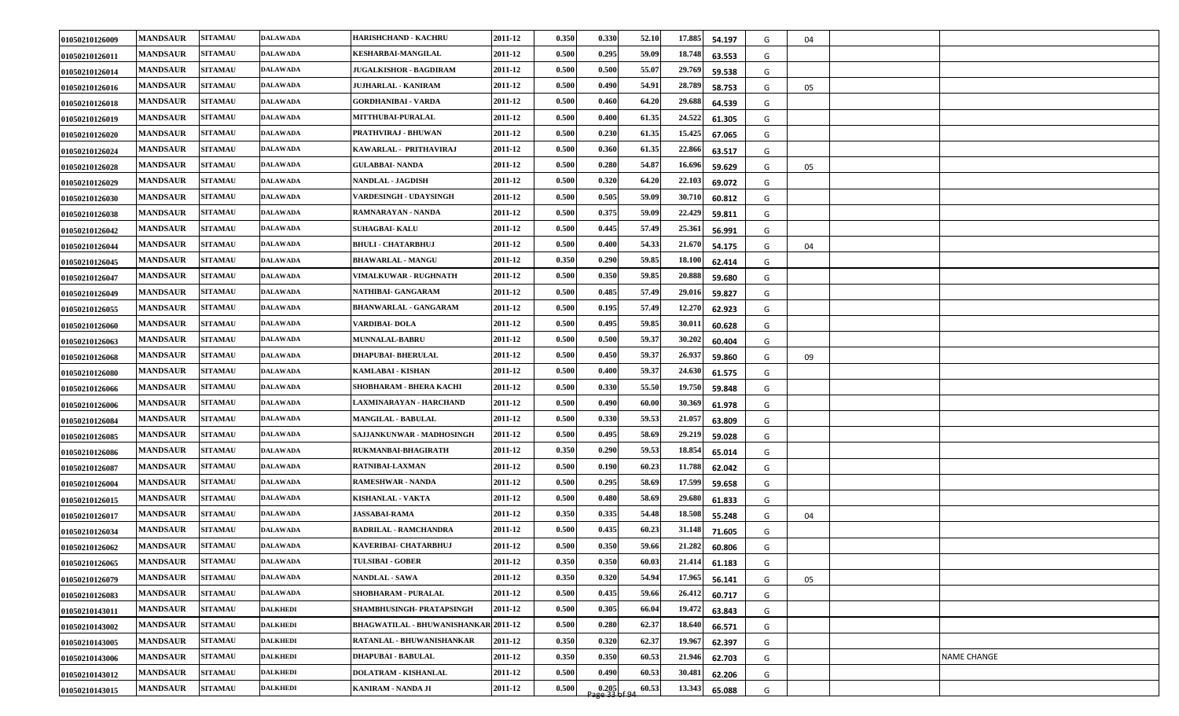| | | | | | | | | | | | | | | |
|---|---|---|---|---|---|---|---|---|---|---|---|---|---|---|
| 01050210126009 | MANDSAUR | SITAMAU | DALAWADA | HARISHCHAND - KACHRU | 2011-12 | 0.350 | 0.330 | 52.10 | 17.885 | 54.197 | G | 04 | | |
| 01050210126011 | MANDSAUR | SITAMAU | DALAWADA | KESHARBAI-MANGILAL | 2011-12 | 0.500 | 0.295 | 59.09 | 18.748 | 63.553 | G | | | |
| 01050210126014 | MANDSAUR | SITAMAU | DALAWADA | JUGALKISHOR - BAGDIRAM | 2011-12 | 0.500 | 0.500 | 55.07 | 29.769 | 59.538 | G | | | |
| 01050210126016 | MANDSAUR | SITAMAU | DALAWADA | JUJHARLAL - KANIRAM | 2011-12 | 0.500 | 0.490 | 54.91 | 28.789 | 58.753 | G | 05 | | |
| 01050210126018 | MANDSAUR | SITAMAU | DALAWADA | GORDHANIBAI - VARDA | 2011-12 | 0.500 | 0.460 | 64.20 | 29.688 | 64.539 | G | | | |
| 01050210126019 | MANDSAUR | SITAMAU | DALAWADA | MITTHUBAI-PURALAL | 2011-12 | 0.500 | 0.400 | 61.35 | 24.522 | 61.305 | G | | | |
| 01050210126020 | MANDSAUR | SITAMAU | DALAWADA | PRATHVIRAJ - BHUWAN | 2011-12 | 0.500 | 0.230 | 61.35 | 15.425 | 67.065 | G | | | |
| 01050210126024 | MANDSAUR | SITAMAU | DALAWADA | KAWARLAL - PRITHAVIRAJ | 2011-12 | 0.500 | 0.360 | 61.35 | 22.866 | 63.517 | G | | | |
| 01050210126028 | MANDSAUR | SITAMAU | DALAWADA | GULABBAI- NANDA | 2011-12 | 0.500 | 0.280 | 54.87 | 16.696 | 59.629 | G | 05 | | |
| 01050210126029 | MANDSAUR | SITAMAU | DALAWADA | NANDLAL - JAGDISH | 2011-12 | 0.500 | 0.320 | 64.20 | 22.103 | 69.072 | G | | | |
| 01050210126030 | MANDSAUR | SITAMAU | DALAWADA | VARDESINGH - UDAYSINGH | 2011-12 | 0.500 | 0.505 | 59.09 | 30.710 | 60.812 | G | | | |
| 01050210126038 | MANDSAUR | SITAMAU | DALAWADA | RAMNARAYAN - NANDA | 2011-12 | 0.500 | 0.375 | 59.09 | 22.429 | 59.811 | G | | | |
| 01050210126042 | MANDSAUR | SITAMAU | DALAWADA | SUHAGBAI- KALU | 2011-12 | 0.500 | 0.445 | 57.49 | 25.361 | 56.991 | G | | | |
| 01050210126044 | MANDSAUR | SITAMAU | DALAWADA | BHULI - CHATARBHUJ | 2011-12 | 0.500 | 0.400 | 54.33 | 21.670 | 54.175 | G | 04 | | |
| 01050210126045 | MANDSAUR | SITAMAU | DALAWADA | BHAWARLAL - MANGU | 2011-12 | 0.350 | 0.290 | 59.85 | 18.100 | 62.414 | G | | | |
| 01050210126047 | MANDSAUR | SITAMAU | DALAWADA | VIMALKUWAR - RUGHNATH | 2011-12 | 0.500 | 0.350 | 59.85 | 20.888 | 59.680 | G | | | |
| 01050210126049 | MANDSAUR | SITAMAU | DALAWADA | NATHIBAI- GANGARAM | 2011-12 | 0.500 | 0.485 | 57.49 | 29.016 | 59.827 | G | | | |
| 01050210126055 | MANDSAUR | SITAMAU | DALAWADA | BHANWARLAL - GANGARAM | 2011-12 | 0.500 | 0.195 | 57.49 | 12.270 | 62.923 | G | | | |
| 01050210126060 | MANDSAUR | SITAMAU | DALAWADA | VARDIBAI- DOLA | 2011-12 | 0.500 | 0.495 | 59.85 | 30.011 | 60.628 | G | | | |
| 01050210126063 | MANDSAUR | SITAMAU | DALAWADA | MUNNALAL-BABRU | 2011-12 | 0.500 | 0.500 | 59.37 | 30.202 | 60.404 | G | | | |
| 01050210126068 | MANDSAUR | SITAMAU | DALAWADA | DHAPUBAI- BHERULAL | 2011-12 | 0.500 | 0.450 | 59.37 | 26.937 | 59.860 | G | 09 | | |
| 01050210126080 | MANDSAUR | SITAMAU | DALAWADA | KAMLABAI - KISHAN | 2011-12 | 0.500 | 0.400 | 59.37 | 24.630 | 61.575 | G | | | |
| 01050210126066 | MANDSAUR | SITAMAU | DALAWADA | SHOBHARAM - BHERA KACHI | 2011-12 | 0.500 | 0.330 | 55.50 | 19.750 | 59.848 | G | | | |
| 01050210126006 | MANDSAUR | SITAMAU | DALAWADA | LAXMINARAYAN - HARCHAND | 2011-12 | 0.500 | 0.490 | 60.00 | 30.369 | 61.978 | G | | | |
| 01050210126084 | MANDSAUR | SITAMAU | DALAWADA | MANGILAL - BABULAL | 2011-12 | 0.500 | 0.330 | 59.53 | 21.057 | 63.809 | G | | | |
| 01050210126085 | MANDSAUR | SITAMAU | DALAWADA | SAJJANKUNWAR - MADHOSINGH | 2011-12 | 0.500 | 0.495 | 58.69 | 29.219 | 59.028 | G | | | |
| 01050210126086 | MANDSAUR | SITAMAU | DALAWADA | RUKMANBAI-BHAGIRATH | 2011-12 | 0.350 | 0.290 | 59.53 | 18.854 | 65.014 | G | | | |
| 01050210126087 | MANDSAUR | SITAMAU | DALAWADA | RATNIBAI-LAXMAN | 2011-12 | 0.500 | 0.190 | 60.23 | 11.788 | 62.042 | G | | | |
| 01050210126004 | MANDSAUR | SITAMAU | DALAWADA | RAMESHWAR - NANDA | 2011-12 | 0.500 | 0.295 | 58.69 | 17.599 | 59.658 | G | | | |
| 01050210126015 | MANDSAUR | SITAMAU | DALAWADA | KISHANLAL - VAKTA | 2011-12 | 0.500 | 0.480 | 58.69 | 29.680 | 61.833 | G | | | |
| 01050210126017 | MANDSAUR | SITAMAU | DALAWADA | JASSABAI-RAMA | 2011-12 | 0.350 | 0.335 | 54.48 | 18.508 | 55.248 | G | 04 | | |
| 01050210126034 | MANDSAUR | SITAMAU | DALAWADA | BADRILAL - RAMCHANDRA | 2011-12 | 0.500 | 0.435 | 60.23 | 31.148 | 71.605 | G | | | |
| 01050210126062 | MANDSAUR | SITAMAU | DALAWADA | KAVERIBAI- CHATARBHUJ | 2011-12 | 0.500 | 0.350 | 59.66 | 21.282 | 60.806 | G | | | |
| 01050210126065 | MANDSAUR | SITAMAU | DALAWADA | TULSIBAI - GOBER | 2011-12 | 0.350 | 0.350 | 60.03 | 21.414 | 61.183 | G | | | |
| 01050210126079 | MANDSAUR | SITAMAU | DALAWADA | NANDLAL - SAWA | 2011-12 | 0.350 | 0.320 | 54.94 | 17.965 | 56.141 | G | 05 | | |
| 01050210126083 | MANDSAUR | SITAMAU | DALAWADA | SHOBHARAM - PURALAL | 2011-12 | 0.500 | 0.435 | 59.66 | 26.412 | 60.717 | G | | | |
| 01050210143011 | MANDSAUR | SITAMAU | DALKHEDI | SHAMBHUSINGH- PRATAPSINGH | 2011-12 | 0.500 | 0.305 | 66.04 | 19.472 | 63.843 | G | | | |
| 01050210143002 | MANDSAUR | SITAMAU | DALKHEDI | BHAGWATILAL - BHUWANISHANKAR | 2011-12 | 0.500 | 0.280 | 62.37 | 18.640 | 66.571 | G | | | |
| 01050210143005 | MANDSAUR | SITAMAU | DALKHEDI | RATANLAL - BHUWANISHANKAR | 2011-12 | 0.350 | 0.320 | 62.37 | 19.967 | 62.397 | G | | | |
| 01050210143006 | MANDSAUR | SITAMAU | DALKHEDI | DHAPUBAI - BABULAL | 2011-12 | 0.350 | 0.350 | 60.53 | 21.946 | 62.703 | G | | | NAME CHANGE |
| 01050210143012 | MANDSAUR | SITAMAU | DALKHEDI | DOLATRAM - KISHANLAL | 2011-12 | 0.500 | 0.490 | 60.53 | 30.481 | 62.206 | G | | | |
| 01050210143015 | MANDSAUR | SITAMAU | DALKHEDI | KANIRAM - NANDA JI | 2011-12 | 0.500 | 0.205 | 60.53 | 13.343 | 65.088 | G | | | |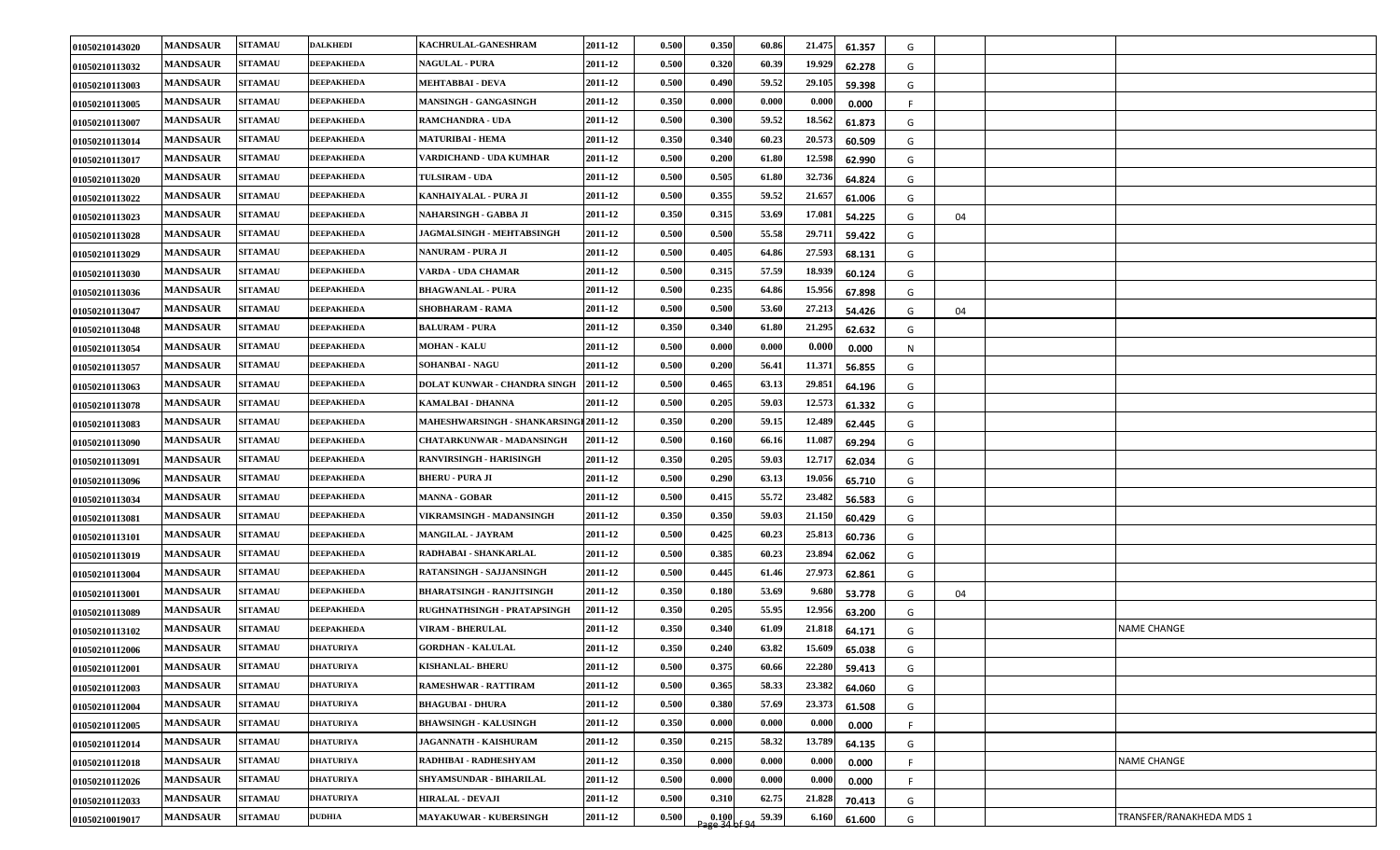| | | | | | | | | | | | | | | |
|---|---|---|---|---|---|---|---|---|---|---|---|---|---|---|
| 01050210143020 | MANDSAUR | SITAMAU | DALKHEDI | KACHRULAL-GANESHRAM | 2011-12 | 0.500 | 0.350 | 60.86 | 21.475 | 61.357 | G | | | |
| 01050210113032 | MANDSAUR | SITAMAU | DEEPAKHEDA | NAGULAL - PURA | 2011-12 | 0.500 | 0.320 | 60.39 | 19.929 | 62.278 | G | | | |
| 01050210113003 | MANDSAUR | SITAMAU | DEEPAKHEDA | MEHTABBAI - DEVA | 2011-12 | 0.500 | 0.490 | 59.52 | 29.105 | 59.398 | G | | | |
| 01050210113005 | MANDSAUR | SITAMAU | DEEPAKHEDA | MANSINGH - GANGASINGH | 2011-12 | 0.350 | 0.000 | 0.000 | 0.000 | 0.000 | F | | | |
| 01050210113007 | MANDSAUR | SITAMAU | DEEPAKHEDA | RAMCHANDRA - UDA | 2011-12 | 0.500 | 0.300 | 59.52 | 18.562 | 61.873 | G | | | |
| 01050210113014 | MANDSAUR | SITAMAU | DEEPAKHEDA | MATURIBAI - HEMA | 2011-12 | 0.350 | 0.340 | 60.23 | 20.573 | 60.509 | G | | | |
| 01050210113017 | MANDSAUR | SITAMAU | DEEPAKHEDA | VARDICHAND - UDA KUMHAR | 2011-12 | 0.500 | 0.200 | 61.80 | 12.598 | 62.990 | G | | | |
| 01050210113020 | MANDSAUR | SITAMAU | DEEPAKHEDA | TULSIRAM - UDA | 2011-12 | 0.500 | 0.505 | 61.80 | 32.736 | 64.824 | G | | | |
| 01050210113022 | MANDSAUR | SITAMAU | DEEPAKHEDA | KANHAIYALAL - PURA JI | 2011-12 | 0.500 | 0.355 | 59.52 | 21.657 | 61.006 | G | | | |
| 01050210113023 | MANDSAUR | SITAMAU | DEEPAKHEDA | NAHARSINGH - GABBA JI | 2011-12 | 0.350 | 0.315 | 53.69 | 17.081 | 54.225 | G | 04 | | |
| 01050210113028 | MANDSAUR | SITAMAU | DEEPAKHEDA | JAGMALSINGH - MEHTABSINGH | 2011-12 | 0.500 | 0.500 | 55.58 | 29.711 | 59.422 | G | | | |
| 01050210113029 | MANDSAUR | SITAMAU | DEEPAKHEDA | NANURAM - PURA JI | 2011-12 | 0.500 | 0.405 | 64.86 | 27.593 | 68.131 | G | | | |
| 01050210113030 | MANDSAUR | SITAMAU | DEEPAKHEDA | VARDA - UDA CHAMAR | 2011-12 | 0.500 | 0.315 | 57.59 | 18.939 | 60.124 | G | | | |
| 01050210113036 | MANDSAUR | SITAMAU | DEEPAKHEDA | BHAGWANLAL - PURA | 2011-12 | 0.500 | 0.235 | 64.86 | 15.956 | 67.898 | G | | | |
| 01050210113047 | MANDSAUR | SITAMAU | DEEPAKHEDA | SHOBHARAM - RAMA | 2011-12 | 0.500 | 0.500 | 53.60 | 27.213 | 54.426 | G | 04 | | |
| 01050210113048 | MANDSAUR | SITAMAU | DEEPAKHEDA | BALURAM - PURA | 2011-12 | 0.350 | 0.340 | 61.80 | 21.295 | 62.632 | G | | | |
| 01050210113054 | MANDSAUR | SITAMAU | DEEPAKHEDA | MOHAN - KALU | 2011-12 | 0.500 | 0.000 | 0.000 | 0.000 | 0.000 | N | | | |
| 01050210113057 | MANDSAUR | SITAMAU | DEEPAKHEDA | SOHANBAI - NAGU | 2011-12 | 0.500 | 0.200 | 56.41 | 11.371 | 56.855 | G | | | |
| 01050210113063 | MANDSAUR | SITAMAU | DEEPAKHEDA | DOLAT KUNWAR - CHANDRA SINGH | 2011-12 | 0.500 | 0.465 | 63.13 | 29.851 | 64.196 | G | | | |
| 01050210113078 | MANDSAUR | SITAMAU | DEEPAKHEDA | KAMALBAI - DHANNA | 2011-12 | 0.500 | 0.205 | 59.03 | 12.573 | 61.332 | G | | | |
| 01050210113083 | MANDSAUR | SITAMAU | DEEPAKHEDA | MAHESHWARSINGH - SHANKARSINGH | 2011-12 | 0.350 | 0.200 | 59.15 | 12.489 | 62.445 | G | | | |
| 01050210113090 | MANDSAUR | SITAMAU | DEEPAKHEDA | CHATARKUNWAR - MADANSINGH | 2011-12 | 0.500 | 0.160 | 66.16 | 11.087 | 69.294 | G | | | |
| 01050210113091 | MANDSAUR | SITAMAU | DEEPAKHEDA | RANVIRSINGH - HARISINGH | 2011-12 | 0.350 | 0.205 | 59.03 | 12.717 | 62.034 | G | | | |
| 01050210113096 | MANDSAUR | SITAMAU | DEEPAKHEDA | BHERU - PURA JI | 2011-12 | 0.500 | 0.290 | 63.13 | 19.056 | 65.710 | G | | | |
| 01050210113034 | MANDSAUR | SITAMAU | DEEPAKHEDA | MANNA - GOBAR | 2011-12 | 0.500 | 0.415 | 55.72 | 23.482 | 56.583 | G | | | |
| 01050210113081 | MANDSAUR | SITAMAU | DEEPAKHEDA | VIKRAMSINGH - MADANSINGH | 2011-12 | 0.350 | 0.350 | 59.03 | 21.150 | 60.429 | G | | | |
| 01050210113101 | MANDSAUR | SITAMAU | DEEPAKHEDA | MANGILAL - JAYRAM | 2011-12 | 0.500 | 0.425 | 60.23 | 25.813 | 60.736 | G | | | |
| 01050210113019 | MANDSAUR | SITAMAU | DEEPAKHEDA | RADHABAI - SHANKARLAL | 2011-12 | 0.500 | 0.385 | 60.23 | 23.894 | 62.062 | G | | | |
| 01050210113004 | MANDSAUR | SITAMAU | DEEPAKHEDA | RATANSINGH - SAJJANSINGH | 2011-12 | 0.500 | 0.445 | 61.46 | 27.973 | 62.861 | G | | | |
| 01050210113001 | MANDSAUR | SITAMAU | DEEPAKHEDA | BHARATSINGH - RANJITSINGH | 2011-12 | 0.350 | 0.180 | 53.69 | 9.680 | 53.778 | G | 04 | | |
| 01050210113089 | MANDSAUR | SITAMAU | DEEPAKHEDA | RUGHNATHSINGH - PRATAPSINGH | 2011-12 | 0.350 | 0.205 | 55.95 | 12.956 | 63.200 | G | | | |
| 01050210113102 | MANDSAUR | SITAMAU | DEEPAKHEDA | VIRAM - BHERULAL | 2011-12 | 0.350 | 0.340 | 61.09 | 21.818 | 64.171 | G | | | NAME CHANGE |
| 01050210112006 | MANDSAUR | SITAMAU | DHATURIYA | GORDHAN - KALULAL | 2011-12 | 0.350 | 0.240 | 63.82 | 15.609 | 65.038 | G | | | |
| 01050210112001 | MANDSAUR | SITAMAU | DHATURIYA | KISHANLAL- BHERU | 2011-12 | 0.500 | 0.375 | 60.66 | 22.280 | 59.413 | G | | | |
| 01050210112003 | MANDSAUR | SITAMAU | DHATURIYA | RAMESHWAR - RATTIRAM | 2011-12 | 0.500 | 0.365 | 58.33 | 23.382 | 64.060 | G | | | |
| 01050210112004 | MANDSAUR | SITAMAU | DHATURIYA | BHAGUBAI - DHURA | 2011-12 | 0.500 | 0.380 | 57.69 | 23.373 | 61.508 | G | | | |
| 01050210112005 | MANDSAUR | SITAMAU | DHATURIYA | BHAWSINGH - KALUSINGH | 2011-12 | 0.350 | 0.000 | 0.000 | 0.000 | 0.000 | F | | | |
| 01050210112014 | MANDSAUR | SITAMAU | DHATURIYA | JAGANNATH - KAISHURAM | 2011-12 | 0.350 | 0.215 | 58.32 | 13.789 | 64.135 | G | | | |
| 01050210112018 | MANDSAUR | SITAMAU | DHATURIYA | RADHIBAI - RADHESHYAM | 2011-12 | 0.350 | 0.000 | 0.000 | 0.000 | 0.000 | F | | | NAME CHANGE |
| 01050210112026 | MANDSAUR | SITAMAU | DHATURIYA | SHYAMSUNDAR - BIHARILAL | 2011-12 | 0.500 | 0.000 | 0.000 | 0.000 | 0.000 | F | | | |
| 01050210112033 | MANDSAUR | SITAMAU | DHATURIYA | HIRALAL - DEVAJI | 2011-12 | 0.500 | 0.310 | 62.75 | 21.828 | 70.413 | G | | | |
| 01050210019017 | MANDSAUR | SITAMAU | DUDHIA | MAYAKUWAR - KUBERSINGH | 2011-12 | 0.500 | 0.100 | 59.39 | 6.160 | 61.600 | G | | | TRANSFER/RANAKHEDA MDS 1 |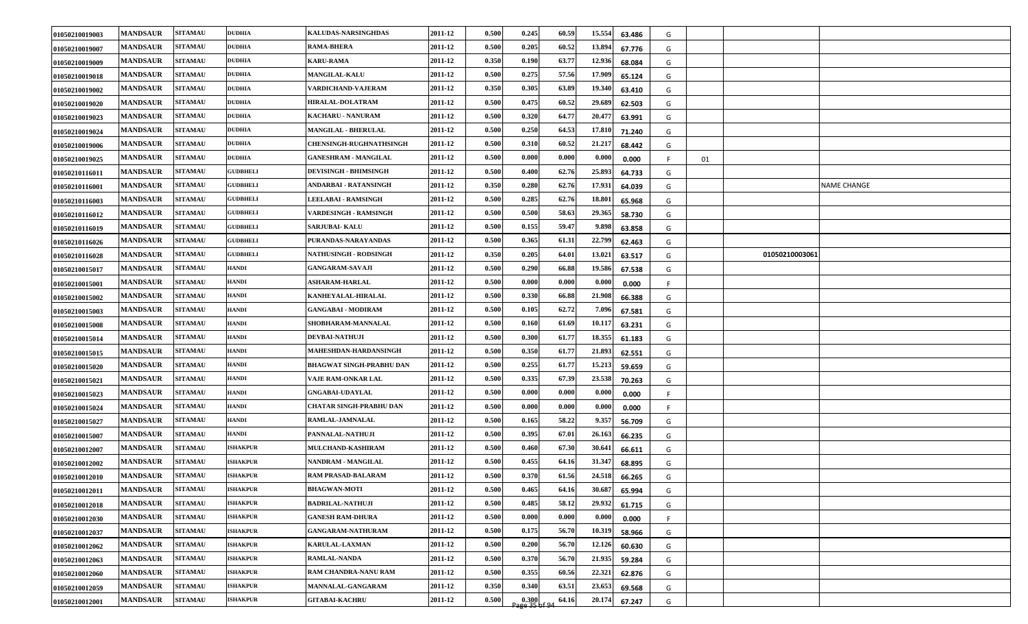| | | | | | | | | | | | | | | |
|---|---|---|---|---|---|---|---|---|---|---|---|---|---|---|
| 01050210019003 | MANDSAUR | SITAMAU | DUDHIA | KALUDAS-NARSINGHDAS | 2011-12 | 0.500 | 0.245 | 60.59 | 15.554 | 63.486 | G | | | |
| 01050210019007 | MANDSAUR | SITAMAU | DUDHIA | RAMA-BHERA | 2011-12 | 0.500 | 0.205 | 60.52 | 13.894 | 67.776 | G | | | |
| 01050210019009 | MANDSAUR | SITAMAU | DUDHIA | KARU-RAMA | 2011-12 | 0.350 | 0.190 | 63.77 | 12.936 | 68.084 | G | | | |
| 01050210019018 | MANDSAUR | SITAMAU | DUDHIA | MANGILAL-KALU | 2011-12 | 0.500 | 0.275 | 57.56 | 17.909 | 65.124 | G | | | |
| 01050210019002 | MANDSAUR | SITAMAU | DUDHIA | VARDICHAND-VAJERAM | 2011-12 | 0.350 | 0.305 | 63.89 | 19.340 | 63.410 | G | | | |
| 01050210019020 | MANDSAUR | SITAMAU | DUDHIA | HIRALAL-DOLATRAM | 2011-12 | 0.500 | 0.475 | 60.52 | 29.689 | 62.503 | G | | | |
| 01050210019023 | MANDSAUR | SITAMAU | DUDHIA | KACHARU - NANURAM | 2011-12 | 0.500 | 0.320 | 64.77 | 20.477 | 63.991 | G | | | |
| 01050210019024 | MANDSAUR | SITAMAU | DUDHIA | MANGILAL - BHERULAL | 2011-12 | 0.500 | 0.250 | 64.53 | 17.810 | 71.240 | G | | | |
| 01050210019006 | MANDSAUR | SITAMAU | DUDHIA | CHENSINGH-RUGHNATHSINGH | 2011-12 | 0.500 | 0.310 | 60.52 | 21.217 | 68.442 | G | | | |
| 01050210019025 | MANDSAUR | SITAMAU | DUDHIA | GANESHRAM - MANGILAL | 2011-12 | 0.500 | 0.000 | 0.000 | 0.000 | 0.000 | F | 01 | | |
| 01050210116011 | MANDSAUR | SITAMAU | GUDBHELI | DEVISINGH - BHIMSINGH | 2011-12 | 0.500 | 0.400 | 62.76 | 25.893 | 64.733 | G | | | |
| 01050210116001 | MANDSAUR | SITAMAU | GUDBHELI | ANDARBAI - RATANSINGH | 2011-12 | 0.350 | 0.280 | 62.76 | 17.931 | 64.039 | G | | | NAME CHANGE |
| 01050210116003 | MANDSAUR | SITAMAU | GUDBHELI | LEELABAI - RAMSINGH | 2011-12 | 0.500 | 0.285 | 62.76 | 18.801 | 65.968 | G | | | |
| 01050210116012 | MANDSAUR | SITAMAU | GUDBHELI | VARDESINGH - RAMSINGH | 2011-12 | 0.500 | 0.500 | 58.63 | 29.365 | 58.730 | G | | | |
| 01050210116019 | MANDSAUR | SITAMAU | GUDBHELI | SARJUBAI- KALU | 2011-12 | 0.500 | 0.155 | 59.47 | 9.898 | 63.858 | G | | | |
| 01050210116026 | MANDSAUR | SITAMAU | GUDBHELI | PURANDAS-NARAYANDAS | 2011-12 | 0.500 | 0.365 | 61.31 | 22.799 | 62.463 | G | | | |
| 01050210116028 | MANDSAUR | SITAMAU | GUDBHELI | NATHUSINGH - RODSINGH | 2011-12 | 0.350 | 0.205 | 64.01 | 13.021 | 63.517 | G | | 01050210003061 | |
| 01050210015017 | MANDSAUR | SITAMAU | HANDI | GANGARAM-SAVAJI | 2011-12 | 0.500 | 0.290 | 66.88 | 19.586 | 67.538 | G | | | |
| 01050210015001 | MANDSAUR | SITAMAU | HANDI | ASHARAM-HARLAL | 2011-12 | 0.500 | 0.000 | 0.000 | 0.000 | 0.000 | F | | | |
| 01050210015002 | MANDSAUR | SITAMAU | HANDI | KANHEYALAL-HIRALAL | 2011-12 | 0.500 | 0.330 | 66.88 | 21.908 | 66.388 | G | | | |
| 01050210015003 | MANDSAUR | SITAMAU | HANDI | GANGABAI - MODIRAM | 2011-12 | 0.500 | 0.105 | 62.72 | 7.096 | 67.581 | G | | | |
| 01050210015008 | MANDSAUR | SITAMAU | HANDI | SHOBHARAM-MANNALAL | 2011-12 | 0.500 | 0.160 | 61.69 | 10.117 | 63.231 | G | | | |
| 01050210015014 | MANDSAUR | SITAMAU | HANDI | DEVBAI-NATHUJI | 2011-12 | 0.500 | 0.300 | 61.77 | 18.355 | 61.183 | G | | | |
| 01050210015015 | MANDSAUR | SITAMAU | HANDI | MAHESHDAN-HARDANSINGH | 2011-12 | 0.500 | 0.350 | 61.77 | 21.893 | 62.551 | G | | | |
| 01050210015020 | MANDSAUR | SITAMAU | HANDI | BHAGWAT SINGH-PRABHU DAN | 2011-12 | 0.500 | 0.255 | 61.77 | 15.213 | 59.659 | G | | | |
| 01050210015021 | MANDSAUR | SITAMAU | HANDI | VAJE RAM-ONKAR LAL | 2011-12 | 0.500 | 0.335 | 67.39 | 23.538 | 70.263 | G | | | |
| 01050210015023 | MANDSAUR | SITAMAU | HANDI | GNGABAI-UDAYLAL | 2011-12 | 0.500 | 0.000 | 0.000 | 0.000 | 0.000 | F | | | |
| 01050210015024 | MANDSAUR | SITAMAU | HANDI | CHATAR SINGH-PRABHU DAN | 2011-12 | 0.500 | 0.000 | 0.000 | 0.000 | 0.000 | F | | | |
| 01050210015027 | MANDSAUR | SITAMAU | HANDI | RAMLAL-JAMNALAL | 2011-12 | 0.500 | 0.165 | 58.22 | 9.357 | 56.709 | G | | | |
| 01050210015007 | MANDSAUR | SITAMAU | HANDI | PANNALAL-NATHUJI | 2011-12 | 0.500 | 0.395 | 67.01 | 26.163 | 66.235 | G | | | |
| 01050210012007 | MANDSAUR | SITAMAU | ISHAKPUR | MULCHAND-KASHIRAM | 2011-12 | 0.500 | 0.460 | 67.30 | 30.641 | 66.611 | G | | | |
| 01050210012002 | MANDSAUR | SITAMAU | ISHAKPUR | NANDRAM - MANGILAL | 2011-12 | 0.500 | 0.455 | 64.16 | 31.347 | 68.895 | G | | | |
| 01050210012010 | MANDSAUR | SITAMAU | ISHAKPUR | RAM PRASAD-BALARAM | 2011-12 | 0.500 | 0.370 | 61.56 | 24.518 | 66.265 | G | | | |
| 01050210012011 | MANDSAUR | SITAMAU | ISHAKPUR | BHAGWAN-MOTI | 2011-12 | 0.500 | 0.465 | 64.16 | 30.687 | 65.994 | G | | | |
| 01050210012018 | MANDSAUR | SITAMAU | ISHAKPUR | BADRILAL-NATHUJI | 2011-12 | 0.500 | 0.485 | 58.12 | 29.932 | 61.715 | G | | | |
| 01050210012030 | MANDSAUR | SITAMAU | ISHAKPUR | GANESH RAM-DHURA | 2011-12 | 0.500 | 0.000 | 0.000 | 0.000 | 0.000 | F | | | |
| 01050210012037 | MANDSAUR | SITAMAU | ISHAKPUR | GANGARAM-NATHURAM | 2011-12 | 0.500 | 0.175 | 56.70 | 10.319 | 58.966 | G | | | |
| 01050210012062 | MANDSAUR | SITAMAU | ISHAKPUR | KARULAL-LAXMAN | 2011-12 | 0.500 | 0.200 | 56.70 | 12.126 | 60.630 | G | | | |
| 01050210012063 | MANDSAUR | SITAMAU | ISHAKPUR | RAMLAL-NANDA | 2011-12 | 0.500 | 0.370 | 56.70 | 21.935 | 59.284 | G | | | |
| 01050210012060 | MANDSAUR | SITAMAU | ISHAKPUR | RAM CHANDRA-NANU RAM | 2011-12 | 0.500 | 0.355 | 60.56 | 22.321 | 62.876 | G | | | |
| 01050210012059 | MANDSAUR | SITAMAU | ISHAKPUR | MANNALAL-GANGARAM | 2011-12 | 0.350 | 0.340 | 63.51 | 23.653 | 69.568 | G | | | |
| 01050210012001 | MANDSAUR | SITAMAU | ISHAKPUR | GITABAI-KACHRU | 2011-12 | 0.500 | 0.300 | 64.16 | 20.174 | 67.247 | G | | | |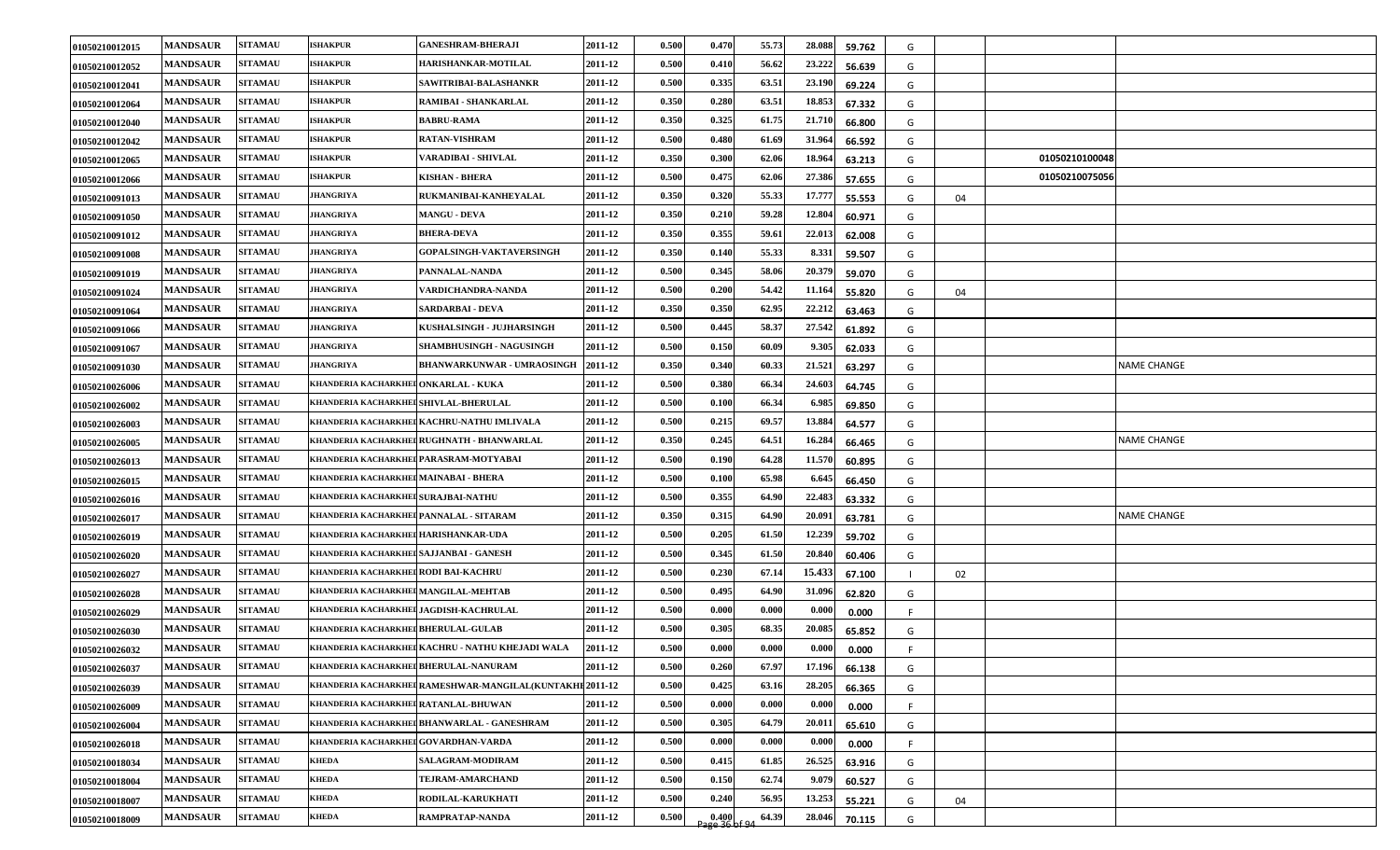| | | | | | | | | | | | | | | |
|---|---|---|---|---|---|---|---|---|---|---|---|---|---|---|
| 01050210012015 | MANDSAUR | SITAMAU | ISHAKPUR | GANESHRAM-BHERAJI | 2011-12 | 0.500 | 0.470 | 55.73 | 28.088 | 59.762 | G | | | |
| 01050210012052 | MANDSAUR | SITAMAU | ISHAKPUR | HARISHANKAR-MOTILAL | 2011-12 | 0.500 | 0.410 | 56.62 | 23.222 | 56.639 | G | | | |
| 01050210012041 | MANDSAUR | SITAMAU | ISHAKPUR | SAWITRIBAI-BALASHANKR | 2011-12 | 0.500 | 0.335 | 63.51 | 23.190 | 69.224 | G | | | |
| 01050210012064 | MANDSAUR | SITAMAU | ISHAKPUR | RAMIBAI - SHANKARLAL | 2011-12 | 0.350 | 0.280 | 63.51 | 18.853 | 67.332 | G | | | |
| 01050210012040 | MANDSAUR | SITAMAU | ISHAKPUR | BABRU-RAMA | 2011-12 | 0.350 | 0.325 | 61.75 | 21.710 | 66.800 | G | | | |
| 01050210012042 | MANDSAUR | SITAMAU | ISHAKPUR | RATAN-VISHRAM | 2011-12 | 0.500 | 0.480 | 61.69 | 31.964 | 66.592 | G | | | |
| 01050210012065 | MANDSAUR | SITAMAU | ISHAKPUR | VARADIBAI - SHIVLAL | 2011-12 | 0.350 | 0.300 | 62.06 | 18.964 | 63.213 | G | | 01050210100048 | |
| 01050210012066 | MANDSAUR | SITAMAU | ISHAKPUR | KISHAN - BHERA | 2011-12 | 0.500 | 0.475 | 62.06 | 27.386 | 57.655 | G | | 01050210075056 | |
| 01050210091013 | MANDSAUR | SITAMAU | JHANGRIYA | RUKMANIBAI-KANHEYALAL | 2011-12 | 0.350 | 0.320 | 55.33 | 17.777 | 55.553 | G | 04 | | |
| 01050210091050 | MANDSAUR | SITAMAU | JHANGRIYA | MANGU - DEVA | 2011-12 | 0.350 | 0.210 | 59.28 | 12.804 | 60.971 | G | | | |
| 01050210091012 | MANDSAUR | SITAMAU | JHANGRIYA | BHERA-DEVA | 2011-12 | 0.350 | 0.355 | 59.61 | 22.013 | 62.008 | G | | | |
| 01050210091008 | MANDSAUR | SITAMAU | JHANGRIYA | GOPALSINGH-VAKTAVERSINGH | 2011-12 | 0.350 | 0.140 | 55.33 | 8.331 | 59.507 | G | | | |
| 01050210091019 | MANDSAUR | SITAMAU | JHANGRIYA | PANNALAL-NANDA | 2011-12 | 0.500 | 0.345 | 58.06 | 20.379 | 59.070 | G | | | |
| 01050210091024 | MANDSAUR | SITAMAU | JHANGRIYA | VARDICHANDRA-NANDA | 2011-12 | 0.500 | 0.200 | 54.42 | 11.164 | 55.820 | G | 04 | | |
| 01050210091064 | MANDSAUR | SITAMAU | JHANGRIYA | SARDARBAI - DEVA | 2011-12 | 0.350 | 0.350 | 62.95 | 22.212 | 63.463 | G | | | |
| 01050210091066 | MANDSAUR | SITAMAU | JHANGRIYA | KUSHALSINGH - JUJHARSINGH | 2011-12 | 0.500 | 0.445 | 58.37 | 27.542 | 61.892 | G | | | |
| 01050210091067 | MANDSAUR | SITAMAU | JHANGRIYA | SHAMBHUSINGH - NAGUSINGH | 2011-12 | 0.500 | 0.150 | 60.09 | 9.305 | 62.033 | G | | | |
| 01050210091030 | MANDSAUR | SITAMAU | JHANGRIYA | BHANWARKUNWAR - UMRAOSINGH | 2011-12 | 0.350 | 0.340 | 60.33 | 21.521 | 63.297 | G | | | NAME CHANGE |
| 01050210026006 | MANDSAUR | SITAMAU | KHANDERIA KACHARKHEDI | ONKARLAL - KUKA | 2011-12 | 0.500 | 0.380 | 66.34 | 24.603 | 64.745 | G | | | |
| 01050210026002 | MANDSAUR | SITAMAU | KHANDERIA KACHARKHEDI | SHIVLAL-BHERULAL | 2011-12 | 0.500 | 0.100 | 66.34 | 6.985 | 69.850 | G | | | |
| 01050210026003 | MANDSAUR | SITAMAU | KHANDERIA KACHARKHEDI | KACHRU-NATHU IMLIVALA | 2011-12 | 0.500 | 0.215 | 69.57 | 13.884 | 64.577 | G | | | |
| 01050210026005 | MANDSAUR | SITAMAU | KHANDERIA KACHARKHEDI | RUGHNATH - BHANWARLAL | 2011-12 | 0.350 | 0.245 | 64.51 | 16.284 | 66.465 | G | | | NAME CHANGE |
| 01050210026013 | MANDSAUR | SITAMAU | KHANDERIA KACHARKHEDI | PARASRAM-MOTYABAI | 2011-12 | 0.500 | 0.190 | 64.28 | 11.570 | 60.895 | G | | | |
| 01050210026015 | MANDSAUR | SITAMAU | KHANDERIA KACHARKHEDI | MAINABAI - BHERA | 2011-12 | 0.500 | 0.100 | 65.98 | 6.645 | 66.450 | G | | | |
| 01050210026016 | MANDSAUR | SITAMAU | KHANDERIA KACHARKHEDI | SURAJBAI-NATHU | 2011-12 | 0.500 | 0.355 | 64.90 | 22.483 | 63.332 | G | | | |
| 01050210026017 | MANDSAUR | SITAMAU | KHANDERIA KACHARKHEDI | PANNALAL - SITARAM | 2011-12 | 0.350 | 0.315 | 64.90 | 20.091 | 63.781 | G | | | NAME CHANGE |
| 01050210026019 | MANDSAUR | SITAMAU | KHANDERIA KACHARKHEDI | HARISHANKAR-UDA | 2011-12 | 0.500 | 0.205 | 61.50 | 12.239 | 59.702 | G | | | |
| 01050210026020 | MANDSAUR | SITAMAU | KHANDERIA KACHARKHEDI | SAJJANBAI - GANESH | 2011-12 | 0.500 | 0.345 | 61.50 | 20.840 | 60.406 | G | | | |
| 01050210026027 | MANDSAUR | SITAMAU | KHANDERIA KACHARKHEDI | RODI BAI-KACHRU | 2011-12 | 0.500 | 0.230 | 67.14 | 15.433 | 67.100 | I | 02 | | |
| 01050210026028 | MANDSAUR | SITAMAU | KHANDERIA KACHARKHEDI | MANGILAL-MEHTAB | 2011-12 | 0.500 | 0.495 | 64.90 | 31.096 | 62.820 | G | | | |
| 01050210026029 | MANDSAUR | SITAMAU | KHANDERIA KACHARKHEDI | JAGDISH-KACHRULAL | 2011-12 | 0.500 | 0.000 | 0.000 | 0.000 | 0.000 | F | | | |
| 01050210026030 | MANDSAUR | SITAMAU | KHANDERIA KACHARKHEDI | BHERULAL-GULAB | 2011-12 | 0.500 | 0.305 | 68.35 | 20.085 | 65.852 | G | | | |
| 01050210026032 | MANDSAUR | SITAMAU | KHANDERIA KACHARKHEDI | KACHRU - NATHU KHEJADI WALA | 2011-12 | 0.500 | 0.000 | 0.000 | 0.000 | 0.000 | F | | | |
| 01050210026037 | MANDSAUR | SITAMAU | KHANDERIA KACHARKHEDI | BHERULAL-NANURAM | 2011-12 | 0.500 | 0.260 | 67.97 | 17.196 | 66.138 | G | | | |
| 01050210026039 | MANDSAUR | SITAMAU | KHANDERIA KACHARKHEDI | RAMESHWAR-MANGILAL(KUNTAKHEDI) | 2011-12 | 0.500 | 0.425 | 63.16 | 28.205 | 66.365 | G | | | |
| 01050210026009 | MANDSAUR | SITAMAU | KHANDERIA KACHARKHEDI | RATANLAL-BHUWAN | 2011-12 | 0.500 | 0.000 | 0.000 | 0.000 | 0.000 | F | | | |
| 01050210026004 | MANDSAUR | SITAMAU | KHANDERIA KACHARKHEDI | BHANWARLAL - GANESHRAM | 2011-12 | 0.500 | 0.305 | 64.79 | 20.011 | 65.610 | G | | | |
| 01050210026018 | MANDSAUR | SITAMAU | KHANDERIA KACHARKHEDI | GOVARDHAN-VARDA | 2011-12 | 0.500 | 0.000 | 0.000 | 0.000 | 0.000 | F | | | |
| 01050210018034 | MANDSAUR | SITAMAU | KHEDA | SALAGRAM-MODIRAM | 2011-12 | 0.500 | 0.415 | 61.85 | 26.525 | 63.916 | G | | | |
| 01050210018004 | MANDSAUR | SITAMAU | KHEDA | TEJRAM-AMARCHAND | 2011-12 | 0.500 | 0.150 | 62.74 | 9.079 | 60.527 | G | | | |
| 01050210018007 | MANDSAUR | SITAMAU | KHEDA | RODILAL-KARUKHATI | 2011-12 | 0.500 | 0.240 | 56.95 | 13.253 | 55.221 | G | 04 | | |
| 01050210018009 | MANDSAUR | SITAMAU | KHEDA | RAMPRATAP-NANDA | 2011-12 | 0.500 | 0.400 | 64.39 | 28.046 | 70.115 | G | | | |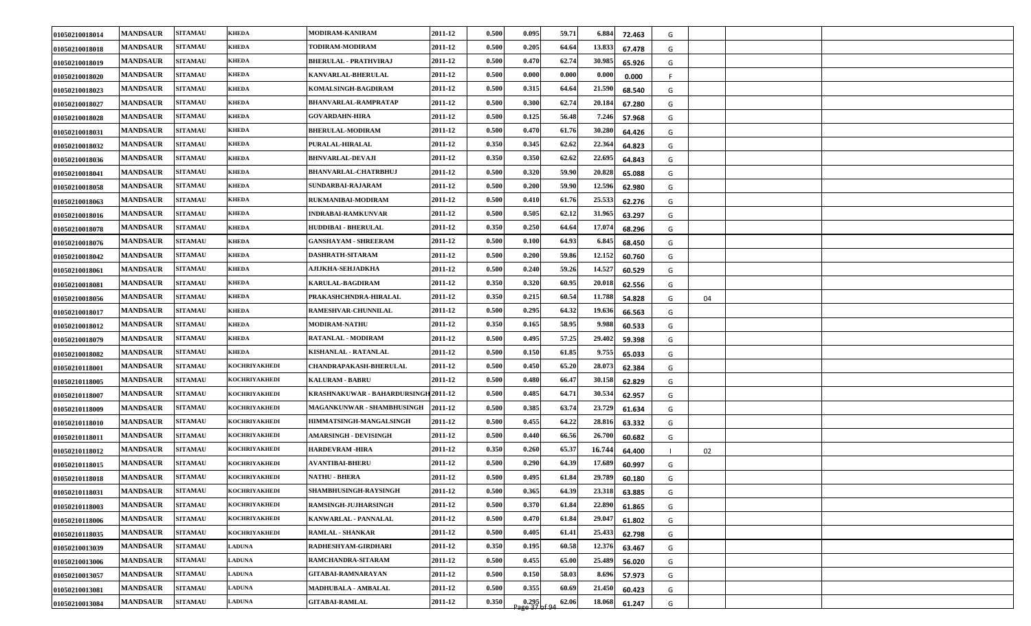| | | | | | | | | | | | | | | |
|---|---|---|---|---|---|---|---|---|---|---|---|---|---|---|
| 01050210018014 | MANDSAUR | SITAMAU | KHEDA | MODIRAM-KANIRAM | 2011-12 | 0.500 | 0.095 | 59.71 | 6.884 | 72.463 | G | | | |
| 01050210018018 | MANDSAUR | SITAMAU | KHEDA | TODIRAM-MODIRAM | 2011-12 | 0.500 | 0.205 | 64.64 | 13.833 | 67.478 | G | | | |
| 01050210018019 | MANDSAUR | SITAMAU | KHEDA | BHERULAL - PRATHVIRAJ | 2011-12 | 0.500 | 0.470 | 62.74 | 30.985 | 65.926 | G | | | |
| 01050210018020 | MANDSAUR | SITAMAU | KHEDA | KANVARLAL-BHERULAL | 2011-12 | 0.500 | 0.000 | 0.000 | 0.000 | 0.000 | F | | | |
| 01050210018023 | MANDSAUR | SITAMAU | KHEDA | KOMALSINGH-BAGDIRAM | 2011-12 | 0.500 | 0.315 | 64.64 | 21.590 | 68.540 | G | | | |
| 01050210018027 | MANDSAUR | SITAMAU | KHEDA | BHANVARLAL-RAMPRATAP | 2011-12 | 0.500 | 0.300 | 62.74 | 20.184 | 67.280 | G | | | |
| 01050210018028 | MANDSAUR | SITAMAU | KHEDA | GOVARDAHN-HIRA | 2011-12 | 0.500 | 0.125 | 56.48 | 7.246 | 57.968 | G | | | |
| 01050210018031 | MANDSAUR | SITAMAU | KHEDA | BHERULAL-MODIRAM | 2011-12 | 0.500 | 0.470 | 61.76 | 30.280 | 64.426 | G | | | |
| 01050210018032 | MANDSAUR | SITAMAU | KHEDA | PURALAL-HIRALAL | 2011-12 | 0.350 | 0.345 | 62.62 | 22.364 | 64.823 | G | | | |
| 01050210018036 | MANDSAUR | SITAMAU | KHEDA | BHNVARLAL-DEVAJI | 2011-12 | 0.350 | 0.350 | 62.62 | 22.695 | 64.843 | G | | | |
| 01050210018041 | MANDSAUR | SITAMAU | KHEDA | BHANVARLAL-CHATRBHUJ | 2011-12 | 0.500 | 0.320 | 59.90 | 20.828 | 65.088 | G | | | |
| 01050210018058 | MANDSAUR | SITAMAU | KHEDA | SUNDARBAI-RAJARAM | 2011-12 | 0.500 | 0.200 | 59.90 | 12.596 | 62.980 | G | | | |
| 01050210018063 | MANDSAUR | SITAMAU | KHEDA | RUKMANIBAI-MODIRAM | 2011-12 | 0.500 | 0.410 | 61.76 | 25.533 | 62.276 | G | | | |
| 01050210018016 | MANDSAUR | SITAMAU | KHEDA | INDRABAI-RAMKUNVAR | 2011-12 | 0.500 | 0.505 | 62.12 | 31.965 | 63.297 | G | | | |
| 01050210018078 | MANDSAUR | SITAMAU | KHEDA | HUDDIBAI - BHERULAL | 2011-12 | 0.350 | 0.250 | 64.64 | 17.074 | 68.296 | G | | | |
| 01050210018076 | MANDSAUR | SITAMAU | KHEDA | GANSHAYAM - SHREERAM | 2011-12 | 0.500 | 0.100 | 64.93 | 6.845 | 68.450 | G | | | |
| 01050210018042 | MANDSAUR | SITAMAU | KHEDA | DASHRATH-SITARAM | 2011-12 | 0.500 | 0.200 | 59.86 | 12.152 | 60.760 | G | | | |
| 01050210018061 | MANDSAUR | SITAMAU | KHEDA | AJIJKHA-SEHJADKHA | 2011-12 | 0.500 | 0.240 | 59.26 | 14.527 | 60.529 | G | | | |
| 01050210018081 | MANDSAUR | SITAMAU | KHEDA | KARULAL-BAGDIRAM | 2011-12 | 0.350 | 0.320 | 60.95 | 20.018 | 62.556 | G | | | |
| 01050210018056 | MANDSAUR | SITAMAU | KHEDA | PRAKASHCHNDRA-HIRALAL | 2011-12 | 0.350 | 0.215 | 60.54 | 11.788 | 54.828 | G | 04 | | |
| 01050210018017 | MANDSAUR | SITAMAU | KHEDA | RAMESHVAR-CHUNNILAL | 2011-12 | 0.500 | 0.295 | 64.32 | 19.636 | 66.563 | G | | | |
| 01050210018012 | MANDSAUR | SITAMAU | KHEDA | MODIRAM-NATHU | 2011-12 | 0.350 | 0.165 | 58.95 | 9.988 | 60.533 | G | | | |
| 01050210018079 | MANDSAUR | SITAMAU | KHEDA | RATANLAL - MODIRAM | 2011-12 | 0.500 | 0.495 | 57.25 | 29.402 | 59.398 | G | | | |
| 01050210018082 | MANDSAUR | SITAMAU | KHEDA | KISHANLAL - RATANLAL | 2011-12 | 0.500 | 0.150 | 61.85 | 9.755 | 65.033 | G | | | |
| 01050210118001 | MANDSAUR | SITAMAU | KOCHRIYAKHEDI | CHANDRAPAKASH-BHERULAL | 2011-12 | 0.500 | 0.450 | 65.20 | 28.073 | 62.384 | G | | | |
| 01050210118005 | MANDSAUR | SITAMAU | KOCHRIYAKHEDI | KALURAM - BABRU | 2011-12 | 0.500 | 0.480 | 66.47 | 30.158 | 62.829 | G | | | |
| 01050210118007 | MANDSAUR | SITAMAU | KOCHRIYAKHEDI | KRASHNAKUWAR - BAHARDURSINGH | 2011-12 | 0.500 | 0.485 | 64.71 | 30.534 | 62.957 | G | | | |
| 01050210118009 | MANDSAUR | SITAMAU | KOCHRIYAKHEDI | MAGANKUNWAR - SHAMBHUSINGH | 2011-12 | 0.500 | 0.385 | 63.74 | 23.729 | 61.634 | G | | | |
| 01050210118010 | MANDSAUR | SITAMAU | KOCHRIYAKHEDI | HIMMATSINGH-MANGALSINGH | 2011-12 | 0.500 | 0.455 | 64.22 | 28.816 | 63.332 | G | | | |
| 01050210118011 | MANDSAUR | SITAMAU | KOCHRIYAKHEDI | AMARSINGH - DEVISINGH | 2011-12 | 0.500 | 0.440 | 66.56 | 26.700 | 60.682 | G | | | |
| 01050210118012 | MANDSAUR | SITAMAU | KOCHRIYAKHEDI | HARDEVRAM -HIRA | 2011-12 | 0.350 | 0.260 | 65.37 | 16.744 | 64.400 | I | 02 | | |
| 01050210118015 | MANDSAUR | SITAMAU | KOCHRIYAKHEDI | AVANTIBAI-BHERU | 2011-12 | 0.500 | 0.290 | 64.39 | 17.689 | 60.997 | G | | | |
| 01050210118018 | MANDSAUR | SITAMAU | KOCHRIYAKHEDI | NATHU - BHERA | 2011-12 | 0.500 | 0.495 | 61.84 | 29.789 | 60.180 | G | | | |
| 01050210118031 | MANDSAUR | SITAMAU | KOCHRIYAKHEDI | SHAMBHUSINGH-RAYSINGH | 2011-12 | 0.500 | 0.365 | 64.39 | 23.318 | 63.885 | G | | | |
| 01050210118003 | MANDSAUR | SITAMAU | KOCHRIYAKHEDI | RAMSINGH-JUJHARSINGH | 2011-12 | 0.500 | 0.370 | 61.84 | 22.890 | 61.865 | G | | | |
| 01050210118006 | MANDSAUR | SITAMAU | KOCHRIYAKHEDI | KANWARLAL - PANNALAL | 2011-12 | 0.500 | 0.470 | 61.84 | 29.047 | 61.802 | G | | | |
| 01050210118035 | MANDSAUR | SITAMAU | KOCHRIYAKHEDI | RAMLAL - SHANKAR | 2011-12 | 0.500 | 0.405 | 61.41 | 25.433 | 62.798 | G | | | |
| 01050210013039 | MANDSAUR | SITAMAU | LADUNA | RADHESHYAM-GIRDHARI | 2011-12 | 0.350 | 0.195 | 60.58 | 12.376 | 63.467 | G | | | |
| 01050210013006 | MANDSAUR | SITAMAU | LADUNA | RAMCHANDRA-SITARAM | 2011-12 | 0.500 | 0.455 | 65.00 | 25.489 | 56.020 | G | | | |
| 01050210013057 | MANDSAUR | SITAMAU | LADUNA | GITABAI-RAMNARAYAN | 2011-12 | 0.500 | 0.150 | 58.03 | 8.696 | 57.973 | G | | | |
| 01050210013081 | MANDSAUR | SITAMAU | LADUNA | MADHUBALA - AMBALAL | 2011-12 | 0.500 | 0.355 | 60.69 | 21.450 | 60.423 | G | | | |
| 01050210013084 | MANDSAUR | SITAMAU | LADUNA | GITABAI-RAMLAL | 2011-12 | 0.350 | 0.295 | 62.06 | 18.068 | 61.247 | G | | | |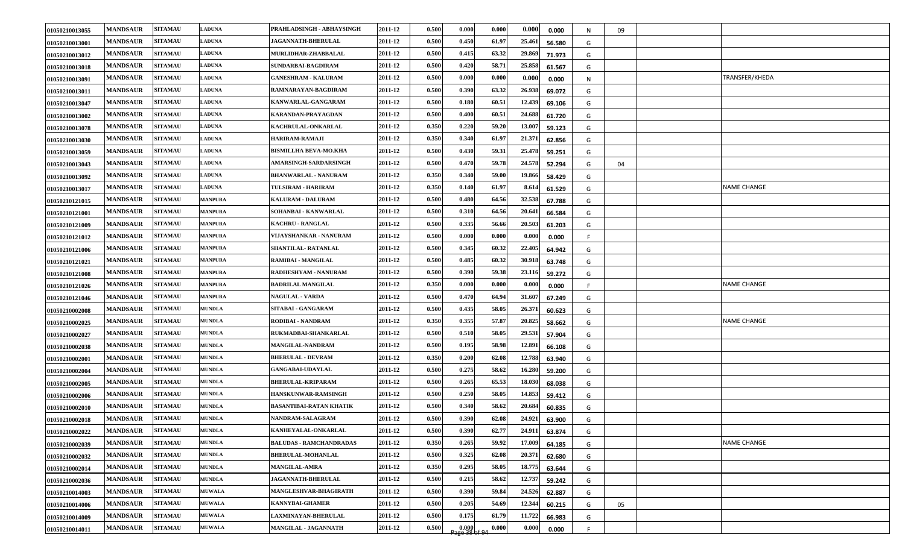| | | | | | | | | | | | | | | |
|---|---|---|---|---|---|---|---|---|---|---|---|---|---|---|
| 01050210013055 | MANDSAUR | SITAMAU | LADUNA | PRAHLADSINGH - ABHAYSINGH | 2011-12 | 0.500 | 0.000 | 0.000 | 0.000 | 0.000 | N | 09 | | |
| 01050210013001 | MANDSAUR | SITAMAU | LADUNA | JAGANNATH-BHERULAL | 2011-12 | 0.500 | 0.450 | 61.97 | 25.461 | 56.580 | G | | | |
| 01050210013012 | MANDSAUR | SITAMAU | LADUNA | MURLIDHAR-ZHABBALAL | 2011-12 | 0.500 | 0.415 | 63.32 | 29.869 | 71.973 | G | | | |
| 01050210013018 | MANDSAUR | SITAMAU | LADUNA | SUNDARBAI-BAGDIRAM | 2011-12 | 0.500 | 0.420 | 58.71 | 25.858 | 61.567 | G | | | |
| 01050210013091 | MANDSAUR | SITAMAU | LADUNA | GANESHRAM - KALURAM | 2011-12 | 0.500 | 0.000 | 0.000 | 0.000 | 0.000 | N | | | TRANSFER/KHEDA |
| 01050210013011 | MANDSAUR | SITAMAU | LADUNA | RAMNARAYAN-BAGDIRAM | 2011-12 | 0.500 | 0.390 | 63.32 | 26.938 | 69.072 | G | | | |
| 01050210013047 | MANDSAUR | SITAMAU | LADUNA | KANWARLAL-GANGARAM | 2011-12 | 0.500 | 0.180 | 60.51 | 12.439 | 69.106 | G | | | |
| 01050210013002 | MANDSAUR | SITAMAU | LADUNA | KARANDAN-PRAYAGDAN | 2011-12 | 0.500 | 0.400 | 60.51 | 24.688 | 61.720 | G | | | |
| 01050210013078 | MANDSAUR | SITAMAU | LADUNA | KACHRULAL-ONKARLAL | 2011-12 | 0.350 | 0.220 | 59.20 | 13.007 | 59.123 | G | | | |
| 01050210013030 | MANDSAUR | SITAMAU | LADUNA | HARIRAM-RAMAJI | 2011-12 | 0.350 | 0.340 | 61.97 | 21.371 | 62.856 | G | | | |
| 01050210013059 | MANDSAUR | SITAMAU | LADUNA | BISMILLHA BEVA-MO.KHA | 2011-12 | 0.500 | 0.430 | 59.31 | 25.478 | 59.251 | G | | | |
| 01050210013043 | MANDSAUR | SITAMAU | LADUNA | AMARSINGH-SARDARSINGH | 2011-12 | 0.500 | 0.470 | 59.78 | 24.578 | 52.294 | G | 04 | | |
| 01050210013092 | MANDSAUR | SITAMAU | LADUNA | BHANWARLAL - NANURAM | 2011-12 | 0.350 | 0.340 | 59.00 | 19.866 | 58.429 | G | | | |
| 01050210013017 | MANDSAUR | SITAMAU | LADUNA | TULSIRAM - HARIRAM | 2011-12 | 0.350 | 0.140 | 61.97 | 8.614 | 61.529 | G | | | NAME CHANGE |
| 01050210121015 | MANDSAUR | SITAMAU | MANPURA | KALURAM - DALURAM | 2011-12 | 0.500 | 0.480 | 64.56 | 32.538 | 67.788 | G | | | |
| 01050210121001 | MANDSAUR | SITAMAU | MANPURA | SOHANBAI - KANWARLAL | 2011-12 | 0.500 | 0.310 | 64.56 | 20.641 | 66.584 | G | | | |
| 01050210121009 | MANDSAUR | SITAMAU | MANPURA | KACHRU - RANGLAL | 2011-12 | 0.500 | 0.335 | 56.66 | 20.503 | 61.203 | G | | | |
| 01050210121012 | MANDSAUR | SITAMAU | MANPURA | VIJAYSHANKAR - NANURAM | 2011-12 | 0.500 | 0.000 | 0.000 | 0.000 | 0.000 | F | | | |
| 01050210121006 | MANDSAUR | SITAMAU | MANPURA | SHANTILAL- RATANLAL | 2011-12 | 0.500 | 0.345 | 60.32 | 22.405 | 64.942 | G | | | |
| 01050210121021 | MANDSAUR | SITAMAU | MANPURA | RAMIBAI - MANGILAL | 2011-12 | 0.500 | 0.485 | 60.32 | 30.918 | 63.748 | G | | | |
| 01050210121008 | MANDSAUR | SITAMAU | MANPURA | RADHESHYAM - NANURAM | 2011-12 | 0.500 | 0.390 | 59.38 | 23.116 | 59.272 | G | | | |
| 01050210121026 | MANDSAUR | SITAMAU | MANPURA | BADRILAL MANGILAL | 2011-12 | 0.350 | 0.000 | 0.000 | 0.000 | 0.000 | F | | | NAME CHANGE |
| 01050210121046 | MANDSAUR | SITAMAU | MANPURA | NAGULAL - VARDA | 2011-12 | 0.500 | 0.470 | 64.94 | 31.607 | 67.249 | G | | | |
| 01050210002008 | MANDSAUR | SITAMAU | MUNDLA | SITABAI - GANGARAM | 2011-12 | 0.500 | 0.435 | 58.05 | 26.371 | 60.623 | G | | | |
| 01050210002025 | MANDSAUR | SITAMAU | MUNDLA | RODIBAI - NANDRAM | 2011-12 | 0.350 | 0.355 | 57.87 | 20.825 | 58.662 | G | | | NAME CHANGE |
| 01050210002027 | MANDSAUR | SITAMAU | MUNDLA | RUKMADBAI-SHANKARLAL | 2011-12 | 0.500 | 0.510 | 58.05 | 29.531 | 57.904 | G | | | |
| 01050210002038 | MANDSAUR | SITAMAU | MUNDLA | MANGILAL-NANDRAM | 2011-12 | 0.500 | 0.195 | 58.98 | 12.891 | 66.108 | G | | | |
| 01050210002001 | MANDSAUR | SITAMAU | MUNDLA | BHERULAL - DEVRAM | 2011-12 | 0.350 | 0.200 | 62.08 | 12.788 | 63.940 | G | | | |
| 01050210002004 | MANDSAUR | SITAMAU | MUNDLA | GANGABAI-UDAYLAL | 2011-12 | 0.500 | 0.275 | 58.62 | 16.280 | 59.200 | G | | | |
| 01050210002005 | MANDSAUR | SITAMAU | MUNDLA | BHERULAL-KRIPARAM | 2011-12 | 0.500 | 0.265 | 65.53 | 18.030 | 68.038 | G | | | |
| 01050210002006 | MANDSAUR | SITAMAU | MUNDLA | HANSKUNWAR-RAMSINGH | 2011-12 | 0.500 | 0.250 | 58.05 | 14.853 | 59.412 | G | | | |
| 01050210002010 | MANDSAUR | SITAMAU | MUNDLA | BASANTIBAI-RATAN KHATIK | 2011-12 | 0.500 | 0.340 | 58.62 | 20.684 | 60.835 | G | | | |
| 01050210002018 | MANDSAUR | SITAMAU | MUNDLA | NANDRAM-SALAGRAM | 2011-12 | 0.500 | 0.390 | 62.08 | 24.921 | 63.900 | G | | | |
| 01050210002022 | MANDSAUR | SITAMAU | MUNDLA | KANHEYALAL-ONKARLAL | 2011-12 | 0.500 | 0.390 | 62.77 | 24.911 | 63.874 | G | | | |
| 01050210002039 | MANDSAUR | SITAMAU | MUNDLA | BALUDAS - RAMCHANDRADAS | 2011-12 | 0.350 | 0.265 | 59.92 | 17.009 | 64.185 | G | | | NAME CHANGE |
| 01050210002032 | MANDSAUR | SITAMAU | MUNDLA | BHERULAL-MOHANLAL | 2011-12 | 0.500 | 0.325 | 62.08 | 20.371 | 62.680 | G | | | |
| 01050210002014 | MANDSAUR | SITAMAU | MUNDLA | MANGILAL-AMRA | 2011-12 | 0.350 | 0.295 | 58.05 | 18.775 | 63.644 | G | | | |
| 01050210002036 | MANDSAUR | SITAMAU | MUNDLA | JAGANNATH-BHERULAL | 2011-12 | 0.500 | 0.215 | 58.62 | 12.737 | 59.242 | G | | | |
| 01050210014003 | MANDSAUR | SITAMAU | MUWALA | MANGLESHVAR-BHAGIRATH | 2011-12 | 0.500 | 0.390 | 59.84 | 24.526 | 62.887 | G | | | |
| 01050210014006 | MANDSAUR | SITAMAU | MUWALA | KANNYBAI-GHAMER | 2011-12 | 0.500 | 0.205 | 54.69 | 12.344 | 60.215 | G | 05 | | |
| 01050210014009 | MANDSAUR | SITAMAU | MUWALA | LAXMINAYAN-BHERULAL | 2011-12 | 0.500 | 0.175 | 61.79 | 11.722 | 66.983 | G | | | |
| 01050210014011 | MANDSAUR | SITAMAU | MUWALA | MANGILAL - JAGANNATH | 2011-12 | 0.500 | 0.000 | 0.000 | 0.000 | 0.000 | F | | | |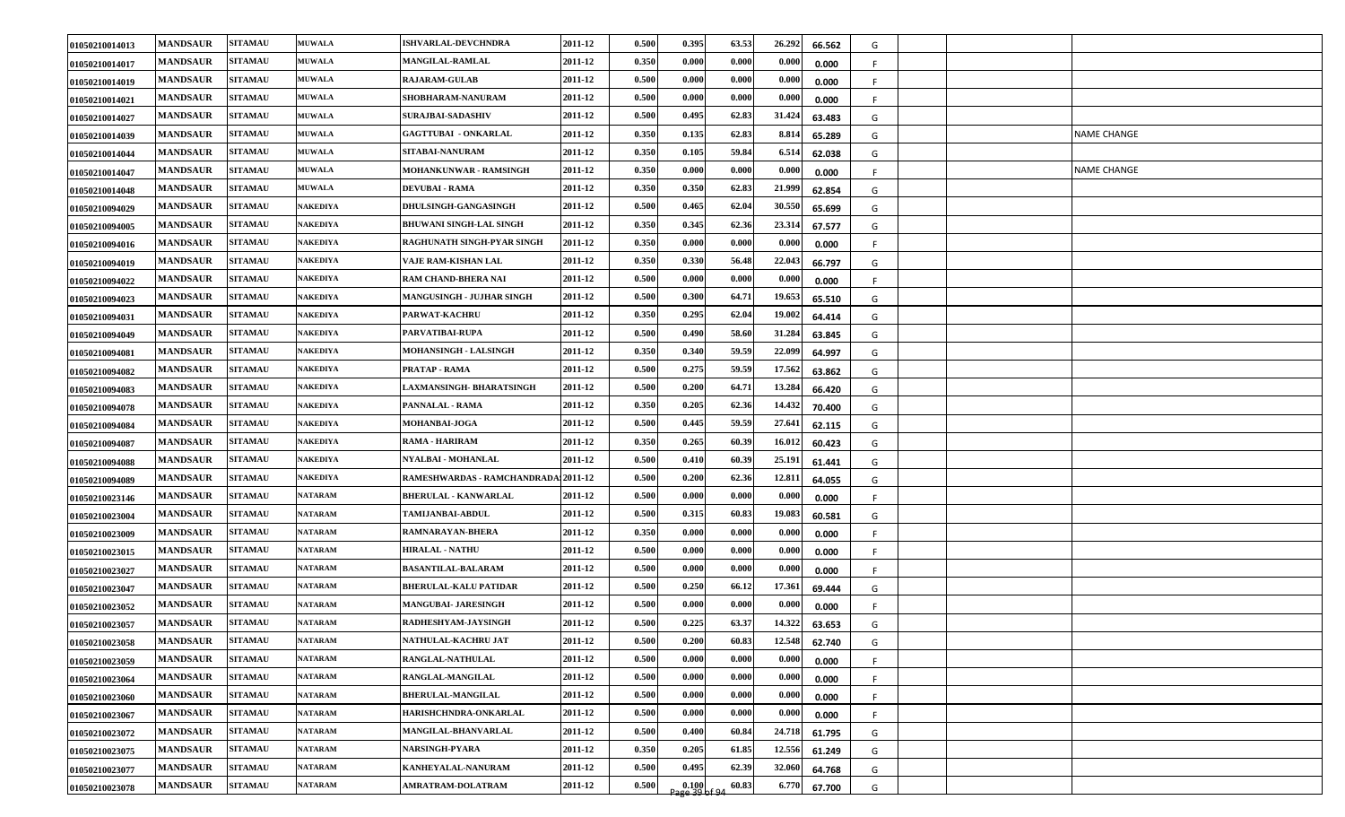| | | | | | | | | | | | | | | |
|---|---|---|---|---|---|---|---|---|---|---|---|---|---|---|
| 01050210014013 | MANDSAUR | SITAMAU | MUWALA | ISHVARLAL-DEVCHNDRA | 2011-12 | 0.500 | 0.395 | 63.53 | 26.292 | 66.562 | G | | | |
| 01050210014017 | MANDSAUR | SITAMAU | MUWALA | MANGILAL-RAMLAL | 2011-12 | 0.350 | 0.000 | 0.000 | 0.000 | 0.000 | F | | | |
| 01050210014019 | MANDSAUR | SITAMAU | MUWALA | RAJARAM-GULAB | 2011-12 | 0.500 | 0.000 | 0.000 | 0.000 | 0.000 | F | | | |
| 01050210014021 | MANDSAUR | SITAMAU | MUWALA | SHOBHARAM-NANURAM | 2011-12 | 0.500 | 0.000 | 0.000 | 0.000 | 0.000 | F | | | |
| 01050210014027 | MANDSAUR | SITAMAU | MUWALA | SURAJBAI-SADASHIV | 2011-12 | 0.500 | 0.495 | 62.83 | 31.424 | 63.483 | G | | | |
| 01050210014039 | MANDSAUR | SITAMAU | MUWALA | GAGTTUBAI - ONKARLAL | 2011-12 | 0.350 | 0.135 | 62.83 | 8.814 | 65.289 | G | | | NAME CHANGE |
| 01050210014044 | MANDSAUR | SITAMAU | MUWALA | SITABAI-NANURAM | 2011-12 | 0.350 | 0.105 | 59.84 | 6.514 | 62.038 | G | | | |
| 01050210014047 | MANDSAUR | SITAMAU | MUWALA | MOHANKUNWAR - RAMSINGH | 2011-12 | 0.350 | 0.000 | 0.000 | 0.000 | 0.000 | F | | | NAME CHANGE |
| 01050210014048 | MANDSAUR | SITAMAU | MUWALA | DEVUBAI - RAMA | 2011-12 | 0.350 | 0.350 | 62.83 | 21.999 | 62.854 | G | | | |
| 01050210094029 | MANDSAUR | SITAMAU | NAKEDIYA | DHULSINGH-GANGASINGH | 2011-12 | 0.500 | 0.465 | 62.04 | 30.550 | 65.699 | G | | | |
| 01050210094005 | MANDSAUR | SITAMAU | NAKEDIYA | BHUWANI SINGH-LAL SINGH | 2011-12 | 0.350 | 0.345 | 62.36 | 23.314 | 67.577 | G | | | |
| 01050210094016 | MANDSAUR | SITAMAU | NAKEDIYA | RAGHUNATH SINGH-PYAR SINGH | 2011-12 | 0.350 | 0.000 | 0.000 | 0.000 | 0.000 | F | | | |
| 01050210094019 | MANDSAUR | SITAMAU | NAKEDIYA | VAJE RAM-KISHAN LAL | 2011-12 | 0.350 | 0.330 | 56.48 | 22.043 | 66.797 | G | | | |
| 01050210094022 | MANDSAUR | SITAMAU | NAKEDIYA | RAM CHAND-BHERA NAI | 2011-12 | 0.500 | 0.000 | 0.000 | 0.000 | 0.000 | F | | | |
| 01050210094023 | MANDSAUR | SITAMAU | NAKEDIYA | MANGUSINGH - JUJHAR SINGH | 2011-12 | 0.500 | 0.300 | 64.71 | 19.653 | 65.510 | G | | | |
| 01050210094031 | MANDSAUR | SITAMAU | NAKEDIYA | PARWAT-KACHRU | 2011-12 | 0.350 | 0.295 | 62.04 | 19.002 | 64.414 | G | | | |
| 01050210094049 | MANDSAUR | SITAMAU | NAKEDIYA | PARVATIBAI-RUPA | 2011-12 | 0.500 | 0.490 | 58.60 | 31.284 | 63.845 | G | | | |
| 01050210094081 | MANDSAUR | SITAMAU | NAKEDIYA | MOHANSINGH - LALSINGH | 2011-12 | 0.350 | 0.340 | 59.59 | 22.099 | 64.997 | G | | | |
| 01050210094082 | MANDSAUR | SITAMAU | NAKEDIYA | PRATAP - RAMA | 2011-12 | 0.500 | 0.275 | 59.59 | 17.562 | 63.862 | G | | | |
| 01050210094083 | MANDSAUR | SITAMAU | NAKEDIYA | LAXMANSINGH- BHARATSINGH | 2011-12 | 0.500 | 0.200 | 64.71 | 13.284 | 66.420 | G | | | |
| 01050210094078 | MANDSAUR | SITAMAU | NAKEDIYA | PANNALAL - RAMA | 2011-12 | 0.350 | 0.205 | 62.36 | 14.432 | 70.400 | G | | | |
| 01050210094084 | MANDSAUR | SITAMAU | NAKEDIYA | MOHANBAI-JOGA | 2011-12 | 0.500 | 0.445 | 59.59 | 27.641 | 62.115 | G | | | |
| 01050210094087 | MANDSAUR | SITAMAU | NAKEDIYA | RAMA - HARIRAM | 2011-12 | 0.350 | 0.265 | 60.39 | 16.012 | 60.423 | G | | | |
| 01050210094088 | MANDSAUR | SITAMAU | NAKEDIYA | NYALBAI - MOHANLAL | 2011-12 | 0.500 | 0.410 | 60.39 | 25.191 | 61.441 | G | | | |
| 01050210094089 | MANDSAUR | SITAMAU | NAKEDIYA | RAMESHWARDAS - RAMCHANDRADA | 2011-12 | 0.500 | 0.200 | 62.36 | 12.811 | 64.055 | G | | | |
| 01050210023146 | MANDSAUR | SITAMAU | NATARAM | BHERULAL - KANWARLAL | 2011-12 | 0.500 | 0.000 | 0.000 | 0.000 | 0.000 | F | | | |
| 01050210023004 | MANDSAUR | SITAMAU | NATARAM | TAMIJANBAI-ABDUL | 2011-12 | 0.500 | 0.315 | 60.83 | 19.083 | 60.581 | G | | | |
| 01050210023009 | MANDSAUR | SITAMAU | NATARAM | RAMNARAYAN-BHERA | 2011-12 | 0.350 | 0.000 | 0.000 | 0.000 | 0.000 | F | | | |
| 01050210023015 | MANDSAUR | SITAMAU | NATARAM | HIRALAL - NATHU | 2011-12 | 0.500 | 0.000 | 0.000 | 0.000 | 0.000 | F | | | |
| 01050210023027 | MANDSAUR | SITAMAU | NATARAM | BASANTILAL-BALARAM | 2011-12 | 0.500 | 0.000 | 0.000 | 0.000 | 0.000 | F | | | |
| 01050210023047 | MANDSAUR | SITAMAU | NATARAM | BHERULAL-KALU PATIDAR | 2011-12 | 0.500 | 0.250 | 66.12 | 17.361 | 69.444 | G | | | |
| 01050210023052 | MANDSAUR | SITAMAU | NATARAM | MANGUBAI- JARESINGH | 2011-12 | 0.500 | 0.000 | 0.000 | 0.000 | 0.000 | F | | | |
| 01050210023057 | MANDSAUR | SITAMAU | NATARAM | RADHESHYAM-JAYSINGH | 2011-12 | 0.500 | 0.225 | 63.37 | 14.322 | 63.653 | G | | | |
| 01050210023058 | MANDSAUR | SITAMAU | NATARAM | NATHULAL-KACHRU JAT | 2011-12 | 0.500 | 0.200 | 60.83 | 12.548 | 62.740 | G | | | |
| 01050210023059 | MANDSAUR | SITAMAU | NATARAM | RANGLAL-NATHULAL | 2011-12 | 0.500 | 0.000 | 0.000 | 0.000 | 0.000 | F | | | |
| 01050210023064 | MANDSAUR | SITAMAU | NATARAM | RANGLAL-MANGILAL | 2011-12 | 0.500 | 0.000 | 0.000 | 0.000 | 0.000 | F | | | |
| 01050210023060 | MANDSAUR | SITAMAU | NATARAM | BHERULAL-MANGILAL | 2011-12 | 0.500 | 0.000 | 0.000 | 0.000 | 0.000 | F | | | |
| 01050210023067 | MANDSAUR | SITAMAU | NATARAM | HARISHCHNDRA-ONKARLAL | 2011-12 | 0.500 | 0.000 | 0.000 | 0.000 | 0.000 | F | | | |
| 01050210023072 | MANDSAUR | SITAMAU | NATARAM | MANGILAL-BHANVARLAL | 2011-12 | 0.500 | 0.400 | 60.84 | 24.718 | 61.795 | G | | | |
| 01050210023075 | MANDSAUR | SITAMAU | NATARAM | NARSINGH-PYARA | 2011-12 | 0.350 | 0.205 | 61.85 | 12.556 | 61.249 | G | | | |
| 01050210023077 | MANDSAUR | SITAMAU | NATARAM | KANHEYALAL-NANURAM | 2011-12 | 0.500 | 0.495 | 62.39 | 32.060 | 64.768 | G | | | |
| 01050210023078 | MANDSAUR | SITAMAU | NATARAM | AMRATRAM-DOLATRAM | 2011-12 | 0.500 | 0.100 | 60.83 | 6.770 | 67.700 | G | | | |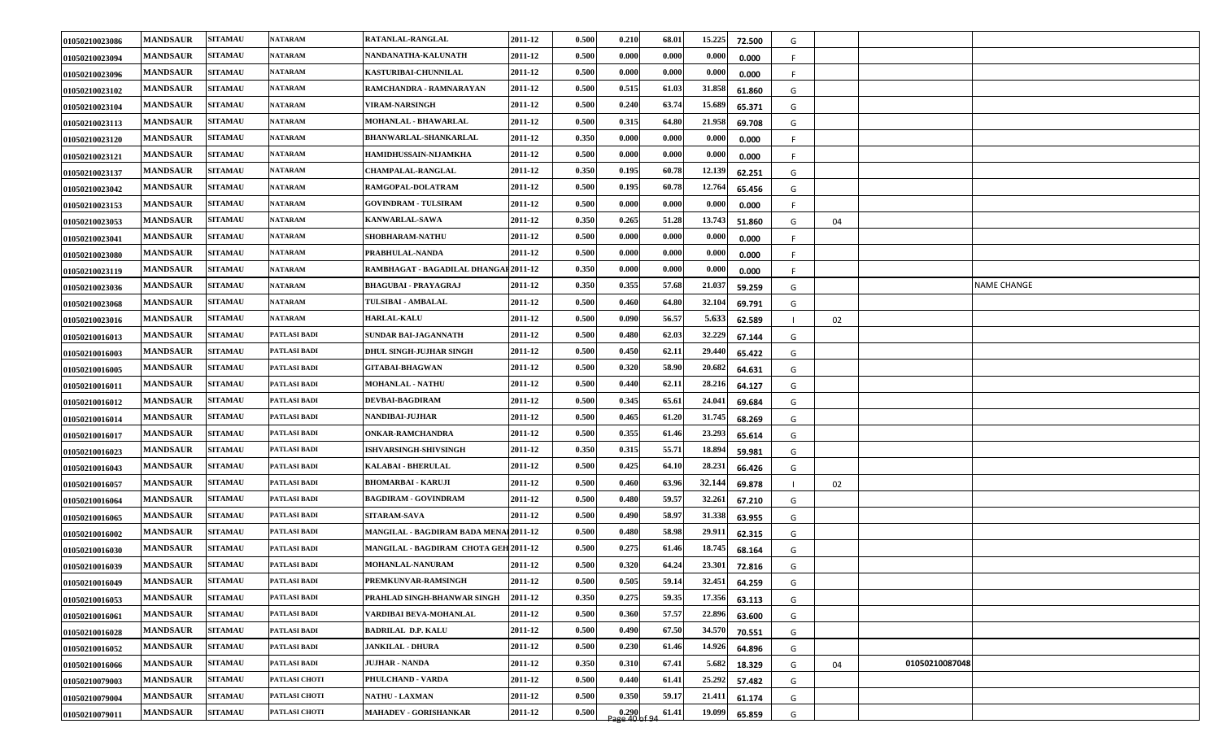| | | | | | | | | | | | | | | |
|---|---|---|---|---|---|---|---|---|---|---|---|---|---|---|
| 01050210023086 | MANDSAUR | SITAMAU | NATARAM | RATANLAL-RANGLAL | 2011-12 | 0.500 | 0.210 | 68.01 | 15.225 | 72.500 | G | | | |
| 01050210023094 | MANDSAUR | SITAMAU | NATARAM | NANDANATHA-KALUNATH | 2011-12 | 0.500 | 0.000 | 0.000 | 0.000 | 0.000 | F | | | |
| 01050210023096 | MANDSAUR | SITAMAU | NATARAM | KASTURIBAI-CHUNNILAL | 2011-12 | 0.500 | 0.000 | 0.000 | 0.000 | 0.000 | F | | | |
| 01050210023102 | MANDSAUR | SITAMAU | NATARAM | RAMCHANDRA - RAMNARAYAN | 2011-12 | 0.500 | 0.515 | 61.03 | 31.858 | 61.860 | G | | | |
| 01050210023104 | MANDSAUR | SITAMAU | NATARAM | VIRAM-NARSINGH | 2011-12 | 0.500 | 0.240 | 63.74 | 15.689 | 65.371 | G | | | |
| 01050210023113 | MANDSAUR | SITAMAU | NATARAM | MOHANLAL - BHAWARLAL | 2011-12 | 0.500 | 0.315 | 64.80 | 21.958 | 69.708 | G | | | |
| 01050210023120 | MANDSAUR | SITAMAU | NATARAM | BHANWARLAL-SHANKARLAL | 2011-12 | 0.350 | 0.000 | 0.000 | 0.000 | 0.000 | F | | | |
| 01050210023121 | MANDSAUR | SITAMAU | NATARAM | HAMIDHUSSAIN-NIJAMKHA | 2011-12 | 0.500 | 0.000 | 0.000 | 0.000 | 0.000 | F | | | |
| 01050210023137 | MANDSAUR | SITAMAU | NATARAM | CHAMPALAL-RANGLAL | 2011-12 | 0.350 | 0.195 | 60.78 | 12.139 | 62.251 | G | | | |
| 01050210023042 | MANDSAUR | SITAMAU | NATARAM | RAMGOPAL-DOLATRAM | 2011-12 | 0.500 | 0.195 | 60.78 | 12.764 | 65.456 | G | | | |
| 01050210023153 | MANDSAUR | SITAMAU | NATARAM | GOVINDRAM - TULSIRAM | 2011-12 | 0.500 | 0.000 | 0.000 | 0.000 | 0.000 | F | | | |
| 01050210023053 | MANDSAUR | SITAMAU | NATARAM | KANWARLAL-SAWA | 2011-12 | 0.350 | 0.265 | 51.28 | 13.743 | 51.860 | G | 04 | | |
| 01050210023041 | MANDSAUR | SITAMAU | NATARAM | SHOBHARAM-NATHU | 2011-12 | 0.500 | 0.000 | 0.000 | 0.000 | 0.000 | F | | | |
| 01050210023080 | MANDSAUR | SITAMAU | NATARAM | PRABHULAL-NANDA | 2011-12 | 0.500 | 0.000 | 0.000 | 0.000 | 0.000 | F | | | |
| 01050210023119 | MANDSAUR | SITAMAU | NATARAM | RAMBHAGAT - BAGADILAL DHANGAI | 2011-12 | 0.350 | 0.000 | 0.000 | 0.000 | 0.000 | F | | | |
| 01050210023036 | MANDSAUR | SITAMAU | NATARAM | BHAGUBAI - PRAYAGRAJ | 2011-12 | 0.350 | 0.355 | 57.68 | 21.037 | 59.259 | G | | | NAME CHANGE |
| 01050210023068 | MANDSAUR | SITAMAU | NATARAM | TULSIBAI - AMBALAL | 2011-12 | 0.500 | 0.460 | 64.80 | 32.104 | 69.791 | G | | | |
| 01050210023016 | MANDSAUR | SITAMAU | NATARAM | HARLAL-KALU | 2011-12 | 0.500 | 0.090 | 56.57 | 5.633 | 62.589 | I | 02 | | |
| 01050210016013 | MANDSAUR | SITAMAU | PATLASI BADI | SUNDAR BAI-JAGANNATH | 2011-12 | 0.500 | 0.480 | 62.03 | 32.229 | 67.144 | G | | | |
| 01050210016003 | MANDSAUR | SITAMAU | PATLASI BADI | DHUL SINGH-JUJHAR SINGH | 2011-12 | 0.500 | 0.450 | 62.11 | 29.440 | 65.422 | G | | | |
| 01050210016005 | MANDSAUR | SITAMAU | PATLASI BADI | GITABAI-BHAGWAN | 2011-12 | 0.500 | 0.320 | 58.90 | 20.682 | 64.631 | G | | | |
| 01050210016011 | MANDSAUR | SITAMAU | PATLASI BADI | MOHANLAL - NATHU | 2011-12 | 0.500 | 0.440 | 62.11 | 28.216 | 64.127 | G | | | |
| 01050210016012 | MANDSAUR | SITAMAU | PATLASI BADI | DEVBAI-BAGDIRAM | 2011-12 | 0.500 | 0.345 | 65.61 | 24.041 | 69.684 | G | | | |
| 01050210016014 | MANDSAUR | SITAMAU | PATLASI BADI | NANDIBAI-JUJHAR | 2011-12 | 0.500 | 0.465 | 61.20 | 31.745 | 68.269 | G | | | |
| 01050210016017 | MANDSAUR | SITAMAU | PATLASI BADI | ONKAR-RAMCHANDRA | 2011-12 | 0.500 | 0.355 | 61.46 | 23.293 | 65.614 | G | | | |
| 01050210016023 | MANDSAUR | SITAMAU | PATLASI BADI | ISHVARSINGH-SHIVSINGH | 2011-12 | 0.350 | 0.315 | 55.71 | 18.894 | 59.981 | G | | | |
| 01050210016043 | MANDSAUR | SITAMAU | PATLASI BADI | KALABAI - BHERULAL | 2011-12 | 0.500 | 0.425 | 64.10 | 28.231 | 66.426 | G | | | |
| 01050210016057 | MANDSAUR | SITAMAU | PATLASI BADI | BHOMARBAI - KARUJI | 2011-12 | 0.500 | 0.460 | 63.96 | 32.144 | 69.878 | I | 02 | | |
| 01050210016064 | MANDSAUR | SITAMAU | PATLASI BADI | BAGDIRAM - GOVINDRAM | 2011-12 | 0.500 | 0.480 | 59.57 | 32.261 | 67.210 | G | | | |
| 01050210016065 | MANDSAUR | SITAMAU | PATLASI BADI | SITARAM-SAVA | 2011-12 | 0.500 | 0.490 | 58.97 | 31.338 | 63.955 | G | | | |
| 01050210016002 | MANDSAUR | SITAMAU | PATLASI BADI | MANGILAL - BAGDIRAM BADA MENA | 2011-12 | 0.500 | 0.480 | 58.98 | 29.911 | 62.315 | G | | | |
| 01050210016030 | MANDSAUR | SITAMAU | PATLASI BADI | MANGILAL - BAGDIRAM CHOTA GEH | 2011-12 | 0.500 | 0.275 | 61.46 | 18.745 | 68.164 | G | | | |
| 01050210016039 | MANDSAUR | SITAMAU | PATLASI BADI | MOHANLAL-NANURAM | 2011-12 | 0.500 | 0.320 | 64.24 | 23.301 | 72.816 | G | | | |
| 01050210016049 | MANDSAUR | SITAMAU | PATLASI BADI | PREMKUNVAR-RAMSINGH | 2011-12 | 0.500 | 0.505 | 59.14 | 32.451 | 64.259 | G | | | |
| 01050210016053 | MANDSAUR | SITAMAU | PATLASI BADI | PRAHLAD SINGH-BHANWAR SINGH | 2011-12 | 0.350 | 0.275 | 59.35 | 17.356 | 63.113 | G | | | |
| 01050210016061 | MANDSAUR | SITAMAU | PATLASI BADI | VARDIBAI BEVA-MOHANLAL | 2011-12 | 0.500 | 0.360 | 57.57 | 22.896 | 63.600 | G | | | |
| 01050210016028 | MANDSAUR | SITAMAU | PATLASI BADI | BADRILAL D.P. KALU | 2011-12 | 0.500 | 0.490 | 67.50 | 34.570 | 70.551 | G | | | |
| 01050210016052 | MANDSAUR | SITAMAU | PATLASI BADI | JANKILAL - DHURA | 2011-12 | 0.500 | 0.230 | 61.46 | 14.926 | 64.896 | G | | | |
| 01050210016066 | MANDSAUR | SITAMAU | PATLASI BADI | JUJHAR - NANDA | 2011-12 | 0.350 | 0.310 | 67.41 | 5.682 | 18.329 | G | 04 | 01050210087048 | |
| 01050210079003 | MANDSAUR | SITAMAU | PATLASI CHOTI | PHULCHAND - VARDA | 2011-12 | 0.500 | 0.440 | 61.41 | 25.292 | 57.482 | G | | | |
| 01050210079004 | MANDSAUR | SITAMAU | PATLASI CHOTI | NATHU - LAXMAN | 2011-12 | 0.500 | 0.350 | 59.17 | 21.411 | 61.174 | G | | | |
| 01050210079011 | MANDSAUR | SITAMAU | PATLASI CHOTI | MAHADEV - GORISHANKAR | 2011-12 | 0.500 | 0.290 | 61.41 | 19.099 | 65.859 | G | | | |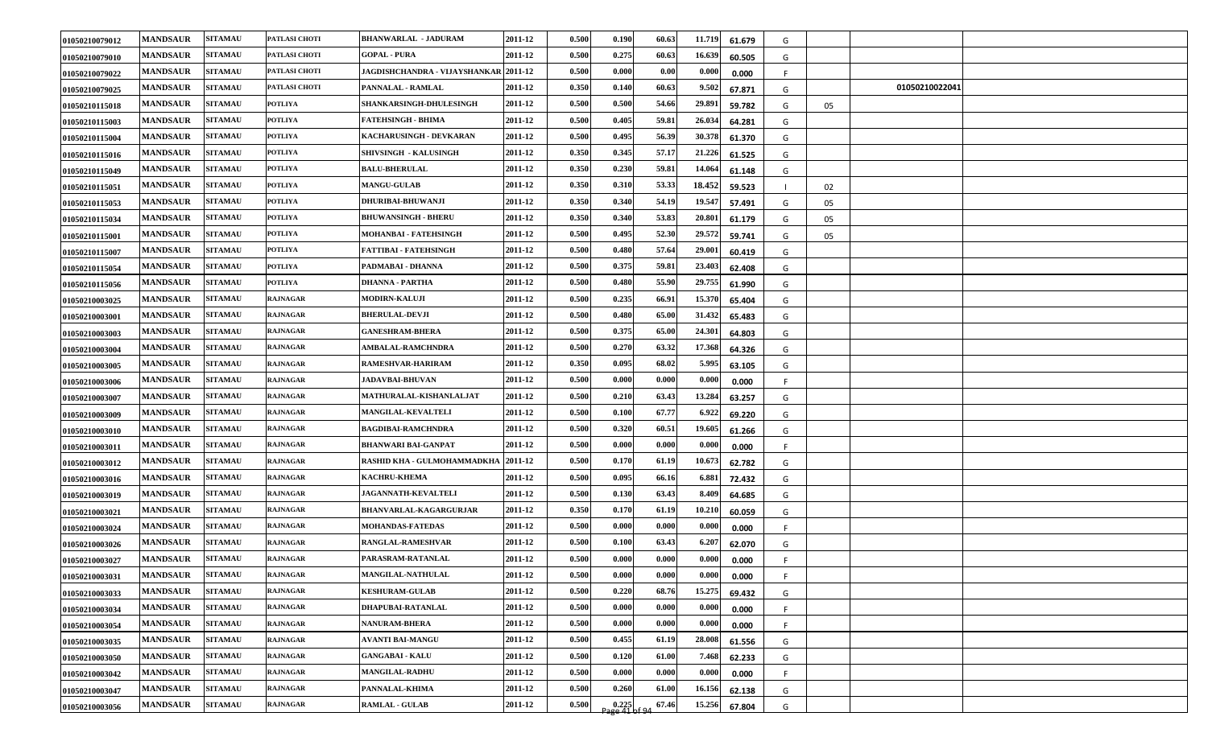| | | | | | | | | | | | | | | |
|---|---|---|---|---|---|---|---|---|---|---|---|---|---|---|
| 01050210079012 | MANDSAUR | SITAMAU | PATLASI CHOTI | BHANWARLAL - JADURAM | 2011-12 | 0.500 | 0.190 | 60.63 | 11.719 | 61.679 | G | | | |
| 01050210079010 | MANDSAUR | SITAMAU | PATLASI CHOTI | GOPAL - PURA | 2011-12 | 0.500 | 0.275 | 60.63 | 16.639 | 60.505 | G | | | |
| 01050210079022 | MANDSAUR | SITAMAU | PATLASI CHOTI | JAGDISHCHANDRA - VIJAYSHANKAR | 2011-12 | 0.500 | 0.000 | 0.00 | 0.000 | 0.000 | F | | | |
| 01050210079025 | MANDSAUR | SITAMAU | PATLASI CHOTI | PANNALAL - RAMLAL | 2011-12 | 0.350 | 0.140 | 60.63 | 9.502 | 67.871 | G | | 01050210022041 | |
| 01050210115018 | MANDSAUR | SITAMAU | POTLIYA | SHANKARSINGH-DHULESINGH | 2011-12 | 0.500 | 0.500 | 54.66 | 29.891 | 59.782 | G | 05 | | |
| 01050210115003 | MANDSAUR | SITAMAU | POTLIYA | FATEHSINGH - BHIMA | 2011-12 | 0.500 | 0.405 | 59.81 | 26.034 | 64.281 | G | | | |
| 01050210115004 | MANDSAUR | SITAMAU | POTLIYA | KACHARUSINGH - DEVKARAN | 2011-12 | 0.500 | 0.495 | 56.39 | 30.378 | 61.370 | G | | | |
| 01050210115016 | MANDSAUR | SITAMAU | POTLIYA | SHIVSINGH - KALUSINGH | 2011-12 | 0.350 | 0.345 | 57.17 | 21.226 | 61.525 | G | | | |
| 01050210115049 | MANDSAUR | SITAMAU | POTLIYA | BALU-BHERULAL | 2011-12 | 0.350 | 0.230 | 59.81 | 14.064 | 61.148 | G | | | |
| 01050210115051 | MANDSAUR | SITAMAU | POTLIYA | MANGU-GULAB | 2011-12 | 0.350 | 0.310 | 53.33 | 18.452 | 59.523 | I | 02 | | |
| 01050210115053 | MANDSAUR | SITAMAU | POTLIYA | DHURIBAI-BHUWANJI | 2011-12 | 0.350 | 0.340 | 54.19 | 19.547 | 57.491 | G | 05 | | |
| 01050210115034 | MANDSAUR | SITAMAU | POTLIYA | BHUWANSINGH - BHERU | 2011-12 | 0.350 | 0.340 | 53.83 | 20.801 | 61.179 | G | 05 | | |
| 01050210115001 | MANDSAUR | SITAMAU | POTLIYA | MOHANBAI - FATEHSINGH | 2011-12 | 0.500 | 0.495 | 52.30 | 29.572 | 59.741 | G | 05 | | |
| 01050210115007 | MANDSAUR | SITAMAU | POTLIYA | FATTIBAI - FATEHSINGH | 2011-12 | 0.500 | 0.480 | 57.64 | 29.001 | 60.419 | G | | | |
| 01050210115054 | MANDSAUR | SITAMAU | POTLIYA | PADMABAI - DHANNA | 2011-12 | 0.500 | 0.375 | 59.81 | 23.403 | 62.408 | G | | | |
| 01050210115056 | MANDSAUR | SITAMAU | POTLIYA | DHANNA - PARTHA | 2011-12 | 0.500 | 0.480 | 55.90 | 29.755 | 61.990 | G | | | |
| 01050210003025 | MANDSAUR | SITAMAU | RAJNAGAR | MODIRN-KALUJI | 2011-12 | 0.500 | 0.235 | 66.91 | 15.370 | 65.404 | G | | | |
| 01050210003001 | MANDSAUR | SITAMAU | RAJNAGAR | BHERULAL-DEVJI | 2011-12 | 0.500 | 0.480 | 65.00 | 31.432 | 65.483 | G | | | |
| 01050210003003 | MANDSAUR | SITAMAU | RAJNAGAR | GANESHRAM-BHERA | 2011-12 | 0.500 | 0.375 | 65.00 | 24.301 | 64.803 | G | | | |
| 01050210003004 | MANDSAUR | SITAMAU | RAJNAGAR | AMBALAL-RAMCHNDRA | 2011-12 | 0.500 | 0.270 | 63.32 | 17.368 | 64.326 | G | | | |
| 01050210003005 | MANDSAUR | SITAMAU | RAJNAGAR | RAMESHVAR-HARIRAM | 2011-12 | 0.350 | 0.095 | 68.02 | 5.995 | 63.105 | G | | | |
| 01050210003006 | MANDSAUR | SITAMAU | RAJNAGAR | JADAVBAI-BHUVAN | 2011-12 | 0.500 | 0.000 | 0.000 | 0.000 | 0.000 | F | | | |
| 01050210003007 | MANDSAUR | SITAMAU | RAJNAGAR | MATHURALAL-KISHANLALJAT | 2011-12 | 0.500 | 0.210 | 63.43 | 13.284 | 63.257 | G | | | |
| 01050210003009 | MANDSAUR | SITAMAU | RAJNAGAR | MANGILAL-KEVALTELI | 2011-12 | 0.500 | 0.100 | 67.77 | 6.922 | 69.220 | G | | | |
| 01050210003010 | MANDSAUR | SITAMAU | RAJNAGAR | BAGDIBAI-RAMCHNDRA | 2011-12 | 0.500 | 0.320 | 60.51 | 19.605 | 61.266 | G | | | |
| 01050210003011 | MANDSAUR | SITAMAU | RAJNAGAR | BHANWARI BAI-GANPAT | 2011-12 | 0.500 | 0.000 | 0.000 | 0.000 | 0.000 | F | | | |
| 01050210003012 | MANDSAUR | SITAMAU | RAJNAGAR | RASHID KHA - GULMOHAMMADKHA | 2011-12 | 0.500 | 0.170 | 61.19 | 10.673 | 62.782 | G | | | |
| 01050210003016 | MANDSAUR | SITAMAU | RAJNAGAR | KACHRU-KHEMA | 2011-12 | 0.500 | 0.095 | 66.16 | 6.881 | 72.432 | G | | | |
| 01050210003019 | MANDSAUR | SITAMAU | RAJNAGAR | JAGANNATH-KEVALTELI | 2011-12 | 0.500 | 0.130 | 63.43 | 8.409 | 64.685 | G | | | |
| 01050210003021 | MANDSAUR | SITAMAU | RAJNAGAR | BHANVARLAL-KAGARGURJAR | 2011-12 | 0.350 | 0.170 | 61.19 | 10.210 | 60.059 | G | | | |
| 01050210003024 | MANDSAUR | SITAMAU | RAJNAGAR | MOHANDAS-FATEDAS | 2011-12 | 0.500 | 0.000 | 0.000 | 0.000 | 0.000 | F | | | |
| 01050210003026 | MANDSAUR | SITAMAU | RAJNAGAR | RANGLAL-RAMESHVAR | 2011-12 | 0.500 | 0.100 | 63.43 | 6.207 | 62.070 | G | | | |
| 01050210003027 | MANDSAUR | SITAMAU | RAJNAGAR | PARASRAM-RATANLAL | 2011-12 | 0.500 | 0.000 | 0.000 | 0.000 | 0.000 | F | | | |
| 01050210003031 | MANDSAUR | SITAMAU | RAJNAGAR | MANGILAL-NATHULAL | 2011-12 | 0.500 | 0.000 | 0.000 | 0.000 | 0.000 | F | | | |
| 01050210003033 | MANDSAUR | SITAMAU | RAJNAGAR | KESHURAM-GULAB | 2011-12 | 0.500 | 0.220 | 68.76 | 15.275 | 69.432 | G | | | |
| 01050210003034 | MANDSAUR | SITAMAU | RAJNAGAR | DHAPUBAI-RATANLAL | 2011-12 | 0.500 | 0.000 | 0.000 | 0.000 | 0.000 | F | | | |
| 01050210003054 | MANDSAUR | SITAMAU | RAJNAGAR | NANURAM-BHERA | 2011-12 | 0.500 | 0.000 | 0.000 | 0.000 | 0.000 | F | | | |
| 01050210003035 | MANDSAUR | SITAMAU | RAJNAGAR | AVANTI BAI-MANGU | 2011-12 | 0.500 | 0.455 | 61.19 | 28.008 | 61.556 | G | | | |
| 01050210003050 | MANDSAUR | SITAMAU | RAJNAGAR | GANGABAI - KALU | 2011-12 | 0.500 | 0.120 | 61.00 | 7.468 | 62.233 | G | | | |
| 01050210003042 | MANDSAUR | SITAMAU | RAJNAGAR | MANGILAL-RADHU | 2011-12 | 0.500 | 0.000 | 0.000 | 0.000 | 0.000 | F | | | |
| 01050210003047 | MANDSAUR | SITAMAU | RAJNAGAR | PANNALAL-KHIMA | 2011-12 | 0.500 | 0.260 | 61.00 | 16.156 | 62.138 | G | | | |
| 01050210003056 | MANDSAUR | SITAMAU | RAJNAGAR | RAMLAL - GULAB | 2011-12 | 0.500 | 0.225 | 67.46 | 15.256 | 67.804 | G | | | |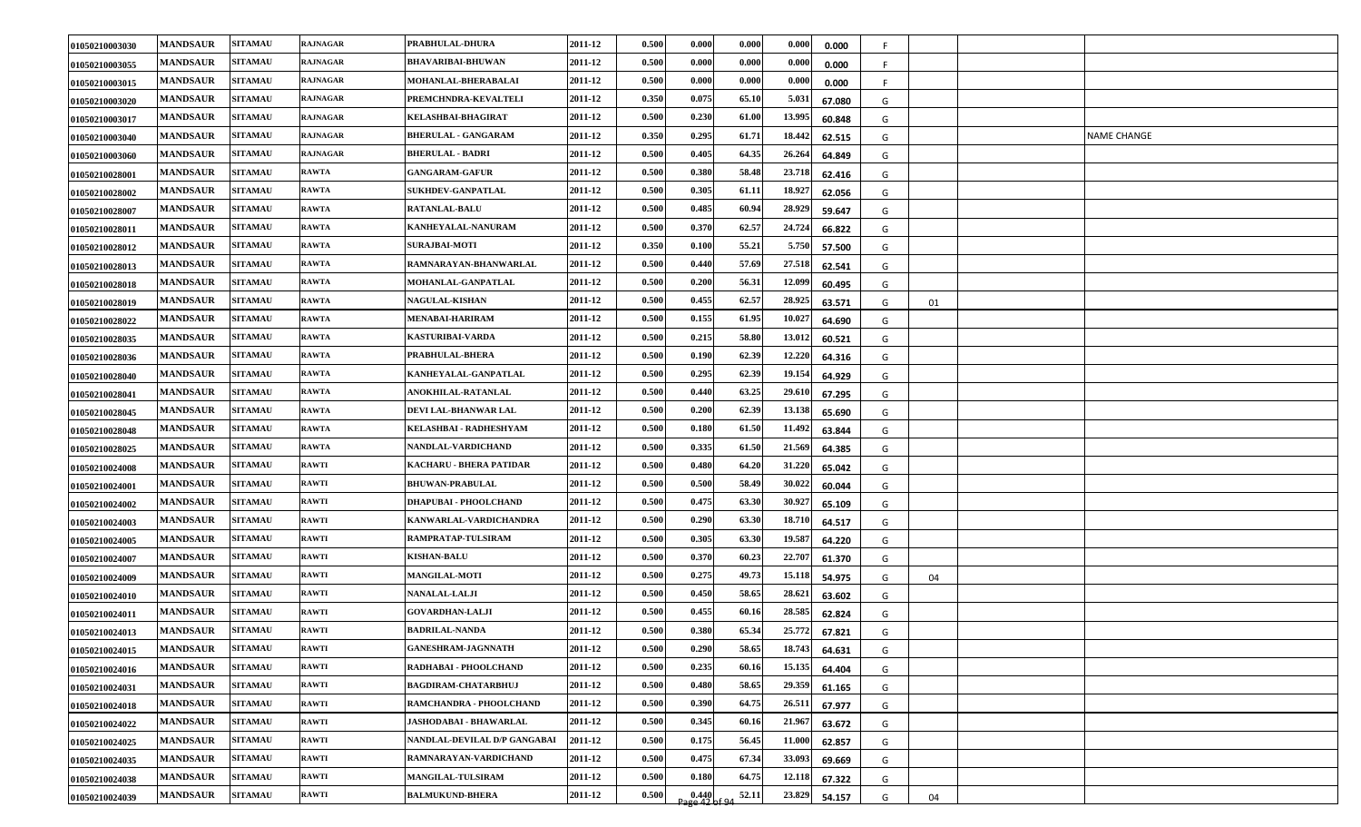| | | | | | | | | | | | | | | |
|---|---|---|---|---|---|---|---|---|---|---|---|---|---|---|
| 01050210003030 | MANDSAUR | SITAMAU | RAJNAGAR | PRABHULAL-DHURA | 2011-12 | 0.500 | 0.000 | 0.000 | 0.000 | 0.000 | F | | | |
| 01050210003055 | MANDSAUR | SITAMAU | RAJNAGAR | BHAVARIBAI-BHUWAN | 2011-12 | 0.500 | 0.000 | 0.000 | 0.000 | 0.000 | F | | | |
| 01050210003015 | MANDSAUR | SITAMAU | RAJNAGAR | MOHANLAL-BHERABALAI | 2011-12 | 0.500 | 0.000 | 0.000 | 0.000 | 0.000 | F | | | |
| 01050210003020 | MANDSAUR | SITAMAU | RAJNAGAR | PREMCHNDRA-KEVALTELI | 2011-12 | 0.350 | 0.075 | 65.10 | 5.031 | 67.080 | G | | | |
| 01050210003017 | MANDSAUR | SITAMAU | RAJNAGAR | KELASHBAI-BHAGIRAT | 2011-12 | 0.500 | 0.230 | 61.00 | 13.995 | 60.848 | G | | | |
| 01050210003040 | MANDSAUR | SITAMAU | RAJNAGAR | BHERULAL - GANGARAM | 2011-12 | 0.350 | 0.295 | 61.71 | 18.442 | 62.515 | G | | | NAME CHANGE |
| 01050210003060 | MANDSAUR | SITAMAU | RAJNAGAR | BHERULAL - BADRI | 2011-12 | 0.500 | 0.405 | 64.35 | 26.264 | 64.849 | G | | | |
| 01050210028001 | MANDSAUR | SITAMAU | RAWTA | GANGARAM-GAFUR | 2011-12 | 0.500 | 0.380 | 58.48 | 23.718 | 62.416 | G | | | |
| 01050210028002 | MANDSAUR | SITAMAU | RAWTA | SUKHDEV-GANPATLAL | 2011-12 | 0.500 | 0.305 | 61.11 | 18.927 | 62.056 | G | | | |
| 01050210028007 | MANDSAUR | SITAMAU | RAWTA | RATANLAL-BALU | 2011-12 | 0.500 | 0.485 | 60.94 | 28.929 | 59.647 | G | | | |
| 01050210028011 | MANDSAUR | SITAMAU | RAWTA | KANHEYALAL-NANURAM | 2011-12 | 0.500 | 0.370 | 62.57 | 24.724 | 66.822 | G | | | |
| 01050210028012 | MANDSAUR | SITAMAU | RAWTA | SURAJBAI-MOTI | 2011-12 | 0.350 | 0.100 | 55.21 | 5.750 | 57.500 | G | | | |
| 01050210028013 | MANDSAUR | SITAMAU | RAWTA | RAMNARAYAN-BHANWARLAL | 2011-12 | 0.500 | 0.440 | 57.69 | 27.518 | 62.541 | G | | | |
| 01050210028018 | MANDSAUR | SITAMAU | RAWTA | MOHANLAL-GANPATLAL | 2011-12 | 0.500 | 0.200 | 56.31 | 12.099 | 60.495 | G | | | |
| 01050210028019 | MANDSAUR | SITAMAU | RAWTA | NAGULAL-KISHAN | 2011-12 | 0.500 | 0.455 | 62.57 | 28.925 | 63.571 | G | 01 | | |
| 01050210028022 | MANDSAUR | SITAMAU | RAWTA | MENABAI-HARIRAM | 2011-12 | 0.500 | 0.155 | 61.95 | 10.027 | 64.690 | G | | | |
| 01050210028035 | MANDSAUR | SITAMAU | RAWTA | KASTURIBAI-VARDA | 2011-12 | 0.500 | 0.215 | 58.80 | 13.012 | 60.521 | G | | | |
| 01050210028036 | MANDSAUR | SITAMAU | RAWTA | PRABHULAL-BHERA | 2011-12 | 0.500 | 0.190 | 62.39 | 12.220 | 64.316 | G | | | |
| 01050210028040 | MANDSAUR | SITAMAU | RAWTA | KANHEYALAL-GANPATLAL | 2011-12 | 0.500 | 0.295 | 62.39 | 19.154 | 64.929 | G | | | |
| 01050210028041 | MANDSAUR | SITAMAU | RAWTA | ANOKHILAL-RATANLAL | 2011-12 | 0.500 | 0.440 | 63.25 | 29.610 | 67.295 | G | | | |
| 01050210028045 | MANDSAUR | SITAMAU | RAWTA | DEVI LAL-BHANWAR LAL | 2011-12 | 0.500 | 0.200 | 62.39 | 13.138 | 65.690 | G | | | |
| 01050210028048 | MANDSAUR | SITAMAU | RAWTA | KELASHBAI - RADHESHYAM | 2011-12 | 0.500 | 0.180 | 61.50 | 11.492 | 63.844 | G | | | |
| 01050210028025 | MANDSAUR | SITAMAU | RAWTA | NANDLAL-VARDICHAND | 2011-12 | 0.500 | 0.335 | 61.50 | 21.569 | 64.385 | G | | | |
| 01050210024008 | MANDSAUR | SITAMAU | RAWTI | KACHARU - BHERA PATIDAR | 2011-12 | 0.500 | 0.480 | 64.20 | 31.220 | 65.042 | G | | | |
| 01050210024001 | MANDSAUR | SITAMAU | RAWTI | BHUWAN-PRABULAL | 2011-12 | 0.500 | 0.500 | 58.49 | 30.022 | 60.044 | G | | | |
| 01050210024002 | MANDSAUR | SITAMAU | RAWTI | DHAPUBAI - PHOOLCHAND | 2011-12 | 0.500 | 0.475 | 63.30 | 30.927 | 65.109 | G | | | |
| 01050210024003 | MANDSAUR | SITAMAU | RAWTI | KANWARLAL-VARDICHANDRA | 2011-12 | 0.500 | 0.290 | 63.30 | 18.710 | 64.517 | G | | | |
| 01050210024005 | MANDSAUR | SITAMAU | RAWTI | RAMPRATAP-TULSIRAM | 2011-12 | 0.500 | 0.305 | 63.30 | 19.587 | 64.220 | G | | | |
| 01050210024007 | MANDSAUR | SITAMAU | RAWTI | KISHAN-BALU | 2011-12 | 0.500 | 0.370 | 60.23 | 22.707 | 61.370 | G | | | |
| 01050210024009 | MANDSAUR | SITAMAU | RAWTI | MANGILAL-MOTI | 2011-12 | 0.500 | 0.275 | 49.73 | 15.118 | 54.975 | G | 04 | | |
| 01050210024010 | MANDSAUR | SITAMAU | RAWTI | NANALAL-LALJI | 2011-12 | 0.500 | 0.450 | 58.65 | 28.621 | 63.602 | G | | | |
| 01050210024011 | MANDSAUR | SITAMAU | RAWTI | GOVARDHAN-LALJI | 2011-12 | 0.500 | 0.455 | 60.16 | 28.585 | 62.824 | G | | | |
| 01050210024013 | MANDSAUR | SITAMAU | RAWTI | BADRILAL-NANDA | 2011-12 | 0.500 | 0.380 | 65.34 | 25.772 | 67.821 | G | | | |
| 01050210024015 | MANDSAUR | SITAMAU | RAWTI | GANESHRAM-JAGNNATH | 2011-12 | 0.500 | 0.290 | 58.65 | 18.743 | 64.631 | G | | | |
| 01050210024016 | MANDSAUR | SITAMAU | RAWTI | RADHABAI - PHOOLCHAND | 2011-12 | 0.500 | 0.235 | 60.16 | 15.135 | 64.404 | G | | | |
| 01050210024031 | MANDSAUR | SITAMAU | RAWTI | BAGDIRAM-CHATARBHUJ | 2011-12 | 0.500 | 0.480 | 58.65 | 29.359 | 61.165 | G | | | |
| 01050210024018 | MANDSAUR | SITAMAU | RAWTI | RAMCHANDRA - PHOOLCHAND | 2011-12 | 0.500 | 0.390 | 64.75 | 26.511 | 67.977 | G | | | |
| 01050210024022 | MANDSAUR | SITAMAU | RAWTI | JASHODABAI - BHAWARLAL | 2011-12 | 0.500 | 0.345 | 60.16 | 21.967 | 63.672 | G | | | |
| 01050210024025 | MANDSAUR | SITAMAU | RAWTI | NANDLAL-DEVILAL D/P GANGABAI | 2011-12 | 0.500 | 0.175 | 56.45 | 11.000 | 62.857 | G | | | |
| 01050210024035 | MANDSAUR | SITAMAU | RAWTI | RAMNARAYAN-VARDICHAND | 2011-12 | 0.500 | 0.475 | 67.34 | 33.093 | 69.669 | G | | | |
| 01050210024038 | MANDSAUR | SITAMAU | RAWTI | MANGILAL-TULSIRAM | 2011-12 | 0.500 | 0.180 | 64.75 | 12.118 | 67.322 | G | | | |
| 01050210024039 | MANDSAUR | SITAMAU | RAWTI | BALMUKUND-BHERA | 2011-12 | 0.500 | 0.440 | 52.11 | 23.829 | 54.157 | G | 04 | | |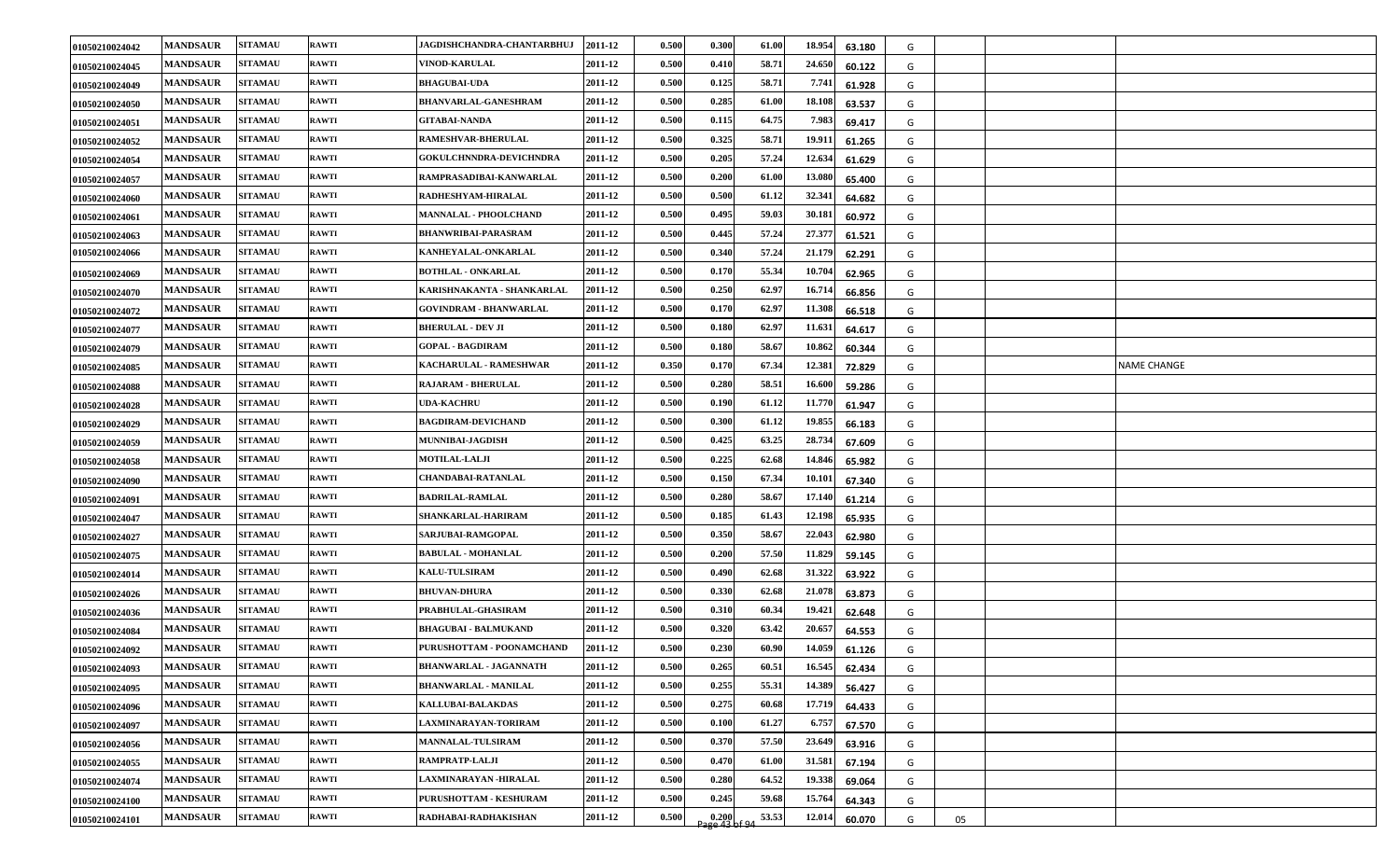| | | | | | | | | | | | | | | |
|---|---|---|---|---|---|---|---|---|---|---|---|---|---|---|
| 01050210024042 | MANDSAUR | SITAMAU | RAWTI | JAGDISHCHANDRA-CHANTARBHUJ | 2011-12 | 0.500 | 0.300 | 61.00 | 18.954 | 63.180 | G | | | |
| 01050210024045 | MANDSAUR | SITAMAU | RAWTI | VINOD-KARULAL | 2011-12 | 0.500 | 0.410 | 58.71 | 24.650 | 60.122 | G | | | |
| 01050210024049 | MANDSAUR | SITAMAU | RAWTI | BHAGUBAI-UDA | 2011-12 | 0.500 | 0.125 | 58.71 | 7.741 | 61.928 | G | | | |
| 01050210024050 | MANDSAUR | SITAMAU | RAWTI | BHANVARLAL-GANESHRAM | 2011-12 | 0.500 | 0.285 | 61.00 | 18.108 | 63.537 | G | | | |
| 01050210024051 | MANDSAUR | SITAMAU | RAWTI | GITABAI-NANDA | 2011-12 | 0.500 | 0.115 | 64.75 | 7.983 | 69.417 | G | | | |
| 01050210024052 | MANDSAUR | SITAMAU | RAWTI | RAMESHVAR-BHERULAL | 2011-12 | 0.500 | 0.325 | 58.71 | 19.911 | 61.265 | G | | | |
| 01050210024054 | MANDSAUR | SITAMAU | RAWTI | GOKULCHNNDRA-DEVICHNDRA | 2011-12 | 0.500 | 0.205 | 57.24 | 12.634 | 61.629 | G | | | |
| 01050210024057 | MANDSAUR | SITAMAU | RAWTI | RAMPRASADIBAI-KANWARLAL | 2011-12 | 0.500 | 0.200 | 61.00 | 13.080 | 65.400 | G | | | |
| 01050210024060 | MANDSAUR | SITAMAU | RAWTI | RADHESHYAM-HIRALAL | 2011-12 | 0.500 | 0.500 | 61.12 | 32.341 | 64.682 | G | | | |
| 01050210024061 | MANDSAUR | SITAMAU | RAWTI | MANNALAL - PHOOLCHAND | 2011-12 | 0.500 | 0.495 | 59.03 | 30.181 | 60.972 | G | | | |
| 01050210024063 | MANDSAUR | SITAMAU | RAWTI | BHANWRIBAI-PARASRAM | 2011-12 | 0.500 | 0.445 | 57.24 | 27.377 | 61.521 | G | | | |
| 01050210024066 | MANDSAUR | SITAMAU | RAWTI | KANHEYALAL-ONKARLAL | 2011-12 | 0.500 | 0.340 | 57.24 | 21.179 | 62.291 | G | | | |
| 01050210024069 | MANDSAUR | SITAMAU | RAWTI | BOTHLAL - ONKARLAL | 2011-12 | 0.500 | 0.170 | 55.34 | 10.704 | 62.965 | G | | | |
| 01050210024070 | MANDSAUR | SITAMAU | RAWTI | KARISHNAKANTA - SHANKARLAL | 2011-12 | 0.500 | 0.250 | 62.97 | 16.714 | 66.856 | G | | | |
| 01050210024072 | MANDSAUR | SITAMAU | RAWTI | GOVINDRAM - BHANWARLAL | 2011-12 | 0.500 | 0.170 | 62.97 | 11.308 | 66.518 | G | | | |
| 01050210024077 | MANDSAUR | SITAMAU | RAWTI | BHERULAL - DEV JI | 2011-12 | 0.500 | 0.180 | 62.97 | 11.631 | 64.617 | G | | | |
| 01050210024079 | MANDSAUR | SITAMAU | RAWTI | GOPAL - BAGDIRAM | 2011-12 | 0.500 | 0.180 | 58.67 | 10.862 | 60.344 | G | | | |
| 01050210024085 | MANDSAUR | SITAMAU | RAWTI | KACHARULAL - RAMESHWAR | 2011-12 | 0.350 | 0.170 | 67.34 | 12.381 | 72.829 | G | | | NAME CHANGE |
| 01050210024088 | MANDSAUR | SITAMAU | RAWTI | RAJARAM - BHERULAL | 2011-12 | 0.500 | 0.280 | 58.51 | 16.600 | 59.286 | G | | | |
| 01050210024028 | MANDSAUR | SITAMAU | RAWTI | UDA-KACHRU | 2011-12 | 0.500 | 0.190 | 61.12 | 11.770 | 61.947 | G | | | |
| 01050210024029 | MANDSAUR | SITAMAU | RAWTI | BAGDIRAM-DEVICHAND | 2011-12 | 0.500 | 0.300 | 61.12 | 19.855 | 66.183 | G | | | |
| 01050210024059 | MANDSAUR | SITAMAU | RAWTI | MUNNIBAI-JAGDISH | 2011-12 | 0.500 | 0.425 | 63.25 | 28.734 | 67.609 | G | | | |
| 01050210024058 | MANDSAUR | SITAMAU | RAWTI | MOTILAL-LALJI | 2011-12 | 0.500 | 0.225 | 62.68 | 14.846 | 65.982 | G | | | |
| 01050210024090 | MANDSAUR | SITAMAU | RAWTI | CHANDABAI-RATANLAL | 2011-12 | 0.500 | 0.150 | 67.34 | 10.101 | 67.340 | G | | | |
| 01050210024091 | MANDSAUR | SITAMAU | RAWTI | BADRILAL-RAMLAL | 2011-12 | 0.500 | 0.280 | 58.67 | 17.140 | 61.214 | G | | | |
| 01050210024047 | MANDSAUR | SITAMAU | RAWTI | SHANKARLAL-HARIRAM | 2011-12 | 0.500 | 0.185 | 61.43 | 12.198 | 65.935 | G | | | |
| 01050210024027 | MANDSAUR | SITAMAU | RAWTI | SARJUBAI-RAMGOPAL | 2011-12 | 0.500 | 0.350 | 58.67 | 22.043 | 62.980 | G | | | |
| 01050210024075 | MANDSAUR | SITAMAU | RAWTI | BABULAL - MOHANLAL | 2011-12 | 0.500 | 0.200 | 57.50 | 11.829 | 59.145 | G | | | |
| 01050210024014 | MANDSAUR | SITAMAU | RAWTI | KALU-TULSIRAM | 2011-12 | 0.500 | 0.490 | 62.68 | 31.322 | 63.922 | G | | | |
| 01050210024026 | MANDSAUR | SITAMAU | RAWTI | BHUVAN-DHURA | 2011-12 | 0.500 | 0.330 | 62.68 | 21.078 | 63.873 | G | | | |
| 01050210024036 | MANDSAUR | SITAMAU | RAWTI | PRABHULAL-GHASIRAM | 2011-12 | 0.500 | 0.310 | 60.34 | 19.421 | 62.648 | G | | | |
| 01050210024084 | MANDSAUR | SITAMAU | RAWTI | BHAGUBAI - BALMUKAND | 2011-12 | 0.500 | 0.320 | 63.42 | 20.657 | 64.553 | G | | | |
| 01050210024092 | MANDSAUR | SITAMAU | RAWTI | PURUSHOTTAM - POONAMCHAND | 2011-12 | 0.500 | 0.230 | 60.90 | 14.059 | 61.126 | G | | | |
| 01050210024093 | MANDSAUR | SITAMAU | RAWTI | BHANWARLAL - JAGANNATH | 2011-12 | 0.500 | 0.265 | 60.51 | 16.545 | 62.434 | G | | | |
| 01050210024095 | MANDSAUR | SITAMAU | RAWTI | BHANWARLAL - MANILAL | 2011-12 | 0.500 | 0.255 | 55.31 | 14.389 | 56.427 | G | | | |
| 01050210024096 | MANDSAUR | SITAMAU | RAWTI | KALLUBAI-BALAKDAS | 2011-12 | 0.500 | 0.275 | 60.68 | 17.719 | 64.433 | G | | | |
| 01050210024097 | MANDSAUR | SITAMAU | RAWTI | LAXMINARAYAN-TORIRAM | 2011-12 | 0.500 | 0.100 | 61.27 | 6.757 | 67.570 | G | | | |
| 01050210024056 | MANDSAUR | SITAMAU | RAWTI | MANNALAL-TULSIRAM | 2011-12 | 0.500 | 0.370 | 57.50 | 23.649 | 63.916 | G | | | |
| 01050210024055 | MANDSAUR | SITAMAU | RAWTI | RAMPRATP-LALJI | 2011-12 | 0.500 | 0.470 | 61.00 | 31.581 | 67.194 | G | | | |
| 01050210024074 | MANDSAUR | SITAMAU | RAWTI | LAXMINARAYAN -HIRALAL | 2011-12 | 0.500 | 0.280 | 64.52 | 19.338 | 69.064 | G | | | |
| 01050210024100 | MANDSAUR | SITAMAU | RAWTI | PURUSHOTTAM - KESHURAM | 2011-12 | 0.500 | 0.245 | 59.68 | 15.764 | 64.343 | G | | | |
| 01050210024101 | MANDSAUR | SITAMAU | RAWTI | RADHABAI-RADHAKISHAN | 2011-12 | 0.500 | 0.200 | 53.53 | 12.014 | 60.070 | G | 05 | | |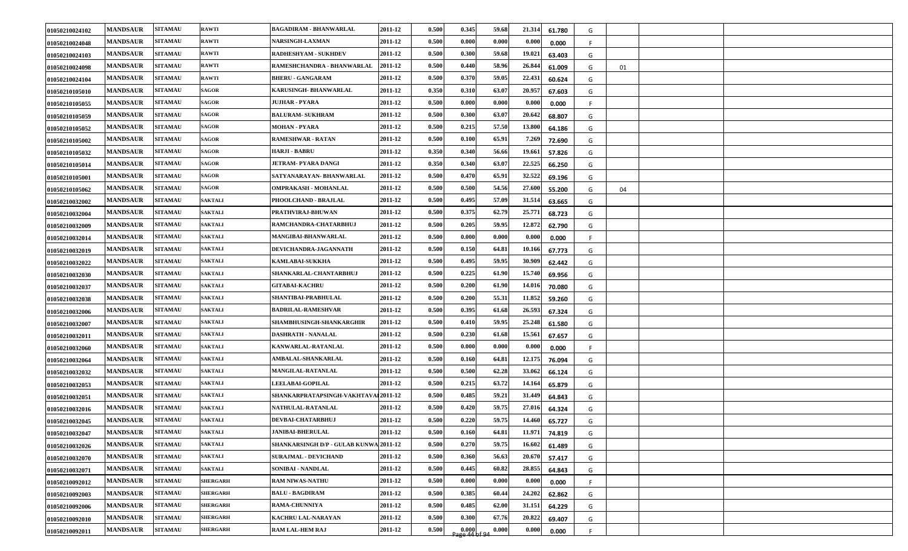| | | | | | | | | | | | | | | |
|---|---|---|---|---|---|---|---|---|---|---|---|---|---|---|
| 01050210024102 | MANDSAUR | SITAMAU | RAWTI | BAGADIRAM - BHANWARLAL | 2011-12 | 0.500 | 0.345 | 59.68 | 21.314 | 61.780 | G | | | |
| 01050210024048 | MANDSAUR | SITAMAU | RAWTI | NARSINGH-LAXMAN | 2011-12 | 0.500 | 0.000 | 0.000 | 0.000 | 0.000 | F | | | |
| 01050210024103 | MANDSAUR | SITAMAU | RAWTI | RADHESHYAM - SUKHDEV | 2011-12 | 0.500 | 0.300 | 59.68 | 19.021 | 63.403 | G | | | |
| 01050210024098 | MANDSAUR | SITAMAU | RAWTI | RAMESHCHANDRA - BHANWARLAL | 2011-12 | 0.500 | 0.440 | 58.96 | 26.844 | 61.009 | G | 01 | | |
| 01050210024104 | MANDSAUR | SITAMAU | RAWTI | BHERU - GANGARAM | 2011-12 | 0.500 | 0.370 | 59.05 | 22.431 | 60.624 | G | | | |
| 01050210105010 | MANDSAUR | SITAMAU | SAGOR | KARUSINGH- BHANWARLAL | 2011-12 | 0.350 | 0.310 | 63.07 | 20.957 | 67.603 | G | | | |
| 01050210105055 | MANDSAUR | SITAMAU | SAGOR | JUJHAR - PYARA | 2011-12 | 0.500 | 0.000 | 0.000 | 0.000 | 0.000 | F | | | |
| 01050210105059 | MANDSAUR | SITAMAU | SAGOR | BALURAM- SUKHRAM | 2011-12 | 0.500 | 0.300 | 63.07 | 20.642 | 68.807 | G | | | |
| 01050210105052 | MANDSAUR | SITAMAU | SAGOR | MOHAN - PYARA | 2011-12 | 0.500 | 0.215 | 57.50 | 13.800 | 64.186 | G | | | |
| 01050210105002 | MANDSAUR | SITAMAU | SAGOR | RAMESHWAR - RATAN | 2011-12 | 0.500 | 0.100 | 65.91 | 7.269 | 72.690 | G | | | |
| 01050210105032 | MANDSAUR | SITAMAU | SAGOR | HARJI - BABRU | 2011-12 | 0.350 | 0.340 | 56.66 | 19.661 | 57.826 | G | | | |
| 01050210105014 | MANDSAUR | SITAMAU | SAGOR | JETRAM- PYARA DANGI | 2011-12 | 0.350 | 0.340 | 63.07 | 22.525 | 66.250 | G | | | |
| 01050210105001 | MANDSAUR | SITAMAU | SAGOR | SATYANARAYAN- BHANWARLAL | 2011-12 | 0.500 | 0.470 | 65.91 | 32.522 | 69.196 | G | | | |
| 01050210105062 | MANDSAUR | SITAMAU | SAGOR | OMPRAKASH - MOHANLAL | 2011-12 | 0.500 | 0.500 | 54.56 | 27.600 | 55.200 | G | 04 | | |
| 01050210032002 | MANDSAUR | SITAMAU | SAKTALI | PHOOLCHAND - BRAJLAL | 2011-12 | 0.500 | 0.495 | 57.09 | 31.514 | 63.665 | G | | | |
| 01050210032004 | MANDSAUR | SITAMAU | SAKTALI | PRATHVIRAJ-BHUWAN | 2011-12 | 0.500 | 0.375 | 62.79 | 25.771 | 68.723 | G | | | |
| 01050210032009 | MANDSAUR | SITAMAU | SAKTALI | RAMCHANDRA-CHATARBHUJ | 2011-12 | 0.500 | 0.205 | 59.95 | 12.872 | 62.790 | G | | | |
| 01050210032014 | MANDSAUR | SITAMAU | SAKTALI | MANGIBAI-BHANWARLAL | 2011-12 | 0.500 | 0.000 | 0.000 | 0.000 | 0.000 | F | | | |
| 01050210032019 | MANDSAUR | SITAMAU | SAKTALI | DEVICHANDRA-JAGANNATH | 2011-12 | 0.500 | 0.150 | 64.81 | 10.166 | 67.773 | G | | | |
| 01050210032022 | MANDSAUR | SITAMAU | SAKTALI | KAMLABAI-SUKKHA | 2011-12 | 0.500 | 0.495 | 59.95 | 30.909 | 62.442 | G | | | |
| 01050210032030 | MANDSAUR | SITAMAU | SAKTALI | SHANKARLAL-CHANTARBHUJ | 2011-12 | 0.500 | 0.225 | 61.90 | 15.740 | 69.956 | G | | | |
| 01050210032037 | MANDSAUR | SITAMAU | SAKTALI | GITABAI-KACHRU | 2011-12 | 0.500 | 0.200 | 61.90 | 14.016 | 70.080 | G | | | |
| 01050210032038 | MANDSAUR | SITAMAU | SAKTALI | SHANTIBAI-PRABHULAL | 2011-12 | 0.500 | 0.200 | 55.31 | 11.852 | 59.260 | G | | | |
| 01050210032006 | MANDSAUR | SITAMAU | SAKTALI | BADRILAL-RAMESHVAR | 2011-12 | 0.500 | 0.395 | 61.68 | 26.593 | 67.324 | G | | | |
| 01050210032007 | MANDSAUR | SITAMAU | SAKTALI | SHAMBHUSINGH-SHANKARGHIR | 2011-12 | 0.500 | 0.410 | 59.95 | 25.248 | 61.580 | G | | | |
| 01050210032011 | MANDSAUR | SITAMAU | SAKTALI | DASHRATH - NANALAL | 2011-12 | 0.500 | 0.230 | 61.68 | 15.561 | 67.657 | G | | | |
| 01050210032060 | MANDSAUR | SITAMAU | SAKTALI | KANWARLAL-RATANLAL | 2011-12 | 0.500 | 0.000 | 0.000 | 0.000 | 0.000 | F | | | |
| 01050210032064 | MANDSAUR | SITAMAU | SAKTALI | AMBALAL-SHANKARLAL | 2011-12 | 0.500 | 0.160 | 64.81 | 12.175 | 76.094 | G | | | |
| 01050210032032 | MANDSAUR | SITAMAU | SAKTALI | MANGILAL-RATANLAL | 2011-12 | 0.500 | 0.500 | 62.28 | 33.062 | 66.124 | G | | | |
| 01050210032053 | MANDSAUR | SITAMAU | SAKTALI | LEELABAI-GOPILAL | 2011-12 | 0.500 | 0.215 | 63.72 | 14.164 | 65.879 | G | | | |
| 01050210032051 | MANDSAUR | SITAMAU | SAKTALI | SHANKARPRATAPSINGH-VAKHTAVAI | 2011-12 | 0.500 | 0.485 | 59.21 | 31.449 | 64.843 | G | | | |
| 01050210032016 | MANDSAUR | SITAMAU | SAKTALI | NATHULAL-RATANLAL | 2011-12 | 0.500 | 0.420 | 59.75 | 27.016 | 64.324 | G | | | |
| 01050210032045 | MANDSAUR | SITAMAU | SAKTALI | DEVBAI-CHATARBHUJ | 2011-12 | 0.500 | 0.220 | 59.75 | 14.460 | 65.727 | G | | | |
| 01050210032047 | MANDSAUR | SITAMAU | SAKTALI | JANIBAI-BHERULAL | 2011-12 | 0.500 | 0.160 | 64.81 | 11.971 | 74.819 | G | | | |
| 01050210032026 | MANDSAUR | SITAMAU | SAKTALI | SHANKARSINGH D/P - GULAB KUNWA | 2011-12 | 0.500 | 0.270 | 59.75 | 16.602 | 61.489 | G | | | |
| 01050210032070 | MANDSAUR | SITAMAU | SAKTALI | SURAJMAL - DEVICHAND | 2011-12 | 0.500 | 0.360 | 56.63 | 20.670 | 57.417 | G | | | |
| 01050210032071 | MANDSAUR | SITAMAU | SAKTALI | SONIBAI - NANDLAL | 2011-12 | 0.500 | 0.445 | 60.82 | 28.855 | 64.843 | G | | | |
| 01050210092012 | MANDSAUR | SITAMAU | SHERGARH | RAM NIWAS-NATHU | 2011-12 | 0.500 | 0.000 | 0.000 | 0.000 | 0.000 | F | | | |
| 01050210092003 | MANDSAUR | SITAMAU | SHERGARH | BALU - BAGDIRAM | 2011-12 | 0.500 | 0.385 | 60.44 | 24.202 | 62.862 | G | | | |
| 01050210092006 | MANDSAUR | SITAMAU | SHERGARH | RAMA-CHUNNIYA | 2011-12 | 0.500 | 0.485 | 62.00 | 31.151 | 64.229 | G | | | |
| 01050210092010 | MANDSAUR | SITAMAU | SHERGARH | KACHRU LAL-NARAYAN | 2011-12 | 0.500 | 0.300 | 67.76 | 20.822 | 69.407 | G | | | |
| 01050210092011 | MANDSAUR | SITAMAU | SHERGARH | RAM LAL-HEM RAJ | 2011-12 | 0.500 | 0.000 | 0.000 | 0.000 | 0.000 | F | | | |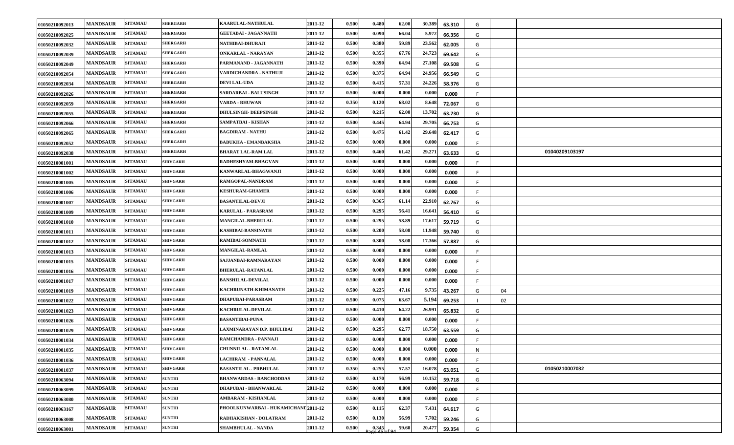| | | | | | | | | | | | | | | |
|---|---|---|---|---|---|---|---|---|---|---|---|---|---|---|
| 01050210092013 | MANDSAUR | SITAMAU | SHERGARH | KAARULAL-NATHULAL | 2011-12 | 0.500 | 0.480 | 62.00 | 30.389 | 63.310 | G | | | |
| 01050210092025 | MANDSAUR | SITAMAU | SHERGARH | GEETABAI - JAGANNATH | 2011-12 | 0.500 | 0.090 | 66.04 | 5.972 | 66.356 | G | | | |
| 01050210092032 | MANDSAUR | SITAMAU | SHERGARH | NATHIBAI-DHURAJI | 2011-12 | 0.500 | 0.380 | 59.89 | 23.562 | 62.005 | G | | | |
| 01050210092039 | MANDSAUR | SITAMAU | SHERGARH | ONKARLAL - NARAYAN | 2011-12 | 0.500 | 0.355 | 67.76 | 24.723 | 69.642 | G | | | |
| 01050210092049 | MANDSAUR | SITAMAU | SHERGARH | PARMANAND - JAGANNATH | 2011-12 | 0.500 | 0.390 | 64.94 | 27.108 | 69.508 | G | | | |
| 01050210092054 | MANDSAUR | SITAMAU | SHERGARH | VARDICHANDRA - NATHUJI | 2011-12 | 0.500 | 0.375 | 64.94 | 24.956 | 66.549 | G | | | |
| 01050210092034 | MANDSAUR | SITAMAU | SHERGARH | DEVI LAL-UDA | 2011-12 | 0.500 | 0.415 | 57.31 | 24.226 | 58.376 | G | | | |
| 01050210092026 | MANDSAUR | SITAMAU | SHERGARH | SARDARBAI - BALUSINGH | 2011-12 | 0.500 | 0.000 | 0.000 | 0.000 | 0.000 | F | | | |
| 01050210092059 | MANDSAUR | SITAMAU | SHERGARH | VARDA - BHUWAN | 2011-12 | 0.350 | 0.120 | 68.02 | 8.648 | 72.067 | G | | | |
| 01050210092055 | MANDSAUR | SITAMAU | SHERGARH | DHULSINGH- DEEPSINGH | 2011-12 | 0.500 | 0.215 | 62.00 | 13.702 | 63.730 | G | | | |
| 01050210092066 | MANDSAUR | SITAMAU | SHERGARH | SAMPATBAI - KISHAN | 2011-12 | 0.500 | 0.445 | 64.94 | 29.705 | 66.753 | G | | | |
| 01050210092065 | MANDSAUR | SITAMAU | SHERGARH | BAGDIRAM - NATHU | 2011-12 | 0.500 | 0.475 | 61.42 | 29.648 | 62.417 | G | | | |
| 01050210092052 | MANDSAUR | SITAMAU | SHERGARH | BABUKHA - EMANBAKSHA | 2011-12 | 0.500 | 0.000 | 0.000 | 0.000 | 0.000 | F | | | |
| 01050210092038 | MANDSAUR | SITAMAU | SHERGARH | BHARAT LAL-RAM LAL | 2011-12 | 0.500 | 0.460 | 61.42 | 29.271 | 63.633 | G | | 01040209103197 | |
| 01050210001001 | MANDSAUR | SITAMAU | SHIVGARH | RADHESHYAM-BHAGVAN | 2011-12 | 0.500 | 0.000 | 0.000 | 0.000 | 0.000 | F | | | |
| 01050210001002 | MANDSAUR | SITAMAU | SHIVGARH | KANWARLAL-BHAGWANJI | 2011-12 | 0.500 | 0.000 | 0.000 | 0.000 | 0.000 | F | | | |
| 01050210001005 | MANDSAUR | SITAMAU | SHIVGARH | RAMGOPAL-NANDRAM | 2011-12 | 0.500 | 0.000 | 0.000 | 0.000 | 0.000 | F | | | |
| 01050210001006 | MANDSAUR | SITAMAU | SHIVGARH | KESHURAM-GHAMER | 2011-12 | 0.500 | 0.000 | 0.000 | 0.000 | 0.000 | F | | | |
| 01050210001007 | MANDSAUR | SITAMAU | SHIVGARH | BASANTILAL-DEVJI | 2011-12 | 0.500 | 0.365 | 61.14 | 22.910 | 62.767 | G | | | |
| 01050210001009 | MANDSAUR | SITAMAU | SHIVGARH | KARULAL - PARASRAM | 2011-12 | 0.500 | 0.295 | 56.41 | 16.641 | 56.410 | G | | | |
| 01050210001010 | MANDSAUR | SITAMAU | SHIVGARH | MANGILAL-BHERULAL | 2011-12 | 0.500 | 0.295 | 58.89 | 17.617 | 59.719 | G | | | |
| 01050210001011 | MANDSAUR | SITAMAU | SHIVGARH | KASHIBAI-BANSINATH | 2011-12 | 0.500 | 0.200 | 58.08 | 11.948 | 59.740 | G | | | |
| 01050210001012 | MANDSAUR | SITAMAU | SHIVGARH | RAMIBAI-SOMNATH | 2011-12 | 0.500 | 0.300 | 58.08 | 17.366 | 57.887 | G | | | |
| 01050210001013 | MANDSAUR | SITAMAU | SHIVGARH | MANGILAL-RAMLAL | 2011-12 | 0.500 | 0.000 | 0.000 | 0.000 | 0.000 | F | | | |
| 01050210001015 | MANDSAUR | SITAMAU | SHIVGARH | SAJJANBAI-RAMNARAYAN | 2011-12 | 0.500 | 0.000 | 0.000 | 0.000 | 0.000 | F | | | |
| 01050210001016 | MANDSAUR | SITAMAU | SHIVGARH | BHERULAL-RATANLAL | 2011-12 | 0.500 | 0.000 | 0.000 | 0.000 | 0.000 | F | | | |
| 01050210001017 | MANDSAUR | SITAMAU | SHIVGARH | BANSHILAL-DEVILAL | 2011-12 | 0.500 | 0.000 | 0.000 | 0.000 | 0.000 | F | | | |
| 01050210001019 | MANDSAUR | SITAMAU | SHIVGARH | KACHRUNATH-KHIMANATH | 2011-12 | 0.500 | 0.225 | 47.16 | 9.735 | 43.267 | G | 04 | | |
| 01050210001022 | MANDSAUR | SITAMAU | SHIVGARH | DHAPUBAI-PARASRAM | 2011-12 | 0.500 | 0.075 | 63.67 | 5.194 | 69.253 | I | 02 | | |
| 01050210001023 | MANDSAUR | SITAMAU | SHIVGARH | KACHRULAL-DEVILAL | 2011-12 | 0.500 | 0.410 | 64.22 | 26.991 | 65.832 | G | | | |
| 01050210001026 | MANDSAUR | SITAMAU | SHIVGARH | BASANTIBAI-PUNA | 2011-12 | 0.500 | 0.000 | 0.000 | 0.000 | 0.000 | F | | | |
| 01050210001029 | MANDSAUR | SITAMAU | SHIVGARH | LAXMINARAYAN D.P. BHULIBAI | 2011-12 | 0.500 | 0.295 | 62.77 | 18.750 | 63.559 | G | | | |
| 01050210001034 | MANDSAUR | SITAMAU | SHIVGARH | RAMCHANDRA - PANNAJI | 2011-12 | 0.500 | 0.000 | 0.000 | 0.000 | 0.000 | F | | | |
| 01050210001035 | MANDSAUR | SITAMAU | SHIVGARH | CHUNNILAL - RATANLAL | 2011-12 | 0.500 | 0.000 | 0.000 | 0.000 | 0.000 | N | | | |
| 01050210001036 | MANDSAUR | SITAMAU | SHIVGARH | LACHIRAM - PANNALAL | 2011-12 | 0.500 | 0.000 | 0.000 | 0.000 | 0.000 | F | | | |
| 01050210001037 | MANDSAUR | SITAMAU | SHIVGARH | BASANTILAL - PRBHULAL | 2011-12 | 0.350 | 0.255 | 57.57 | 16.078 | 63.051 | G | | 01050210007032 | |
| 01050210063094 | MANDSAUR | SITAMAU | SUNTHI | BHANWARDAS - RANCHODDAS | 2011-12 | 0.500 | 0.170 | 56.99 | 10.152 | 59.718 | G | | | |
| 01050210063099 | MANDSAUR | SITAMAU | SUNTHI | DHAPUBAI - BHANWARLAL | 2011-12 | 0.500 | 0.000 | 0.000 | 0.000 | 0.000 | F | | | |
| 01050210063080 | MANDSAUR | SITAMAU | SUNTHI | AMBARAM - KISHANLAL | 2011-12 | 0.500 | 0.000 | 0.000 | 0.000 | 0.000 | F | | | |
| 01050210063167 | MANDSAUR | SITAMAU | SUNTHI | PHOOLKUNWARBAI - HUKAMICHAND | 2011-12 | 0.500 | 0.115 | 62.37 | 7.431 | 64.617 | G | | | |
| 01050210063008 | MANDSAUR | SITAMAU | SUNTHI | RADHAKISHAN - DOLATRAM | 2011-12 | 0.500 | 0.130 | 56.99 | 7.702 | 59.246 | G | | | |
| 01050210063001 | MANDSAUR | SITAMAU | SUNTHI | SHAMBHULAL - NANDA | 2011-12 | 0.500 | 0.345 | 59.60 | 20.477 | 59.354 | G | | | |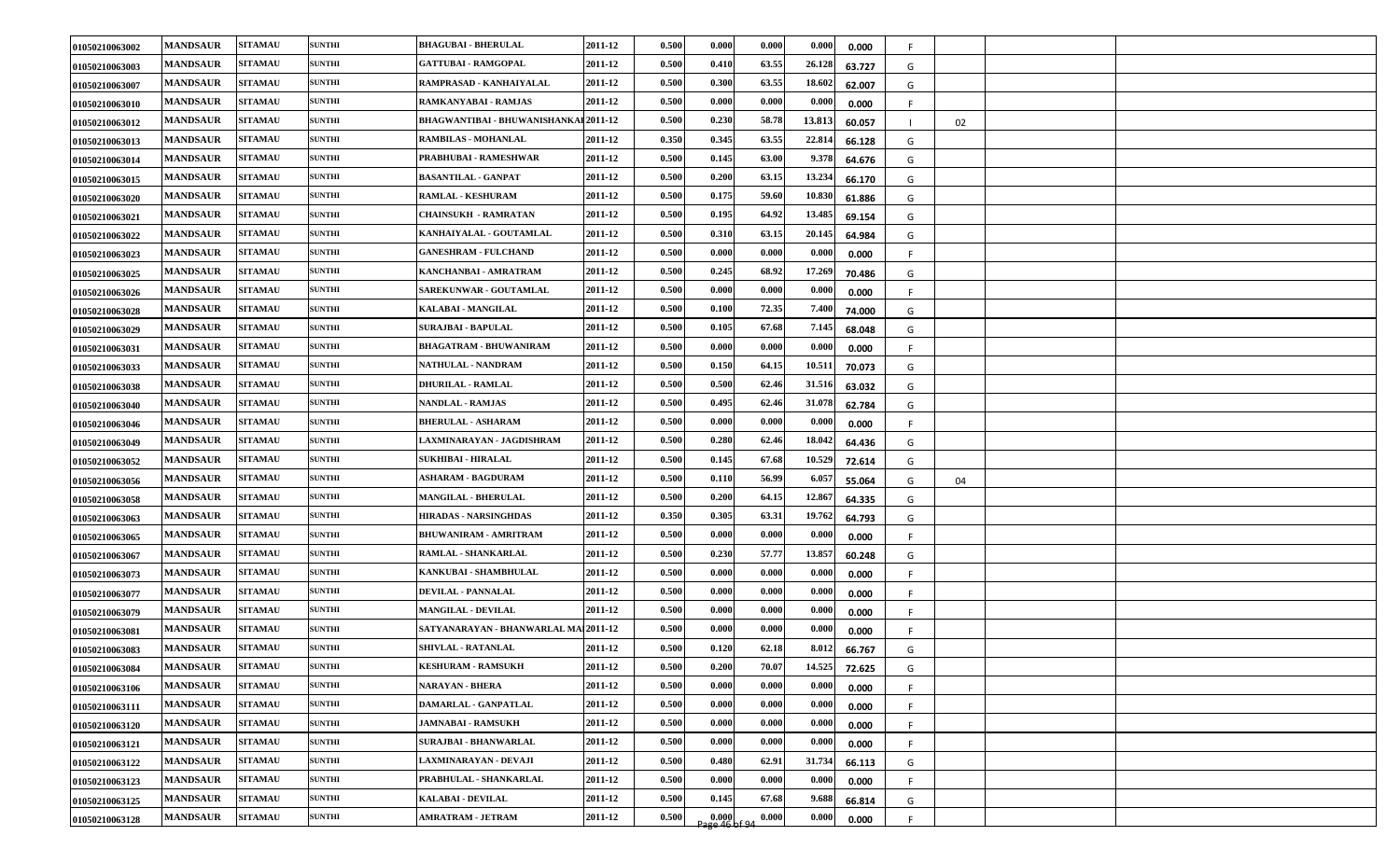| | | | | | | | | | | | | | | | |
|---|---|---|---|---|---|---|---|---|---|---|---|---|---|---|---|
| 01050210063002 | MANDSAUR | SITAMAU | SUNTHI | BHAGUBAI - BHERULAL | 2011-12 | 0.500 | 0.000 | 0.000 | 0.000 | 0.000 | F | | | | |
| 01050210063003 | MANDSAUR | SITAMAU | SUNTHI | GATTUBAI - RAMGOPAL | 2011-12 | 0.500 | 0.410 | 63.55 | 26.128 | 63.727 | G | | | | |
| 01050210063007 | MANDSAUR | SITAMAU | SUNTHI | RAMPRASAD - KANHAIYALAL | 2011-12 | 0.500 | 0.300 | 63.55 | 18.602 | 62.007 | G | | | | |
| 01050210063010 | MANDSAUR | SITAMAU | SUNTHI | RAMKANYABAI - RAMJAS | 2011-12 | 0.500 | 0.000 | 0.000 | 0.000 | 0.000 | F | | | | |
| 01050210063012 | MANDSAUR | SITAMAU | SUNTHI | BHAGWANTIBAI - BHUWANISHANKAR | 2011-12 | 0.500 | 0.230 | 58.78 | 13.813 | 60.057 | I | 02 | | | |
| 01050210063013 | MANDSAUR | SITAMAU | SUNTHI | RAMBILAS - MOHANLAL | 2011-12 | 0.350 | 0.345 | 63.55 | 22.814 | 66.128 | G | | | | |
| 01050210063014 | MANDSAUR | SITAMAU | SUNTHI | PRABHUBAI - RAMESHWAR | 2011-12 | 0.500 | 0.145 | 63.00 | 9.378 | 64.676 | G | | | | |
| 01050210063015 | MANDSAUR | SITAMAU | SUNTHI | BASANTILAL - GANPAT | 2011-12 | 0.500 | 0.200 | 63.15 | 13.234 | 66.170 | G | | | | |
| 01050210063020 | MANDSAUR | SITAMAU | SUNTHI | RAMLAL - KESHURAM | 2011-12 | 0.500 | 0.175 | 59.60 | 10.830 | 61.886 | G | | | | |
| 01050210063021 | MANDSAUR | SITAMAU | SUNTHI | CHAINSUKH - RAMRATAN | 2011-12 | 0.500 | 0.195 | 64.92 | 13.485 | 69.154 | G | | | | |
| 01050210063022 | MANDSAUR | SITAMAU | SUNTHI | KANHAIYALAL - GOUTAMLAL | 2011-12 | 0.500 | 0.310 | 63.15 | 20.145 | 64.984 | G | | | | |
| 01050210063023 | MANDSAUR | SITAMAU | SUNTHI | GANESHRAM - FULCHAND | 2011-12 | 0.500 | 0.000 | 0.000 | 0.000 | 0.000 | F | | | | |
| 01050210063025 | MANDSAUR | SITAMAU | SUNTHI | KANCHANBAI - AMRATRAM | 2011-12 | 0.500 | 0.245 | 68.92 | 17.269 | 70.486 | G | | | | |
| 01050210063026 | MANDSAUR | SITAMAU | SUNTHI | SAREKUNWAR - GOUTAMLAL | 2011-12 | 0.500 | 0.000 | 0.000 | 0.000 | 0.000 | F | | | | |
| 01050210063028 | MANDSAUR | SITAMAU | SUNTHI | KALABAI - MANGILAL | 2011-12 | 0.500 | 0.100 | 72.35 | 7.400 | 74.000 | G | | | | |
| 01050210063029 | MANDSAUR | SITAMAU | SUNTHI | SURAJBAI - BAPULAL | 2011-12 | 0.500 | 0.105 | 67.68 | 7.145 | 68.048 | G | | | | |
| 01050210063031 | MANDSAUR | SITAMAU | SUNTHI | BHAGATRAM - BHUWANIRAM | 2011-12 | 0.500 | 0.000 | 0.000 | 0.000 | 0.000 | F | | | | |
| 01050210063033 | MANDSAUR | SITAMAU | SUNTHI | NATHULAL - NANDRAM | 2011-12 | 0.500 | 0.150 | 64.15 | 10.511 | 70.073 | G | | | | |
| 01050210063038 | MANDSAUR | SITAMAU | SUNTHI | DHURILAL - RAMLAL | 2011-12 | 0.500 | 0.500 | 62.46 | 31.516 | 63.032 | G | | | | |
| 01050210063040 | MANDSAUR | SITAMAU | SUNTHI | NANDLAL - RAMJAS | 2011-12 | 0.500 | 0.495 | 62.46 | 31.078 | 62.784 | G | | | | |
| 01050210063046 | MANDSAUR | SITAMAU | SUNTHI | BHERULAL - ASHARAM | 2011-12 | 0.500 | 0.000 | 0.000 | 0.000 | 0.000 | F | | | | |
| 01050210063049 | MANDSAUR | SITAMAU | SUNTHI | LAXMINARAYAN - JAGDISHRAM | 2011-12 | 0.500 | 0.280 | 62.46 | 18.042 | 64.436 | G | | | | |
| 01050210063052 | MANDSAUR | SITAMAU | SUNTHI | SUKHIBAI - HIRALAL | 2011-12 | 0.500 | 0.145 | 67.68 | 10.529 | 72.614 | G | | | | |
| 01050210063056 | MANDSAUR | SITAMAU | SUNTHI | ASHARAM - BAGDURAM | 2011-12 | 0.500 | 0.110 | 56.99 | 6.057 | 55.064 | G | 04 | | | |
| 01050210063058 | MANDSAUR | SITAMAU | SUNTHI | MANGILAL - BHERULAL | 2011-12 | 0.500 | 0.200 | 64.15 | 12.867 | 64.335 | G | | | | |
| 01050210063063 | MANDSAUR | SITAMAU | SUNTHI | HIRADAS - NARSINGHDAS | 2011-12 | 0.350 | 0.305 | 63.31 | 19.762 | 64.793 | G | | | | |
| 01050210063065 | MANDSAUR | SITAMAU | SUNTHI | BHUWANIRAM - AMRITRAM | 2011-12 | 0.500 | 0.000 | 0.000 | 0.000 | 0.000 | F | | | | |
| 01050210063067 | MANDSAUR | SITAMAU | SUNTHI | RAMLAL - SHANKARLAL | 2011-12 | 0.500 | 0.230 | 57.77 | 13.857 | 60.248 | G | | | | |
| 01050210063073 | MANDSAUR | SITAMAU | SUNTHI | KANKUBAI - SHAMBHULAL | 2011-12 | 0.500 | 0.000 | 0.000 | 0.000 | 0.000 | F | | | | |
| 01050210063077 | MANDSAUR | SITAMAU | SUNTHI | DEVILAL - PANNALAL | 2011-12 | 0.500 | 0.000 | 0.000 | 0.000 | 0.000 | F | | | | |
| 01050210063079 | MANDSAUR | SITAMAU | SUNTHI | MANGILAL - DEVILAL | 2011-12 | 0.500 | 0.000 | 0.000 | 0.000 | 0.000 | F | | | | |
| 01050210063081 | MANDSAUR | SITAMAU | SUNTHI | SATYANARAYAN - BHANWARLAL MA | 2011-12 | 0.500 | 0.000 | 0.000 | 0.000 | 0.000 | F | | | | |
| 01050210063083 | MANDSAUR | SITAMAU | SUNTHI | SHIVLAL - RATANLAL | 2011-12 | 0.500 | 0.120 | 62.18 | 8.012 | 66.767 | G | | | | |
| 01050210063084 | MANDSAUR | SITAMAU | SUNTHI | KESHURAM - RAMSUKH | 2011-12 | 0.500 | 0.200 | 70.07 | 14.525 | 72.625 | G | | | | |
| 01050210063106 | MANDSAUR | SITAMAU | SUNTHI | NARAYAN - BHERA | 2011-12 | 0.500 | 0.000 | 0.000 | 0.000 | 0.000 | F | | | | |
| 01050210063111 | MANDSAUR | SITAMAU | SUNTHI | DAMARLAL - GANPATLAL | 2011-12 | 0.500 | 0.000 | 0.000 | 0.000 | 0.000 | F | | | | |
| 01050210063120 | MANDSAUR | SITAMAU | SUNTHI | JAMNABAI - RAMSUKH | 2011-12 | 0.500 | 0.000 | 0.000 | 0.000 | 0.000 | F | | | | |
| 01050210063121 | MANDSAUR | SITAMAU | SUNTHI | SURAJBAI - BHANWARLAL | 2011-12 | 0.500 | 0.000 | 0.000 | 0.000 | 0.000 | F | | | | |
| 01050210063122 | MANDSAUR | SITAMAU | SUNTHI | LAXMINARAYAN - DEVAJI | 2011-12 | 0.500 | 0.480 | 62.91 | 31.734 | 66.113 | G | | | | |
| 01050210063123 | MANDSAUR | SITAMAU | SUNTHI | PRABHULAL - SHANKARLAL | 2011-12 | 0.500 | 0.000 | 0.000 | 0.000 | 0.000 | F | | | | |
| 01050210063125 | MANDSAUR | SITAMAU | SUNTHI | KALABAI - DEVILAL | 2011-12 | 0.500 | 0.145 | 67.68 | 9.688 | 66.814 | G | | | | |
| 01050210063128 | MANDSAUR | SITAMAU | SUNTHI | AMRATRAM - JETRAM | 2011-12 | 0.500 | 0.000 | 0.000 | 0.000 | 0.000 | F | | | | |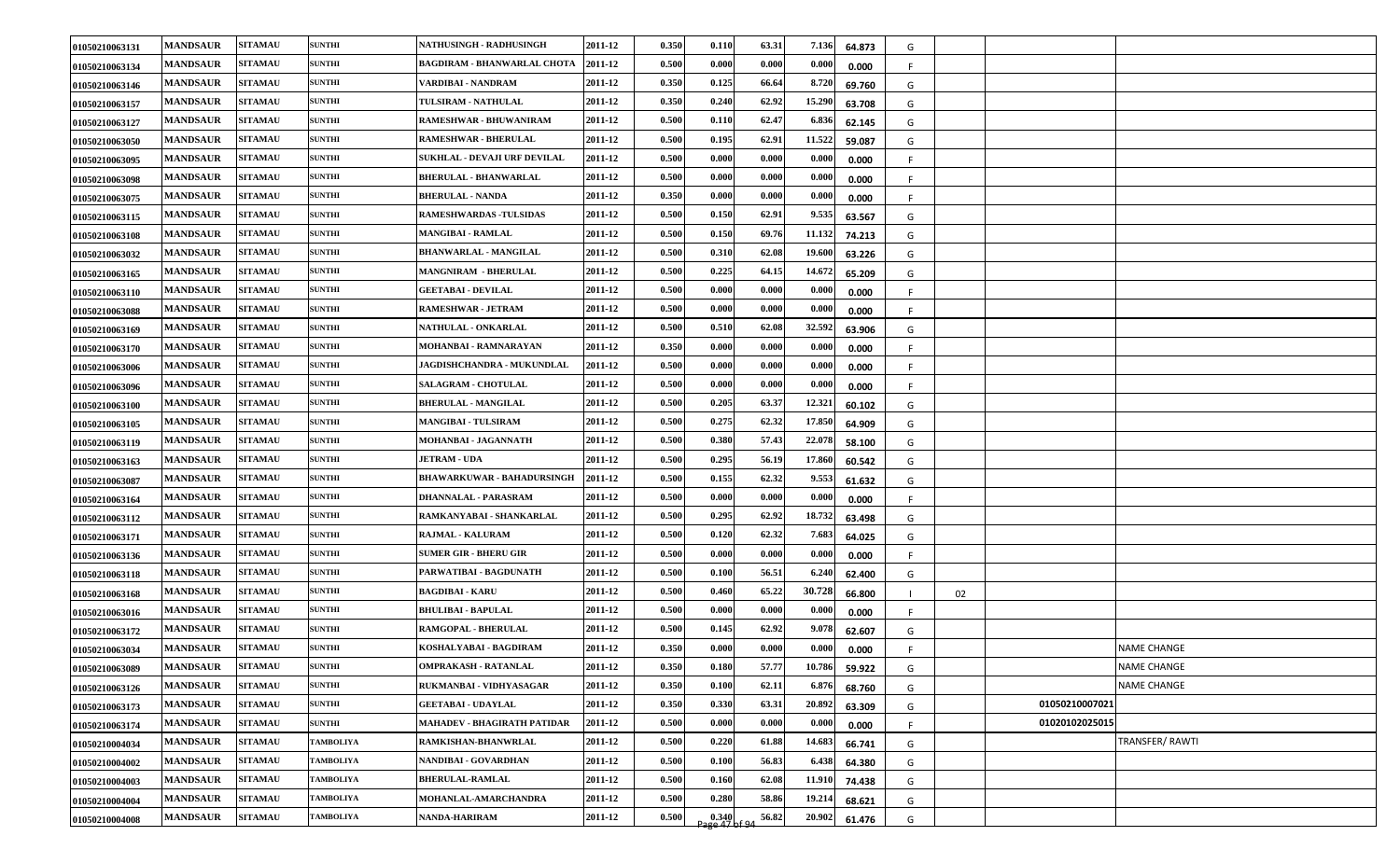| | | | | | | | | | | | | | | |
|---|---|---|---|---|---|---|---|---|---|---|---|---|---|---|
| 01050210063131 | MANDSAUR | SITAMAU | SUNTHI | NATHUSINGH - RADHUSINGH | 2011-12 | 0.350 | 0.110 | 63.31 | 7.136 | 64.873 | G | | | |
| 01050210063134 | MANDSAUR | SITAMAU | SUNTHI | BAGDIRAM - BHANWARLAL CHOTA | 2011-12 | 0.500 | 0.000 | 0.000 | 0.000 | 0.000 | F | | | |
| 01050210063146 | MANDSAUR | SITAMAU | SUNTHI | VARDIBAI - NANDRAM | 2011-12 | 0.350 | 0.125 | 66.64 | 8.720 | 69.760 | G | | | |
| 01050210063157 | MANDSAUR | SITAMAU | SUNTHI | TULSIRAM - NATHULAL | 2011-12 | 0.350 | 0.240 | 62.92 | 15.290 | 63.708 | G | | | |
| 01050210063127 | MANDSAUR | SITAMAU | SUNTHI | RAMESHWAR - BHUWANIRAM | 2011-12 | 0.500 | 0.110 | 62.47 | 6.836 | 62.145 | G | | | |
| 01050210063050 | MANDSAUR | SITAMAU | SUNTHI | RAMESHWAR - BHERULAL | 2011-12 | 0.500 | 0.195 | 62.91 | 11.522 | 59.087 | G | | | |
| 01050210063095 | MANDSAUR | SITAMAU | SUNTHI | SUKHLAL - DEVAJI URF DEVILAL | 2011-12 | 0.500 | 0.000 | 0.000 | 0.000 | 0.000 | F | | | |
| 01050210063098 | MANDSAUR | SITAMAU | SUNTHI | BHERULAL - BHANWARLAL | 2011-12 | 0.500 | 0.000 | 0.000 | 0.000 | 0.000 | F | | | |
| 01050210063075 | MANDSAUR | SITAMAU | SUNTHI | BHERULAL - NANDA | 2011-12 | 0.350 | 0.000 | 0.000 | 0.000 | 0.000 | F | | | |
| 01050210063115 | MANDSAUR | SITAMAU | SUNTHI | RAMESHWARDAS -TULSIDAS | 2011-12 | 0.500 | 0.150 | 62.91 | 9.535 | 63.567 | G | | | |
| 01050210063108 | MANDSAUR | SITAMAU | SUNTHI | MANGIBAI - RAMLAL | 2011-12 | 0.500 | 0.150 | 69.76 | 11.132 | 74.213 | G | | | |
| 01050210063032 | MANDSAUR | SITAMAU | SUNTHI | BHANWARLAL - MANGILAL | 2011-12 | 0.500 | 0.310 | 62.08 | 19.600 | 63.226 | G | | | |
| 01050210063165 | MANDSAUR | SITAMAU | SUNTHI | MANGNIRAM - BHERULAL | 2011-12 | 0.500 | 0.225 | 64.15 | 14.672 | 65.209 | G | | | |
| 01050210063110 | MANDSAUR | SITAMAU | SUNTHI | GEETABAI - DEVILAL | 2011-12 | 0.500 | 0.000 | 0.000 | 0.000 | 0.000 | F | | | |
| 01050210063088 | MANDSAUR | SITAMAU | SUNTHI | RAMESHWAR - JETRAM | 2011-12 | 0.500 | 0.000 | 0.000 | 0.000 | 0.000 | F | | | |
| 01050210063169 | MANDSAUR | SITAMAU | SUNTHI | NATHULAL - ONKARLAL | 2011-12 | 0.500 | 0.510 | 62.08 | 32.592 | 63.906 | G | | | |
| 01050210063170 | MANDSAUR | SITAMAU | SUNTHI | MOHANBAI - RAMNARAYAN | 2011-12 | 0.350 | 0.000 | 0.000 | 0.000 | 0.000 | F | | | |
| 01050210063006 | MANDSAUR | SITAMAU | SUNTHI | JAGDISHCHANDRA - MUKUNDLAL | 2011-12 | 0.500 | 0.000 | 0.000 | 0.000 | 0.000 | F | | | |
| 01050210063096 | MANDSAUR | SITAMAU | SUNTHI | SALAGRAM - CHOTULAL | 2011-12 | 0.500 | 0.000 | 0.000 | 0.000 | 0.000 | F | | | |
| 01050210063100 | MANDSAUR | SITAMAU | SUNTHI | BHERULAL - MANGILAL | 2011-12 | 0.500 | 0.205 | 63.37 | 12.321 | 60.102 | G | | | |
| 01050210063105 | MANDSAUR | SITAMAU | SUNTHI | MANGIBAI - TULSIRAM | 2011-12 | 0.500 | 0.275 | 62.32 | 17.850 | 64.909 | G | | | |
| 01050210063119 | MANDSAUR | SITAMAU | SUNTHI | MOHANBAI - JAGANNATH | 2011-12 | 0.500 | 0.380 | 57.43 | 22.078 | 58.100 | G | | | |
| 01050210063163 | MANDSAUR | SITAMAU | SUNTHI | JETRAM - UDA | 2011-12 | 0.500 | 0.295 | 56.19 | 17.860 | 60.542 | G | | | |
| 01050210063087 | MANDSAUR | SITAMAU | SUNTHI | BHAWARKUWAR - BAHADURSINGH | 2011-12 | 0.500 | 0.155 | 62.32 | 9.553 | 61.632 | G | | | |
| 01050210063164 | MANDSAUR | SITAMAU | SUNTHI | DHANNALAL - PARASRAM | 2011-12 | 0.500 | 0.000 | 0.000 | 0.000 | 0.000 | F | | | |
| 01050210063112 | MANDSAUR | SITAMAU | SUNTHI | RAMKANYABAI - SHANKARLAL | 2011-12 | 0.500 | 0.295 | 62.92 | 18.732 | 63.498 | G | | | |
| 01050210063171 | MANDSAUR | SITAMAU | SUNTHI | RAJMAL - KALURAM | 2011-12 | 0.500 | 0.120 | 62.32 | 7.683 | 64.025 | G | | | |
| 01050210063136 | MANDSAUR | SITAMAU | SUNTHI | SUMER GIR - BHERU GIR | 2011-12 | 0.500 | 0.000 | 0.000 | 0.000 | 0.000 | F | | | |
| 01050210063118 | MANDSAUR | SITAMAU | SUNTHI | PARWATIBAI - BAGDUNATH | 2011-12 | 0.500 | 0.100 | 56.51 | 6.240 | 62.400 | G | | | |
| 01050210063168 | MANDSAUR | SITAMAU | SUNTHI | BAGDIBAI - KARU | 2011-12 | 0.500 | 0.460 | 65.22 | 30.728 | 66.800 | I | 02 | | |
| 01050210063016 | MANDSAUR | SITAMAU | SUNTHI | BHULIBAI - BAPULAL | 2011-12 | 0.500 | 0.000 | 0.000 | 0.000 | 0.000 | F | | | |
| 01050210063172 | MANDSAUR | SITAMAU | SUNTHI | RAMGOPAL - BHERULAL | 2011-12 | 0.500 | 0.145 | 62.92 | 9.078 | 62.607 | G | | | |
| 01050210063034 | MANDSAUR | SITAMAU | SUNTHI | KOSHALYABAI - BAGDIRAM | 2011-12 | 0.350 | 0.000 | 0.000 | 0.000 | 0.000 | F | | | NAME CHANGE |
| 01050210063089 | MANDSAUR | SITAMAU | SUNTHI | OMPRAKASH - RATANLAL | 2011-12 | 0.350 | 0.180 | 57.77 | 10.786 | 59.922 | G | | | NAME CHANGE |
| 01050210063126 | MANDSAUR | SITAMAU | SUNTHI | RUKMANBAI - VIDHYASAGAR | 2011-12 | 0.350 | 0.100 | 62.11 | 6.876 | 68.760 | G | | | NAME CHANGE |
| 01050210063173 | MANDSAUR | SITAMAU | SUNTHI | GEETABAI - UDAYLAL | 2011-12 | 0.350 | 0.330 | 63.31 | 20.892 | 63.309 | G | | 01050210007021 | |
| 01050210063174 | MANDSAUR | SITAMAU | SUNTHI | MAHADEV - BHAGIRATH PATIDAR | 2011-12 | 0.500 | 0.000 | 0.000 | 0.000 | 0.000 | F | | 01020102025015 | |
| 01050210004034 | MANDSAUR | SITAMAU | TAMBOLIYA | RAMKISHAN-BHANWRLAL | 2011-12 | 0.500 | 0.220 | 61.88 | 14.683 | 66.741 | G | | | TRANSFER/ RAWTI |
| 01050210004002 | MANDSAUR | SITAMAU | TAMBOLIYA | NANDIBAI - GOVARDHAN | 2011-12 | 0.500 | 0.100 | 56.83 | 6.438 | 64.380 | G | | | |
| 01050210004003 | MANDSAUR | SITAMAU | TAMBOLIYA | BHERULAL-RAMLAL | 2011-12 | 0.500 | 0.160 | 62.08 | 11.910 | 74.438 | G | | | |
| 01050210004004 | MANDSAUR | SITAMAU | TAMBOLIYA | MOHANLAL-AMARCHANDRA | 2011-12 | 0.500 | 0.280 | 58.86 | 19.214 | 68.621 | G | | | |
| 01050210004008 | MANDSAUR | SITAMAU | TAMBOLIYA | NANDA-HARIRAM | 2011-12 | 0.500 | 0.340 | 56.82 | 20.902 | 61.476 | G | | | |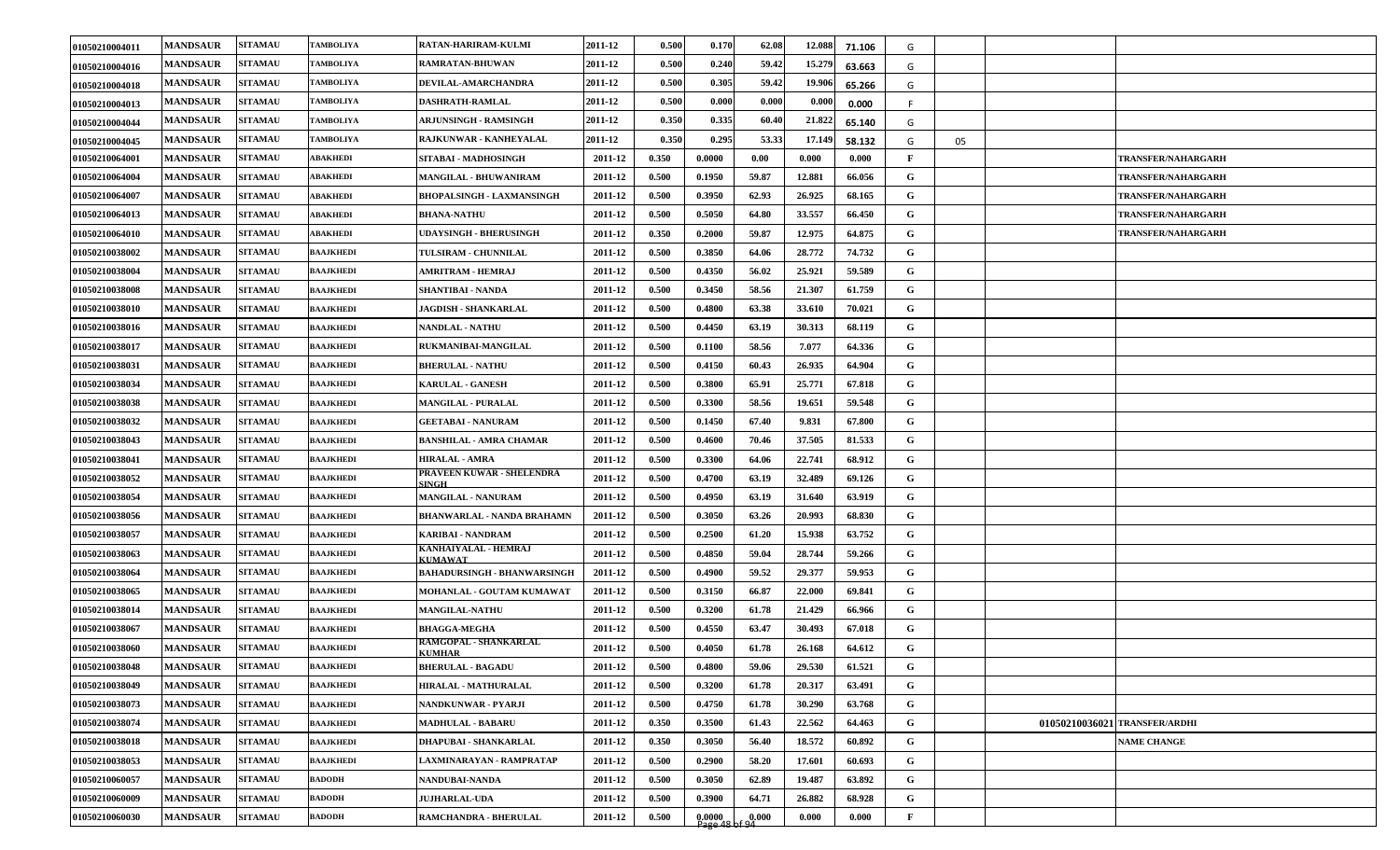| | | | | | | | | | | | | | | |
|---|---|---|---|---|---|---|---|---|---|---|---|---|---|---|
| 01050210004011 | MANDSAUR | SITAMAU | TAMBOLIYA | RATAN-HARIRAM-KULMI | 2011-12 | 0.500 | 0.170 | 62.08 | 12.088 | 71.106 | G | | | |
| 01050210004016 | MANDSAUR | SITAMAU | TAMBOLIYA | RAMRATAN-BHUWAN | 2011-12 | 0.500 | 0.240 | 59.42 | 15.279 | 63.663 | G | | | |
| 01050210004018 | MANDSAUR | SITAMAU | TAMBOLIYA | DEVILAL-AMARCHANDRA | 2011-12 | 0.500 | 0.305 | 59.42 | 19.906 | 65.266 | G | | | |
| 01050210004013 | MANDSAUR | SITAMAU | TAMBOLIYA | DASHRATH-RAMLAL | 2011-12 | 0.500 | 0.000 | 0.000 | 0.000 | 0.000 | F | | | |
| 01050210004044 | MANDSAUR | SITAMAU | TAMBOLIYA | ARJUNSINGH - RAMSINGH | 2011-12 | 0.350 | 0.335 | 60.40 | 21.822 | 65.140 | G | | | |
| 01050210004045 | MANDSAUR | SITAMAU | TAMBOLIYA | RAJKUNWAR - KANHEYALAL | 2011-12 | 0.350 | 0.295 | 53.33 | 17.149 | 58.132 | G | 05 | | |
| 01050210064001 | MANDSAUR | SITAMAU | ABAKHEDI | SITABAI - MADHOSINGH | 2011-12 | 0.350 | 0.0000 | 0.00 | 0.000 | 0.000 | F | | | TRANSFER/NAHARGARH |
| 01050210064004 | MANDSAUR | SITAMAU | ABAKHEDI | MANGILAL - BHUWANIRAM | 2011-12 | 0.500 | 0.1950 | 59.87 | 12.881 | 66.056 | G | | | TRANSFER/NAHARGARH |
| 01050210064007 | MANDSAUR | SITAMAU | ABAKHEDI | BHOPALSINGH - LAXMANSINGH | 2011-12 | 0.500 | 0.3950 | 62.93 | 26.925 | 68.165 | G | | | TRANSFER/NAHARGARH |
| 01050210064013 | MANDSAUR | SITAMAU | ABAKHEDI | BHANA-NATHU | 2011-12 | 0.500 | 0.5050 | 64.80 | 33.557 | 66.450 | G | | | TRANSFER/NAHARGARH |
| 01050210064010 | MANDSAUR | SITAMAU | ABAKHEDI | UDAYSINGH - BHERUSINGH | 2011-12 | 0.350 | 0.2000 | 59.87 | 12.975 | 64.875 | G | | | TRANSFER/NAHARGARH |
| 01050210038002 | MANDSAUR | SITAMAU | BAAJKHEDI | TULSIRAM - CHUNNILAL | 2011-12 | 0.500 | 0.3850 | 64.06 | 28.772 | 74.732 | G | | | |
| 01050210038004 | MANDSAUR | SITAMAU | BAAJKHEDI | AMRITRAM - HEMRAJ | 2011-12 | 0.500 | 0.4350 | 56.02 | 25.921 | 59.589 | G | | | |
| 01050210038008 | MANDSAUR | SITAMAU | BAAJKHEDI | SHANTIBAI - NANDA | 2011-12 | 0.500 | 0.3450 | 58.56 | 21.307 | 61.759 | G | | | |
| 01050210038010 | MANDSAUR | SITAMAU | BAAJKHEDI | JAGDISH - SHANKARLAL | 2011-12 | 0.500 | 0.4800 | 63.38 | 33.610 | 70.021 | G | | | |
| 01050210038016 | MANDSAUR | SITAMAU | BAAJKHEDI | NANDLAL - NATHU | 2011-12 | 0.500 | 0.4450 | 63.19 | 30.313 | 68.119 | G | | | |
| 01050210038017 | MANDSAUR | SITAMAU | BAAJKHEDI | RUKMANIBAI-MANGILAL | 2011-12 | 0.500 | 0.1100 | 58.56 | 7.077 | 64.336 | G | | | |
| 01050210038031 | MANDSAUR | SITAMAU | BAAJKHEDI | BHERULAL - NATHU | 2011-12 | 0.500 | 0.4150 | 60.43 | 26.935 | 64.904 | G | | | |
| 01050210038034 | MANDSAUR | SITAMAU | BAAJKHEDI | KARULAL - GANESH | 2011-12 | 0.500 | 0.3800 | 65.91 | 25.771 | 67.818 | G | | | |
| 01050210038038 | MANDSAUR | SITAMAU | BAAJKHEDI | MANGILAL - PURALAL | 2011-12 | 0.500 | 0.3300 | 58.56 | 19.651 | 59.548 | G | | | |
| 01050210038032 | MANDSAUR | SITAMAU | BAAJKHEDI | GEETABAI - NANURAM | 2011-12 | 0.500 | 0.1450 | 67.40 | 9.831 | 67.800 | G | | | |
| 01050210038043 | MANDSAUR | SITAMAU | BAAJKHEDI | BANSHILAL - AMRA CHAMAR | 2011-12 | 0.500 | 0.4600 | 70.46 | 37.505 | 81.533 | G | | | |
| 01050210038041 | MANDSAUR | SITAMAU | BAAJKHEDI | HIRALAL - AMRA | 2011-12 | 0.500 | 0.3300 | 64.06 | 22.741 | 68.912 | G | | | |
| 01050210038052 | MANDSAUR | SITAMAU | BAAJKHEDI | PRAVEEN KUWAR - SHELENDRA SINGH | 2011-12 | 0.500 | 0.4700 | 63.19 | 32.489 | 69.126 | G | | | |
| 01050210038054 | MANDSAUR | SITAMAU | BAAJKHEDI | MANGILAL - NANURAM | 2011-12 | 0.500 | 0.4950 | 63.19 | 31.640 | 63.919 | G | | | |
| 01050210038056 | MANDSAUR | SITAMAU | BAAJKHEDI | BHANWARLAL - NANDA BRAHAMN | 2011-12 | 0.500 | 0.3050 | 63.26 | 20.993 | 68.830 | G | | | |
| 01050210038057 | MANDSAUR | SITAMAU | BAAJKHEDI | KARIBAI - NANDRAM | 2011-12 | 0.500 | 0.2500 | 61.20 | 15.938 | 63.752 | G | | | |
| 01050210038063 | MANDSAUR | SITAMAU | BAAJKHEDI | KANHAIYALAL - HEMRAJ KUMAWAT | 2011-12 | 0.500 | 0.4850 | 59.04 | 28.744 | 59.266 | G | | | |
| 01050210038064 | MANDSAUR | SITAMAU | BAAJKHEDI | BAHADURSINGH - BHANWARSINGH | 2011-12 | 0.500 | 0.4900 | 59.52 | 29.377 | 59.953 | G | | | |
| 01050210038065 | MANDSAUR | SITAMAU | BAAJKHEDI | MOHANLAL - GOUTAM KUMAWAT | 2011-12 | 0.500 | 0.3150 | 66.87 | 22.000 | 69.841 | G | | | |
| 01050210038014 | MANDSAUR | SITAMAU | BAAJKHEDI | MANGILAL-NATHU | 2011-12 | 0.500 | 0.3200 | 61.78 | 21.429 | 66.966 | G | | | |
| 01050210038067 | MANDSAUR | SITAMAU | BAAJKHEDI | BHAGGA-MEGHA | 2011-12 | 0.500 | 0.4550 | 63.47 | 30.493 | 67.018 | G | | | |
| 01050210038060 | MANDSAUR | SITAMAU | BAAJKHEDI | RAMGOPAL - SHANKARLAL KUMHAR | 2011-12 | 0.500 | 0.4050 | 61.78 | 26.168 | 64.612 | G | | | |
| 01050210038048 | MANDSAUR | SITAMAU | BAAJKHEDI | BHERULAL - BAGADU | 2011-12 | 0.500 | 0.4800 | 59.06 | 29.530 | 61.521 | G | | | |
| 01050210038049 | MANDSAUR | SITAMAU | BAAJKHEDI | HIRALAL - MATHURALAL | 2011-12 | 0.500 | 0.3200 | 61.78 | 20.317 | 63.491 | G | | | |
| 01050210038073 | MANDSAUR | SITAMAU | BAAJKHEDI | NANDKUNWAR - PYARJI | 2011-12 | 0.500 | 0.4750 | 61.78 | 30.290 | 63.768 | G | | | |
| 01050210038074 | MANDSAUR | SITAMAU | BAAJKHEDI | MADHULAL - BABARU | 2011-12 | 0.350 | 0.3500 | 61.43 | 22.562 | 64.463 | G | | 01050210036021 | TRANSFER/ARDHI |
| 01050210038018 | MANDSAUR | SITAMAU | BAAJKHEDI | DHAPUBAI - SHANKARLAL | 2011-12 | 0.350 | 0.3050 | 56.40 | 18.572 | 60.892 | G | | | NAME CHANGE |
| 01050210038053 | MANDSAUR | SITAMAU | BAAJKHEDI | LAXMINARAYAN - RAMPRATAP | 2011-12 | 0.500 | 0.2900 | 58.20 | 17.601 | 60.693 | G | | | |
| 01050210060057 | MANDSAUR | SITAMAU | BADODH | NANDUBAI-NANDA | 2011-12 | 0.500 | 0.3050 | 62.89 | 19.487 | 63.892 | G | | | |
| 01050210060009 | MANDSAUR | SITAMAU | BADODH | JUJHARLAL-UDA | 2011-12 | 0.500 | 0.3900 | 64.71 | 26.882 | 68.928 | G | | | |
| 01050210060030 | MANDSAUR | SITAMAU | BADODH | RAMCHANDRA - BHERULAL | 2011-12 | 0.500 | 0.0000 | 0.000 | 0.000 | 0.000 | F | | | |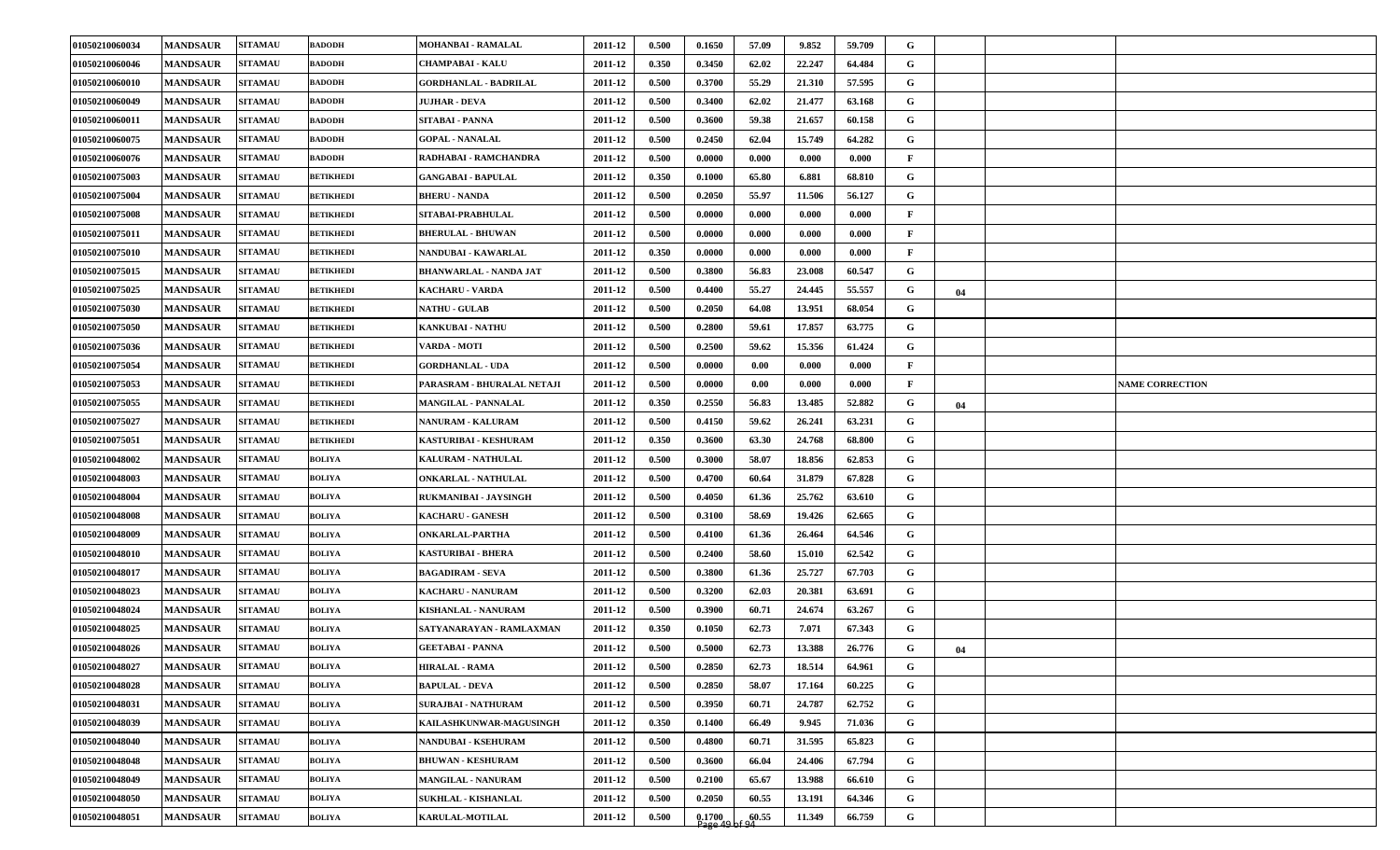| | | | | | | | | | | | | | | | |
|---|---|---|---|---|---|---|---|---|---|---|---|---|---|---|---|
| 01050210060034 | MANDSAUR | SITAMAU | BADODH | MOHANBAI - RAMALAL | 2011-12 | 0.500 | 0.1650 | 57.09 | 9.852 | 59.709 | G | | | |
| 01050210060046 | MANDSAUR | SITAMAU | BADODH | CHAMPABAI - KALU | 2011-12 | 0.350 | 0.3450 | 62.02 | 22.247 | 64.484 | G | | | |
| 01050210060010 | MANDSAUR | SITAMAU | BADODH | GORDHANLAL - BADRILAL | 2011-12 | 0.500 | 0.3700 | 55.29 | 21.310 | 57.595 | G | | | |
| 01050210060049 | MANDSAUR | SITAMAU | BADODH | JUJHAR - DEVA | 2011-12 | 0.500 | 0.3400 | 62.02 | 21.477 | 63.168 | G | | | |
| 01050210060011 | MANDSAUR | SITAMAU | BADODH | SITABAI - PANNA | 2011-12 | 0.500 | 0.3600 | 59.38 | 21.657 | 60.158 | G | | | |
| 01050210060075 | MANDSAUR | SITAMAU | BADODH | GOPAL - NANALAL | 2011-12 | 0.500 | 0.2450 | 62.04 | 15.749 | 64.282 | G | | | |
| 01050210060076 | MANDSAUR | SITAMAU | BADODH | RADHABAI - RAMCHANDRA | 2011-12 | 0.500 | 0.0000 | 0.000 | 0.000 | 0.000 | F | | | |
| 01050210075003 | MANDSAUR | SITAMAU | BETIKHEDI | GANGABAI - BAPULAL | 2011-12 | 0.350 | 0.1000 | 65.80 | 6.881 | 68.810 | G | | | |
| 01050210075004 | MANDSAUR | SITAMAU | BETIKHEDI | BHERU - NANDA | 2011-12 | 0.500 | 0.2050 | 55.97 | 11.506 | 56.127 | G | | | |
| 01050210075008 | MANDSAUR | SITAMAU | BETIKHEDI | SITABAI-PRABHULAL | 2011-12 | 0.500 | 0.0000 | 0.000 | 0.000 | 0.000 | F | | | |
| 01050210075011 | MANDSAUR | SITAMAU | BETIKHEDI | BHERULAL - BHUWAN | 2011-12 | 0.500 | 0.0000 | 0.000 | 0.000 | 0.000 | F | | | |
| 01050210075010 | MANDSAUR | SITAMAU | BETIKHEDI | NANDUBAI - KAWARLAL | 2011-12 | 0.350 | 0.0000 | 0.000 | 0.000 | 0.000 | F | | | |
| 01050210075015 | MANDSAUR | SITAMAU | BETIKHEDI | BHANWARLAL - NANDA JAT | 2011-12 | 0.500 | 0.3800 | 56.83 | 23.008 | 60.547 | G | | | |
| 01050210075025 | MANDSAUR | SITAMAU | BETIKHEDI | KACHARU - VARDA | 2011-12 | 0.500 | 0.4400 | 55.27 | 24.445 | 55.557 | G | 04 | | |
| 01050210075030 | MANDSAUR | SITAMAU | BETIKHEDI | NATHU - GULAB | 2011-12 | 0.500 | 0.2050 | 64.08 | 13.951 | 68.054 | G | | | |
| 01050210075050 | MANDSAUR | SITAMAU | BETIKHEDI | KANKUBAI - NATHU | 2011-12 | 0.500 | 0.2800 | 59.61 | 17.857 | 63.775 | G | | | |
| 01050210075036 | MANDSAUR | SITAMAU | BETIKHEDI | VARDA - MOTI | 2011-12 | 0.500 | 0.2500 | 59.62 | 15.356 | 61.424 | G | | | |
| 01050210075054 | MANDSAUR | SITAMAU | BETIKHEDI | GORDHANLAL - UDA | 2011-12 | 0.500 | 0.0000 | 0.00 | 0.000 | 0.000 | F | | | |
| 01050210075053 | MANDSAUR | SITAMAU | BETIKHEDI | PARASRAM - BHURALAL NETAJI | 2011-12 | 0.500 | 0.0000 | 0.00 | 0.000 | 0.000 | F | | | NAME CORRECTION |
| 01050210075055 | MANDSAUR | SITAMAU | BETIKHEDI | MANGILAL - PANNALAL | 2011-12 | 0.350 | 0.2550 | 56.83 | 13.485 | 52.882 | G | 04 | | |
| 01050210075027 | MANDSAUR | SITAMAU | BETIKHEDI | NANURAM - KALURAM | 2011-12 | 0.500 | 0.4150 | 59.62 | 26.241 | 63.231 | G | | | |
| 01050210075051 | MANDSAUR | SITAMAU | BETIKHEDI | KASTURIBAI - KESHURAM | 2011-12 | 0.350 | 0.3600 | 63.30 | 24.768 | 68.800 | G | | | |
| 01050210048002 | MANDSAUR | SITAMAU | BOLIYA | KALURAM - NATHULAL | 2011-12 | 0.500 | 0.3000 | 58.07 | 18.856 | 62.853 | G | | | |
| 01050210048003 | MANDSAUR | SITAMAU | BOLIYA | ONKARLAL - NATHULAL | 2011-12 | 0.500 | 0.4700 | 60.64 | 31.879 | 67.828 | G | | | |
| 01050210048004 | MANDSAUR | SITAMAU | BOLIYA | RUKMANIBAI - JAYSINGH | 2011-12 | 0.500 | 0.4050 | 61.36 | 25.762 | 63.610 | G | | | |
| 01050210048008 | MANDSAUR | SITAMAU | BOLIYA | KACHARU - GANESH | 2011-12 | 0.500 | 0.3100 | 58.69 | 19.426 | 62.665 | G | | | |
| 01050210048009 | MANDSAUR | SITAMAU | BOLIYA | ONKARLAL-PARTHA | 2011-12 | 0.500 | 0.4100 | 61.36 | 26.464 | 64.546 | G | | | |
| 01050210048010 | MANDSAUR | SITAMAU | BOLIYA | KASTURIBAI - BHERA | 2011-12 | 0.500 | 0.2400 | 58.60 | 15.010 | 62.542 | G | | | |
| 01050210048017 | MANDSAUR | SITAMAU | BOLIYA | BAGADIRAM - SEVA | 2011-12 | 0.500 | 0.3800 | 61.36 | 25.727 | 67.703 | G | | | |
| 01050210048023 | MANDSAUR | SITAMAU | BOLIYA | KACHARU - NANURAM | 2011-12 | 0.500 | 0.3200 | 62.03 | 20.381 | 63.691 | G | | | |
| 01050210048024 | MANDSAUR | SITAMAU | BOLIYA | KISHANLAL - NANURAM | 2011-12 | 0.500 | 0.3900 | 60.71 | 24.674 | 63.267 | G | | | |
| 01050210048025 | MANDSAUR | SITAMAU | BOLIYA | SATYANARAYAN - RAMLAXMAN | 2011-12 | 0.350 | 0.1050 | 62.73 | 7.071 | 67.343 | G | | | |
| 01050210048026 | MANDSAUR | SITAMAU | BOLIYA | GEETABAI - PANNA | 2011-12 | 0.500 | 0.5000 | 62.73 | 13.388 | 26.776 | G | 04 | | |
| 01050210048027 | MANDSAUR | SITAMAU | BOLIYA | HIRALAL - RAMA | 2011-12 | 0.500 | 0.2850 | 62.73 | 18.514 | 64.961 | G | | | |
| 01050210048028 | MANDSAUR | SITAMAU | BOLIYA | BAPULAL - DEVA | 2011-12 | 0.500 | 0.2850 | 58.07 | 17.164 | 60.225 | G | | | |
| 01050210048031 | MANDSAUR | SITAMAU | BOLIYA | SURAJBAI - NATHURAM | 2011-12 | 0.500 | 0.3950 | 60.71 | 24.787 | 62.752 | G | | | |
| 01050210048039 | MANDSAUR | SITAMAU | BOLIYA | KAILASHKUNWAR-MAGUSINGH | 2011-12 | 0.350 | 0.1400 | 66.49 | 9.945 | 71.036 | G | | | |
| 01050210048040 | MANDSAUR | SITAMAU | BOLIYA | NANDUBAI - KSEHURAM | 2011-12 | 0.500 | 0.4800 | 60.71 | 31.595 | 65.823 | G | | | |
| 01050210048048 | MANDSAUR | SITAMAU | BOLIYA | BHUWAN - KESHURAM | 2011-12 | 0.500 | 0.3600 | 66.04 | 24.406 | 67.794 | G | | | |
| 01050210048049 | MANDSAUR | SITAMAU | BOLIYA | MANGILAL - NANURAM | 2011-12 | 0.500 | 0.2100 | 65.67 | 13.988 | 66.610 | G | | | |
| 01050210048050 | MANDSAUR | SITAMAU | BOLIYA | SUKHLAL - KISHANLAL | 2011-12 | 0.500 | 0.2050 | 60.55 | 13.191 | 64.346 | G | | | |
| 01050210048051 | MANDSAUR | SITAMAU | BOLIYA | KARULAL-MOTILAL | 2011-12 | 0.500 | 0.1700 | 60.55 | 11.349 | 66.759 | G | | | |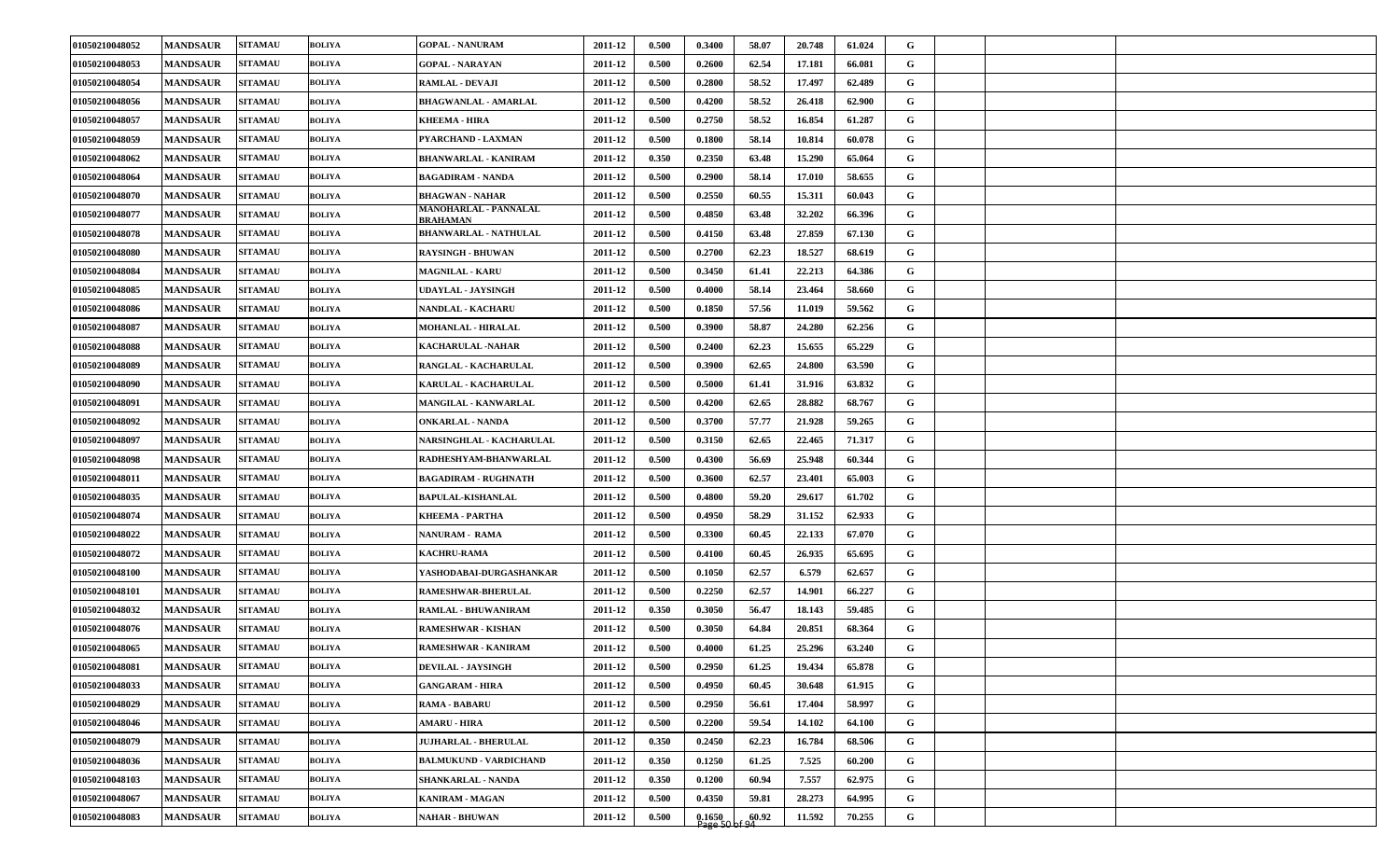| | | | | | | | | | | | | | | |
|---|---|---|---|---|---|---|---|---|---|---|---|---|---|---|
| 01050210048052 | MANDSAUR | SITAMAU | BOLIYA | GOPAL - NANURAM | 2011-12 | 0.500 | 0.3400 | 58.07 | 20.748 | 61.024 | G | | | |
| 01050210048053 | MANDSAUR | SITAMAU | BOLIYA | GOPAL - NARAYAN | 2011-12 | 0.500 | 0.2600 | 62.54 | 17.181 | 66.081 | G | | | |
| 01050210048054 | MANDSAUR | SITAMAU | BOLIYA | RAMLAL - DEVAJI | 2011-12 | 0.500 | 0.2800 | 58.52 | 17.497 | 62.489 | G | | | |
| 01050210048056 | MANDSAUR | SITAMAU | BOLIYA | BHAGWANLAL - AMARLAL | 2011-12 | 0.500 | 0.4200 | 58.52 | 26.418 | 62.900 | G | | | |
| 01050210048057 | MANDSAUR | SITAMAU | BOLIYA | KHEEMA - HIRA | 2011-12 | 0.500 | 0.2750 | 58.52 | 16.854 | 61.287 | G | | | |
| 01050210048059 | MANDSAUR | SITAMAU | BOLIYA | PYARCHAND - LAXMAN | 2011-12 | 0.500 | 0.1800 | 58.14 | 10.814 | 60.078 | G | | | |
| 01050210048062 | MANDSAUR | SITAMAU | BOLIYA | BHANWARLAL - KANIRAM | 2011-12 | 0.350 | 0.2350 | 63.48 | 15.290 | 65.064 | G | | | |
| 01050210048064 | MANDSAUR | SITAMAU | BOLIYA | BAGADIRAM - NANDA | 2011-12 | 0.500 | 0.2900 | 58.14 | 17.010 | 58.655 | G | | | |
| 01050210048070 | MANDSAUR | SITAMAU | BOLIYA | BHAGWAN - NAHAR | 2011-12 | 0.500 | 0.2550 | 60.55 | 15.311 | 60.043 | G | | | |
| 01050210048077 | MANDSAUR | SITAMAU | BOLIYA | MANOHARLAL - PANNALAL BRAHAMAN | 2011-12 | 0.500 | 0.4850 | 63.48 | 32.202 | 66.396 | G | | | |
| 01050210048078 | MANDSAUR | SITAMAU | BOLIYA | BHANWARLAL - NATHULAL | 2011-12 | 0.500 | 0.4150 | 63.48 | 27.859 | 67.130 | G | | | |
| 01050210048080 | MANDSAUR | SITAMAU | BOLIYA | RAYSINGH - BHUWAN | 2011-12 | 0.500 | 0.2700 | 62.23 | 18.527 | 68.619 | G | | | |
| 01050210048084 | MANDSAUR | SITAMAU | BOLIYA | MAGNILAL - KARU | 2011-12 | 0.500 | 0.3450 | 61.41 | 22.213 | 64.386 | G | | | |
| 01050210048085 | MANDSAUR | SITAMAU | BOLIYA | UDAYLAL - JAYSINGH | 2011-12 | 0.500 | 0.4000 | 58.14 | 23.464 | 58.660 | G | | | |
| 01050210048086 | MANDSAUR | SITAMAU | BOLIYA | NANDLAL - KACHARU | 2011-12 | 0.500 | 0.1850 | 57.56 | 11.019 | 59.562 | G | | | |
| 01050210048087 | MANDSAUR | SITAMAU | BOLIYA | MOHANLAL - HIRALAL | 2011-12 | 0.500 | 0.3900 | 58.87 | 24.280 | 62.256 | G | | | |
| 01050210048088 | MANDSAUR | SITAMAU | BOLIYA | KACHARULAL -NAHAR | 2011-12 | 0.500 | 0.2400 | 62.23 | 15.655 | 65.229 | G | | | |
| 01050210048089 | MANDSAUR | SITAMAU | BOLIYA | RANGLAL - KACHARULAL | 2011-12 | 0.500 | 0.3900 | 62.65 | 24.800 | 63.590 | G | | | |
| 01050210048090 | MANDSAUR | SITAMAU | BOLIYA | KARULAL - KACHARULAL | 2011-12 | 0.500 | 0.5000 | 61.41 | 31.916 | 63.832 | G | | | |
| 01050210048091 | MANDSAUR | SITAMAU | BOLIYA | MANGILAL - KANWARLAL | 2011-12 | 0.500 | 0.4200 | 62.65 | 28.882 | 68.767 | G | | | |
| 01050210048092 | MANDSAUR | SITAMAU | BOLIYA | ONKARLAL - NANDA | 2011-12 | 0.500 | 0.3700 | 57.77 | 21.928 | 59.265 | G | | | |
| 01050210048097 | MANDSAUR | SITAMAU | BOLIYA | NARSINGHLAL - KACHARULAL | 2011-12 | 0.500 | 0.3150 | 62.65 | 22.465 | 71.317 | G | | | |
| 01050210048098 | MANDSAUR | SITAMAU | BOLIYA | RADHESHYAM-BHANWARLAL | 2011-12 | 0.500 | 0.4300 | 56.69 | 25.948 | 60.344 | G | | | |
| 01050210048011 | MANDSAUR | SITAMAU | BOLIYA | BAGADIRAM - RUGHNATH | 2011-12 | 0.500 | 0.3600 | 62.57 | 23.401 | 65.003 | G | | | |
| 01050210048035 | MANDSAUR | SITAMAU | BOLIYA | BAPULAL-KISHANLAL | 2011-12 | 0.500 | 0.4800 | 59.20 | 29.617 | 61.702 | G | | | |
| 01050210048074 | MANDSAUR | SITAMAU | BOLIYA | KHEEMA - PARTHA | 2011-12 | 0.500 | 0.4950 | 58.29 | 31.152 | 62.933 | G | | | |
| 01050210048022 | MANDSAUR | SITAMAU | BOLIYA | NANURAM - RAMA | 2011-12 | 0.500 | 0.3300 | 60.45 | 22.133 | 67.070 | G | | | |
| 01050210048072 | MANDSAUR | SITAMAU | BOLIYA | KACHRU-RAMA | 2011-12 | 0.500 | 0.4100 | 60.45 | 26.935 | 65.695 | G | | | |
| 01050210048100 | MANDSAUR | SITAMAU | BOLIYA | YASHODABAI-DURGASHANKAR | 2011-12 | 0.500 | 0.1050 | 62.57 | 6.579 | 62.657 | G | | | |
| 01050210048101 | MANDSAUR | SITAMAU | BOLIYA | RAMESHWAR-BHERULAL | 2011-12 | 0.500 | 0.2250 | 62.57 | 14.901 | 66.227 | G | | | |
| 01050210048032 | MANDSAUR | SITAMAU | BOLIYA | RAMLAL - BHUWANIRAM | 2011-12 | 0.350 | 0.3050 | 56.47 | 18.143 | 59.485 | G | | | |
| 01050210048076 | MANDSAUR | SITAMAU | BOLIYA | RAMESHWAR - KISHAN | 2011-12 | 0.500 | 0.3050 | 64.84 | 20.851 | 68.364 | G | | | |
| 01050210048065 | MANDSAUR | SITAMAU | BOLIYA | RAMESHWAR - KANIRAM | 2011-12 | 0.500 | 0.4000 | 61.25 | 25.296 | 63.240 | G | | | |
| 01050210048081 | MANDSAUR | SITAMAU | BOLIYA | DEVILAL - JAYSINGH | 2011-12 | 0.500 | 0.2950 | 61.25 | 19.434 | 65.878 | G | | | |
| 01050210048033 | MANDSAUR | SITAMAU | BOLIYA | GANGARAM - HIRA | 2011-12 | 0.500 | 0.4950 | 60.45 | 30.648 | 61.915 | G | | | |
| 01050210048029 | MANDSAUR | SITAMAU | BOLIYA | RAMA - BABARU | 2011-12 | 0.500 | 0.2950 | 56.61 | 17.404 | 58.997 | G | | | |
| 01050210048046 | MANDSAUR | SITAMAU | BOLIYA | AMARU - HIRA | 2011-12 | 0.500 | 0.2200 | 59.54 | 14.102 | 64.100 | G | | | |
| 01050210048079 | MANDSAUR | SITAMAU | BOLIYA | JUJHARLAL - BHERULAL | 2011-12 | 0.350 | 0.2450 | 62.23 | 16.784 | 68.506 | G | | | |
| 01050210048036 | MANDSAUR | SITAMAU | BOLIYA | BALMUKUND - VARDICHAND | 2011-12 | 0.350 | 0.1250 | 61.25 | 7.525 | 60.200 | G | | | |
| 01050210048103 | MANDSAUR | SITAMAU | BOLIYA | SHANKARLAL - NANDA | 2011-12 | 0.350 | 0.1200 | 60.94 | 7.557 | 62.975 | G | | | |
| 01050210048067 | MANDSAUR | SITAMAU | BOLIYA | KANIRAM - MAGAN | 2011-12 | 0.500 | 0.4350 | 59.81 | 28.273 | 64.995 | G | | | |
| 01050210048083 | MANDSAUR | SITAMAU | BOLIYA | NAHAR - BHUWAN | 2011-12 | 0.500 | 0.1650 | 60.92 | 11.592 | 70.255 | G | | | |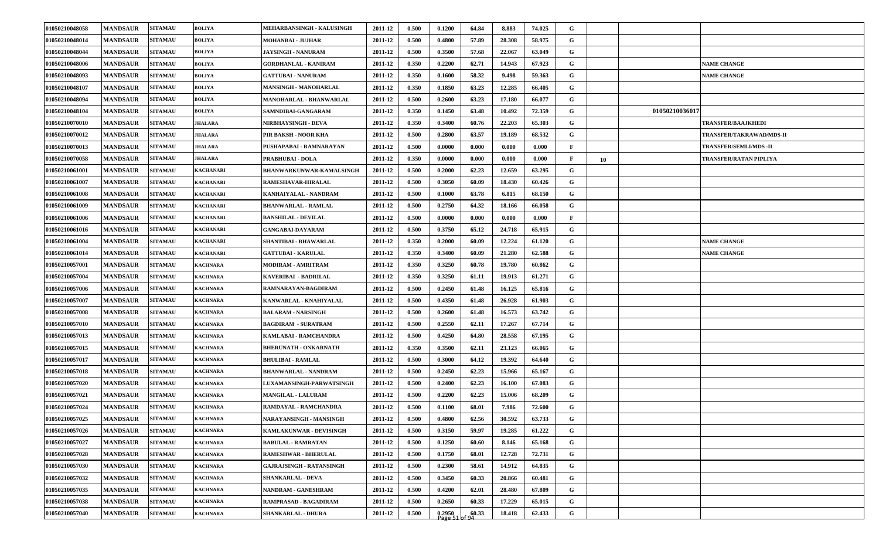| | | | | | | | | | | | | | | |
|---|---|---|---|---|---|---|---|---|---|---|---|---|---|---|
| 01050210048058 | MANDSAUR | SITAMAU | BOLIYA | MEHARBANSINGH - KALUSINGH | 2011-12 | 0.500 | 0.1200 | 64.84 | 8.883 | 74.025 | G | | | |
| 01050210048014 | MANDSAUR | SITAMAU | BOLIYA | MOHANBAI - JUJHAR | 2011-12 | 0.500 | 0.4800 | 57.89 | 28.308 | 58.975 | G | | | |
| 01050210048044 | MANDSAUR | SITAMAU | BOLIYA | JAYSINGH - NANURAM | 2011-12 | 0.500 | 0.3500 | 57.68 | 22.067 | 63.049 | G | | | |
| 01050210048006 | MANDSAUR | SITAMAU | BOLIYA | GORDHANLAL - KANIRAM | 2011-12 | 0.350 | 0.2200 | 62.71 | 14.943 | 67.923 | G | | | NAME CHANGE |
| 01050210048093 | MANDSAUR | SITAMAU | BOLIYA | GATTUBAI - NANURAM | 2011-12 | 0.350 | 0.1600 | 58.32 | 9.498 | 59.363 | G | | | NAME CHANGE |
| 01050210048107 | MANDSAUR | SITAMAU | BOLIYA | MANSINGH - MANOHARLAL | 2011-12 | 0.350 | 0.1850 | 63.23 | 12.285 | 66.405 | G | | | |
| 01050210048094 | MANDSAUR | SITAMAU | BOLIYA | MANOHARLAL - BHANWARLAL | 2011-12 | 0.500 | 0.2600 | 63.23 | 17.180 | 66.077 | G | | | |
| 01050210048104 | MANDSAUR | SITAMAU | BOLIYA | SAMNDIBAI-GANGARAM | 2011-12 | 0.350 | 0.1450 | 63.48 | 10.492 | 72.359 | G | | 01050210036017 | |
| 01050210070010 | MANDSAUR | SITAMAU | JHALARA | NIRBHAYSINGH - DEVA | 2011-12 | 0.350 | 0.3400 | 60.76 | 22.203 | 65.303 | G | | | TRANSFER/BAAJKHEDI |
| 01050210070012 | MANDSAUR | SITAMAU | JHALARA | PIR BAKSH - NOOR KHA | 2011-12 | 0.500 | 0.2800 | 63.57 | 19.189 | 68.532 | G | | | TRANSFER/TAKRAWAD/MDS-II |
| 01050210070013 | MANDSAUR | SITAMAU | JHALARA | PUSHAPABAI - RAMNARAYAN | 2011-12 | 0.500 | 0.0000 | 0.000 | 0.000 | 0.000 | F | | | TRANSFER/SEMLI/MDS -II |
| 01050210070058 | MANDSAUR | SITAMAU | JHALARA | PRABHUBAI - DOLA | 2011-12 | 0.350 | 0.0000 | 0.000 | 0.000 | 0.000 | F | 10 | | TRANSFER/RATAN PIPLIYA |
| 01050210061001 | MANDSAUR | SITAMAU | KACHANARI | BHANWARKUNWAR-KAMALSINGH | 2011-12 | 0.500 | 0.2000 | 62.23 | 12.659 | 63.295 | G | | | |
| 01050210061007 | MANDSAUR | SITAMAU | KACHANARI | RAMESHAVAR-HIRALAL | 2011-12 | 0.500 | 0.3050 | 60.09 | 18.430 | 60.426 | G | | | |
| 01050210061008 | MANDSAUR | SITAMAU | KACHANARI | KANHAIYALAL - NANDRAM | 2011-12 | 0.500 | 0.1000 | 63.78 | 6.815 | 68.150 | G | | | |
| 01050210061009 | MANDSAUR | SITAMAU | KACHANARI | BHANWARLAL - RAMLAL | 2011-12 | 0.500 | 0.2750 | 64.32 | 18.166 | 66.058 | G | | | |
| 01050210061006 | MANDSAUR | SITAMAU | KACHANARI | BANSHILAL - DEVILAL | 2011-12 | 0.500 | 0.0000 | 0.000 | 0.000 | 0.000 | F | | | |
| 01050210061016 | MANDSAUR | SITAMAU | KACHANARI | GANGABAI-DAYARAM | 2011-12 | 0.500 | 0.3750 | 65.12 | 24.718 | 65.915 | G | | | |
| 01050210061004 | MANDSAUR | SITAMAU | KACHANARI | SHANTIBAI - BHAWARLAL | 2011-12 | 0.350 | 0.2000 | 60.09 | 12.224 | 61.120 | G | | | NAME CHANGE |
| 01050210061014 | MANDSAUR | SITAMAU | KACHANARI | GATTUBAI - KARULAL | 2011-12 | 0.350 | 0.3400 | 60.09 | 21.280 | 62.588 | G | | | NAME CHANGE |
| 01050210057001 | MANDSAUR | SITAMAU | KACHNARA | MODIRAM - AMRITRAM | 2011-12 | 0.350 | 0.3250 | 60.78 | 19.780 | 60.862 | G | | | |
| 01050210057004 | MANDSAUR | SITAMAU | KACHNARA | KAVERIBAI - BADRILAL | 2011-12 | 0.350 | 0.3250 | 61.11 | 19.913 | 61.271 | G | | | |
| 01050210057006 | MANDSAUR | SITAMAU | KACHNARA | RAMNARAYAN-BAGDIRAM | 2011-12 | 0.500 | 0.2450 | 61.48 | 16.125 | 65.816 | G | | | |
| 01050210057007 | MANDSAUR | SITAMAU | KACHNARA | KANWARLAL - KNAHIYALAL | 2011-12 | 0.500 | 0.4350 | 61.48 | 26.928 | 61.903 | G | | | |
| 01050210057008 | MANDSAUR | SITAMAU | KACHNARA | BALARAM - NARSINGH | 2011-12 | 0.500 | 0.2600 | 61.48 | 16.573 | 63.742 | G | | | |
| 01050210057010 | MANDSAUR | SITAMAU | KACHNARA | BAGDIRAM - SURATRAM | 2011-12 | 0.500 | 0.2550 | 62.11 | 17.267 | 67.714 | G | | | |
| 01050210057013 | MANDSAUR | SITAMAU | KACHNARA | KAMLABAI - RAMCHANDRA | 2011-12 | 0.500 | 0.4250 | 64.80 | 28.558 | 67.195 | G | | | |
| 01050210057015 | MANDSAUR | SITAMAU | KACHNARA | BHERUNATH - ONKARNATH | 2011-12 | 0.350 | 0.3500 | 62.11 | 23.123 | 66.065 | G | | | |
| 01050210057017 | MANDSAUR | SITAMAU | KACHNARA | BHULIBAI - RAMLAL | 2011-12 | 0.500 | 0.3000 | 64.12 | 19.392 | 64.640 | G | | | |
| 01050210057018 | MANDSAUR | SITAMAU | KACHNARA | BHANWARLAL - NANDRAM | 2011-12 | 0.500 | 0.2450 | 62.23 | 15.966 | 65.167 | G | | | |
| 01050210057020 | MANDSAUR | SITAMAU | KACHNARA | LUXAMANSINGH-PARWATSINGH | 2011-12 | 0.500 | 0.2400 | 62.23 | 16.100 | 67.083 | G | | | |
| 01050210057021 | MANDSAUR | SITAMAU | KACHNARA | MANGILAL - LALURAM | 2011-12 | 0.500 | 0.2200 | 62.23 | 15.006 | 68.209 | G | | | |
| 01050210057024 | MANDSAUR | SITAMAU | KACHNARA | RAMDAYAL - RAMCHANDRA | 2011-12 | 0.500 | 0.1100 | 68.01 | 7.986 | 72.600 | G | | | |
| 01050210057025 | MANDSAUR | SITAMAU | KACHNARA | NARAYANSINGH - MANSINGH | 2011-12 | 0.500 | 0.4800 | 62.56 | 30.592 | 63.733 | G | | | |
| 01050210057026 | MANDSAUR | SITAMAU | KACHNARA | KAMLAKUNWAR - DEVISINGH | 2011-12 | 0.500 | 0.3150 | 59.97 | 19.285 | 61.222 | G | | | |
| 01050210057027 | MANDSAUR | SITAMAU | KACHNARA | BABULAL - RAMRATAN | 2011-12 | 0.500 | 0.1250 | 60.60 | 8.146 | 65.168 | G | | | |
| 01050210057028 | MANDSAUR | SITAMAU | KACHNARA | RAMESHWAR - BHERULAL | 2011-12 | 0.500 | 0.1750 | 68.01 | 12.728 | 72.731 | G | | | |
| 01050210057030 | MANDSAUR | SITAMAU | KACHNARA | GAJRAJSINGH - RATANSINGH | 2011-12 | 0.500 | 0.2300 | 58.61 | 14.912 | 64.835 | G | | | |
| 01050210057032 | MANDSAUR | SITAMAU | KACHNARA | SHANKARLAL - DEVA | 2011-12 | 0.500 | 0.3450 | 60.33 | 20.866 | 60.481 | G | | | |
| 01050210057035 | MANDSAUR | SITAMAU | KACHNARA | NANDRAM - GANESHRAM | 2011-12 | 0.500 | 0.4200 | 62.01 | 28.480 | 67.809 | G | | | |
| 01050210057038 | MANDSAUR | SITAMAU | KACHNARA | RAMPRASAD - BAGADIRAM | 2011-12 | 0.500 | 0.2650 | 60.33 | 17.229 | 65.015 | G | | | |
| 01050210057040 | MANDSAUR | SITAMAU | KACHNARA | SHANKARLAL - DHURA | 2011-12 | 0.500 | 0.2950 | 60.33 | 18.418 | 62.433 | G | | | |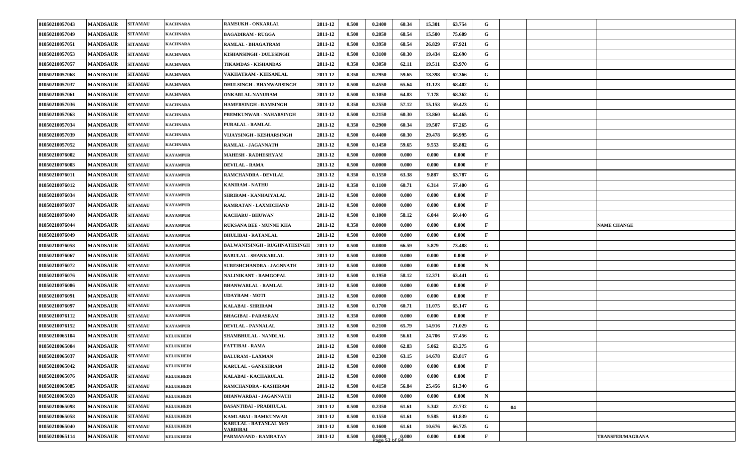| | | | | | | | | | | | | | | | |
|---|---|---|---|---|---|---|---|---|---|---|---|---|---|---|---|
| 01050210057043 | MANDSAUR | SITAMAU | KACHNARA | RAMSUKH - ONKARLAL | 2011-12 | 0.500 | 0.2400 | 60.34 | 15.301 | 63.754 | G | | | |
| 01050210057049 | MANDSAUR | SITAMAU | KACHNARA | BAGADIRAM - RUGGA | 2011-12 | 0.500 | 0.2050 | 68.54 | 15.500 | 75.609 | G | | | |
| 01050210057051 | MANDSAUR | SITAMAU | KACHNARA | RAMLAL - BHAGATRAM | 2011-12 | 0.500 | 0.3950 | 68.54 | 26.829 | 67.921 | G | | | |
| 01050210057053 | MANDSAUR | SITAMAU | KACHNARA | KISHANSINGH - DULESINGH | 2011-12 | 0.500 | 0.3100 | 60.30 | 19.434 | 62.690 | G | | | |
| 01050210057057 | MANDSAUR | SITAMAU | KACHNARA | TIKAMDAS - KISHANDAS | 2011-12 | 0.350 | 0.3050 | 62.11 | 19.511 | 63.970 | G | | | |
| 01050210057068 | MANDSAUR | SITAMAU | KACHNARA | VAKHATRAM - KIHSANLAL | 2011-12 | 0.350 | 0.2950 | 59.65 | 18.398 | 62.366 | G | | | |
| 01050210057037 | MANDSAUR | SITAMAU | KACHNARA | DHULSINGH - BHANWARSINGH | 2011-12 | 0.500 | 0.4550 | 65.64 | 31.123 | 68.402 | G | | | |
| 01050210057061 | MANDSAUR | SITAMAU | KACHNARA | ONKARLAL-NANURAM | 2011-12 | 0.500 | 0.1050 | 64.83 | 7.178 | 68.362 | G | | | |
| 01050210057036 | MANDSAUR | SITAMAU | KACHNARA | HAMERSINGH - RAMSINGH | 2011-12 | 0.350 | 0.2550 | 57.12 | 15.153 | 59.423 | G | | | |
| 01050210057063 | MANDSAUR | SITAMAU | KACHNARA | PREMKUNWAR - NAHARSINGH | 2011-12 | 0.500 | 0.2150 | 60.30 | 13.860 | 64.465 | G | | | |
| 01050210057034 | MANDSAUR | SITAMAU | KACHNARA | PURALAL - RAMLAL | 2011-12 | 0.350 | 0.2900 | 60.34 | 19.507 | 67.265 | G | | | |
| 01050210057039 | MANDSAUR | SITAMAU | KACHNARA | VIJAYSINGH - KESHARSINGH | 2011-12 | 0.500 | 0.4400 | 60.30 | 29.478 | 66.995 | G | | | |
| 01050210057052 | MANDSAUR | SITAMAU | KACHNARA | RAMLAL - JAGANNATH | 2011-12 | 0.500 | 0.1450 | 59.65 | 9.553 | 65.882 | G | | | |
| 01050210076002 | MANDSAUR | SITAMAU | KAYAMPUR | MAHESH - RADHESHYAM | 2011-12 | 0.500 | 0.0000 | 0.000 | 0.000 | 0.000 | F | | | |
| 01050210076003 | MANDSAUR | SITAMAU | KAYAMPUR | DEVILAL - RAMA | 2011-12 | 0.500 | 0.0000 | 0.000 | 0.000 | 0.000 | F | | | |
| 01050210076011 | MANDSAUR | SITAMAU | KAYAMPUR | RAMCHANDRA - DEVILAL | 2011-12 | 0.350 | 0.1550 | 63.38 | 9.887 | 63.787 | G | | | |
| 01050210076012 | MANDSAUR | SITAMAU | KAYAMPUR | KANIRAM - NATHU | 2011-12 | 0.350 | 0.1100 | 60.71 | 6.314 | 57.400 | G | | | |
| 01050210076034 | MANDSAUR | SITAMAU | KAYAMPUR | SHRIRAM - KANHAIYALAL | 2011-12 | 0.500 | 0.0000 | 0.000 | 0.000 | 0.000 | F | | | |
| 01050210076037 | MANDSAUR | SITAMAU | KAYAMPUR | RAMRATAN - LAXMICHAND | 2011-12 | 0.500 | 0.0000 | 0.000 | 0.000 | 0.000 | F | | | |
| 01050210076040 | MANDSAUR | SITAMAU | KAYAMPUR | KACHARU - BHUWAN | 2011-12 | 0.500 | 0.1000 | 58.12 | 6.044 | 60.440 | G | | | |
| 01050210076044 | MANDSAUR | SITAMAU | KAYAMPUR | RUKSANA BEE - MUNNE KHA | 2011-12 | 0.350 | 0.0000 | 0.000 | 0.000 | 0.000 | F | | | NAME CHANGE |
| 01050210076049 | MANDSAUR | SITAMAU | KAYAMPUR | BHULIBAI - RATANLAL | 2011-12 | 0.500 | 0.0000 | 0.000 | 0.000 | 0.000 | F | | | |
| 01050210076058 | MANDSAUR | SITAMAU | KAYAMPUR | BALWANTSINGH - RUGHNATHSINGH | 2011-12 | 0.500 | 0.0800 | 66.59 | 5.879 | 73.488 | G | | | |
| 01050210076067 | MANDSAUR | SITAMAU | KAYAMPUR | BABULAL - SHANKARLAL | 2011-12 | 0.500 | 0.0000 | 0.000 | 0.000 | 0.000 | F | | | |
| 01050210076072 | MANDSAUR | SITAMAU | KAYAMPUR | SURESHCHANDRA - JAGNNATH | 2011-12 | 0.500 | 0.0000 | 0.000 | 0.000 | 0.000 | N | | | |
| 01050210076076 | MANDSAUR | SITAMAU | KAYAMPUR | NALINIKANT - RAMGOPAL | 2011-12 | 0.500 | 0.1950 | 58.12 | 12.371 | 63.441 | G | | | |
| 01050210076086 | MANDSAUR | SITAMAU | KAYAMPUR | BHANWARLAL - RAMLAL | 2011-12 | 0.500 | 0.0000 | 0.000 | 0.000 | 0.000 | F | | | |
| 01050210076091 | MANDSAUR | SITAMAU | KAYAMPUR | UDAYRAM - MOTI | 2011-12 | 0.500 | 0.0000 | 0.000 | 0.000 | 0.000 | F | | | |
| 01050210076097 | MANDSAUR | SITAMAU | KAYAMPUR | KALABAI - SHRIRAM | 2011-12 | 0.500 | 0.1700 | 60.71 | 11.075 | 65.147 | G | | | |
| 01050210076112 | MANDSAUR | SITAMAU | KAYAMPUR | BHAGIBAI - PARASRAM | 2011-12 | 0.350 | 0.0000 | 0.000 | 0.000 | 0.000 | F | | | |
| 01050210076152 | MANDSAUR | SITAMAU | KAYAMPUR | DEVILAL - PANNALAL | 2011-12 | 0.500 | 0.2100 | 65.79 | 14.916 | 71.029 | G | | | |
| 01050210065104 | MANDSAUR | SITAMAU | KELUKHEDI | SHAMBHULAL - NANDLAL | 2011-12 | 0.500 | 0.4300 | 56.61 | 24.706 | 57.456 | G | | | |
| 01050210065004 | MANDSAUR | SITAMAU | KELUKHEDI | FATTIBAI - RAMA | 2011-12 | 0.500 | 0.0800 | 62.83 | 5.062 | 63.275 | G | | | |
| 01050210065037 | MANDSAUR | SITAMAU | KELUKHEDI | BALURAM - LAXMAN | 2011-12 | 0.500 | 0.2300 | 63.15 | 14.678 | 63.817 | G | | | |
| 01050210065042 | MANDSAUR | SITAMAU | KELUKHEDI | KARULAL - GANESHRAM | 2011-12 | 0.500 | 0.0000 | 0.000 | 0.000 | 0.000 | F | | | |
| 01050210065076 | MANDSAUR | SITAMAU | KELUKHEDI | KALABAI - KACHARULAL | 2011-12 | 0.500 | 0.0000 | 0.000 | 0.000 | 0.000 | F | | | |
| 01050210065085 | MANDSAUR | SITAMAU | KELUKHEDI | RAMCHANDRA - KASHIRAM | 2011-12 | 0.500 | 0.4150 | 56.84 | 25.456 | 61.340 | G | | | |
| 01050210065028 | MANDSAUR | SITAMAU | KELUKHEDI | BHANWARBAI - JAGANNATH | 2011-12 | 0.500 | 0.0000 | 0.000 | 0.000 | 0.000 | N | | | |
| 01050210065098 | MANDSAUR | SITAMAU | KELUKHEDI | BASANTIBAI - PRABHULAL | 2011-12 | 0.500 | 0.2350 | 61.61 | 5.342 | 22.732 | G | 04 | | |
| 01050210065058 | MANDSAUR | SITAMAU | KELUKHEDI | KAMLABAI - RAMKUNWAR | 2011-12 | 0.500 | 0.1550 | 61.61 | 9.585 | 61.839 | G | | | |
| 01050210065040 | MANDSAUR | SITAMAU | KELUKHEDI | KARULAL - RATANLAL M/O VARDIBAI | 2011-12 | 0.500 | 0.1600 | 61.61 | 10.676 | 66.725 | G | | | |
| 01050210065114 | MANDSAUR | SITAMAU | KELUKHEDI | PARMANAND - RAMRATAN | 2011-12 | 0.500 | 0.0000 | 0.000 | 0.000 | 0.000 | F | | | TRANSFER/MAGRANA |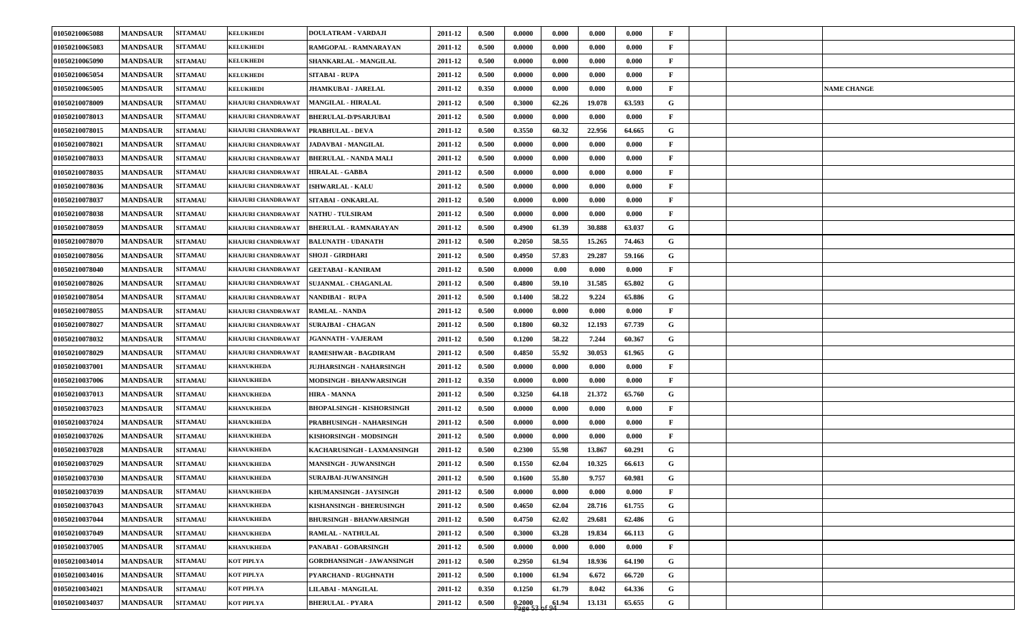| | | | | | | | | | | | | | | | |
|---|---|---|---|---|---|---|---|---|---|---|---|---|---|---|---|
| 01050210065088 | MANDSAUR | SITAMAU | KELUKHEDI | DOULATRAM - VARDAJI | 2011-12 | 0.500 | 0.0000 | 0.000 | 0.000 | 0.000 | F | | | | |
| 01050210065083 | MANDSAUR | SITAMAU | KELUKHEDI | RAMGOPAL - RAMNARAYAN | 2011-12 | 0.500 | 0.0000 | 0.000 | 0.000 | 0.000 | F | | | | |
| 01050210065090 | MANDSAUR | SITAMAU | KELUKHEDI | SHANKARLAL - MANGILAL | 2011-12 | 0.500 | 0.0000 | 0.000 | 0.000 | 0.000 | F | | | | |
| 01050210065054 | MANDSAUR | SITAMAU | KELUKHEDI | SITABAI - RUPA | 2011-12 | 0.500 | 0.0000 | 0.000 | 0.000 | 0.000 | F | | | | |
| 01050210065005 | MANDSAUR | SITAMAU | KELUKHEDI | JHAMKUBAI - JARELAL | 2011-12 | 0.350 | 0.0000 | 0.000 | 0.000 | 0.000 | F | | | | NAME CHANGE |
| 01050210078009 | MANDSAUR | SITAMAU | KHAJURI CHANDRAWAT | MANGILAL - HIRALAL | 2011-12 | 0.500 | 0.3000 | 62.26 | 19.078 | 63.593 | G | | | | |
| 01050210078013 | MANDSAUR | SITAMAU | KHAJURI CHANDRAWAT | BHERULAL-D/PSARJUBAI | 2011-12 | 0.500 | 0.0000 | 0.000 | 0.000 | 0.000 | F | | | | |
| 01050210078015 | MANDSAUR | SITAMAU | KHAJURI CHANDRAWAT | PRABHULAL - DEVA | 2011-12 | 0.500 | 0.3550 | 60.32 | 22.956 | 64.665 | G | | | | |
| 01050210078021 | MANDSAUR | SITAMAU | KHAJURI CHANDRAWAT | JADAVBAI - MANGILAL | 2011-12 | 0.500 | 0.0000 | 0.000 | 0.000 | 0.000 | F | | | | |
| 01050210078033 | MANDSAUR | SITAMAU | KHAJURI CHANDRAWAT | BHERULAL - NANDA MALI | 2011-12 | 0.500 | 0.0000 | 0.000 | 0.000 | 0.000 | F | | | | |
| 01050210078035 | MANDSAUR | SITAMAU | KHAJURI CHANDRAWAT | HIRALAL - GABBA | 2011-12 | 0.500 | 0.0000 | 0.000 | 0.000 | 0.000 | F | | | | |
| 01050210078036 | MANDSAUR | SITAMAU | KHAJURI CHANDRAWAT | ISHWARLAL - KALU | 2011-12 | 0.500 | 0.0000 | 0.000 | 0.000 | 0.000 | F | | | | |
| 01050210078037 | MANDSAUR | SITAMAU | KHAJURI CHANDRAWAT | SITABAI - ONKARLAL | 2011-12 | 0.500 | 0.0000 | 0.000 | 0.000 | 0.000 | F | | | | |
| 01050210078038 | MANDSAUR | SITAMAU | KHAJURI CHANDRAWAT | NATHU - TULSIRAM | 2011-12 | 0.500 | 0.0000 | 0.000 | 0.000 | 0.000 | F | | | | |
| 01050210078059 | MANDSAUR | SITAMAU | KHAJURI CHANDRAWAT | BHERULAL - RAMNARAYAN | 2011-12 | 0.500 | 0.4900 | 61.39 | 30.888 | 63.037 | G | | | | |
| 01050210078070 | MANDSAUR | SITAMAU | KHAJURI CHANDRAWAT | BALUNATH - UDANATH | 2011-12 | 0.500 | 0.2050 | 58.55 | 15.265 | 74.463 | G | | | | |
| 01050210078056 | MANDSAUR | SITAMAU | KHAJURI CHANDRAWAT | SHOJI - GIRDHARI | 2011-12 | 0.500 | 0.4950 | 57.83 | 29.287 | 59.166 | G | | | | |
| 01050210078040 | MANDSAUR | SITAMAU | KHAJURI CHANDRAWAT | GEETABAI - KANIRAM | 2011-12 | 0.500 | 0.0000 | 0.00 | 0.000 | 0.000 | F | | | | |
| 01050210078026 | MANDSAUR | SITAMAU | KHAJURI CHANDRAWAT | SUJANMAL - CHAGANLAL | 2011-12 | 0.500 | 0.4800 | 59.10 | 31.585 | 65.802 | G | | | | |
| 01050210078054 | MANDSAUR | SITAMAU | KHAJURI CHANDRAWAT | NANDIBAI - RUPA | 2011-12 | 0.500 | 0.1400 | 58.22 | 9.224 | 65.886 | G | | | | |
| 01050210078055 | MANDSAUR | SITAMAU | KHAJURI CHANDRAWAT | RAMLAL - NANDA | 2011-12 | 0.500 | 0.0000 | 0.000 | 0.000 | 0.000 | F | | | | |
| 01050210078027 | MANDSAUR | SITAMAU | KHAJURI CHANDRAWAT | SURAJBAI - CHAGAN | 2011-12 | 0.500 | 0.1800 | 60.32 | 12.193 | 67.739 | G | | | | |
| 01050210078032 | MANDSAUR | SITAMAU | KHAJURI CHANDRAWAT | JGANNATH - VAJERAM | 2011-12 | 0.500 | 0.1200 | 58.22 | 7.244 | 60.367 | G | | | | |
| 01050210078029 | MANDSAUR | SITAMAU | KHAJURI CHANDRAWAT | RAMESHWAR - BAGDIRAM | 2011-12 | 0.500 | 0.4850 | 55.92 | 30.053 | 61.965 | G | | | | |
| 01050210037001 | MANDSAUR | SITAMAU | KHANUKHEDA | JUJHARSINGH - NAHARSINGH | 2011-12 | 0.500 | 0.0000 | 0.000 | 0.000 | 0.000 | F | | | | |
| 01050210037006 | MANDSAUR | SITAMAU | KHANUKHEDA | MODSINGH - BHANWARSINGH | 2011-12 | 0.350 | 0.0000 | 0.000 | 0.000 | 0.000 | F | | | | |
| 01050210037013 | MANDSAUR | SITAMAU | KHANUKHEDA | HIRA - MANNA | 2011-12 | 0.500 | 0.3250 | 64.18 | 21.372 | 65.760 | G | | | | |
| 01050210037023 | MANDSAUR | SITAMAU | KHANUKHEDA | BHOPALSINGH - KISHORSINGH | 2011-12 | 0.500 | 0.0000 | 0.000 | 0.000 | 0.000 | F | | | | |
| 01050210037024 | MANDSAUR | SITAMAU | KHANUKHEDA | PRABHUSINGH - NAHARSINGH | 2011-12 | 0.500 | 0.0000 | 0.000 | 0.000 | 0.000 | F | | | | |
| 01050210037026 | MANDSAUR | SITAMAU | KHANUKHEDA | KISHORSINGH - MODSINGH | 2011-12 | 0.500 | 0.0000 | 0.000 | 0.000 | 0.000 | F | | | | |
| 01050210037028 | MANDSAUR | SITAMAU | KHANUKHEDA | KACHARUSINGH - LAXMANSINGH | 2011-12 | 0.500 | 0.2300 | 55.98 | 13.867 | 60.291 | G | | | | |
| 01050210037029 | MANDSAUR | SITAMAU | KHANUKHEDA | MANSINGH - JUWANSINGH | 2011-12 | 0.500 | 0.1550 | 62.04 | 10.325 | 66.613 | G | | | | |
| 01050210037030 | MANDSAUR | SITAMAU | KHANUKHEDA | SURAJBAI-JUWANSINGH | 2011-12 | 0.500 | 0.1600 | 55.80 | 9.757 | 60.981 | G | | | | |
| 01050210037039 | MANDSAUR | SITAMAU | KHANUKHEDA | KHUMANSINGH - JAYSINGH | 2011-12 | 0.500 | 0.0000 | 0.000 | 0.000 | 0.000 | F | | | | |
| 01050210037043 | MANDSAUR | SITAMAU | KHANUKHEDA | KISHANSINGH - BHERUSINGH | 2011-12 | 0.500 | 0.4650 | 62.04 | 28.716 | 61.755 | G | | | | |
| 01050210037044 | MANDSAUR | SITAMAU | KHANUKHEDA | BHURSINGH - BHANWARSINGH | 2011-12 | 0.500 | 0.4750 | 62.02 | 29.681 | 62.486 | G | | | | |
| 01050210037049 | MANDSAUR | SITAMAU | KHANUKHEDA | RAMLAL - NATHULAL | 2011-12 | 0.500 | 0.3000 | 63.28 | 19.834 | 66.113 | G | | | | |
| 01050210037005 | MANDSAUR | SITAMAU | KHANUKHEDA | PANABAI - GOBARSINGH | 2011-12 | 0.500 | 0.0000 | 0.000 | 0.000 | 0.000 | F | | | | |
| 01050210034014 | MANDSAUR | SITAMAU | KOT PIPLYA | GORDHANSINGH - JAWANSINGH | 2011-12 | 0.500 | 0.2950 | 61.94 | 18.936 | 64.190 | G | | | | |
| 01050210034016 | MANDSAUR | SITAMAU | KOT PIPLYA | PYARCHAND - RUGHNATH | 2011-12 | 0.500 | 0.1000 | 61.94 | 6.672 | 66.720 | G | | | | |
| 01050210034021 | MANDSAUR | SITAMAU | KOT PIPLYA | LILABAI - MANGILAL | 2011-12 | 0.350 | 0.1250 | 61.79 | 8.042 | 64.336 | G | | | | |
| 01050210034037 | MANDSAUR | SITAMAU | KOT PIPLYA | BHERULAL - PYARA | 2011-12 | 0.500 | 0.2000 | 61.94 | 13.131 | 65.655 | G | | | | |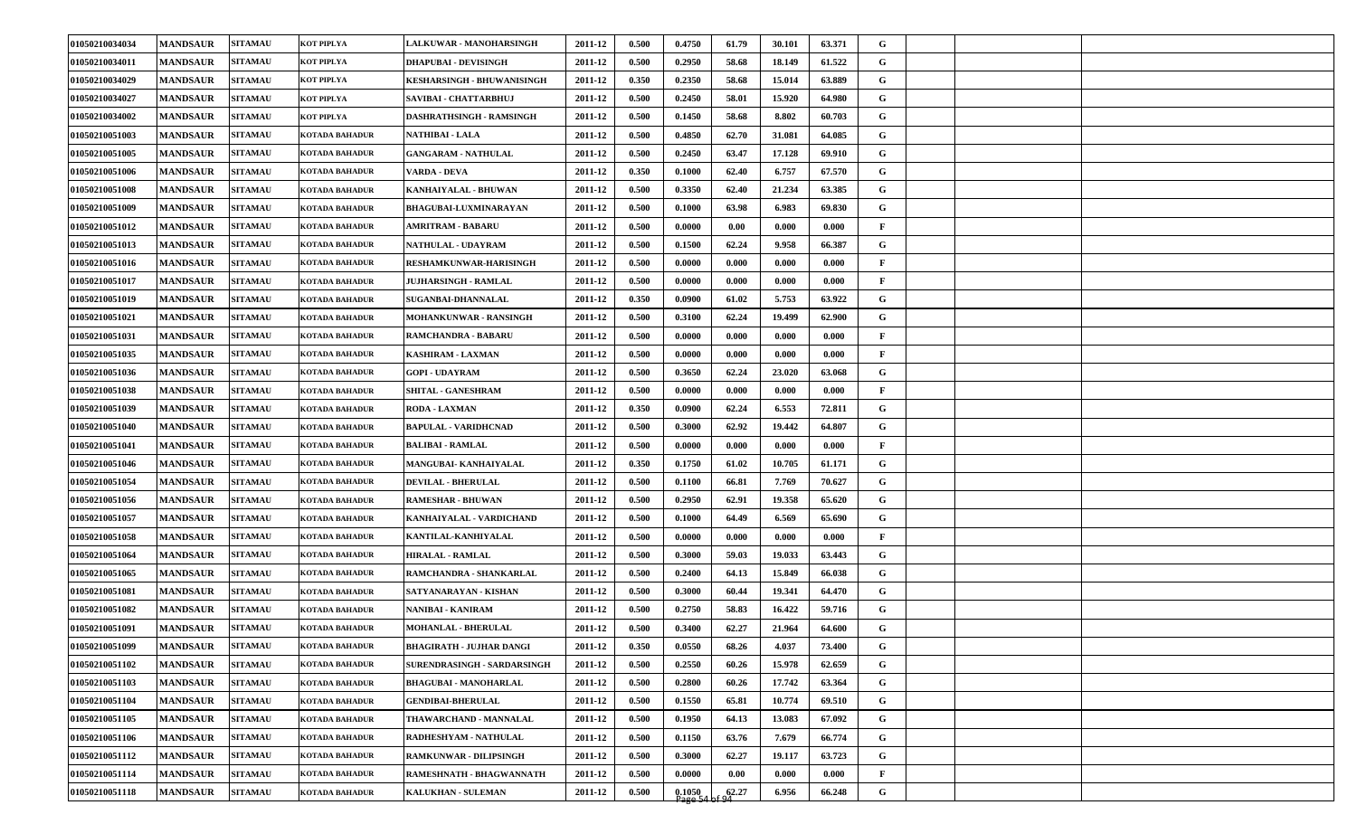| | | | | | | | | | | | | | | |
|---|---|---|---|---|---|---|---|---|---|---|---|---|---|---|
| 01050210034034 | MANDSAUR | SITAMAU | KOT PIPLYA | LALKUWAR - MANOHARSINGH | 2011-12 | 0.500 | 0.4750 | 61.79 | 30.101 | 63.371 | G | | | |
| 01050210034011 | MANDSAUR | SITAMAU | KOT PIPLYA | DHAPUBAI - DEVISINGH | 2011-12 | 0.500 | 0.2950 | 58.68 | 18.149 | 61.522 | G | | | |
| 01050210034029 | MANDSAUR | SITAMAU | KOT PIPLYA | KESHARSINGH - BHUWANISINGH | 2011-12 | 0.350 | 0.2350 | 58.68 | 15.014 | 63.889 | G | | | |
| 01050210034027 | MANDSAUR | SITAMAU | KOT PIPLYA | SAVIBAI - CHATTARBHUJ | 2011-12 | 0.500 | 0.2450 | 58.01 | 15.920 | 64.980 | G | | | |
| 01050210034002 | MANDSAUR | SITAMAU | KOT PIPLYA | DASHRATHSINGH - RAMSINGH | 2011-12 | 0.500 | 0.1450 | 58.68 | 8.802 | 60.703 | G | | | |
| 01050210051003 | MANDSAUR | SITAMAU | KOTADA BAHADUR | NATHIBAI - LALA | 2011-12 | 0.500 | 0.4850 | 62.70 | 31.081 | 64.085 | G | | | |
| 01050210051005 | MANDSAUR | SITAMAU | KOTADA BAHADUR | GANGARAM - NATHULAL | 2011-12 | 0.500 | 0.2450 | 63.47 | 17.128 | 69.910 | G | | | |
| 01050210051006 | MANDSAUR | SITAMAU | KOTADA BAHADUR | VARDA - DEVA | 2011-12 | 0.350 | 0.1000 | 62.40 | 6.757 | 67.570 | G | | | |
| 01050210051008 | MANDSAUR | SITAMAU | KOTADA BAHADUR | KANHAIYALAL - BHUWAN | 2011-12 | 0.500 | 0.3350 | 62.40 | 21.234 | 63.385 | G | | | |
| 01050210051009 | MANDSAUR | SITAMAU | KOTADA BAHADUR | BHAGUBAI-LUXMINARAYAN | 2011-12 | 0.500 | 0.1000 | 63.98 | 6.983 | 69.830 | G | | | |
| 01050210051012 | MANDSAUR | SITAMAU | KOTADA BAHADUR | AMRITRAM - BABARU | 2011-12 | 0.500 | 0.0000 | 0.00 | 0.000 | 0.000 | F | | | |
| 01050210051013 | MANDSAUR | SITAMAU | KOTADA BAHADUR | NATHULAL - UDAYRAM | 2011-12 | 0.500 | 0.1500 | 62.24 | 9.958 | 66.387 | G | | | |
| 01050210051016 | MANDSAUR | SITAMAU | KOTADA BAHADUR | RESHAMKUNWAR-HARISINGH | 2011-12 | 0.500 | 0.0000 | 0.000 | 0.000 | 0.000 | F | | | |
| 01050210051017 | MANDSAUR | SITAMAU | KOTADA BAHADUR | JUJHARSINGH - RAMLAL | 2011-12 | 0.500 | 0.0000 | 0.000 | 0.000 | 0.000 | F | | | |
| 01050210051019 | MANDSAUR | SITAMAU | KOTADA BAHADUR | SUGANBAI-DHANNALAL | 2011-12 | 0.350 | 0.0900 | 61.02 | 5.753 | 63.922 | G | | | |
| 01050210051021 | MANDSAUR | SITAMAU | KOTADA BAHADUR | MOHANKUNWAR - RANSINGH | 2011-12 | 0.500 | 0.3100 | 62.24 | 19.499 | 62.900 | G | | | |
| 01050210051031 | MANDSAUR | SITAMAU | KOTADA BAHADUR | RAMCHANDRA - BABARU | 2011-12 | 0.500 | 0.0000 | 0.000 | 0.000 | 0.000 | F | | | |
| 01050210051035 | MANDSAUR | SITAMAU | KOTADA BAHADUR | KASHIRAM - LAXMAN | 2011-12 | 0.500 | 0.0000 | 0.000 | 0.000 | 0.000 | F | | | |
| 01050210051036 | MANDSAUR | SITAMAU | KOTADA BAHADUR | GOPI - UDAYRAM | 2011-12 | 0.500 | 0.3650 | 62.24 | 23.020 | 63.068 | G | | | |
| 01050210051038 | MANDSAUR | SITAMAU | KOTADA BAHADUR | SHITAL - GANESHRAM | 2011-12 | 0.500 | 0.0000 | 0.000 | 0.000 | 0.000 | F | | | |
| 01050210051039 | MANDSAUR | SITAMAU | KOTADA BAHADUR | RODA - LAXMAN | 2011-12 | 0.350 | 0.0900 | 62.24 | 6.553 | 72.811 | G | | | |
| 01050210051040 | MANDSAUR | SITAMAU | KOTADA BAHADUR | BAPULAL - VARIDHCNAD | 2011-12 | 0.500 | 0.3000 | 62.92 | 19.442 | 64.807 | G | | | |
| 01050210051041 | MANDSAUR | SITAMAU | KOTADA BAHADUR | BALIBAI - RAMLAL | 2011-12 | 0.500 | 0.0000 | 0.000 | 0.000 | 0.000 | F | | | |
| 01050210051046 | MANDSAUR | SITAMAU | KOTADA BAHADUR | MANGUBAI- KANHAIYALAL | 2011-12 | 0.350 | 0.1750 | 61.02 | 10.705 | 61.171 | G | | | |
| 01050210051054 | MANDSAUR | SITAMAU | KOTADA BAHADUR | DEVILAL - BHERULAL | 2011-12 | 0.500 | 0.1100 | 66.81 | 7.769 | 70.627 | G | | | |
| 01050210051056 | MANDSAUR | SITAMAU | KOTADA BAHADUR | RAMESHAR - BHUWAN | 2011-12 | 0.500 | 0.2950 | 62.91 | 19.358 | 65.620 | G | | | |
| 01050210051057 | MANDSAUR | SITAMAU | KOTADA BAHADUR | KANHAIYALAL - VARDICHAND | 2011-12 | 0.500 | 0.1000 | 64.49 | 6.569 | 65.690 | G | | | |
| 01050210051058 | MANDSAUR | SITAMAU | KOTADA BAHADUR | KANTILAL-KANHIYALAL | 2011-12 | 0.500 | 0.0000 | 0.000 | 0.000 | 0.000 | F | | | |
| 01050210051064 | MANDSAUR | SITAMAU | KOTADA BAHADUR | HIRALAL - RAMLAL | 2011-12 | 0.500 | 0.3000 | 59.03 | 19.033 | 63.443 | G | | | |
| 01050210051065 | MANDSAUR | SITAMAU | KOTADA BAHADUR | RAMCHANDRA - SHANKARLAL | 2011-12 | 0.500 | 0.2400 | 64.13 | 15.849 | 66.038 | G | | | |
| 01050210051081 | MANDSAUR | SITAMAU | KOTADA BAHADUR | SATYANARAYAN - KISHAN | 2011-12 | 0.500 | 0.3000 | 60.44 | 19.341 | 64.470 | G | | | |
| 01050210051082 | MANDSAUR | SITAMAU | KOTADA BAHADUR | NANIBAI - KANIRAM | 2011-12 | 0.500 | 0.2750 | 58.83 | 16.422 | 59.716 | G | | | |
| 01050210051091 | MANDSAUR | SITAMAU | KOTADA BAHADUR | MOHANLAL - BHERULAL | 2011-12 | 0.500 | 0.3400 | 62.27 | 21.964 | 64.600 | G | | | |
| 01050210051099 | MANDSAUR | SITAMAU | KOTADA BAHADUR | BHAGIRATH - JUJHAR DANGI | 2011-12 | 0.350 | 0.0550 | 68.26 | 4.037 | 73.400 | G | | | |
| 01050210051102 | MANDSAUR | SITAMAU | KOTADA BAHADUR | SURENDRASINGH - SARDARSINGH | 2011-12 | 0.500 | 0.2550 | 60.26 | 15.978 | 62.659 | G | | | |
| 01050210051103 | MANDSAUR | SITAMAU | KOTADA BAHADUR | BHAGUBAI - MANOHARLAL | 2011-12 | 0.500 | 0.2800 | 60.26 | 17.742 | 63.364 | G | | | |
| 01050210051104 | MANDSAUR | SITAMAU | KOTADA BAHADUR | GENDIBAI-BHERULAL | 2011-12 | 0.500 | 0.1550 | 65.81 | 10.774 | 69.510 | G | | | |
| 01050210051105 | MANDSAUR | SITAMAU | KOTADA BAHADUR | THAWARCHAND - MANNALAL | 2011-12 | 0.500 | 0.1950 | 64.13 | 13.083 | 67.092 | G | | | |
| 01050210051106 | MANDSAUR | SITAMAU | KOTADA BAHADUR | RADHESHYAM - NATHULAL | 2011-12 | 0.500 | 0.1150 | 63.76 | 7.679 | 66.774 | G | | | |
| 01050210051112 | MANDSAUR | SITAMAU | KOTADA BAHADUR | RAMKUNWAR - DILIPSINGH | 2011-12 | 0.500 | 0.3000 | 62.27 | 19.117 | 63.723 | G | | | |
| 01050210051114 | MANDSAUR | SITAMAU | KOTADA BAHADUR | RAMESHNATH - BHAGWANNATH | 2011-12 | 0.500 | 0.0000 | 0.00 | 0.000 | 0.000 | F | | | |
| 01050210051118 | MANDSAUR | SITAMAU | KOTADA BAHADUR | KALUKHAN - SULEMAN | 2011-12 | 0.500 | 0.1050 | 62.27 | 6.956 | 66.248 | G | | | |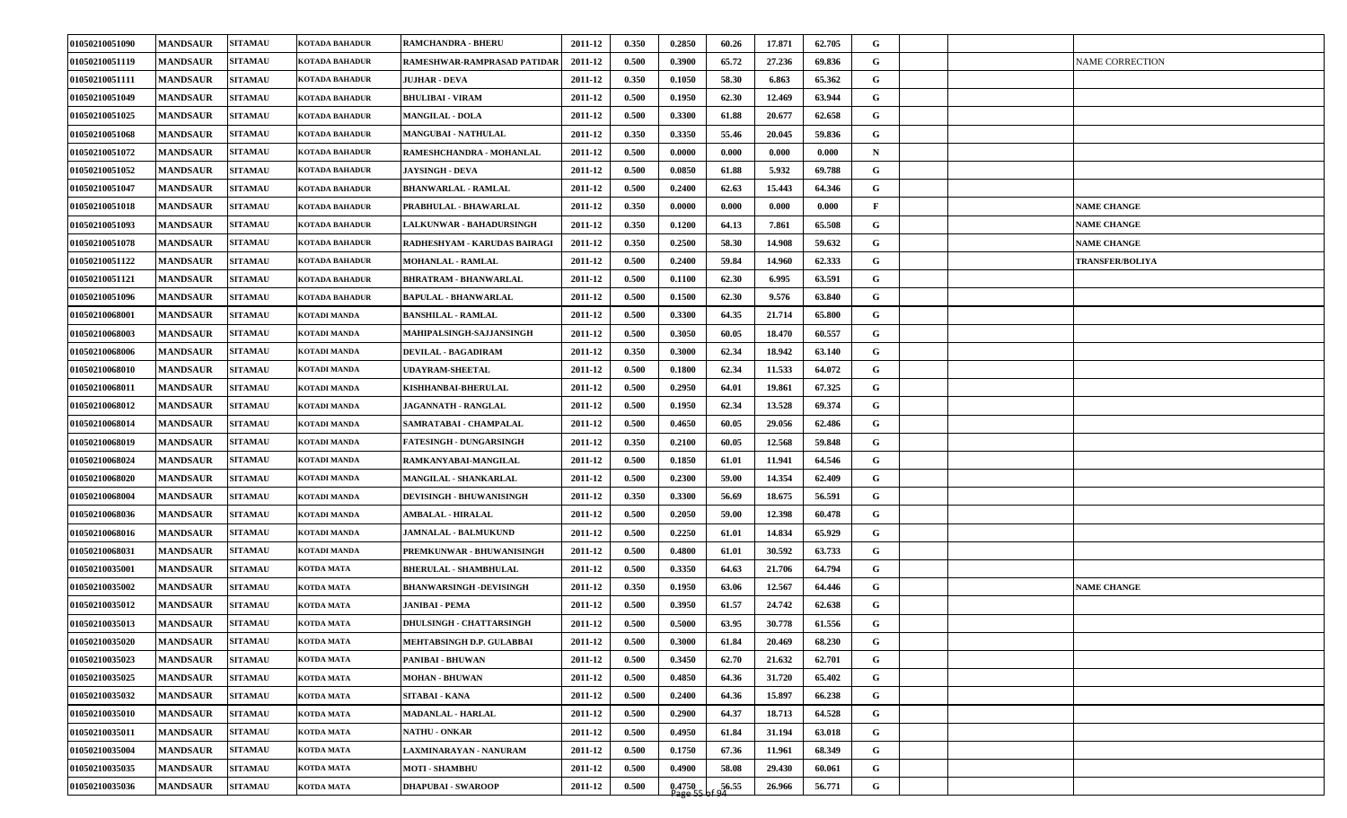| | | | | | | | | | | | | | | |
|---|---|---|---|---|---|---|---|---|---|---|---|---|---|---|
| 01050210051090 | MANDSAUR | SITAMAU | KOTADA BAHADUR | RAMCHANDRA - BHERU | 2011-12 | 0.350 | 0.2850 | 60.26 | 17.871 | 62.705 | G | | | |
| 01050210051119 | MANDSAUR | SITAMAU | KOTADA BAHADUR | RAMESHWAR-RAMPRASAD PATIDAR | 2011-12 | 0.500 | 0.3900 | 65.72 | 27.236 | 69.836 | G | | | NAME CORRECTION |
| 01050210051111 | MANDSAUR | SITAMAU | KOTADA BAHADUR | JUJHAR - DEVA | 2011-12 | 0.350 | 0.1050 | 58.30 | 6.863 | 65.362 | G | | | |
| 01050210051049 | MANDSAUR | SITAMAU | KOTADA BAHADUR | BHULIBAI - VIRAM | 2011-12 | 0.500 | 0.1950 | 62.30 | 12.469 | 63.944 | G | | | |
| 01050210051025 | MANDSAUR | SITAMAU | KOTADA BAHADUR | MANGILAL - DOLA | 2011-12 | 0.500 | 0.3300 | 61.88 | 20.677 | 62.658 | G | | | |
| 01050210051068 | MANDSAUR | SITAMAU | KOTADA BAHADUR | MANGUBAI - NATHULAL | 2011-12 | 0.350 | 0.3350 | 55.46 | 20.045 | 59.836 | G | | | |
| 01050210051072 | MANDSAUR | SITAMAU | KOTADA BAHADUR | RAMESHCHANDRA - MOHANLAL | 2011-12 | 0.500 | 0.0000 | 0.000 | 0.000 | 0.000 | N | | | |
| 01050210051052 | MANDSAUR | SITAMAU | KOTADA BAHADUR | JAYSINGH - DEVA | 2011-12 | 0.500 | 0.0850 | 61.88 | 5.932 | 69.788 | G | | | |
| 01050210051047 | MANDSAUR | SITAMAU | KOTADA BAHADUR | BHANWARLAL - RAMLAL | 2011-12 | 0.500 | 0.2400 | 62.63 | 15.443 | 64.346 | G | | | |
| 01050210051018 | MANDSAUR | SITAMAU | KOTADA BAHADUR | PRABHULAL - BHAWARLAL | 2011-12 | 0.350 | 0.0000 | 0.000 | 0.000 | 0.000 | F | | | NAME CHANGE |
| 01050210051093 | MANDSAUR | SITAMAU | KOTADA BAHADUR | LALKUNWAR - BAHADURSINGH | 2011-12 | 0.350 | 0.1200 | 64.13 | 7.861 | 65.508 | G | | | NAME CHANGE |
| 01050210051078 | MANDSAUR | SITAMAU | KOTADA BAHADUR | RADHESHYAM - KARUDAS BAIRAGI | 2011-12 | 0.350 | 0.2500 | 58.30 | 14.908 | 59.632 | G | | | NAME CHANGE |
| 01050210051122 | MANDSAUR | SITAMAU | KOTADA BAHADUR | MOHANLAL - RAMLAL | 2011-12 | 0.500 | 0.2400 | 59.84 | 14.960 | 62.333 | G | | | TRANSFER/BOLIYA |
| 01050210051121 | MANDSAUR | SITAMAU | KOTADA BAHADUR | BHRATRAM - BHANWARLAL | 2011-12 | 0.500 | 0.1100 | 62.30 | 6.995 | 63.591 | G | | | |
| 01050210051096 | MANDSAUR | SITAMAU | KOTADA BAHADUR | BAPULAL - BHANWARLAL | 2011-12 | 0.500 | 0.1500 | 62.30 | 9.576 | 63.840 | G | | | |
| 01050210068001 | MANDSAUR | SITAMAU | KOTADI MANDA | BANSHILAL - RAMLAL | 2011-12 | 0.500 | 0.3300 | 64.35 | 21.714 | 65.800 | G | | | |
| 01050210068003 | MANDSAUR | SITAMAU | KOTADI MANDA | MAHIPALSINGH-SAJJANSINGH | 2011-12 | 0.500 | 0.3050 | 60.05 | 18.470 | 60.557 | G | | | |
| 01050210068006 | MANDSAUR | SITAMAU | KOTADI MANDA | DEVILAL - BAGADIRAM | 2011-12 | 0.350 | 0.3000 | 62.34 | 18.942 | 63.140 | G | | | |
| 01050210068010 | MANDSAUR | SITAMAU | KOTADI MANDA | UDAYRAM-SHEETAL | 2011-12 | 0.500 | 0.1800 | 62.34 | 11.533 | 64.072 | G | | | |
| 01050210068011 | MANDSAUR | SITAMAU | KOTADI MANDA | KISHHANBAI-BHERULAL | 2011-12 | 0.500 | 0.2950 | 64.01 | 19.861 | 67.325 | G | | | |
| 01050210068012 | MANDSAUR | SITAMAU | KOTADI MANDA | JAGANNATH - RANGLAL | 2011-12 | 0.500 | 0.1950 | 62.34 | 13.528 | 69.374 | G | | | |
| 01050210068014 | MANDSAUR | SITAMAU | KOTADI MANDA | SAMRATABAI - CHAMPALAL | 2011-12 | 0.500 | 0.4650 | 60.05 | 29.056 | 62.486 | G | | | |
| 01050210068019 | MANDSAUR | SITAMAU | KOTADI MANDA | FATESINGH - DUNGARSINGH | 2011-12 | 0.350 | 0.2100 | 60.05 | 12.568 | 59.848 | G | | | |
| 01050210068024 | MANDSAUR | SITAMAU | KOTADI MANDA | RAMKANYABAI-MANGILAL | 2011-12 | 0.500 | 0.1850 | 61.01 | 11.941 | 64.546 | G | | | |
| 01050210068020 | MANDSAUR | SITAMAU | KOTADI MANDA | MANGILAL - SHANKARLAL | 2011-12 | 0.500 | 0.2300 | 59.00 | 14.354 | 62.409 | G | | | |
| 01050210068004 | MANDSAUR | SITAMAU | KOTADI MANDA | DEVISINGH - BHUWANISINGH | 2011-12 | 0.350 | 0.3300 | 56.69 | 18.675 | 56.591 | G | | | |
| 01050210068036 | MANDSAUR | SITAMAU | KOTADI MANDA | AMBALAL - HIRALAL | 2011-12 | 0.500 | 0.2050 | 59.00 | 12.398 | 60.478 | G | | | |
| 01050210068016 | MANDSAUR | SITAMAU | KOTADI MANDA | JAMNALAL - BALMUKUND | 2011-12 | 0.500 | 0.2250 | 61.01 | 14.834 | 65.929 | G | | | |
| 01050210068031 | MANDSAUR | SITAMAU | KOTADI MANDA | PREMKUNWAR - BHUWANISINGH | 2011-12 | 0.500 | 0.4800 | 61.01 | 30.592 | 63.733 | G | | | |
| 01050210035001 | MANDSAUR | SITAMAU | KOTDA MATA | BHERULAL - SHAMBHULAL | 2011-12 | 0.500 | 0.3350 | 64.63 | 21.706 | 64.794 | G | | | |
| 01050210035002 | MANDSAUR | SITAMAU | KOTDA MATA | BHANWARSINGH -DEVISINGH | 2011-12 | 0.350 | 0.1950 | 63.06 | 12.567 | 64.446 | G | | | NAME CHANGE |
| 01050210035012 | MANDSAUR | SITAMAU | KOTDA MATA | JANIBAI - PEMA | 2011-12 | 0.500 | 0.3950 | 61.57 | 24.742 | 62.638 | G | | | |
| 01050210035013 | MANDSAUR | SITAMAU | KOTDA MATA | DHULSINGH - CHATTARSINGH | 2011-12 | 0.500 | 0.5000 | 63.95 | 30.778 | 61.556 | G | | | |
| 01050210035020 | MANDSAUR | SITAMAU | KOTDA MATA | MEHTABSINGH D.P. GULABBAI | 2011-12 | 0.500 | 0.3000 | 61.84 | 20.469 | 68.230 | G | | | |
| 01050210035023 | MANDSAUR | SITAMAU | KOTDA MATA | PANIBAI - BHUWAN | 2011-12 | 0.500 | 0.3450 | 62.70 | 21.632 | 62.701 | G | | | |
| 01050210035025 | MANDSAUR | SITAMAU | KOTDA MATA | MOHAN - BHUWAN | 2011-12 | 0.500 | 0.4850 | 64.36 | 31.720 | 65.402 | G | | | |
| 01050210035032 | MANDSAUR | SITAMAU | KOTDA MATA | SITABAI - KANA | 2011-12 | 0.500 | 0.2400 | 64.36 | 15.897 | 66.238 | G | | | |
| 01050210035010 | MANDSAUR | SITAMAU | KOTDA MATA | MADANLAL - HARLAL | 2011-12 | 0.500 | 0.2900 | 64.37 | 18.713 | 64.528 | G | | | |
| 01050210035011 | MANDSAUR | SITAMAU | KOTDA MATA | NATHU - ONKAR | 2011-12 | 0.500 | 0.4950 | 61.84 | 31.194 | 63.018 | G | | | |
| 01050210035004 | MANDSAUR | SITAMAU | KOTDA MATA | LAXMINARAYAN - NANURAM | 2011-12 | 0.500 | 0.1750 | 67.36 | 11.961 | 68.349 | G | | | |
| 01050210035035 | MANDSAUR | SITAMAU | KOTDA MATA | MOTI - SHAMBHU | 2011-12 | 0.500 | 0.4900 | 58.08 | 29.430 | 60.061 | G | | | |
| 01050210035036 | MANDSAUR | SITAMAU | KOTDA MATA | DHAPUBAI - SWAROOP | 2011-12 | 0.500 | 0.4750 | 56.55 | 26.966 | 56.771 | G | | | |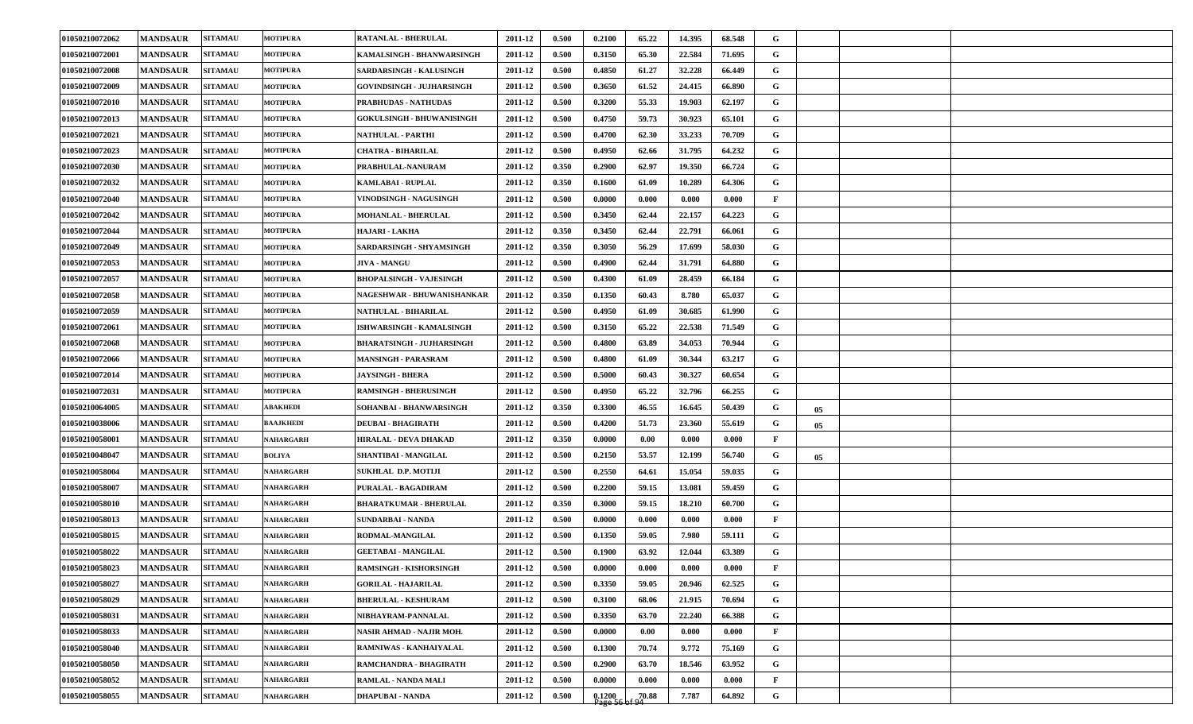| | | | | | | | | | | | | | | | |
|---|---|---|---|---|---|---|---|---|---|---|---|---|---|---|---|
| 01050210072062 | MANDSAUR | SITAMAU | MOTIPURA | RATANLAL - BHERULAL | 2011-12 | 0.500 | 0.2100 | 65.22 | 14.395 | 68.548 | G | | | | |
| 01050210072001 | MANDSAUR | SITAMAU | MOTIPURA | KAMALSINGH - BHANWARSINGH | 2011-12 | 0.500 | 0.3150 | 65.30 | 22.584 | 71.695 | G | | | | |
| 01050210072008 | MANDSAUR | SITAMAU | MOTIPURA | SARDARSINGH - KALUSINGH | 2011-12 | 0.500 | 0.4850 | 61.27 | 32.228 | 66.449 | G | | | | |
| 01050210072009 | MANDSAUR | SITAMAU | MOTIPURA | GOVINDSINGH - JUJHARSINGH | 2011-12 | 0.500 | 0.3650 | 61.52 | 24.415 | 66.890 | G | | | | |
| 01050210072010 | MANDSAUR | SITAMAU | MOTIPURA | PRABHUDAS - NATHUDAS | 2011-12 | 0.500 | 0.3200 | 55.33 | 19.903 | 62.197 | G | | | | |
| 01050210072013 | MANDSAUR | SITAMAU | MOTIPURA | GOKULSINGH - BHUWANISINGH | 2011-12 | 0.500 | 0.4750 | 59.73 | 30.923 | 65.101 | G | | | | |
| 01050210072021 | MANDSAUR | SITAMAU | MOTIPURA | NATHULAL - PARTHI | 2011-12 | 0.500 | 0.4700 | 62.30 | 33.233 | 70.709 | G | | | | |
| 01050210072023 | MANDSAUR | SITAMAU | MOTIPURA | CHATRA - BIHARILAL | 2011-12 | 0.500 | 0.4950 | 62.66 | 31.795 | 64.232 | G | | | | |
| 01050210072030 | MANDSAUR | SITAMAU | MOTIPURA | PRABHULAL-NANURAM | 2011-12 | 0.350 | 0.2900 | 62.97 | 19.350 | 66.724 | G | | | | |
| 01050210072032 | MANDSAUR | SITAMAU | MOTIPURA | KAMLABAI - RUPLAL | 2011-12 | 0.350 | 0.1600 | 61.09 | 10.289 | 64.306 | G | | | | |
| 01050210072040 | MANDSAUR | SITAMAU | MOTIPURA | VINODSINGH - NAGUSINGH | 2011-12 | 0.500 | 0.0000 | 0.000 | 0.000 | 0.000 | F | | | | |
| 01050210072042 | MANDSAUR | SITAMAU | MOTIPURA | MOHANLAL - BHERULAL | 2011-12 | 0.500 | 0.3450 | 62.44 | 22.157 | 64.223 | G | | | | |
| 01050210072044 | MANDSAUR | SITAMAU | MOTIPURA | HAJARI - LAKHA | 2011-12 | 0.350 | 0.3450 | 62.44 | 22.791 | 66.061 | G | | | | |
| 01050210072049 | MANDSAUR | SITAMAU | MOTIPURA | SARDARSINGH - SHYAMSINGH | 2011-12 | 0.350 | 0.3050 | 56.29 | 17.699 | 58.030 | G | | | | |
| 01050210072053 | MANDSAUR | SITAMAU | MOTIPURA | JIVA - MANGU | 2011-12 | 0.500 | 0.4900 | 62.44 | 31.791 | 64.880 | G | | | | |
| 01050210072057 | MANDSAUR | SITAMAU | MOTIPURA | BHOPALSINGH - VAJESINGH | 2011-12 | 0.500 | 0.4300 | 61.09 | 28.459 | 66.184 | G | | | | |
| 01050210072058 | MANDSAUR | SITAMAU | MOTIPURA | NAGESHWAR - BHUWANISHANKAR | 2011-12 | 0.350 | 0.1350 | 60.43 | 8.780 | 65.037 | G | | | | |
| 01050210072059 | MANDSAUR | SITAMAU | MOTIPURA | NATHULAL - BIHARILAL | 2011-12 | 0.500 | 0.4950 | 61.09 | 30.685 | 61.990 | G | | | | |
| 01050210072061 | MANDSAUR | SITAMAU | MOTIPURA | ISHWARSINGH - KAMALSINGH | 2011-12 | 0.500 | 0.3150 | 65.22 | 22.538 | 71.549 | G | | | | |
| 01050210072068 | MANDSAUR | SITAMAU | MOTIPURA | BHARATSINGH - JUJHARSINGH | 2011-12 | 0.500 | 0.4800 | 63.89 | 34.053 | 70.944 | G | | | | |
| 01050210072066 | MANDSAUR | SITAMAU | MOTIPURA | MANSINGH - PARASRAM | 2011-12 | 0.500 | 0.4800 | 61.09 | 30.344 | 63.217 | G | | | | |
| 01050210072014 | MANDSAUR | SITAMAU | MOTIPURA | JAYSINGH - BHERA | 2011-12 | 0.500 | 0.5000 | 60.43 | 30.327 | 60.654 | G | | | | |
| 01050210072031 | MANDSAUR | SITAMAU | MOTIPURA | RAMSINGH - BHERUSINGH | 2011-12 | 0.500 | 0.4950 | 65.22 | 32.796 | 66.255 | G | | | | |
| 01050210064005 | MANDSAUR | SITAMAU | ABAKHEDI | SOHANBAI - BHANWARSINGH | 2011-12 | 0.350 | 0.3300 | 46.55 | 16.645 | 50.439 | G | 05 | | | |
| 01050210038006 | MANDSAUR | SITAMAU | BAAJKHEDI | DEUBAI - BHAGIRATH | 2011-12 | 0.500 | 0.4200 | 51.73 | 23.360 | 55.619 | G | 05 | | | |
| 01050210058001 | MANDSAUR | SITAMAU | NAHARGARH | HIRALAL - DEVA DHAKAD | 2011-12 | 0.350 | 0.0000 | 0.00 | 0.000 | 0.000 | F | | | | |
| 01050210048047 | MANDSAUR | SITAMAU | BOLIYA | SHANTIBAI - MANGILAL | 2011-12 | 0.500 | 0.2150 | 53.57 | 12.199 | 56.740 | G | 05 | | | |
| 01050210058004 | MANDSAUR | SITAMAU | NAHARGARH | SUKHLAL D.P. MOTIJI | 2011-12 | 0.500 | 0.2550 | 64.61 | 15.054 | 59.035 | G | | | | |
| 01050210058007 | MANDSAUR | SITAMAU | NAHARGARH | PURALAL - BAGADIRAM | 2011-12 | 0.500 | 0.2200 | 59.15 | 13.081 | 59.459 | G | | | | |
| 01050210058010 | MANDSAUR | SITAMAU | NAHARGARH | BHARATKUMAR - BHERULAL | 2011-12 | 0.350 | 0.3000 | 59.15 | 18.210 | 60.700 | G | | | | |
| 01050210058013 | MANDSAUR | SITAMAU | NAHARGARH | SUNDARBAI - NANDA | 2011-12 | 0.500 | 0.0000 | 0.000 | 0.000 | 0.000 | F | | | | |
| 01050210058015 | MANDSAUR | SITAMAU | NAHARGARH | RODMAL-MANGILAL | 2011-12 | 0.500 | 0.1350 | 59.05 | 7.980 | 59.111 | G | | | | |
| 01050210058022 | MANDSAUR | SITAMAU | NAHARGARH | GEETABAI - MANGILAL | 2011-12 | 0.500 | 0.1900 | 63.92 | 12.044 | 63.389 | G | | | | |
| 01050210058023 | MANDSAUR | SITAMAU | NAHARGARH | RAMSINGH - KISHORSINGH | 2011-12 | 0.500 | 0.0000 | 0.000 | 0.000 | 0.000 | F | | | | |
| 01050210058027 | MANDSAUR | SITAMAU | NAHARGARH | GORILAL - HAJARILAL | 2011-12 | 0.500 | 0.3350 | 59.05 | 20.946 | 62.525 | G | | | | |
| 01050210058029 | MANDSAUR | SITAMAU | NAHARGARH | BHERULAL - KESHURAM | 2011-12 | 0.500 | 0.3100 | 68.06 | 21.915 | 70.694 | G | | | | |
| 01050210058031 | MANDSAUR | SITAMAU | NAHARGARH | NIBHAYRAM-PANNALAL | 2011-12 | 0.500 | 0.3350 | 63.70 | 22.240 | 66.388 | G | | | | |
| 01050210058033 | MANDSAUR | SITAMAU | NAHARGARH | NASIR AHMAD - NAJIR MOH. | 2011-12 | 0.500 | 0.0000 | 0.00 | 0.000 | 0.000 | F | | | | |
| 01050210058040 | MANDSAUR | SITAMAU | NAHARGARH | RAMNIWAS - KANHAIYALAL | 2011-12 | 0.500 | 0.1300 | 70.74 | 9.772 | 75.169 | G | | | | |
| 01050210058050 | MANDSAUR | SITAMAU | NAHARGARH | RAMCHANDRA - BHAGIRATH | 2011-12 | 0.500 | 0.2900 | 63.70 | 18.546 | 63.952 | G | | | | |
| 01050210058052 | MANDSAUR | SITAMAU | NAHARGARH | RAMLAL - NANDA MALI | 2011-12 | 0.500 | 0.0000 | 0.000 | 0.000 | 0.000 | F | | | | |
| 01050210058055 | MANDSAUR | SITAMAU | NAHARGARH | DHAPUBAI - NANDA | 2011-12 | 0.500 | 0.1200 | 70.88 | 7.787 | 64.892 | G | | | | |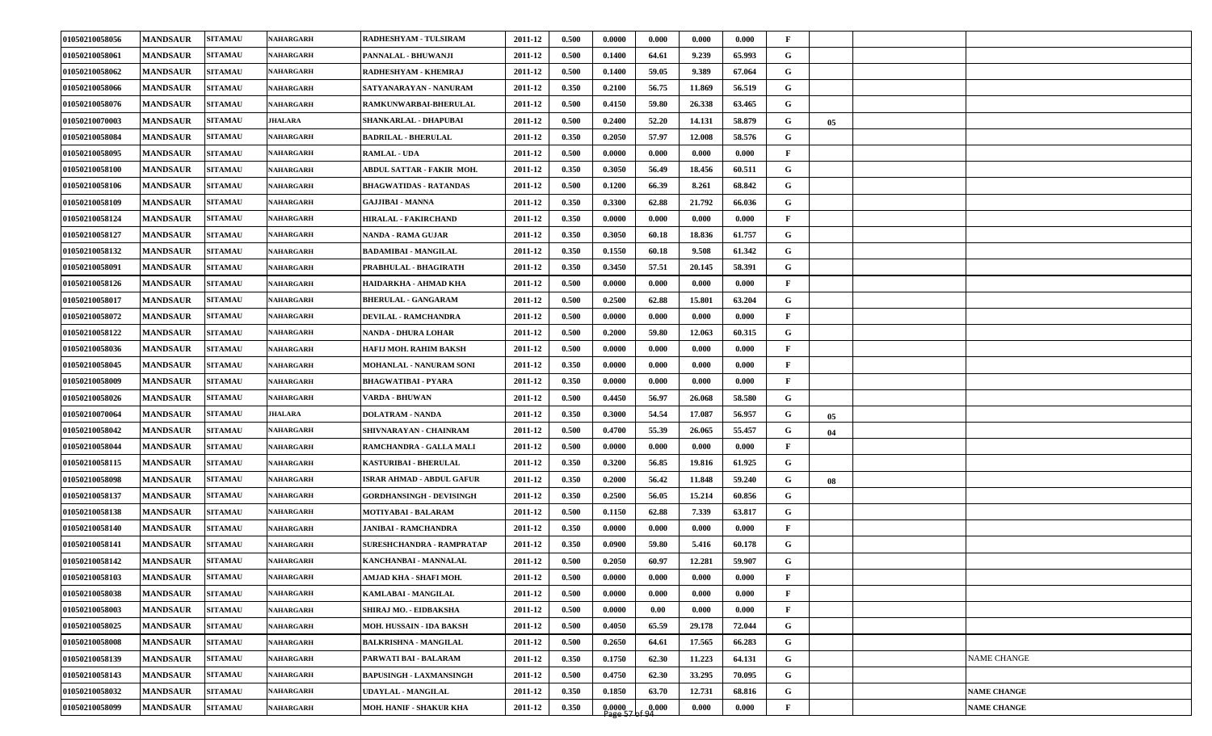| | | | | | | | | | | | | | | |
|---|---|---|---|---|---|---|---|---|---|---|---|---|---|---|
| 01050210058056 | MANDSAUR | SITAMAU | NAHARGARH | RADHESHYAM - TULSIRAM | 2011-12 | 0.500 | 0.0000 | 0.000 | 0.000 | 0.000 | F | | | |
| 01050210058061 | MANDSAUR | SITAMAU | NAHARGARH | PANNALAL - BHUWANJI | 2011-12 | 0.500 | 0.1400 | 64.61 | 9.239 | 65.993 | G | | | |
| 01050210058062 | MANDSAUR | SITAMAU | NAHARGARH | RADHESHYAM - KHEMRAJ | 2011-12 | 0.500 | 0.1400 | 59.05 | 9.389 | 67.064 | G | | | |
| 01050210058066 | MANDSAUR | SITAMAU | NAHARGARH | SATYANARAYAN - NANURAM | 2011-12 | 0.350 | 0.2100 | 56.75 | 11.869 | 56.519 | G | | | |
| 01050210058076 | MANDSAUR | SITAMAU | NAHARGARH | RAMKUNWARBAI-BHERULAL | 2011-12 | 0.500 | 0.4150 | 59.80 | 26.338 | 63.465 | G | | | |
| 01050210070003 | MANDSAUR | SITAMAU | JHALARA | SHANKARLAL - DHAPUBAI | 2011-12 | 0.500 | 0.2400 | 52.20 | 14.131 | 58.879 | G | 05 | | |
| 01050210058084 | MANDSAUR | SITAMAU | NAHARGARH | BADRILAL - BHERULAL | 2011-12 | 0.350 | 0.2050 | 57.97 | 12.008 | 58.576 | G | | | |
| 01050210058095 | MANDSAUR | SITAMAU | NAHARGARH | RAMLAL - UDA | 2011-12 | 0.500 | 0.0000 | 0.000 | 0.000 | 0.000 | F | | | |
| 01050210058100 | MANDSAUR | SITAMAU | NAHARGARH | ABDUL SATTAR - FAKIR MOH. | 2011-12 | 0.350 | 0.3050 | 56.49 | 18.456 | 60.511 | G | | | |
| 01050210058106 | MANDSAUR | SITAMAU | NAHARGARH | BHAGWATIDAS - RATANDAS | 2011-12 | 0.500 | 0.1200 | 66.39 | 8.261 | 68.842 | G | | | |
| 01050210058109 | MANDSAUR | SITAMAU | NAHARGARH | GAJJIBAI - MANNA | 2011-12 | 0.350 | 0.3300 | 62.88 | 21.792 | 66.036 | G | | | |
| 01050210058124 | MANDSAUR | SITAMAU | NAHARGARH | HIRALAL - FAKIRCHAND | 2011-12 | 0.350 | 0.0000 | 0.000 | 0.000 | 0.000 | F | | | |
| 01050210058127 | MANDSAUR | SITAMAU | NAHARGARH | NANDA - RAMA GUJAR | 2011-12 | 0.350 | 0.3050 | 60.18 | 18.836 | 61.757 | G | | | |
| 01050210058132 | MANDSAUR | SITAMAU | NAHARGARH | BADAMIBAI - MANGILAL | 2011-12 | 0.350 | 0.1550 | 60.18 | 9.508 | 61.342 | G | | | |
| 01050210058091 | MANDSAUR | SITAMAU | NAHARGARH | PRABHULAL - BHAGIRATH | 2011-12 | 0.350 | 0.3450 | 57.51 | 20.145 | 58.391 | G | | | |
| 01050210058126 | MANDSAUR | SITAMAU | NAHARGARH | HAIDARKHA - AHMAD KHA | 2011-12 | 0.500 | 0.0000 | 0.000 | 0.000 | 0.000 | F | | | |
| 01050210058017 | MANDSAUR | SITAMAU | NAHARGARH | BHERULAL - GANGARAM | 2011-12 | 0.500 | 0.2500 | 62.88 | 15.801 | 63.204 | G | | | |
| 01050210058072 | MANDSAUR | SITAMAU | NAHARGARH | DEVILAL - RAMCHANDRA | 2011-12 | 0.500 | 0.0000 | 0.000 | 0.000 | 0.000 | F | | | |
| 01050210058122 | MANDSAUR | SITAMAU | NAHARGARH | NANDA - DHURA LOHAR | 2011-12 | 0.500 | 0.2000 | 59.80 | 12.063 | 60.315 | G | | | |
| 01050210058036 | MANDSAUR | SITAMAU | NAHARGARH | HAFIJ MOH. RAHIM BAKSH | 2011-12 | 0.500 | 0.0000 | 0.000 | 0.000 | 0.000 | F | | | |
| 01050210058045 | MANDSAUR | SITAMAU | NAHARGARH | MOHANLAL - NANURAM SONI | 2011-12 | 0.350 | 0.0000 | 0.000 | 0.000 | 0.000 | F | | | |
| 01050210058009 | MANDSAUR | SITAMAU | NAHARGARH | BHAGWATIBAI - PYARA | 2011-12 | 0.350 | 0.0000 | 0.000 | 0.000 | 0.000 | F | | | |
| 01050210058026 | MANDSAUR | SITAMAU | NAHARGARH | VARDA - BHUWAN | 2011-12 | 0.500 | 0.4450 | 56.97 | 26.068 | 58.580 | G | | | |
| 01050210070064 | MANDSAUR | SITAMAU | JHALARA | DOLATRAM - NANDA | 2011-12 | 0.350 | 0.3000 | 54.54 | 17.087 | 56.957 | G | 05 | | |
| 01050210058042 | MANDSAUR | SITAMAU | NAHARGARH | SHIVNARAYAN - CHAINRAM | 2011-12 | 0.500 | 0.4700 | 55.39 | 26.065 | 55.457 | G | 04 | | |
| 01050210058044 | MANDSAUR | SITAMAU | NAHARGARH | RAMCHANDRA - GALLA MALI | 2011-12 | 0.500 | 0.0000 | 0.000 | 0.000 | 0.000 | F | | | |
| 01050210058115 | MANDSAUR | SITAMAU | NAHARGARH | KASTURIBAI - BHERULAL | 2011-12 | 0.350 | 0.3200 | 56.85 | 19.816 | 61.925 | G | | | |
| 01050210058098 | MANDSAUR | SITAMAU | NAHARGARH | ISRAR AHMAD - ABDUL GAFUR | 2011-12 | 0.350 | 0.2000 | 56.42 | 11.848 | 59.240 | G | 08 | | |
| 01050210058137 | MANDSAUR | SITAMAU | NAHARGARH | GORDHANSINGH - DEVISINGH | 2011-12 | 0.350 | 0.2500 | 56.05 | 15.214 | 60.856 | G | | | |
| 01050210058138 | MANDSAUR | SITAMAU | NAHARGARH | MOTIYABAI - BALARAM | 2011-12 | 0.500 | 0.1150 | 62.88 | 7.339 | 63.817 | G | | | |
| 01050210058140 | MANDSAUR | SITAMAU | NAHARGARH | JANIBAI - RAMCHANDRA | 2011-12 | 0.350 | 0.0000 | 0.000 | 0.000 | 0.000 | F | | | |
| 01050210058141 | MANDSAUR | SITAMAU | NAHARGARH | SURESHCHANDRA - RAMPRATAP | 2011-12 | 0.350 | 0.0900 | 59.80 | 5.416 | 60.178 | G | | | |
| 01050210058142 | MANDSAUR | SITAMAU | NAHARGARH | KANCHANBAI - MANNALAL | 2011-12 | 0.500 | 0.2050 | 60.97 | 12.281 | 59.907 | G | | | |
| 01050210058103 | MANDSAUR | SITAMAU | NAHARGARH | AMJAD KHA - SHAFI MOH. | 2011-12 | 0.500 | 0.0000 | 0.000 | 0.000 | 0.000 | F | | | |
| 01050210058038 | MANDSAUR | SITAMAU | NAHARGARH | KAMLABAI - MANGILAL | 2011-12 | 0.500 | 0.0000 | 0.000 | 0.000 | 0.000 | F | | | |
| 01050210058003 | MANDSAUR | SITAMAU | NAHARGARH | SHIRAJ MO. - EIDBAKSHA | 2011-12 | 0.500 | 0.0000 | 0.00 | 0.000 | 0.000 | F | | | |
| 01050210058025 | MANDSAUR | SITAMAU | NAHARGARH | MOH. HUSSAIN - IDA BAKSH | 2011-12 | 0.500 | 0.4050 | 65.59 | 29.178 | 72.044 | G | | | |
| 01050210058008 | MANDSAUR | SITAMAU | NAHARGARH | BALKRISHNA - MANGILAL | 2011-12 | 0.500 | 0.2650 | 64.61 | 17.565 | 66.283 | G | | | |
| 01050210058139 | MANDSAUR | SITAMAU | NAHARGARH | PARWATI BAI - BALARAM | 2011-12 | 0.350 | 0.1750 | 62.30 | 11.223 | 64.131 | G | | | NAME CHANGE |
| 01050210058143 | MANDSAUR | SITAMAU | NAHARGARH | BAPUSINGH - LAXMANSINGH | 2011-12 | 0.500 | 0.4750 | 62.30 | 33.295 | 70.095 | G | | | |
| 01050210058032 | MANDSAUR | SITAMAU | NAHARGARH | UDAYLAL - MANGILAL | 2011-12 | 0.350 | 0.1850 | 63.70 | 12.731 | 68.816 | G | | | NAME CHANGE |
| 01050210058099 | MANDSAUR | SITAMAU | NAHARGARH | MOH. HANIF - SHAKUR KHA | 2011-12 | 0.350 | 0.0000 | 0.000 | 0.000 | 0.000 | F | | | NAME CHANGE |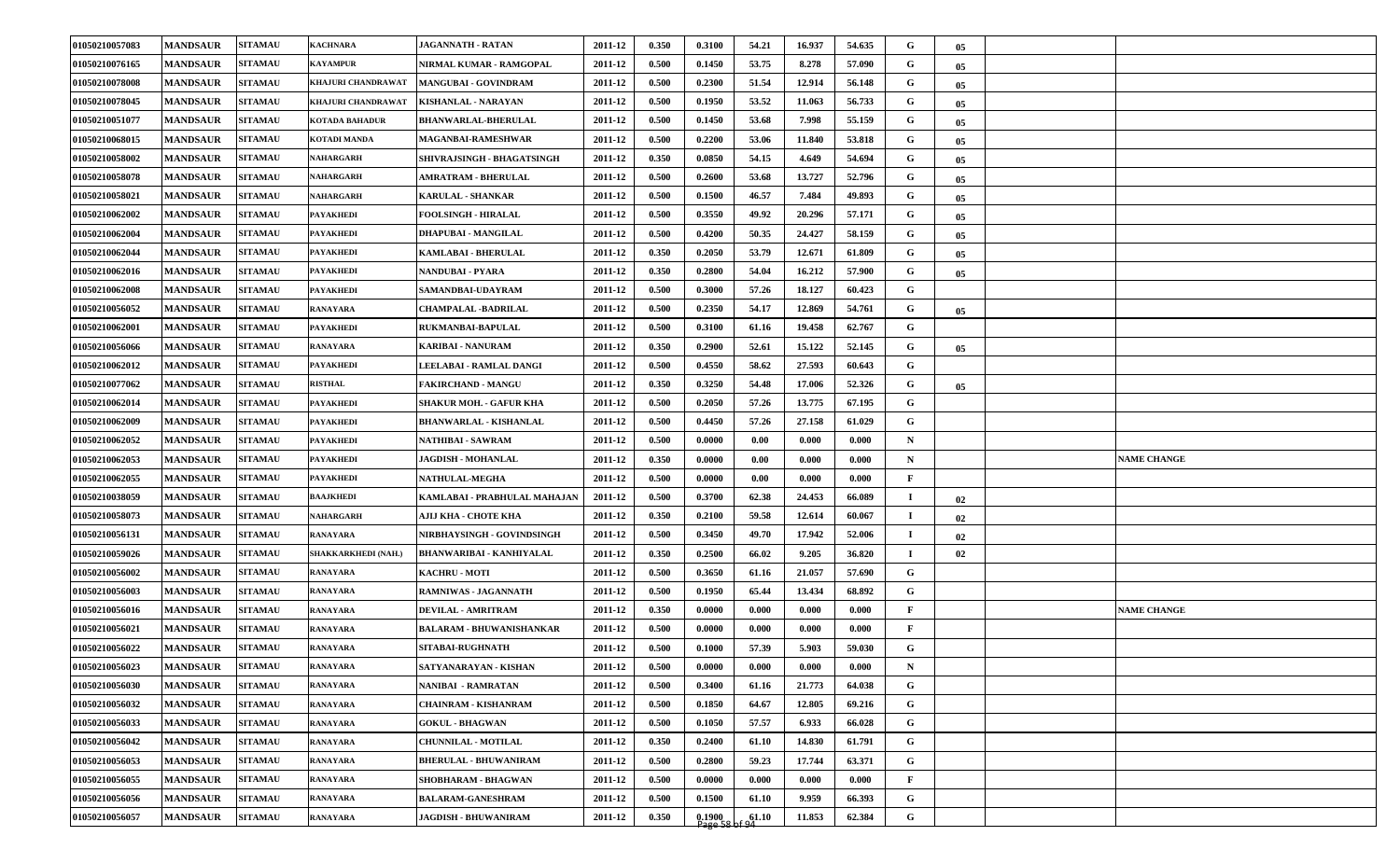| | | | | | | | | | | | | | | | |
|---|---|---|---|---|---|---|---|---|---|---|---|---|---|---|---|
| 01050210057083 | MANDSAUR | SITAMAU | KACHNARA | JAGANNATH - RATAN | 2011-12 | 0.350 | 0.3100 | 54.21 | 16.937 | 54.635 | G | 05 | | | |
| 01050210076165 | MANDSAUR | SITAMAU | KAYAMPUR | NIRMAL KUMAR - RAMGOPAL | 2011-12 | 0.500 | 0.1450 | 53.75 | 8.278 | 57.090 | G | 05 | | | |
| 01050210078008 | MANDSAUR | SITAMAU | KHAJURI CHANDRAWAT | MANGUBAI - GOVINDRAM | 2011-12 | 0.500 | 0.2300 | 51.54 | 12.914 | 56.148 | G | 05 | | | |
| 01050210078045 | MANDSAUR | SITAMAU | KHAJURI CHANDRAWAT | KISHANLAL - NARAYAN | 2011-12 | 0.500 | 0.1950 | 53.52 | 11.063 | 56.733 | G | 05 | | | |
| 01050210051077 | MANDSAUR | SITAMAU | KOTADA BAHADUR | BHANWARLAL-BHERULAL | 2011-12 | 0.500 | 0.1450 | 53.68 | 7.998 | 55.159 | G | 05 | | | |
| 01050210068015 | MANDSAUR | SITAMAU | KOTADI MANDA | MAGANBAI-RAMESHWAR | 2011-12 | 0.500 | 0.2200 | 53.06 | 11.840 | 53.818 | G | 05 | | | |
| 01050210058002 | MANDSAUR | SITAMAU | NAHARGARH | SHIVRAJSINGH - BHAGATSINGH | 2011-12 | 0.350 | 0.0850 | 54.15 | 4.649 | 54.694 | G | 05 | | | |
| 01050210058078 | MANDSAUR | SITAMAU | NAHARGARH | AMRATRAM - BHERULAL | 2011-12 | 0.500 | 0.2600 | 53.68 | 13.727 | 52.796 | G | 05 | | | |
| 01050210058021 | MANDSAUR | SITAMAU | NAHARGARH | KARULAL - SHANKAR | 2011-12 | 0.500 | 0.1500 | 46.57 | 7.484 | 49.893 | G | 05 | | | |
| 01050210062002 | MANDSAUR | SITAMAU | PAYAKHEDI | FOOLSINGH - HIRALAL | 2011-12 | 0.500 | 0.3550 | 49.92 | 20.296 | 57.171 | G | 05 | | | |
| 01050210062004 | MANDSAUR | SITAMAU | PAYAKHEDI | DHAPUBAI - MANGILAL | 2011-12 | 0.500 | 0.4200 | 50.35 | 24.427 | 58.159 | G | 05 | | | |
| 01050210062044 | MANDSAUR | SITAMAU | PAYAKHEDI | KAMLABAI - BHERULAL | 2011-12 | 0.350 | 0.2050 | 53.79 | 12.671 | 61.809 | G | 05 | | | |
| 01050210062016 | MANDSAUR | SITAMAU | PAYAKHEDI | NANDUBAI - PYARA | 2011-12 | 0.350 | 0.2800 | 54.04 | 16.212 | 57.900 | G | 05 | | | |
| 01050210062008 | MANDSAUR | SITAMAU | PAYAKHEDI | SAMANDBAI-UDAYRAM | 2011-12 | 0.500 | 0.3000 | 57.26 | 18.127 | 60.423 | G | | | | |
| 01050210056052 | MANDSAUR | SITAMAU | RANAYARA | CHAMPALAL -BADRILAL | 2011-12 | 0.500 | 0.2350 | 54.17 | 12.869 | 54.761 | G | 05 | | | |
| 01050210062001 | MANDSAUR | SITAMAU | PAYAKHEDI | RUKMANBAI-BAPULAL | 2011-12 | 0.500 | 0.3100 | 61.16 | 19.458 | 62.767 | G | | | | |
| 01050210056066 | MANDSAUR | SITAMAU | RANAYARA | KARIBAI - NANURAM | 2011-12 | 0.350 | 0.2900 | 52.61 | 15.122 | 52.145 | G | 05 | | | |
| 01050210062012 | MANDSAUR | SITAMAU | PAYAKHEDI | LEELABAI - RAMLAL DANGI | 2011-12 | 0.500 | 0.4550 | 58.62 | 27.593 | 60.643 | G | | | | |
| 01050210077062 | MANDSAUR | SITAMAU | RISTHAL | FAKIRCHAND - MANGU | 2011-12 | 0.350 | 0.3250 | 54.48 | 17.006 | 52.326 | G | 05 | | | |
| 01050210062014 | MANDSAUR | SITAMAU | PAYAKHEDI | SHAKUR MOH. - GAFUR KHA | 2011-12 | 0.500 | 0.2050 | 57.26 | 13.775 | 67.195 | G | | | | |
| 01050210062009 | MANDSAUR | SITAMAU | PAYAKHEDI | BHANWARLAL - KISHANLAL | 2011-12 | 0.500 | 0.4450 | 57.26 | 27.158 | 61.029 | G | | | | |
| 01050210062052 | MANDSAUR | SITAMAU | PAYAKHEDI | NATHIBAI - SAWRAM | 2011-12 | 0.500 | 0.0000 | 0.00 | 0.000 | 0.000 | N | | | | |
| 01050210062053 | MANDSAUR | SITAMAU | PAYAKHEDI | JAGDISH - MOHANLAL | 2011-12 | 0.350 | 0.0000 | 0.00 | 0.000 | 0.000 | N | | | | NAME CHANGE |
| 01050210062055 | MANDSAUR | SITAMAU | PAYAKHEDI | NATHULAL-MEGHA | 2011-12 | 0.500 | 0.0000 | 0.00 | 0.000 | 0.000 | F | | | | |
| 01050210038059 | MANDSAUR | SITAMAU | BAAJKHEDI | KAMLABAI - PRABHULAL MAHAJAN | 2011-12 | 0.500 | 0.3700 | 62.38 | 24.453 | 66.089 | I | 02 | | | |
| 01050210058073 | MANDSAUR | SITAMAU | NAHARGARH | AJIJ KHA - CHOTE KHA | 2011-12 | 0.350 | 0.2100 | 59.58 | 12.614 | 60.067 | I | 02 | | | |
| 01050210056131 | MANDSAUR | SITAMAU | RANAYARA | NIRBHAYSINGH - GOVINDSINGH | 2011-12 | 0.500 | 0.3450 | 49.70 | 17.942 | 52.006 | I | 02 | | | |
| 01050210059026 | MANDSAUR | SITAMAU | SHAKKARKHEDI (NAH.) | BHANWARIBAI - KANHIYALAL | 2011-12 | 0.350 | 0.2500 | 66.02 | 9.205 | 36.820 | I | 02 | | | |
| 01050210056002 | MANDSAUR | SITAMAU | RANAYARA | KACHRU - MOTI | 2011-12 | 0.500 | 0.3650 | 61.16 | 21.057 | 57.690 | G | | | | |
| 01050210056003 | MANDSAUR | SITAMAU | RANAYARA | RAMNIWAS - JAGANNATH | 2011-12 | 0.500 | 0.1950 | 65.44 | 13.434 | 68.892 | G | | | | |
| 01050210056016 | MANDSAUR | SITAMAU | RANAYARA | DEVILAL - AMRITRAM | 2011-12 | 0.350 | 0.0000 | 0.000 | 0.000 | 0.000 | F | | | | NAME CHANGE |
| 01050210056021 | MANDSAUR | SITAMAU | RANAYARA | BALARAM - BHUWANISHANKAR | 2011-12 | 0.500 | 0.0000 | 0.000 | 0.000 | 0.000 | F | | | | |
| 01050210056022 | MANDSAUR | SITAMAU | RANAYARA | SITABAI-RUGHNATH | 2011-12 | 0.500 | 0.1000 | 57.39 | 5.903 | 59.030 | G | | | | |
| 01050210056023 | MANDSAUR | SITAMAU | RANAYARA | SATYANARAYAN - KISHAN | 2011-12 | 0.500 | 0.0000 | 0.000 | 0.000 | 0.000 | N | | | | |
| 01050210056030 | MANDSAUR | SITAMAU | RANAYARA | NANIBAI - RAMRATAN | 2011-12 | 0.500 | 0.3400 | 61.16 | 21.773 | 64.038 | G | | | | |
| 01050210056032 | MANDSAUR | SITAMAU | RANAYARA | CHAINRAM - KISHANRAM | 2011-12 | 0.500 | 0.1850 | 64.67 | 12.805 | 69.216 | G | | | | |
| 01050210056033 | MANDSAUR | SITAMAU | RANAYARA | GOKUL - BHAGWAN | 2011-12 | 0.500 | 0.1050 | 57.57 | 6.933 | 66.028 | G | | | | |
| 01050210056042 | MANDSAUR | SITAMAU | RANAYARA | CHUNNILAL - MOTILAL | 2011-12 | 0.350 | 0.2400 | 61.10 | 14.830 | 61.791 | G | | | | |
| 01050210056053 | MANDSAUR | SITAMAU | RANAYARA | BHERULAL - BHUWANIRAM | 2011-12 | 0.500 | 0.2800 | 59.23 | 17.744 | 63.371 | G | | | | |
| 01050210056055 | MANDSAUR | SITAMAU | RANAYARA | SHOBHARAM - BHAGWAN | 2011-12 | 0.500 | 0.0000 | 0.000 | 0.000 | 0.000 | F | | | | |
| 01050210056056 | MANDSAUR | SITAMAU | RANAYARA | BALARAM-GANESHRAM | 2011-12 | 0.500 | 0.1500 | 61.10 | 9.959 | 66.393 | G | | | | |
| 01050210056057 | MANDSAUR | SITAMAU | RANAYARA | JAGDISH - BHUWANIRAM | 2011-12 | 0.350 | 0.1900 | 61.10 | 11.853 | 62.384 | G | | | | |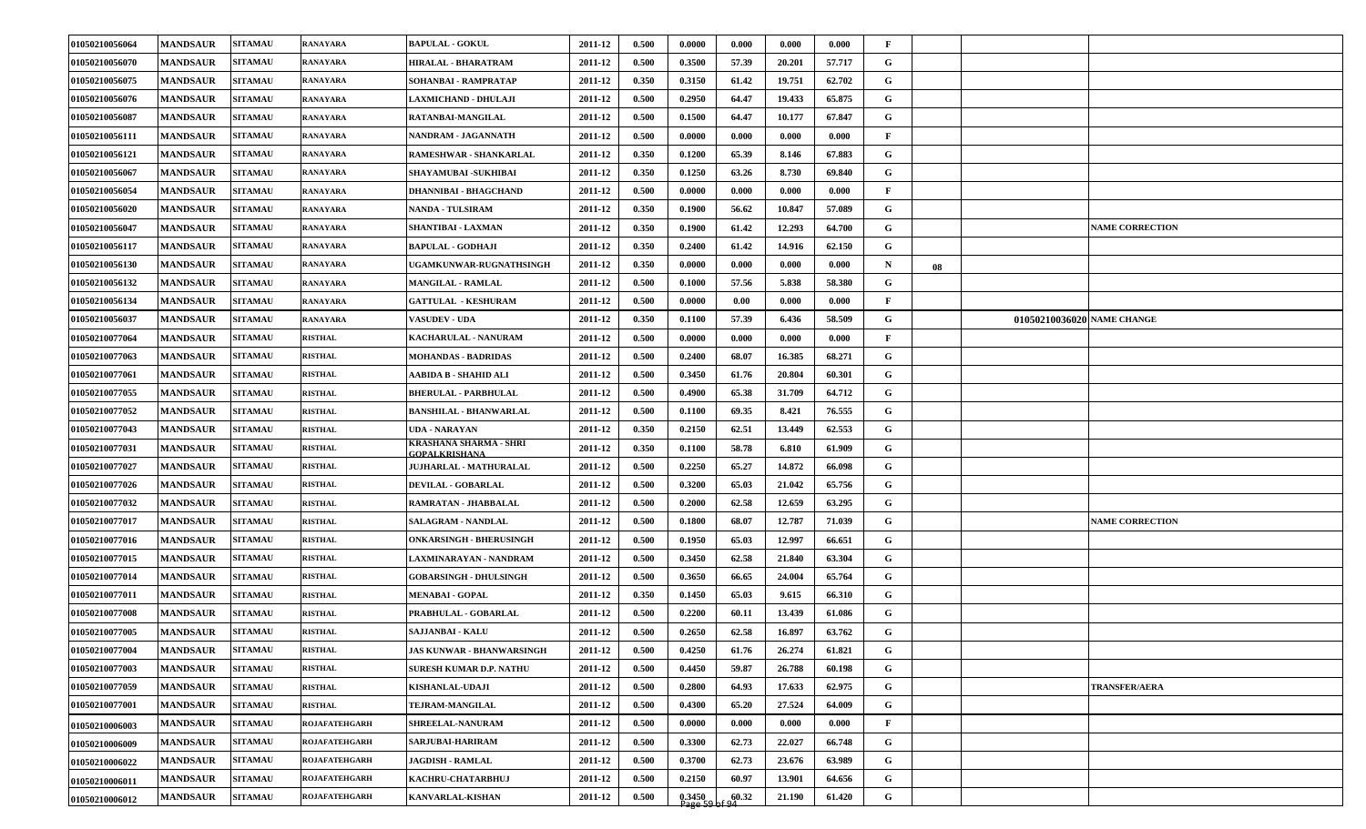| | | | | | | | | | | | | | | | |
|---|---|---|---|---|---|---|---|---|---|---|---|---|---|---|---|
| 01050210056064 | MANDSAUR | SITAMAU | RANAYARA | BAPULAL - GOKUL | 2011-12 | 0.500 | 0.0000 | 0.000 | 0.000 | 0.000 | F | | | | |
| 01050210056070 | MANDSAUR | SITAMAU | RANAYARA | HIRALAL - BHARATRAM | 2011-12 | 0.500 | 0.3500 | 57.39 | 20.201 | 57.717 | G | | | | |
| 01050210056075 | MANDSAUR | SITAMAU | RANAYARA | SOHANBAI - RAMPRATAP | 2011-12 | 0.350 | 0.3150 | 61.42 | 19.751 | 62.702 | G | | | | |
| 01050210056076 | MANDSAUR | SITAMAU | RANAYARA | LAXMICHAND - DHULAJI | 2011-12 | 0.500 | 0.2950 | 64.47 | 19.433 | 65.875 | G | | | | |
| 01050210056087 | MANDSAUR | SITAMAU | RANAYARA | RATANBAI-MANGILAL | 2011-12 | 0.500 | 0.1500 | 64.47 | 10.177 | 67.847 | G | | | | |
| 01050210056111 | MANDSAUR | SITAMAU | RANAYARA | NANDRAM - JAGANNATH | 2011-12 | 0.500 | 0.0000 | 0.000 | 0.000 | 0.000 | F | | | | |
| 01050210056121 | MANDSAUR | SITAMAU | RANAYARA | RAMESHWAR - SHANKARLAL | 2011-12 | 0.350 | 0.1200 | 65.39 | 8.146 | 67.883 | G | | | | |
| 01050210056067 | MANDSAUR | SITAMAU | RANAYARA | SHAYAMUBAI -SUKHIBAI | 2011-12 | 0.350 | 0.1250 | 63.26 | 8.730 | 69.840 | G | | | | |
| 01050210056054 | MANDSAUR | SITAMAU | RANAYARA | DHANNIBAI - BHAGCHAND | 2011-12 | 0.500 | 0.0000 | 0.000 | 0.000 | 0.000 | F | | | | |
| 01050210056020 | MANDSAUR | SITAMAU | RANAYARA | NANDA - TULSIRAM | 2011-12 | 0.350 | 0.1900 | 56.62 | 10.847 | 57.089 | G | | | | |
| 01050210056047 | MANDSAUR | SITAMAU | RANAYARA | SHANTIBAI - LAXMAN | 2011-12 | 0.350 | 0.1900 | 61.42 | 12.293 | 64.700 | G | | | | NAME CORRECTION |
| 01050210056117 | MANDSAUR | SITAMAU | RANAYARA | BAPULAL - GODHAJI | 2011-12 | 0.350 | 0.2400 | 61.42 | 14.916 | 62.150 | G | | | | |
| 01050210056130 | MANDSAUR | SITAMAU | RANAYARA | UGAMKUNWAR-RUGNATHSINGH | 2011-12 | 0.350 | 0.0000 | 0.000 | 0.000 | 0.000 | N | 08 | | | |
| 01050210056132 | MANDSAUR | SITAMAU | RANAYARA | MANGILAL - RAMLAL | 2011-12 | 0.500 | 0.1000 | 57.56 | 5.838 | 58.380 | G | | | | |
| 01050210056134 | MANDSAUR | SITAMAU | RANAYARA | GATTULAL - KESHURAM | 2011-12 | 0.500 | 0.0000 | 0.00 | 0.000 | 0.000 | F | | | | |
| 01050210056037 | MANDSAUR | SITAMAU | RANAYARA | VASUDEV - UDA | 2011-12 | 0.350 | 0.1100 | 57.39 | 6.436 | 58.509 | G | | | 01050210036020 | NAME CHANGE |
| 01050210077064 | MANDSAUR | SITAMAU | RISTHAL | KACHARULAL - NANURAM | 2011-12 | 0.500 | 0.0000 | 0.000 | 0.000 | 0.000 | F | | | | |
| 01050210077063 | MANDSAUR | SITAMAU | RISTHAL | MOHANDAS - BADRIDAS | 2011-12 | 0.500 | 0.2400 | 68.07 | 16.385 | 68.271 | G | | | | |
| 01050210077061 | MANDSAUR | SITAMAU | RISTHAL | AABIDA B - SHAHID ALI | 2011-12 | 0.500 | 0.3450 | 61.76 | 20.804 | 60.301 | G | | | | |
| 01050210077055 | MANDSAUR | SITAMAU | RISTHAL | BHERULAL - PARBHULAL | 2011-12 | 0.500 | 0.4900 | 65.38 | 31.709 | 64.712 | G | | | | |
| 01050210077052 | MANDSAUR | SITAMAU | RISTHAL | BANSHILAL - BHANWARLAL | 2011-12 | 0.500 | 0.1100 | 69.35 | 8.421 | 76.555 | G | | | | |
| 01050210077043 | MANDSAUR | SITAMAU | RISTHAL | UDA - NARAYAN | 2011-12 | 0.350 | 0.2150 | 62.51 | 13.449 | 62.553 | G | | | | |
| 01050210077031 | MANDSAUR | SITAMAU | RISTHAL | KRASHANA SHARMA - SHRI GOPALKRISHANA | 2011-12 | 0.350 | 0.1100 | 58.78 | 6.810 | 61.909 | G | | | | |
| 01050210077027 | MANDSAUR | SITAMAU | RISTHAL | JUJHARLAL - MATHURALAL | 2011-12 | 0.500 | 0.2250 | 65.27 | 14.872 | 66.098 | G | | | | |
| 01050210077026 | MANDSAUR | SITAMAU | RISTHAL | DEVILAL - GOBARLAL | 2011-12 | 0.500 | 0.3200 | 65.03 | 21.042 | 65.756 | G | | | | |
| 01050210077032 | MANDSAUR | SITAMAU | RISTHAL | RAMRATAN - JHABBALAL | 2011-12 | 0.500 | 0.2000 | 62.58 | 12.659 | 63.295 | G | | | | |
| 01050210077017 | MANDSAUR | SITAMAU | RISTHAL | SALAGRAM - NANDLAL | 2011-12 | 0.500 | 0.1800 | 68.07 | 12.787 | 71.039 | G | | | | NAME CORRECTION |
| 01050210077016 | MANDSAUR | SITAMAU | RISTHAL | ONKARSINGH - BHERUSINGH | 2011-12 | 0.500 | 0.1950 | 65.03 | 12.997 | 66.651 | G | | | | |
| 01050210077015 | MANDSAUR | SITAMAU | RISTHAL | LAXMINARAYAN - NANDRAM | 2011-12 | 0.500 | 0.3450 | 62.58 | 21.840 | 63.304 | G | | | | |
| 01050210077014 | MANDSAUR | SITAMAU | RISTHAL | GOBARSINGH - DHULSINGH | 2011-12 | 0.500 | 0.3650 | 66.65 | 24.004 | 65.764 | G | | | | |
| 01050210077011 | MANDSAUR | SITAMAU | RISTHAL | MENABAI - GOPAL | 2011-12 | 0.350 | 0.1450 | 65.03 | 9.615 | 66.310 | G | | | | |
| 01050210077008 | MANDSAUR | SITAMAU | RISTHAL | PRABHULAL - GOBARLAL | 2011-12 | 0.500 | 0.2200 | 60.11 | 13.439 | 61.086 | G | | | | |
| 01050210077005 | MANDSAUR | SITAMAU | RISTHAL | SAJJANBAI - KALU | 2011-12 | 0.500 | 0.2650 | 62.58 | 16.897 | 63.762 | G | | | | |
| 01050210077004 | MANDSAUR | SITAMAU | RISTHAL | JAS KUNWAR - BHANWARSINGH | 2011-12 | 0.500 | 0.4250 | 61.76 | 26.274 | 61.821 | G | | | | |
| 01050210077003 | MANDSAUR | SITAMAU | RISTHAL | SURESH KUMAR D.P. NATHU | 2011-12 | 0.500 | 0.4450 | 59.87 | 26.788 | 60.198 | G | | | | |
| 01050210077059 | MANDSAUR | SITAMAU | RISTHAL | KISHANLAL-UDAJI | 2011-12 | 0.500 | 0.2800 | 64.93 | 17.633 | 62.975 | G | | | | TRANSFER/AERA |
| 01050210077001 | MANDSAUR | SITAMAU | RISTHAL | TEJRAM-MANGILAL | 2011-12 | 0.500 | 0.4300 | 65.20 | 27.524 | 64.009 | G | | | | |
| 01050210006003 | MANDSAUR | SITAMAU | ROJAFATEHGARH | SHREELAL-NANURAM | 2011-12 | 0.500 | 0.0000 | 0.000 | 0.000 | 0.000 | F | | | | |
| 01050210006009 | MANDSAUR | SITAMAU | ROJAFATEHGARH | SARJUBAI-HARIRAM | 2011-12 | 0.500 | 0.3300 | 62.73 | 22.027 | 66.748 | G | | | | |
| 01050210006022 | MANDSAUR | SITAMAU | ROJAFATEHGARH | JAGDISH - RAMLAL | 2011-12 | 0.500 | 0.3700 | 62.73 | 23.676 | 63.989 | G | | | | |
| 01050210006011 | MANDSAUR | SITAMAU | ROJAFATEHGARH | KACHRU-CHATARBHUJ | 2011-12 | 0.500 | 0.2150 | 60.97 | 13.901 | 64.656 | G | | | | |
| 01050210006012 | MANDSAUR | SITAMAU | ROJAFATEHGARH | KANVARLAL-KISHAN | 2011-12 | 0.500 | 0.3450 | 60.32 | 21.190 | 61.420 | G | | | | |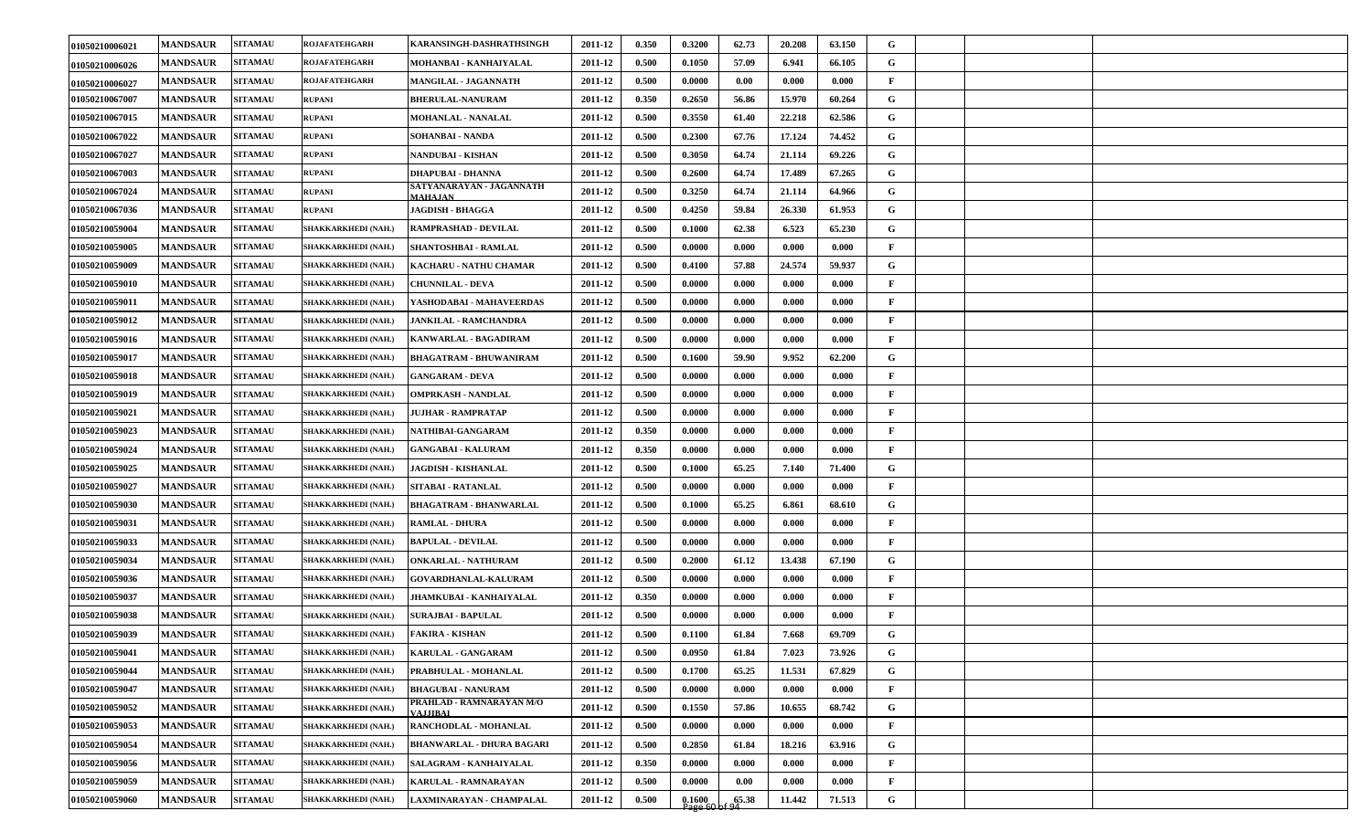| | | | | | | | | | | | | | | | |
|---|---|---|---|---|---|---|---|---|---|---|---|---|---|---|---|
| 01050210006021 | MANDSAUR | SITAMAU | ROJAFATEHGARH | KARANSINGH-DASHRATHSINGH | 2011-12 | 0.350 | 0.3200 | 62.73 | 20.208 | 63.150 | G | | | | |
| 01050210006026 | MANDSAUR | SITAMAU | ROJAFATEHGARH | MOHANBAI - KANHAIYALAL | 2011-12 | 0.500 | 0.1050 | 57.09 | 6.941 | 66.105 | G | | | | |
| 01050210006027 | MANDSAUR | SITAMAU | ROJAFATEHGARH | MANGILAL - JAGANNATH | 2011-12 | 0.500 | 0.0000 | 0.00 | 0.000 | 0.000 | F | | | | |
| 01050210067007 | MANDSAUR | SITAMAU | RUPANI | BHERULAL-NANURAM | 2011-12 | 0.350 | 0.2650 | 56.86 | 15.970 | 60.264 | G | | | | |
| 01050210067015 | MANDSAUR | SITAMAU | RUPANI | MOHANLAL - NANALAL | 2011-12 | 0.500 | 0.3550 | 61.40 | 22.218 | 62.586 | G | | | | |
| 01050210067022 | MANDSAUR | SITAMAU | RUPANI | SOHANBAI - NANDA | 2011-12 | 0.500 | 0.2300 | 67.76 | 17.124 | 74.452 | G | | | | |
| 01050210067027 | MANDSAUR | SITAMAU | RUPANI | NANDUBAI - KISHAN | 2011-12 | 0.500 | 0.3050 | 64.74 | 21.114 | 69.226 | G | | | | |
| 01050210067003 | MANDSAUR | SITAMAU | RUPANI | DHAPUBAI - DHANNA | 2011-12 | 0.500 | 0.2600 | 64.74 | 17.489 | 67.265 | G | | | | |
| 01050210067024 | MANDSAUR | SITAMAU | RUPANI | SATYANARAYAN - JAGANNATH MAHAJAN | 2011-12 | 0.500 | 0.3250 | 64.74 | 21.114 | 64.966 | G | | | | |
| 01050210067036 | MANDSAUR | SITAMAU | RUPANI | JAGDISH - BHAGGA | 2011-12 | 0.500 | 0.4250 | 59.84 | 26.330 | 61.953 | G | | | | |
| 01050210059004 | MANDSAUR | SITAMAU | SHAKKARKHEDI (NAH.) | RAMPRASHAD - DEVILAL | 2011-12 | 0.500 | 0.1000 | 62.38 | 6.523 | 65.230 | G | | | | |
| 01050210059005 | MANDSAUR | SITAMAU | SHAKKARKHEDI (NAH.) | SHANTOSHBAI - RAMLAL | 2011-12 | 0.500 | 0.0000 | 0.000 | 0.000 | 0.000 | F | | | | |
| 01050210059009 | MANDSAUR | SITAMAU | SHAKKARKHEDI (NAH.) | KACHARU - NATHU CHAMAR | 2011-12 | 0.500 | 0.4100 | 57.88 | 24.574 | 59.937 | G | | | | |
| 01050210059010 | MANDSAUR | SITAMAU | SHAKKARKHEDI (NAH.) | CHUNNILAL - DEVA | 2011-12 | 0.500 | 0.0000 | 0.000 | 0.000 | 0.000 | F | | | | |
| 01050210059011 | MANDSAUR | SITAMAU | SHAKKARKHEDI (NAH.) | YASHODABAI - MAHAVEERDAS | 2011-12 | 0.500 | 0.0000 | 0.000 | 0.000 | 0.000 | F | | | | |
| 01050210059012 | MANDSAUR | SITAMAU | SHAKKARKHEDI (NAH.) | JANKILAL - RAMCHANDRA | 2011-12 | 0.500 | 0.0000 | 0.000 | 0.000 | 0.000 | F | | | | |
| 01050210059016 | MANDSAUR | SITAMAU | SHAKKARKHEDI (NAH.) | KANWARLAL - BAGADIRAM | 2011-12 | 0.500 | 0.0000 | 0.000 | 0.000 | 0.000 | F | | | | |
| 01050210059017 | MANDSAUR | SITAMAU | SHAKKARKHEDI (NAH.) | BHAGATRAM - BHUWANIRAM | 2011-12 | 0.500 | 0.1600 | 59.90 | 9.952 | 62.200 | G | | | | |
| 01050210059018 | MANDSAUR | SITAMAU | SHAKKARKHEDI (NAH.) | GANGARAM - DEVA | 2011-12 | 0.500 | 0.0000 | 0.000 | 0.000 | 0.000 | F | | | | |
| 01050210059019 | MANDSAUR | SITAMAU | SHAKKARKHEDI (NAH.) | OMPRKASH - NANDLAL | 2011-12 | 0.500 | 0.0000 | 0.000 | 0.000 | 0.000 | F | | | | |
| 01050210059021 | MANDSAUR | SITAMAU | SHAKKARKHEDI (NAH.) | JUJHAR - RAMPRATAP | 2011-12 | 0.500 | 0.0000 | 0.000 | 0.000 | 0.000 | F | | | | |
| 01050210059023 | MANDSAUR | SITAMAU | SHAKKARKHEDI (NAH.) | NATHIBAI-GANGARAM | 2011-12 | 0.350 | 0.0000 | 0.000 | 0.000 | 0.000 | F | | | | |
| 01050210059024 | MANDSAUR | SITAMAU | SHAKKARKHEDI (NAH.) | GANGABAI - KALURAM | 2011-12 | 0.350 | 0.0000 | 0.000 | 0.000 | 0.000 | F | | | | |
| 01050210059025 | MANDSAUR | SITAMAU | SHAKKARKHEDI (NAH.) | JAGDISH - KISHANLAL | 2011-12 | 0.500 | 0.1000 | 65.25 | 7.140 | 71.400 | G | | | | |
| 01050210059027 | MANDSAUR | SITAMAU | SHAKKARKHEDI (NAH.) | SITABAI - RATANLAL | 2011-12 | 0.500 | 0.0000 | 0.000 | 0.000 | 0.000 | F | | | | |
| 01050210059030 | MANDSAUR | SITAMAU | SHAKKARKHEDI (NAH.) | BHAGATRAM - BHANWARLAL | 2011-12 | 0.500 | 0.1000 | 65.25 | 6.861 | 68.610 | G | | | | |
| 01050210059031 | MANDSAUR | SITAMAU | SHAKKARKHEDI (NAH.) | RAMLAL - DHURA | 2011-12 | 0.500 | 0.0000 | 0.000 | 0.000 | 0.000 | F | | | | |
| 01050210059033 | MANDSAUR | SITAMAU | SHAKKARKHEDI (NAH.) | BAPULAL - DEVILAL | 2011-12 | 0.500 | 0.0000 | 0.000 | 0.000 | 0.000 | F | | | | |
| 01050210059034 | MANDSAUR | SITAMAU | SHAKKARKHEDI (NAH.) | ONKARLAL - NATHURAM | 2011-12 | 0.500 | 0.2000 | 61.12 | 13.438 | 67.190 | G | | | | |
| 01050210059036 | MANDSAUR | SITAMAU | SHAKKARKHEDI (NAH.) | GOVARDHANLAL-KALURAM | 2011-12 | 0.500 | 0.0000 | 0.000 | 0.000 | 0.000 | F | | | | |
| 01050210059037 | MANDSAUR | SITAMAU | SHAKKARKHEDI (NAH.) | JHAMKUBAI - KANHAIYALAL | 2011-12 | 0.350 | 0.0000 | 0.000 | 0.000 | 0.000 | F | | | | |
| 01050210059038 | MANDSAUR | SITAMAU | SHAKKARKHEDI (NAH.) | SURAJBAI - BAPULAL | 2011-12 | 0.500 | 0.0000 | 0.000 | 0.000 | 0.000 | F | | | | |
| 01050210059039 | MANDSAUR | SITAMAU | SHAKKARKHEDI (NAH.) | FAKIRA - KISHAN | 2011-12 | 0.500 | 0.1100 | 61.84 | 7.668 | 69.709 | G | | | | |
| 01050210059041 | MANDSAUR | SITAMAU | SHAKKARKHEDI (NAH.) | KARULAL - GANGARAM | 2011-12 | 0.500 | 0.0950 | 61.84 | 7.023 | 73.926 | G | | | | |
| 01050210059044 | MANDSAUR | SITAMAU | SHAKKARKHEDI (NAH.) | PRABHULAL - MOHANLAL | 2011-12 | 0.500 | 0.1700 | 65.25 | 11.531 | 67.829 | G | | | | |
| 01050210059047 | MANDSAUR | SITAMAU | SHAKKARKHEDI (NAH.) | BHAGUBAI - NANURAM | 2011-12 | 0.500 | 0.0000 | 0.000 | 0.000 | 0.000 | F | | | | |
| 01050210059052 | MANDSAUR | SITAMAU | SHAKKARKHEDI (NAH.) | PRAHLAD - RAMNARAYAN M/O VAJJIBAI | 2011-12 | 0.500 | 0.1550 | 57.86 | 10.655 | 68.742 | G | | | | |
| 01050210059053 | MANDSAUR | SITAMAU | SHAKKARKHEDI (NAH.) | RANCHODLAL - MOHANLAL | 2011-12 | 0.500 | 0.0000 | 0.000 | 0.000 | 0.000 | F | | | | |
| 01050210059054 | MANDSAUR | SITAMAU | SHAKKARKHEDI (NAH.) | BHANWARLAL - DHURA BAGARI | 2011-12 | 0.500 | 0.2850 | 61.84 | 18.216 | 63.916 | G | | | | |
| 01050210059056 | MANDSAUR | SITAMAU | SHAKKARKHEDI (NAH.) | SALAGRAM - KANHAIYALAL | 2011-12 | 0.350 | 0.0000 | 0.000 | 0.000 | 0.000 | F | | | | |
| 01050210059059 | MANDSAUR | SITAMAU | SHAKKARKHEDI (NAH.) | KARULAL - RAMNARAYAN | 2011-12 | 0.500 | 0.0000 | 0.00 | 0.000 | 0.000 | F | | | | |
| 01050210059060 | MANDSAUR | SITAMAU | SHAKKARKHEDI (NAH.) | LAXMINARAYAN - CHAMPALAL | 2011-12 | 0.500 | 0.1600 | 65.38 | 11.442 | 71.513 | G | | | | |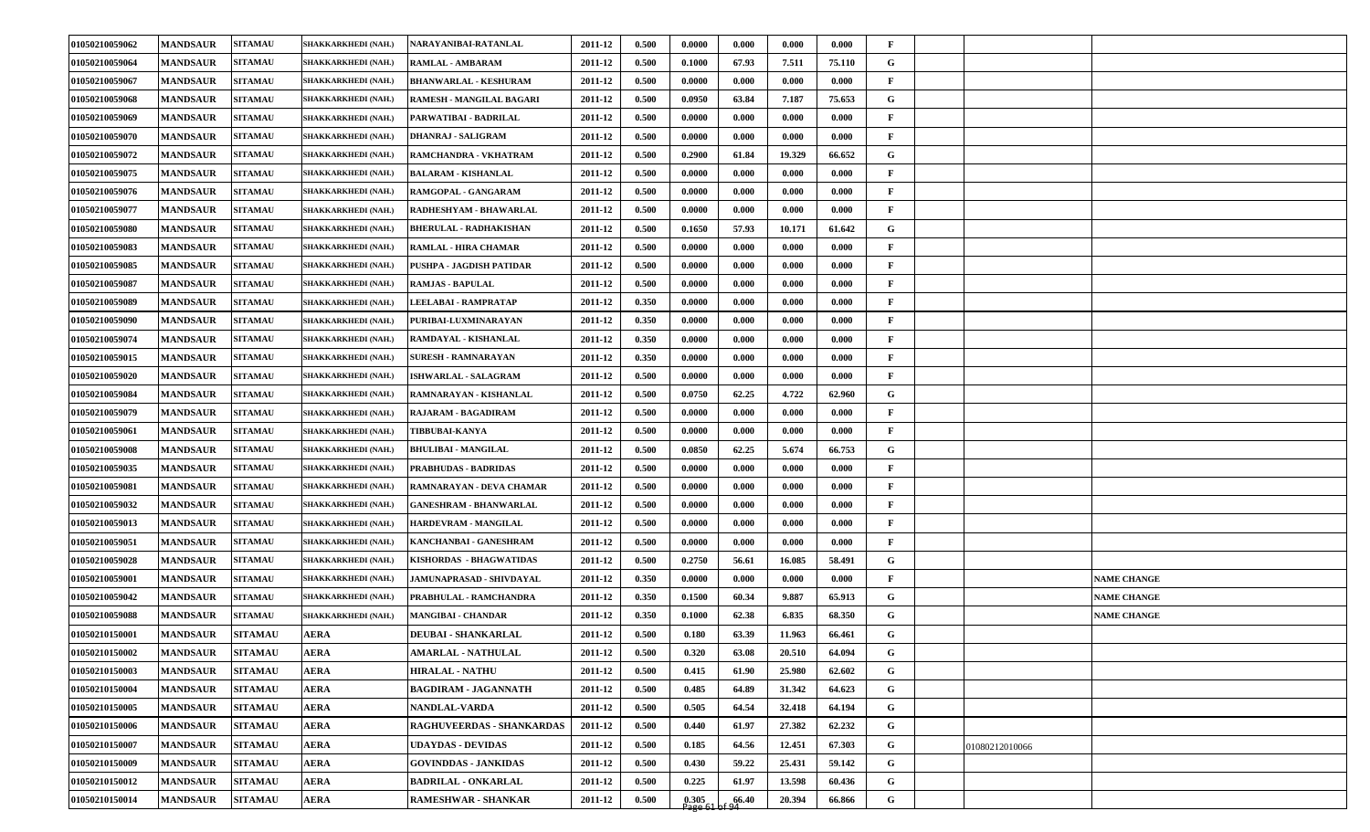| | | | | | | | | | | | | | | |
|---|---|---|---|---|---|---|---|---|---|---|---|---|---|---|
| 01050210059062 | MANDSAUR | SITAMAU | SHAKKARKHEDI (NAH.) | NARAYANIBAI-RATANLAL | 2011-12 | 0.500 | 0.0000 | 0.000 | 0.000 | 0.000 | F | | | |
| 01050210059064 | MANDSAUR | SITAMAU | SHAKKARKHEDI (NAH.) | RAMLAL - AMBARAM | 2011-12 | 0.500 | 0.1000 | 67.93 | 7.511 | 75.110 | G | | | |
| 01050210059067 | MANDSAUR | SITAMAU | SHAKKARKHEDI (NAH.) | BHANWARLAL - KESHURAM | 2011-12 | 0.500 | 0.0000 | 0.000 | 0.000 | 0.000 | F | | | |
| 01050210059068 | MANDSAUR | SITAMAU | SHAKKARKHEDI (NAH.) | RAMESH - MANGILAL BAGARI | 2011-12 | 0.500 | 0.0950 | 63.84 | 7.187 | 75.653 | G | | | |
| 01050210059069 | MANDSAUR | SITAMAU | SHAKKARKHEDI (NAH.) | PARWATIBAI - BADRILAL | 2011-12 | 0.500 | 0.0000 | 0.000 | 0.000 | 0.000 | F | | | |
| 01050210059070 | MANDSAUR | SITAMAU | SHAKKARKHEDI (NAH.) | DHANRAJ - SALIGRAM | 2011-12 | 0.500 | 0.0000 | 0.000 | 0.000 | 0.000 | F | | | |
| 01050210059072 | MANDSAUR | SITAMAU | SHAKKARKHEDI (NAH.) | RAMCHANDRA - VKHATRAM | 2011-12 | 0.500 | 0.2900 | 61.84 | 19.329 | 66.652 | G | | | |
| 01050210059075 | MANDSAUR | SITAMAU | SHAKKARKHEDI (NAH.) | BALARAM - KISHANLAL | 2011-12 | 0.500 | 0.0000 | 0.000 | 0.000 | 0.000 | F | | | |
| 01050210059076 | MANDSAUR | SITAMAU | SHAKKARKHEDI (NAH.) | RAMGOPAL - GANGARAM | 2011-12 | 0.500 | 0.0000 | 0.000 | 0.000 | 0.000 | F | | | |
| 01050210059077 | MANDSAUR | SITAMAU | SHAKKARKHEDI (NAH.) | RADHESHYAM - BHAWARLAL | 2011-12 | 0.500 | 0.0000 | 0.000 | 0.000 | 0.000 | F | | | |
| 01050210059080 | MANDSAUR | SITAMAU | SHAKKARKHEDI (NAH.) | BHERULAL - RADHAKISHAN | 2011-12 | 0.500 | 0.1650 | 57.93 | 10.171 | 61.642 | G | | | |
| 01050210059083 | MANDSAUR | SITAMAU | SHAKKARKHEDI (NAH.) | RAMLAL - HIRA CHAMAR | 2011-12 | 0.500 | 0.0000 | 0.000 | 0.000 | 0.000 | F | | | |
| 01050210059085 | MANDSAUR | SITAMAU | SHAKKARKHEDI (NAH.) | PUSHPA - JAGDISH PATIDAR | 2011-12 | 0.500 | 0.0000 | 0.000 | 0.000 | 0.000 | F | | | |
| 01050210059087 | MANDSAUR | SITAMAU | SHAKKARKHEDI (NAH.) | RAMJAS - BAPULAL | 2011-12 | 0.500 | 0.0000 | 0.000 | 0.000 | 0.000 | F | | | |
| 01050210059089 | MANDSAUR | SITAMAU | SHAKKARKHEDI (NAH.) | LEELABAI - RAMPRATAP | 2011-12 | 0.350 | 0.0000 | 0.000 | 0.000 | 0.000 | F | | | |
| 01050210059090 | MANDSAUR | SITAMAU | SHAKKARKHEDI (NAH.) | PURIBAI-LUXMINARAYAN | 2011-12 | 0.350 | 0.0000 | 0.000 | 0.000 | 0.000 | F | | | |
| 01050210059074 | MANDSAUR | SITAMAU | SHAKKARKHEDI (NAH.) | RAMDAYAL - KISHANLAL | 2011-12 | 0.350 | 0.0000 | 0.000 | 0.000 | 0.000 | F | | | |
| 01050210059015 | MANDSAUR | SITAMAU | SHAKKARKHEDI (NAH.) | SURESH - RAMNARAYAN | 2011-12 | 0.350 | 0.0000 | 0.000 | 0.000 | 0.000 | F | | | |
| 01050210059020 | MANDSAUR | SITAMAU | SHAKKARKHEDI (NAH.) | ISHWARLAL - SALAGRAM | 2011-12 | 0.500 | 0.0000 | 0.000 | 0.000 | 0.000 | F | | | |
| 01050210059084 | MANDSAUR | SITAMAU | SHAKKARKHEDI (NAH.) | RAMNARAYAN - KISHANLAL | 2011-12 | 0.500 | 0.0750 | 62.25 | 4.722 | 62.960 | G | | | |
| 01050210059079 | MANDSAUR | SITAMAU | SHAKKARKHEDI (NAH.) | RAJARAM - BAGADIRAM | 2011-12 | 0.500 | 0.0000 | 0.000 | 0.000 | 0.000 | F | | | |
| 01050210059061 | MANDSAUR | SITAMAU | SHAKKARKHEDI (NAH.) | TIBBUBAI-KANYA | 2011-12 | 0.500 | 0.0000 | 0.000 | 0.000 | 0.000 | F | | | |
| 01050210059008 | MANDSAUR | SITAMAU | SHAKKARKHEDI (NAH.) | BHULIBAI - MANGILAL | 2011-12 | 0.500 | 0.0850 | 62.25 | 5.674 | 66.753 | G | | | |
| 01050210059035 | MANDSAUR | SITAMAU | SHAKKARKHEDI (NAH.) | PRABHUDAS - BADRIDAS | 2011-12 | 0.500 | 0.0000 | 0.000 | 0.000 | 0.000 | F | | | |
| 01050210059081 | MANDSAUR | SITAMAU | SHAKKARKHEDI (NAH.) | RAMNARAYAN - DEVA CHAMAR | 2011-12 | 0.500 | 0.0000 | 0.000 | 0.000 | 0.000 | F | | | |
| 01050210059032 | MANDSAUR | SITAMAU | SHAKKARKHEDI (NAH.) | GANESHRAM - BHANWARLAL | 2011-12 | 0.500 | 0.0000 | 0.000 | 0.000 | 0.000 | F | | | |
| 01050210059013 | MANDSAUR | SITAMAU | SHAKKARKHEDI (NAH.) | HARDEVRAM - MANGILAL | 2011-12 | 0.500 | 0.0000 | 0.000 | 0.000 | 0.000 | F | | | |
| 01050210059051 | MANDSAUR | SITAMAU | SHAKKARKHEDI (NAH.) | KANCHANBAI - GANESHRAM | 2011-12 | 0.500 | 0.0000 | 0.000 | 0.000 | 0.000 | F | | | |
| 01050210059028 | MANDSAUR | SITAMAU | SHAKKARKHEDI (NAH.) | KISHORDAS - BHAGWATIDAS | 2011-12 | 0.500 | 0.2750 | 56.61 | 16.085 | 58.491 | G | | | |
| 01050210059001 | MANDSAUR | SITAMAU | SHAKKARKHEDI (NAH.) | JAMUNAPRASAD - SHIVDAYAL | 2011-12 | 0.350 | 0.0000 | 0.000 | 0.000 | 0.000 | F | | | NAME CHANGE |
| 01050210059042 | MANDSAUR | SITAMAU | SHAKKARKHEDI (NAH.) | PRABHULAL - RAMCHANDRA | 2011-12 | 0.350 | 0.1500 | 60.34 | 9.887 | 65.913 | G | | | NAME CHANGE |
| 01050210059088 | MANDSAUR | SITAMAU | SHAKKARKHEDI (NAH.) | MANGIBAI - CHANDAR | 2011-12 | 0.350 | 0.1000 | 62.38 | 6.835 | 68.350 | G | | | NAME CHANGE |
| 01050210150001 | MANDSAUR | SITAMAU | AERA | DEUBAI - SHANKARLAL | 2011-12 | 0.500 | 0.180 | 63.39 | 11.963 | 66.461 | G | | | |
| 01050210150002 | MANDSAUR | SITAMAU | AERA | AMARLAL - NATHULAL | 2011-12 | 0.500 | 0.320 | 63.08 | 20.510 | 64.094 | G | | | |
| 01050210150003 | MANDSAUR | SITAMAU | AERA | HIRALAL - NATHU | 2011-12 | 0.500 | 0.415 | 61.90 | 25.980 | 62.602 | G | | | |
| 01050210150004 | MANDSAUR | SITAMAU | AERA | BAGDIRAM - JAGANNATH | 2011-12 | 0.500 | 0.485 | 64.89 | 31.342 | 64.623 | G | | | |
| 01050210150005 | MANDSAUR | SITAMAU | AERA | NANDLAL-VARDA | 2011-12 | 0.500 | 0.505 | 64.54 | 32.418 | 64.194 | G | | | |
| 01050210150006 | MANDSAUR | SITAMAU | AERA | RAGHUVEERDAS - SHANKARDAS | 2011-12 | 0.500 | 0.440 | 61.97 | 27.382 | 62.232 | G | | | |
| 01050210150007 | MANDSAUR | SITAMAU | AERA | UDAYDAS - DEVIDAS | 2011-12 | 0.500 | 0.185 | 64.56 | 12.451 | 67.303 | G | | 01080212010066 | |
| 01050210150009 | MANDSAUR | SITAMAU | AERA | GOVINDDAS - JANKIDAS | 2011-12 | 0.500 | 0.430 | 59.22 | 25.431 | 59.142 | G | | | |
| 01050210150012 | MANDSAUR | SITAMAU | AERA | BADRILAL - ONKARLAL | 2011-12 | 0.500 | 0.225 | 61.97 | 13.598 | 60.436 | G | | | |
| 01050210150014 | MANDSAUR | SITAMAU | AERA | RAMESHWAR - SHANKAR | 2011-12 | 0.500 | 0.305 | 66.40 | 20.394 | 66.866 | G | | | |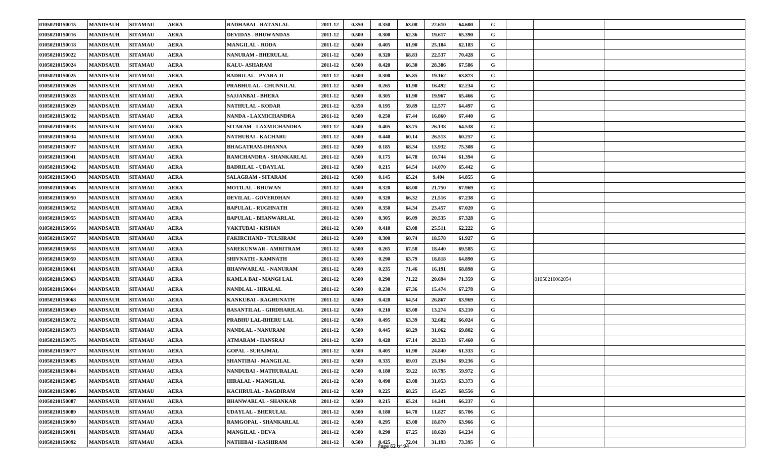| | | | | | | | | | | | | | | |
|---|---|---|---|---|---|---|---|---|---|---|---|---|---|---|
| 01050210150015 | MANDSAUR | SITAMAU | AERA | RADHABAI - RATANLAL | 2011-12 | 0.350 | 0.350 | 63.08 | 22.610 | 64.600 | G | | | |
| 01050210150016 | MANDSAUR | SITAMAU | AERA | DEVIDAS - BHUWANDAS | 2011-12 | 0.500 | 0.300 | 62.36 | 19.617 | 65.390 | G | | | |
| 01050210150018 | MANDSAUR | SITAMAU | AERA | MANGILAL - RODA | 2011-12 | 0.500 | 0.405 | 61.90 | 25.184 | 62.183 | G | | | |
| 01050210150022 | MANDSAUR | SITAMAU | AERA | NANURAM - BHERULAL | 2011-12 | 0.500 | 0.320 | 68.83 | 22.537 | 70.428 | G | | | |
| 01050210150024 | MANDSAUR | SITAMAU | AERA | KALU- ASHARAM | 2011-12 | 0.500 | 0.420 | 66.30 | 28.386 | 67.586 | G | | | |
| 01050210150025 | MANDSAUR | SITAMAU | AERA | BADRILAL - PYARA JI | 2011-12 | 0.500 | 0.300 | 65.85 | 19.162 | 63.873 | G | | | |
| 01050210150026 | MANDSAUR | SITAMAU | AERA | PRABHULAL - CHUNNILAL | 2011-12 | 0.500 | 0.265 | 61.90 | 16.492 | 62.234 | G | | | |
| 01050210150028 | MANDSAUR | SITAMAU | AERA | SAJJANBAI - BHERA | 2011-12 | 0.500 | 0.305 | 61.90 | 19.967 | 65.466 | G | | | |
| 01050210150029 | MANDSAUR | SITAMAU | AERA | NATHULAL - KODAR | 2011-12 | 0.350 | 0.195 | 59.89 | 12.577 | 64.497 | G | | | |
| 01050210150032 | MANDSAUR | SITAMAU | AERA | NANDA - LAXMICHANDRA | 2011-12 | 0.500 | 0.250 | 67.44 | 16.860 | 67.440 | G | | | |
| 01050210150033 | MANDSAUR | SITAMAU | AERA | SITARAM - LAXMICHANDRA | 2011-12 | 0.500 | 0.405 | 63.75 | 26.138 | 64.538 | G | | | |
| 01050210150034 | MANDSAUR | SITAMAU | AERA | NATHUBAI - KACHARU | 2011-12 | 0.500 | 0.440 | 60.14 | 26.513 | 60.257 | G | | | |
| 01050210150037 | MANDSAUR | SITAMAU | AERA | BHAGATRAM-DHANNA | 2011-12 | 0.500 | 0.185 | 68.34 | 13.932 | 75.308 | G | | | |
| 01050210150041 | MANDSAUR | SITAMAU | AERA | RAMCHANDRA - SHANKARLAL | 2011-12 | 0.500 | 0.175 | 64.78 | 10.744 | 61.394 | G | | | |
| 01050210150042 | MANDSAUR | SITAMAU | AERA | BADRILAL - UDAYLAL | 2011-12 | 0.500 | 0.215 | 64.54 | 14.070 | 65.442 | G | | | |
| 01050210150043 | MANDSAUR | SITAMAU | AERA | SALAGRAM - SITARAM | 2011-12 | 0.500 | 0.145 | 65.24 | 9.404 | 64.855 | G | | | |
| 01050210150045 | MANDSAUR | SITAMAU | AERA | MOTILAL - BHUWAN | 2011-12 | 0.500 | 0.320 | 68.00 | 21.750 | 67.969 | G | | | |
| 01050210150050 | MANDSAUR | SITAMAU | AERA | DEVILAL - GOVERDHAN | 2011-12 | 0.500 | 0.320 | 66.32 | 21.516 | 67.238 | G | | | |
| 01050210150052 | MANDSAUR | SITAMAU | AERA | BAPULAL - RUGHNATH | 2011-12 | 0.500 | 0.350 | 64.34 | 23.457 | 67.020 | G | | | |
| 01050210150055 | MANDSAUR | SITAMAU | AERA | BAPULAL - BHANWARLAL | 2011-12 | 0.500 | 0.305 | 66.09 | 20.535 | 67.328 | G | | | |
| 01050210150056 | MANDSAUR | SITAMAU | AERA | VAKTUBAI - KISHAN | 2011-12 | 0.500 | 0.410 | 63.08 | 25.511 | 62.222 | G | | | |
| 01050210150057 | MANDSAUR | SITAMAU | AERA | FAKIRCHAND - TULSIRAM | 2011-12 | 0.500 | 0.300 | 60.74 | 18.578 | 61.927 | G | | | |
| 01050210150058 | MANDSAUR | SITAMAU | AERA | SAREKUNWAR - AMRITRAM | 2011-12 | 0.500 | 0.265 | 67.58 | 18.440 | 69.585 | G | | | |
| 01050210150059 | MANDSAUR | SITAMAU | AERA | SHIVNATH - RAMNATH | 2011-12 | 0.500 | 0.290 | 63.79 | 18.818 | 64.890 | G | | | |
| 01050210150061 | MANDSAUR | SITAMAU | AERA | BHANWARLAL - NANURAM | 2011-12 | 0.500 | 0.235 | 71.46 | 16.191 | 68.898 | G | | | |
| 01050210150063 | MANDSAUR | SITAMAU | AERA | KAMLA BAI - MANGI LAL | 2011-12 | 0.500 | 0.290 | 71.22 | 20.694 | 71.359 | G | | 01050210062054 | |
| 01050210150064 | MANDSAUR | SITAMAU | AERA | NANDLAL - HIRALAL | 2011-12 | 0.500 | 0.230 | 67.36 | 15.474 | 67.278 | G | | | |
| 01050210150068 | MANDSAUR | SITAMAU | AERA | KANKUBAI - RAGHUNATH | 2011-12 | 0.500 | 0.420 | 64.54 | 26.867 | 63.969 | G | | | |
| 01050210150069 | MANDSAUR | SITAMAU | AERA | BASANTILAL - GIRDHARILAL | 2011-12 | 0.500 | 0.210 | 63.08 | 13.274 | 63.210 | G | | | |
| 01050210150072 | MANDSAUR | SITAMAU | AERA | PRABHU LAL-BHERU LAL | 2011-12 | 0.500 | 0.495 | 63.39 | 32.682 | 66.024 | G | | | |
| 01050210150073 | MANDSAUR | SITAMAU | AERA | NANDLAL - NANURAM | 2011-12 | 0.500 | 0.445 | 68.29 | 31.062 | 69.802 | G | | | |
| 01050210150075 | MANDSAUR | SITAMAU | AERA | ATMARAM - HANSRAJ | 2011-12 | 0.500 | 0.420 | 67.14 | 28.333 | 67.460 | G | | | |
| 01050210150077 | MANDSAUR | SITAMAU | AERA | GOPAL - SURAJMAL | 2011-12 | 0.500 | 0.405 | 61.90 | 24.840 | 61.333 | G | | | |
| 01050210150083 | MANDSAUR | SITAMAU | AERA | SHANTIBAI - MANGILAL | 2011-12 | 0.500 | 0.335 | 69.03 | 23.194 | 69.236 | G | | | |
| 01050210150084 | MANDSAUR | SITAMAU | AERA | NANDUBAI - MATHURALAL | 2011-12 | 0.500 | 0.180 | 59.22 | 10.795 | 59.972 | G | | | |
| 01050210150085 | MANDSAUR | SITAMAU | AERA | HIRALAL - MANGILAL | 2011-12 | 0.500 | 0.490 | 63.08 | 31.053 | 63.373 | G | | | |
| 01050210150086 | MANDSAUR | SITAMAU | AERA | KACHRULAL - BAGDIRAM | 2011-12 | 0.500 | 0.225 | 68.25 | 15.425 | 68.556 | G | | | |
| 01050210150087 | MANDSAUR | SITAMAU | AERA | BHANWARLAL - SHANKAR | 2011-12 | 0.500 | 0.215 | 65.24 | 14.241 | 66.237 | G | | | |
| 01050210150089 | MANDSAUR | SITAMAU | AERA | UDAYLAL - BHERULAL | 2011-12 | 0.500 | 0.180 | 64.78 | 11.827 | 65.706 | G | | | |
| 01050210150090 | MANDSAUR | SITAMAU | AERA | RAMGOPAL - SHANKARLAL | 2011-12 | 0.500 | 0.295 | 63.08 | 18.870 | 63.966 | G | | | |
| 01050210150091 | MANDSAUR | SITAMAU | AERA | MANGILAL - DEVA | 2011-12 | 0.500 | 0.290 | 67.25 | 18.628 | 64.234 | G | | | |
| 01050210150092 | MANDSAUR | SITAMAU | AERA | NATHIBAI - KASHIRAM | 2011-12 | 0.500 | 0.425 | 72.04 | 31.193 | 73.395 | G | | | |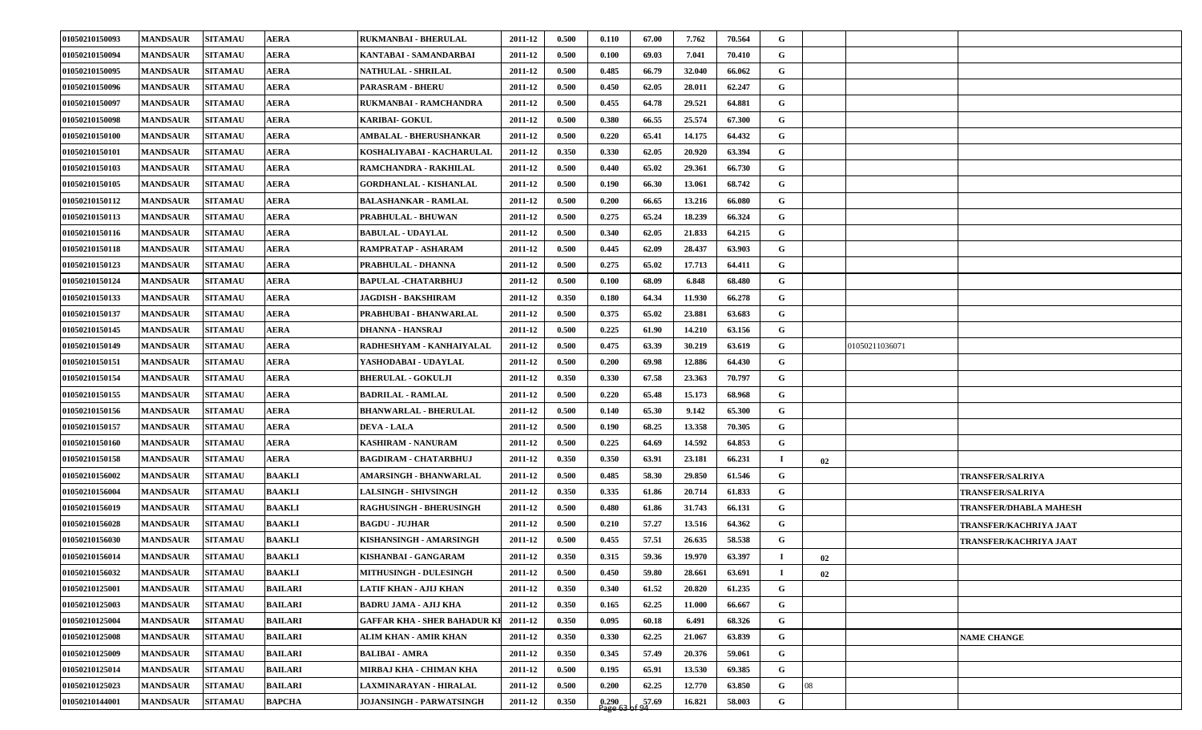| | | | | | | | | | | | | | | |
|---|---|---|---|---|---|---|---|---|---|---|---|---|---|---|
| 01050210150093 | MANDSAUR | SITAMAU | AERA | RUKMANBAI - BHERULAL | 2011-12 | 0.500 | 0.110 | 67.00 | 7.762 | 70.564 | G | | | |
| 01050210150094 | MANDSAUR | SITAMAU | AERA | KANTABAI - SAMANDARBAI | 2011-12 | 0.500 | 0.100 | 69.03 | 7.041 | 70.410 | G | | | |
| 01050210150095 | MANDSAUR | SITAMAU | AERA | NATHULAL - SHRILAL | 2011-12 | 0.500 | 0.485 | 66.79 | 32.040 | 66.062 | G | | | |
| 01050210150096 | MANDSAUR | SITAMAU | AERA | PARASRAM - BHERU | 2011-12 | 0.500 | 0.450 | 62.05 | 28.011 | 62.247 | G | | | |
| 01050210150097 | MANDSAUR | SITAMAU | AERA | RUKMANBAI - RAMCHANDRA | 2011-12 | 0.500 | 0.455 | 64.78 | 29.521 | 64.881 | G | | | |
| 01050210150098 | MANDSAUR | SITAMAU | AERA | KARIBAI- GOKUL | 2011-12 | 0.500 | 0.380 | 66.55 | 25.574 | 67.300 | G | | | |
| 01050210150100 | MANDSAUR | SITAMAU | AERA | AMBALAL - BHERUSHANKAR | 2011-12 | 0.500 | 0.220 | 65.41 | 14.175 | 64.432 | G | | | |
| 01050210150101 | MANDSAUR | SITAMAU | AERA | KOSHALIYABAI - KACHARULAL | 2011-12 | 0.350 | 0.330 | 62.05 | 20.920 | 63.394 | G | | | |
| 01050210150103 | MANDSAUR | SITAMAU | AERA | RAMCHANDRA - RAKHILAL | 2011-12 | 0.500 | 0.440 | 65.02 | 29.361 | 66.730 | G | | | |
| 01050210150105 | MANDSAUR | SITAMAU | AERA | GORDHANLAL - KISHANLAL | 2011-12 | 0.500 | 0.190 | 66.30 | 13.061 | 68.742 | G | | | |
| 01050210150112 | MANDSAUR | SITAMAU | AERA | BALASHANKAR - RAMLAL | 2011-12 | 0.500 | 0.200 | 66.65 | 13.216 | 66.080 | G | | | |
| 01050210150113 | MANDSAUR | SITAMAU | AERA | PRABHULAL - BHUWAN | 2011-12 | 0.500 | 0.275 | 65.24 | 18.239 | 66.324 | G | | | |
| 01050210150116 | MANDSAUR | SITAMAU | AERA | BABULAL - UDAYLAL | 2011-12 | 0.500 | 0.340 | 62.05 | 21.833 | 64.215 | G | | | |
| 01050210150118 | MANDSAUR | SITAMAU | AERA | RAMPRATAP - ASHARAM | 2011-12 | 0.500 | 0.445 | 62.09 | 28.437 | 63.903 | G | | | |
| 01050210150123 | MANDSAUR | SITAMAU | AERA | PRABHULAL - DHANNA | 2011-12 | 0.500 | 0.275 | 65.02 | 17.713 | 64.411 | G | | | |
| 01050210150124 | MANDSAUR | SITAMAU | AERA | BAPULAL -CHATARBHUJ | 2011-12 | 0.500 | 0.100 | 68.09 | 6.848 | 68.480 | G | | | |
| 01050210150133 | MANDSAUR | SITAMAU | AERA | JAGDISH - BAKSHIRAM | 2011-12 | 0.350 | 0.180 | 64.34 | 11.930 | 66.278 | G | | | |
| 01050210150137 | MANDSAUR | SITAMAU | AERA | PRABHUBAI - BHANWARLAL | 2011-12 | 0.500 | 0.375 | 65.02 | 23.881 | 63.683 | G | | | |
| 01050210150145 | MANDSAUR | SITAMAU | AERA | DHANNA - HANSRAJ | 2011-12 | 0.500 | 0.225 | 61.90 | 14.210 | 63.156 | G | | | |
| 01050210150149 | MANDSAUR | SITAMAU | AERA | RADHESHYAM - KANHAIYALAL | 2011-12 | 0.500 | 0.475 | 63.39 | 30.219 | 63.619 | G | | 01050211036071 | |
| 01050210150151 | MANDSAUR | SITAMAU | AERA | YASHODABAI - UDAYLAL | 2011-12 | 0.500 | 0.200 | 69.98 | 12.886 | 64.430 | G | | | |
| 01050210150154 | MANDSAUR | SITAMAU | AERA | BHERULAL - GOKULJI | 2011-12 | 0.350 | 0.330 | 67.58 | 23.363 | 70.797 | G | | | |
| 01050210150155 | MANDSAUR | SITAMAU | AERA | BADRILAL - RAMLAL | 2011-12 | 0.500 | 0.220 | 65.48 | 15.173 | 68.968 | G | | | |
| 01050210150156 | MANDSAUR | SITAMAU | AERA | BHANWARLAL - BHERULAL | 2011-12 | 0.500 | 0.140 | 65.30 | 9.142 | 65.300 | G | | | |
| 01050210150157 | MANDSAUR | SITAMAU | AERA | DEVA - LALA | 2011-12 | 0.500 | 0.190 | 68.25 | 13.358 | 70.305 | G | | | |
| 01050210150160 | MANDSAUR | SITAMAU | AERA | KASHIRAM - NANURAM | 2011-12 | 0.500 | 0.225 | 64.69 | 14.592 | 64.853 | G | | | |
| 01050210150158 | MANDSAUR | SITAMAU | AERA | BAGDIRAM - CHATARBHUJ | 2011-12 | 0.350 | 0.350 | 63.91 | 23.181 | 66.231 | I | 02 | | |
| 01050210156002 | MANDSAUR | SITAMAU | BAAKLI | AMARSINGH - BHANWARLAL | 2011-12 | 0.500 | 0.485 | 58.30 | 29.850 | 61.546 | G | | | TRANSFER/SALRIYA |
| 01050210156004 | MANDSAUR | SITAMAU | BAAKLI | LALSINGH - SHIVSINGH | 2011-12 | 0.350 | 0.335 | 61.86 | 20.714 | 61.833 | G | | | TRANSFER/SALRIYA |
| 01050210156019 | MANDSAUR | SITAMAU | BAAKLI | RAGHUSINGH - BHERUSINGH | 2011-12 | 0.500 | 0.480 | 61.86 | 31.743 | 66.131 | G | | | TRANSFER/DHABLA MAHESH |
| 01050210156028 | MANDSAUR | SITAMAU | BAAKLI | BAGDU - JUJHAR | 2011-12 | 0.500 | 0.210 | 57.27 | 13.516 | 64.362 | G | | | TRANSFER/KACHRIYA JAAT |
| 01050210156030 | MANDSAUR | SITAMAU | BAAKLI | KISHANSINGH - AMARSINGH | 2011-12 | 0.500 | 0.455 | 57.51 | 26.635 | 58.538 | G | | | TRANSFER/KACHRIYA JAAT |
| 01050210156014 | MANDSAUR | SITAMAU | BAAKLI | KISHANBAI - GANGARAM | 2011-12 | 0.350 | 0.315 | 59.36 | 19.970 | 63.397 | I | 02 | | |
| 01050210156032 | MANDSAUR | SITAMAU | BAAKLI | MITHUSINGH - DULESINGH | 2011-12 | 0.500 | 0.450 | 59.80 | 28.661 | 63.691 | I | 02 | | |
| 01050210125001 | MANDSAUR | SITAMAU | BAILARI | LATIF KHAN - AJIJ KHAN | 2011-12 | 0.350 | 0.340 | 61.52 | 20.820 | 61.235 | G | | | |
| 01050210125003 | MANDSAUR | SITAMAU | BAILARI | BADRU JAMA - AJIJ KHA | 2011-12 | 0.350 | 0.165 | 62.25 | 11.000 | 66.667 | G | | | |
| 01050210125004 | MANDSAUR | SITAMAU | BAILARI | GAFFAR KHA - SHER BAHADUR KI | 2011-12 | 0.350 | 0.095 | 60.18 | 6.491 | 68.326 | G | | | |
| 01050210125008 | MANDSAUR | SITAMAU | BAILARI | ALIM KHAN - AMIR KHAN | 2011-12 | 0.350 | 0.330 | 62.25 | 21.067 | 63.839 | G | | | NAME CHANGE |
| 01050210125009 | MANDSAUR | SITAMAU | BAILARI | BALIBAI - AMRA | 2011-12 | 0.350 | 0.345 | 57.49 | 20.376 | 59.061 | G | | | |
| 01050210125014 | MANDSAUR | SITAMAU | BAILARI | MIRBAJ KHA - CHIMAN KHA | 2011-12 | 0.500 | 0.195 | 65.91 | 13.530 | 69.385 | G | | | |
| 01050210125023 | MANDSAUR | SITAMAU | BAILARI | LAXMINARAYAN - HIRALAL | 2011-12 | 0.500 | 0.200 | 62.25 | 12.770 | 63.850 | G | 08 | | |
| 01050210144001 | MANDSAUR | SITAMAU | BAPCHA | JOJANSINGH - PARWATSINGH | 2011-12 | 0.350 | 0.290 | 57.69 | 16.821 | 58.003 | G | | | |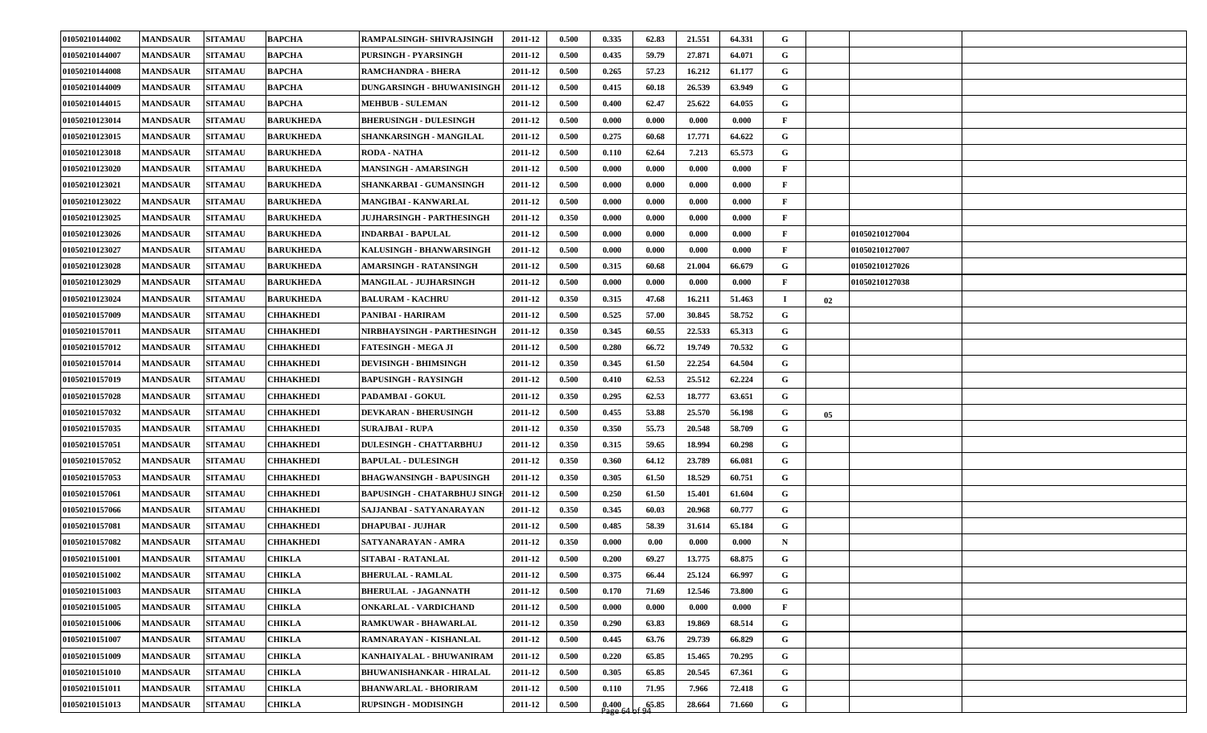| | | | | | | | | | | | | | | | |
|---|---|---|---|---|---|---|---|---|---|---|---|---|---|---|---|
| 01050210144002 | MANDSAUR | SITAMAU | BAPCHA | RAMPALSINGH- SHIVRAJSINGH | 2011-12 | 0.500 | 0.335 | 62.83 | 21.551 | 64.331 | G | | | | |
| 01050210144007 | MANDSAUR | SITAMAU | BAPCHA | PURSINGH - PYARSINGH | 2011-12 | 0.500 | 0.435 | 59.79 | 27.871 | 64.071 | G | | | | |
| 01050210144008 | MANDSAUR | SITAMAU | BAPCHA | RAMCHANDRA - BHERA | 2011-12 | 0.500 | 0.265 | 57.23 | 16.212 | 61.177 | G | | | | |
| 01050210144009 | MANDSAUR | SITAMAU | BAPCHA | DUNGARSINGH - BHUWANISINGH | 2011-12 | 0.500 | 0.415 | 60.18 | 26.539 | 63.949 | G | | | | |
| 01050210144015 | MANDSAUR | SITAMAU | BAPCHA | MEHBUB - SULEMAN | 2011-12 | 0.500 | 0.400 | 62.47 | 25.622 | 64.055 | G | | | | |
| 01050210123014 | MANDSAUR | SITAMAU | BARUKHEDA | BHERUSINGH - DULESINGH | 2011-12 | 0.500 | 0.000 | 0.000 | 0.000 | 0.000 | F | | | | |
| 01050210123015 | MANDSAUR | SITAMAU | BARUKHEDA | SHANKARSINGH - MANGILAL | 2011-12 | 0.500 | 0.275 | 60.68 | 17.771 | 64.622 | G | | | | |
| 01050210123018 | MANDSAUR | SITAMAU | BARUKHEDA | RODA - NATHA | 2011-12 | 0.500 | 0.110 | 62.64 | 7.213 | 65.573 | G | | | | |
| 01050210123020 | MANDSAUR | SITAMAU | BARUKHEDA | MANSINGH - AMARSINGH | 2011-12 | 0.500 | 0.000 | 0.000 | 0.000 | 0.000 | F | | | | |
| 01050210123021 | MANDSAUR | SITAMAU | BARUKHEDA | SHANKARBAI - GUMANSINGH | 2011-12 | 0.500 | 0.000 | 0.000 | 0.000 | 0.000 | F | | | | |
| 01050210123022 | MANDSAUR | SITAMAU | BARUKHEDA | MANGIBAI - KANWARLAL | 2011-12 | 0.500 | 0.000 | 0.000 | 0.000 | 0.000 | F | | | | |
| 01050210123025 | MANDSAUR | SITAMAU | BARUKHEDA | JUJHARSINGH - PARTHESINGH | 2011-12 | 0.350 | 0.000 | 0.000 | 0.000 | 0.000 | F | | | | |
| 01050210123026 | MANDSAUR | SITAMAU | BARUKHEDA | INDARBAI - BAPULAL | 2011-12 | 0.500 | 0.000 | 0.000 | 0.000 | 0.000 | F | | | 01050210127004 | |
| 01050210123027 | MANDSAUR | SITAMAU | BARUKHEDA | KALUSINGH - BHANWARSINGH | 2011-12 | 0.500 | 0.000 | 0.000 | 0.000 | 0.000 | F | | | 01050210127007 | |
| 01050210123028 | MANDSAUR | SITAMAU | BARUKHEDA | AMARSINGH - RATANSINGH | 2011-12 | 0.500 | 0.315 | 60.68 | 21.004 | 66.679 | G | | | 01050210127026 | |
| 01050210123029 | MANDSAUR | SITAMAU | BARUKHEDA | MANGILAL - JUJHARSINGH | 2011-12 | 0.500 | 0.000 | 0.000 | 0.000 | 0.000 | F | | | 01050210127038 | |
| 01050210123024 | MANDSAUR | SITAMAU | BARUKHEDA | BALURAM - KACHRU | 2011-12 | 0.350 | 0.315 | 47.68 | 16.211 | 51.463 | I | 02 | | | |
| 01050210157009 | MANDSAUR | SITAMAU | CHHAKHEDI | PANIBAI - HARIRAM | 2011-12 | 0.500 | 0.525 | 57.00 | 30.845 | 58.752 | G | | | | |
| 01050210157011 | MANDSAUR | SITAMAU | CHHAKHEDI | NIRBHAYSINGH - PARTHESINGH | 2011-12 | 0.350 | 0.345 | 60.55 | 22.533 | 65.313 | G | | | | |
| 01050210157012 | MANDSAUR | SITAMAU | CHHAKHEDI | FATESINGH - MEGA JI | 2011-12 | 0.500 | 0.280 | 66.72 | 19.749 | 70.532 | G | | | | |
| 01050210157014 | MANDSAUR | SITAMAU | CHHAKHEDI | DEVISINGH - BHIMSINGH | 2011-12 | 0.350 | 0.345 | 61.50 | 22.254 | 64.504 | G | | | | |
| 01050210157019 | MANDSAUR | SITAMAU | CHHAKHEDI | BAPUSINGH - RAYSINGH | 2011-12 | 0.500 | 0.410 | 62.53 | 25.512 | 62.224 | G | | | | |
| 01050210157028 | MANDSAUR | SITAMAU | CHHAKHEDI | PADAMBAI - GOKUL | 2011-12 | 0.350 | 0.295 | 62.53 | 18.777 | 63.651 | G | | | | |
| 01050210157032 | MANDSAUR | SITAMAU | CHHAKHEDI | DEVKARAN - BHERUSINGH | 2011-12 | 0.500 | 0.455 | 53.88 | 25.570 | 56.198 | G | 05 | | | |
| 01050210157035 | MANDSAUR | SITAMAU | CHHAKHEDI | SURAJBAI - RUPA | 2011-12 | 0.350 | 0.350 | 55.73 | 20.548 | 58.709 | G | | | | |
| 01050210157051 | MANDSAUR | SITAMAU | CHHAKHEDI | DULESINGH - CHATTARBHUJ | 2011-12 | 0.350 | 0.315 | 59.65 | 18.994 | 60.298 | G | | | | |
| 01050210157052 | MANDSAUR | SITAMAU | CHHAKHEDI | BAPULAL - DULESINGH | 2011-12 | 0.350 | 0.360 | 64.12 | 23.789 | 66.081 | G | | | | |
| 01050210157053 | MANDSAUR | SITAMAU | CHHAKHEDI | BHAGWANSINGH - BAPUSINGH | 2011-12 | 0.350 | 0.305 | 61.50 | 18.529 | 60.751 | G | | | | |
| 01050210157061 | MANDSAUR | SITAMAU | CHHAKHEDI | BAPUSINGH - CHATARBHUJ SINGH | 2011-12 | 0.500 | 0.250 | 61.50 | 15.401 | 61.604 | G | | | | |
| 01050210157066 | MANDSAUR | SITAMAU | CHHAKHEDI | SAJJANBAI - SATYANARAYAN | 2011-12 | 0.350 | 0.345 | 60.03 | 20.968 | 60.777 | G | | | | |
| 01050210157081 | MANDSAUR | SITAMAU | CHHAKHEDI | DHAPUBAI - JUJHAR | 2011-12 | 0.500 | 0.485 | 58.39 | 31.614 | 65.184 | G | | | | |
| 01050210157082 | MANDSAUR | SITAMAU | CHHAKHEDI | SATYANARAYAN - AMRA | 2011-12 | 0.350 | 0.000 | 0.00 | 0.000 | 0.000 | N | | | | |
| 01050210151001 | MANDSAUR | SITAMAU | CHIKLA | SITABAI - RATANLAL | 2011-12 | 0.500 | 0.200 | 69.27 | 13.775 | 68.875 | G | | | | |
| 01050210151002 | MANDSAUR | SITAMAU | CHIKLA | BHERULAL - RAMLAL | 2011-12 | 0.500 | 0.375 | 66.44 | 25.124 | 66.997 | G | | | | |
| 01050210151003 | MANDSAUR | SITAMAU | CHIKLA | BHERULAL - JAGANNATH | 2011-12 | 0.500 | 0.170 | 71.69 | 12.546 | 73.800 | G | | | | |
| 01050210151005 | MANDSAUR | SITAMAU | CHIKLA | ONKARLAL - VARDICHAND | 2011-12 | 0.500 | 0.000 | 0.000 | 0.000 | 0.000 | F | | | | |
| 01050210151006 | MANDSAUR | SITAMAU | CHIKLA | RAMKUWAR - BHAWARLAL | 2011-12 | 0.350 | 0.290 | 63.83 | 19.869 | 68.514 | G | | | | |
| 01050210151007 | MANDSAUR | SITAMAU | CHIKLA | RAMNARAYAN - KISHANLAL | 2011-12 | 0.500 | 0.445 | 63.76 | 29.739 | 66.829 | G | | | | |
| 01050210151009 | MANDSAUR | SITAMAU | CHIKLA | KANHAIYALAL - BHUWANIRAM | 2011-12 | 0.500 | 0.220 | 65.85 | 15.465 | 70.295 | G | | | | |
| 01050210151010 | MANDSAUR | SITAMAU | CHIKLA | BHUWANISHANKAR - HIRALAL | 2011-12 | 0.500 | 0.305 | 65.85 | 20.545 | 67.361 | G | | | | |
| 01050210151011 | MANDSAUR | SITAMAU | CHIKLA | BHANWARLAL - BHORIRAM | 2011-12 | 0.500 | 0.110 | 71.95 | 7.966 | 72.418 | G | | | | |
| 01050210151013 | MANDSAUR | SITAMAU | CHIKLA | RUPSINGH - MODISINGH | 2011-12 | 0.500 | 0.400 | 65.85 | 28.664 | 71.660 | G | | | | |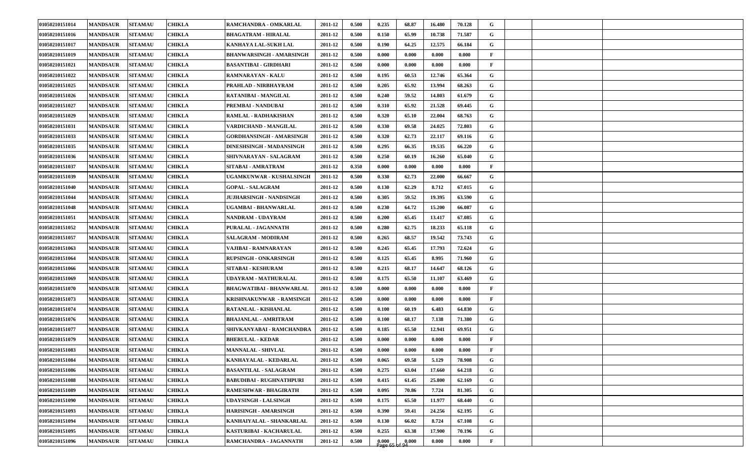| | | | | | | | | | | | | | | | |
|---|---|---|---|---|---|---|---|---|---|---|---|---|---|---|---|
| 01050210151014 | MANDSAUR | SITAMAU | CHIKLA | RAMCHANDRA - OMKARLAL | 2011-12 | 0.500 | 0.235 | 68.87 | 16.480 | 70.128 | G | | | | |
| 01050210151016 | MANDSAUR | SITAMAU | CHIKLA | BHAGATRAM - HIRALAL | 2011-12 | 0.500 | 0.150 | 65.99 | 10.738 | 71.587 | G | | | | |
| 01050210151017 | MANDSAUR | SITAMAU | CHIKLA | KANHAYA LAL-SUKH LAL | 2011-12 | 0.500 | 0.190 | 64.25 | 12.575 | 66.184 | G | | | | |
| 01050210151019 | MANDSAUR | SITAMAU | CHIKLA | BHANWARSINGH - AMARSINGH | 2011-12 | 0.500 | 0.000 | 0.000 | 0.000 | 0.000 | F | | | | |
| 01050210151021 | MANDSAUR | SITAMAU | CHIKLA | BASANTIBAI - GIRDHARI | 2011-12 | 0.500 | 0.000 | 0.000 | 0.000 | 0.000 | F | | | | |
| 01050210151022 | MANDSAUR | SITAMAU | CHIKLA | RAMNARAYAN - KALU | 2011-12 | 0.500 | 0.195 | 60.53 | 12.746 | 65.364 | G | | | | |
| 01050210151025 | MANDSAUR | SITAMAU | CHIKLA | PRAHLAD - NIRBHAYRAM | 2011-12 | 0.500 | 0.205 | 65.92 | 13.994 | 68.263 | G | | | | |
| 01050210151026 | MANDSAUR | SITAMAU | CHIKLA | RATANIBAI - MANGILAL | 2011-12 | 0.500 | 0.240 | 59.52 | 14.803 | 61.679 | G | | | | |
| 01050210151027 | MANDSAUR | SITAMAU | CHIKLA | PREMBAI - NANDUBAI | 2011-12 | 0.500 | 0.310 | 65.92 | 21.528 | 69.445 | G | | | | |
| 01050210151029 | MANDSAUR | SITAMAU | CHIKLA | RAMLAL - RADHAKISHAN | 2011-12 | 0.500 | 0.320 | 65.10 | 22.004 | 68.763 | G | | | | |
| 01050210151031 | MANDSAUR | SITAMAU | CHIKLA | VARDICHAND - MANGILAL | 2011-12 | 0.500 | 0.330 | 69.58 | 24.025 | 72.803 | G | | | | |
| 01050210151033 | MANDSAUR | SITAMAU | CHIKLA | GORDHANSINGH - AMARSINGH | 2011-12 | 0.500 | 0.320 | 62.73 | 22.117 | 69.116 | G | | | | |
| 01050210151035 | MANDSAUR | SITAMAU | CHIKLA | DINESHSINGH - MADANSINGH | 2011-12 | 0.500 | 0.295 | 66.35 | 19.535 | 66.220 | G | | | | |
| 01050210151036 | MANDSAUR | SITAMAU | CHIKLA | SHIVNARAYAN - SALAGRAM | 2011-12 | 0.500 | 0.250 | 60.19 | 16.260 | 65.040 | G | | | | |
| 01050210151037 | MANDSAUR | SITAMAU | CHIKLA | SITABAI - AMRATRAM | 2011-12 | 0.350 | 0.000 | 0.000 | 0.000 | 0.000 | F | | | | |
| 01050210151039 | MANDSAUR | SITAMAU | CHIKLA | UGAMKUNWAR - KUSHALSINGH | 2011-12 | 0.500 | 0.330 | 62.73 | 22.000 | 66.667 | G | | | | |
| 01050210151040 | MANDSAUR | SITAMAU | CHIKLA | GOPAL - SALAGRAM | 2011-12 | 0.500 | 0.130 | 62.29 | 8.712 | 67.015 | G | | | | |
| 01050210151044 | MANDSAUR | SITAMAU | CHIKLA | JUJHARSINGH - NANDSINGH | 2011-12 | 0.500 | 0.305 | 59.52 | 19.395 | 63.590 | G | | | | |
| 01050210151048 | MANDSAUR | SITAMAU | CHIKLA | UGAMBAI - BHANWARLAL | 2011-12 | 0.500 | 0.230 | 64.72 | 15.200 | 66.087 | G | | | | |
| 01050210151051 | MANDSAUR | SITAMAU | CHIKLA | NANDRAM - UDAYRAM | 2011-12 | 0.500 | 0.200 | 65.45 | 13.417 | 67.085 | G | | | | |
| 01050210151052 | MANDSAUR | SITAMAU | CHIKLA | PURALAL - JAGANNATH | 2011-12 | 0.500 | 0.280 | 62.75 | 18.233 | 65.118 | G | | | | |
| 01050210151057 | MANDSAUR | SITAMAU | CHIKLA | SALAGRAM - MODIRAM | 2011-12 | 0.500 | 0.265 | 68.57 | 19.542 | 73.743 | G | | | | |
| 01050210151063 | MANDSAUR | SITAMAU | CHIKLA | VAJIBAI - RAMNARAYAN | 2011-12 | 0.500 | 0.245 | 65.45 | 17.793 | 72.624 | G | | | | |
| 01050210151064 | MANDSAUR | SITAMAU | CHIKLA | RUPSINGH - ONKARSINGH | 2011-12 | 0.500 | 0.125 | 65.45 | 8.995 | 71.960 | G | | | | |
| 01050210151066 | MANDSAUR | SITAMAU | CHIKLA | SITABAI - KESHURAM | 2011-12 | 0.500 | 0.215 | 68.17 | 14.647 | 68.126 | G | | | | |
| 01050210151069 | MANDSAUR | SITAMAU | CHIKLA | UDAYRAM - MATHURALAL | 2011-12 | 0.500 | 0.175 | 65.50 | 11.107 | 63.469 | G | | | | |
| 01050210151070 | MANDSAUR | SITAMAU | CHIKLA | BHAGWATIBAI - BHANWARLAL | 2011-12 | 0.500 | 0.000 | 0.000 | 0.000 | 0.000 | F | | | | |
| 01050210151073 | MANDSAUR | SITAMAU | CHIKLA | KRISHNAKUNWAR - RAMSINGH | 2011-12 | 0.500 | 0.000 | 0.000 | 0.000 | 0.000 | F | | | | |
| 01050210151074 | MANDSAUR | SITAMAU | CHIKLA | RATANLAL - KISHANLAL | 2011-12 | 0.500 | 0.100 | 60.19 | 6.483 | 64.830 | G | | | | |
| 01050210151076 | MANDSAUR | SITAMAU | CHIKLA | BHAJANLAL - AMRITRAM | 2011-12 | 0.500 | 0.100 | 68.17 | 7.138 | 71.380 | G | | | | |
| 01050210151077 | MANDSAUR | SITAMAU | CHIKLA | SHIVKANYABAI - RAMCHANDRA | 2011-12 | 0.500 | 0.185 | 65.50 | 12.941 | 69.951 | G | | | | |
| 01050210151079 | MANDSAUR | SITAMAU | CHIKLA | BHERULAL - KEDAR | 2011-12 | 0.500 | 0.000 | 0.000 | 0.000 | 0.000 | F | | | | |
| 01050210151083 | MANDSAUR | SITAMAU | CHIKLA | MANNALAL - SHIVLAL | 2011-12 | 0.500 | 0.000 | 0.000 | 0.000 | 0.000 | F | | | | |
| 01050210151084 | MANDSAUR | SITAMAU | CHIKLA | KANHAYALAL - KEDARLAL | 2011-12 | 0.500 | 0.065 | 69.58 | 5.129 | 78.908 | G | | | | |
| 01050210151086 | MANDSAUR | SITAMAU | CHIKLA | BASANTILAL - SALAGRAM | 2011-12 | 0.500 | 0.275 | 63.04 | 17.660 | 64.218 | G | | | | |
| 01050210151088 | MANDSAUR | SITAMAU | CHIKLA | BABUDIBAI - RUGHNATHPURI | 2011-12 | 0.500 | 0.415 | 61.45 | 25.800 | 62.169 | G | | | | |
| 01050210151089 | MANDSAUR | SITAMAU | CHIKLA | RAMESHWAR - BHAGIRATH | 2011-12 | 0.500 | 0.095 | 70.86 | 7.724 | 81.305 | G | | | | |
| 01050210151090 | MANDSAUR | SITAMAU | CHIKLA | UDAYSINGH - LALSINGH | 2011-12 | 0.500 | 0.175 | 65.50 | 11.977 | 68.440 | G | | | | |
| 01050210151093 | MANDSAUR | SITAMAU | CHIKLA | HARISINGH - AMARSINGH | 2011-12 | 0.500 | 0.390 | 59.41 | 24.256 | 62.195 | G | | | | |
| 01050210151094 | MANDSAUR | SITAMAU | CHIKLA | KANHAIYALAL - SHANKARLAL | 2011-12 | 0.500 | 0.130 | 66.02 | 8.724 | 67.108 | G | | | | |
| 01050210151095 | MANDSAUR | SITAMAU | CHIKLA | KASTURIBAI - KACHARULAL | 2011-12 | 0.500 | 0.255 | 63.38 | 17.900 | 70.196 | G | | | | |
| 01050210151096 | MANDSAUR | SITAMAU | CHIKLA | RAMCHANDRA - JAGANNATH | 2011-12 | 0.500 | 0.000 | 0.000 | 0.000 | 0.000 | F | | | | |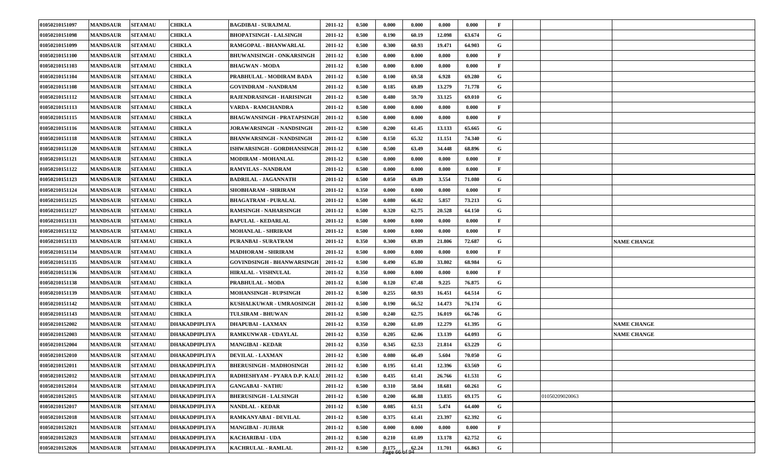| | | | | | | | | | | | | | | | |
|---|---|---|---|---|---|---|---|---|---|---|---|---|---|---|---|
| 01050210151097 | MANDSAUR | SITAMAU | CHIKLA | BAGDIBAI - SURAJMAL | 2011-12 | 0.500 | 0.000 | 0.000 | 0.000 | 0.000 | F | | | |
| 01050210151098 | MANDSAUR | SITAMAU | CHIKLA | BHOPATSINGH - LALSINGH | 2011-12 | 0.500 | 0.190 | 60.19 | 12.098 | 63.674 | G | | | |
| 01050210151099 | MANDSAUR | SITAMAU | CHIKLA | RAMGOPAL - BHANWARLAL | 2011-12 | 0.500 | 0.300 | 60.93 | 19.471 | 64.903 | G | | | |
| 01050210151100 | MANDSAUR | SITAMAU | CHIKLA | BHUWANISINGH - ONKARSINGH | 2011-12 | 0.500 | 0.000 | 0.000 | 0.000 | 0.000 | F | | | |
| 01050210151103 | MANDSAUR | SITAMAU | CHIKLA | BHAGWAN - MODA | 2011-12 | 0.500 | 0.000 | 0.000 | 0.000 | 0.000 | F | | | |
| 01050210151104 | MANDSAUR | SITAMAU | CHIKLA | PRABHULAL - MODIRAM BADA | 2011-12 | 0.500 | 0.100 | 69.58 | 6.928 | 69.280 | G | | | |
| 01050210151108 | MANDSAUR | SITAMAU | CHIKLA | GOVINDRAM - NANDRAM | 2011-12 | 0.500 | 0.185 | 69.89 | 13.279 | 71.778 | G | | | |
| 01050210151112 | MANDSAUR | SITAMAU | CHIKLA | RAJENDRASINGH - HARISINGH | 2011-12 | 0.500 | 0.480 | 59.70 | 33.125 | 69.010 | G | | | |
| 01050210151113 | MANDSAUR | SITAMAU | CHIKLA | VARDA - RAMCHANDRA | 2011-12 | 0.500 | 0.000 | 0.000 | 0.000 | 0.000 | F | | | |
| 01050210151115 | MANDSAUR | SITAMAU | CHIKLA | BHAGWANSINGH - PRATAPSINGH | 2011-12 | 0.500 | 0.000 | 0.000 | 0.000 | 0.000 | F | | | |
| 01050210151116 | MANDSAUR | SITAMAU | CHIKLA | JORAWARSINGH - NANDSINGH | 2011-12 | 0.500 | 0.200 | 61.45 | 13.133 | 65.665 | G | | | |
| 01050210151118 | MANDSAUR | SITAMAU | CHIKLA | BHANWARSINGH - NANDSINGH | 2011-12 | 0.500 | 0.150 | 65.32 | 11.151 | 74.340 | G | | | |
| 01050210151120 | MANDSAUR | SITAMAU | CHIKLA | ISHWARSINGH - GORDHANSINGH | 2011-12 | 0.500 | 0.500 | 63.49 | 34.448 | 68.896 | G | | | |
| 01050210151121 | MANDSAUR | SITAMAU | CHIKLA | MODIRAM - MOHANLAL | 2011-12 | 0.500 | 0.000 | 0.000 | 0.000 | 0.000 | F | | | |
| 01050210151122 | MANDSAUR | SITAMAU | CHIKLA | RAMVILAS - NANDRAM | 2011-12 | 0.500 | 0.000 | 0.000 | 0.000 | 0.000 | F | | | |
| 01050210151123 | MANDSAUR | SITAMAU | CHIKLA | BADRILAL - JAGANNATH | 2011-12 | 0.500 | 0.050 | 69.89 | 3.554 | 71.080 | G | | | |
| 01050210151124 | MANDSAUR | SITAMAU | CHIKLA | SHOBHARAM - SHRIRAM | 2011-12 | 0.350 | 0.000 | 0.000 | 0.000 | 0.000 | F | | | |
| 01050210151125 | MANDSAUR | SITAMAU | CHIKLA | BHAGATRAM - PURALAL | 2011-12 | 0.500 | 0.080 | 66.02 | 5.857 | 73.213 | G | | | |
| 01050210151127 | MANDSAUR | SITAMAU | CHIKLA | RAMSINGH - NAHARSINGH | 2011-12 | 0.500 | 0.320 | 62.75 | 20.528 | 64.150 | G | | | |
| 01050210151131 | MANDSAUR | SITAMAU | CHIKLA | BAPULAL - KEDARLAL | 2011-12 | 0.500 | 0.000 | 0.000 | 0.000 | 0.000 | F | | | |
| 01050210151132 | MANDSAUR | SITAMAU | CHIKLA | MOHANLAL - SHRIRAM | 2011-12 | 0.500 | 0.000 | 0.000 | 0.000 | 0.000 | F | | | |
| 01050210151133 | MANDSAUR | SITAMAU | CHIKLA | PURANBAI - SURATRAM | 2011-12 | 0.350 | 0.300 | 69.89 | 21.806 | 72.687 | G | | | NAME CHANGE |
| 01050210151134 | MANDSAUR | SITAMAU | CHIKLA | MADHORAM - SHRIRAM | 2011-12 | 0.500 | 0.000 | 0.000 | 0.000 | 0.000 | F | | | |
| 01050210151135 | MANDSAUR | SITAMAU | CHIKLA | GOVINDSINGH - BHANWARSINGH | 2011-12 | 0.500 | 0.490 | 65.80 | 33.802 | 68.984 | G | | | |
| 01050210151136 | MANDSAUR | SITAMAU | CHIKLA | HIRALAL - VISHNULAL | 2011-12 | 0.350 | 0.000 | 0.000 | 0.000 | 0.000 | F | | | |
| 01050210151138 | MANDSAUR | SITAMAU | CHIKLA | PRABHULAL - MODA | 2011-12 | 0.500 | 0.120 | 67.48 | 9.225 | 76.875 | G | | | |
| 01050210151139 | MANDSAUR | SITAMAU | CHIKLA | MOHANSINGH - RUPSINGH | 2011-12 | 0.500 | 0.255 | 60.93 | 16.451 | 64.514 | G | | | |
| 01050210151142 | MANDSAUR | SITAMAU | CHIKLA | KUSHALKUWAR - UMRAOSINGH | 2011-12 | 0.500 | 0.190 | 66.52 | 14.473 | 76.174 | G | | | |
| 01050210151143 | MANDSAUR | SITAMAU | CHIKLA | TULSIRAM - BHUWAN | 2011-12 | 0.500 | 0.240 | 62.75 | 16.019 | 66.746 | G | | | |
| 01050210152002 | MANDSAUR | SITAMAU | DHAKADPIPLIYA | DHAPUBAI - LAXMAN | 2011-12 | 0.350 | 0.200 | 61.09 | 12.279 | 61.395 | G | | | NAME CHANGE |
| 01050210152003 | MANDSAUR | SITAMAU | DHAKADPIPLIYA | RAMKUNWAR - UDAYLAL | 2011-12 | 0.350 | 0.205 | 62.06 | 13.139 | 64.093 | G | | | NAME CHANGE |
| 01050210152004 | MANDSAUR | SITAMAU | DHAKADPIPLIYA | MANGIBAI - KEDAR | 2011-12 | 0.350 | 0.345 | 62.53 | 21.814 | 63.229 | G | | | |
| 01050210152010 | MANDSAUR | SITAMAU | DHAKADPIPLIYA | DEVILAL - LAXMAN | 2011-12 | 0.500 | 0.080 | 66.49 | 5.604 | 70.050 | G | | | |
| 01050210152011 | MANDSAUR | SITAMAU | DHAKADPIPLIYA | BHERUSINGH - MADHOSINGH | 2011-12 | 0.500 | 0.195 | 61.41 | 12.396 | 63.569 | G | | | |
| 01050210152012 | MANDSAUR | SITAMAU | DHAKADPIPLIYA | RADHESHYAM - PYARA D.P. KALU | 2011-12 | 0.500 | 0.435 | 61.41 | 26.766 | 61.531 | G | | | |
| 01050210152014 | MANDSAUR | SITAMAU | DHAKADPIPLIYA | GANGABAI - NATHU | 2011-12 | 0.500 | 0.310 | 58.04 | 18.681 | 60.261 | G | | | |
| 01050210152015 | MANDSAUR | SITAMAU | DHAKADPIPLIYA | BHERUSINGH - LALSINGH | 2011-12 | 0.500 | 0.200 | 66.88 | 13.835 | 69.175 | G | | 01050209020063 | |
| 01050210152017 | MANDSAUR | SITAMAU | DHAKADPIPLIYA | NANDLAL - KEDAR | 2011-12 | 0.500 | 0.085 | 61.51 | 5.474 | 64.400 | G | | | |
| 01050210152018 | MANDSAUR | SITAMAU | DHAKADPIPLIYA | RAMKANYABAI - DEVILAL | 2011-12 | 0.500 | 0.375 | 61.41 | 23.397 | 62.392 | G | | | |
| 01050210152021 | MANDSAUR | SITAMAU | DHAKADPIPLIYA | MANGIBAI - JUJHAR | 2011-12 | 0.500 | 0.000 | 0.000 | 0.000 | 0.000 | F | | | |
| 01050210152023 | MANDSAUR | SITAMAU | DHAKADPIPLIYA | KACHARIBAI - UDA | 2011-12 | 0.500 | 0.210 | 61.09 | 13.178 | 62.752 | G | | | |
| 01050210152026 | MANDSAUR | SITAMAU | DHAKADPIPLIYA | KACHRULAL - RAMLAL | 2011-12 | 0.500 | 0.175 | 62.24 | 11.701 | 66.863 | G | | | |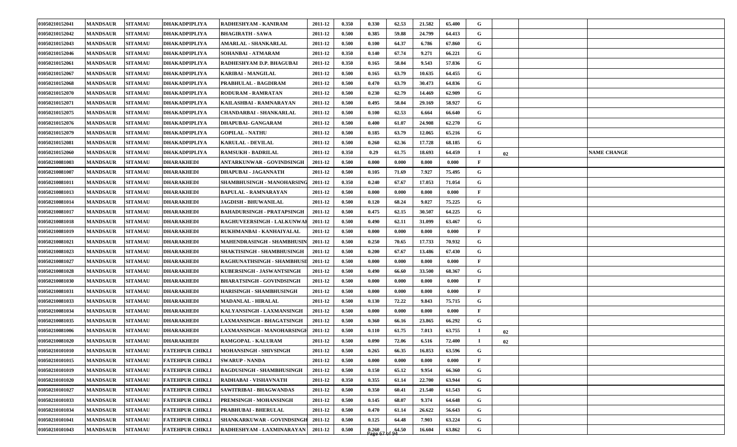| | | | | | | | | | | | | | | | |
|---|---|---|---|---|---|---|---|---|---|---|---|---|---|---|---|
| 01050210152041 | MANDSAUR | SITAMAU | DHAKADPIPLIYA | RADHESHYAM - KANIRAM | 2011-12 | 0.350 | 0.330 | 62.53 | 21.582 | 65.400 | G | | | |
| 01050210152042 | MANDSAUR | SITAMAU | DHAKADPIPLIYA | BHAGIRATH - SAWA | 2011-12 | 0.500 | 0.385 | 59.88 | 24.799 | 64.413 | G | | | |
| 01050210152043 | MANDSAUR | SITAMAU | DHAKADPIPLIYA | AMARLAL - SHANKARLAL | 2011-12 | 0.500 | 0.100 | 64.37 | 6.786 | 67.860 | G | | | |
| 01050210152046 | MANDSAUR | SITAMAU | DHAKADPIPLIYA | SOHANBAI - ATMARAM | 2011-12 | 0.350 | 0.140 | 67.74 | 9.271 | 66.221 | G | | | |
| 01050210152061 | MANDSAUR | SITAMAU | DHAKADPIPLIYA | RADHESHYAM D.P. BHAGUBAI | 2011-12 | 0.350 | 0.165 | 58.04 | 9.543 | 57.836 | G | | | |
| 01050210152067 | MANDSAUR | SITAMAU | DHAKADPIPLIYA | KARIBAI - MANGILAL | 2011-12 | 0.500 | 0.165 | 63.79 | 10.635 | 64.455 | G | | | |
| 01050210152068 | MANDSAUR | SITAMAU | DHAKADPIPLIYA | PRABHULAL - BAGDIRAM | 2011-12 | 0.500 | 0.470 | 63.79 | 30.473 | 64.836 | G | | | |
| 01050210152070 | MANDSAUR | SITAMAU | DHAKADPIPLIYA | RODURAM - RAMRATAN | 2011-12 | 0.500 | 0.230 | 62.79 | 14.469 | 62.909 | G | | | |
| 01050210152071 | MANDSAUR | SITAMAU | DHAKADPIPLIYA | KAILASHBAI - RAMNARAYAN | 2011-12 | 0.500 | 0.495 | 58.04 | 29.169 | 58.927 | G | | | |
| 01050210152075 | MANDSAUR | SITAMAU | DHAKADPIPLIYA | CHANDARBAI - SHANKARLAL | 2011-12 | 0.500 | 0.100 | 62.53 | 6.664 | 66.640 | G | | | |
| 01050210152076 | MANDSAUR | SITAMAU | DHAKADPIPLIYA | DHAPUBAI- GANGARAM | 2011-12 | 0.500 | 0.400 | 61.07 | 24.908 | 62.270 | G | | | |
| 01050210152079 | MANDSAUR | SITAMAU | DHAKADPIPLIYA | GOPILAL - NATHU | 2011-12 | 0.500 | 0.185 | 63.79 | 12.065 | 65.216 | G | | | |
| 01050210152081 | MANDSAUR | SITAMAU | DHAKADPIPLIYA | KARULAL - DEVILAL | 2011-12 | 0.500 | 0.260 | 62.36 | 17.728 | 68.185 | G | | | |
| 01050210152060 | MANDSAUR | SITAMAU | DHAKADPIPLIYA | RAMSUKH - BADRILAL | 2011-12 | 0.350 | 0.29 | 61.75 | 18.693 | 64.459 | I | 02 | | NAME CHANGE |
| 01050210081003 | MANDSAUR | SITAMAU | DHARAKHEDI | ANTARKUNWAR - GOVINDSINGH | 2011-12 | 0.500 | 0.000 | 0.000 | 0.000 | 0.000 | F | | | |
| 01050210081007 | MANDSAUR | SITAMAU | DHARAKHEDI | DHAPUBAI - JAGANNATH | 2011-12 | 0.500 | 0.105 | 71.69 | 7.927 | 75.495 | G | | | |
| 01050210081011 | MANDSAUR | SITAMAU | DHARAKHEDI | SHAMBHUSINGH - MANOHARSING | 2011-12 | 0.350 | 0.240 | 67.67 | 17.053 | 71.054 | G | | | |
| 01050210081013 | MANDSAUR | SITAMAU | DHARAKHEDI | BAPULAL - RAMNARAYAN | 2011-12 | 0.500 | 0.000 | 0.000 | 0.000 | 0.000 | F | | | |
| 01050210081014 | MANDSAUR | SITAMAU | DHARAKHEDI | JAGDISH - BHUWANILAL | 2011-12 | 0.500 | 0.120 | 68.24 | 9.027 | 75.225 | G | | | |
| 01050210081017 | MANDSAUR | SITAMAU | DHARAKHEDI | BAHADURSINGH - PRATAPSINGH | 2011-12 | 0.500 | 0.475 | 62.15 | 30.507 | 64.225 | G | | | |
| 01050210081018 | MANDSAUR | SITAMAU | DHARAKHEDI | RAGHUVEERSINGH - LALKUNWAI | 2011-12 | 0.500 | 0.490 | 62.11 | 31.099 | 63.467 | G | | | |
| 01050210081019 | MANDSAUR | SITAMAU | DHARAKHEDI | RUKHMANBAI - KANHAIYALAL | 2011-12 | 0.500 | 0.000 | 0.000 | 0.000 | 0.000 | F | | | |
| 01050210081021 | MANDSAUR | SITAMAU | DHARAKHEDI | MAHENDRASINGH - SHAMBHUSIN | 2011-12 | 0.500 | 0.250 | 70.65 | 17.733 | 70.932 | G | | | |
| 01050210081023 | MANDSAUR | SITAMAU | DHARAKHEDI | SHAKTISINGH - SHAMBHUSINGH | 2011-12 | 0.500 | 0.200 | 67.67 | 13.486 | 67.430 | G | | | |
| 01050210081027 | MANDSAUR | SITAMAU | DHARAKHEDI | RAGHUNATHSINGH - SHAMBHUSI | 2011-12 | 0.500 | 0.000 | 0.000 | 0.000 | 0.000 | F | | | |
| 01050210081028 | MANDSAUR | SITAMAU | DHARAKHEDI | KUBERSINGH - JASWANTSINGH | 2011-12 | 0.500 | 0.490 | 66.60 | 33.500 | 68.367 | G | | | |
| 01050210081030 | MANDSAUR | SITAMAU | DHARAKHEDI | BHARATSINGH - GOVINDSINGH | 2011-12 | 0.500 | 0.000 | 0.000 | 0.000 | 0.000 | F | | | |
| 01050210081031 | MANDSAUR | SITAMAU | DHARAKHEDI | HARISINGH - SHAMBHUSINGH | 2011-12 | 0.500 | 0.000 | 0.000 | 0.000 | 0.000 | F | | | |
| 01050210081033 | MANDSAUR | SITAMAU | DHARAKHEDI | MADANLAL - HIRALAL | 2011-12 | 0.500 | 0.130 | 72.22 | 9.843 | 75.715 | G | | | |
| 01050210081034 | MANDSAUR | SITAMAU | DHARAKHEDI | KALYANSINGH - LAXMANSINGH | 2011-12 | 0.500 | 0.000 | 0.000 | 0.000 | 0.000 | F | | | |
| 01050210081035 | MANDSAUR | SITAMAU | DHARAKHEDI | LAXMANSINGH - BHAGATSINGH | 2011-12 | 0.500 | 0.360 | 66.16 | 23.865 | 66.292 | G | | | |
| 01050210081006 | MANDSAUR | SITAMAU | DHARAKHEDI | LAXMANSINGH - MANOHARSINGH | 2011-12 | 0.500 | 0.110 | 61.75 | 7.013 | 63.755 | I | 02 | | |
| 01050210081020 | MANDSAUR | SITAMAU | DHARAKHEDI | RAMGOPAL - KALURAM | 2011-12 | 0.500 | 0.090 | 72.06 | 6.516 | 72.400 | I | 02 | | |
| 01050210101010 | MANDSAUR | SITAMAU | FATEHPUR CHIKLI | MOHANSINGH - SHIVSINGH | 2011-12 | 0.500 | 0.265 | 66.35 | 16.853 | 63.596 | G | | | |
| 01050210101015 | MANDSAUR | SITAMAU | FATEHPUR CHIKLI | SWARUP - NANDA | 2011-12 | 0.500 | 0.000 | 0.000 | 0.000 | 0.000 | F | | | |
| 01050210101019 | MANDSAUR | SITAMAU | FATEHPUR CHIKLI | BAGDUSINGH - SHAMBHUSINGH | 2011-12 | 0.500 | 0.150 | 65.12 | 9.954 | 66.360 | G | | | |
| 01050210101020 | MANDSAUR | SITAMAU | FATEHPUR CHIKLI | RADHABAI - VISHAVNATH | 2011-12 | 0.350 | 0.355 | 61.14 | 22.700 | 63.944 | G | | | |
| 01050210101027 | MANDSAUR | SITAMAU | FATEHPUR CHIKLI | SAWITRIBAI - BHAGWANDAS | 2011-12 | 0.500 | 0.350 | 60.41 | 21.540 | 61.543 | G | | | |
| 01050210101033 | MANDSAUR | SITAMAU | FATEHPUR CHIKLI | PREMSINGH - MOHANSINGH | 2011-12 | 0.500 | 0.145 | 68.07 | 9.374 | 64.648 | G | | | |
| 01050210101034 | MANDSAUR | SITAMAU | FATEHPUR CHIKLI | PRABHUBAI - BHERULAL | 2011-12 | 0.500 | 0.470 | 61.14 | 26.622 | 56.643 | G | | | |
| 01050210101041 | MANDSAUR | SITAMAU | FATEHPUR CHIKLI | SHANKARKUWAR - GOVINDSINGH | 2011-12 | 0.500 | 0.125 | 64.48 | 7.903 | 63.224 | G | | | |
| 01050210101043 | MANDSAUR | SITAMAU | FATEHPUR CHIKLI | RADHESHYAM - LAXMINARAYAN | 2011-12 | 0.500 | 0.260 | 64.50 | 16.604 | 63.862 | G | | | |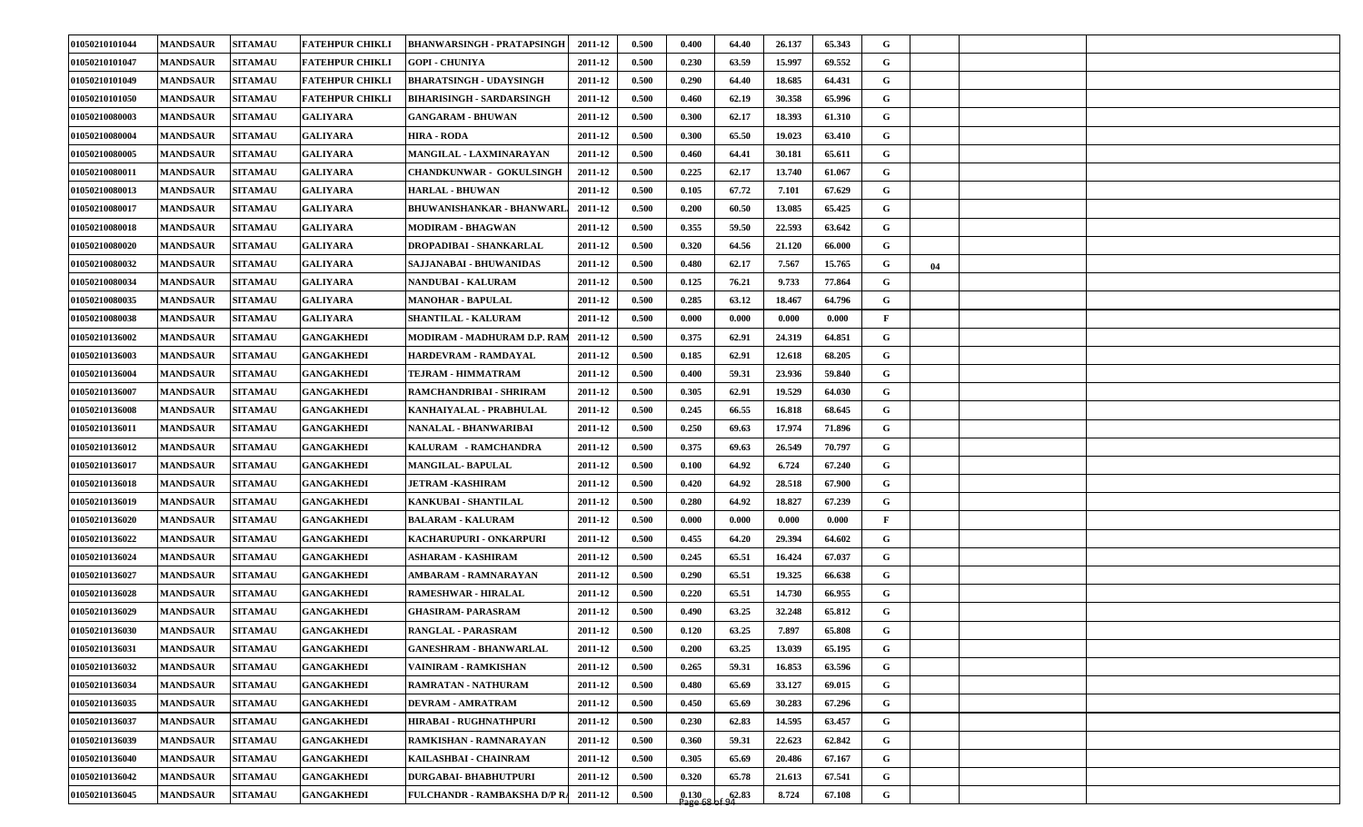| | | | | | | | | | | | | | | |
|---|---|---|---|---|---|---|---|---|---|---|---|---|---|---|
| 01050210101044 | MANDSAUR | SITAMAU | FATEHPUR CHIKLI | BHANWARSINGH - PRATAPSINGH | 2011-12 | 0.500 | 0.400 | 64.40 | 26.137 | 65.343 | G | | | |
| 01050210101047 | MANDSAUR | SITAMAU | FATEHPUR CHIKLI | GOPI - CHUNIYA | 2011-12 | 0.500 | 0.230 | 63.59 | 15.997 | 69.552 | G | | | |
| 01050210101049 | MANDSAUR | SITAMAU | FATEHPUR CHIKLI | BHARATSINGH - UDAYSINGH | 2011-12 | 0.500 | 0.290 | 64.40 | 18.685 | 64.431 | G | | | |
| 01050210101050 | MANDSAUR | SITAMAU | FATEHPUR CHIKLI | BIHARISINGH - SARDARSINGH | 2011-12 | 0.500 | 0.460 | 62.19 | 30.358 | 65.996 | G | | | |
| 01050210080003 | MANDSAUR | SITAMAU | GALIYARA | GANGARAM - BHUWAN | 2011-12 | 0.500 | 0.300 | 62.17 | 18.393 | 61.310 | G | | | |
| 01050210080004 | MANDSAUR | SITAMAU | GALIYARA | HIRA - RODA | 2011-12 | 0.500 | 0.300 | 65.50 | 19.023 | 63.410 | G | | | |
| 01050210080005 | MANDSAUR | SITAMAU | GALIYARA | MANGILAL - LAXMINARAYAN | 2011-12 | 0.500 | 0.460 | 64.41 | 30.181 | 65.611 | G | | | |
| 01050210080011 | MANDSAUR | SITAMAU | GALIYARA | CHANDKUNWAR - GOKULSINGH | 2011-12 | 0.500 | 0.225 | 62.17 | 13.740 | 61.067 | G | | | |
| 01050210080013 | MANDSAUR | SITAMAU | GALIYARA | HARLAL - BHUWAN | 2011-12 | 0.500 | 0.105 | 67.72 | 7.101 | 67.629 | G | | | |
| 01050210080017 | MANDSAUR | SITAMAU | GALIYARA | BHUWANISHANKAR - BHANWARL | 2011-12 | 0.500 | 0.200 | 60.50 | 13.085 | 65.425 | G | | | |
| 01050210080018 | MANDSAUR | SITAMAU | GALIYARA | MODIRAM - BHAGWAN | 2011-12 | 0.500 | 0.355 | 59.50 | 22.593 | 63.642 | G | | | |
| 01050210080020 | MANDSAUR | SITAMAU | GALIYARA | DROPADIBAI - SHANKARLAL | 2011-12 | 0.500 | 0.320 | 64.56 | 21.120 | 66.000 | G | | | |
| 01050210080032 | MANDSAUR | SITAMAU | GALIYARA | SAJJANABAI - BHUWANIDAS | 2011-12 | 0.500 | 0.480 | 62.17 | 7.567 | 15.765 | G | 04 | | |
| 01050210080034 | MANDSAUR | SITAMAU | GALIYARA | NANDUBAI - KALURAM | 2011-12 | 0.500 | 0.125 | 76.21 | 9.733 | 77.864 | G | | | |
| 01050210080035 | MANDSAUR | SITAMAU | GALIYARA | MANOHAR - BAPULAL | 2011-12 | 0.500 | 0.285 | 63.12 | 18.467 | 64.796 | G | | | |
| 01050210080038 | MANDSAUR | SITAMAU | GALIYARA | SHANTILAL - KALURAM | 2011-12 | 0.500 | 0.000 | 0.000 | 0.000 | 0.000 | F | | | |
| 01050210136002 | MANDSAUR | SITAMAU | GANGAKHEDI | MODIRAM - MADHURAM D.P. RAM | 2011-12 | 0.500 | 0.375 | 62.91 | 24.319 | 64.851 | G | | | |
| 01050210136003 | MANDSAUR | SITAMAU | GANGAKHEDI | HARDEVRAM - RAMDAYAL | 2011-12 | 0.500 | 0.185 | 62.91 | 12.618 | 68.205 | G | | | |
| 01050210136004 | MANDSAUR | SITAMAU | GANGAKHEDI | TEJRAM - HIMMATRAM | 2011-12 | 0.500 | 0.400 | 59.31 | 23.936 | 59.840 | G | | | |
| 01050210136007 | MANDSAUR | SITAMAU | GANGAKHEDI | RAMCHANDRIBAI - SHRIRAM | 2011-12 | 0.500 | 0.305 | 62.91 | 19.529 | 64.030 | G | | | |
| 01050210136008 | MANDSAUR | SITAMAU | GANGAKHEDI | KANHAIYALAL - PRABHULAL | 2011-12 | 0.500 | 0.245 | 66.55 | 16.818 | 68.645 | G | | | |
| 01050210136011 | MANDSAUR | SITAMAU | GANGAKHEDI | NANALAL - BHANWARIBAI | 2011-12 | 0.500 | 0.250 | 69.63 | 17.974 | 71.896 | G | | | |
| 01050210136012 | MANDSAUR | SITAMAU | GANGAKHEDI | KALURAM - RAMCHANDRA | 2011-12 | 0.500 | 0.375 | 69.63 | 26.549 | 70.797 | G | | | |
| 01050210136017 | MANDSAUR | SITAMAU | GANGAKHEDI | MANGILAL- BAPULAL | 2011-12 | 0.500 | 0.100 | 64.92 | 6.724 | 67.240 | G | | | |
| 01050210136018 | MANDSAUR | SITAMAU | GANGAKHEDI | JETRAM -KASHIRAM | 2011-12 | 0.500 | 0.420 | 64.92 | 28.518 | 67.900 | G | | | |
| 01050210136019 | MANDSAUR | SITAMAU | GANGAKHEDI | KANKUBAI - SHANTILAL | 2011-12 | 0.500 | 0.280 | 64.92 | 18.827 | 67.239 | G | | | |
| 01050210136020 | MANDSAUR | SITAMAU | GANGAKHEDI | BALARAM - KALURAM | 2011-12 | 0.500 | 0.000 | 0.000 | 0.000 | 0.000 | F | | | |
| 01050210136022 | MANDSAUR | SITAMAU | GANGAKHEDI | KACHARUPURI - ONKARPURI | 2011-12 | 0.500 | 0.455 | 64.20 | 29.394 | 64.602 | G | | | |
| 01050210136024 | MANDSAUR | SITAMAU | GANGAKHEDI | ASHARAM - KASHIRAM | 2011-12 | 0.500 | 0.245 | 65.51 | 16.424 | 67.037 | G | | | |
| 01050210136027 | MANDSAUR | SITAMAU | GANGAKHEDI | AMBARAM - RAMNARAYAN | 2011-12 | 0.500 | 0.290 | 65.51 | 19.325 | 66.638 | G | | | |
| 01050210136028 | MANDSAUR | SITAMAU | GANGAKHEDI | RAMESHWAR - HIRALAL | 2011-12 | 0.500 | 0.220 | 65.51 | 14.730 | 66.955 | G | | | |
| 01050210136029 | MANDSAUR | SITAMAU | GANGAKHEDI | GHASIRAM- PARASRAM | 2011-12 | 0.500 | 0.490 | 63.25 | 32.248 | 65.812 | G | | | |
| 01050210136030 | MANDSAUR | SITAMAU | GANGAKHEDI | RANGLAL - PARASRAM | 2011-12 | 0.500 | 0.120 | 63.25 | 7.897 | 65.808 | G | | | |
| 01050210136031 | MANDSAUR | SITAMAU | GANGAKHEDI | GANESHRAM - BHANWARLAL | 2011-12 | 0.500 | 0.200 | 63.25 | 13.039 | 65.195 | G | | | |
| 01050210136032 | MANDSAUR | SITAMAU | GANGAKHEDI | VAINIRAM - RAMKISHAN | 2011-12 | 0.500 | 0.265 | 59.31 | 16.853 | 63.596 | G | | | |
| 01050210136034 | MANDSAUR | SITAMAU | GANGAKHEDI | RAMRATAN - NATHURAM | 2011-12 | 0.500 | 0.480 | 65.69 | 33.127 | 69.015 | G | | | |
| 01050210136035 | MANDSAUR | SITAMAU | GANGAKHEDI | DEVRAM - AMRATRAM | 2011-12 | 0.500 | 0.450 | 65.69 | 30.283 | 67.296 | G | | | |
| 01050210136037 | MANDSAUR | SITAMAU | GANGAKHEDI | HIRABAI - RUGHNATHPURI | 2011-12 | 0.500 | 0.230 | 62.83 | 14.595 | 63.457 | G | | | |
| 01050210136039 | MANDSAUR | SITAMAU | GANGAKHEDI | RAMKISHAN - RAMNARAYAN | 2011-12 | 0.500 | 0.360 | 59.31 | 22.623 | 62.842 | G | | | |
| 01050210136040 | MANDSAUR | SITAMAU | GANGAKHEDI | KAILASHBAI - CHAINRAM | 2011-12 | 0.500 | 0.305 | 65.69 | 20.486 | 67.167 | G | | | |
| 01050210136042 | MANDSAUR | SITAMAU | GANGAKHEDI | DURGABAI- BHABHUTPURI | 2011-12 | 0.500 | 0.320 | 65.78 | 21.613 | 67.541 | G | | | |
| 01050210136045 | MANDSAUR | SITAMAU | GANGAKHEDI | FULCHANDR - RAMBAKSHA D/P R | 2011-12 | 0.500 | 0.130 | 62.83 | 8.724 | 67.108 | G | | | |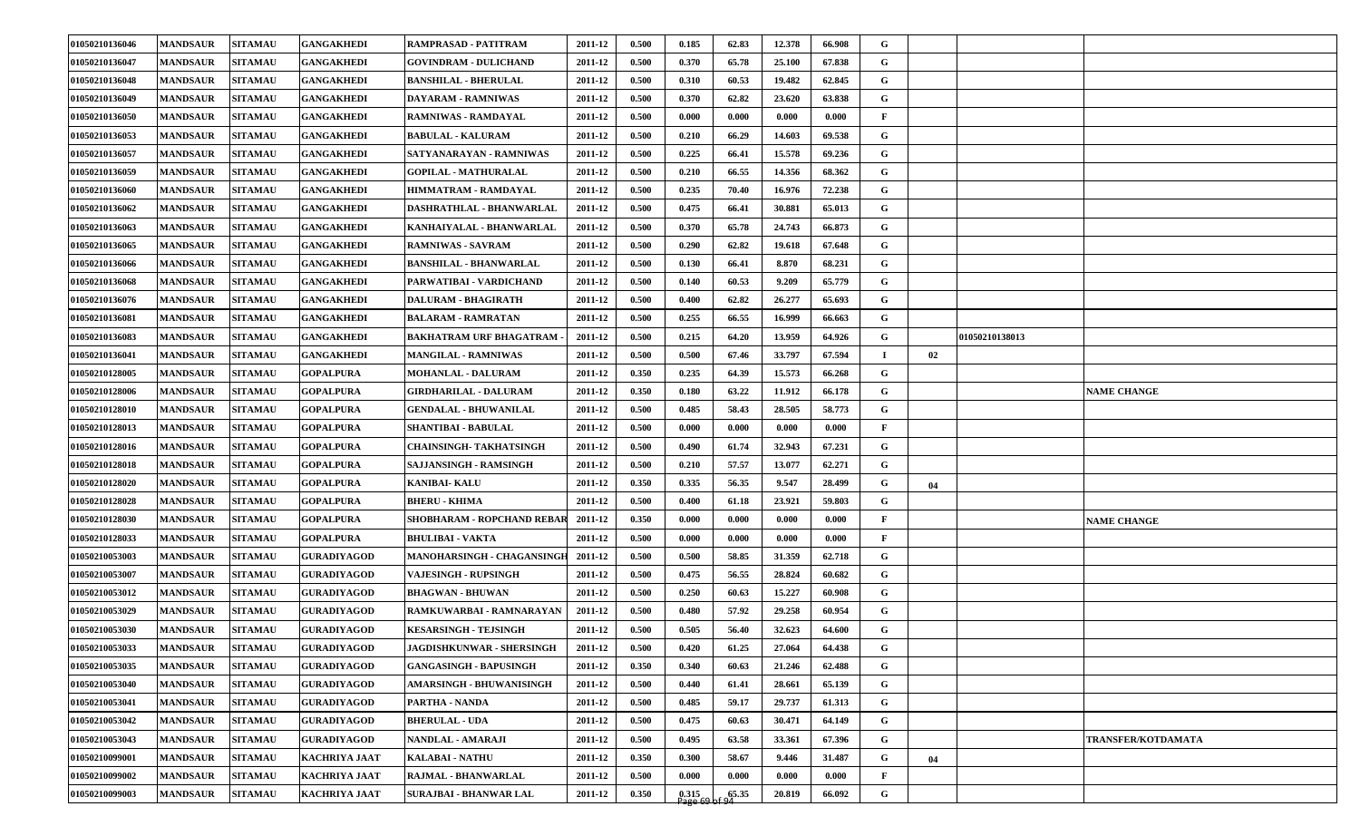| | | | | | | | | | | | | | | | |
|---|---|---|---|---|---|---|---|---|---|---|---|---|---|---|---|
| 01050210136046 | MANDSAUR | SITAMAU | GANGAKHEDI | RAMPRASAD - PATITRAM | 2011-12 | 0.500 | 0.185 | 62.83 | 12.378 | 66.908 | G | | | |
| 01050210136047 | MANDSAUR | SITAMAU | GANGAKHEDI | GOVINDRAM - DULICHAND | 2011-12 | 0.500 | 0.370 | 65.78 | 25.100 | 67.838 | G | | | |
| 01050210136048 | MANDSAUR | SITAMAU | GANGAKHEDI | BANSHILAL - BHERULAL | 2011-12 | 0.500 | 0.310 | 60.53 | 19.482 | 62.845 | G | | | |
| 01050210136049 | MANDSAUR | SITAMAU | GANGAKHEDI | DAYARAM - RAMNIWAS | 2011-12 | 0.500 | 0.370 | 62.82 | 23.620 | 63.838 | G | | | |
| 01050210136050 | MANDSAUR | SITAMAU | GANGAKHEDI | RAMNIWAS - RAMDAYAL | 2011-12 | 0.500 | 0.000 | 0.000 | 0.000 | 0.000 | F | | | |
| 01050210136053 | MANDSAUR | SITAMAU | GANGAKHEDI | BABULAL - KALURAM | 2011-12 | 0.500 | 0.210 | 66.29 | 14.603 | 69.538 | G | | | |
| 01050210136057 | MANDSAUR | SITAMAU | GANGAKHEDI | SATYANARAYAN - RAMNIWAS | 2011-12 | 0.500 | 0.225 | 66.41 | 15.578 | 69.236 | G | | | |
| 01050210136059 | MANDSAUR | SITAMAU | GANGAKHEDI | GOPILAL - MATHURALAL | 2011-12 | 0.500 | 0.210 | 66.55 | 14.356 | 68.362 | G | | | |
| 01050210136060 | MANDSAUR | SITAMAU | GANGAKHEDI | HIMMATRAM - RAMDAYAL | 2011-12 | 0.500 | 0.235 | 70.40 | 16.976 | 72.238 | G | | | |
| 01050210136062 | MANDSAUR | SITAMAU | GANGAKHEDI | DASHRATHLAL - BHANWARLAL | 2011-12 | 0.500 | 0.475 | 66.41 | 30.881 | 65.013 | G | | | |
| 01050210136063 | MANDSAUR | SITAMAU | GANGAKHEDI | KANHAIYALAL - BHANWARLAL | 2011-12 | 0.500 | 0.370 | 65.78 | 24.743 | 66.873 | G | | | |
| 01050210136065 | MANDSAUR | SITAMAU | GANGAKHEDI | RAMNIWAS - SAVRAM | 2011-12 | 0.500 | 0.290 | 62.82 | 19.618 | 67.648 | G | | | |
| 01050210136066 | MANDSAUR | SITAMAU | GANGAKHEDI | BANSHILAL - BHANWARLAL | 2011-12 | 0.500 | 0.130 | 66.41 | 8.870 | 68.231 | G | | | |
| 01050210136068 | MANDSAUR | SITAMAU | GANGAKHEDI | PARWATIBAI - VARDICHAND | 2011-12 | 0.500 | 0.140 | 60.53 | 9.209 | 65.779 | G | | | |
| 01050210136076 | MANDSAUR | SITAMAU | GANGAKHEDI | DALURAM - BHAGIRATH | 2011-12 | 0.500 | 0.400 | 62.82 | 26.277 | 65.693 | G | | | |
| 01050210136081 | MANDSAUR | SITAMAU | GANGAKHEDI | BALARAM - RAMRATAN | 2011-12 | 0.500 | 0.255 | 66.55 | 16.999 | 66.663 | G | | | |
| 01050210136083 | MANDSAUR | SITAMAU | GANGAKHEDI | BAKHATRAM URF BHAGATRAM - | 2011-12 | 0.500 | 0.215 | 64.20 | 13.959 | 64.926 | G | | 01050210138013 | |
| 01050210136041 | MANDSAUR | SITAMAU | GANGAKHEDI | MANGILAL - RAMNIWAS | 2011-12 | 0.500 | 0.500 | 67.46 | 33.797 | 67.594 | I | 02 | | |
| 01050210128005 | MANDSAUR | SITAMAU | GOPALPURA | MOHANLAL - DALURAM | 2011-12 | 0.350 | 0.235 | 64.39 | 15.573 | 66.268 | G | | | |
| 01050210128006 | MANDSAUR | SITAMAU | GOPALPURA | GIRDHARILAL - DALURAM | 2011-12 | 0.350 | 0.180 | 63.22 | 11.912 | 66.178 | G | | | NAME CHANGE |
| 01050210128010 | MANDSAUR | SITAMAU | GOPALPURA | GENDALAL - BHUWANILAL | 2011-12 | 0.500 | 0.485 | 58.43 | 28.505 | 58.773 | G | | | |
| 01050210128013 | MANDSAUR | SITAMAU | GOPALPURA | SHANTIBAI - BABULAL | 2011-12 | 0.500 | 0.000 | 0.000 | 0.000 | 0.000 | F | | | |
| 01050210128016 | MANDSAUR | SITAMAU | GOPALPURA | CHAINSINGH- TAKHATSINGH | 2011-12 | 0.500 | 0.490 | 61.74 | 32.943 | 67.231 | G | | | |
| 01050210128018 | MANDSAUR | SITAMAU | GOPALPURA | SAJJANSINGH - RAMSINGH | 2011-12 | 0.500 | 0.210 | 57.57 | 13.077 | 62.271 | G | | | |
| 01050210128020 | MANDSAUR | SITAMAU | GOPALPURA | KANIBAI- KALU | 2011-12 | 0.350 | 0.335 | 56.35 | 9.547 | 28.499 | G | 04 | | |
| 01050210128028 | MANDSAUR | SITAMAU | GOPALPURA | BHERU - KHIMA | 2011-12 | 0.500 | 0.400 | 61.18 | 23.921 | 59.803 | G | | | |
| 01050210128030 | MANDSAUR | SITAMAU | GOPALPURA | SHOBHARAM - ROPCHAND REBAR | 2011-12 | 0.350 | 0.000 | 0.000 | 0.000 | 0.000 | F | | | NAME CHANGE |
| 01050210128033 | MANDSAUR | SITAMAU | GOPALPURA | BHULIBAI - VAKTA | 2011-12 | 0.500 | 0.000 | 0.000 | 0.000 | 0.000 | F | | | |
| 01050210053003 | MANDSAUR | SITAMAU | GURADIYAGOD | MANOHARSINGH - CHAGANSINGH | 2011-12 | 0.500 | 0.500 | 58.85 | 31.359 | 62.718 | G | | | |
| 01050210053007 | MANDSAUR | SITAMAU | GURADIYAGOD | VAJESINGH - RUPSINGH | 2011-12 | 0.500 | 0.475 | 56.55 | 28.824 | 60.682 | G | | | |
| 01050210053012 | MANDSAUR | SITAMAU | GURADIYAGOD | BHAGWAN - BHUWAN | 2011-12 | 0.500 | 0.250 | 60.63 | 15.227 | 60.908 | G | | | |
| 01050210053029 | MANDSAUR | SITAMAU | GURADIYAGOD | RAMKUWARBAI - RAMNARAYAN | 2011-12 | 0.500 | 0.480 | 57.92 | 29.258 | 60.954 | G | | | |
| 01050210053030 | MANDSAUR | SITAMAU | GURADIYAGOD | KESARSINGH - TEJSINGH | 2011-12 | 0.500 | 0.505 | 56.40 | 32.623 | 64.600 | G | | | |
| 01050210053033 | MANDSAUR | SITAMAU | GURADIYAGOD | JAGDISHKUNWAR - SHERSINGH | 2011-12 | 0.500 | 0.420 | 61.25 | 27.064 | 64.438 | G | | | |
| 01050210053035 | MANDSAUR | SITAMAU | GURADIYAGOD | GANGASINGH - BAPUSINGH | 2011-12 | 0.350 | 0.340 | 60.63 | 21.246 | 62.488 | G | | | |
| 01050210053040 | MANDSAUR | SITAMAU | GURADIYAGOD | AMARSINGH - BHUWANISINGH | 2011-12 | 0.500 | 0.440 | 61.41 | 28.661 | 65.139 | G | | | |
| 01050210053041 | MANDSAUR | SITAMAU | GURADIYAGOD | PARTHA - NANDA | 2011-12 | 0.500 | 0.485 | 59.17 | 29.737 | 61.313 | G | | | |
| 01050210053042 | MANDSAUR | SITAMAU | GURADIYAGOD | BHERULAL - UDA | 2011-12 | 0.500 | 0.475 | 60.63 | 30.471 | 64.149 | G | | | |
| 01050210053043 | MANDSAUR | SITAMAU | GURADIYAGOD | NANDLAL - AMARAJI | 2011-12 | 0.500 | 0.495 | 63.58 | 33.361 | 67.396 | G | | | TRANSFER/KOTDAMATA |
| 01050210099001 | MANDSAUR | SITAMAU | KACHRIYA JAAT | KALABAI - NATHU | 2011-12 | 0.350 | 0.300 | 58.67 | 9.446 | 31.487 | G | 04 | | |
| 01050210099002 | MANDSAUR | SITAMAU | KACHRIYA JAAT | RAJMAL - BHANWARLAL | 2011-12 | 0.500 | 0.000 | 0.000 | 0.000 | 0.000 | F | | | |
| 01050210099003 | MANDSAUR | SITAMAU | KACHRIYA JAAT | SURAJBAI - BHANWAR LAL | 2011-12 | 0.350 | 0.315 | 65.35 | 20.819 | 66.092 | G | | | |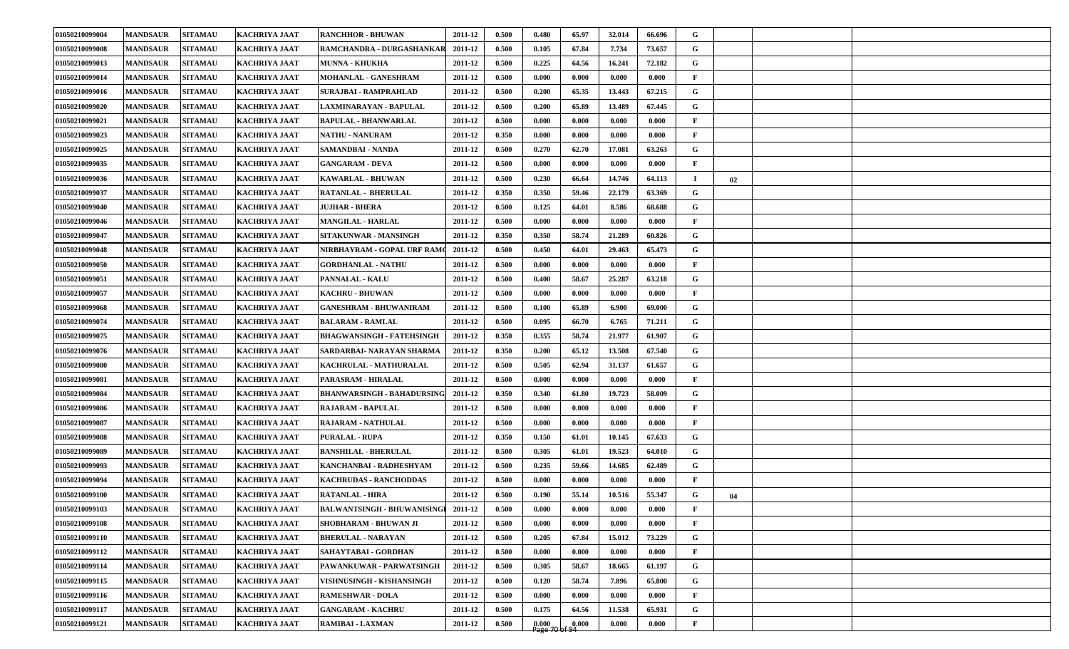| | | | | | | | | | | | | | | | |
|---|---|---|---|---|---|---|---|---|---|---|---|---|---|---|---|
| 01050210099004 | MANDSAUR | SITAMAU | KACHRIYA JAAT | RANCHHOR - BHUWAN | 2011-12 | 0.500 | 0.480 | 65.97 | 32.014 | 66.696 | G | | | | |
| 01050210099008 | MANDSAUR | SITAMAU | KACHRIYA JAAT | RAMCHANDRA - DURGASHANKAR | 2011-12 | 0.500 | 0.105 | 67.84 | 7.734 | 73.657 | G | | | | |
| 01050210099013 | MANDSAUR | SITAMAU | KACHRIYA JAAT | MUNNA - KHUKHA | 2011-12 | 0.500 | 0.225 | 64.56 | 16.241 | 72.182 | G | | | | |
| 01050210099014 | MANDSAUR | SITAMAU | KACHRIYA JAAT | MOHANLAL - GANESHRAM | 2011-12 | 0.500 | 0.000 | 0.000 | 0.000 | 0.000 | F | | | | |
| 01050210099016 | MANDSAUR | SITAMAU | KACHRIYA JAAT | SURAJBAI - RAMPRAHLAD | 2011-12 | 0.500 | 0.200 | 65.35 | 13.443 | 67.215 | G | | | | |
| 01050210099020 | MANDSAUR | SITAMAU | KACHRIYA JAAT | LAXMINARAYAN - BAPULAL | 2011-12 | 0.500 | 0.200 | 65.89 | 13.489 | 67.445 | G | | | | |
| 01050210099021 | MANDSAUR | SITAMAU | KACHRIYA JAAT | BAPULAL - BHANWARLAL | 2011-12 | 0.500 | 0.000 | 0.000 | 0.000 | 0.000 | F | | | | |
| 01050210099023 | MANDSAUR | SITAMAU | KACHRIYA JAAT | NATHU - NANURAM | 2011-12 | 0.350 | 0.000 | 0.000 | 0.000 | 0.000 | F | | | | |
| 01050210099025 | MANDSAUR | SITAMAU | KACHRIYA JAAT | SAMANDBAI - NANDA | 2011-12 | 0.500 | 0.270 | 62.70 | 17.081 | 63.263 | G | | | | |
| 01050210099035 | MANDSAUR | SITAMAU | KACHRIYA JAAT | GANGARAM - DEVA | 2011-12 | 0.500 | 0.000 | 0.000 | 0.000 | 0.000 | F | | | | |
| 01050210099036 | MANDSAUR | SITAMAU | KACHRIYA JAAT | KAWARLAL - BHUWAN | 2011-12 | 0.500 | 0.230 | 66.64 | 14.746 | 64.113 | I | 02 | | | |
| 01050210099037 | MANDSAUR | SITAMAU | KACHRIYA JAAT | RATANLAL - BHERULAL | 2011-12 | 0.350 | 0.350 | 59.46 | 22.179 | 63.369 | G | | | | |
| 01050210099040 | MANDSAUR | SITAMAU | KACHRIYA JAAT | JUJHAR - BHERA | 2011-12 | 0.500 | 0.125 | 64.01 | 8.586 | 68.688 | G | | | | |
| 01050210099046 | MANDSAUR | SITAMAU | KACHRIYA JAAT | MANGILAL - HARLAL | 2011-12 | 0.500 | 0.000 | 0.000 | 0.000 | 0.000 | F | | | | |
| 01050210099047 | MANDSAUR | SITAMAU | KACHRIYA JAAT | SITAKUNWAR - MANSINGH | 2011-12 | 0.350 | 0.350 | 58.74 | 21.289 | 60.826 | G | | | | |
| 01050210099048 | MANDSAUR | SITAMAU | KACHRIYA JAAT | NIRBHAYRAM - GOPAL URF RAMC | 2011-12 | 0.500 | 0.450 | 64.01 | 29.463 | 65.473 | G | | | | |
| 01050210099050 | MANDSAUR | SITAMAU | KACHRIYA JAAT | GORDHANLAL - NATHU | 2011-12 | 0.500 | 0.000 | 0.000 | 0.000 | 0.000 | F | | | | |
| 01050210099051 | MANDSAUR | SITAMAU | KACHRIYA JAAT | PANNALAL - KALU | 2011-12 | 0.500 | 0.400 | 58.67 | 25.287 | 63.218 | G | | | | |
| 01050210099057 | MANDSAUR | SITAMAU | KACHRIYA JAAT | KACHRU - BHUWAN | 2011-12 | 0.500 | 0.000 | 0.000 | 0.000 | 0.000 | F | | | | |
| 01050210099068 | MANDSAUR | SITAMAU | KACHRIYA JAAT | GANESHRAM - BHUWANIRAM | 2011-12 | 0.500 | 0.100 | 65.89 | 6.900 | 69.000 | G | | | | |
| 01050210099074 | MANDSAUR | SITAMAU | KACHRIYA JAAT | BALARAM - RAMLAL | 2011-12 | 0.500 | 0.095 | 66.70 | 6.765 | 71.211 | G | | | | |
| 01050210099075 | MANDSAUR | SITAMAU | KACHRIYA JAAT | BHAGWANSINGH - FATEHSINGH | 2011-12 | 0.350 | 0.355 | 58.74 | 21.977 | 61.907 | G | | | | |
| 01050210099076 | MANDSAUR | SITAMAU | KACHRIYA JAAT | SARDARBAI- NARAYAN SHARMA | 2011-12 | 0.350 | 0.200 | 65.12 | 13.508 | 67.540 | G | | | | |
| 01050210099080 | MANDSAUR | SITAMAU | KACHRIYA JAAT | KACHRULAL - MATHURALAL | 2011-12 | 0.500 | 0.505 | 62.94 | 31.137 | 61.657 | G | | | | |
| 01050210099081 | MANDSAUR | SITAMAU | KACHRIYA JAAT | PARASRAM - HIRALAL | 2011-12 | 0.500 | 0.000 | 0.000 | 0.000 | 0.000 | F | | | | |
| 01050210099084 | MANDSAUR | SITAMAU | KACHRIYA JAAT | BHANWARSINGH - BAHADURSING | 2011-12 | 0.350 | 0.340 | 61.80 | 19.723 | 58.009 | G | | | | |
| 01050210099086 | MANDSAUR | SITAMAU | KACHRIYA JAAT | RAJARAM - BAPULAL | 2011-12 | 0.500 | 0.000 | 0.000 | 0.000 | 0.000 | F | | | | |
| 01050210099087 | MANDSAUR | SITAMAU | KACHRIYA JAAT | RAJARAM - NATHULAL | 2011-12 | 0.500 | 0.000 | 0.000 | 0.000 | 0.000 | F | | | | |
| 01050210099088 | MANDSAUR | SITAMAU | KACHRIYA JAAT | PURALAL - RUPA | 2011-12 | 0.350 | 0.150 | 61.01 | 10.145 | 67.633 | G | | | | |
| 01050210099089 | MANDSAUR | SITAMAU | KACHRIYA JAAT | BANSHILAL - BHERULAL | 2011-12 | 0.500 | 0.305 | 61.01 | 19.523 | 64.010 | G | | | | |
| 01050210099093 | MANDSAUR | SITAMAU | KACHRIYA JAAT | KANCHANBAI - RADHESHYAM | 2011-12 | 0.500 | 0.235 | 59.66 | 14.685 | 62.489 | G | | | | |
| 01050210099094 | MANDSAUR | SITAMAU | KACHRIYA JAAT | KACHRUDAS - RANCHODDAS | 2011-12 | 0.500 | 0.000 | 0.000 | 0.000 | 0.000 | F | | | | |
| 01050210099100 | MANDSAUR | SITAMAU | KACHRIYA JAAT | RATANLAL - HIRA | 2011-12 | 0.500 | 0.190 | 55.14 | 10.516 | 55.347 | G | 04 | | | |
| 01050210099103 | MANDSAUR | SITAMAU | KACHRIYA JAAT | BALWANTSINGH - BHUWANISINGH | 2011-12 | 0.500 | 0.000 | 0.000 | 0.000 | 0.000 | F | | | | |
| 01050210099108 | MANDSAUR | SITAMAU | KACHRIYA JAAT | SHOBHARAM - BHUWAN JI | 2011-12 | 0.500 | 0.000 | 0.000 | 0.000 | 0.000 | F | | | | |
| 01050210099110 | MANDSAUR | SITAMAU | KACHRIYA JAAT | BHERULAL - NARAYAN | 2011-12 | 0.500 | 0.205 | 67.84 | 15.012 | 73.229 | G | | | | |
| 01050210099112 | MANDSAUR | SITAMAU | KACHRIYA JAAT | SAHAYTABAI - GORDHAN | 2011-12 | 0.500 | 0.000 | 0.000 | 0.000 | 0.000 | F | | | | |
| 01050210099114 | MANDSAUR | SITAMAU | KACHRIYA JAAT | PAWANKUWAR - PARWATSINGH | 2011-12 | 0.500 | 0.305 | 58.67 | 18.665 | 61.197 | G | | | | |
| 01050210099115 | MANDSAUR | SITAMAU | KACHRIYA JAAT | VISHNUSINGH - KISHANSINGH | 2011-12 | 0.500 | 0.120 | 58.74 | 7.896 | 65.800 | G | | | | |
| 01050210099116 | MANDSAUR | SITAMAU | KACHRIYA JAAT | RAMESHWAR - DOLA | 2011-12 | 0.500 | 0.000 | 0.000 | 0.000 | 0.000 | F | | | | |
| 01050210099117 | MANDSAUR | SITAMAU | KACHRIYA JAAT | GANGARAM - KACHRU | 2011-12 | 0.500 | 0.175 | 64.56 | 11.538 | 65.931 | G | | | | |
| 01050210099121 | MANDSAUR | SITAMAU | KACHRIYA JAAT | RAMIBAI - LAXMAN | 2011-12 | 0.500 | 0.000 | 0.000 | 0.000 | 0.000 | F | | | | |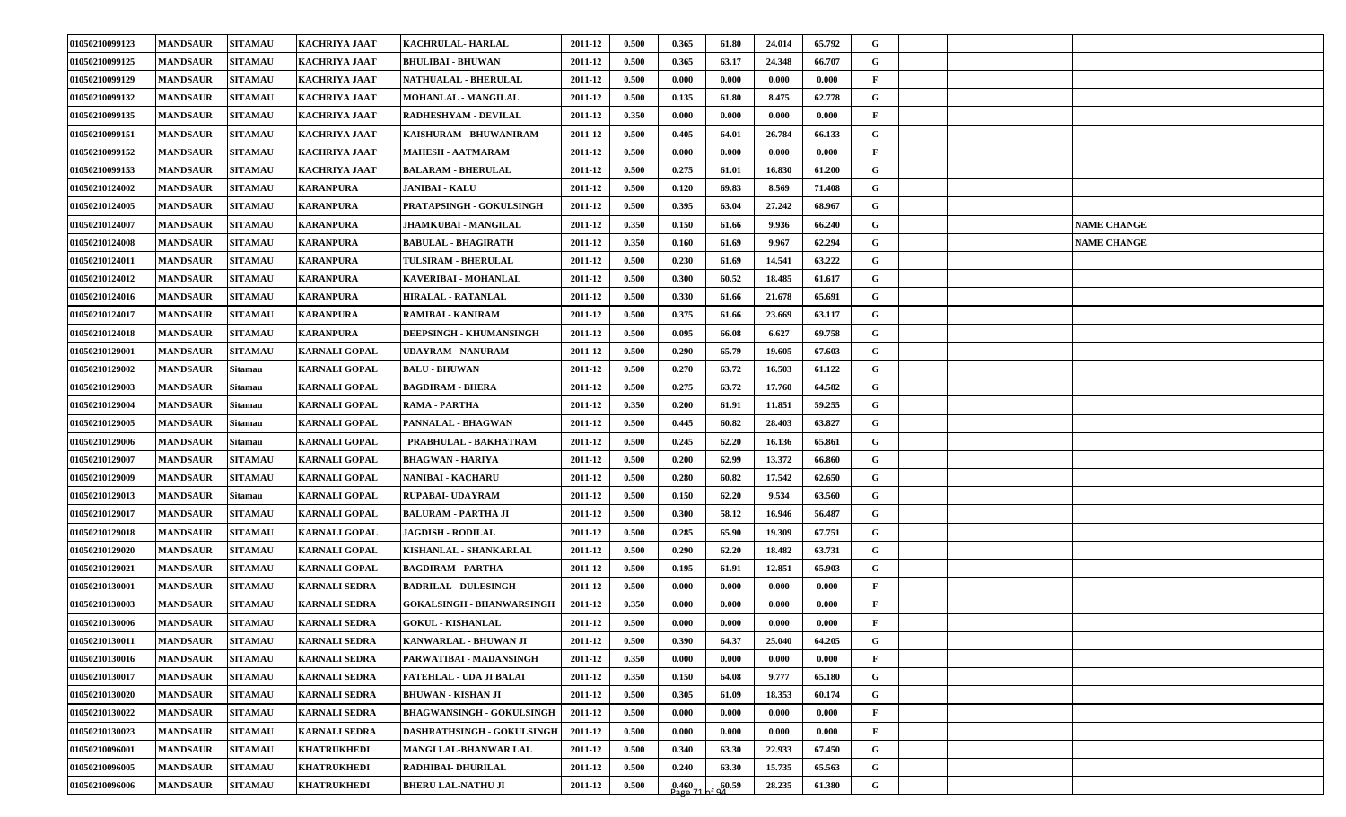| | | | | | | | | | | | | | | |
|---|---|---|---|---|---|---|---|---|---|---|---|---|---|---|
| 01050210099123 | MANDSAUR | SITAMAU | KACHRIYA JAAT | KACHRULAL- HARLAL | 2011-12 | 0.500 | 0.365 | 61.80 | 24.014 | 65.792 | G | | | |
| 01050210099125 | MANDSAUR | SITAMAU | KACHRIYA JAAT | BHULIBAI - BHUWAN | 2011-12 | 0.500 | 0.365 | 63.17 | 24.348 | 66.707 | G | | | |
| 01050210099129 | MANDSAUR | SITAMAU | KACHRIYA JAAT | NATHUALAL - BHERULAL | 2011-12 | 0.500 | 0.000 | 0.000 | 0.000 | 0.000 | F | | | |
| 01050210099132 | MANDSAUR | SITAMAU | KACHRIYA JAAT | MOHANLAL - MANGILAL | 2011-12 | 0.500 | 0.135 | 61.80 | 8.475 | 62.778 | G | | | |
| 01050210099135 | MANDSAUR | SITAMAU | KACHRIYA JAAT | RADHESHYAM - DEVILAL | 2011-12 | 0.350 | 0.000 | 0.000 | 0.000 | 0.000 | F | | | |
| 01050210099151 | MANDSAUR | SITAMAU | KACHRIYA JAAT | KAISHURAM - BHUWANIRAM | 2011-12 | 0.500 | 0.405 | 64.01 | 26.784 | 66.133 | G | | | |
| 01050210099152 | MANDSAUR | SITAMAU | KACHRIYA JAAT | MAHESH - AATMARAM | 2011-12 | 0.500 | 0.000 | 0.000 | 0.000 | 0.000 | F | | | |
| 01050210099153 | MANDSAUR | SITAMAU | KACHRIYA JAAT | BALARAM - BHERULAL | 2011-12 | 0.500 | 0.275 | 61.01 | 16.830 | 61.200 | G | | | |
| 01050210124002 | MANDSAUR | SITAMAU | KARANPURA | JANIBAI - KALU | 2011-12 | 0.500 | 0.120 | 69.83 | 8.569 | 71.408 | G | | | |
| 01050210124005 | MANDSAUR | SITAMAU | KARANPURA | PRATAPSINGH - GOKULSINGH | 2011-12 | 0.500 | 0.395 | 63.04 | 27.242 | 68.967 | G | | | |
| 01050210124007 | MANDSAUR | SITAMAU | KARANPURA | JHAMKUBAI - MANGILAL | 2011-12 | 0.350 | 0.150 | 61.66 | 9.936 | 66.240 | G | | | NAME CHANGE |
| 01050210124008 | MANDSAUR | SITAMAU | KARANPURA | BABULAL - BHAGIRATH | 2011-12 | 0.350 | 0.160 | 61.69 | 9.967 | 62.294 | G | | | NAME CHANGE |
| 01050210124011 | MANDSAUR | SITAMAU | KARANPURA | TULSIRAM - BHERULAL | 2011-12 | 0.500 | 0.230 | 61.69 | 14.541 | 63.222 | G | | | |
| 01050210124012 | MANDSAUR | SITAMAU | KARANPURA | KAVERIBAI - MOHANLAL | 2011-12 | 0.500 | 0.300 | 60.52 | 18.485 | 61.617 | G | | | |
| 01050210124016 | MANDSAUR | SITAMAU | KARANPURA | HIRALAL - RATANLAL | 2011-12 | 0.500 | 0.330 | 61.66 | 21.678 | 65.691 | G | | | |
| 01050210124017 | MANDSAUR | SITAMAU | KARANPURA | RAMIBAI - KANIRAM | 2011-12 | 0.500 | 0.375 | 61.66 | 23.669 | 63.117 | G | | | |
| 01050210124018 | MANDSAUR | SITAMAU | KARANPURA | DEEPSINGH - KHUMANSINGH | 2011-12 | 0.500 | 0.095 | 66.08 | 6.627 | 69.758 | G | | | |
| 01050210129001 | MANDSAUR | SITAMAU | KARNALI GOPAL | UDAYRAM - NANURAM | 2011-12 | 0.500 | 0.290 | 65.79 | 19.605 | 67.603 | G | | | |
| 01050210129002 | MANDSAUR | Sitamau | KARNALI GOPAL | BALU - BHUWAN | 2011-12 | 0.500 | 0.270 | 63.72 | 16.503 | 61.122 | G | | | |
| 01050210129003 | MANDSAUR | Sitamau | KARNALI GOPAL | BAGDIRAM - BHERA | 2011-12 | 0.500 | 0.275 | 63.72 | 17.760 | 64.582 | G | | | |
| 01050210129004 | MANDSAUR | Sitamau | KARNALI GOPAL | RAMA - PARTHA | 2011-12 | 0.350 | 0.200 | 61.91 | 11.851 | 59.255 | G | | | |
| 01050210129005 | MANDSAUR | Sitamau | KARNALI GOPAL | PANNALAL - BHAGWAN | 2011-12 | 0.500 | 0.445 | 60.82 | 28.403 | 63.827 | G | | | |
| 01050210129006 | MANDSAUR | Sitamau | KARNALI GOPAL | PRABHULAL - BAKHATRAM | 2011-12 | 0.500 | 0.245 | 62.20 | 16.136 | 65.861 | G | | | |
| 01050210129007 | MANDSAUR | SITAMAU | KARNALI GOPAL | BHAGWAN - HARIYA | 2011-12 | 0.500 | 0.200 | 62.99 | 13.372 | 66.860 | G | | | |
| 01050210129009 | MANDSAUR | SITAMAU | KARNALI GOPAL | NANIBAI - KACHARU | 2011-12 | 0.500 | 0.280 | 60.82 | 17.542 | 62.650 | G | | | |
| 01050210129013 | MANDSAUR | Sitamau | KARNALI GOPAL | RUPABAI- UDAYRAM | 2011-12 | 0.500 | 0.150 | 62.20 | 9.534 | 63.560 | G | | | |
| 01050210129017 | MANDSAUR | SITAMAU | KARNALI GOPAL | BALURAM - PARTHA JI | 2011-12 | 0.500 | 0.300 | 58.12 | 16.946 | 56.487 | G | | | |
| 01050210129018 | MANDSAUR | SITAMAU | KARNALI GOPAL | JAGDISH - RODILAL | 2011-12 | 0.500 | 0.285 | 65.90 | 19.309 | 67.751 | G | | | |
| 01050210129020 | MANDSAUR | SITAMAU | KARNALI GOPAL | KISHANLAL - SHANKARLAL | 2011-12 | 0.500 | 0.290 | 62.20 | 18.482 | 63.731 | G | | | |
| 01050210129021 | MANDSAUR | SITAMAU | KARNALI GOPAL | BAGDIRAM - PARTHA | 2011-12 | 0.500 | 0.195 | 61.91 | 12.851 | 65.903 | G | | | |
| 01050210130001 | MANDSAUR | SITAMAU | KARNALI SEDRA | BADRILAL - DULESINGH | 2011-12 | 0.500 | 0.000 | 0.000 | 0.000 | 0.000 | F | | | |
| 01050210130003 | MANDSAUR | SITAMAU | KARNALI SEDRA | GOKALSINGH - BHANWARSINGH | 2011-12 | 0.350 | 0.000 | 0.000 | 0.000 | 0.000 | F | | | |
| 01050210130006 | MANDSAUR | SITAMAU | KARNALI SEDRA | GOKUL - KISHANLAL | 2011-12 | 0.500 | 0.000 | 0.000 | 0.000 | 0.000 | F | | | |
| 01050210130011 | MANDSAUR | SITAMAU | KARNALI SEDRA | KANWARLAL - BHUWAN JI | 2011-12 | 0.500 | 0.390 | 64.37 | 25.040 | 64.205 | G | | | |
| 01050210130016 | MANDSAUR | SITAMAU | KARNALI SEDRA | PARWATIBAI - MADANSINGH | 2011-12 | 0.350 | 0.000 | 0.000 | 0.000 | 0.000 | F | | | |
| 01050210130017 | MANDSAUR | SITAMAU | KARNALI SEDRA | FATEHLAL - UDA JI BALAI | 2011-12 | 0.350 | 0.150 | 64.08 | 9.777 | 65.180 | G | | | |
| 01050210130020 | MANDSAUR | SITAMAU | KARNALI SEDRA | BHUWAN - KISHAN JI | 2011-12 | 0.500 | 0.305 | 61.09 | 18.353 | 60.174 | G | | | |
| 01050210130022 | MANDSAUR | SITAMAU | KARNALI SEDRA | BHAGWANSINGH - GOKULSINGH | 2011-12 | 0.500 | 0.000 | 0.000 | 0.000 | 0.000 | F | | | |
| 01050210130023 | MANDSAUR | SITAMAU | KARNALI SEDRA | DASHRATHSINGH - GOKULSINGH | 2011-12 | 0.500 | 0.000 | 0.000 | 0.000 | 0.000 | F | | | |
| 01050210096001 | MANDSAUR | SITAMAU | KHATRUKHEDI | MANGI LAL-BHANWAR LAL | 2011-12 | 0.500 | 0.340 | 63.30 | 22.933 | 67.450 | G | | | |
| 01050210096005 | MANDSAUR | SITAMAU | KHATRUKHEDI | RADHIBAI- DHURILAL | 2011-12 | 0.500 | 0.240 | 63.30 | 15.735 | 65.563 | G | | | |
| 01050210096006 | MANDSAUR | SITAMAU | KHATRUKHEDI | BHERU LAL-NATHU JI | 2011-12 | 0.500 | 0.460 | 60.59 | 28.235 | 61.380 | G | | | |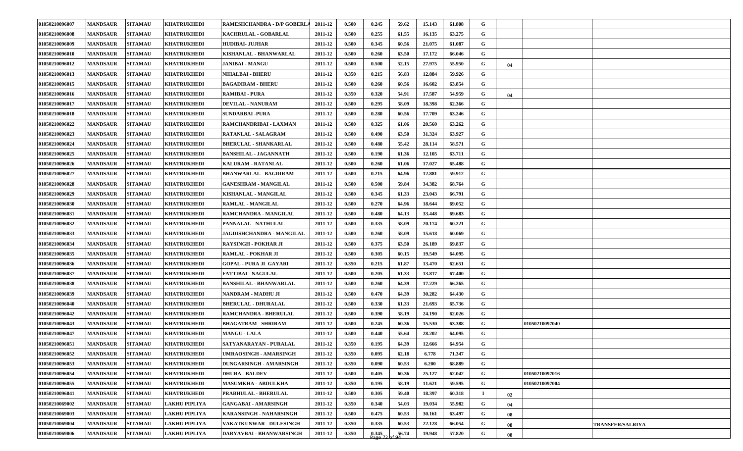| 01050210096007 | MANDSAUR | SITAMAU | KHATRUKHEDI | RAMESHCHANDRA - D/P GOBERLA | 2011-12 | 0.500 | 0.245 | 59.62 | 15.143 | 61.808 | G | | | |
|---|---|---|---|---|---|---|---|---|---|---|---|---|---|---|
| 01050210096008 | MANDSAUR | SITAMAU | KHATRUKHEDI | KACHRULAL - GOBARLAL | 2011-12 | 0.500 | 0.255 | 61.55 | 16.135 | 63.275 | G | | | |
| 01050210096009 | MANDSAUR | SITAMAU | KHATRUKHEDI | HUDIBAI- JUJHAR | 2011-12 | 0.500 | 0.345 | 60.56 | 21.075 | 61.087 | G | | | |
| 01050210096010 | MANDSAUR | SITAMAU | KHATRUKHEDI | KISHANLAL - BHANWARLAL | 2011-12 | 0.500 | 0.260 | 63.50 | 17.172 | 66.046 | G | | | |
| 01050210096012 | MANDSAUR | SITAMAU | KHATRUKHEDI | JANIBAI - MANGU | 2011-12 | 0.500 | 0.500 | 52.15 | 27.975 | 55.950 | G | 04 | | |
| 01050210096013 | MANDSAUR | SITAMAU | KHATRUKHEDI | NIHALBAI - BHERU | 2011-12 | 0.350 | 0.215 | 56.83 | 12.884 | 59.926 | G | | | |
| 01050210096015 | MANDSAUR | SITAMAU | KHATRUKHEDI | BAGADIRAM - BHERU | 2011-12 | 0.500 | 0.260 | 60.56 | 16.602 | 63.854 | G | | | |
| 01050210096016 | MANDSAUR | SITAMAU | KHATRUKHEDI | RAMIBAI - PURA | 2011-12 | 0.350 | 0.320 | 54.91 | 17.587 | 54.959 | G | 04 | | |
| 01050210096017 | MANDSAUR | SITAMAU | KHATRUKHEDI | DEVILAL - NANURAM | 2011-12 | 0.500 | 0.295 | 58.09 | 18.398 | 62.366 | G | | | |
| 01050210096018 | MANDSAUR | SITAMAU | KHATRUKHEDI | SUNDARBAI -PURA | 2011-12 | 0.500 | 0.280 | 60.56 | 17.709 | 63.246 | G | | | |
| 01050210096022 | MANDSAUR | SITAMAU | KHATRUKHEDI | RAMCHANDRIBAI - LAXMAN | 2011-12 | 0.500 | 0.325 | 61.06 | 20.560 | 63.262 | G | | | |
| 01050210096023 | MANDSAUR | SITAMAU | KHATRUKHEDI | RATANLAL - SALAGRAM | 2011-12 | 0.500 | 0.490 | 63.50 | 31.324 | 63.927 | G | | | |
| 01050210096024 | MANDSAUR | SITAMAU | KHATRUKHEDI | BHERULAL - SHANKARLAL | 2011-12 | 0.500 | 0.480 | 55.42 | 28.114 | 58.571 | G | | | |
| 01050210096025 | MANDSAUR | SITAMAU | KHATRUKHEDI | BANSHILAL - JAGANNATH | 2011-12 | 0.500 | 0.190 | 61.36 | 12.105 | 63.711 | G | | | |
| 01050210096026 | MANDSAUR | SITAMAU | KHATRUKHEDI | KALURAM - RATANLAL | 2011-12 | 0.500 | 0.260 | 61.06 | 17.027 | 65.488 | G | | | |
| 01050210096027 | MANDSAUR | SITAMAU | KHATRUKHEDI | BHANWARLAL - BAGDIRAM | 2011-12 | 0.500 | 0.215 | 64.96 | 12.881 | 59.912 | G | | | |
| 01050210096028 | MANDSAUR | SITAMAU | KHATRUKHEDI | GANESHRAM - MANGILAL | 2011-12 | 0.500 | 0.500 | 59.84 | 34.382 | 68.764 | G | | | |
| 01050210096029 | MANDSAUR | SITAMAU | KHATRUKHEDI | KISHANLAL - MANGILAL | 2011-12 | 0.500 | 0.345 | 61.33 | 23.043 | 66.791 | G | | | |
| 01050210096030 | MANDSAUR | SITAMAU | KHATRUKHEDI | RAMLAL - MANGILAL | 2011-12 | 0.500 | 0.270 | 64.96 | 18.644 | 69.052 | G | | | |
| 01050210096031 | MANDSAUR | SITAMAU | KHATRUKHEDI | RAMCHANDRA - MANGILAL | 2011-12 | 0.500 | 0.480 | 64.13 | 33.448 | 69.683 | G | | | |
| 01050210096032 | MANDSAUR | SITAMAU | KHATRUKHEDI | PANNALAL - NATHULAL | 2011-12 | 0.500 | 0.335 | 58.09 | 20.174 | 60.221 | G | | | |
| 01050210096033 | MANDSAUR | SITAMAU | KHATRUKHEDI | JAGDISHCHANDRA - MANGILAL | 2011-12 | 0.500 | 0.260 | 58.09 | 15.618 | 60.069 | G | | | |
| 01050210096034 | MANDSAUR | SITAMAU | KHATRUKHEDI | RAYSINGH - POKHAR JI | 2011-12 | 0.500 | 0.375 | 63.50 | 26.189 | 69.837 | G | | | |
| 01050210096035 | MANDSAUR | SITAMAU | KHATRUKHEDI | RAMLAL - POKHAR JI | 2011-12 | 0.500 | 0.305 | 60.15 | 19.549 | 64.095 | G | | | |
| 01050210096036 | MANDSAUR | SITAMAU | KHATRUKHEDI | GOPAL - PURA JI GAYARI | 2011-12 | 0.350 | 0.215 | 61.87 | 13.470 | 62.651 | G | | | |
| 01050210096037 | MANDSAUR | SITAMAU | KHATRUKHEDI | FATTIBAI - NAGULAL | 2011-12 | 0.500 | 0.205 | 61.33 | 13.817 | 67.400 | G | | | |
| 01050210096038 | MANDSAUR | SITAMAU | KHATRUKHEDI | BANSHILAL - BHANWARLAL | 2011-12 | 0.500 | 0.260 | 64.39 | 17.229 | 66.265 | G | | | |
| 01050210096039 | MANDSAUR | SITAMAU | KHATRUKHEDI | NANDRAM - MADHU JI | 2011-12 | 0.500 | 0.470 | 64.39 | 30.282 | 64.430 | G | | | |
| 01050210096040 | MANDSAUR | SITAMAU | KHATRUKHEDI | BHERULAL - DHURALAL | 2011-12 | 0.500 | 0.330 | 61.33 | 21.693 | 65.736 | G | | | |
| 01050210096042 | MANDSAUR | SITAMAU | KHATRUKHEDI | RAMCHANDRA - BHERULAL | 2011-12 | 0.500 | 0.390 | 58.19 | 24.190 | 62.026 | G | | | |
| 01050210096043 | MANDSAUR | SITAMAU | KHATRUKHEDI | BHAGATRAM - SHRIRAM | 2011-12 | 0.500 | 0.245 | 60.36 | 15.530 | 63.388 | G | | 01050210097040 | |
| 01050210096047 | MANDSAUR | SITAMAU | KHATRUKHEDI | MANGU - LALA | 2011-12 | 0.500 | 0.440 | 55.64 | 28.202 | 64.095 | G | | | |
| 01050210096051 | MANDSAUR | SITAMAU | KHATRUKHEDI | SATYANARAYAN - PURALAL | 2011-12 | 0.350 | 0.195 | 64.39 | 12.666 | 64.954 | G | | | |
| 01050210096052 | MANDSAUR | SITAMAU | KHATRUKHEDI | UMRAOSINGH - AMARSINGH | 2011-12 | 0.350 | 0.095 | 62.18 | 6.778 | 71.347 | G | | | |
| 01050210096053 | MANDSAUR | SITAMAU | KHATRUKHEDI | DUNGARSINGH - AMARSINGH | 2011-12 | 0.350 | 0.090 | 60.53 | 6.200 | 68.889 | G | | | |
| 01050210096054 | MANDSAUR | SITAMAU | KHATRUKHEDI | DHURA - BALDEV | 2011-12 | 0.500 | 0.405 | 60.36 | 25.127 | 62.042 | G | | 01050210097016 | |
| 01050210096055 | MANDSAUR | SITAMAU | KHATRUKHEDI | MASUMKHA - ABDULKHA | 2011-12 | 0.350 | 0.195 | 58.19 | 11.621 | 59.595 | G | | 01050210097004 | |
| 01050210096041 | MANDSAUR | SITAMAU | KHATRUKHEDI | PRABHULAL - BHERULAL | 2011-12 | 0.500 | 0.305 | 59.40 | 18.397 | 60.318 | I | 02 | | |
| 01050210069002 | MANDSAUR | SITAMAU | LAKHU PIPLIYA | GANGABAI - AMARSINGH | 2011-12 | 0.350 | 0.340 | 54.03 | 19.034 | 55.982 | G | 04 | | |
| 01050210069003 | MANDSAUR | SITAMAU | LAKHU PIPLIYA | KARANSINGH - NAHARSINGH | 2011-12 | 0.500 | 0.475 | 60.53 | 30.161 | 63.497 | G | 08 | | |
| 01050210069004 | MANDSAUR | SITAMAU | LAKHU PIPLIYA | VAKATKUNWAR - DULESINGH | 2011-12 | 0.350 | 0.335 | 60.53 | 22.128 | 66.054 | G | 08 | | TRANSFER/SALRIYA |
| 01050210069006 | MANDSAUR | SITAMAU | LAKHU PIPLIYA | DARYAVBAI - BHANWARSINGH | 2011-12 | 0.350 | 0.345 | 56.74 | 19.948 | 57.820 | G | 08 | | |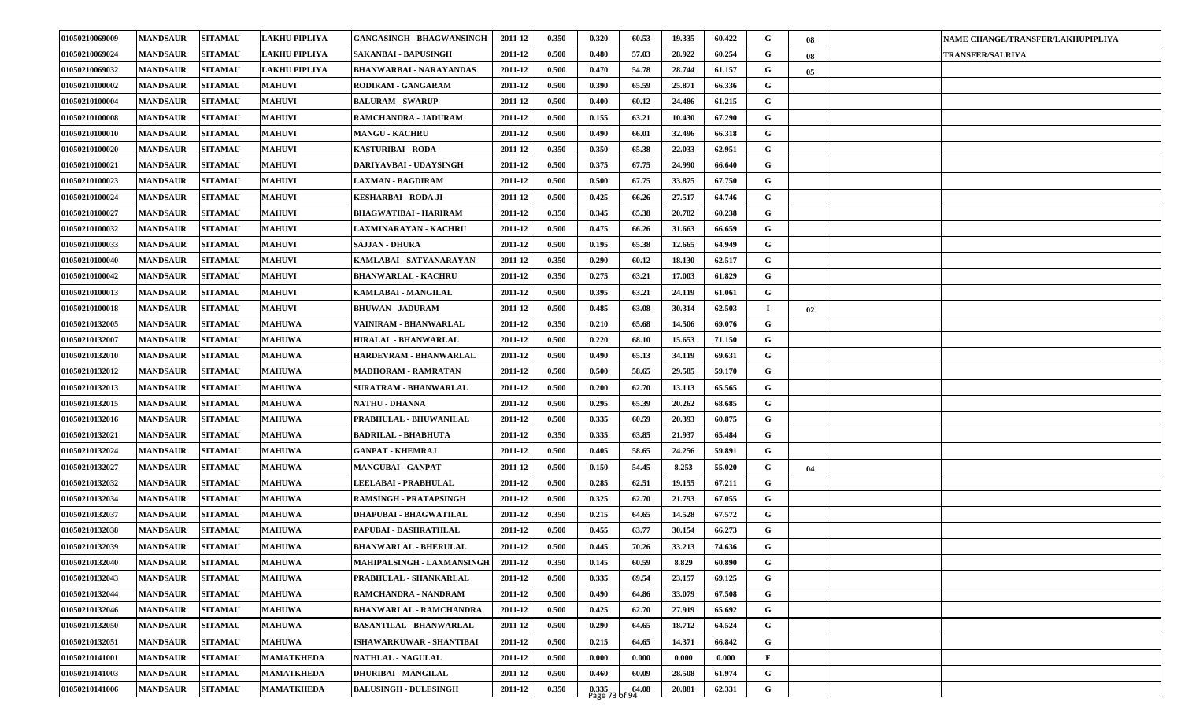| | | | | | | | | | | | | | | |
|---|---|---|---|---|---|---|---|---|---|---|---|---|---|---|
| 01050210069009 | MANDSAUR | SITAMAU | LAKHU PIPLIYA | GANGASINGH - BHAGWANSINGH | 2011-12 | 0.350 | 0.320 | 60.53 | 19.335 | 60.422 | G | 08 | | NAME CHANGE/TRANSFER/LAKHUPIPLIYA |
| 01050210069024 | MANDSAUR | SITAMAU | LAKHU PIPLIYA | SAKANBAI - BAPUSINGH | 2011-12 | 0.500 | 0.480 | 57.03 | 28.922 | 60.254 | G | 08 | | TRANSFER/SALRIYA |
| 01050210069032 | MANDSAUR | SITAMAU | LAKHU PIPLIYA | BHANWARBAI - NARAYANDAS | 2011-12 | 0.500 | 0.470 | 54.78 | 28.744 | 61.157 | G | 05 | | |
| 01050210100002 | MANDSAUR | SITAMAU | MAHUVI | RODIRAM - GANGARAM | 2011-12 | 0.500 | 0.390 | 65.59 | 25.871 | 66.336 | G | | | |
| 01050210100004 | MANDSAUR | SITAMAU | MAHUVI | BALURAM - SWARUP | 2011-12 | 0.500 | 0.400 | 60.12 | 24.486 | 61.215 | G | | | |
| 01050210100008 | MANDSAUR | SITAMAU | MAHUVI | RAMCHANDRA - JADURAM | 2011-12 | 0.500 | 0.155 | 63.21 | 10.430 | 67.290 | G | | | |
| 01050210100010 | MANDSAUR | SITAMAU | MAHUVI | MANGU - KACHRU | 2011-12 | 0.500 | 0.490 | 66.01 | 32.496 | 66.318 | G | | | |
| 01050210100020 | MANDSAUR | SITAMAU | MAHUVI | KASTURIBAI - RODA | 2011-12 | 0.350 | 0.350 | 65.38 | 22.033 | 62.951 | G | | | |
| 01050210100021 | MANDSAUR | SITAMAU | MAHUVI | DARIYAVBAI - UDAYSINGH | 2011-12 | 0.500 | 0.375 | 67.75 | 24.990 | 66.640 | G | | | |
| 01050210100023 | MANDSAUR | SITAMAU | MAHUVI | LAXMAN - BAGDIRAM | 2011-12 | 0.500 | 0.500 | 67.75 | 33.875 | 67.750 | G | | | |
| 01050210100024 | MANDSAUR | SITAMAU | MAHUVI | KESHARBAI - RODA JI | 2011-12 | 0.500 | 0.425 | 66.26 | 27.517 | 64.746 | G | | | |
| 01050210100027 | MANDSAUR | SITAMAU | MAHUVI | BHAGWATIBAI - HARIRAM | 2011-12 | 0.350 | 0.345 | 65.38 | 20.782 | 60.238 | G | | | |
| 01050210100032 | MANDSAUR | SITAMAU | MAHUVI | LAXMINARAYAN - KACHRU | 2011-12 | 0.500 | 0.475 | 66.26 | 31.663 | 66.659 | G | | | |
| 01050210100033 | MANDSAUR | SITAMAU | MAHUVI | SAJJAN - DHURA | 2011-12 | 0.500 | 0.195 | 65.38 | 12.665 | 64.949 | G | | | |
| 01050210100040 | MANDSAUR | SITAMAU | MAHUVI | KAMLABAI - SATYANARAYAN | 2011-12 | 0.350 | 0.290 | 60.12 | 18.130 | 62.517 | G | | | |
| 01050210100042 | MANDSAUR | SITAMAU | MAHUVI | BHANWARLAL - KACHRU | 2011-12 | 0.350 | 0.275 | 63.21 | 17.003 | 61.829 | G | | | |
| 01050210100013 | MANDSAUR | SITAMAU | MAHUVI | KAMLABAI - MANGILAL | 2011-12 | 0.500 | 0.395 | 63.21 | 24.119 | 61.061 | G | | | |
| 01050210100018 | MANDSAUR | SITAMAU | MAHUVI | BHUWAN - JADURAM | 2011-12 | 0.500 | 0.485 | 63.08 | 30.314 | 62.503 | I | 02 | | |
| 01050210132005 | MANDSAUR | SITAMAU | MAHUWA | VAINIRAM - BHANWARLAL | 2011-12 | 0.350 | 0.210 | 65.68 | 14.506 | 69.076 | G | | | |
| 01050210132007 | MANDSAUR | SITAMAU | MAHUWA | HIRALAL - BHANWARLAL | 2011-12 | 0.500 | 0.220 | 68.10 | 15.653 | 71.150 | G | | | |
| 01050210132010 | MANDSAUR | SITAMAU | MAHUWA | HARDEVRAM - BHANWARLAL | 2011-12 | 0.500 | 0.490 | 65.13 | 34.119 | 69.631 | G | | | |
| 01050210132012 | MANDSAUR | SITAMAU | MAHUWA | MADHORAM - RAMRATAN | 2011-12 | 0.500 | 0.500 | 58.65 | 29.585 | 59.170 | G | | | |
| 01050210132013 | MANDSAUR | SITAMAU | MAHUWA | SURATRAM - BHANWARLAL | 2011-12 | 0.500 | 0.200 | 62.70 | 13.113 | 65.565 | G | | | |
| 01050210132015 | MANDSAUR | SITAMAU | MAHUWA | NATHU - DHANNA | 2011-12 | 0.500 | 0.295 | 65.39 | 20.262 | 68.685 | G | | | |
| 01050210132016 | MANDSAUR | SITAMAU | MAHUWA | PRABHULAL - BHUWANILAL | 2011-12 | 0.500 | 0.335 | 60.59 | 20.393 | 60.875 | G | | | |
| 01050210132021 | MANDSAUR | SITAMAU | MAHUWA | BADRILAL - BHABHUTA | 2011-12 | 0.350 | 0.335 | 63.85 | 21.937 | 65.484 | G | | | |
| 01050210132024 | MANDSAUR | SITAMAU | MAHUWA | GANPAT - KHEMRAJ | 2011-12 | 0.500 | 0.405 | 58.65 | 24.256 | 59.891 | G | | | |
| 01050210132027 | MANDSAUR | SITAMAU | MAHUWA | MANGUBAI - GANPAT | 2011-12 | 0.500 | 0.150 | 54.45 | 8.253 | 55.020 | G | 04 | | |
| 01050210132032 | MANDSAUR | SITAMAU | MAHUWA | LEELABAI - PRABHULAL | 2011-12 | 0.500 | 0.285 | 62.51 | 19.155 | 67.211 | G | | | |
| 01050210132034 | MANDSAUR | SITAMAU | MAHUWA | RAMSINGH - PRATAPSINGH | 2011-12 | 0.500 | 0.325 | 62.70 | 21.793 | 67.055 | G | | | |
| 01050210132037 | MANDSAUR | SITAMAU | MAHUWA | DHAPUBAI - BHAGWATILAL | 2011-12 | 0.350 | 0.215 | 64.65 | 14.528 | 67.572 | G | | | |
| 01050210132038 | MANDSAUR | SITAMAU | MAHUWA | PAPUBAI - DASHRATHLAL | 2011-12 | 0.500 | 0.455 | 63.77 | 30.154 | 66.273 | G | | | |
| 01050210132039 | MANDSAUR | SITAMAU | MAHUWA | BHANWARLAL - BHERULAL | 2011-12 | 0.500 | 0.445 | 70.26 | 33.213 | 74.636 | G | | | |
| 01050210132040 | MANDSAUR | SITAMAU | MAHUWA | MAHIPALSINGH - LAXMANSINGH | 2011-12 | 0.350 | 0.145 | 60.59 | 8.829 | 60.890 | G | | | |
| 01050210132043 | MANDSAUR | SITAMAU | MAHUWA | PRABHULAL - SHANKARLAL | 2011-12 | 0.500 | 0.335 | 69.54 | 23.157 | 69.125 | G | | | |
| 01050210132044 | MANDSAUR | SITAMAU | MAHUWA | RAMCHANDRA - NANDRAM | 2011-12 | 0.500 | 0.490 | 64.86 | 33.079 | 67.508 | G | | | |
| 01050210132046 | MANDSAUR | SITAMAU | MAHUWA | BHANWARLAL - RAMCHANDRA | 2011-12 | 0.500 | 0.425 | 62.70 | 27.919 | 65.692 | G | | | |
| 01050210132050 | MANDSAUR | SITAMAU | MAHUWA | BASANTILAL - BHANWARLAL | 2011-12 | 0.500 | 0.290 | 64.65 | 18.712 | 64.524 | G | | | |
| 01050210132051 | MANDSAUR | SITAMAU | MAHUWA | ISHAWARKUWAR - SHANTIBAI | 2011-12 | 0.500 | 0.215 | 64.65 | 14.371 | 66.842 | G | | | |
| 01050210141001 | MANDSAUR | SITAMAU | MAMATKHEDA | NATHLAL - NAGULAL | 2011-12 | 0.500 | 0.000 | 0.000 | 0.000 | 0.000 | F | | | |
| 01050210141003 | MANDSAUR | SITAMAU | MAMATKHEDA | DHURIBAI - MANGILAL | 2011-12 | 0.500 | 0.460 | 60.09 | 28.508 | 61.974 | G | | | |
| 01050210141006 | MANDSAUR | SITAMAU | MAMATKHEDA | BALUSINGH - DULESINGH | 2011-12 | 0.350 | 0.335 | 64.08 | 20.881 | 62.331 | G | | | |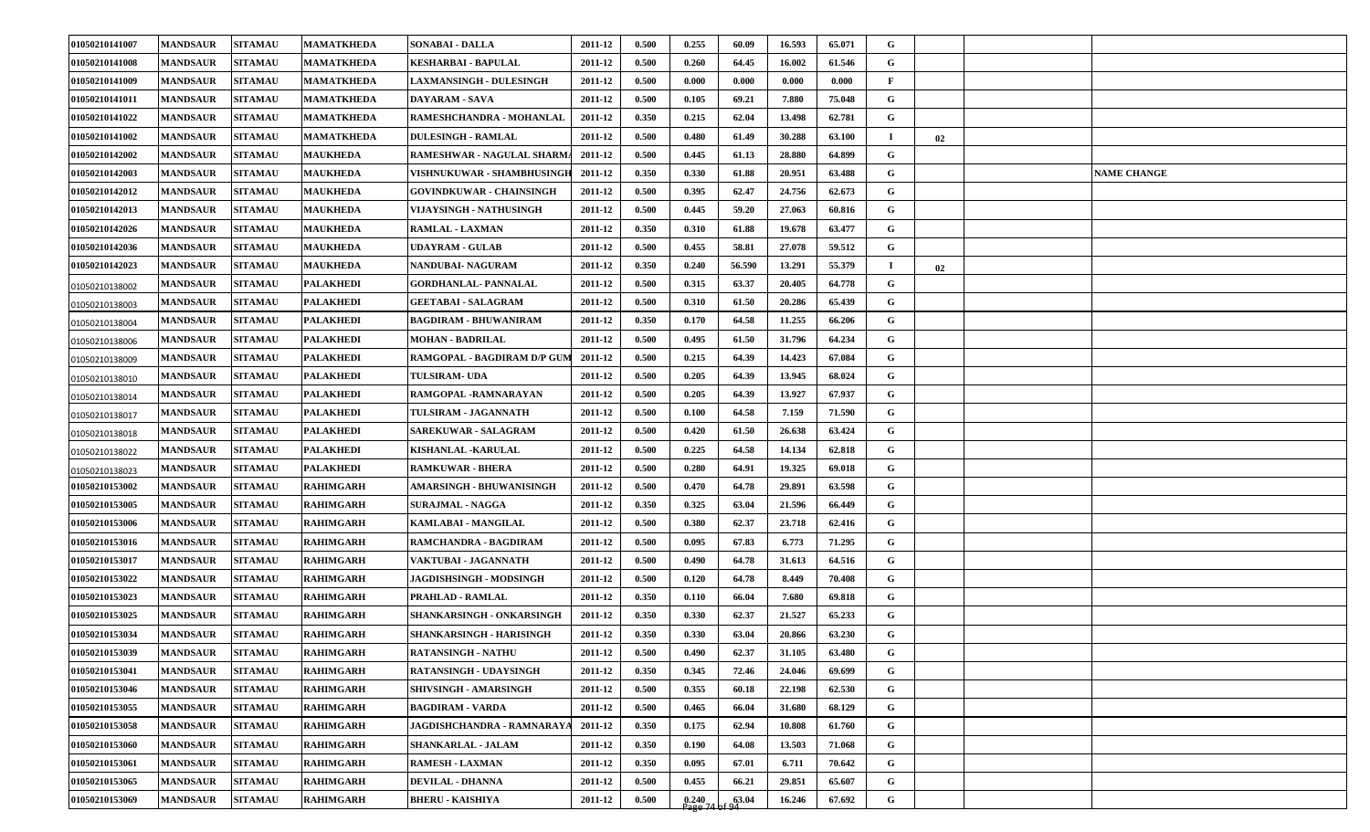| | | | | | | | | | | | | | | |
|---|---|---|---|---|---|---|---|---|---|---|---|---|---|---|
| 01050210141007 | MANDSAUR | SITAMAU | MAMATKHEDA | SONABAI - DALLA | 2011-12 | 0.500 | 0.255 | 60.09 | 16.593 | 65.071 | G | | | |
| 01050210141008 | MANDSAUR | SITAMAU | MAMATKHEDA | KESHARBAI - BAPULAL | 2011-12 | 0.500 | 0.260 | 64.45 | 16.002 | 61.546 | G | | | |
| 01050210141009 | MANDSAUR | SITAMAU | MAMATKHEDA | LAXMANSINGH - DULESINGH | 2011-12 | 0.500 | 0.000 | 0.000 | 0.000 | 0.000 | F | | | |
| 01050210141011 | MANDSAUR | SITAMAU | MAMATKHEDA | DAYARAM - SAVA | 2011-12 | 0.500 | 0.105 | 69.21 | 7.880 | 75.048 | G | | | |
| 01050210141022 | MANDSAUR | SITAMAU | MAMATKHEDA | RAMESHCHANDRA - MOHANLAL | 2011-12 | 0.350 | 0.215 | 62.04 | 13.498 | 62.781 | G | | | |
| 01050210141002 | MANDSAUR | SITAMAU | MAMATKHEDA | DULESINGH - RAMLAL | 2011-12 | 0.500 | 0.480 | 61.49 | 30.288 | 63.100 | I | 02 | | |
| 01050210142002 | MANDSAUR | SITAMAU | MAUKHEDA | RAMESHWAR - NAGULAL SHARMA | 2011-12 | 0.500 | 0.445 | 61.13 | 28.880 | 64.899 | G | | | |
| 01050210142003 | MANDSAUR | SITAMAU | MAUKHEDA | VISHNUKUWAR - SHAMBHUSINGH | 2011-12 | 0.350 | 0.330 | 61.88 | 20.951 | 63.488 | G | | | NAME CHANGE |
| 01050210142012 | MANDSAUR | SITAMAU | MAUKHEDA | GOVINDKUWAR - CHAINSINGH | 2011-12 | 0.500 | 0.395 | 62.47 | 24.756 | 62.673 | G | | | |
| 01050210142013 | MANDSAUR | SITAMAU | MAUKHEDA | VIJAYSINGH - NATHUSINGH | 2011-12 | 0.500 | 0.445 | 59.20 | 27.063 | 60.816 | G | | | |
| 01050210142026 | MANDSAUR | SITAMAU | MAUKHEDA | RAMLAL - LAXMAN | 2011-12 | 0.350 | 0.310 | 61.88 | 19.678 | 63.477 | G | | | |
| 01050210142036 | MANDSAUR | SITAMAU | MAUKHEDA | UDAYRAM - GULAB | 2011-12 | 0.500 | 0.455 | 58.81 | 27.078 | 59.512 | G | | | |
| 01050210142023 | MANDSAUR | SITAMAU | MAUKHEDA | NANDUBAI- NAGURAM | 2011-12 | 0.350 | 0.240 | 56.590 | 13.291 | 55.379 | I | 02 | | |
| 01050210138002 | MANDSAUR | SITAMAU | PALAKHEDI | GORDHANLAL- PANNALAL | 2011-12 | 0.500 | 0.315 | 63.37 | 20.405 | 64.778 | G | | | |
| 01050210138003 | MANDSAUR | SITAMAU | PALAKHEDI | GEETABAI - SALAGRAM | 2011-12 | 0.500 | 0.310 | 61.50 | 20.286 | 65.439 | G | | | |
| 01050210138004 | MANDSAUR | SITAMAU | PALAKHEDI | BAGDIRAM - BHUWANIRAM | 2011-12 | 0.350 | 0.170 | 64.58 | 11.255 | 66.206 | G | | | |
| 01050210138006 | MANDSAUR | SITAMAU | PALAKHEDI | MOHAN - BADRILAL | 2011-12 | 0.500 | 0.495 | 61.50 | 31.796 | 64.234 | G | | | |
| 01050210138009 | MANDSAUR | SITAMAU | PALAKHEDI | RAMGOPAL - BAGDIRAM D/P GUM | 2011-12 | 0.500 | 0.215 | 64.39 | 14.423 | 67.084 | G | | | |
| 01050210138010 | MANDSAUR | SITAMAU | PALAKHEDI | TULSIRAM- UDA | 2011-12 | 0.500 | 0.205 | 64.39 | 13.945 | 68.024 | G | | | |
| 01050210138014 | MANDSAUR | SITAMAU | PALAKHEDI | RAMGOPAL -RAMNARAYAN | 2011-12 | 0.500 | 0.205 | 64.39 | 13.927 | 67.937 | G | | | |
| 01050210138017 | MANDSAUR | SITAMAU | PALAKHEDI | TULSIRAM - JAGANNATH | 2011-12 | 0.500 | 0.100 | 64.58 | 7.159 | 71.590 | G | | | |
| 01050210138018 | MANDSAUR | SITAMAU | PALAKHEDI | SAREKUWAR - SALAGRAM | 2011-12 | 0.500 | 0.420 | 61.50 | 26.638 | 63.424 | G | | | |
| 01050210138022 | MANDSAUR | SITAMAU | PALAKHEDI | KISHANLAL -KARULAL | 2011-12 | 0.500 | 0.225 | 64.58 | 14.134 | 62.818 | G | | | |
| 01050210138023 | MANDSAUR | SITAMAU | PALAKHEDI | RAMKUWAR - BHERA | 2011-12 | 0.500 | 0.280 | 64.91 | 19.325 | 69.018 | G | | | |
| 01050210153002 | MANDSAUR | SITAMAU | RAHIMGARH | AMARSINGH - BHUWANISINGH | 2011-12 | 0.500 | 0.470 | 64.78 | 29.891 | 63.598 | G | | | |
| 01050210153005 | MANDSAUR | SITAMAU | RAHIMGARH | SURAJMAL - NAGGA | 2011-12 | 0.350 | 0.325 | 63.04 | 21.596 | 66.449 | G | | | |
| 01050210153006 | MANDSAUR | SITAMAU | RAHIMGARH | KAMLABAI - MANGILAL | 2011-12 | 0.500 | 0.380 | 62.37 | 23.718 | 62.416 | G | | | |
| 01050210153016 | MANDSAUR | SITAMAU | RAHIMGARH | RAMCHANDRA - BAGDIRAM | 2011-12 | 0.500 | 0.095 | 67.83 | 6.773 | 71.295 | G | | | |
| 01050210153017 | MANDSAUR | SITAMAU | RAHIMGARH | VAKTUBAI - JAGANNATH | 2011-12 | 0.500 | 0.490 | 64.78 | 31.613 | 64.516 | G | | | |
| 01050210153022 | MANDSAUR | SITAMAU | RAHIMGARH | JAGDISHSINGH - MODSINGH | 2011-12 | 0.500 | 0.120 | 64.78 | 8.449 | 70.408 | G | | | |
| 01050210153023 | MANDSAUR | SITAMAU | RAHIMGARH | PRAHLAD - RAMLAL | 2011-12 | 0.350 | 0.110 | 66.04 | 7.680 | 69.818 | G | | | |
| 01050210153025 | MANDSAUR | SITAMAU | RAHIMGARH | SHANKARSINGH - ONKARSINGH | 2011-12 | 0.350 | 0.330 | 62.37 | 21.527 | 65.233 | G | | | |
| 01050210153034 | MANDSAUR | SITAMAU | RAHIMGARH | SHANKARSINGH - HARISINGH | 2011-12 | 0.350 | 0.330 | 63.04 | 20.866 | 63.230 | G | | | |
| 01050210153039 | MANDSAUR | SITAMAU | RAHIMGARH | RATANSINGH - NATHU | 2011-12 | 0.500 | 0.490 | 62.37 | 31.105 | 63.480 | G | | | |
| 01050210153041 | MANDSAUR | SITAMAU | RAHIMGARH | RATANSINGH - UDAYSINGH | 2011-12 | 0.350 | 0.345 | 72.46 | 24.046 | 69.699 | G | | | |
| 01050210153046 | MANDSAUR | SITAMAU | RAHIMGARH | SHIVSINGH - AMARSINGH | 2011-12 | 0.500 | 0.355 | 60.18 | 22.198 | 62.530 | G | | | |
| 01050210153055 | MANDSAUR | SITAMAU | RAHIMGARH | BAGDIRAM - VARDA | 2011-12 | 0.500 | 0.465 | 66.04 | 31.680 | 68.129 | G | | | |
| 01050210153058 | MANDSAUR | SITAMAU | RAHIMGARH | JAGDISHCHANDRA - RAMNARAYA | 2011-12 | 0.350 | 0.175 | 62.94 | 10.808 | 61.760 | G | | | |
| 01050210153060 | MANDSAUR | SITAMAU | RAHIMGARH | SHANKARLAL - JALAM | 2011-12 | 0.350 | 0.190 | 64.08 | 13.503 | 71.068 | G | | | |
| 01050210153061 | MANDSAUR | SITAMAU | RAHIMGARH | RAMESH - LAXMAN | 2011-12 | 0.350 | 0.095 | 67.01 | 6.711 | 70.642 | G | | | |
| 01050210153065 | MANDSAUR | SITAMAU | RAHIMGARH | DEVILAL - DHANNA | 2011-12 | 0.500 | 0.455 | 66.21 | 29.851 | 65.607 | G | | | |
| 01050210153069 | MANDSAUR | SITAMAU | RAHIMGARH | BHERU - KAISHIYA | 2011-12 | 0.500 | 0.240 | 63.04 | 16.246 | 67.692 | G | | | |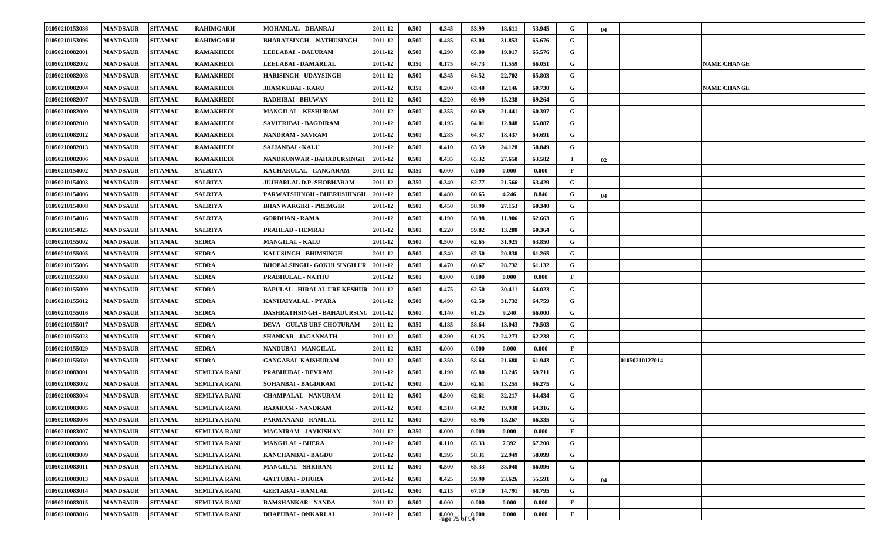| | | | | | | | | | | | | | | | |
|---|---|---|---|---|---|---|---|---|---|---|---|---|---|---|---|
| 01050210153086 | MANDSAUR | SITAMAU | RAHIMGARH | MOHANLAL - DHANRAJ | 2011-12 | 0.500 | 0.345 | 53.99 | 18.611 | 53.945 | G | 04 | | |
| 01050210153096 | MANDSAUR | SITAMAU | RAHIMGARH | BHARATSINGH - NATHUSINGH | 2011-12 | 0.500 | 0.485 | 63.04 | 31.853 | 65.676 | G | | | |
| 01050210082001 | MANDSAUR | SITAMAU | RAMAKHEDI | LEELABAI - DALURAM | 2011-12 | 0.500 | 0.290 | 65.00 | 19.017 | 65.576 | G | | | |
| 01050210082002 | MANDSAUR | SITAMAU | RAMAKHEDI | LEELABAI - DAMARLAL | 2011-12 | 0.350 | 0.175 | 64.73 | 11.559 | 66.051 | G | | | NAME CHANGE |
| 01050210082003 | MANDSAUR | SITAMAU | RAMAKHEDI | HARISINGH - UDAYSINGH | 2011-12 | 0.500 | 0.345 | 64.52 | 22.702 | 65.803 | G | | | |
| 01050210082004 | MANDSAUR | SITAMAU | RAMAKHEDI | JHAMKUBAI - KARU | 2011-12 | 0.350 | 0.200 | 63.40 | 12.146 | 60.730 | G | | | NAME CHANGE |
| 01050210082007 | MANDSAUR | SITAMAU | RAMAKHEDI | RADHIBAI - BHUWAN | 2011-12 | 0.500 | 0.220 | 69.99 | 15.238 | 69.264 | G | | | |
| 01050210082009 | MANDSAUR | SITAMAU | RAMAKHEDI | MANGILAL - KESHURAM | 2011-12 | 0.500 | 0.355 | 60.69 | 21.441 | 60.397 | G | | | |
| 01050210082010 | MANDSAUR | SITAMAU | RAMAKHEDI | SAVITRIBAI - BAGDIRAM | 2011-12 | 0.500 | 0.195 | 64.01 | 12.848 | 65.887 | G | | | |
| 01050210082012 | MANDSAUR | SITAMAU | RAMAKHEDI | NANDRAM - SAVRAM | 2011-12 | 0.500 | 0.285 | 64.37 | 18.437 | 64.691 | G | | | |
| 01050210082013 | MANDSAUR | SITAMAU | RAMAKHEDI | SAJJANBAI - KALU | 2011-12 | 0.500 | 0.410 | 63.59 | 24.128 | 58.849 | G | | | |
| 01050210082006 | MANDSAUR | SITAMAU | RAMAKHEDI | NANDKUNWAR - BAHADURSINGH | 2011-12 | 0.500 | 0.435 | 65.32 | 27.658 | 63.582 | I | 02 | | |
| 01050210154002 | MANDSAUR | SITAMAU | SALRIYA | KACHARULAL - GANGARAM | 2011-12 | 0.350 | 0.000 | 0.000 | 0.000 | 0.000 | F | | | |
| 01050210154003 | MANDSAUR | SITAMAU | SALRIYA | JUJHARLAL D.P. SHOBHARAM | 2011-12 | 0.350 | 0.340 | 62.77 | 21.566 | 63.429 | G | | | |
| 01050210154006 | MANDSAUR | SITAMAU | SALRIYA | PARWATSHINGH - BHERUSHINGH | 2011-12 | 0.500 | 0.480 | 60.65 | 4.246 | 8.846 | G | 04 | | |
| 01050210154008 | MANDSAUR | SITAMAU | SALRIYA | BHANWARGIRI - PREMGIR | 2011-12 | 0.500 | 0.450 | 58.90 | 27.153 | 60.340 | G | | | |
| 01050210154016 | MANDSAUR | SITAMAU | SALRIYA | GORDHAN - RAMA | 2011-12 | 0.500 | 0.190 | 58.98 | 11.906 | 62.663 | G | | | |
| 01050210154025 | MANDSAUR | SITAMAU | SALRIYA | PRAHLAD - HEMRAJ | 2011-12 | 0.500 | 0.220 | 59.82 | 13.280 | 60.364 | G | | | |
| 01050210155002 | MANDSAUR | SITAMAU | SEDRA | MANGILAL - KALU | 2011-12 | 0.500 | 0.500 | 62.65 | 31.925 | 63.850 | G | | | |
| 01050210155005 | MANDSAUR | SITAMAU | SEDRA | KALUSINGH - BHIMSINGH | 2011-12 | 0.500 | 0.340 | 62.50 | 20.830 | 61.265 | G | | | |
| 01050210155006 | MANDSAUR | SITAMAU | SEDRA | BHOPALSINGH - GOKULSINGH UR | 2011-12 | 0.500 | 0.470 | 60.67 | 28.732 | 61.132 | G | | | |
| 01050210155008 | MANDSAUR | SITAMAU | SEDRA | PRABHULAL - NATHU | 2011-12 | 0.500 | 0.000 | 0.000 | 0.000 | 0.000 | F | | | |
| 01050210155009 | MANDSAUR | SITAMAU | SEDRA | BAPULAL - HIRALAL URF KESHUR | 2011-12 | 0.500 | 0.475 | 62.50 | 30.411 | 64.023 | G | | | |
| 01050210155012 | MANDSAUR | SITAMAU | SEDRA | KANHAIYALAL - PYARA | 2011-12 | 0.500 | 0.490 | 62.50 | 31.732 | 64.759 | G | | | |
| 01050210155016 | MANDSAUR | SITAMAU | SEDRA | DASHRATHSINGH - BAHADURSINC | 2011-12 | 0.500 | 0.140 | 61.25 | 9.240 | 66.000 | G | | | |
| 01050210155017 | MANDSAUR | SITAMAU | SEDRA | DEVA - GULAB URF CHOTURAM | 2011-12 | 0.350 | 0.185 | 58.64 | 13.043 | 70.503 | G | | | |
| 01050210155023 | MANDSAUR | SITAMAU | SEDRA | SHANKAR - JAGANNATH | 2011-12 | 0.500 | 0.390 | 61.25 | 24.273 | 62.238 | G | | | |
| 01050210155029 | MANDSAUR | SITAMAU | SEDRA | NANDUBAI - MANGILAL | 2011-12 | 0.350 | 0.000 | 0.000 | 0.000 | 0.000 | F | | | |
| 01050210155030 | MANDSAUR | SITAMAU | SEDRA | GANGABAI- KAISHURAM | 2011-12 | 0.500 | 0.350 | 58.64 | 21.680 | 61.943 | G | | 01050210127014 | |
| 01050210083001 | MANDSAUR | SITAMAU | SEMLIYA RANI | PRABHUBAI - DEVRAM | 2011-12 | 0.500 | 0.190 | 65.80 | 13.245 | 69.711 | G | | | |
| 01050210083002 | MANDSAUR | SITAMAU | SEMLIYA RANI | SOHANBAI - BAGDIRAM | 2011-12 | 0.500 | 0.200 | 62.61 | 13.255 | 66.275 | G | | | |
| 01050210083004 | MANDSAUR | SITAMAU | SEMLIYA RANI | CHAMPALAL - NANURAM | 2011-12 | 0.500 | 0.500 | 62.61 | 32.217 | 64.434 | G | | | |
| 01050210083005 | MANDSAUR | SITAMAU | SEMLIYA RANI | RAJARAM - NANDRAM | 2011-12 | 0.500 | 0.310 | 64.02 | 19.938 | 64.316 | G | | | |
| 01050210083006 | MANDSAUR | SITAMAU | SEMLIYA RANI | PARMANAND - RAMLAL | 2011-12 | 0.500 | 0.200 | 65.96 | 13.267 | 66.335 | G | | | |
| 01050210083007 | MANDSAUR | SITAMAU | SEMLIYA RANI | MAGNIRAM - JAYKISHAN | 2011-12 | 0.350 | 0.000 | 0.000 | 0.000 | 0.000 | F | | | |
| 01050210083008 | MANDSAUR | SITAMAU | SEMLIYA RANI | MANGILAL - BHERA | 2011-12 | 0.500 | 0.110 | 65.33 | 7.392 | 67.200 | G | | | |
| 01050210083009 | MANDSAUR | SITAMAU | SEMLIYA RANI | KANCHANBAI - BAGDU | 2011-12 | 0.500 | 0.395 | 58.31 | 22.949 | 58.099 | G | | | |
| 01050210083011 | MANDSAUR | SITAMAU | SEMLIYA RANI | MANGILAL - SHRIRAM | 2011-12 | 0.500 | 0.500 | 65.33 | 33.048 | 66.096 | G | | | |
| 01050210083013 | MANDSAUR | SITAMAU | SEMLIYA RANI | GATTUBAI - DHURA | 2011-12 | 0.500 | 0.425 | 59.90 | 23.626 | 55.591 | G | 04 | | |
| 01050210083014 | MANDSAUR | SITAMAU | SEMLIYA RANI | GEETABAI - RAMLAL | 2011-12 | 0.500 | 0.215 | 67.10 | 14.791 | 68.795 | G | | | |
| 01050210083015 | MANDSAUR | SITAMAU | SEMLIYA RANI | RAMSHANKAR - NANDA | 2011-12 | 0.500 | 0.000 | 0.000 | 0.000 | 0.000 | F | | | |
| 01050210083016 | MANDSAUR | SITAMAU | SEMLIYA RANI | DHAPUBAI - ONKARLAL | 2011-12 | 0.500 | 0.000 | 0.000 | 0.000 | 0.000 | F | | | |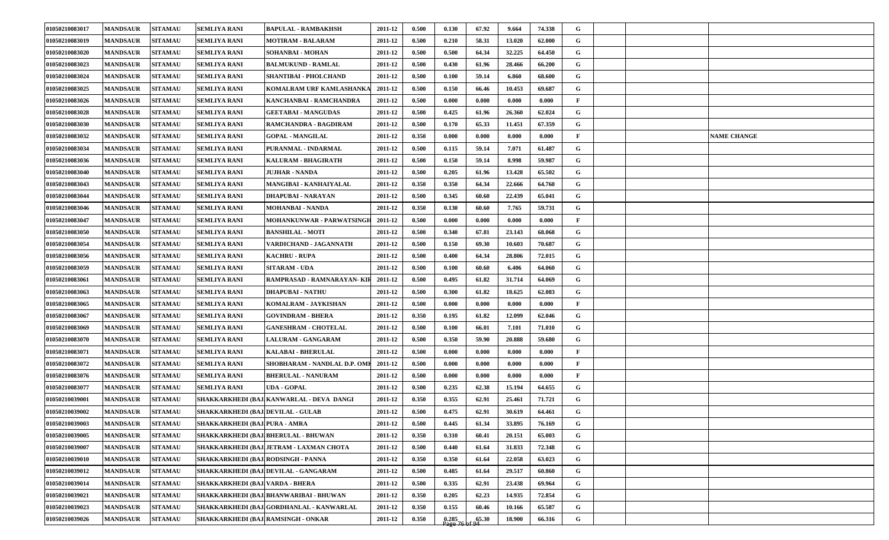| | | | | | | | | | | | | | | | |
|---|---|---|---|---|---|---|---|---|---|---|---|---|---|---|---|
| 01050210083017 | MANDSAUR | SITAMAU | SEMLIYA RANI | BAPULAL - RAMBAKHSH | 2011-12 | 0.500 | 0.130 | 67.92 | 9.664 | 74.338 | G | | | |
| 01050210083019 | MANDSAUR | SITAMAU | SEMLIYA RANI | MOTIRAM - BALARAM | 2011-12 | 0.500 | 0.210 | 58.31 | 13.020 | 62.000 | G | | | |
| 01050210083020 | MANDSAUR | SITAMAU | SEMLIYA RANI | SOHANBAI - MOHAN | 2011-12 | 0.500 | 0.500 | 64.34 | 32.225 | 64.450 | G | | | |
| 01050210083023 | MANDSAUR | SITAMAU | SEMLIYA RANI | BALMUKUND - RAMLAL | 2011-12 | 0.500 | 0.430 | 61.96 | 28.466 | 66.200 | G | | | |
| 01050210083024 | MANDSAUR | SITAMAU | SEMLIYA RANI | SHANTIBAI - PHOLCHAND | 2011-12 | 0.500 | 0.100 | 59.14 | 6.860 | 68.600 | G | | | |
| 01050210083025 | MANDSAUR | SITAMAU | SEMLIYA RANI | KOMALRAM URF KAMLASHANKA | 2011-12 | 0.500 | 0.150 | 66.46 | 10.453 | 69.687 | G | | | |
| 01050210083026 | MANDSAUR | SITAMAU | SEMLIYA RANI | KANCHANBAI - RAMCHANDRA | 2011-12 | 0.500 | 0.000 | 0.000 | 0.000 | 0.000 | F | | | |
| 01050210083028 | MANDSAUR | SITAMAU | SEMLIYA RANI | GEETABAI - MANGUDAS | 2011-12 | 0.500 | 0.425 | 61.96 | 26.360 | 62.024 | G | | | |
| 01050210083030 | MANDSAUR | SITAMAU | SEMLIYA RANI | RAMCHANDRA - BAGDIRAM | 2011-12 | 0.500 | 0.170 | 65.33 | 11.451 | 67.359 | G | | | |
| 01050210083032 | MANDSAUR | SITAMAU | SEMLIYA RANI | GOPAL - MANGILAL | 2011-12 | 0.350 | 0.000 | 0.000 | 0.000 | 0.000 | F | | | NAME CHANGE |
| 01050210083034 | MANDSAUR | SITAMAU | SEMLIYA RANI | PURANMAL - INDARMAL | 2011-12 | 0.500 | 0.115 | 59.14 | 7.071 | 61.487 | G | | | |
| 01050210083036 | MANDSAUR | SITAMAU | SEMLIYA RANI | KALURAM - BHAGIRATH | 2011-12 | 0.500 | 0.150 | 59.14 | 8.998 | 59.987 | G | | | |
| 01050210083040 | MANDSAUR | SITAMAU | SEMLIYA RANI | JUJHAR - NANDA | 2011-12 | 0.500 | 0.205 | 61.96 | 13.428 | 65.502 | G | | | |
| 01050210083043 | MANDSAUR | SITAMAU | SEMLIYA RANI | MANGIBAI - KANHAIYALAL | 2011-12 | 0.350 | 0.350 | 64.34 | 22.666 | 64.760 | G | | | |
| 01050210083044 | MANDSAUR | SITAMAU | SEMLIYA RANI | DHAPUBAI - NARAYAN | 2011-12 | 0.500 | 0.345 | 60.60 | 22.439 | 65.041 | G | | | |
| 01050210083046 | MANDSAUR | SITAMAU | SEMLIYA RANI | MOHANBAI - NANDA | 2011-12 | 0.350 | 0.130 | 60.60 | 7.765 | 59.731 | G | | | |
| 01050210083047 | MANDSAUR | SITAMAU | SEMLIYA RANI | MOHANKUNWAR - PARWATSINGH | 2011-12 | 0.500 | 0.000 | 0.000 | 0.000 | 0.000 | F | | | |
| 01050210083050 | MANDSAUR | SITAMAU | SEMLIYA RANI | BANSHILAL - MOTI | 2011-12 | 0.500 | 0.340 | 67.81 | 23.143 | 68.068 | G | | | |
| 01050210083054 | MANDSAUR | SITAMAU | SEMLIYA RANI | VARDICHAND - JAGANNATH | 2011-12 | 0.500 | 0.150 | 69.30 | 10.603 | 70.687 | G | | | |
| 01050210083056 | MANDSAUR | SITAMAU | SEMLIYA RANI | KACHRU - RUPA | 2011-12 | 0.500 | 0.400 | 64.34 | 28.806 | 72.015 | G | | | |
| 01050210083059 | MANDSAUR | SITAMAU | SEMLIYA RANI | SITARAM - UDA | 2011-12 | 0.500 | 0.100 | 60.60 | 6.406 | 64.060 | G | | | |
| 01050210083061 | MANDSAUR | SITAMAU | SEMLIYA RANI | RAMPRASAD - RAMNARAYAN- KIR | 2011-12 | 0.500 | 0.495 | 61.82 | 31.714 | 64.069 | G | | | |
| 01050210083063 | MANDSAUR | SITAMAU | SEMLIYA RANI | DHAPUBAI - NATHU | 2011-12 | 0.500 | 0.300 | 61.82 | 18.625 | 62.083 | G | | | |
| 01050210083065 | MANDSAUR | SITAMAU | SEMLIYA RANI | KOMALRAM - JAYKISHAN | 2011-12 | 0.500 | 0.000 | 0.000 | 0.000 | 0.000 | F | | | |
| 01050210083067 | MANDSAUR | SITAMAU | SEMLIYA RANI | GOVINDRAM - BHERA | 2011-12 | 0.350 | 0.195 | 61.82 | 12.099 | 62.046 | G | | | |
| 01050210083069 | MANDSAUR | SITAMAU | SEMLIYA RANI | GANESHRAM - CHOTELAL | 2011-12 | 0.500 | 0.100 | 66.01 | 7.101 | 71.010 | G | | | |
| 01050210083070 | MANDSAUR | SITAMAU | SEMLIYA RANI | LALURAM - GANGARAM | 2011-12 | 0.500 | 0.350 | 59.90 | 20.888 | 59.680 | G | | | |
| 01050210083071 | MANDSAUR | SITAMAU | SEMLIYA RANI | KALABAI - BHERULAL | 2011-12 | 0.500 | 0.000 | 0.000 | 0.000 | 0.000 | F | | | |
| 01050210083072 | MANDSAUR | SITAMAU | SEMLIYA RANI | SHOBHARAM - NANDLAL D.P. OMI | 2011-12 | 0.500 | 0.000 | 0.000 | 0.000 | 0.000 | F | | | |
| 01050210083076 | MANDSAUR | SITAMAU | SEMLIYA RANI | BHERULAL - NANURAM | 2011-12 | 0.500 | 0.000 | 0.000 | 0.000 | 0.000 | F | | | |
| 01050210083077 | MANDSAUR | SITAMAU | SEMLIYA RANI | UDA - GOPAL | 2011-12 | 0.500 | 0.235 | 62.38 | 15.194 | 64.655 | G | | | |
| 01050210039001 | MANDSAUR | SITAMAU | SHAKKARKHEDI (BAJ | KANWARLAL - DEVA DANGI | 2011-12 | 0.350 | 0.355 | 62.91 | 25.461 | 71.721 | G | | | |
| 01050210039002 | MANDSAUR | SITAMAU | SHAKKARKHEDI (BAJ | DEVILAL - GULAB | 2011-12 | 0.500 | 0.475 | 62.91 | 30.619 | 64.461 | G | | | |
| 01050210039003 | MANDSAUR | SITAMAU | SHAKKARKHEDI (BAJ | PURA - AMRA | 2011-12 | 0.500 | 0.445 | 61.34 | 33.895 | 76.169 | G | | | |
| 01050210039005 | MANDSAUR | SITAMAU | SHAKKARKHEDI (BAJ | BHERULAL - BHUWAN | 2011-12 | 0.350 | 0.310 | 60.41 | 20.151 | 65.003 | G | | | |
| 01050210039007 | MANDSAUR | SITAMAU | SHAKKARKHEDI (BAJ | JETRAM - LAXMAN CHOTA | 2011-12 | 0.500 | 0.440 | 61.64 | 31.833 | 72.348 | G | | | |
| 01050210039010 | MANDSAUR | SITAMAU | SHAKKARKHEDI (BAJ | RODSINGH - PANNA | 2011-12 | 0.350 | 0.350 | 61.64 | 22.058 | 63.023 | G | | | |
| 01050210039012 | MANDSAUR | SITAMAU | SHAKKARKHEDI (BAJ | DEVILAL - GANGARAM | 2011-12 | 0.500 | 0.485 | 61.64 | 29.517 | 60.860 | G | | | |
| 01050210039014 | MANDSAUR | SITAMAU | SHAKKARKHEDI (BAJ | VARDA - BHERA | 2011-12 | 0.500 | 0.335 | 62.91 | 23.438 | 69.964 | G | | | |
| 01050210039021 | MANDSAUR | SITAMAU | SHAKKARKHEDI (BAJ | BHANWARIBAI - BHUWAN | 2011-12 | 0.350 | 0.205 | 62.23 | 14.935 | 72.854 | G | | | |
| 01050210039023 | MANDSAUR | SITAMAU | SHAKKARKHEDI (BAJ | GORDHANLAL - KANWARLAL | 2011-12 | 0.350 | 0.155 | 60.46 | 10.166 | 65.587 | G | | | |
| 01050210039026 | MANDSAUR | SITAMAU | SHAKKARKHEDI (BAJ | RAMSINGH - ONKAR | 2011-12 | 0.350 | 0.285 | 65.30 | 18.900 | 66.316 | G | | | |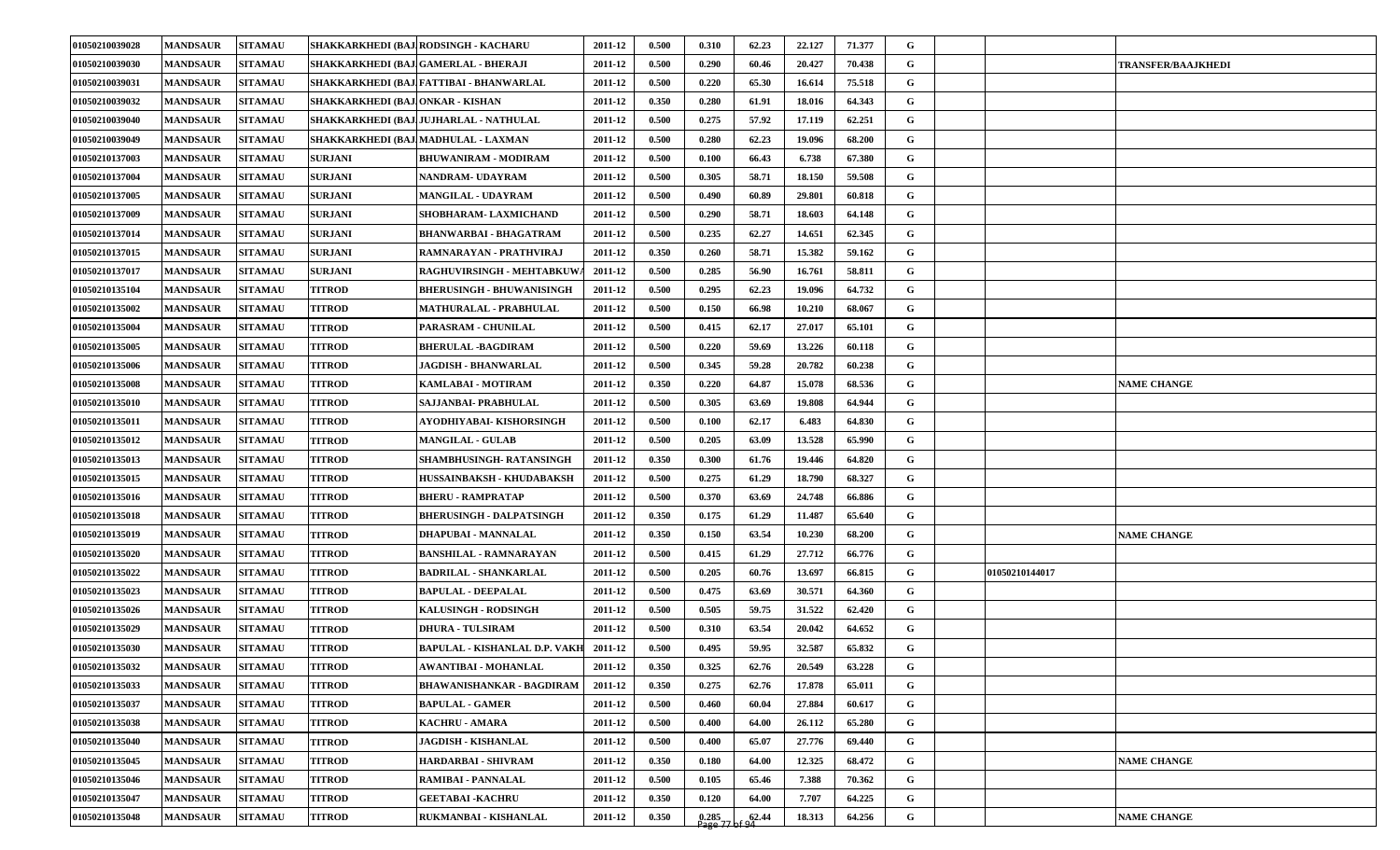| | | | | | | | | | | | | | | |
|---|---|---|---|---|---|---|---|---|---|---|---|---|---|---|
| 01050210039028 | MANDSAUR | SITAMAU | SHAKKARKHEDI (BAJ | RODSINGH - KACHARU | 2011-12 | 0.500 | 0.310 | 62.23 | 22.127 | 71.377 | G | | | |
| 01050210039030 | MANDSAUR | SITAMAU | SHAKKARKHEDI (BAJ | GAMERLAL - BHERAJI | 2011-12 | 0.500 | 0.290 | 60.46 | 20.427 | 70.438 | G | | | TRANSFER/BAAJKHEDI |
| 01050210039031 | MANDSAUR | SITAMAU | SHAKKARKHEDI (BAJ | FATTIBAI - BHANWARLAL | 2011-12 | 0.500 | 0.220 | 65.30 | 16.614 | 75.518 | G | | | |
| 01050210039032 | MANDSAUR | SITAMAU | SHAKKARKHEDI (BAJ | ONKAR - KISHAN | 2011-12 | 0.350 | 0.280 | 61.91 | 18.016 | 64.343 | G | | | |
| 01050210039040 | MANDSAUR | SITAMAU | SHAKKARKHEDI (BAJ | JUJHARLAL - NATHULAL | 2011-12 | 0.500 | 0.275 | 57.92 | 17.119 | 62.251 | G | | | |
| 01050210039049 | MANDSAUR | SITAMAU | SHAKKARKHEDI (BAJ | MADHULAL - LAXMAN | 2011-12 | 0.500 | 0.280 | 62.23 | 19.096 | 68.200 | G | | | |
| 01050210137003 | MANDSAUR | SITAMAU | SURJANI | BHUWANIRAM - MODIRAM | 2011-12 | 0.500 | 0.100 | 66.43 | 6.738 | 67.380 | G | | | |
| 01050210137004 | MANDSAUR | SITAMAU | SURJANI | NANDRAM- UDAYRAM | 2011-12 | 0.500 | 0.305 | 58.71 | 18.150 | 59.508 | G | | | |
| 01050210137005 | MANDSAUR | SITAMAU | SURJANI | MANGILAL - UDAYRAM | 2011-12 | 0.500 | 0.490 | 60.89 | 29.801 | 60.818 | G | | | |
| 01050210137009 | MANDSAUR | SITAMAU | SURJANI | SHOBHARAM- LAXMICHAND | 2011-12 | 0.500 | 0.290 | 58.71 | 18.603 | 64.148 | G | | | |
| 01050210137014 | MANDSAUR | SITAMAU | SURJANI | BHANWARBAI - BHAGATRAM | 2011-12 | 0.500 | 0.235 | 62.27 | 14.651 | 62.345 | G | | | |
| 01050210137015 | MANDSAUR | SITAMAU | SURJANI | RAMNARAYAN - PRATHVIRAJ | 2011-12 | 0.350 | 0.260 | 58.71 | 15.382 | 59.162 | G | | | |
| 01050210137017 | MANDSAUR | SITAMAU | SURJANI | RAGHUVIRSINGH - MEHTABKUWA | 2011-12 | 0.500 | 0.285 | 56.90 | 16.761 | 58.811 | G | | | |
| 01050210135104 | MANDSAUR | SITAMAU | TITROD | BHERUSINGH - BHUWANISINGH | 2011-12 | 0.500 | 0.295 | 62.23 | 19.096 | 64.732 | G | | | |
| 01050210135002 | MANDSAUR | SITAMAU | TITROD | MATHURALAL - PRABHULAL | 2011-12 | 0.500 | 0.150 | 66.98 | 10.210 | 68.067 | G | | | |
| 01050210135004 | MANDSAUR | SITAMAU | TITROD | PARASRAM - CHUNILAL | 2011-12 | 0.500 | 0.415 | 62.17 | 27.017 | 65.101 | G | | | |
| 01050210135005 | MANDSAUR | SITAMAU | TITROD | BHERULAL -BAGDIRAM | 2011-12 | 0.500 | 0.220 | 59.69 | 13.226 | 60.118 | G | | | |
| 01050210135006 | MANDSAUR | SITAMAU | TITROD | JAGDISH - BHANWARLAL | 2011-12 | 0.500 | 0.345 | 59.28 | 20.782 | 60.238 | G | | | |
| 01050210135008 | MANDSAUR | SITAMAU | TITROD | KAMLABAI - MOTIRAM | 2011-12 | 0.350 | 0.220 | 64.87 | 15.078 | 68.536 | G | | | NAME CHANGE |
| 01050210135010 | MANDSAUR | SITAMAU | TITROD | SAJJANBAI- PRABHULAL | 2011-12 | 0.500 | 0.305 | 63.69 | 19.808 | 64.944 | G | | | |
| 01050210135011 | MANDSAUR | SITAMAU | TITROD | AYODHIYABAI- KISHORSINGH | 2011-12 | 0.500 | 0.100 | 62.17 | 6.483 | 64.830 | G | | | |
| 01050210135012 | MANDSAUR | SITAMAU | TITROD | MANGILAL - GULAB | 2011-12 | 0.500 | 0.205 | 63.09 | 13.528 | 65.990 | G | | | |
| 01050210135013 | MANDSAUR | SITAMAU | TITROD | SHAMBHUSINGH- RATANSINGH | 2011-12 | 0.350 | 0.300 | 61.76 | 19.446 | 64.820 | G | | | |
| 01050210135015 | MANDSAUR | SITAMAU | TITROD | HUSSAINBAKSH - KHUDABAKSH | 2011-12 | 0.500 | 0.275 | 61.29 | 18.790 | 68.327 | G | | | |
| 01050210135016 | MANDSAUR | SITAMAU | TITROD | BHERU - RAMPRATAP | 2011-12 | 0.500 | 0.370 | 63.69 | 24.748 | 66.886 | G | | | |
| 01050210135018 | MANDSAUR | SITAMAU | TITROD | BHERUSINGH - DALPATSINGH | 2011-12 | 0.350 | 0.175 | 61.29 | 11.487 | 65.640 | G | | | |
| 01050210135019 | MANDSAUR | SITAMAU | TITROD | DHAPUBAI - MANNALAL | 2011-12 | 0.350 | 0.150 | 63.54 | 10.230 | 68.200 | G | | | NAME CHANGE |
| 01050210135020 | MANDSAUR | SITAMAU | TITROD | BANSHILAL - RAMNARAYAN | 2011-12 | 0.500 | 0.415 | 61.29 | 27.712 | 66.776 | G | | | |
| 01050210135022 | MANDSAUR | SITAMAU | TITROD | BADRILAL - SHANKARLAL | 2011-12 | 0.500 | 0.205 | 60.76 | 13.697 | 66.815 | G | | 01050210144017 | |
| 01050210135023 | MANDSAUR | SITAMAU | TITROD | BAPULAL - DEEPALAL | 2011-12 | 0.500 | 0.475 | 63.69 | 30.571 | 64.360 | G | | | |
| 01050210135026 | MANDSAUR | SITAMAU | TITROD | KALUSINGH - RODSINGH | 2011-12 | 0.500 | 0.505 | 59.75 | 31.522 | 62.420 | G | | | |
| 01050210135029 | MANDSAUR | SITAMAU | TITROD | DHURA - TULSIRAM | 2011-12 | 0.500 | 0.310 | 63.54 | 20.042 | 64.652 | G | | | |
| 01050210135030 | MANDSAUR | SITAMAU | TITROD | BAPULAL - KISHANLAL D.P. VAKH | 2011-12 | 0.500 | 0.495 | 59.95 | 32.587 | 65.832 | G | | | |
| 01050210135032 | MANDSAUR | SITAMAU | TITROD | AWANTIBAI - MOHANLAL | 2011-12 | 0.350 | 0.325 | 62.76 | 20.549 | 63.228 | G | | | |
| 01050210135033 | MANDSAUR | SITAMAU | TITROD | BHAWANISHANKAR - BAGDIRAM | 2011-12 | 0.350 | 0.275 | 62.76 | 17.878 | 65.011 | G | | | |
| 01050210135037 | MANDSAUR | SITAMAU | TITROD | BAPULAL - GAMER | 2011-12 | 0.500 | 0.460 | 60.04 | 27.884 | 60.617 | G | | | |
| 01050210135038 | MANDSAUR | SITAMAU | TITROD | KACHRU - AMARA | 2011-12 | 0.500 | 0.400 | 64.00 | 26.112 | 65.280 | G | | | |
| 01050210135040 | MANDSAUR | SITAMAU | TITROD | JAGDISH - KISHANLAL | 2011-12 | 0.500 | 0.400 | 65.07 | 27.776 | 69.440 | G | | | |
| 01050210135045 | MANDSAUR | SITAMAU | TITROD | HARDARBAI - SHIVRAM | 2011-12 | 0.350 | 0.180 | 64.00 | 12.325 | 68.472 | G | | | NAME CHANGE |
| 01050210135046 | MANDSAUR | SITAMAU | TITROD | RAMIBAI - PANNALAL | 2011-12 | 0.500 | 0.105 | 65.46 | 7.388 | 70.362 | G | | | |
| 01050210135047 | MANDSAUR | SITAMAU | TITROD | GEETABAI -KACHRU | 2011-12 | 0.350 | 0.120 | 64.00 | 7.707 | 64.225 | G | | | |
| 01050210135048 | MANDSAUR | SITAMAU | TITROD | RUKMANBAI - KISHANLAL | 2011-12 | 0.350 | 0.285 | 62.44 | 18.313 | 64.256 | G | | | NAME CHANGE |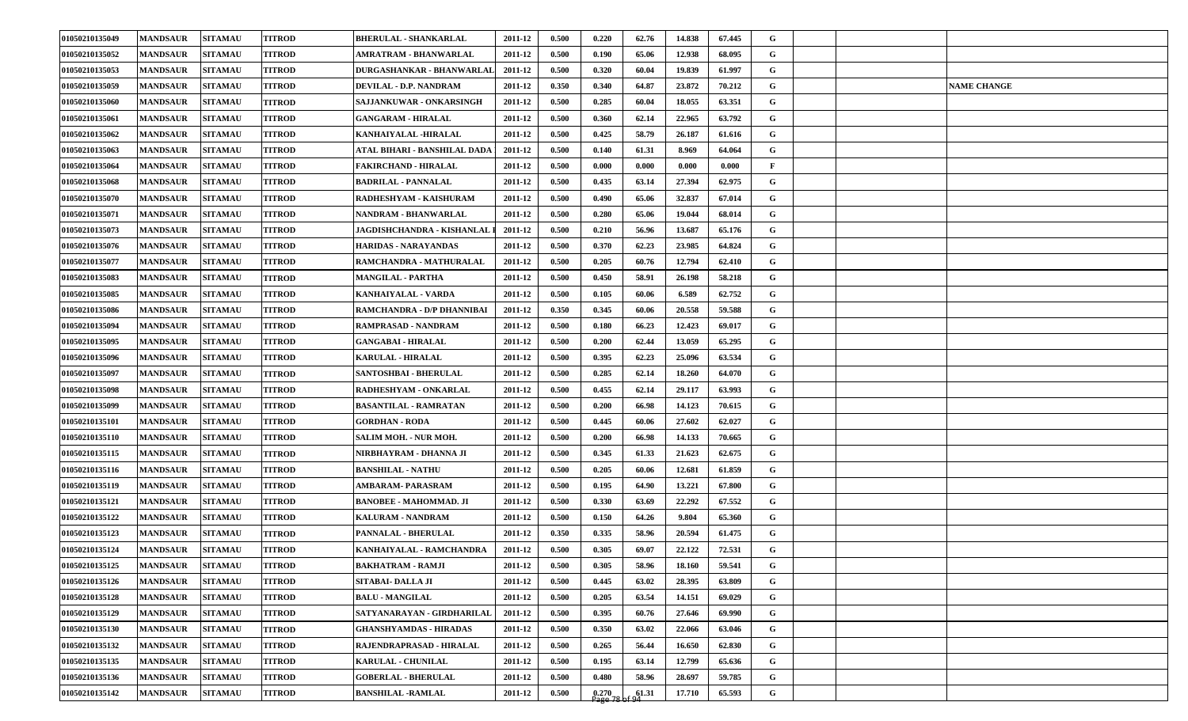| | | | | | | | | | | | | | | | |
|---|---|---|---|---|---|---|---|---|---|---|---|---|---|---|---|
| 01050210135049 | MANDSAUR | SITAMAU | TITROD | BHERULAL - SHANKARLAL | 2011-12 | 0.500 | 0.220 | 62.76 | 14.838 | 67.445 | G | | | | |
| 01050210135052 | MANDSAUR | SITAMAU | TITROD | AMRATRAM - BHANWARLAL | 2011-12 | 0.500 | 0.190 | 65.06 | 12.938 | 68.095 | G | | | | |
| 01050210135053 | MANDSAUR | SITAMAU | TITROD | DURGASHANKAR - BHANWARLAL | 2011-12 | 0.500 | 0.320 | 60.04 | 19.839 | 61.997 | G | | | | |
| 01050210135059 | MANDSAUR | SITAMAU | TITROD | DEVILAL - D.P. NANDRAM | 2011-12 | 0.350 | 0.340 | 64.87 | 23.872 | 70.212 | G | | | | NAME CHANGE |
| 01050210135060 | MANDSAUR | SITAMAU | TITROD | SAJJANKUWAR - ONKARSINGH | 2011-12 | 0.500 | 0.285 | 60.04 | 18.055 | 63.351 | G | | | | |
| 01050210135061 | MANDSAUR | SITAMAU | TITROD | GANGARAM - HIRALAL | 2011-12 | 0.500 | 0.360 | 62.14 | 22.965 | 63.792 | G | | | | |
| 01050210135062 | MANDSAUR | SITAMAU | TITROD | KANHAIYALAL -HIRALAL | 2011-12 | 0.500 | 0.425 | 58.79 | 26.187 | 61.616 | G | | | | |
| 01050210135063 | MANDSAUR | SITAMAU | TITROD | ATAL BIHARI - BANSHILAL DADA | 2011-12 | 0.500 | 0.140 | 61.31 | 8.969 | 64.064 | G | | | | |
| 01050210135064 | MANDSAUR | SITAMAU | TITROD | FAKIRCHAND - HIRALAL | 2011-12 | 0.500 | 0.000 | 0.000 | 0.000 | 0.000 | F | | | | |
| 01050210135068 | MANDSAUR | SITAMAU | TITROD | BADRILAL - PANNALAL | 2011-12 | 0.500 | 0.435 | 63.14 | 27.394 | 62.975 | G | | | | |
| 01050210135070 | MANDSAUR | SITAMAU | TITROD | RADHESHYAM - KAISHURAM | 2011-12 | 0.500 | 0.490 | 65.06 | 32.837 | 67.014 | G | | | | |
| 01050210135071 | MANDSAUR | SITAMAU | TITROD | NANDRAM - BHANWARLAL | 2011-12 | 0.500 | 0.280 | 65.06 | 19.044 | 68.014 | G | | | | |
| 01050210135073 | MANDSAUR | SITAMAU | TITROD | JAGDISHCHANDRA - KISHANLAL | 2011-12 | 0.500 | 0.210 | 56.96 | 13.687 | 65.176 | G | | | | |
| 01050210135076 | MANDSAUR | SITAMAU | TITROD | HARIDAS - NARAYANDAS | 2011-12 | 0.500 | 0.370 | 62.23 | 23.985 | 64.824 | G | | | | |
| 01050210135077 | MANDSAUR | SITAMAU | TITROD | RAMCHANDRA - MATHURALAL | 2011-12 | 0.500 | 0.205 | 60.76 | 12.794 | 62.410 | G | | | | |
| 01050210135083 | MANDSAUR | SITAMAU | TITROD | MANGILAL - PARTHA | 2011-12 | 0.500 | 0.450 | 58.91 | 26.198 | 58.218 | G | | | | |
| 01050210135085 | MANDSAUR | SITAMAU | TITROD | KANHAIYALAL - VARDA | 2011-12 | 0.500 | 0.105 | 60.06 | 6.589 | 62.752 | G | | | | |
| 01050210135086 | MANDSAUR | SITAMAU | TITROD | RAMCHANDRA - D/P DHANNIBAI | 2011-12 | 0.350 | 0.345 | 60.06 | 20.558 | 59.588 | G | | | | |
| 01050210135094 | MANDSAUR | SITAMAU | TITROD | RAMPRASAD - NANDRAM | 2011-12 | 0.500 | 0.180 | 66.23 | 12.423 | 69.017 | G | | | | |
| 01050210135095 | MANDSAUR | SITAMAU | TITROD | GANGABAI - HIRALAL | 2011-12 | 0.500 | 0.200 | 62.44 | 13.059 | 65.295 | G | | | | |
| 01050210135096 | MANDSAUR | SITAMAU | TITROD | KARULAL - HIRALAL | 2011-12 | 0.500 | 0.395 | 62.23 | 25.096 | 63.534 | G | | | | |
| 01050210135097 | MANDSAUR | SITAMAU | TITROD | SANTOSHBAI - BHERULAL | 2011-12 | 0.500 | 0.285 | 62.14 | 18.260 | 64.070 | G | | | | |
| 01050210135098 | MANDSAUR | SITAMAU | TITROD | RADHESHYAM - ONKARLAL | 2011-12 | 0.500 | 0.455 | 62.14 | 29.117 | 63.993 | G | | | | |
| 01050210135099 | MANDSAUR | SITAMAU | TITROD | BASANTILAL - RAMRATAN | 2011-12 | 0.500 | 0.200 | 66.98 | 14.123 | 70.615 | G | | | | |
| 01050210135101 | MANDSAUR | SITAMAU | TITROD | GORDHAN - RODA | 2011-12 | 0.500 | 0.445 | 60.06 | 27.602 | 62.027 | G | | | | |
| 01050210135110 | MANDSAUR | SITAMAU | TITROD | SALIM MOH. - NUR MOH. | 2011-12 | 0.500 | 0.200 | 66.98 | 14.133 | 70.665 | G | | | | |
| 01050210135115 | MANDSAUR | SITAMAU | TITROD | NIRBHAYRAM - DHANNA JI | 2011-12 | 0.500 | 0.345 | 61.33 | 21.623 | 62.675 | G | | | | |
| 01050210135116 | MANDSAUR | SITAMAU | TITROD | BANSHILAL - NATHU | 2011-12 | 0.500 | 0.205 | 60.06 | 12.681 | 61.859 | G | | | | |
| 01050210135119 | MANDSAUR | SITAMAU | TITROD | AMBARAM- PARASRAM | 2011-12 | 0.500 | 0.195 | 64.90 | 13.221 | 67.800 | G | | | | |
| 01050210135121 | MANDSAUR | SITAMAU | TITROD | BANOBEE - MAHOMMAD. JI | 2011-12 | 0.500 | 0.330 | 63.69 | 22.292 | 67.552 | G | | | | |
| 01050210135122 | MANDSAUR | SITAMAU | TITROD | KALURAM - NANDRAM | 2011-12 | 0.500 | 0.150 | 64.26 | 9.804 | 65.360 | G | | | | |
| 01050210135123 | MANDSAUR | SITAMAU | TITROD | PANNALAL - BHERULAL | 2011-12 | 0.350 | 0.335 | 58.96 | 20.594 | 61.475 | G | | | | |
| 01050210135124 | MANDSAUR | SITAMAU | TITROD | KANHAIYALAL - RAMCHANDRA | 2011-12 | 0.500 | 0.305 | 69.07 | 22.122 | 72.531 | G | | | | |
| 01050210135125 | MANDSAUR | SITAMAU | TITROD | BAKHATRAM - RAMJI | 2011-12 | 0.500 | 0.305 | 58.96 | 18.160 | 59.541 | G | | | | |
| 01050210135126 | MANDSAUR | SITAMAU | TITROD | SITABAI- DALLA JI | 2011-12 | 0.500 | 0.445 | 63.02 | 28.395 | 63.809 | G | | | | |
| 01050210135128 | MANDSAUR | SITAMAU | TITROD | BALU - MANGILAL | 2011-12 | 0.500 | 0.205 | 63.54 | 14.151 | 69.029 | G | | | | |
| 01050210135129 | MANDSAUR | SITAMAU | TITROD | SATYANARAYAN - GIRDHARILAL | 2011-12 | 0.500 | 0.395 | 60.76 | 27.646 | 69.990 | G | | | | |
| 01050210135130 | MANDSAUR | SITAMAU | TITROD | GHANSHYAMDAS - HIRADAS | 2011-12 | 0.500 | 0.350 | 63.02 | 22.066 | 63.046 | G | | | | |
| 01050210135132 | MANDSAUR | SITAMAU | TITROD | RAJENDRAPRASAD - HIRALAL | 2011-12 | 0.500 | 0.265 | 56.44 | 16.650 | 62.830 | G | | | | |
| 01050210135135 | MANDSAUR | SITAMAU | TITROD | KARULAL - CHUNILAL | 2011-12 | 0.500 | 0.195 | 63.14 | 12.799 | 65.636 | G | | | | |
| 01050210135136 | MANDSAUR | SITAMAU | TITROD | GOBERLAL - BHERULAL | 2011-12 | 0.500 | 0.480 | 58.96 | 28.697 | 59.785 | G | | | | |
| 01050210135142 | MANDSAUR | SITAMAU | TITROD | BANSHILAL -RAMLAL | 2011-12 | 0.500 | 0.270 | 61.31 | 17.710 | 65.593 | G | | | | |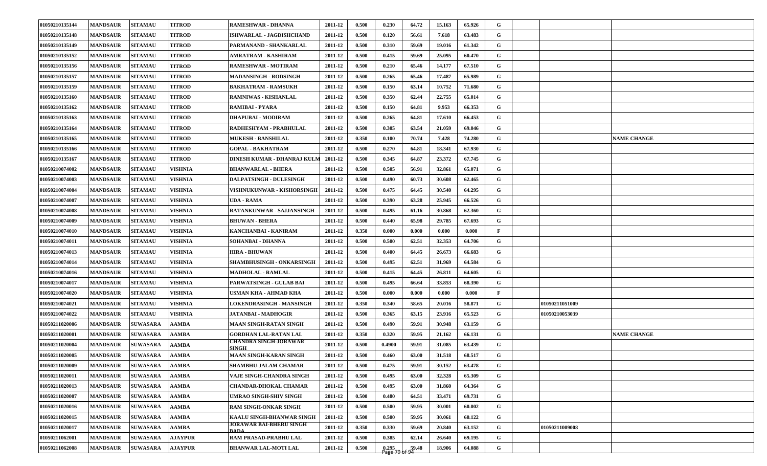| | | | | | | | | | | | | | | |
|---|---|---|---|---|---|---|---|---|---|---|---|---|---|---|
| 01050210135144 | MANDSAUR | SITAMAU | TITROD | RAMESHWAR - DHANNA | 2011-12 | 0.500 | 0.230 | 64.72 | 15.163 | 65.926 | G | | | |
| 01050210135148 | MANDSAUR | SITAMAU | TITROD | ISHWARLAL - JAGDISHCHAND | 2011-12 | 0.500 | 0.120 | 56.61 | 7.618 | 63.483 | G | | | |
| 01050210135149 | MANDSAUR | SITAMAU | TITROD | PARMANAND - SHANKARLAL | 2011-12 | 0.500 | 0.310 | 59.69 | 19.016 | 61.342 | G | | | |
| 01050210135152 | MANDSAUR | SITAMAU | TITROD | AMRATRAM - KASHIRAM | 2011-12 | 0.500 | 0.415 | 59.69 | 25.095 | 60.470 | G | | | |
| 01050210135156 | MANDSAUR | SITAMAU | TITROD | RAMESHWAR - MOTIRAM | 2011-12 | 0.500 | 0.210 | 65.46 | 14.177 | 67.510 | G | | | |
| 01050210135157 | MANDSAUR | SITAMAU | TITROD | MADANSINGH - RODSINGH | 2011-12 | 0.500 | 0.265 | 65.46 | 17.487 | 65.989 | G | | | |
| 01050210135159 | MANDSAUR | SITAMAU | TITROD | BAKHATRAM - RAMSUKH | 2011-12 | 0.500 | 0.150 | 63.14 | 10.752 | 71.680 | G | | | |
| 01050210135160 | MANDSAUR | SITAMAU | TITROD | RAMNIWAS - KISHANLAL | 2011-12 | 0.500 | 0.350 | 62.44 | 22.755 | 65.014 | G | | | |
| 01050210135162 | MANDSAUR | SITAMAU | TITROD | RAMIBAI - PYARA | 2011-12 | 0.500 | 0.150 | 64.81 | 9.953 | 66.353 | G | | | |
| 01050210135163 | MANDSAUR | SITAMAU | TITROD | DHAPUBAI - MODIRAM | 2011-12 | 0.500 | 0.265 | 64.81 | 17.610 | 66.453 | G | | | |
| 01050210135164 | MANDSAUR | SITAMAU | TITROD | RADHESHYAM - PRABHULAL | 2011-12 | 0.500 | 0.305 | 63.54 | 21.059 | 69.046 | G | | | |
| 01050210135165 | MANDSAUR | SITAMAU | TITROD | MUKESH - BANSHILAL | 2011-12 | 0.350 | 0.100 | 70.74 | 7.428 | 74.280 | G | | | NAME CHANGE |
| 01050210135166 | MANDSAUR | SITAMAU | TITROD | GOPAL - BAKHATRAM | 2011-12 | 0.500 | 0.270 | 64.81 | 18.341 | 67.930 | G | | | |
| 01050210135167 | MANDSAUR | SITAMAU | TITROD | DINESH KUMAR - DHANRAJ KULM | 2011-12 | 0.500 | 0.345 | 64.87 | 23.372 | 67.745 | G | | | |
| 01050210074002 | MANDSAUR | SITAMAU | VISHNIA | BHANWARLAL - BHERA | 2011-12 | 0.500 | 0.505 | 56.91 | 32.861 | 65.071 | G | | | |
| 01050210074003 | MANDSAUR | SITAMAU | VISHNIA | DALPATSINGH - DULESINGH | 2011-12 | 0.500 | 0.490 | 60.73 | 30.608 | 62.465 | G | | | |
| 01050210074004 | MANDSAUR | SITAMAU | VISHNIA | VISHNUKUNWAR - KISHORSINGH | 2011-12 | 0.500 | 0.475 | 64.45 | 30.540 | 64.295 | G | | | |
| 01050210074007 | MANDSAUR | SITAMAU | VISHNIA | UDA - RAMA | 2011-12 | 0.500 | 0.390 | 63.28 | 25.945 | 66.526 | G | | | |
| 01050210074008 | MANDSAUR | SITAMAU | VISHNIA | RATANKUNWAR - SAJJANSINGH | 2011-12 | 0.500 | 0.495 | 61.16 | 30.868 | 62.360 | G | | | |
| 01050210074009 | MANDSAUR | SITAMAU | VISHNIA | BHUWAN - BHERA | 2011-12 | 0.500 | 0.440 | 65.98 | 29.785 | 67.693 | G | | | |
| 01050210074010 | MANDSAUR | SITAMAU | VISHNIA | KANCHANBAI - KANIRAM | 2011-12 | 0.350 | 0.000 | 0.000 | 0.000 | 0.000 | F | | | |
| 01050210074011 | MANDSAUR | SITAMAU | VISHNIA | SOHANBAI - DHANNA | 2011-12 | 0.500 | 0.500 | 62.51 | 32.353 | 64.706 | G | | | |
| 01050210074013 | MANDSAUR | SITAMAU | VISHNIA | HIRA - BHUWAN | 2011-12 | 0.500 | 0.400 | 64.45 | 26.673 | 66.683 | G | | | |
| 01050210074014 | MANDSAUR | SITAMAU | VISHNIA | SHAMBHUSINGH - ONKARSINGH | 2011-12 | 0.500 | 0.495 | 62.51 | 31.969 | 64.584 | G | | | |
| 01050210074016 | MANDSAUR | SITAMAU | VISHNIA | MADHOLAL - RAMLAL | 2011-12 | 0.500 | 0.415 | 64.45 | 26.811 | 64.605 | G | | | |
| 01050210074017 | MANDSAUR | SITAMAU | VISHNIA | PARWATSINGH - GULAB BAI | 2011-12 | 0.500 | 0.495 | 66.64 | 33.853 | 68.390 | G | | | |
| 01050210074020 | MANDSAUR | SITAMAU | VISHNIA | USMAN KHA - AHMAD KHA | 2011-12 | 0.500 | 0.000 | 0.000 | 0.000 | 0.000 | F | | | |
| 01050210074021 | MANDSAUR | SITAMAU | VISHNIA | LOKENDRASINGH - MANSINGH | 2011-12 | 0.350 | 0.340 | 58.65 | 20.016 | 58.871 | G | | 01050211051009 | |
| 01050210074022 | MANDSAUR | SITAMAU | VISHNIA | JATANBAI - MADHOGIR | 2011-12 | 0.500 | 0.365 | 63.15 | 23.916 | 65.523 | G | | 01050210053039 | |
| 01050211020006 | MANDSAUR | SUWASARA | AAMBA | MAAN SINGH-RATAN SINGH | 2011-12 | 0.500 | 0.490 | 59.91 | 30.948 | 63.159 | G | | | |
| 01050211020001 | MANDSAUR | SUWASARA | AAMBA | GORDHAN LAL-RATAN LAL | 2011-12 | 0.350 | 0.320 | 59.95 | 21.162 | 66.131 | G | | | NAME CHANGE |
| 01050211020004 | MANDSAUR | SUWASARA | AAMBA | CHANDRA SINGH-JORAWAR SINGH | 2011-12 | 0.500 | 0.4900 | 59.91 | 31.085 | 63.439 | G | | | |
| 01050211020005 | MANDSAUR | SUWASARA | AAMBA | MAAN SINGH-KARAN SINGH | 2011-12 | 0.500 | 0.460 | 63.00 | 31.518 | 68.517 | G | | | |
| 01050211020009 | MANDSAUR | SUWASARA | AAMBA | SHAMBHU-JALAM CHAMAR | 2011-12 | 0.500 | 0.475 | 59.91 | 30.152 | 63.478 | G | | | |
| 01050211020011 | MANDSAUR | SUWASARA | AAMBA | VAJE SINGH-CHANDRA SINGH | 2011-12 | 0.500 | 0.495 | 63.00 | 32.328 | 65.309 | G | | | |
| 01050211020013 | MANDSAUR | SUWASARA | AAMBA | CHANDAR-DHOKAL CHAMAR | 2011-12 | 0.500 | 0.495 | 63.00 | 31.860 | 64.364 | G | | | |
| 01050211020007 | MANDSAUR | SUWASARA | AAMBA | UMRAO SINGH-SHIV SINGH | 2011-12 | 0.500 | 0.480 | 64.51 | 33.471 | 69.731 | G | | | |
| 01050211020016 | MANDSAUR | SUWASARA | AAMBA | RAM SINGH-ONKAR SINGH | 2011-12 | 0.500 | 0.500 | 59.95 | 30.001 | 60.002 | G | | | |
| 01050211020015 | MANDSAUR | SUWASARA | AAMBA | KAALU SINGH-BHANWAR SINGH | 2011-12 | 0.500 | 0.500 | 59.95 | 30.061 | 60.122 | G | | | |
| 01050211020017 | MANDSAUR | SUWASARA | AAMBA | JORAWAR BAI-BHERU SINGH BADA | 2011-12 | 0.350 | 0.330 | 59.69 | 20.840 | 63.152 | G | | 01050211009008 | |
| 01050211062001 | MANDSAUR | SUWASARA | AJAYPUR | RAM PRASAD-PRABHU LAL | 2011-12 | 0.500 | 0.385 | 62.14 | 26.640 | 69.195 | G | | | |
| 01050211062008 | MANDSAUR | SUWASARA | AJAYPUR | BHANWAR LAL-MOTI LAL | 2011-12 | 0.500 | 0.295 | 59.48 | 18.906 | 64.088 | G | | | |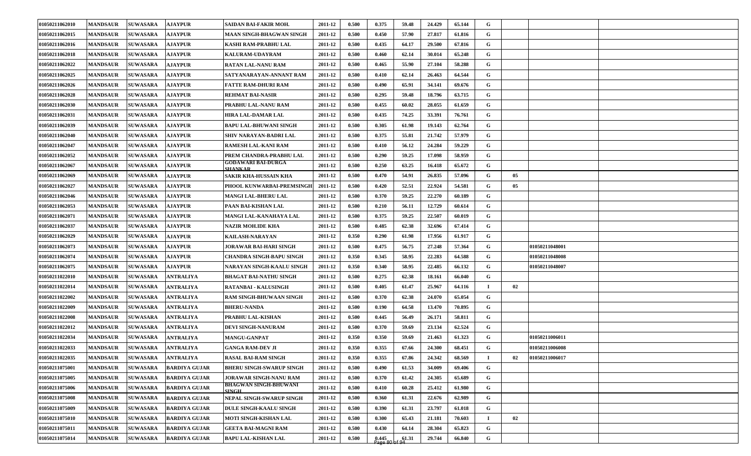| | | | | | | | | | | | | | | |
|---|---|---|---|---|---|---|---|---|---|---|---|---|---|---|
| 01050211062010 | MANDSAUR | SUWASARA | AJAYPUR | SAIDAN BAI-FAKIR MOH. | 2011-12 | 0.500 | 0.375 | 59.48 | 24.429 | 65.144 | G | | | |
| 01050211062015 | MANDSAUR | SUWASARA | AJAYPUR | MAAN SINGH-BHAGWAN SINGH | 2011-12 | 0.500 | 0.450 | 57.90 | 27.817 | 61.816 | G | | | |
| 01050211062016 | MANDSAUR | SUWASARA | AJAYPUR | KASHI RAM-PRABHU LAL | 2011-12 | 0.500 | 0.435 | 64.17 | 29.500 | 67.816 | G | | | |
| 01050211062018 | MANDSAUR | SUWASARA | AJAYPUR | KALURAM-UDAYRAM | 2011-12 | 0.500 | 0.460 | 62.14 | 30.014 | 65.248 | G | | | |
| 01050211062022 | MANDSAUR | SUWASARA | AJAYPUR | RATAN LAL-NANU RAM | 2011-12 | 0.500 | 0.465 | 55.90 | 27.104 | 58.288 | G | | | |
| 01050211062025 | MANDSAUR | SUWASARA | AJAYPUR | SATYANARAYAN-ANNANT RAM | 2011-12 | 0.500 | 0.410 | 62.14 | 26.463 | 64.544 | G | | | |
| 01050211062026 | MANDSAUR | SUWASARA | AJAYPUR | FATTE RAM-DHURI RAM | 2011-12 | 0.500 | 0.490 | 65.91 | 34.141 | 69.676 | G | | | |
| 01050211062028 | MANDSAUR | SUWASARA | AJAYPUR | REHMAT BAI-NASIR | 2011-12 | 0.500 | 0.295 | 59.48 | 18.796 | 63.715 | G | | | |
| 01050211062030 | MANDSAUR | SUWASARA | AJAYPUR | PRABHU LAL-NANU RAM | 2011-12 | 0.500 | 0.455 | 60.02 | 28.055 | 61.659 | G | | | |
| 01050211062031 | MANDSAUR | SUWASARA | AJAYPUR | HIRA LAL-DAMAR LAL | 2011-12 | 0.500 | 0.435 | 74.25 | 33.391 | 76.761 | G | | | |
| 01050211062039 | MANDSAUR | SUWASARA | AJAYPUR | BAPU LAL-BHUWANI SINGH | 2011-12 | 0.500 | 0.305 | 61.98 | 19.143 | 62.764 | G | | | |
| 01050211062040 | MANDSAUR | SUWASARA | AJAYPUR | SHIV NARAYAN-BADRI LAL | 2011-12 | 0.500 | 0.375 | 55.81 | 21.742 | 57.979 | G | | | |
| 01050211062047 | MANDSAUR | SUWASARA | AJAYPUR | RAMESH LAL-KANI RAM | 2011-12 | 0.500 | 0.410 | 56.12 | 24.284 | 59.229 | G | | | |
| 01050211062052 | MANDSAUR | SUWASARA | AJAYPUR | PREM CHANDRA-PRABHU LAL | 2011-12 | 0.500 | 0.290 | 59.25 | 17.098 | 58.959 | G | | | |
| 01050211062067 | MANDSAUR | SUWASARA | AJAYPUR | GODAWARI BAI-DURGA SHANKAR | 2011-12 | 0.500 | 0.250 | 63.25 | 16.418 | 65.672 | G | | | |
| 01050211062069 | MANDSAUR | SUWASARA | AJAYPUR | SAKIR KHA-HUSSAIN KHA | 2011-12 | 0.500 | 0.470 | 54.91 | 26.835 | 57.096 | G | 05 | | |
| 01050211062027 | MANDSAUR | SUWASARA | AJAYPUR | PHOOL KUNWARBAI-PREMSINGH | 2011-12 | 0.500 | 0.420 | 52.51 | 22.924 | 54.581 | G | 05 | | |
| 01050211062046 | MANDSAUR | SUWASARA | AJAYPUR | MANGI LAL-BHERU LAL | 2011-12 | 0.500 | 0.370 | 59.25 | 22.270 | 60.189 | G | | | |
| 01050211062053 | MANDSAUR | SUWASARA | AJAYPUR | PAAN BAI-KISHAN LAL | 2011-12 | 0.500 | 0.210 | 56.11 | 12.729 | 60.614 | G | | | |
| 01050211062071 | MANDSAUR | SUWASARA | AJAYPUR | MANGI LAL-KANAHAYA LAL | 2011-12 | 0.500 | 0.375 | 59.25 | 22.507 | 60.019 | G | | | |
| 01050211062037 | MANDSAUR | SUWASARA | AJAYPUR | NAZIR MOH.IDE KHA | 2011-12 | 0.500 | 0.485 | 62.38 | 32.696 | 67.414 | G | | | |
| 01050211062029 | MANDSAUR | SUWASARA | AJAYPUR | KAILASH-NARAYAN | 2011-12 | 0.350 | 0.290 | 61.98 | 17.956 | 61.917 | G | | | |
| 01050211062073 | MANDSAUR | SUWASARA | AJAYPUR | JORAWAR BAI-HARI SINGH | 2011-12 | 0.500 | 0.475 | 56.75 | 27.248 | 57.364 | G | | 01050211048001 | |
| 01050211062074 | MANDSAUR | SUWASARA | AJAYPUR | CHANDRA SINGH-BAPU SINGH | 2011-12 | 0.350 | 0.345 | 58.95 | 22.283 | 64.588 | G | | 01050211048008 | |
| 01050211062075 | MANDSAUR | SUWASARA | AJAYPUR | NARAYAN SINGH-KAALU SINGH | 2011-12 | 0.350 | 0.340 | 58.95 | 22.485 | 66.132 | G | | 01050211048007 | |
| 01050211022010 | MANDSAUR | SUWASARA | ANTRALIYA | BHAGAT BAI-NATHU SINGH | 2011-12 | 0.500 | 0.275 | 62.38 | 18.161 | 66.040 | G | | | |
| 01050211022014 | MANDSAUR | SUWASARA | ANTRALIYA | RATANBAI - KALUSINGH | 2011-12 | 0.500 | 0.405 | 61.47 | 25.967 | 64.116 | I | 02 | | |
| 01050211022002 | MANDSAUR | SUWASARA | ANTRALIYA | RAM SINGH-BHUWAAN SINGH | 2011-12 | 0.500 | 0.370 | 62.38 | 24.070 | 65.054 | G | | | |
| 01050211022009 | MANDSAUR | SUWASARA | ANTRALIYA | BHERU-NANDA | 2011-12 | 0.500 | 0.190 | 64.58 | 13.470 | 70.895 | G | | | |
| 01050211022008 | MANDSAUR | SUWASARA | ANTRALIYA | PRABHU LAL-KISHAN | 2011-12 | 0.500 | 0.445 | 56.49 | 26.171 | 58.811 | G | | | |
| 01050211022012 | MANDSAUR | SUWASARA | ANTRALIYA | DEVI SINGH-NANURAM | 2011-12 | 0.500 | 0.370 | 59.69 | 23.134 | 62.524 | G | | | |
| 01050211022034 | MANDSAUR | SUWASARA | ANTRALIYA | MANGU-GANPAT | 2011-12 | 0.350 | 0.350 | 59.69 | 21.463 | 61.323 | G | | 01050211006011 | |
| 01050211022033 | MANDSAUR | SUWASARA | ANTRALIYA | GANGA RAM-DEV JI | 2011-12 | 0.350 | 0.355 | 67.66 | 24.300 | 68.451 | G | | 01050211006008 | |
| 01050211022035 | MANDSAUR | SUWASARA | ANTRALIYA | RASAL BAI-RAM SINGH | 2011-12 | 0.350 | 0.355 | 67.86 | 24.342 | 68.569 | I | 02 | 01050211006017 | |
| 01050211075001 | MANDSAUR | SUWASARA | BARDIYA GUJAR | BHERU SINGH-SWARUP SINGH | 2011-12 | 0.500 | 0.490 | 61.53 | 34.009 | 69.406 | G | | | |
| 01050211075005 | MANDSAUR | SUWASARA | BARDIYA GUJAR | JORAWAR SINGH-NANU RAM | 2011-12 | 0.500 | 0.370 | 61.42 | 24.305 | 65.689 | G | | | |
| 01050211075006 | MANDSAUR | SUWASARA | BARDIYA GUJAR | BHAGWAN SINGH-BHUWANI SINGH | 2011-12 | 0.500 | 0.410 | 60.28 | 25.412 | 61.980 | G | | | |
| 01050211075008 | MANDSAUR | SUWASARA | BARDIYA GUJAR | NEPAL SINGH-SWARUP SINGH | 2011-12 | 0.500 | 0.360 | 61.31 | 22.676 | 62.989 | G | | | |
| 01050211075009 | MANDSAUR | SUWASARA | BARDIYA GUJAR | DULE SINGH-KAALU SINGH | 2011-12 | 0.500 | 0.390 | 61.31 | 23.797 | 61.018 | G | | | |
| 01050211075010 | MANDSAUR | SUWASARA | BARDIYA GUJAR | MOTI SINGH-KISHAN LAL | 2011-12 | 0.500 | 0.300 | 65.43 | 21.181 | 70.603 | I | 02 | | |
| 01050211075011 | MANDSAUR | SUWASARA | BARDIYA GUJAR | GEETA BAI-MAGNI RAM | 2011-12 | 0.500 | 0.430 | 64.14 | 28.304 | 65.823 | G | | | |
| 01050211075014 | MANDSAUR | SUWASARA | BARDIYA GUJAR | BAPU LAL-KISHAN LAL | 2011-12 | 0.500 | 0.445 | 61.31 | 29.744 | 66.840 | G | | | |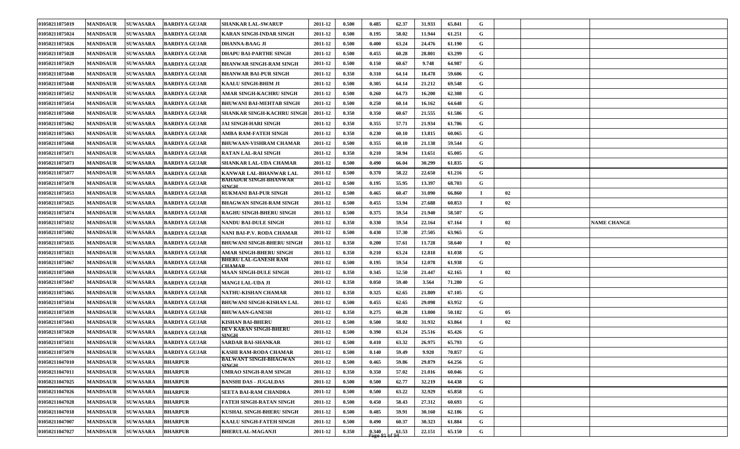| | | | | | | | | | | | | | | | |
|---|---|---|---|---|---|---|---|---|---|---|---|---|---|---|---|
| 01050211075019 | MANDSAUR | SUWASARA | BARDIYA GUJAR | SHANKAR LAL-SWARUP | 2011-12 | 0.500 | 0.485 | 62.37 | 31.933 | 65.841 | G | | | | |
| 01050211075024 | MANDSAUR | SUWASARA | BARDIYA GUJAR | KARAN SINGH-INDAR SINGH | 2011-12 | 0.500 | 0.195 | 58.02 | 11.944 | 61.251 | G | | | | |
| 01050211075026 | MANDSAUR | SUWASARA | BARDIYA GUJAR | DHANNA-BAAG JI | 2011-12 | 0.500 | 0.400 | 63.24 | 24.476 | 61.190 | G | | | | |
| 01050211075028 | MANDSAUR | SUWASARA | BARDIYA GUJAR | DHAPU BAI-PARTHE SINGH | 2011-12 | 0.500 | 0.455 | 60.28 | 28.801 | 63.299 | G | | | | |
| 01050211075029 | MANDSAUR | SUWASARA | BARDIYA GUJAR | BHANWAR SINGH-RAM SINGH | 2011-12 | 0.500 | 0.150 | 60.67 | 9.748 | 64.987 | G | | | | |
| 01050211075040 | MANDSAUR | SUWASARA | BARDIYA GUJAR | BHANWAR BAI-PUR SINGH | 2011-12 | 0.350 | 0.310 | 64.14 | 18.478 | 59.606 | G | | | | |
| 01050211075048 | MANDSAUR | SUWASARA | BARDIYA GUJAR | KAALU SINGH-BHIM JI | 2011-12 | 0.500 | 0.305 | 64.14 | 21.212 | 69.548 | G | | | | |
| 01050211075052 | MANDSAUR | SUWASARA | BARDIYA GUJAR | AMAR SINGH-KACHRU SINGH | 2011-12 | 0.500 | 0.260 | 64.73 | 16.200 | 62.308 | G | | | | |
| 01050211075054 | MANDSAUR | SUWASARA | BARDIYA GUJAR | BHUWANI BAI-MEHTAB SINGH | 2011-12 | 0.500 | 0.250 | 60.14 | 16.162 | 64.648 | G | | | | |
| 01050211075060 | MANDSAUR | SUWASARA | BARDIYA GUJAR | SHANKAR SINGH-KACHRU SINGH | 2011-12 | 0.350 | 0.350 | 60.67 | 21.555 | 61.586 | G | | | | |
| 01050211075062 | MANDSAUR | SUWASARA | BARDIYA GUJAR | JAI SINGH-HARI SINGH | 2011-12 | 0.350 | 0.355 | 57.71 | 21.934 | 61.786 | G | | | | |
| 01050211075063 | MANDSAUR | SUWASARA | BARDIYA GUJAR | AMBA RAM-FATEH SINGH | 2011-12 | 0.350 | 0.230 | 60.10 | 13.815 | 60.065 | G | | | | |
| 01050211075068 | MANDSAUR | SUWASARA | BARDIYA GUJAR | BHUWAAN-VISHRAM CHAMAR | 2011-12 | 0.500 | 0.355 | 60.10 | 21.138 | 59.544 | G | | | | |
| 01050211075071 | MANDSAUR | SUWASARA | BARDIYA GUJAR | RATAN LAL-RAI SINGH | 2011-12 | 0.350 | 0.210 | 58.94 | 13.651 | 65.005 | G | | | | |
| 01050211075073 | MANDSAUR | SUWASARA | BARDIYA GUJAR | SHANKAR LAL-UDA CHAMAR | 2011-12 | 0.500 | 0.490 | 66.04 | 30.299 | 61.835 | G | | | | |
| 01050211075077 | MANDSAUR | SUWASARA | BARDIYA GUJAR | KANWAR LAL-BHANWAR LAL | 2011-12 | 0.500 | 0.370 | 58.22 | 22.650 | 61.216 | G | | | | |
| 01050211075078 | MANDSAUR | SUWASARA | BARDIYA GUJAR | BAHADUR SINGH-BHANWAR SINGH | 2011-12 | 0.500 | 0.195 | 55.95 | 13.397 | 68.703 | G | | | | |
| 01050211075053 | MANDSAUR | SUWASARA | BARDIYA GUJAR | RUKMANI BAI-PUR SINGH | 2011-12 | 0.500 | 0.465 | 60.47 | 31.090 | 66.860 | I | 02 | | | |
| 01050211075025 | MANDSAUR | SUWASARA | BARDIYA GUJAR | BHAGWAN SINGH-RAM SINGH | 2011-12 | 0.500 | 0.455 | 53.94 | 27.688 | 60.853 | I | 02 | | | |
| 01050211075074 | MANDSAUR | SUWASARA | BARDIYA GUJAR | RAGHU SINGH-BHERU SINGH | 2011-12 | 0.500 | 0.375 | 59.54 | 21.940 | 58.507 | G | | | | |
| 01050211075032 | MANDSAUR | SUWASARA | BARDIYA GUJAR | NANDU BAI-DULE SINGH | 2011-12 | 0.350 | 0.330 | 59.54 | 22.164 | 67.164 | I | 02 | | | NAME CHANGE |
| 01050211075002 | MANDSAUR | SUWASARA | BARDIYA GUJAR | NANI BAI-P.V. RODA CHAMAR | 2011-12 | 0.500 | 0.430 | 57.30 | 27.505 | 63.965 | G | | | | |
| 01050211075035 | MANDSAUR | SUWASARA | BARDIYA GUJAR | BHUWANI SINGH-BHERU SINGH | 2011-12 | 0.350 | 0.200 | 57.61 | 11.728 | 58.640 | I | 02 | | | |
| 01050211075021 | MANDSAUR | SUWASARA | BARDIYA GUJAR | AMAR SINGH-BHERU SINGH | 2011-12 | 0.350 | 0.210 | 63.24 | 12.818 | 61.038 | G | | | | |
| 01050211075067 | MANDSAUR | SUWASARA | BARDIYA GUJAR | BHERU LAL-GANESH RAM CHAMAR | 2011-12 | 0.500 | 0.195 | 59.54 | 12.078 | 61.938 | G | | | | |
| 01050211075069 | MANDSAUR | SUWASARA | BARDIYA GUJAR | MAAN SINGH-DULE SINGH | 2011-12 | 0.350 | 0.345 | 52.50 | 21.447 | 62.165 | I | 02 | | | |
| 01050211075047 | MANDSAUR | SUWASARA | BARDIYA GUJAR | MANGI LAL-UDA JI | 2011-12 | 0.350 | 0.050 | 59.40 | 3.564 | 71.280 | G | | | | |
| 01050211075065 | MANDSAUR | SUWASARA | BARDIYA GUJAR | NATHU-KISHAN CHAMAR | 2011-12 | 0.350 | 0.325 | 62.65 | 21.809 | 67.105 | G | | | | |
| 01050211075034 | MANDSAUR | SUWASARA | BARDIYA GUJAR | BHUWANI SINGH-KISHAN LAL | 2011-12 | 0.500 | 0.455 | 62.65 | 29.098 | 63.952 | G | | | | |
| 01050211075039 | MANDSAUR | SUWASARA | BARDIYA GUJAR | BHUWAAN-GANESH | 2011-12 | 0.350 | 0.275 | 60.28 | 13.800 | 50.182 | G | 05 | | | |
| 01050211075043 | MANDSAUR | SUWASARA | BARDIYA GUJAR | KISHAN BAI-BHERU | 2011-12 | 0.500 | 0.500 | 58.02 | 31.932 | 63.864 | I | 02 | | | |
| 01050211075020 | MANDSAUR | SUWASARA | BARDIYA GUJAR | DEV KARAN SINGH-BHERU SINGH | 2011-12 | 0.500 | 0.390 | 63.24 | 25.516 | 65.426 | G | | | | |
| 01050211075031 | MANDSAUR | SUWASARA | BARDIYA GUJAR | SARDAR BAI-SHANKAR | 2011-12 | 0.500 | 0.410 | 63.32 | 26.975 | 65.793 | G | | | | |
| 01050211075070 | MANDSAUR | SUWASARA | BARDIYA GUJAR | KASHI RAM-RODA CHAMAR | 2011-12 | 0.500 | 0.140 | 59.49 | 9.920 | 70.857 | G | | | | |
| 01050211047010 | MANDSAUR | SUWASARA | BHARPUR | BALWANT SINGH-BHAGWAN SINGH | 2011-12 | 0.500 | 0.465 | 59.86 | 29.879 | 64.256 | G | | | | |
| 01050211047011 | MANDSAUR | SUWASARA | BHARPUR | UMRAO SINGH-RAM SINGH | 2011-12 | 0.350 | 0.350 | 57.02 | 21.016 | 60.046 | G | | | | |
| 01050211047025 | MANDSAUR | SUWASARA | BHARPUR | BANSHI DAS - JUGALDAS | 2011-12 | 0.500 | 0.500 | 62.77 | 32.219 | 64.438 | G | | | | |
| 01050211047026 | MANDSAUR | SUWASARA | BHARPUR | SEETA BAI-RAM CHANDRA | 2011-12 | 0.500 | 0.500 | 63.22 | 32.929 | 65.858 | G | | | | |
| 01050211047028 | MANDSAUR | SUWASARA | BHARPUR | FATEH SINGH-RATAN SINGH | 2011-12 | 0.500 | 0.450 | 58.43 | 27.312 | 60.693 | G | | | | |
| 01050211047018 | MANDSAUR | SUWASARA | BHARPUR | KUSHAL SINGH-BHERU SINGH | 2011-12 | 0.500 | 0.485 | 59.91 | 30.160 | 62.186 | G | | | | |
| 01050211047007 | MANDSAUR | SUWASARA | BHARPUR | KAALU SINGH-FATEH SINGH | 2011-12 | 0.500 | 0.490 | 60.37 | 30.323 | 61.884 | G | | | | |
| 01050211047027 | MANDSAUR | SUWASARA | BHARPUR | BHERULAL-MAGANJI | 2011-12 | 0.350 | 0.340 | 61.53 | 22.151 | 65.150 | G | | | | |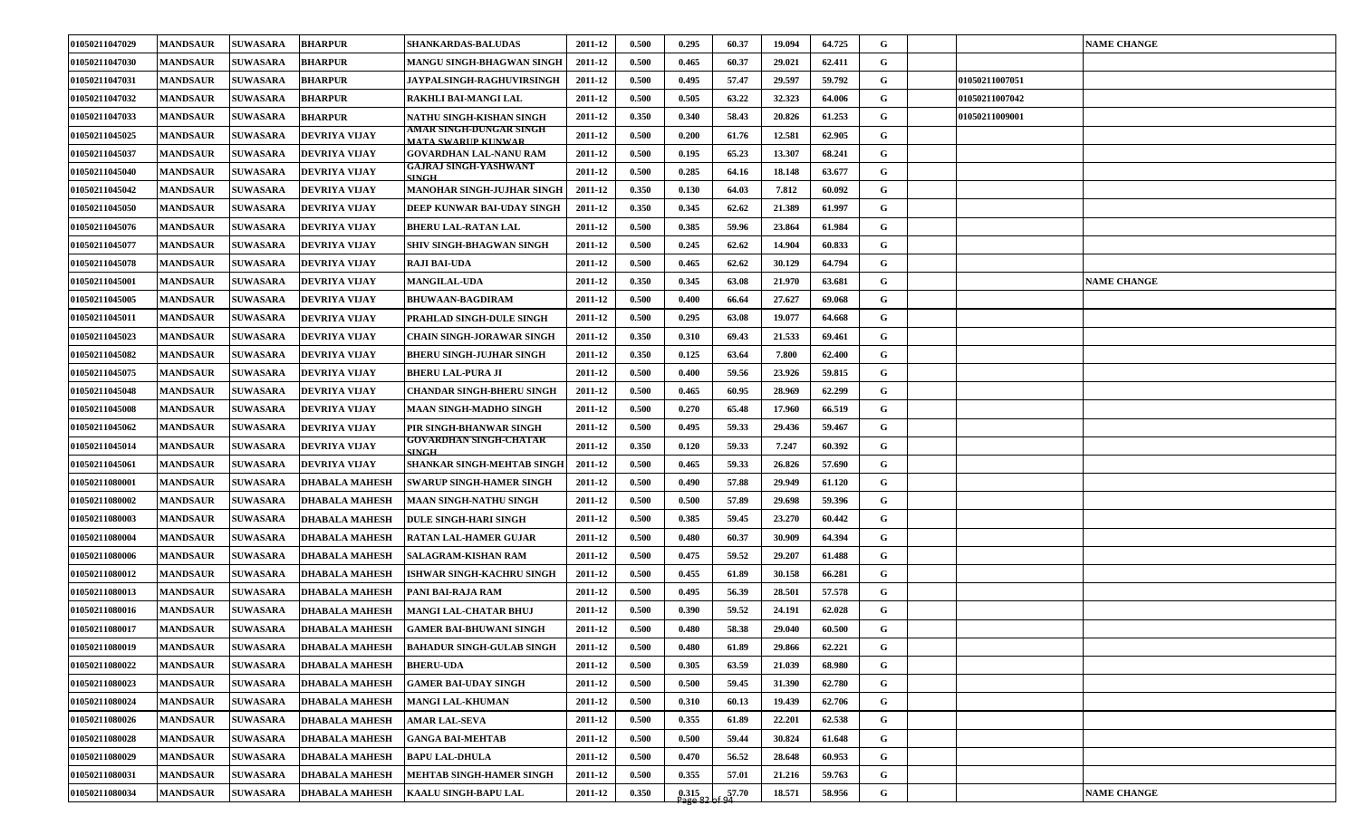| | | | | | | | | | | | | | | |
|---|---|---|---|---|---|---|---|---|---|---|---|---|---|---|
| 01050211047029 | MANDSAUR | SUWASARA | BHARPUR | SHANKARDAS-BALUDAS | 2011-12 | 0.500 | 0.295 | 60.37 | 19.094 | 64.725 | G | | | NAME CHANGE |
| 01050211047030 | MANDSAUR | SUWASARA | BHARPUR | MANGU SINGH-BHAGWAN SINGH | 2011-12 | 0.500 | 0.465 | 60.37 | 29.021 | 62.411 | G | | | |
| 01050211047031 | MANDSAUR | SUWASARA | BHARPUR | JAYPALSINGH-RAGHUVIRSINGH | 2011-12 | 0.500 | 0.495 | 57.47 | 29.597 | 59.792 | G | | 01050211007051 | |
| 01050211047032 | MANDSAUR | SUWASARA | BHARPUR | RAKHLI BAI-MANGI LAL | 2011-12 | 0.500 | 0.505 | 63.22 | 32.323 | 64.006 | G | | 01050211007042 | |
| 01050211047033 | MANDSAUR | SUWASARA | BHARPUR | NATHU SINGH-KISHAN SINGH | 2011-12 | 0.350 | 0.340 | 58.43 | 20.826 | 61.253 | G | | 01050211009001 | |
| 01050211045025 | MANDSAUR | SUWASARA | DEVRIYA VIJAY | AMAR SINGH-DUNGAR SINGH MATA SWARUP KUNWAR | 2011-12 | 0.500 | 0.200 | 61.76 | 12.581 | 62.905 | G | | | |
| 01050211045037 | MANDSAUR | SUWASARA | DEVRIYA VIJAY | GOVARDHAN LAL-NANU RAM | 2011-12 | 0.500 | 0.195 | 65.23 | 13.307 | 68.241 | G | | | |
| 01050211045040 | MANDSAUR | SUWASARA | DEVRIYA VIJAY | GAJRAJ SINGH-YASHWANT SINGH | 2011-12 | 0.500 | 0.285 | 64.16 | 18.148 | 63.677 | G | | | |
| 01050211045042 | MANDSAUR | SUWASARA | DEVRIYA VIJAY | MANOHAR SINGH-JUJHAR SINGH | 2011-12 | 0.350 | 0.130 | 64.03 | 7.812 | 60.092 | G | | | |
| 01050211045050 | MANDSAUR | SUWASARA | DEVRIYA VIJAY | DEEP KUNWAR BAI-UDAY SINGH | 2011-12 | 0.350 | 0.345 | 62.62 | 21.389 | 61.997 | G | | | |
| 01050211045076 | MANDSAUR | SUWASARA | DEVRIYA VIJAY | BHERU LAL-RATAN LAL | 2011-12 | 0.500 | 0.385 | 59.96 | 23.864 | 61.984 | G | | | |
| 01050211045077 | MANDSAUR | SUWASARA | DEVRIYA VIJAY | SHIV SINGH-BHAGWAN SINGH | 2011-12 | 0.500 | 0.245 | 62.62 | 14.904 | 60.833 | G | | | |
| 01050211045078 | MANDSAUR | SUWASARA | DEVRIYA VIJAY | RAJI BAI-UDA | 2011-12 | 0.500 | 0.465 | 62.62 | 30.129 | 64.794 | G | | | |
| 01050211045001 | MANDSAUR | SUWASARA | DEVRIYA VIJAY | MANGILAL-UDA | 2011-12 | 0.350 | 0.345 | 63.08 | 21.970 | 63.681 | G | | | NAME CHANGE |
| 01050211045005 | MANDSAUR | SUWASARA | DEVRIYA VIJAY | BHUWAAN-BAGDIRAM | 2011-12 | 0.500 | 0.400 | 66.64 | 27.627 | 69.068 | G | | | |
| 01050211045011 | MANDSAUR | SUWASARA | DEVRIYA VIJAY | PRAHLAD SINGH-DULE SINGH | 2011-12 | 0.500 | 0.295 | 63.08 | 19.077 | 64.668 | G | | | |
| 01050211045023 | MANDSAUR | SUWASARA | DEVRIYA VIJAY | CHAIN SINGH-JORAWAR SINGH | 2011-12 | 0.350 | 0.310 | 69.43 | 21.533 | 69.461 | G | | | |
| 01050211045082 | MANDSAUR | SUWASARA | DEVRIYA VIJAY | BHERU SINGH-JUJHAR SINGH | 2011-12 | 0.350 | 0.125 | 63.64 | 7.800 | 62.400 | G | | | |
| 01050211045075 | MANDSAUR | SUWASARA | DEVRIYA VIJAY | BHERU LAL-PURA JI | 2011-12 | 0.500 | 0.400 | 59.56 | 23.926 | 59.815 | G | | | |
| 01050211045048 | MANDSAUR | SUWASARA | DEVRIYA VIJAY | CHANDAR SINGH-BHERU SINGH | 2011-12 | 0.500 | 0.465 | 60.95 | 28.969 | 62.299 | G | | | |
| 01050211045008 | MANDSAUR | SUWASARA | DEVRIYA VIJAY | MAAN SINGH-MADHO SINGH | 2011-12 | 0.500 | 0.270 | 65.48 | 17.960 | 66.519 | G | | | |
| 01050211045062 | MANDSAUR | SUWASARA | DEVRIYA VIJAY | PIR SINGH-BHANWAR SINGH | 2011-12 | 0.500 | 0.495 | 59.33 | 29.436 | 59.467 | G | | | |
| 01050211045014 | MANDSAUR | SUWASARA | DEVRIYA VIJAY | GOVARDHAN SINGH-CHATAR SINGH | 2011-12 | 0.350 | 0.120 | 59.33 | 7.247 | 60.392 | G | | | |
| 01050211045061 | MANDSAUR | SUWASARA | DEVRIYA VIJAY | SHANKAR SINGH-MEHTAB SINGH | 2011-12 | 0.500 | 0.465 | 59.33 | 26.826 | 57.690 | G | | | |
| 01050211080001 | MANDSAUR | SUWASARA | DHABALA MAHESH | SWARUP SINGH-HAMER SINGH | 2011-12 | 0.500 | 0.490 | 57.88 | 29.949 | 61.120 | G | | | |
| 01050211080002 | MANDSAUR | SUWASARA | DHABALA MAHESH | MAAN SINGH-NATHU SINGH | 2011-12 | 0.500 | 0.500 | 57.89 | 29.698 | 59.396 | G | | | |
| 01050211080003 | MANDSAUR | SUWASARA | DHABALA MAHESH | DULE SINGH-HARI SINGH | 2011-12 | 0.500 | 0.385 | 59.45 | 23.270 | 60.442 | G | | | |
| 01050211080004 | MANDSAUR | SUWASARA | DHABALA MAHESH | RATAN LAL-HAMER GUJAR | 2011-12 | 0.500 | 0.480 | 60.37 | 30.909 | 64.394 | G | | | |
| 01050211080006 | MANDSAUR | SUWASARA | DHABALA MAHESH | SALAGRAM-KISHAN RAM | 2011-12 | 0.500 | 0.475 | 59.52 | 29.207 | 61.488 | G | | | |
| 01050211080012 | MANDSAUR | SUWASARA | DHABALA MAHESH | ISHWAR SINGH-KACHRU SINGH | 2011-12 | 0.500 | 0.455 | 61.89 | 30.158 | 66.281 | G | | | |
| 01050211080013 | MANDSAUR | SUWASARA | DHABALA MAHESH | PANI BAI-RAJA RAM | 2011-12 | 0.500 | 0.495 | 56.39 | 28.501 | 57.578 | G | | | |
| 01050211080016 | MANDSAUR | SUWASARA | DHABALA MAHESH | MANGI LAL-CHATAR BHUJ | 2011-12 | 0.500 | 0.390 | 59.52 | 24.191 | 62.028 | G | | | |
| 01050211080017 | MANDSAUR | SUWASARA | DHABALA MAHESH | GAMER BAI-BHUWANI SINGH | 2011-12 | 0.500 | 0.480 | 58.38 | 29.040 | 60.500 | G | | | |
| 01050211080019 | MANDSAUR | SUWASARA | DHABALA MAHESH | BAHADUR SINGH-GULAB SINGH | 2011-12 | 0.500 | 0.480 | 61.89 | 29.866 | 62.221 | G | | | |
| 01050211080022 | MANDSAUR | SUWASARA | DHABALA MAHESH | BHERU-UDA | 2011-12 | 0.500 | 0.305 | 63.59 | 21.039 | 68.980 | G | | | |
| 01050211080023 | MANDSAUR | SUWASARA | DHABALA MAHESH | GAMER BAI-UDAY SINGH | 2011-12 | 0.500 | 0.500 | 59.45 | 31.390 | 62.780 | G | | | |
| 01050211080024 | MANDSAUR | SUWASARA | DHABALA MAHESH | MANGI LAL-KHUMAN | 2011-12 | 0.500 | 0.310 | 60.13 | 19.439 | 62.706 | G | | | |
| 01050211080026 | MANDSAUR | SUWASARA | DHABALA MAHESH | AMAR LAL-SEVA | 2011-12 | 0.500 | 0.355 | 61.89 | 22.201 | 62.538 | G | | | |
| 01050211080028 | MANDSAUR | SUWASARA | DHABALA MAHESH | GANGA BAI-MEHTAB | 2011-12 | 0.500 | 0.500 | 59.44 | 30.824 | 61.648 | G | | | |
| 01050211080029 | MANDSAUR | SUWASARA | DHABALA MAHESH | BAPU LAL-DHULA | 2011-12 | 0.500 | 0.470 | 56.52 | 28.648 | 60.953 | G | | | |
| 01050211080031 | MANDSAUR | SUWASARA | DHABALA MAHESH | MEHTAB SINGH-HAMER SINGH | 2011-12 | 0.500 | 0.355 | 57.01 | 21.216 | 59.763 | G | | | |
| 01050211080034 | MANDSAUR | SUWASARA | DHABALA MAHESH | KAALU SINGH-BAPU LAL | 2011-12 | 0.350 | 0.315 | 57.70 | 18.571 | 58.956 | G | | | NAME CHANGE |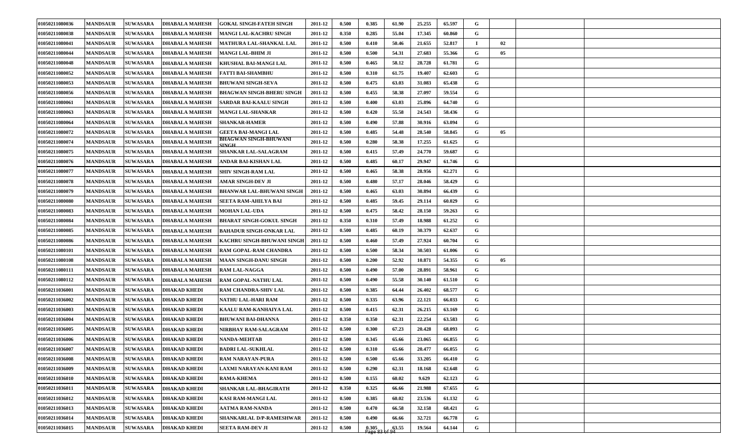| | | | | | | | | | | | | | | | |
|---|---|---|---|---|---|---|---|---|---|---|---|---|---|---|---|
| 01050211080036 | MANDSAUR | SUWASARA | DHABALA MAHESH | GOKAL SINGH-FATEH SINGH | 2011-12 | 0.500 | 0.385 | 61.90 | 25.255 | 65.597 | G | | | | |
| 01050211080038 | MANDSAUR | SUWASARA | DHABALA MAHESH | MANGI LAL-KACHRU SINGH | 2011-12 | 0.350 | 0.285 | 55.04 | 17.345 | 60.860 | G | | | | |
| 01050211080041 | MANDSAUR | SUWASARA | DHABALA MAHESH | MATHURA LAL-SHANKAL LAL | 2011-12 | 0.500 | 0.410 | 50.46 | 21.655 | 52.817 | I | 02 | | | |
| 01050211080044 | MANDSAUR | SUWASARA | DHABALA MAHESH | MANGI LAL-BHIM JI | 2011-12 | 0.500 | 0.500 | 54.31 | 27.683 | 55.366 | G | 05 | | | |
| 01050211080048 | MANDSAUR | SUWASARA | DHABALA MAHESH | KHUSHAL BAI-MANGI LAL | 2011-12 | 0.500 | 0.465 | 58.12 | 28.728 | 61.781 | G | | | | |
| 01050211080052 | MANDSAUR | SUWASARA | DHABALA MAHESH | FATTI BAI-SHAMBHU | 2011-12 | 0.500 | 0.310 | 61.75 | 19.407 | 62.603 | G | | | | |
| 01050211080053 | MANDSAUR | SUWASARA | DHABALA MAHESH | BHUWANI SINGH-SEVA | 2011-12 | 0.500 | 0.475 | 63.03 | 31.083 | 65.438 | G | | | | |
| 01050211080056 | MANDSAUR | SUWASARA | DHABALA MAHESH | BHAGWAN SINGH-BHERU SINGH | 2011-12 | 0.500 | 0.455 | 58.38 | 27.097 | 59.554 | G | | | | |
| 01050211080061 | MANDSAUR | SUWASARA | DHABALA MAHESH | SARDAR BAI-KAALU SINGH | 2011-12 | 0.500 | 0.400 | 63.03 | 25.896 | 64.740 | G | | | | |
| 01050211080063 | MANDSAUR | SUWASARA | DHABALA MAHESH | MANGI LAL-SHANKAR | 2011-12 | 0.500 | 0.420 | 55.58 | 24.543 | 58.436 | G | | | | |
| 01050211080064 | MANDSAUR | SUWASARA | DHABALA MAHESH | SHANKAR-HAMER | 2011-12 | 0.500 | 0.490 | 57.88 | 30.916 | 63.094 | G | | | | |
| 01050211080072 | MANDSAUR | SUWASARA | DHABALA MAHESH | GEETA BAI-MANGI LAL | 2011-12 | 0.500 | 0.485 | 54.48 | 28.540 | 58.845 | G | 05 | | | |
| 01050211080074 | MANDSAUR | SUWASARA | DHABALA MAHESH | BHAGWAN SINGH-BHUWANI SINGH | 2011-12 | 0.500 | 0.280 | 58.38 | 17.255 | 61.625 | G | | | | |
| 01050211080075 | MANDSAUR | SUWASARA | DHABALA MAHESH | SHANKAR LAL-SALAGRAM | 2011-12 | 0.500 | 0.415 | 57.49 | 24.770 | 59.687 | G | | | | |
| 01050211080076 | MANDSAUR | SUWASARA | DHABALA MAHESH | ANDAR BAI-KISHAN LAL | 2011-12 | 0.500 | 0.485 | 60.17 | 29.947 | 61.746 | G | | | | |
| 01050211080077 | MANDSAUR | SUWASARA | DHABALA MAHESH | SHIV SINGH-RAM LAL | 2011-12 | 0.500 | 0.465 | 58.38 | 28.956 | 62.271 | G | | | | |
| 01050211080078 | MANDSAUR | SUWASARA | DHABALA MAHESH | AMAR SINGH-DEV JI | 2011-12 | 0.500 | 0.480 | 57.17 | 28.046 | 58.429 | G | | | | |
| 01050211080079 | MANDSAUR | SUWASARA | DHABALA MAHESH | BHANWAR LAL-BHUWANI SINGH | 2011-12 | 0.500 | 0.465 | 63.03 | 30.894 | 66.439 | G | | | | |
| 01050211080080 | MANDSAUR | SUWASARA | DHABALA MAHESH | SEETA RAM-AHILYA BAI | 2011-12 | 0.500 | 0.485 | 59.45 | 29.114 | 60.029 | G | | | | |
| 01050211080083 | MANDSAUR | SUWASARA | DHABALA MAHESH | MOHAN LAL-UDA | 2011-12 | 0.500 | 0.475 | 58.42 | 28.150 | 59.263 | G | | | | |
| 01050211080084 | MANDSAUR | SUWASARA | DHABALA MAHESH | BHARAT SINGH-GOKUL SINGH | 2011-12 | 0.350 | 0.310 | 57.49 | 18.988 | 61.252 | G | | | | |
| 01050211080085 | MANDSAUR | SUWASARA | DHABALA MAHESH | BAHADUR SINGH-ONKAR LAL | 2011-12 | 0.500 | 0.485 | 60.19 | 30.379 | 62.637 | G | | | | |
| 01050211080086 | MANDSAUR | SUWASARA | DHABALA MAHESH | KACHRU SINGH-BHUWANI SINGH | 2011-12 | 0.500 | 0.460 | 57.49 | 27.924 | 60.704 | G | | | | |
| 01050211080101 | MANDSAUR | SUWASARA | DHABALA MAHESH | RAM GOPAL-RAM CHANDRA | 2011-12 | 0.500 | 0.500 | 58.34 | 30.503 | 61.006 | G | | | | |
| 01050211080108 | MANDSAUR | SUWASARA | DHABALA MAHESH | MAAN SINGH-DANU SINGH | 2011-12 | 0.500 | 0.200 | 52.92 | 10.871 | 54.355 | G | 05 | | | |
| 01050211080111 | MANDSAUR | SUWASARA | DHABALA MAHESH | RAM LAL-NAGGA | 2011-12 | 0.500 | 0.490 | 57.00 | 28.891 | 58.961 | G | | | | |
| 01050211080112 | MANDSAUR | SUWASARA | DHABALA MAHESH | RAM GOPAL-NATHU LAL | 2011-12 | 0.500 | 0.490 | 55.58 | 30.140 | 61.510 | G | | | | |
| 01050211036001 | MANDSAUR | SUWASARA | DHAKAD KHEDI | RAM CHANDRA-SHIV LAL | 2011-12 | 0.500 | 0.385 | 64.44 | 26.402 | 68.577 | G | | | | |
| 01050211036002 | MANDSAUR | SUWASARA | DHAKAD KHEDI | NATHU LAL-HARI RAM | 2011-12 | 0.500 | 0.335 | 63.96 | 22.121 | 66.033 | G | | | | |
| 01050211036003 | MANDSAUR | SUWASARA | DHAKAD KHEDI | KAALU RAM-KANHAIYA LAL | 2011-12 | 0.500 | 0.415 | 62.31 | 26.215 | 63.169 | G | | | | |
| 01050211036004 | MANDSAUR | SUWASARA | DHAKAD KHEDI | BHUWANI BAI-DHANNA | 2011-12 | 0.350 | 0.350 | 62.31 | 22.254 | 63.583 | G | | | | |
| 01050211036005 | MANDSAUR | SUWASARA | DHAKAD KHEDI | NIRBHAY RAM-SALAGRAM | 2011-12 | 0.500 | 0.300 | 67.23 | 20.428 | 68.093 | G | | | | |
| 01050211036006 | MANDSAUR | SUWASARA | DHAKAD KHEDI | NANDA-MEHTAB | 2011-12 | 0.500 | 0.345 | 65.66 | 23.065 | 66.855 | G | | | | |
| 01050211036007 | MANDSAUR | SUWASARA | DHAKAD KHEDI | BADRI LAL-SUKHLAL | 2011-12 | 0.500 | 0.310 | 65.66 | 20.477 | 66.055 | G | | | | |
| 01050211036008 | MANDSAUR | SUWASARA | DHAKAD KHEDI | RAM NARAYAN-PURA | 2011-12 | 0.500 | 0.500 | 65.66 | 33.205 | 66.410 | G | | | | |
| 01050211036009 | MANDSAUR | SUWASARA | DHAKAD KHEDI | LAXMI NARAYAN-KANI RAM | 2011-12 | 0.500 | 0.290 | 62.31 | 18.168 | 62.648 | G | | | | |
| 01050211036010 | MANDSAUR | SUWASARA | DHAKAD KHEDI | RAMA-KHEMA | 2011-12 | 0.500 | 0.155 | 60.02 | 9.629 | 62.123 | G | | | | |
| 01050211036011 | MANDSAUR | SUWASARA | DHAKAD KHEDI | SHANKAR LAL-BHAGIRATH | 2011-12 | 0.350 | 0.325 | 66.66 | 21.988 | 67.655 | G | | | | |
| 01050211036012 | MANDSAUR | SUWASARA | DHAKAD KHEDI | KASI RAM-MANGI LAL | 2011-12 | 0.500 | 0.385 | 60.02 | 23.536 | 61.132 | G | | | | |
| 01050211036013 | MANDSAUR | SUWASARA | DHAKAD KHEDI | AATMA RAM-NANDA | 2011-12 | 0.500 | 0.470 | 66.58 | 32.158 | 68.421 | G | | | | |
| 01050211036014 | MANDSAUR | SUWASARA | DHAKAD KHEDI | SHANKARLAL D/P-RAMESHWAR | 2011-12 | 0.500 | 0.490 | 66.66 | 32.721 | 66.778 | G | | | | |
| 01050211036015 | MANDSAUR | SUWASARA | DHAKAD KHEDI | SEETA RAM-DEV JI | 2011-12 | 0.500 | 0.305 | 63.55 | 19.564 | 64.144 | G | | | | |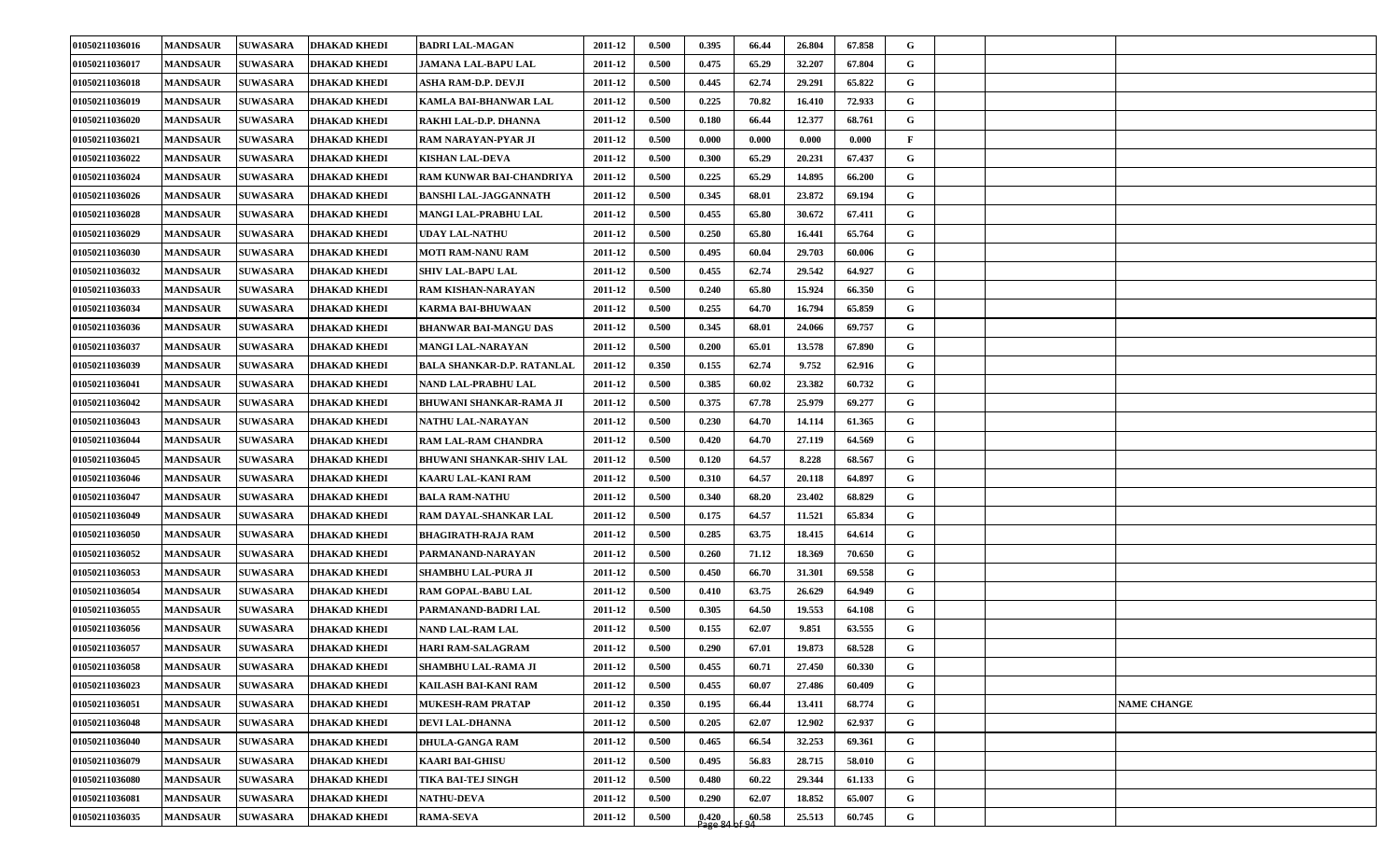| | | | | | | | | | | | | | | |
|---|---|---|---|---|---|---|---|---|---|---|---|---|---|---|
| 01050211036016 | MANDSAUR | SUWASARA | DHAKAD KHEDI | BADRI LAL-MAGAN | 2011-12 | 0.500 | 0.395 | 66.44 | 26.804 | 67.858 | G | | | |
| 01050211036017 | MANDSAUR | SUWASARA | DHAKAD KHEDI | JAMANA LAL-BAPU LAL | 2011-12 | 0.500 | 0.475 | 65.29 | 32.207 | 67.804 | G | | | |
| 01050211036018 | MANDSAUR | SUWASARA | DHAKAD KHEDI | ASHA RAM-D.P. DEVJI | 2011-12 | 0.500 | 0.445 | 62.74 | 29.291 | 65.822 | G | | | |
| 01050211036019 | MANDSAUR | SUWASARA | DHAKAD KHEDI | KAMLA BAI-BHANWAR LAL | 2011-12 | 0.500 | 0.225 | 70.82 | 16.410 | 72.933 | G | | | |
| 01050211036020 | MANDSAUR | SUWASARA | DHAKAD KHEDI | RAKHI LAL-D.P. DHANNA | 2011-12 | 0.500 | 0.180 | 66.44 | 12.377 | 68.761 | G | | | |
| 01050211036021 | MANDSAUR | SUWASARA | DHAKAD KHEDI | RAM NARAYAN-PYAR JI | 2011-12 | 0.500 | 0.000 | 0.000 | 0.000 | 0.000 | F | | | |
| 01050211036022 | MANDSAUR | SUWASARA | DHAKAD KHEDI | KISHAN LAL-DEVA | 2011-12 | 0.500 | 0.300 | 65.29 | 20.231 | 67.437 | G | | | |
| 01050211036024 | MANDSAUR | SUWASARA | DHAKAD KHEDI | RAM KUNWAR BAI-CHANDRIYA | 2011-12 | 0.500 | 0.225 | 65.29 | 14.895 | 66.200 | G | | | |
| 01050211036026 | MANDSAUR | SUWASARA | DHAKAD KHEDI | BANSHI LAL-JAGGANNATH | 2011-12 | 0.500 | 0.345 | 68.01 | 23.872 | 69.194 | G | | | |
| 01050211036028 | MANDSAUR | SUWASARA | DHAKAD KHEDI | MANGI LAL-PRABHU LAL | 2011-12 | 0.500 | 0.455 | 65.80 | 30.672 | 67.411 | G | | | |
| 01050211036029 | MANDSAUR | SUWASARA | DHAKAD KHEDI | UDAY LAL-NATHU | 2011-12 | 0.500 | 0.250 | 65.80 | 16.441 | 65.764 | G | | | |
| 01050211036030 | MANDSAUR | SUWASARA | DHAKAD KHEDI | MOTI RAM-NANU RAM | 2011-12 | 0.500 | 0.495 | 60.04 | 29.703 | 60.006 | G | | | |
| 01050211036032 | MANDSAUR | SUWASARA | DHAKAD KHEDI | SHIV LAL-BAPU LAL | 2011-12 | 0.500 | 0.455 | 62.74 | 29.542 | 64.927 | G | | | |
| 01050211036033 | MANDSAUR | SUWASARA | DHAKAD KHEDI | RAM KISHAN-NARAYAN | 2011-12 | 0.500 | 0.240 | 65.80 | 15.924 | 66.350 | G | | | |
| 01050211036034 | MANDSAUR | SUWASARA | DHAKAD KHEDI | KARMA BAI-BHUWAAN | 2011-12 | 0.500 | 0.255 | 64.70 | 16.794 | 65.859 | G | | | |
| 01050211036036 | MANDSAUR | SUWASARA | DHAKAD KHEDI | BHANWAR BAI-MANGU DAS | 2011-12 | 0.500 | 0.345 | 68.01 | 24.066 | 69.757 | G | | | |
| 01050211036037 | MANDSAUR | SUWASARA | DHAKAD KHEDI | MANGI LAL-NARAYAN | 2011-12 | 0.500 | 0.200 | 65.01 | 13.578 | 67.890 | G | | | |
| 01050211036039 | MANDSAUR | SUWASARA | DHAKAD KHEDI | BALA SHANKAR-D.P. RATANLAL | 2011-12 | 0.350 | 0.155 | 62.74 | 9.752 | 62.916 | G | | | |
| 01050211036041 | MANDSAUR | SUWASARA | DHAKAD KHEDI | NAND LAL-PRABHU LAL | 2011-12 | 0.500 | 0.385 | 60.02 | 23.382 | 60.732 | G | | | |
| 01050211036042 | MANDSAUR | SUWASARA | DHAKAD KHEDI | BHUWANI SHANKAR-RAMA JI | 2011-12 | 0.500 | 0.375 | 67.78 | 25.979 | 69.277 | G | | | |
| 01050211036043 | MANDSAUR | SUWASARA | DHAKAD KHEDI | NATHU LAL-NARAYAN | 2011-12 | 0.500 | 0.230 | 64.70 | 14.114 | 61.365 | G | | | |
| 01050211036044 | MANDSAUR | SUWASARA | DHAKAD KHEDI | RAM LAL-RAM CHANDRA | 2011-12 | 0.500 | 0.420 | 64.70 | 27.119 | 64.569 | G | | | |
| 01050211036045 | MANDSAUR | SUWASARA | DHAKAD KHEDI | BHUWANI SHANKAR-SHIV LAL | 2011-12 | 0.500 | 0.120 | 64.57 | 8.228 | 68.567 | G | | | |
| 01050211036046 | MANDSAUR | SUWASARA | DHAKAD KHEDI | KAARU LAL-KANI RAM | 2011-12 | 0.500 | 0.310 | 64.57 | 20.118 | 64.897 | G | | | |
| 01050211036047 | MANDSAUR | SUWASARA | DHAKAD KHEDI | BALA RAM-NATHU | 2011-12 | 0.500 | 0.340 | 68.20 | 23.402 | 68.829 | G | | | |
| 01050211036049 | MANDSAUR | SUWASARA | DHAKAD KHEDI | RAM DAYAL-SHANKAR LAL | 2011-12 | 0.500 | 0.175 | 64.57 | 11.521 | 65.834 | G | | | |
| 01050211036050 | MANDSAUR | SUWASARA | DHAKAD KHEDI | BHAGIRATH-RAJA RAM | 2011-12 | 0.500 | 0.285 | 63.75 | 18.415 | 64.614 | G | | | |
| 01050211036052 | MANDSAUR | SUWASARA | DHAKAD KHEDI | PARMANAND-NARAYAN | 2011-12 | 0.500 | 0.260 | 71.12 | 18.369 | 70.650 | G | | | |
| 01050211036053 | MANDSAUR | SUWASARA | DHAKAD KHEDI | SHAMBHU LAL-PURA JI | 2011-12 | 0.500 | 0.450 | 66.70 | 31.301 | 69.558 | G | | | |
| 01050211036054 | MANDSAUR | SUWASARA | DHAKAD KHEDI | RAM GOPAL-BABU LAL | 2011-12 | 0.500 | 0.410 | 63.75 | 26.629 | 64.949 | G | | | |
| 01050211036055 | MANDSAUR | SUWASARA | DHAKAD KHEDI | PARMANAND-BADRI LAL | 2011-12 | 0.500 | 0.305 | 64.50 | 19.553 | 64.108 | G | | | |
| 01050211036056 | MANDSAUR | SUWASARA | DHAKAD KHEDI | NAND LAL-RAM LAL | 2011-12 | 0.500 | 0.155 | 62.07 | 9.851 | 63.555 | G | | | |
| 01050211036057 | MANDSAUR | SUWASARA | DHAKAD KHEDI | HARI RAM-SALAGRAM | 2011-12 | 0.500 | 0.290 | 67.01 | 19.873 | 68.528 | G | | | |
| 01050211036058 | MANDSAUR | SUWASARA | DHAKAD KHEDI | SHAMBHU LAL-RAMA JI | 2011-12 | 0.500 | 0.455 | 60.71 | 27.450 | 60.330 | G | | | |
| 01050211036023 | MANDSAUR | SUWASARA | DHAKAD KHEDI | KAILASH BAI-KANI RAM | 2011-12 | 0.500 | 0.455 | 60.07 | 27.486 | 60.409 | G | | | |
| 01050211036051 | MANDSAUR | SUWASARA | DHAKAD KHEDI | MUKESH-RAM PRATAP | 2011-12 | 0.350 | 0.195 | 66.44 | 13.411 | 68.774 | G | | | NAME CHANGE |
| 01050211036048 | MANDSAUR | SUWASARA | DHAKAD KHEDI | DEVI LAL-DHANNA | 2011-12 | 0.500 | 0.205 | 62.07 | 12.902 | 62.937 | G | | | |
| 01050211036040 | MANDSAUR | SUWASARA | DHAKAD KHEDI | DHULA-GANGA RAM | 2011-12 | 0.500 | 0.465 | 66.54 | 32.253 | 69.361 | G | | | |
| 01050211036079 | MANDSAUR | SUWASARA | DHAKAD KHEDI | KAARI BAI-GHISU | 2011-12 | 0.500 | 0.495 | 56.83 | 28.715 | 58.010 | G | | | |
| 01050211036080 | MANDSAUR | SUWASARA | DHAKAD KHEDI | TIKA BAI-TEJ SINGH | 2011-12 | 0.500 | 0.480 | 60.22 | 29.344 | 61.133 | G | | | |
| 01050211036081 | MANDSAUR | SUWASARA | DHAKAD KHEDI | NATHU-DEVA | 2011-12 | 0.500 | 0.290 | 62.07 | 18.852 | 65.007 | G | | | |
| 01050211036035 | MANDSAUR | SUWASARA | DHAKAD KHEDI | RAMA-SEVA | 2011-12 | 0.500 | 0.420 | 60.58 | 25.513 | 60.745 | G | | | |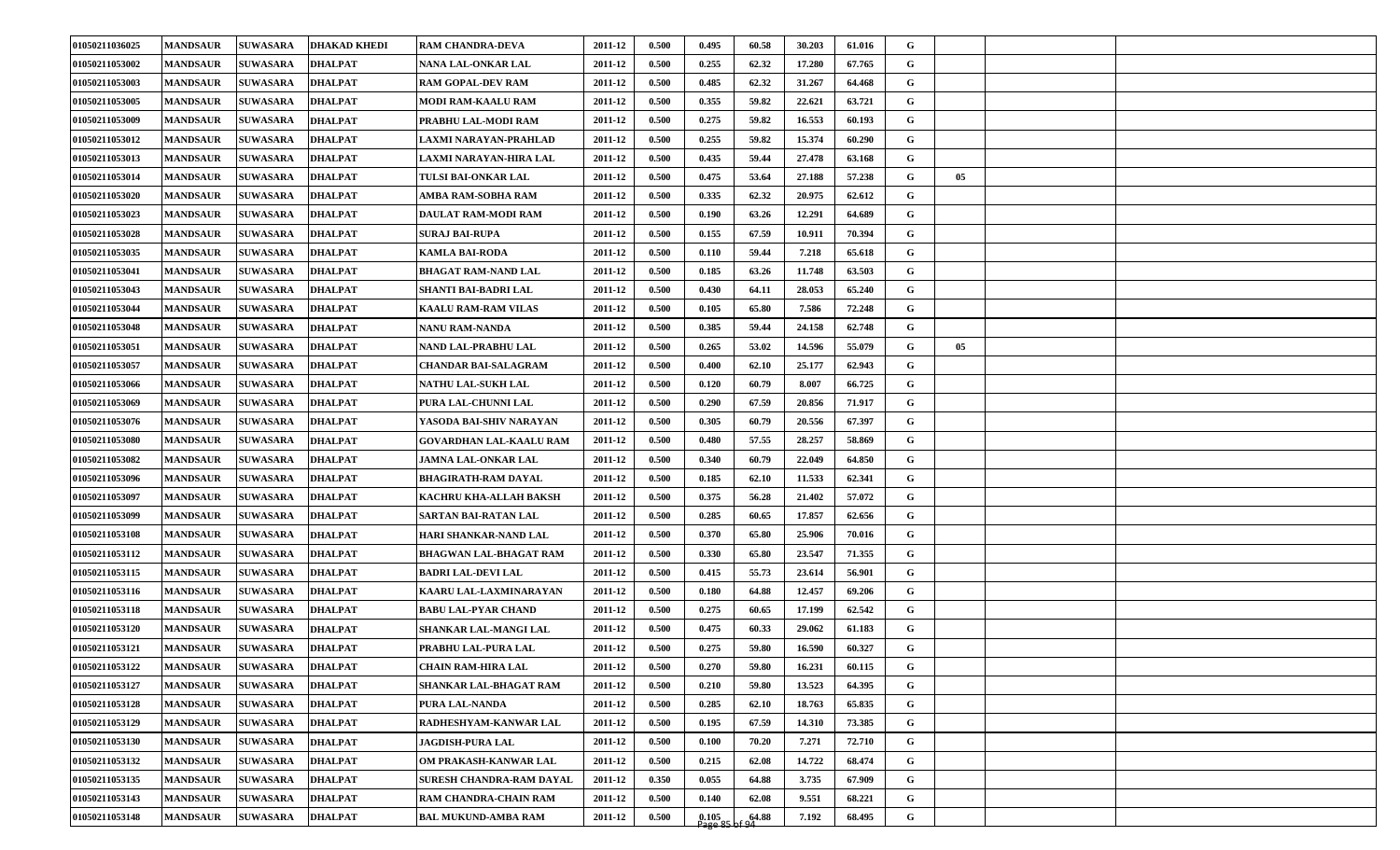| | | | | | | | | | | | | | | | |
|---|---|---|---|---|---|---|---|---|---|---|---|---|---|---|---|
| 01050211036025 | MANDSAUR | SUWASARA | DHAKAD KHEDI | RAM CHANDRA-DEVA | 2011-12 | 0.500 | 0.495 | 60.58 | 30.203 | 61.016 | G | | | | |
| 01050211053002 | MANDSAUR | SUWASARA | DHALPAT | NANA LAL-ONKAR LAL | 2011-12 | 0.500 | 0.255 | 62.32 | 17.280 | 67.765 | G | | | | |
| 01050211053003 | MANDSAUR | SUWASARA | DHALPAT | RAM GOPAL-DEV RAM | 2011-12 | 0.500 | 0.485 | 62.32 | 31.267 | 64.468 | G | | | | |
| 01050211053005 | MANDSAUR | SUWASARA | DHALPAT | MODI RAM-KAALU RAM | 2011-12 | 0.500 | 0.355 | 59.82 | 22.621 | 63.721 | G | | | | |
| 01050211053009 | MANDSAUR | SUWASARA | DHALPAT | PRABHU LAL-MODI RAM | 2011-12 | 0.500 | 0.275 | 59.82 | 16.553 | 60.193 | G | | | | |
| 01050211053012 | MANDSAUR | SUWASARA | DHALPAT | LAXMI NARAYAN-PRAHLAD | 2011-12 | 0.500 | 0.255 | 59.82 | 15.374 | 60.290 | G | | | | |
| 01050211053013 | MANDSAUR | SUWASARA | DHALPAT | LAXMI NARAYAN-HIRA LAL | 2011-12 | 0.500 | 0.435 | 59.44 | 27.478 | 63.168 | G | | | | |
| 01050211053014 | MANDSAUR | SUWASARA | DHALPAT | TULSI BAI-ONKAR LAL | 2011-12 | 0.500 | 0.475 | 53.64 | 27.188 | 57.238 | G | 05 | | | |
| 01050211053020 | MANDSAUR | SUWASARA | DHALPAT | AMBA RAM-SOBHA RAM | 2011-12 | 0.500 | 0.335 | 62.32 | 20.975 | 62.612 | G | | | | |
| 01050211053023 | MANDSAUR | SUWASARA | DHALPAT | DAULAT RAM-MODI RAM | 2011-12 | 0.500 | 0.190 | 63.26 | 12.291 | 64.689 | G | | | | |
| 01050211053028 | MANDSAUR | SUWASARA | DHALPAT | SURAJ BAI-RUPA | 2011-12 | 0.500 | 0.155 | 67.59 | 10.911 | 70.394 | G | | | | |
| 01050211053035 | MANDSAUR | SUWASARA | DHALPAT | KAMLA BAI-RODA | 2011-12 | 0.500 | 0.110 | 59.44 | 7.218 | 65.618 | G | | | | |
| 01050211053041 | MANDSAUR | SUWASARA | DHALPAT | BHAGAT RAM-NAND LAL | 2011-12 | 0.500 | 0.185 | 63.26 | 11.748 | 63.503 | G | | | | |
| 01050211053043 | MANDSAUR | SUWASARA | DHALPAT | SHANTI BAI-BADRI LAL | 2011-12 | 0.500 | 0.430 | 64.11 | 28.053 | 65.240 | G | | | | |
| 01050211053044 | MANDSAUR | SUWASARA | DHALPAT | KAALU RAM-RAM VILAS | 2011-12 | 0.500 | 0.105 | 65.80 | 7.586 | 72.248 | G | | | | |
| 01050211053048 | MANDSAUR | SUWASARA | DHALPAT | NANU RAM-NANDA | 2011-12 | 0.500 | 0.385 | 59.44 | 24.158 | 62.748 | G | | | | |
| 01050211053051 | MANDSAUR | SUWASARA | DHALPAT | NAND LAL-PRABHU LAL | 2011-12 | 0.500 | 0.265 | 53.02 | 14.596 | 55.079 | G | 05 | | | |
| 01050211053057 | MANDSAUR | SUWASARA | DHALPAT | CHANDAR BAI-SALAGRAM | 2011-12 | 0.500 | 0.400 | 62.10 | 25.177 | 62.943 | G | | | | |
| 01050211053066 | MANDSAUR | SUWASARA | DHALPAT | NATHU LAL-SUKH LAL | 2011-12 | 0.500 | 0.120 | 60.79 | 8.007 | 66.725 | G | | | | |
| 01050211053069 | MANDSAUR | SUWASARA | DHALPAT | PURA LAL-CHUNNI LAL | 2011-12 | 0.500 | 0.290 | 67.59 | 20.856 | 71.917 | G | | | | |
| 01050211053076 | MANDSAUR | SUWASARA | DHALPAT | YASODA BAI-SHIV NARAYAN | 2011-12 | 0.500 | 0.305 | 60.79 | 20.556 | 67.397 | G | | | | |
| 01050211053080 | MANDSAUR | SUWASARA | DHALPAT | GOVARDHAN LAL-KAALU RAM | 2011-12 | 0.500 | 0.480 | 57.55 | 28.257 | 58.869 | G | | | | |
| 01050211053082 | MANDSAUR | SUWASARA | DHALPAT | JAMNA LAL-ONKAR LAL | 2011-12 | 0.500 | 0.340 | 60.79 | 22.049 | 64.850 | G | | | | |
| 01050211053096 | MANDSAUR | SUWASARA | DHALPAT | BHAGIRATH-RAM DAYAL | 2011-12 | 0.500 | 0.185 | 62.10 | 11.533 | 62.341 | G | | | | |
| 01050211053097 | MANDSAUR | SUWASARA | DHALPAT | KACHRU KHA-ALLAH BAKSH | 2011-12 | 0.500 | 0.375 | 56.28 | 21.402 | 57.072 | G | | | | |
| 01050211053099 | MANDSAUR | SUWASARA | DHALPAT | SARTAN BAI-RATAN LAL | 2011-12 | 0.500 | 0.285 | 60.65 | 17.857 | 62.656 | G | | | | |
| 01050211053108 | MANDSAUR | SUWASARA | DHALPAT | HARI SHANKAR-NAND LAL | 2011-12 | 0.500 | 0.370 | 65.80 | 25.906 | 70.016 | G | | | | |
| 01050211053112 | MANDSAUR | SUWASARA | DHALPAT | BHAGWAN LAL-BHAGAT RAM | 2011-12 | 0.500 | 0.330 | 65.80 | 23.547 | 71.355 | G | | | | |
| 01050211053115 | MANDSAUR | SUWASARA | DHALPAT | BADRI LAL-DEVI LAL | 2011-12 | 0.500 | 0.415 | 55.73 | 23.614 | 56.901 | G | | | | |
| 01050211053116 | MANDSAUR | SUWASARA | DHALPAT | KAARU LAL-LAXMINARAYAN | 2011-12 | 0.500 | 0.180 | 64.88 | 12.457 | 69.206 | G | | | | |
| 01050211053118 | MANDSAUR | SUWASARA | DHALPAT | BABU LAL-PYAR CHAND | 2011-12 | 0.500 | 0.275 | 60.65 | 17.199 | 62.542 | G | | | | |
| 01050211053120 | MANDSAUR | SUWASARA | DHALPAT | SHANKAR LAL-MANGI LAL | 2011-12 | 0.500 | 0.475 | 60.33 | 29.062 | 61.183 | G | | | | |
| 01050211053121 | MANDSAUR | SUWASARA | DHALPAT | PRABHU LAL-PURA LAL | 2011-12 | 0.500 | 0.275 | 59.80 | 16.590 | 60.327 | G | | | | |
| 01050211053122 | MANDSAUR | SUWASARA | DHALPAT | CHAIN RAM-HIRA LAL | 2011-12 | 0.500 | 0.270 | 59.80 | 16.231 | 60.115 | G | | | | |
| 01050211053127 | MANDSAUR | SUWASARA | DHALPAT | SHANKAR LAL-BHAGAT RAM | 2011-12 | 0.500 | 0.210 | 59.80 | 13.523 | 64.395 | G | | | | |
| 01050211053128 | MANDSAUR | SUWASARA | DHALPAT | PURA LAL-NANDA | 2011-12 | 0.500 | 0.285 | 62.10 | 18.763 | 65.835 | G | | | | |
| 01050211053129 | MANDSAUR | SUWASARA | DHALPAT | RADHESHYAM-KANWAR LAL | 2011-12 | 0.500 | 0.195 | 67.59 | 14.310 | 73.385 | G | | | | |
| 01050211053130 | MANDSAUR | SUWASARA | DHALPAT | JAGDISH-PURA LAL | 2011-12 | 0.500 | 0.100 | 70.20 | 7.271 | 72.710 | G | | | | |
| 01050211053132 | MANDSAUR | SUWASARA | DHALPAT | OM PRAKASH-KANWAR LAL | 2011-12 | 0.500 | 0.215 | 62.08 | 14.722 | 68.474 | G | | | | |
| 01050211053135 | MANDSAUR | SUWASARA | DHALPAT | SURESH CHANDRA-RAM DAYAL | 2011-12 | 0.350 | 0.055 | 64.88 | 3.735 | 67.909 | G | | | | |
| 01050211053143 | MANDSAUR | SUWASARA | DHALPAT | RAM CHANDRA-CHAIN RAM | 2011-12 | 0.500 | 0.140 | 62.08 | 9.551 | 68.221 | G | | | | |
| 01050211053148 | MANDSAUR | SUWASARA | DHALPAT | BAL MUKUND-AMBA RAM | 2011-12 | 0.500 | 0.105 | 64.88 | 7.192 | 68.495 | G | | | | |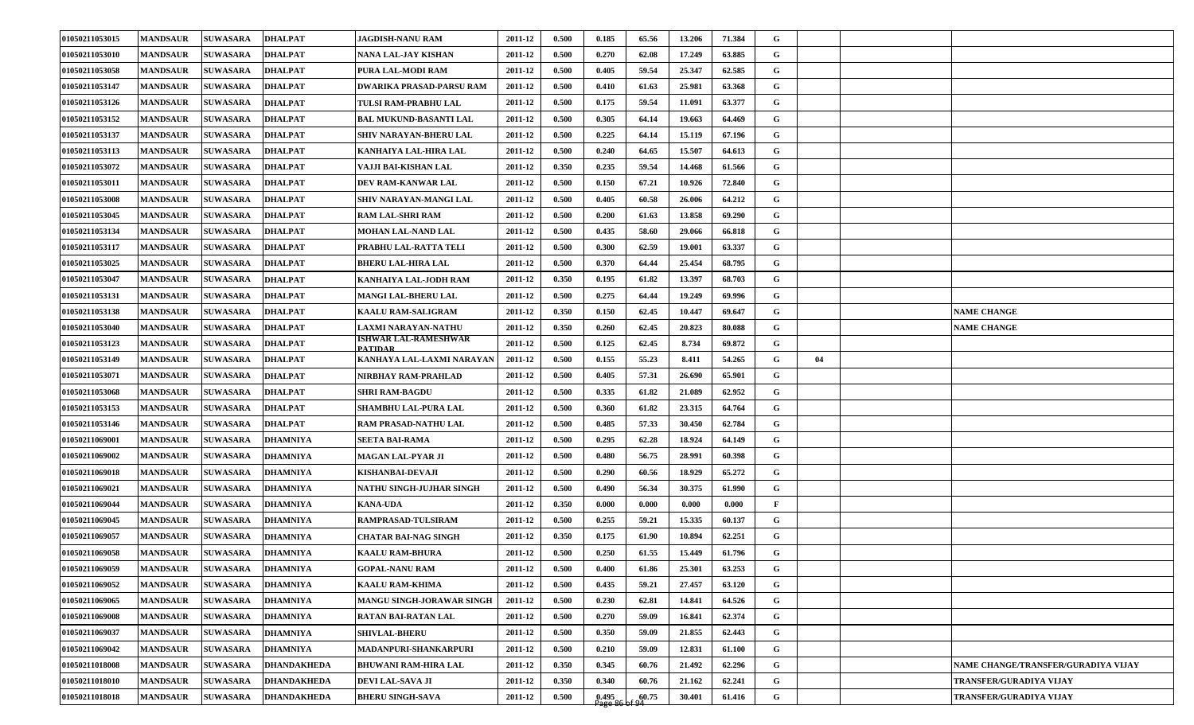| | | | | | | | | | | | | | | |
|---|---|---|---|---|---|---|---|---|---|---|---|---|---|---|
| 01050211053015 | MANDSAUR | SUWASARA | DHALPAT | JAGDISH-NANU RAM | 2011-12 | 0.500 | 0.185 | 65.56 | 13.206 | 71.384 | G | | | |
| 01050211053010 | MANDSAUR | SUWASARA | DHALPAT | NANA LAL-JAY KISHAN | 2011-12 | 0.500 | 0.270 | 62.08 | 17.249 | 63.885 | G | | | |
| 01050211053058 | MANDSAUR | SUWASARA | DHALPAT | PURA LAL-MODI RAM | 2011-12 | 0.500 | 0.405 | 59.54 | 25.347 | 62.585 | G | | | |
| 01050211053147 | MANDSAUR | SUWASARA | DHALPAT | DWARIKA PRASAD-PARSU RAM | 2011-12 | 0.500 | 0.410 | 61.63 | 25.981 | 63.368 | G | | | |
| 01050211053126 | MANDSAUR | SUWASARA | DHALPAT | TULSI RAM-PRABHU LAL | 2011-12 | 0.500 | 0.175 | 59.54 | 11.091 | 63.377 | G | | | |
| 01050211053152 | MANDSAUR | SUWASARA | DHALPAT | BAL MUKUND-BASANTI LAL | 2011-12 | 0.500 | 0.305 | 64.14 | 19.663 | 64.469 | G | | | |
| 01050211053137 | MANDSAUR | SUWASARA | DHALPAT | SHIV NARAYAN-BHERU LAL | 2011-12 | 0.500 | 0.225 | 64.14 | 15.119 | 67.196 | G | | | |
| 01050211053113 | MANDSAUR | SUWASARA | DHALPAT | KANHAIYA LAL-HIRA LAL | 2011-12 | 0.500 | 0.240 | 64.65 | 15.507 | 64.613 | G | | | |
| 01050211053072 | MANDSAUR | SUWASARA | DHALPAT | VAJJI BAI-KISHAN LAL | 2011-12 | 0.350 | 0.235 | 59.54 | 14.468 | 61.566 | G | | | |
| 01050211053011 | MANDSAUR | SUWASARA | DHALPAT | DEV RAM-KANWAR LAL | 2011-12 | 0.500 | 0.150 | 67.21 | 10.926 | 72.840 | G | | | |
| 01050211053008 | MANDSAUR | SUWASARA | DHALPAT | SHIV NARAYAN-MANGI LAL | 2011-12 | 0.500 | 0.405 | 60.58 | 26.006 | 64.212 | G | | | |
| 01050211053045 | MANDSAUR | SUWASARA | DHALPAT | RAM LAL-SHRI RAM | 2011-12 | 0.500 | 0.200 | 61.63 | 13.858 | 69.290 | G | | | |
| 01050211053134 | MANDSAUR | SUWASARA | DHALPAT | MOHAN LAL-NAND LAL | 2011-12 | 0.500 | 0.435 | 58.60 | 29.066 | 66.818 | G | | | |
| 01050211053117 | MANDSAUR | SUWASARA | DHALPAT | PRABHU LAL-RATTA TELI | 2011-12 | 0.500 | 0.300 | 62.59 | 19.001 | 63.337 | G | | | |
| 01050211053025 | MANDSAUR | SUWASARA | DHALPAT | BHERU LAL-HIRA LAL | 2011-12 | 0.500 | 0.370 | 64.44 | 25.454 | 68.795 | G | | | |
| 01050211053047 | MANDSAUR | SUWASARA | DHALPAT | KANHAIYA LAL-JODH RAM | 2011-12 | 0.350 | 0.195 | 61.82 | 13.397 | 68.703 | G | | | |
| 01050211053131 | MANDSAUR | SUWASARA | DHALPAT | MANGI LAL-BHERU LAL | 2011-12 | 0.500 | 0.275 | 64.44 | 19.249 | 69.996 | G | | | |
| 01050211053138 | MANDSAUR | SUWASARA | DHALPAT | KAALU RAM-SALIGRAM | 2011-12 | 0.350 | 0.150 | 62.45 | 10.447 | 69.647 | G | | | NAME CHANGE |
| 01050211053040 | MANDSAUR | SUWASARA | DHALPAT | LAXMI NARAYAN-NATHU | 2011-12 | 0.350 | 0.260 | 62.45 | 20.823 | 80.088 | G | | | NAME CHANGE |
| 01050211053123 | MANDSAUR | SUWASARA | DHALPAT | ISHWAR LAL-RAMESHWAR PATIDAR | 2011-12 | 0.500 | 0.125 | 62.45 | 8.734 | 69.872 | G | | | |
| 01050211053149 | MANDSAUR | SUWASARA | DHALPAT | KANHAYA LAL-LAXMI NARAYAN | 2011-12 | 0.500 | 0.155 | 55.23 | 8.411 | 54.265 | G | 04 | | |
| 01050211053071 | MANDSAUR | SUWASARA | DHALPAT | NIRBHAY RAM-PRAHLAD | 2011-12 | 0.500 | 0.405 | 57.31 | 26.690 | 65.901 | G | | | |
| 01050211053068 | MANDSAUR | SUWASARA | DHALPAT | SHRI RAM-BAGDU | 2011-12 | 0.500 | 0.335 | 61.82 | 21.089 | 62.952 | G | | | |
| 01050211053153 | MANDSAUR | SUWASARA | DHALPAT | SHAMBHU LAL-PURA LAL | 2011-12 | 0.500 | 0.360 | 61.82 | 23.315 | 64.764 | G | | | |
| 01050211053146 | MANDSAUR | SUWASARA | DHALPAT | RAM PRASAD-NATHU LAL | 2011-12 | 0.500 | 0.485 | 57.33 | 30.450 | 62.784 | G | | | |
| 01050211069001 | MANDSAUR | SUWASARA | DHAMNIYA | SEETA BAI-RAMA | 2011-12 | 0.500 | 0.295 | 62.28 | 18.924 | 64.149 | G | | | |
| 01050211069002 | MANDSAUR | SUWASARA | DHAMNIYA | MAGAN LAL-PYAR JI | 2011-12 | 0.500 | 0.480 | 56.75 | 28.991 | 60.398 | G | | | |
| 01050211069018 | MANDSAUR | SUWASARA | DHAMNIYA | KISHANBAI-DEVAJI | 2011-12 | 0.500 | 0.290 | 60.56 | 18.929 | 65.272 | G | | | |
| 01050211069021 | MANDSAUR | SUWASARA | DHAMNIYA | NATHU SINGH-JUJHAR SINGH | 2011-12 | 0.500 | 0.490 | 56.34 | 30.375 | 61.990 | G | | | |
| 01050211069044 | MANDSAUR | SUWASARA | DHAMNIYA | KANA-UDA | 2011-12 | 0.350 | 0.000 | 0.000 | 0.000 | 0.000 | F | | | |
| 01050211069045 | MANDSAUR | SUWASARA | DHAMNIYA | RAMPRASAD-TULSIRAM | 2011-12 | 0.500 | 0.255 | 59.21 | 15.335 | 60.137 | G | | | |
| 01050211069057 | MANDSAUR | SUWASARA | DHAMNIYA | CHATAR BAI-NAG SINGH | 2011-12 | 0.350 | 0.175 | 61.90 | 10.894 | 62.251 | G | | | |
| 01050211069058 | MANDSAUR | SUWASARA | DHAMNIYA | KAALU RAM-BHURA | 2011-12 | 0.500 | 0.250 | 61.55 | 15.449 | 61.796 | G | | | |
| 01050211069059 | MANDSAUR | SUWASARA | DHAMNIYA | GOPAL-NANU RAM | 2011-12 | 0.500 | 0.400 | 61.86 | 25.301 | 63.253 | G | | | |
| 01050211069052 | MANDSAUR | SUWASARA | DHAMNIYA | KAALU RAM-KHIMA | 2011-12 | 0.500 | 0.435 | 59.21 | 27.457 | 63.120 | G | | | |
| 01050211069065 | MANDSAUR | SUWASARA | DHAMNIYA | MANGU SINGH-JORAWAR SINGH | 2011-12 | 0.500 | 0.230 | 62.81 | 14.841 | 64.526 | G | | | |
| 01050211069008 | MANDSAUR | SUWASARA | DHAMNIYA | RATAN BAI-RATAN LAL | 2011-12 | 0.500 | 0.270 | 59.09 | 16.841 | 62.374 | G | | | |
| 01050211069037 | MANDSAUR | SUWASARA | DHAMNIYA | SHIVLAL-BHERU | 2011-12 | 0.500 | 0.350 | 59.09 | 21.855 | 62.443 | G | | | |
| 01050211069042 | MANDSAUR | SUWASARA | DHAMNIYA | MADANPURI-SHANKARPURI | 2011-12 | 0.500 | 0.210 | 59.09 | 12.831 | 61.100 | G | | | |
| 01050211018008 | MANDSAUR | SUWASARA | DHANDAKHEDA | BHUWANI RAM-HIRA LAL | 2011-12 | 0.350 | 0.345 | 60.76 | 21.492 | 62.296 | G | | | NAME CHANGE/TRANSFER/GURADIYA VIJAY |
| 01050211018010 | MANDSAUR | SUWASARA | DHANDAKHEDA | DEVI LAL-SAVA JI | 2011-12 | 0.350 | 0.340 | 60.76 | 21.162 | 62.241 | G | | | TRANSFER/GURADIYA VIJAY |
| 01050211018018 | MANDSAUR | SUWASARA | DHANDAKHEDA | BHERU SINGH-SAVA | 2011-12 | 0.500 | 0.495 | 60.75 | 30.401 | 61.416 | G | | | TRANSFER/GURADIYA VIJAY |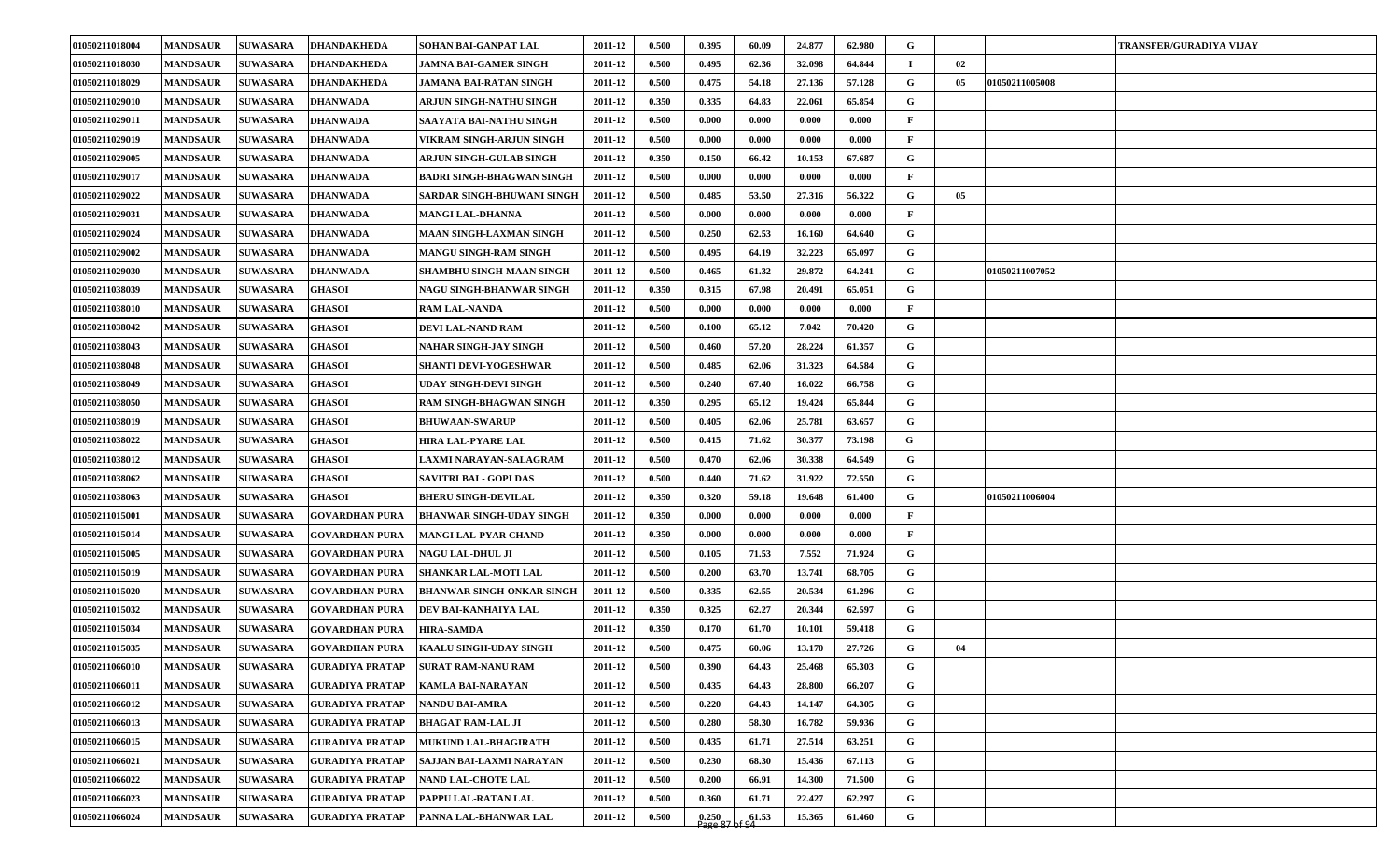| | | | | | | | | | | | | | | |
|---|---|---|---|---|---|---|---|---|---|---|---|---|---|---|
| 01050211018004 | MANDSAUR | SUWASARA | DHANDAKHEDA | SOHAN BAI-GANPAT LAL | 2011-12 | 0.500 | 0.395 | 60.09 | 24.877 | 62.980 | G | | | TRANSFER/GURADIYA VIJAY |
| 01050211018030 | MANDSAUR | SUWASARA | DHANDAKHEDA | JAMNA BAI-GAMER SINGH | 2011-12 | 0.500 | 0.495 | 62.36 | 32.098 | 64.844 | I | 02 | | |
| 01050211018029 | MANDSAUR | SUWASARA | DHANDAKHEDA | JAMANA BAI-RATAN SINGH | 2011-12 | 0.500 | 0.475 | 54.18 | 27.136 | 57.128 | G | 05 | 01050211005008 | |
| 01050211029010 | MANDSAUR | SUWASARA | DHANWADA | ARJUN SINGH-NATHU SINGH | 2011-12 | 0.350 | 0.335 | 64.83 | 22.061 | 65.854 | G | | | |
| 01050211029011 | MANDSAUR | SUWASARA | DHANWADA | SAAYATA BAI-NATHU SINGH | 2011-12 | 0.500 | 0.000 | 0.000 | 0.000 | 0.000 | F | | | |
| 01050211029019 | MANDSAUR | SUWASARA | DHANWADA | VIKRAM SINGH-ARJUN SINGH | 2011-12 | 0.500 | 0.000 | 0.000 | 0.000 | 0.000 | F | | | |
| 01050211029005 | MANDSAUR | SUWASARA | DHANWADA | ARJUN SINGH-GULAB SINGH | 2011-12 | 0.350 | 0.150 | 66.42 | 10.153 | 67.687 | G | | | |
| 01050211029017 | MANDSAUR | SUWASARA | DHANWADA | BADRI SINGH-BHAGWAN SINGH | 2011-12 | 0.500 | 0.000 | 0.000 | 0.000 | 0.000 | F | | | |
| 01050211029022 | MANDSAUR | SUWASARA | DHANWADA | SARDAR SINGH-BHUWANI SINGH | 2011-12 | 0.500 | 0.485 | 53.50 | 27.316 | 56.322 | G | 05 | | |
| 01050211029031 | MANDSAUR | SUWASARA | DHANWADA | MANGI LAL-DHANNA | 2011-12 | 0.500 | 0.000 | 0.000 | 0.000 | 0.000 | F | | | |
| 01050211029024 | MANDSAUR | SUWASARA | DHANWADA | MAAN SINGH-LAXMAN SINGH | 2011-12 | 0.500 | 0.250 | 62.53 | 16.160 | 64.640 | G | | | |
| 01050211029002 | MANDSAUR | SUWASARA | DHANWADA | MANGU SINGH-RAM SINGH | 2011-12 | 0.500 | 0.495 | 64.19 | 32.223 | 65.097 | G | | | |
| 01050211029030 | MANDSAUR | SUWASARA | DHANWADA | SHAMBHU SINGH-MAAN SINGH | 2011-12 | 0.500 | 0.465 | 61.32 | 29.872 | 64.241 | G | | 01050211007052 | |
| 01050211038039 | MANDSAUR | SUWASARA | GHASOI | NAGU SINGH-BHANWAR SINGH | 2011-12 | 0.350 | 0.315 | 67.98 | 20.491 | 65.051 | G | | | |
| 01050211038010 | MANDSAUR | SUWASARA | GHASOI | RAM LAL-NANDA | 2011-12 | 0.500 | 0.000 | 0.000 | 0.000 | 0.000 | F | | | |
| 01050211038042 | MANDSAUR | SUWASARA | GHASOI | DEVI LAL-NAND RAM | 2011-12 | 0.500 | 0.100 | 65.12 | 7.042 | 70.420 | G | | | |
| 01050211038043 | MANDSAUR | SUWASARA | GHASOI | NAHAR SINGH-JAY SINGH | 2011-12 | 0.500 | 0.460 | 57.20 | 28.224 | 61.357 | G | | | |
| 01050211038048 | MANDSAUR | SUWASARA | GHASOI | SHANTI DEVI-YOGESHWAR | 2011-12 | 0.500 | 0.485 | 62.06 | 31.323 | 64.584 | G | | | |
| 01050211038049 | MANDSAUR | SUWASARA | GHASOI | UDAY SINGH-DEVI SINGH | 2011-12 | 0.500 | 0.240 | 67.40 | 16.022 | 66.758 | G | | | |
| 01050211038050 | MANDSAUR | SUWASARA | GHASOI | RAM SINGH-BHAGWAN SINGH | 2011-12 | 0.350 | 0.295 | 65.12 | 19.424 | 65.844 | G | | | |
| 01050211038019 | MANDSAUR | SUWASARA | GHASOI | BHUWAAN-SWARUP | 2011-12 | 0.500 | 0.405 | 62.06 | 25.781 | 63.657 | G | | | |
| 01050211038022 | MANDSAUR | SUWASARA | GHASOI | HIRA LAL-PYARE LAL | 2011-12 | 0.500 | 0.415 | 71.62 | 30.377 | 73.198 | G | | | |
| 01050211038012 | MANDSAUR | SUWASARA | GHASOI | LAXMI NARAYAN-SALAGRAM | 2011-12 | 0.500 | 0.470 | 62.06 | 30.338 | 64.549 | G | | | |
| 01050211038062 | MANDSAUR | SUWASARA | GHASOI | SAVITRI BAI - GOPI DAS | 2011-12 | 0.500 | 0.440 | 71.62 | 31.922 | 72.550 | G | | | |
| 01050211038063 | MANDSAUR | SUWASARA | GHASOI | BHERU SINGH-DEVILAL | 2011-12 | 0.350 | 0.320 | 59.18 | 19.648 | 61.400 | G | | 01050211006004 | |
| 01050211015001 | MANDSAUR | SUWASARA | GOVARDHAN PURA | BHANWAR SINGH-UDAY SINGH | 2011-12 | 0.350 | 0.000 | 0.000 | 0.000 | 0.000 | F | | | |
| 01050211015014 | MANDSAUR | SUWASARA | GOVARDHAN PURA | MANGI LAL-PYAR CHAND | 2011-12 | 0.350 | 0.000 | 0.000 | 0.000 | 0.000 | F | | | |
| 01050211015005 | MANDSAUR | SUWASARA | GOVARDHAN PURA | NAGU LAL-DHUL JI | 2011-12 | 0.500 | 0.105 | 71.53 | 7.552 | 71.924 | G | | | |
| 01050211015019 | MANDSAUR | SUWASARA | GOVARDHAN PURA | SHANKAR LAL-MOTI LAL | 2011-12 | 0.500 | 0.200 | 63.70 | 13.741 | 68.705 | G | | | |
| 01050211015020 | MANDSAUR | SUWASARA | GOVARDHAN PURA | BHANWAR SINGH-ONKAR SINGH | 2011-12 | 0.500 | 0.335 | 62.55 | 20.534 | 61.296 | G | | | |
| 01050211015032 | MANDSAUR | SUWASARA | GOVARDHAN PURA | DEV BAI-KANHAIYA LAL | 2011-12 | 0.350 | 0.325 | 62.27 | 20.344 | 62.597 | G | | | |
| 01050211015034 | MANDSAUR | SUWASARA | GOVARDHAN PURA | HIRA-SAMDA | 2011-12 | 0.350 | 0.170 | 61.70 | 10.101 | 59.418 | G | | | |
| 01050211015035 | MANDSAUR | SUWASARA | GOVARDHAN PURA | KAALU SINGH-UDAY SINGH | 2011-12 | 0.500 | 0.475 | 60.06 | 13.170 | 27.726 | G | 04 | | |
| 01050211066010 | MANDSAUR | SUWASARA | GURADIYA PRATAP | SURAT RAM-NANU RAM | 2011-12 | 0.500 | 0.390 | 64.43 | 25.468 | 65.303 | G | | | |
| 01050211066011 | MANDSAUR | SUWASARA | GURADIYA PRATAP | KAMLA BAI-NARAYAN | 2011-12 | 0.500 | 0.435 | 64.43 | 28.800 | 66.207 | G | | | |
| 01050211066012 | MANDSAUR | SUWASARA | GURADIYA PRATAP | NANDU BAI-AMRA | 2011-12 | 0.500 | 0.220 | 64.43 | 14.147 | 64.305 | G | | | |
| 01050211066013 | MANDSAUR | SUWASARA | GURADIYA PRATAP | BHAGAT RAM-LAL JI | 2011-12 | 0.500 | 0.280 | 58.30 | 16.782 | 59.936 | G | | | |
| 01050211066015 | MANDSAUR | SUWASARA | GURADIYA PRATAP | MUKUND LAL-BHAGIRATH | 2011-12 | 0.500 | 0.435 | 61.71 | 27.514 | 63.251 | G | | | |
| 01050211066021 | MANDSAUR | SUWASARA | GURADIYA PRATAP | SAJJAN BAI-LAXMI NARAYAN | 2011-12 | 0.500 | 0.230 | 68.30 | 15.436 | 67.113 | G | | | |
| 01050211066022 | MANDSAUR | SUWASARA | GURADIYA PRATAP | NAND LAL-CHOTE LAL | 2011-12 | 0.500 | 0.200 | 66.91 | 14.300 | 71.500 | G | | | |
| 01050211066023 | MANDSAUR | SUWASARA | GURADIYA PRATAP | PAPPU LAL-RATAN LAL | 2011-12 | 0.500 | 0.360 | 61.71 | 22.427 | 62.297 | G | | | |
| 01050211066024 | MANDSAUR | SUWASARA | GURADIYA PRATAP | PANNA LAL-BHANWAR LAL | 2011-12 | 0.500 | 0.250 | 61.53 | 15.365 | 61.460 | G | | | |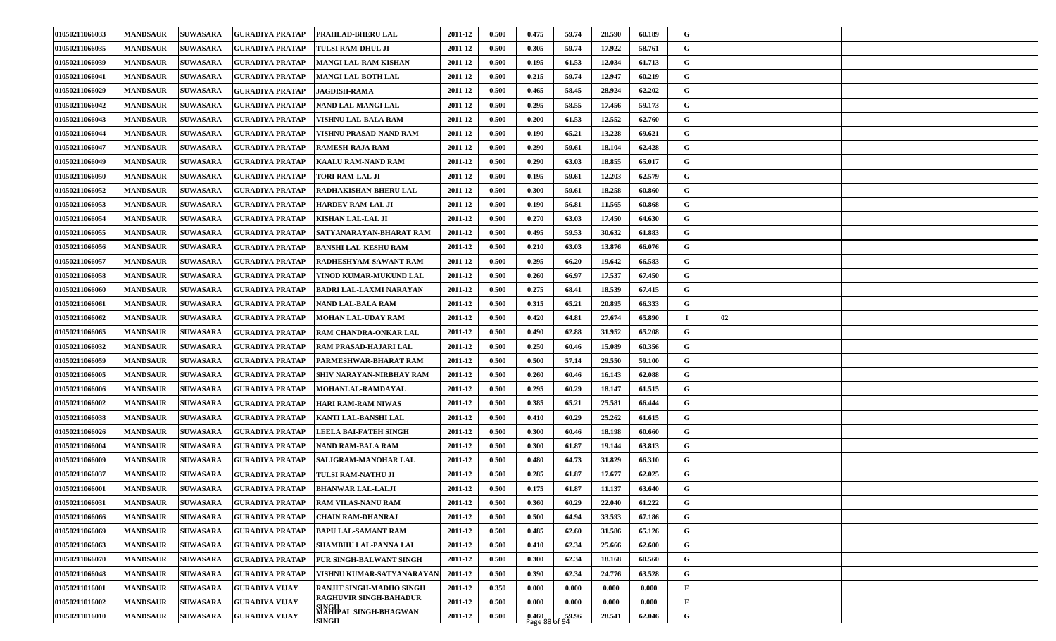| | | | | | | | | | | | | | | | |
|---|---|---|---|---|---|---|---|---|---|---|---|---|---|---|---|
| 01050211066033 | MANDSAUR | SUWASARA | GURADIYA PRATAP | PRAHLAD-BHERU LAL | 2011-12 | 0.500 | 0.475 | 59.74 | 28.590 | 60.189 | G | | | | |
| 01050211066035 | MANDSAUR | SUWASARA | GURADIYA PRATAP | TULSI RAM-DHUL JI | 2011-12 | 0.500 | 0.305 | 59.74 | 17.922 | 58.761 | G | | | | |
| 01050211066039 | MANDSAUR | SUWASARA | GURADIYA PRATAP | MANGI LAL-RAM KISHAN | 2011-12 | 0.500 | 0.195 | 61.53 | 12.034 | 61.713 | G | | | | |
| 01050211066041 | MANDSAUR | SUWASARA | GURADIYA PRATAP | MANGI LAL-BOTH LAL | 2011-12 | 0.500 | 0.215 | 59.74 | 12.947 | 60.219 | G | | | | |
| 01050211066029 | MANDSAUR | SUWASARA | GURADIYA PRATAP | JAGDISH-RAMA | 2011-12 | 0.500 | 0.465 | 58.45 | 28.924 | 62.202 | G | | | | |
| 01050211066042 | MANDSAUR | SUWASARA | GURADIYA PRATAP | NAND LAL-MANGI LAL | 2011-12 | 0.500 | 0.295 | 58.55 | 17.456 | 59.173 | G | | | | |
| 01050211066043 | MANDSAUR | SUWASARA | GURADIYA PRATAP | VISHNU LAL-BALA RAM | 2011-12 | 0.500 | 0.200 | 61.53 | 12.552 | 62.760 | G | | | | |
| 01050211066044 | MANDSAUR | SUWASARA | GURADIYA PRATAP | VISHNU PRASAD-NAND RAM | 2011-12 | 0.500 | 0.190 | 65.21 | 13.228 | 69.621 | G | | | | |
| 01050211066047 | MANDSAUR | SUWASARA | GURADIYA PRATAP | RAMESH-RAJA RAM | 2011-12 | 0.500 | 0.290 | 59.61 | 18.104 | 62.428 | G | | | | |
| 01050211066049 | MANDSAUR | SUWASARA | GURADIYA PRATAP | KAALU RAM-NAND RAM | 2011-12 | 0.500 | 0.290 | 63.03 | 18.855 | 65.017 | G | | | | |
| 01050211066050 | MANDSAUR | SUWASARA | GURADIYA PRATAP | TORI RAM-LAL JI | 2011-12 | 0.500 | 0.195 | 59.61 | 12.203 | 62.579 | G | | | | |
| 01050211066052 | MANDSAUR | SUWASARA | GURADIYA PRATAP | RADHAKISHAN-BHERU LAL | 2011-12 | 0.500 | 0.300 | 59.61 | 18.258 | 60.860 | G | | | | |
| 01050211066053 | MANDSAUR | SUWASARA | GURADIYA PRATAP | HARDEV RAM-LAL JI | 2011-12 | 0.500 | 0.190 | 56.81 | 11.565 | 60.868 | G | | | | |
| 01050211066054 | MANDSAUR | SUWASARA | GURADIYA PRATAP | KISHAN LAL-LAL JI | 2011-12 | 0.500 | 0.270 | 63.03 | 17.450 | 64.630 | G | | | | |
| 01050211066055 | MANDSAUR | SUWASARA | GURADIYA PRATAP | SATYANARAYAN-BHARAT RAM | 2011-12 | 0.500 | 0.495 | 59.53 | 30.632 | 61.883 | G | | | | |
| 01050211066056 | MANDSAUR | SUWASARA | GURADIYA PRATAP | BANSHI LAL-KESHU RAM | 2011-12 | 0.500 | 0.210 | 63.03 | 13.876 | 66.076 | G | | | | |
| 01050211066057 | MANDSAUR | SUWASARA | GURADIYA PRATAP | RADHESHYAM-SAWANT RAM | 2011-12 | 0.500 | 0.295 | 66.20 | 19.642 | 66.583 | G | | | | |
| 01050211066058 | MANDSAUR | SUWASARA | GURADIYA PRATAP | VINOD KUMAR-MUKUND LAL | 2011-12 | 0.500 | 0.260 | 66.97 | 17.537 | 67.450 | G | | | | |
| 01050211066060 | MANDSAUR | SUWASARA | GURADIYA PRATAP | BADRI LAL-LAXMI NARAYAN | 2011-12 | 0.500 | 0.275 | 68.41 | 18.539 | 67.415 | G | | | | |
| 01050211066061 | MANDSAUR | SUWASARA | GURADIYA PRATAP | NAND LAL-BALA RAM | 2011-12 | 0.500 | 0.315 | 65.21 | 20.895 | 66.333 | G | | | | |
| 01050211066062 | MANDSAUR | SUWASARA | GURADIYA PRATAP | MOHAN LAL-UDAY RAM | 2011-12 | 0.500 | 0.420 | 64.81 | 27.674 | 65.890 | I | 02 | | | |
| 01050211066065 | MANDSAUR | SUWASARA | GURADIYA PRATAP | RAM CHANDRA-ONKAR LAL | 2011-12 | 0.500 | 0.490 | 62.88 | 31.952 | 65.208 | G | | | | |
| 01050211066032 | MANDSAUR | SUWASARA | GURADIYA PRATAP | RAM PRASAD-HAJARI LAL | 2011-12 | 0.500 | 0.250 | 60.46 | 15.089 | 60.356 | G | | | | |
| 01050211066059 | MANDSAUR | SUWASARA | GURADIYA PRATAP | PARMESHWAR-BHARAT RAM | 2011-12 | 0.500 | 0.500 | 57.14 | 29.550 | 59.100 | G | | | | |
| 01050211066005 | MANDSAUR | SUWASARA | GURADIYA PRATAP | SHIV NARAYAN-NIRBHAY RAM | 2011-12 | 0.500 | 0.260 | 60.46 | 16.143 | 62.088 | G | | | | |
| 01050211066006 | MANDSAUR | SUWASARA | GURADIYA PRATAP | MOHANLAL-RAMDAYAL | 2011-12 | 0.500 | 0.295 | 60.29 | 18.147 | 61.515 | G | | | | |
| 01050211066002 | MANDSAUR | SUWASARA | GURADIYA PRATAP | HARI RAM-RAM NIWAS | 2011-12 | 0.500 | 0.385 | 65.21 | 25.581 | 66.444 | G | | | | |
| 01050211066038 | MANDSAUR | SUWASARA | GURADIYA PRATAP | KANTI LAL-BANSHI LAL | 2011-12 | 0.500 | 0.410 | 60.29 | 25.262 | 61.615 | G | | | | |
| 01050211066026 | MANDSAUR | SUWASARA | GURADIYA PRATAP | LEELA BAI-FATEH SINGH | 2011-12 | 0.500 | 0.300 | 60.46 | 18.198 | 60.660 | G | | | | |
| 01050211066004 | MANDSAUR | SUWASARA | GURADIYA PRATAP | NAND RAM-BALA RAM | 2011-12 | 0.500 | 0.300 | 61.87 | 19.144 | 63.813 | G | | | | |
| 01050211066009 | MANDSAUR | SUWASARA | GURADIYA PRATAP | SALIGRAM-MANOHAR LAL | 2011-12 | 0.500 | 0.480 | 64.73 | 31.829 | 66.310 | G | | | | |
| 01050211066037 | MANDSAUR | SUWASARA | GURADIYA PRATAP | TULSI RAM-NATHU JI | 2011-12 | 0.500 | 0.285 | 61.87 | 17.677 | 62.025 | G | | | | |
| 01050211066001 | MANDSAUR | SUWASARA | GURADIYA PRATAP | BHANWAR LAL-LALJI | 2011-12 | 0.500 | 0.175 | 61.87 | 11.137 | 63.640 | G | | | | |
| 01050211066031 | MANDSAUR | SUWASARA | GURADIYA PRATAP | RAM VILAS-NANU RAM | 2011-12 | 0.500 | 0.360 | 60.29 | 22.040 | 61.222 | G | | | | |
| 01050211066066 | MANDSAUR | SUWASARA | GURADIYA PRATAP | CHAIN RAM-DHANRAJ | 2011-12 | 0.500 | 0.500 | 64.94 | 33.593 | 67.186 | G | | | | |
| 01050211066069 | MANDSAUR | SUWASARA | GURADIYA PRATAP | BAPU LAL-SAMANT RAM | 2011-12 | 0.500 | 0.485 | 62.60 | 31.586 | 65.126 | G | | | | |
| 01050211066063 | MANDSAUR | SUWASARA | GURADIYA PRATAP | SHAMBHU LAL-PANNA LAL | 2011-12 | 0.500 | 0.410 | 62.34 | 25.666 | 62.600 | G | | | | |
| 01050211066070 | MANDSAUR | SUWASARA | GURADIYA PRATAP | PUR SINGH-BALWANT SINGH | 2011-12 | 0.500 | 0.300 | 62.34 | 18.168 | 60.560 | G | | | | |
| 01050211066048 | MANDSAUR | SUWASARA | GURADIYA PRATAP | VISHNU KUMAR-SATYANARAYAN | 2011-12 | 0.500 | 0.390 | 62.34 | 24.776 | 63.528 | G | | | | |
| 01050211016001 | MANDSAUR | SUWASARA | GURADIYA VIJAY | RANJIT SINGH-MADHO SINGH | 2011-12 | 0.350 | 0.000 | 0.000 | 0.000 | 0.000 | F | | | | |
| 01050211016002 | MANDSAUR | SUWASARA | GURADIYA VIJAY | RAGHUVIR SINGH-BAHADUR SINGH | 2011-12 | 0.500 | 0.000 | 0.000 | 0.000 | 0.000 | F | | | | |
| 01050211016010 | MANDSAUR | SUWASARA | GURADIYA VIJAY | MAHIPAL SINGH-BHAGWAN SINGH | 2011-12 | 0.500 | 0.460 | 59.96 | 28.541 | 62.046 | G | | | | |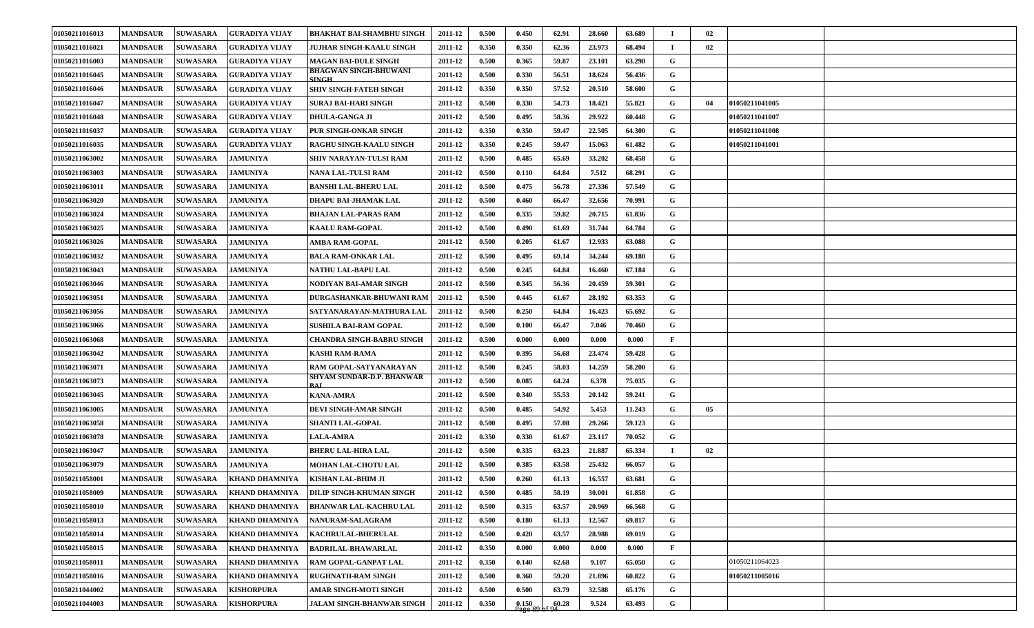| | | | | | | | | | | | | | | | |
|---|---|---|---|---|---|---|---|---|---|---|---|---|---|---|---|
| 01050211016013 | MANDSAUR | SUWASARA | GURADIYA VIJAY | BHAKHAT BAI-SHAMBHU SINGH | 2011-12 | 0.500 | 0.450 | 62.91 | 28.660 | 63.689 | I | 02 | | | |
| 01050211016021 | MANDSAUR | SUWASARA | GURADIYA VIJAY | JUJHAR SINGH-KAALU SINGH | 2011-12 | 0.350 | 0.350 | 62.36 | 23.973 | 68.494 | I | 02 | | | |
| 01050211016003 | MANDSAUR | SUWASARA | GURADIYA VIJAY | MAGAN BAI-DULE SINGH | 2011-12 | 0.500 | 0.365 | 59.87 | 23.101 | 63.290 | G | | | | |
| 01050211016045 | MANDSAUR | SUWASARA | GURADIYA VIJAY | BHAGWAN SINGH-BHUWANI SINGH | 2011-12 | 0.500 | 0.330 | 56.51 | 18.624 | 56.436 | G | | | | |
| 01050211016046 | MANDSAUR | SUWASARA | GURADIYA VIJAY | SHIV SINGH-FATEH SINGH | 2011-12 | 0.350 | 0.350 | 57.52 | 20.510 | 58.600 | G | | | | |
| 01050211016047 | MANDSAUR | SUWASARA | GURADIYA VIJAY | SURAJ BAI-HARI SINGH | 2011-12 | 0.500 | 0.330 | 54.73 | 18.421 | 55.821 | G | 04 | 01050211041005 | | |
| 01050211016048 | MANDSAUR | SUWASARA | GURADIYA VIJAY | DHULA-GANGA JI | 2011-12 | 0.500 | 0.495 | 58.36 | 29.922 | 60.448 | G | | 01050211041007 | | |
| 01050211016037 | MANDSAUR | SUWASARA | GURADIYA VIJAY | PUR SINGH-ONKAR SINGH | 2011-12 | 0.350 | 0.350 | 59.47 | 22.505 | 64.300 | G | | 01050211041008 | | |
| 01050211016035 | MANDSAUR | SUWASARA | GURADIYA VIJAY | RAGHU SINGH-KAALU SINGH | 2011-12 | 0.350 | 0.245 | 59.47 | 15.063 | 61.482 | G | | 01050211041001 | | |
| 01050211063002 | MANDSAUR | SUWASARA | JAMUNIYA | SHIV NARAYAN-TULSI RAM | 2011-12 | 0.500 | 0.485 | 65.69 | 33.202 | 68.458 | G | | | | |
| 01050211063003 | MANDSAUR | SUWASARA | JAMUNIYA | NANA LAL-TULSI RAM | 2011-12 | 0.500 | 0.110 | 64.84 | 7.512 | 68.291 | G | | | | |
| 01050211063011 | MANDSAUR | SUWASARA | JAMUNIYA | BANSHI LAL-BHERU LAL | 2011-12 | 0.500 | 0.475 | 56.78 | 27.336 | 57.549 | G | | | | |
| 01050211063020 | MANDSAUR | SUWASARA | JAMUNIYA | DHAPU BAI-JHAMAK LAL | 2011-12 | 0.500 | 0.460 | 66.47 | 32.656 | 70.991 | G | | | | |
| 01050211063024 | MANDSAUR | SUWASARA | JAMUNIYA | BHAJAN LAL-PARAS RAM | 2011-12 | 0.500 | 0.335 | 59.82 | 20.715 | 61.836 | G | | | | |
| 01050211063025 | MANDSAUR | SUWASARA | JAMUNIYA | KAALU RAM-GOPAL | 2011-12 | 0.500 | 0.490 | 61.69 | 31.744 | 64.784 | G | | | | |
| 01050211063026 | MANDSAUR | SUWASARA | JAMUNIYA | AMBA RAM-GOPAL | 2011-12 | 0.500 | 0.205 | 61.67 | 12.933 | 63.088 | G | | | | |
| 01050211063032 | MANDSAUR | SUWASARA | JAMUNIYA | BALA RAM-ONKAR LAL | 2011-12 | 0.500 | 0.495 | 69.14 | 34.244 | 69.180 | G | | | | |
| 01050211063043 | MANDSAUR | SUWASARA | JAMUNIYA | NATHU LAL-BAPU LAL | 2011-12 | 0.500 | 0.245 | 64.84 | 16.460 | 67.184 | G | | | | |
| 01050211063046 | MANDSAUR | SUWASARA | JAMUNIYA | NODIYAN BAI-AMAR SINGH | 2011-12 | 0.500 | 0.345 | 56.36 | 20.459 | 59.301 | G | | | | |
| 01050211063051 | MANDSAUR | SUWASARA | JAMUNIYA | DURGASHANKAR-BHUWANI RAM | 2011-12 | 0.500 | 0.445 | 61.67 | 28.192 | 63.353 | G | | | | |
| 01050211063056 | MANDSAUR | SUWASARA | JAMUNIYA | SATYANARAYAN-MATHURA LAL | 2011-12 | 0.500 | 0.250 | 64.84 | 16.423 | 65.692 | G | | | | |
| 01050211063066 | MANDSAUR | SUWASARA | JAMUNIYA | SUSHILA BAI-RAM GOPAL | 2011-12 | 0.500 | 0.100 | 66.47 | 7.046 | 70.460 | G | | | | |
| 01050211063068 | MANDSAUR | SUWASARA | JAMUNIYA | CHANDRA SINGH-BABRU SINGH | 2011-12 | 0.500 | 0.000 | 0.000 | 0.000 | 0.000 | F | | | | |
| 01050211063042 | MANDSAUR | SUWASARA | JAMUNIYA | KASHI RAM-RAMA | 2011-12 | 0.500 | 0.395 | 56.68 | 23.474 | 59.428 | G | | | | |
| 01050211063071 | MANDSAUR | SUWASARA | JAMUNIYA | RAM GOPAL-SATYANARAYAN | 2011-12 | 0.500 | 0.245 | 58.03 | 14.259 | 58.200 | G | | | | |
| 01050211063073 | MANDSAUR | SUWASARA | JAMUNIYA | SHYAM SUNDAR-D.P. BHANWAR BAI | 2011-12 | 0.500 | 0.085 | 64.24 | 6.378 | 75.035 | G | | | | |
| 01050211063045 | MANDSAUR | SUWASARA | JAMUNIYA | KANA-AMRA | 2011-12 | 0.500 | 0.340 | 55.53 | 20.142 | 59.241 | G | | | | |
| 01050211063005 | MANDSAUR | SUWASARA | JAMUNIYA | DEVI SINGH-AMAR SINGH | 2011-12 | 0.500 | 0.485 | 54.92 | 5.453 | 11.243 | G | 05 | | | |
| 01050211063058 | MANDSAUR | SUWASARA | JAMUNIYA | SHANTI LAL-GOPAL | 2011-12 | 0.500 | 0.495 | 57.08 | 29.266 | 59.123 | G | | | | |
| 01050211063078 | MANDSAUR | SUWASARA | JAMUNIYA | LALA-AMRA | 2011-12 | 0.350 | 0.330 | 61.67 | 23.117 | 70.052 | G | | | | |
| 01050211063047 | MANDSAUR | SUWASARA | JAMUNIYA | BHERU LAL-HIRA LAL | 2011-12 | 0.500 | 0.335 | 63.23 | 21.887 | 65.334 | I | 02 | | | |
| 01050211063079 | MANDSAUR | SUWASARA | JAMUNIYA | MOHAN LAL-CHOTU LAL | 2011-12 | 0.500 | 0.385 | 63.58 | 25.432 | 66.057 | G | | | | |
| 01050211058001 | MANDSAUR | SUWASARA | KHAND DHAMNIYA | KISHAN LAL-BHIM JI | 2011-12 | 0.500 | 0.260 | 61.13 | 16.557 | 63.681 | G | | | | |
| 01050211058009 | MANDSAUR | SUWASARA | KHAND DHAMNIYA | DILIP SINGH-KHUMAN SINGH | 2011-12 | 0.500 | 0.485 | 58.19 | 30.001 | 61.858 | G | | | | |
| 01050211058010 | MANDSAUR | SUWASARA | KHAND DHAMNIYA | BHANWAR LAL-KACHRU LAL | 2011-12 | 0.500 | 0.315 | 63.57 | 20.969 | 66.568 | G | | | | |
| 01050211058013 | MANDSAUR | SUWASARA | KHAND DHAMNIYA | NANURAM-SALAGRAM | 2011-12 | 0.500 | 0.180 | 61.13 | 12.567 | 69.817 | G | | | | |
| 01050211058014 | MANDSAUR | SUWASARA | KHAND DHAMNIYA | KACHRULAL-BHERULAL | 2011-12 | 0.500 | 0.420 | 63.57 | 28.988 | 69.019 | G | | | | |
| 01050211058015 | MANDSAUR | SUWASARA | KHAND DHAMNIYA | BADRILAL-BHAWARLAL | 2011-12 | 0.350 | 0.000 | 0.000 | 0.000 | 0.000 | F | | | | |
| 01050211058011 | MANDSAUR | SUWASARA | KHAND DHAMNIYA | RAM GOPAL-GANPAT LAL | 2011-12 | 0.350 | 0.140 | 62.68 | 9.107 | 65.050 | G | | 01050211064023 | | |
| 01050211058016 | MANDSAUR | SUWASARA | KHAND DHAMNIYA | RUGHNATH-RAM SINGH | 2011-12 | 0.500 | 0.360 | 59.20 | 21.896 | 60.822 | G | | 01050211005016 | | |
| 01050211044002 | MANDSAUR | SUWASARA | KISHORPURA | AMAR SINGH-MOTI SINGH | 2011-12 | 0.500 | 0.500 | 63.79 | 32.588 | 65.176 | G | | | | |
| 01050211044003 | MANDSAUR | SUWASARA | KISHORPURA | JALAM SINGH-BHANWAR SINGH | 2011-12 | 0.350 | 0.150 | 60.28 | 9.524 | 63.493 | G | | | | |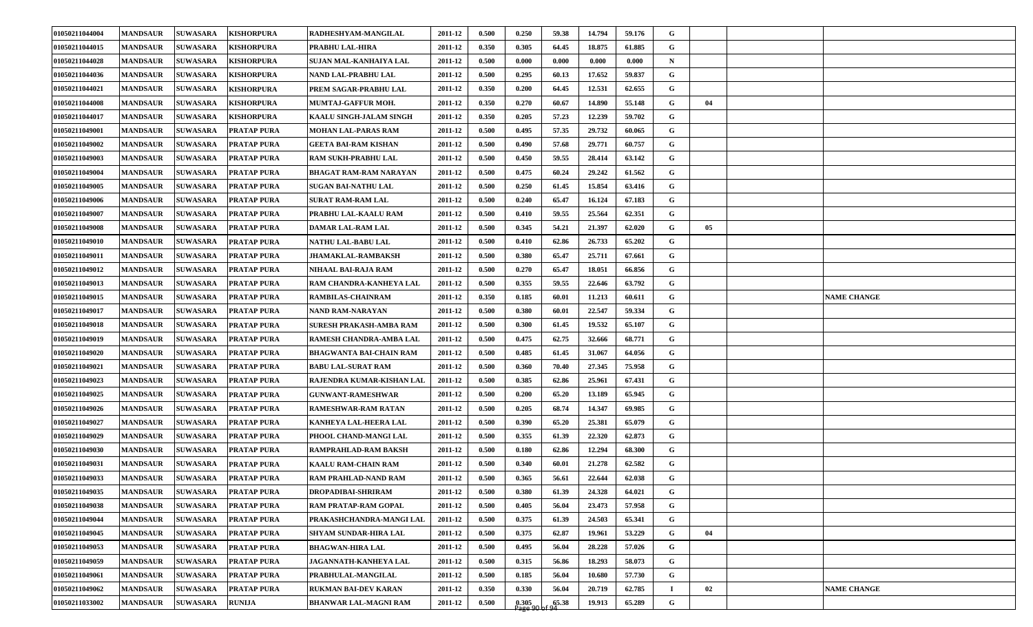| | | | | | | | | | | | | | | |
|---|---|---|---|---|---|---|---|---|---|---|---|---|---|---|
| 01050211044004 | MANDSAUR | SUWASARA | KISHORPURA | RADHESHYAM-MANGILAL | 2011-12 | 0.500 | 0.250 | 59.38 | 14.794 | 59.176 | G | | | |
| 01050211044015 | MANDSAUR | SUWASARA | KISHORPURA | PRABHU LAL-HIRA | 2011-12 | 0.350 | 0.305 | 64.45 | 18.875 | 61.885 | G | | | |
| 01050211044028 | MANDSAUR | SUWASARA | KISHORPURA | SUJAN MAL-KANHAIYA LAL | 2011-12 | 0.500 | 0.000 | 0.000 | 0.000 | 0.000 | N | | | |
| 01050211044036 | MANDSAUR | SUWASARA | KISHORPURA | NAND LAL-PRABHU LAL | 2011-12 | 0.500 | 0.295 | 60.13 | 17.652 | 59.837 | G | | | |
| 01050211044021 | MANDSAUR | SUWASARA | KISHORPURA | PREM SAGAR-PRABHU LAL | 2011-12 | 0.350 | 0.200 | 64.45 | 12.531 | 62.655 | G | | | |
| 01050211044008 | MANDSAUR | SUWASARA | KISHORPURA | MUMTAJ-GAFFUR MOH. | 2011-12 | 0.350 | 0.270 | 60.67 | 14.890 | 55.148 | G | 04 | | |
| 01050211044017 | MANDSAUR | SUWASARA | KISHORPURA | KAALU SINGH-JALAM SINGH | 2011-12 | 0.350 | 0.205 | 57.23 | 12.239 | 59.702 | G | | | |
| 01050211049001 | MANDSAUR | SUWASARA | PRATAP PURA | MOHAN LAL-PARAS RAM | 2011-12 | 0.500 | 0.495 | 57.35 | 29.732 | 60.065 | G | | | |
| 01050211049002 | MANDSAUR | SUWASARA | PRATAP PURA | GEETA BAI-RAM KISHAN | 2011-12 | 0.500 | 0.490 | 57.68 | 29.771 | 60.757 | G | | | |
| 01050211049003 | MANDSAUR | SUWASARA | PRATAP PURA | RAM SUKH-PRABHU LAL | 2011-12 | 0.500 | 0.450 | 59.55 | 28.414 | 63.142 | G | | | |
| 01050211049004 | MANDSAUR | SUWASARA | PRATAP PURA | BHAGAT RAM-RAM NARAYAN | 2011-12 | 0.500 | 0.475 | 60.24 | 29.242 | 61.562 | G | | | |
| 01050211049005 | MANDSAUR | SUWASARA | PRATAP PURA | SUGAN BAI-NATHU LAL | 2011-12 | 0.500 | 0.250 | 61.45 | 15.854 | 63.416 | G | | | |
| 01050211049006 | MANDSAUR | SUWASARA | PRATAP PURA | SURAT RAM-RAM LAL | 2011-12 | 0.500 | 0.240 | 65.47 | 16.124 | 67.183 | G | | | |
| 01050211049007 | MANDSAUR | SUWASARA | PRATAP PURA | PRABHU LAL-KAALU RAM | 2011-12 | 0.500 | 0.410 | 59.55 | 25.564 | 62.351 | G | | | |
| 01050211049008 | MANDSAUR | SUWASARA | PRATAP PURA | DAMAR LAL-RAM LAL | 2011-12 | 0.500 | 0.345 | 54.21 | 21.397 | 62.020 | G | 05 | | |
| 01050211049010 | MANDSAUR | SUWASARA | PRATAP PURA | NATHU LAL-BABU LAL | 2011-12 | 0.500 | 0.410 | 62.86 | 26.733 | 65.202 | G | | | |
| 01050211049011 | MANDSAUR | SUWASARA | PRATAP PURA | JHAMAKLAL-RAMBAKSH | 2011-12 | 0.500 | 0.380 | 65.47 | 25.711 | 67.661 | G | | | |
| 01050211049012 | MANDSAUR | SUWASARA | PRATAP PURA | NIHAAL BAI-RAJA RAM | 2011-12 | 0.500 | 0.270 | 65.47 | 18.051 | 66.856 | G | | | |
| 01050211049013 | MANDSAUR | SUWASARA | PRATAP PURA | RAM CHANDRA-KANHEYA LAL | 2011-12 | 0.500 | 0.355 | 59.55 | 22.646 | 63.792 | G | | | |
| 01050211049015 | MANDSAUR | SUWASARA | PRATAP PURA | RAMBILAS-CHAINRAM | 2011-12 | 0.350 | 0.185 | 60.01 | 11.213 | 60.611 | G | | | NAME CHANGE |
| 01050211049017 | MANDSAUR | SUWASARA | PRATAP PURA | NAND RAM-NARAYAN | 2011-12 | 0.500 | 0.380 | 60.01 | 22.547 | 59.334 | G | | | |
| 01050211049018 | MANDSAUR | SUWASARA | PRATAP PURA | SURESH PRAKASH-AMBA RAM | 2011-12 | 0.500 | 0.300 | 61.45 | 19.532 | 65.107 | G | | | |
| 01050211049019 | MANDSAUR | SUWASARA | PRATAP PURA | RAMESH CHANDRA-AMBA LAL | 2011-12 | 0.500 | 0.475 | 62.75 | 32.666 | 68.771 | G | | | |
| 01050211049020 | MANDSAUR | SUWASARA | PRATAP PURA | BHAGWANTA BAI-CHAIN RAM | 2011-12 | 0.500 | 0.485 | 61.45 | 31.067 | 64.056 | G | | | |
| 01050211049021 | MANDSAUR | SUWASARA | PRATAP PURA | BABU LAL-SURAT RAM | 2011-12 | 0.500 | 0.360 | 70.40 | 27.345 | 75.958 | G | | | |
| 01050211049023 | MANDSAUR | SUWASARA | PRATAP PURA | RAJENDRA KUMAR-KISHAN LAL | 2011-12 | 0.500 | 0.385 | 62.86 | 25.961 | 67.431 | G | | | |
| 01050211049025 | MANDSAUR | SUWASARA | PRATAP PURA | GUNWANT-RAMESHWAR | 2011-12 | 0.500 | 0.200 | 65.20 | 13.189 | 65.945 | G | | | |
| 01050211049026 | MANDSAUR | SUWASARA | PRATAP PURA | RAMESHWAR-RAM RATAN | 2011-12 | 0.500 | 0.205 | 68.74 | 14.347 | 69.985 | G | | | |
| 01050211049027 | MANDSAUR | SUWASARA | PRATAP PURA | KANHEYA LAL-HEERA LAL | 2011-12 | 0.500 | 0.390 | 65.20 | 25.381 | 65.079 | G | | | |
| 01050211049029 | MANDSAUR | SUWASARA | PRATAP PURA | PHOOL CHAND-MANGI LAL | 2011-12 | 0.500 | 0.355 | 61.39 | 22.320 | 62.873 | G | | | |
| 01050211049030 | MANDSAUR | SUWASARA | PRATAP PURA | RAMPRAHLAD-RAM BAKSH | 2011-12 | 0.500 | 0.180 | 62.86 | 12.294 | 68.300 | G | | | |
| 01050211049031 | MANDSAUR | SUWASARA | PRATAP PURA | KAALU RAM-CHAIN RAM | 2011-12 | 0.500 | 0.340 | 60.01 | 21.278 | 62.582 | G | | | |
| 01050211049033 | MANDSAUR | SUWASARA | PRATAP PURA | RAM PRAHLAD-NAND RAM | 2011-12 | 0.500 | 0.365 | 56.61 | 22.644 | 62.038 | G | | | |
| 01050211049035 | MANDSAUR | SUWASARA | PRATAP PURA | DROPADIBAI-SHRIRAM | 2011-12 | 0.500 | 0.380 | 61.39 | 24.328 | 64.021 | G | | | |
| 01050211049038 | MANDSAUR | SUWASARA | PRATAP PURA | RAM PRATAP-RAM GOPAL | 2011-12 | 0.500 | 0.405 | 56.04 | 23.473 | 57.958 | G | | | |
| 01050211049044 | MANDSAUR | SUWASARA | PRATAP PURA | PRAKASHCHANDRA-MANGI LAL | 2011-12 | 0.500 | 0.375 | 61.39 | 24.503 | 65.341 | G | | | |
| 01050211049045 | MANDSAUR | SUWASARA | PRATAP PURA | SHYAM SUNDAR-HIRA LAL | 2011-12 | 0.500 | 0.375 | 62.87 | 19.961 | 53.229 | G | 04 | | |
| 01050211049053 | MANDSAUR | SUWASARA | PRATAP PURA | BHAGWAN-HIRA LAL | 2011-12 | 0.500 | 0.495 | 56.04 | 28.228 | 57.026 | G | | | |
| 01050211049059 | MANDSAUR | SUWASARA | PRATAP PURA | JAGANNATH-KANHEYA LAL | 2011-12 | 0.500 | 0.315 | 56.86 | 18.293 | 58.073 | G | | | |
| 01050211049061 | MANDSAUR | SUWASARA | PRATAP PURA | PRABHULAL-MANGILAL | 2011-12 | 0.500 | 0.185 | 56.04 | 10.680 | 57.730 | G | | | |
| 01050211049062 | MANDSAUR | SUWASARA | PRATAP PURA | RUKMAN BAI-DEV KARAN | 2011-12 | 0.350 | 0.330 | 56.04 | 20.719 | 62.785 | I | 02 | | NAME CHANGE |
| 01050211033002 | MANDSAUR | SUWASARA | RUNIJA | BHANWAR LAL-MAGNI RAM | 2011-12 | 0.500 | 0.305 | 65.38 | 19.913 | 65.289 | G | | | |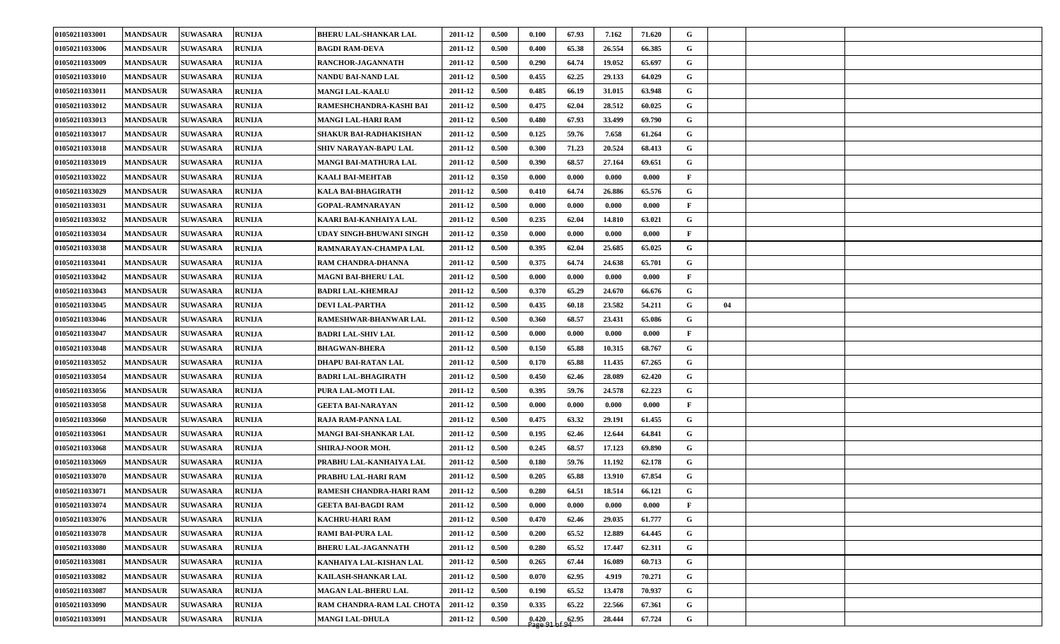| | | | | | | | | | | | | | | | |
|---|---|---|---|---|---|---|---|---|---|---|---|---|---|---|---|
| 01050211033001 | MANDSAUR | SUWASARA | RUNIJA | BHERU LAL-SHANKAR LAL | 2011-12 | 0.500 | 0.100 | 67.93 | 7.162 | 71.620 | G | | | | |
| 01050211033006 | MANDSAUR | SUWASARA | RUNIJA | BAGDI RAM-DEVA | 2011-12 | 0.500 | 0.400 | 65.38 | 26.554 | 66.385 | G | | | | |
| 01050211033009 | MANDSAUR | SUWASARA | RUNIJA | RANCHOR-JAGANNATH | 2011-12 | 0.500 | 0.290 | 64.74 | 19.052 | 65.697 | G | | | | |
| 01050211033010 | MANDSAUR | SUWASARA | RUNIJA | NANDU BAI-NAND LAL | 2011-12 | 0.500 | 0.455 | 62.25 | 29.133 | 64.029 | G | | | | |
| 01050211033011 | MANDSAUR | SUWASARA | RUNIJA | MANGI LAL-KAALU | 2011-12 | 0.500 | 0.485 | 66.19 | 31.015 | 63.948 | G | | | | |
| 01050211033012 | MANDSAUR | SUWASARA | RUNIJA | RAMESHCHANDRA-KASHI BAI | 2011-12 | 0.500 | 0.475 | 62.04 | 28.512 | 60.025 | G | | | | |
| 01050211033013 | MANDSAUR | SUWASARA | RUNIJA | MANGI LAL-HARI RAM | 2011-12 | 0.500 | 0.480 | 67.93 | 33.499 | 69.790 | G | | | | |
| 01050211033017 | MANDSAUR | SUWASARA | RUNIJA | SHAKUR BAI-RADHAKISHAN | 2011-12 | 0.500 | 0.125 | 59.76 | 7.658 | 61.264 | G | | | | |
| 01050211033018 | MANDSAUR | SUWASARA | RUNIJA | SHIV NARAYAN-BAPU LAL | 2011-12 | 0.500 | 0.300 | 71.23 | 20.524 | 68.413 | G | | | | |
| 01050211033019 | MANDSAUR | SUWASARA | RUNIJA | MANGI BAI-MATHURA LAL | 2011-12 | 0.500 | 0.390 | 68.57 | 27.164 | 69.651 | G | | | | |
| 01050211033022 | MANDSAUR | SUWASARA | RUNIJA | KAALI BAI-MEHTAB | 2011-12 | 0.350 | 0.000 | 0.000 | 0.000 | 0.000 | F | | | | |
| 01050211033029 | MANDSAUR | SUWASARA | RUNIJA | KALA BAI-BHAGIRATH | 2011-12 | 0.500 | 0.410 | 64.74 | 26.886 | 65.576 | G | | | | |
| 01050211033031 | MANDSAUR | SUWASARA | RUNIJA | GOPAL-RAMNARAYAN | 2011-12 | 0.500 | 0.000 | 0.000 | 0.000 | 0.000 | F | | | | |
| 01050211033032 | MANDSAUR | SUWASARA | RUNIJA | KAARI BAI-KANHAIYA LAL | 2011-12 | 0.500 | 0.235 | 62.04 | 14.810 | 63.021 | G | | | | |
| 01050211033034 | MANDSAUR | SUWASARA | RUNIJA | UDAY SINGH-BHUWANI SINGH | 2011-12 | 0.350 | 0.000 | 0.000 | 0.000 | 0.000 | F | | | | |
| 01050211033038 | MANDSAUR | SUWASARA | RUNIJA | RAMNARAYAN-CHAMPA LAL | 2011-12 | 0.500 | 0.395 | 62.04 | 25.685 | 65.025 | G | | | | |
| 01050211033041 | MANDSAUR | SUWASARA | RUNIJA | RAM CHANDRA-DHANNA | 2011-12 | 0.500 | 0.375 | 64.74 | 24.638 | 65.701 | G | | | | |
| 01050211033042 | MANDSAUR | SUWASARA | RUNIJA | MAGNI BAI-BHERU LAL | 2011-12 | 0.500 | 0.000 | 0.000 | 0.000 | 0.000 | F | | | | |
| 01050211033043 | MANDSAUR | SUWASARA | RUNIJA | BADRI LAL-KHEMRAJ | 2011-12 | 0.500 | 0.370 | 65.29 | 24.670 | 66.676 | G | | | | |
| 01050211033045 | MANDSAUR | SUWASARA | RUNIJA | DEVI LAL-PARTHA | 2011-12 | 0.500 | 0.435 | 60.18 | 23.582 | 54.211 | G | 04 | | | |
| 01050211033046 | MANDSAUR | SUWASARA | RUNIJA | RAMESHWAR-BHANWAR LAL | 2011-12 | 0.500 | 0.360 | 68.57 | 23.431 | 65.086 | G | | | | |
| 01050211033047 | MANDSAUR | SUWASARA | RUNIJA | BADRI LAL-SHIV LAL | 2011-12 | 0.500 | 0.000 | 0.000 | 0.000 | 0.000 | F | | | | |
| 01050211033048 | MANDSAUR | SUWASARA | RUNIJA | BHAGWAN-BHERA | 2011-12 | 0.500 | 0.150 | 65.88 | 10.315 | 68.767 | G | | | | |
| 01050211033052 | MANDSAUR | SUWASARA | RUNIJA | DHAPU BAI-RATAN LAL | 2011-12 | 0.500 | 0.170 | 65.88 | 11.435 | 67.265 | G | | | | |
| 01050211033054 | MANDSAUR | SUWASARA | RUNIJA | BADRI LAL-BHAGIRATH | 2011-12 | 0.500 | 0.450 | 62.46 | 28.089 | 62.420 | G | | | | |
| 01050211033056 | MANDSAUR | SUWASARA | RUNIJA | PURA LAL-MOTI LAL | 2011-12 | 0.500 | 0.395 | 59.76 | 24.578 | 62.223 | G | | | | |
| 01050211033058 | MANDSAUR | SUWASARA | RUNIJA | GEETA BAI-NARAYAN | 2011-12 | 0.500 | 0.000 | 0.000 | 0.000 | 0.000 | F | | | | |
| 01050211033060 | MANDSAUR | SUWASARA | RUNIJA | RAJA RAM-PANNA LAL | 2011-12 | 0.500 | 0.475 | 63.32 | 29.191 | 61.455 | G | | | | |
| 01050211033061 | MANDSAUR | SUWASARA | RUNIJA | MANGI BAI-SHANKAR LAL | 2011-12 | 0.500 | 0.195 | 62.46 | 12.644 | 64.841 | G | | | | |
| 01050211033068 | MANDSAUR | SUWASARA | RUNIJA | SHIRAJ-NOOR MOH. | 2011-12 | 0.500 | 0.245 | 68.57 | 17.123 | 69.890 | G | | | | |
| 01050211033069 | MANDSAUR | SUWASARA | RUNIJA | PRABHU LAL-KANHAIYA LAL | 2011-12 | 0.500 | 0.180 | 59.76 | 11.192 | 62.178 | G | | | | |
| 01050211033070 | MANDSAUR | SUWASARA | RUNIJA | PRABHU LAL-HARI RAM | 2011-12 | 0.500 | 0.205 | 65.88 | 13.910 | 67.854 | G | | | | |
| 01050211033071 | MANDSAUR | SUWASARA | RUNIJA | RAMESH CHANDRA-HARI RAM | 2011-12 | 0.500 | 0.280 | 64.51 | 18.514 | 66.121 | G | | | | |
| 01050211033074 | MANDSAUR | SUWASARA | RUNIJA | GEETA BAI-BAGDI RAM | 2011-12 | 0.500 | 0.000 | 0.000 | 0.000 | 0.000 | F | | | | |
| 01050211033076 | MANDSAUR | SUWASARA | RUNIJA | KACHRU-HARI RAM | 2011-12 | 0.500 | 0.470 | 62.46 | 29.035 | 61.777 | G | | | | |
| 01050211033078 | MANDSAUR | SUWASARA | RUNIJA | RAMI BAI-PURA LAL | 2011-12 | 0.500 | 0.200 | 65.52 | 12.889 | 64.445 | G | | | | |
| 01050211033080 | MANDSAUR | SUWASARA | RUNIJA | BHERU LAL-JAGANNATH | 2011-12 | 0.500 | 0.280 | 65.52 | 17.447 | 62.311 | G | | | | |
| 01050211033081 | MANDSAUR | SUWASARA | RUNIJA | KANHAIYA LAL-KISHAN LAL | 2011-12 | 0.500 | 0.265 | 67.44 | 16.089 | 60.713 | G | | | | |
| 01050211033082 | MANDSAUR | SUWASARA | RUNIJA | KAILASH-SHANKAR LAL | 2011-12 | 0.500 | 0.070 | 62.95 | 4.919 | 70.271 | G | | | | |
| 01050211033087 | MANDSAUR | SUWASARA | RUNIJA | MAGAN LAL-BHERU LAL | 2011-12 | 0.500 | 0.190 | 65.52 | 13.478 | 70.937 | G | | | | |
| 01050211033090 | MANDSAUR | SUWASARA | RUNIJA | RAM CHANDRA-RAM LAL CHOTA | 2011-12 | 0.350 | 0.335 | 65.22 | 22.566 | 67.361 | G | | | | |
| 01050211033091 | MANDSAUR | SUWASARA | RUNIJA | MANGI LAL-DHULA | 2011-12 | 0.500 | 0.420 | 62.95 | 28.444 | 67.724 | G | | | | |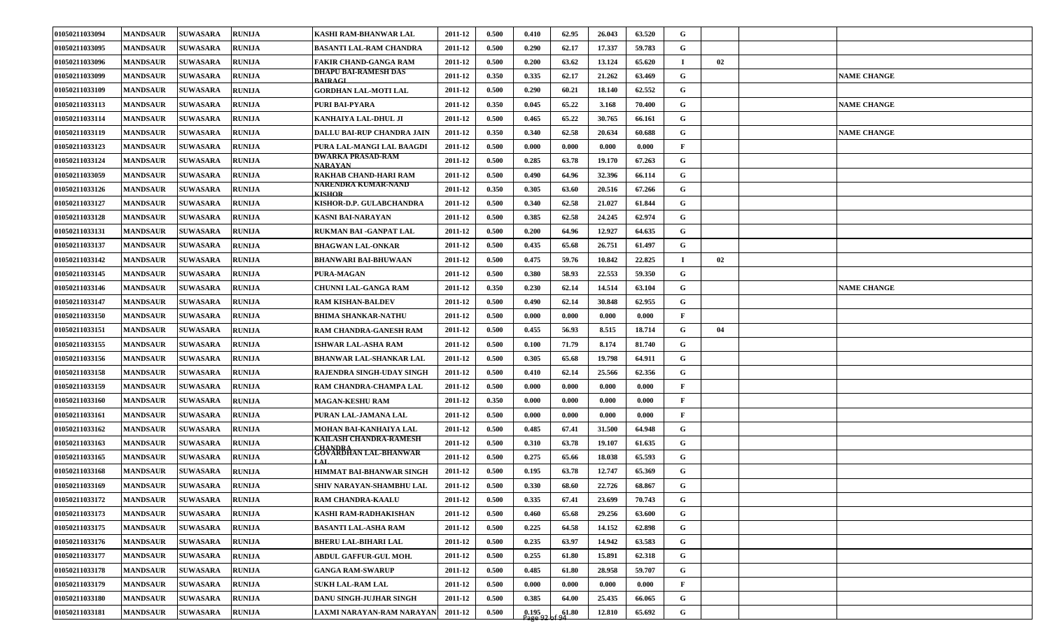| | | | | | | | | | | | | | | |
|---|---|---|---|---|---|---|---|---|---|---|---|---|---|---|
| 01050211033094 | MANDSAUR | SUWASARA | RUNIJA | KASHI RAM-BHANWAR LAL | 2011-12 | 0.500 | 0.410 | 62.95 | 26.043 | 63.520 | G | | | |
| 01050211033095 | MANDSAUR | SUWASARA | RUNIJA | BASANTI LAL-RAM CHANDRA | 2011-12 | 0.500 | 0.290 | 62.17 | 17.337 | 59.783 | G | | | |
| 01050211033096 | MANDSAUR | SUWASARA | RUNIJA | FAKIR CHAND-GANGA RAM | 2011-12 | 0.500 | 0.200 | 63.62 | 13.124 | 65.620 | I | 02 | | |
| 01050211033099 | MANDSAUR | SUWASARA | RUNIJA | DHAPU BAI-RAMESH DAS BAIRAGI | 2011-12 | 0.350 | 0.335 | 62.17 | 21.262 | 63.469 | G | | | NAME CHANGE |
| 01050211033109 | MANDSAUR | SUWASARA | RUNIJA | GORDHAN LAL-MOTI LAL | 2011-12 | 0.500 | 0.290 | 60.21 | 18.140 | 62.552 | G | | | |
| 01050211033113 | MANDSAUR | SUWASARA | RUNIJA | PURI BAI-PYARA | 2011-12 | 0.350 | 0.045 | 65.22 | 3.168 | 70.400 | G | | | NAME CHANGE |
| 01050211033114 | MANDSAUR | SUWASARA | RUNIJA | KANHAIYA LAL-DHUL JI | 2011-12 | 0.500 | 0.465 | 65.22 | 30.765 | 66.161 | G | | | |
| 01050211033119 | MANDSAUR | SUWASARA | RUNIJA | DALLU BAI-RUP CHANDRA JAIN | 2011-12 | 0.350 | 0.340 | 62.58 | 20.634 | 60.688 | G | | | NAME CHANGE |
| 01050211033123 | MANDSAUR | SUWASARA | RUNIJA | PURA LAL-MANGI LAL BAAGDI | 2011-12 | 0.500 | 0.000 | 0.000 | 0.000 | 0.000 | F | | | |
| 01050211033124 | MANDSAUR | SUWASARA | RUNIJA | DWARKA PRASAD-RAM NARAYAN | 2011-12 | 0.500 | 0.285 | 63.78 | 19.170 | 67.263 | G | | | |
| 01050211033059 | MANDSAUR | SUWASARA | RUNIJA | RAKHAB CHAND-HARI RAM | 2011-12 | 0.500 | 0.490 | 64.96 | 32.396 | 66.114 | G | | | |
| 01050211033126 | MANDSAUR | SUWASARA | RUNIJA | NARENDRA KUMAR-NAND KISHOR | 2011-12 | 0.350 | 0.305 | 63.60 | 20.516 | 67.266 | G | | | |
| 01050211033127 | MANDSAUR | SUWASARA | RUNIJA | KISHOR-D.P. GULABCHANDRA | 2011-12 | 0.500 | 0.340 | 62.58 | 21.027 | 61.844 | G | | | |
| 01050211033128 | MANDSAUR | SUWASARA | RUNIJA | KASNI BAI-NARAYAN | 2011-12 | 0.500 | 0.385 | 62.58 | 24.245 | 62.974 | G | | | |
| 01050211033131 | MANDSAUR | SUWASARA | RUNIJA | RUKMAN BAI -GANPAT LAL | 2011-12 | 0.500 | 0.200 | 64.96 | 12.927 | 64.635 | G | | | |
| 01050211033137 | MANDSAUR | SUWASARA | RUNIJA | BHAGWAN LAL-ONKAR | 2011-12 | 0.500 | 0.435 | 65.68 | 26.751 | 61.497 | G | | | |
| 01050211033142 | MANDSAUR | SUWASARA | RUNIJA | BHANWARI BAI-BHUWAAN | 2011-12 | 0.500 | 0.475 | 59.76 | 10.842 | 22.825 | I | 02 | | |
| 01050211033145 | MANDSAUR | SUWASARA | RUNIJA | PURA-MAGAN | 2011-12 | 0.500 | 0.380 | 58.93 | 22.553 | 59.350 | G | | | |
| 01050211033146 | MANDSAUR | SUWASARA | RUNIJA | CHUNNI LAL-GANGA RAM | 2011-12 | 0.350 | 0.230 | 62.14 | 14.514 | 63.104 | G | | | NAME CHANGE |
| 01050211033147 | MANDSAUR | SUWASARA | RUNIJA | RAM KISHAN-BALDEV | 2011-12 | 0.500 | 0.490 | 62.14 | 30.848 | 62.955 | G | | | |
| 01050211033150 | MANDSAUR | SUWASARA | RUNIJA | BHIMA SHANKAR-NATHU | 2011-12 | 0.500 | 0.000 | 0.000 | 0.000 | 0.000 | F | | | |
| 01050211033151 | MANDSAUR | SUWASARA | RUNIJA | RAM CHANDRA-GANESH RAM | 2011-12 | 0.500 | 0.455 | 56.93 | 8.515 | 18.714 | G | 04 | | |
| 01050211033155 | MANDSAUR | SUWASARA | RUNIJA | ISHWAR LAL-ASHA RAM | 2011-12 | 0.500 | 0.100 | 71.79 | 8.174 | 81.740 | G | | | |
| 01050211033156 | MANDSAUR | SUWASARA | RUNIJA | BHANWAR LAL-SHANKAR LAL | 2011-12 | 0.500 | 0.305 | 65.68 | 19.798 | 64.911 | G | | | |
| 01050211033158 | MANDSAUR | SUWASARA | RUNIJA | RAJENDRA SINGH-UDAY SINGH | 2011-12 | 0.500 | 0.410 | 62.14 | 25.566 | 62.356 | G | | | |
| 01050211033159 | MANDSAUR | SUWASARA | RUNIJA | RAM CHANDRA-CHAMPA LAL | 2011-12 | 0.500 | 0.000 | 0.000 | 0.000 | 0.000 | F | | | |
| 01050211033160 | MANDSAUR | SUWASARA | RUNIJA | MAGAN-KESHU RAM | 2011-12 | 0.350 | 0.000 | 0.000 | 0.000 | 0.000 | F | | | |
| 01050211033161 | MANDSAUR | SUWASARA | RUNIJA | PURAN LAL-JAMANA LAL | 2011-12 | 0.500 | 0.000 | 0.000 | 0.000 | 0.000 | F | | | |
| 01050211033162 | MANDSAUR | SUWASARA | RUNIJA | MOHAN BAI-KANHAIYA LAL | 2011-12 | 0.500 | 0.485 | 67.41 | 31.500 | 64.948 | G | | | |
| 01050211033163 | MANDSAUR | SUWASARA | RUNIJA | KAILASH CHANDRA-RAMESH CHANDRA | 2011-12 | 0.500 | 0.310 | 63.78 | 19.107 | 61.635 | G | | | |
| 01050211033165 | MANDSAUR | SUWASARA | RUNIJA | GOVARDHAN LAL-BHANWAR LAL | 2011-12 | 0.500 | 0.275 | 65.66 | 18.038 | 65.593 | G | | | |
| 01050211033168 | MANDSAUR | SUWASARA | RUNIJA | HIMMAT BAI-BHANWAR SINGH | 2011-12 | 0.500 | 0.195 | 63.78 | 12.747 | 65.369 | G | | | |
| 01050211033169 | MANDSAUR | SUWASARA | RUNIJA | SHIV NARAYAN-SHAMBHU LAL | 2011-12 | 0.500 | 0.330 | 68.60 | 22.726 | 68.867 | G | | | |
| 01050211033172 | MANDSAUR | SUWASARA | RUNIJA | RAM CHANDRA-KAALU | 2011-12 | 0.500 | 0.335 | 67.41 | 23.699 | 70.743 | G | | | |
| 01050211033173 | MANDSAUR | SUWASARA | RUNIJA | KASHI RAM-RADHAKISHAN | 2011-12 | 0.500 | 0.460 | 65.68 | 29.256 | 63.600 | G | | | |
| 01050211033175 | MANDSAUR | SUWASARA | RUNIJA | BASANTI LAL-ASHA RAM | 2011-12 | 0.500 | 0.225 | 64.58 | 14.152 | 62.898 | G | | | |
| 01050211033176 | MANDSAUR | SUWASARA | RUNIJA | BHERU LAL-BIHARI LAL | 2011-12 | 0.500 | 0.235 | 63.97 | 14.942 | 63.583 | G | | | |
| 01050211033177 | MANDSAUR | SUWASARA | RUNIJA | ABDUL GAFFUR-GUL MOH. | 2011-12 | 0.500 | 0.255 | 61.80 | 15.891 | 62.318 | G | | | |
| 01050211033178 | MANDSAUR | SUWASARA | RUNIJA | GANGA RAM-SWARUP | 2011-12 | 0.500 | 0.485 | 61.80 | 28.958 | 59.707 | G | | | |
| 01050211033179 | MANDSAUR | SUWASARA | RUNIJA | SUKH LAL-RAM LAL | 2011-12 | 0.500 | 0.000 | 0.000 | 0.000 | 0.000 | F | | | |
| 01050211033180 | MANDSAUR | SUWASARA | RUNIJA | DANU SINGH-JUJHAR SINGH | 2011-12 | 0.500 | 0.385 | 64.00 | 25.435 | 66.065 | G | | | |
| 01050211033181 | MANDSAUR | SUWASARA | RUNIJA | LAXMI NARAYAN-RAM NARAYAN | 2011-12 | 0.500 | 0.195 | 61.80 | 12.810 | 65.692 | G | | | |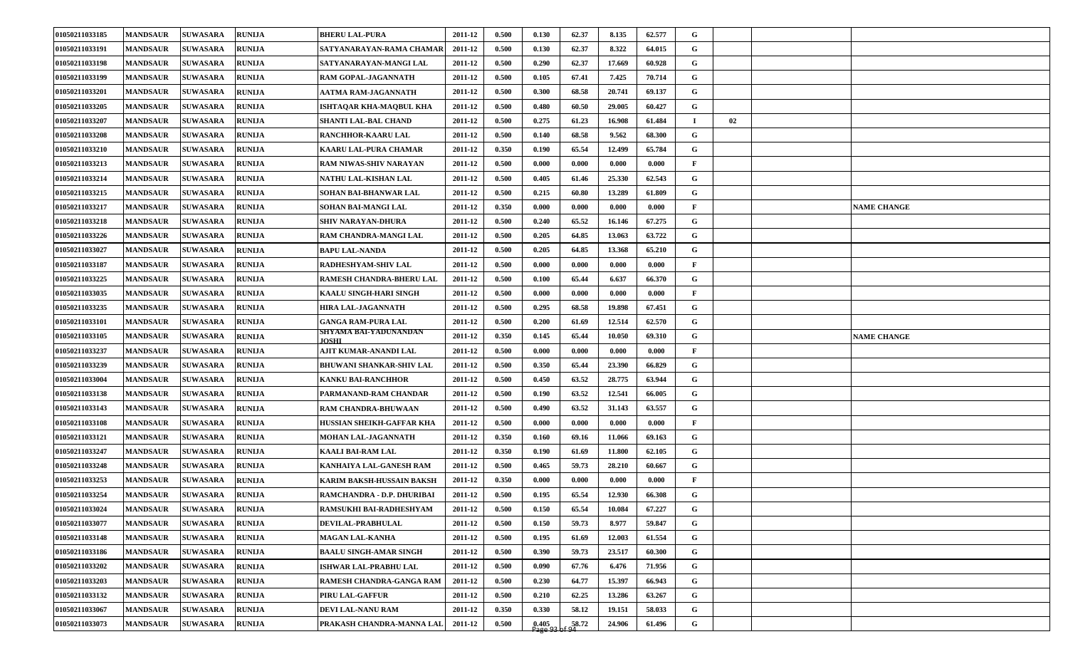| | | | | | | | | | | | | | | |
|---|---|---|---|---|---|---|---|---|---|---|---|---|---|---|
| 01050211033185 | MANDSAUR | SUWASARA | RUNIJA | BHERU LAL-PURA | 2011-12 | 0.500 | 0.130 | 62.37 | 8.135 | 62.577 | G | | | |
| 01050211033191 | MANDSAUR | SUWASARA | RUNIJA | SATYANARAYAN-RAMA CHAMAR | 2011-12 | 0.500 | 0.130 | 62.37 | 8.322 | 64.015 | G | | | |
| 01050211033198 | MANDSAUR | SUWASARA | RUNIJA | SATYANARAYAN-MANGI LAL | 2011-12 | 0.500 | 0.290 | 62.37 | 17.669 | 60.928 | G | | | |
| 01050211033199 | MANDSAUR | SUWASARA | RUNIJA | RAM GOPAL-JAGANNATH | 2011-12 | 0.500 | 0.105 | 67.41 | 7.425 | 70.714 | G | | | |
| 01050211033201 | MANDSAUR | SUWASARA | RUNIJA | AATMA RAM-JAGANNATH | 2011-12 | 0.500 | 0.300 | 68.58 | 20.741 | 69.137 | G | | | |
| 01050211033205 | MANDSAUR | SUWASARA | RUNIJA | ISHTAQAR KHA-MAQBUL KHA | 2011-12 | 0.500 | 0.480 | 60.50 | 29.005 | 60.427 | G | | | |
| 01050211033207 | MANDSAUR | SUWASARA | RUNIJA | SHANTI LAL-BAL CHAND | 2011-12 | 0.500 | 0.275 | 61.23 | 16.908 | 61.484 | I | 02 | | |
| 01050211033208 | MANDSAUR | SUWASARA | RUNIJA | RANCHHOR-KAARU LAL | 2011-12 | 0.500 | 0.140 | 68.58 | 9.562 | 68.300 | G | | | |
| 01050211033210 | MANDSAUR | SUWASARA | RUNIJA | KAARU LAL-PURA CHAMAR | 2011-12 | 0.350 | 0.190 | 65.54 | 12.499 | 65.784 | G | | | |
| 01050211033213 | MANDSAUR | SUWASARA | RUNIJA | RAM NIWAS-SHIV NARAYAN | 2011-12 | 0.500 | 0.000 | 0.000 | 0.000 | 0.000 | F | | | |
| 01050211033214 | MANDSAUR | SUWASARA | RUNIJA | NATHU LAL-KISHAN LAL | 2011-12 | 0.500 | 0.405 | 61.46 | 25.330 | 62.543 | G | | | |
| 01050211033215 | MANDSAUR | SUWASARA | RUNIJA | SOHAN BAI-BHANWAR LAL | 2011-12 | 0.500 | 0.215 | 60.80 | 13.289 | 61.809 | G | | | |
| 01050211033217 | MANDSAUR | SUWASARA | RUNIJA | SOHAN BAI-MANGI LAL | 2011-12 | 0.350 | 0.000 | 0.000 | 0.000 | 0.000 | F | | | NAME CHANGE |
| 01050211033218 | MANDSAUR | SUWASARA | RUNIJA | SHIV NARAYAN-DHURA | 2011-12 | 0.500 | 0.240 | 65.52 | 16.146 | 67.275 | G | | | |
| 01050211033226 | MANDSAUR | SUWASARA | RUNIJA | RAM CHANDRA-MANGI LAL | 2011-12 | 0.500 | 0.205 | 64.85 | 13.063 | 63.722 | G | | | |
| 01050211033027 | MANDSAUR | SUWASARA | RUNIJA | BAPU LAL-NANDA | 2011-12 | 0.500 | 0.205 | 64.85 | 13.368 | 65.210 | G | | | |
| 01050211033187 | MANDSAUR | SUWASARA | RUNIJA | RADHESHYAM-SHIV LAL | 2011-12 | 0.500 | 0.000 | 0.000 | 0.000 | 0.000 | F | | | |
| 01050211033225 | MANDSAUR | SUWASARA | RUNIJA | RAMESH CHANDRA-BHERU LAL | 2011-12 | 0.500 | 0.100 | 65.44 | 6.637 | 66.370 | G | | | |
| 01050211033035 | MANDSAUR | SUWASARA | RUNIJA | KAALU SINGH-HARI SINGH | 2011-12 | 0.500 | 0.000 | 0.000 | 0.000 | 0.000 | F | | | |
| 01050211033235 | MANDSAUR | SUWASARA | RUNIJA | HIRA LAL-JAGANNATH | 2011-12 | 0.500 | 0.295 | 68.58 | 19.898 | 67.451 | G | | | |
| 01050211033101 | MANDSAUR | SUWASARA | RUNIJA | GANGA RAM-PURA LAL | 2011-12 | 0.500 | 0.200 | 61.69 | 12.514 | 62.570 | G | | | |
| 01050211033105 | MANDSAUR | SUWASARA | RUNIJA | SHYAMA BAI-YADUNANDAN JOSHI | 2011-12 | 0.350 | 0.145 | 65.44 | 10.050 | 69.310 | G | | | NAME CHANGE |
| 01050211033237 | MANDSAUR | SUWASARA | RUNIJA | AJIT KUMAR-ANANDI LAL | 2011-12 | 0.500 | 0.000 | 0.000 | 0.000 | 0.000 | F | | | |
| 01050211033239 | MANDSAUR | SUWASARA | RUNIJA | BHUWANI SHANKAR-SHIV LAL | 2011-12 | 0.500 | 0.350 | 65.44 | 23.390 | 66.829 | G | | | |
| 01050211033004 | MANDSAUR | SUWASARA | RUNIJA | KANKU BAI-RANCHHOR | 2011-12 | 0.500 | 0.450 | 63.52 | 28.775 | 63.944 | G | | | |
| 01050211033138 | MANDSAUR | SUWASARA | RUNIJA | PARMANAND-RAM CHANDAR | 2011-12 | 0.500 | 0.190 | 63.52 | 12.541 | 66.005 | G | | | |
| 01050211033143 | MANDSAUR | SUWASARA | RUNIJA | RAM CHANDRA-BHUWAAN | 2011-12 | 0.500 | 0.490 | 63.52 | 31.143 | 63.557 | G | | | |
| 01050211033108 | MANDSAUR | SUWASARA | RUNIJA | HUSSIAN SHEIKH-GAFFAR KHA | 2011-12 | 0.500 | 0.000 | 0.000 | 0.000 | 0.000 | F | | | |
| 01050211033121 | MANDSAUR | SUWASARA | RUNIJA | MOHAN LAL-JAGANNATH | 2011-12 | 0.350 | 0.160 | 69.16 | 11.066 | 69.163 | G | | | |
| 01050211033247 | MANDSAUR | SUWASARA | RUNIJA | KAALI BAI-RAM LAL | 2011-12 | 0.350 | 0.190 | 61.69 | 11.800 | 62.105 | G | | | |
| 01050211033248 | MANDSAUR | SUWASARA | RUNIJA | KANHAIYA LAL-GANESH RAM | 2011-12 | 0.500 | 0.465 | 59.73 | 28.210 | 60.667 | G | | | |
| 01050211033253 | MANDSAUR | SUWASARA | RUNIJA | KARIM BAKSH-HUSSAIN BAKSH | 2011-12 | 0.350 | 0.000 | 0.000 | 0.000 | 0.000 | F | | | |
| 01050211033254 | MANDSAUR | SUWASARA | RUNIJA | RAMCHANDRA - D.P. DHURIBAI | 2011-12 | 0.500 | 0.195 | 65.54 | 12.930 | 66.308 | G | | | |
| 01050211033024 | MANDSAUR | SUWASARA | RUNIJA | RAMSUKHI BAI-RADHESHYAM | 2011-12 | 0.500 | 0.150 | 65.54 | 10.084 | 67.227 | G | | | |
| 01050211033077 | MANDSAUR | SUWASARA | RUNIJA | DEVILAL-PRABHULAL | 2011-12 | 0.500 | 0.150 | 59.73 | 8.977 | 59.847 | G | | | |
| 01050211033148 | MANDSAUR | SUWASARA | RUNIJA | MAGAN LAL-KANHA | 2011-12 | 0.500 | 0.195 | 61.69 | 12.003 | 61.554 | G | | | |
| 01050211033186 | MANDSAUR | SUWASARA | RUNIJA | BAALU SINGH-AMAR SINGH | 2011-12 | 0.500 | 0.390 | 59.73 | 23.517 | 60.300 | G | | | |
| 01050211033202 | MANDSAUR | SUWASARA | RUNIJA | ISHWAR LAL-PRABHU LAL | 2011-12 | 0.500 | 0.090 | 67.76 | 6.476 | 71.956 | G | | | |
| 01050211033203 | MANDSAUR | SUWASARA | RUNIJA | RAMESH CHANDRA-GANGA RAM | 2011-12 | 0.500 | 0.230 | 64.77 | 15.397 | 66.943 | G | | | |
| 01050211033132 | MANDSAUR | SUWASARA | RUNIJA | PIRU LAL-GAFFUR | 2011-12 | 0.500 | 0.210 | 62.25 | 13.286 | 63.267 | G | | | |
| 01050211033067 | MANDSAUR | SUWASARA | RUNIJA | DEVI LAL-NANU RAM | 2011-12 | 0.350 | 0.330 | 58.12 | 19.151 | 58.033 | G | | | |
| 01050211033073 | MANDSAUR | SUWASARA | RUNIJA | PRAKASH CHANDRA-MANNA LAL | 2011-12 | 0.500 | 0.405 | 58.72 | 24.906 | 61.496 | G | | | |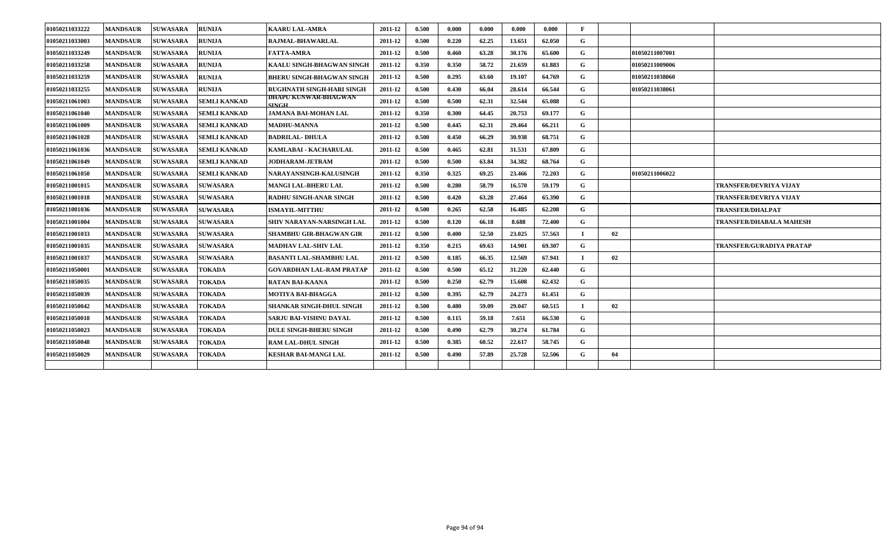| | | | | | | | | | | | | | | |
|---|---|---|---|---|---|---|---|---|---|---|---|---|---|---|
| 01050211033222 | MANDSAUR | SUWASARA | RUNIJA | KAARU LAL-AMRA | 2011-12 | 0.500 | 0.000 | 0.000 | 0.000 | 0.000 | F | | | |
| 01050211033003 | MANDSAUR | SUWASARA | RUNIJA | RAJMAL-BHAWARLAL | 2011-12 | 0.500 | 0.220 | 62.25 | 13.651 | 62.050 | G | | | |
| 01050211033249 | MANDSAUR | SUWASARA | RUNIJA | FATTA-AMRA | 2011-12 | 0.500 | 0.460 | 63.28 | 30.176 | 65.600 | G | | 01050211007001 | |
| 01050211033258 | MANDSAUR | SUWASARA | RUNIJA | KAALU SINGH-BHAGWAN SINGH | 2011-12 | 0.350 | 0.350 | 58.72 | 21.659 | 61.883 | G | | 01050211009006 | |
| 01050211033259 | MANDSAUR | SUWASARA | RUNIJA | BHERU SINGH-BHAGWAN SINGH | 2011-12 | 0.500 | 0.295 | 63.60 | 19.107 | 64.769 | G | | 01050211038060 | |
| 01050211033255 | MANDSAUR | SUWASARA | RUNIJA | RUGHNATH SINGH-HARI SINGH | 2011-12 | 0.500 | 0.430 | 66.04 | 28.614 | 66.544 | G | | 01050211038061 | |
| 01050211061003 | MANDSAUR | SUWASARA | SEMLI KANKAD | DHAPU KUNWAR-BHAGWAN SINGH | 2011-12 | 0.500 | 0.500 | 62.31 | 32.544 | 65.088 | G | | | |
| 01050211061040 | MANDSAUR | SUWASARA | SEMLI KANKAD | JAMANA BAI-MOHAN LAL | 2011-12 | 0.350 | 0.300 | 64.45 | 20.753 | 69.177 | G | | | |
| 01050211061009 | MANDSAUR | SUWASARA | SEMLI KANKAD | MADHU-MANNA | 2011-12 | 0.500 | 0.445 | 62.31 | 29.464 | 66.211 | G | | | |
| 01050211061028 | MANDSAUR | SUWASARA | SEMLI KANKAD | BADRILAL- DHULA | 2011-12 | 0.500 | 0.450 | 66.29 | 30.938 | 68.751 | G | | | |
| 01050211061036 | MANDSAUR | SUWASARA | SEMLI KANKAD | KAMLABAI - KACHARULAL | 2011-12 | 0.500 | 0.465 | 62.81 | 31.531 | 67.809 | G | | | |
| 01050211061049 | MANDSAUR | SUWASARA | SEMLI KANKAD | JODHARAM-JETRAM | 2011-12 | 0.500 | 0.500 | 63.84 | 34.382 | 68.764 | G | | | |
| 01050211061050 | MANDSAUR | SUWASARA | SEMLI KANKAD | NARAYANSINGH-KALUSINGH | 2011-12 | 0.350 | 0.325 | 69.25 | 23.466 | 72.203 | G | | 01050211006022 | |
| 01050211001015 | MANDSAUR | SUWASARA | SUWASARA | MANGI LAL-BHERU LAL | 2011-12 | 0.500 | 0.280 | 58.79 | 16.570 | 59.179 | G | | | TRANSFER/DEVRIYA VIJAY |
| 01050211001018 | MANDSAUR | SUWASARA | SUWASARA | RADHU SINGH-ANAR SINGH | 2011-12 | 0.500 | 0.420 | 63.28 | 27.464 | 65.390 | G | | | TRANSFER/DEVRIYA VIJAY |
| 01050211001036 | MANDSAUR | SUWASARA | SUWASARA | ISMAYIL-MITTHU | 2011-12 | 0.500 | 0.265 | 62.58 | 16.485 | 62.208 | G | | | TRANSFER/DHALPAT |
| 01050211001004 | MANDSAUR | SUWASARA | SUWASARA | SHIV NARAYAN-NARSINGH LAL | 2011-12 | 0.500 | 0.120 | 66.18 | 8.688 | 72.400 | G | | | TRANSFER/DHABALA MAHESH |
| 01050211001033 | MANDSAUR | SUWASARA | SUWASARA | SHAMBHU GIR-BHAGWAN GIR | 2011-12 | 0.500 | 0.400 | 52.50 | 23.025 | 57.563 | I | 02 | | |
| 01050211001035 | MANDSAUR | SUWASARA | SUWASARA | MADHAV LAL-SHIV LAL | 2011-12 | 0.350 | 0.215 | 69.63 | 14.901 | 69.307 | G | | | TRANSFER/GURADIYA PRATAP |
| 01050211001037 | MANDSAUR | SUWASARA | SUWASARA | BASANTI LAL-SHAMBHU LAL | 2011-12 | 0.500 | 0.185 | 66.35 | 12.569 | 67.941 | I | 02 | | |
| 01050211050001 | MANDSAUR | SUWASARA | TOKADA | GOVARDHAN LAL-RAM PRATAP | 2011-12 | 0.500 | 0.500 | 65.12 | 31.220 | 62.440 | G | | | |
| 01050211050035 | MANDSAUR | SUWASARA | TOKADA | RATAN BAI-KAANA | 2011-12 | 0.500 | 0.250 | 62.79 | 15.608 | 62.432 | G | | | |
| 01050211050039 | MANDSAUR | SUWASARA | TOKADA | MOTIYA BAI-BHAGGA | 2011-12 | 0.500 | 0.395 | 62.79 | 24.273 | 61.451 | G | | | |
| 01050211050042 | MANDSAUR | SUWASARA | TOKADA | SHANKAR SINGH-DHUL SINGH | 2011-12 | 0.500 | 0.480 | 59.09 | 29.047 | 60.515 | I | 02 | | |
| 01050211050018 | MANDSAUR | SUWASARA | TOKADA | SARJU BAI-VISHNU DAYAL | 2011-12 | 0.500 | 0.115 | 59.18 | 7.651 | 66.530 | G | | | |
| 01050211050023 | MANDSAUR | SUWASARA | TOKADA | DULE SINGH-BHERU SINGH | 2011-12 | 0.500 | 0.490 | 62.79 | 30.274 | 61.784 | G | | | |
| 01050211050048 | MANDSAUR | SUWASARA | TOKADA | RAM LAL-DHUL SINGH | 2011-12 | 0.500 | 0.385 | 60.52 | 22.617 | 58.745 | G | | | |
| 01050211050029 | MANDSAUR | SUWASARA | TOKADA | KESHAR BAI-MANGI LAL | 2011-12 | 0.500 | 0.490 | 57.89 | 25.728 | 52.506 | G | 04 | | |